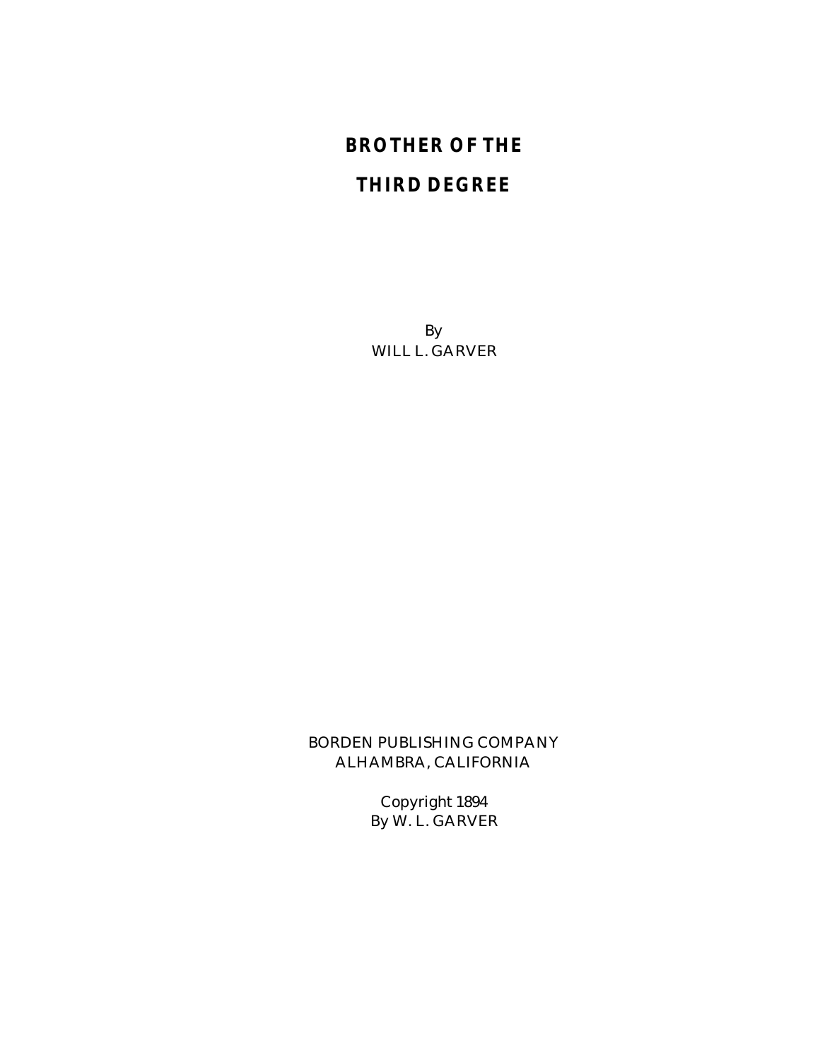# BROTHER OF THE THIRD DEGREE

By
WILL L. GARVER

BORDEN PUBLISHING COMPANY
ALHAMBRA, CALIFORNIA

Copyright 1894
By W. L. GARVER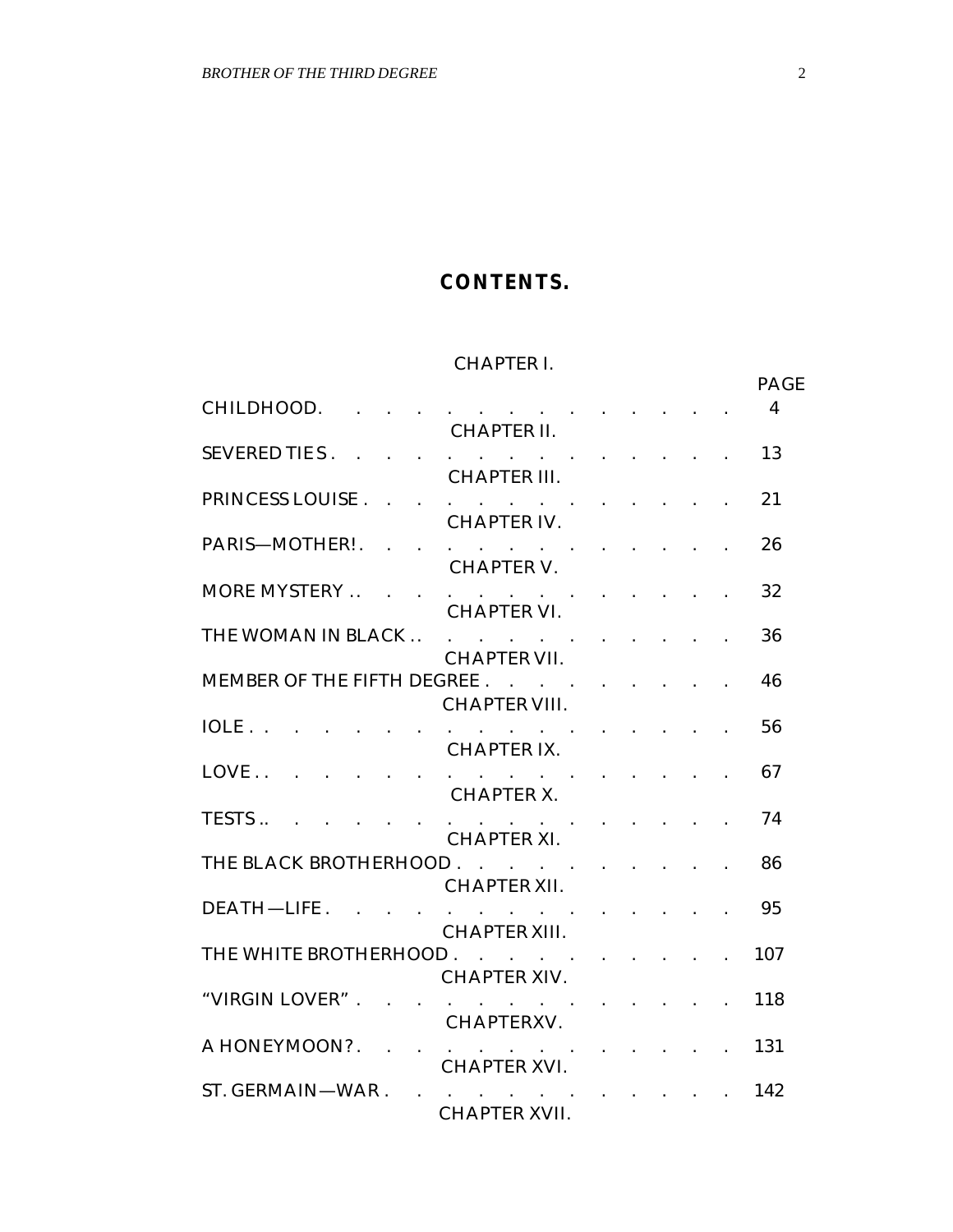## CONTENTS.

| CHAPTER | TITLE | PAGE |
|---|---|---|
| CHAPTER I. | CHILDHOOD. | 4 |
| CHAPTER II. | SEVERED TIES. | 13 |
| CHAPTER III. | PRINCESS LOUISE. | 21 |
| CHAPTER IV. | PARIS—MOTHER! | 26 |
| CHAPTER V. | MORE MYSTERY. | 32 |
| CHAPTER VI. | THE WOMAN IN BLACK. | 36 |
| CHAPTER VII. | MEMBER OF THE FIFTH DEGREE. | 46 |
| CHAPTER VIII. | IOLE. | 56 |
| CHAPTER IX. | LOVE. | 67 |
| CHAPTER X. | TESTS. | 74 |
| CHAPTER XI. | THE BLACK BROTHERHOOD. | 86 |
| CHAPTER XII. | DEATH—LIFE. | 95 |
| CHAPTER XIII. | THE WHITE BROTHERHOOD. | 107 |
| CHAPTER XIV. | "VIRGIN LOVER". | 118 |
| CHAPTERXV. | A HONEYMOON?. | 131 |
| CHAPTER XVI. | ST. GERMAIN—WAR. | 142 |
| CHAPTER XVII. | | |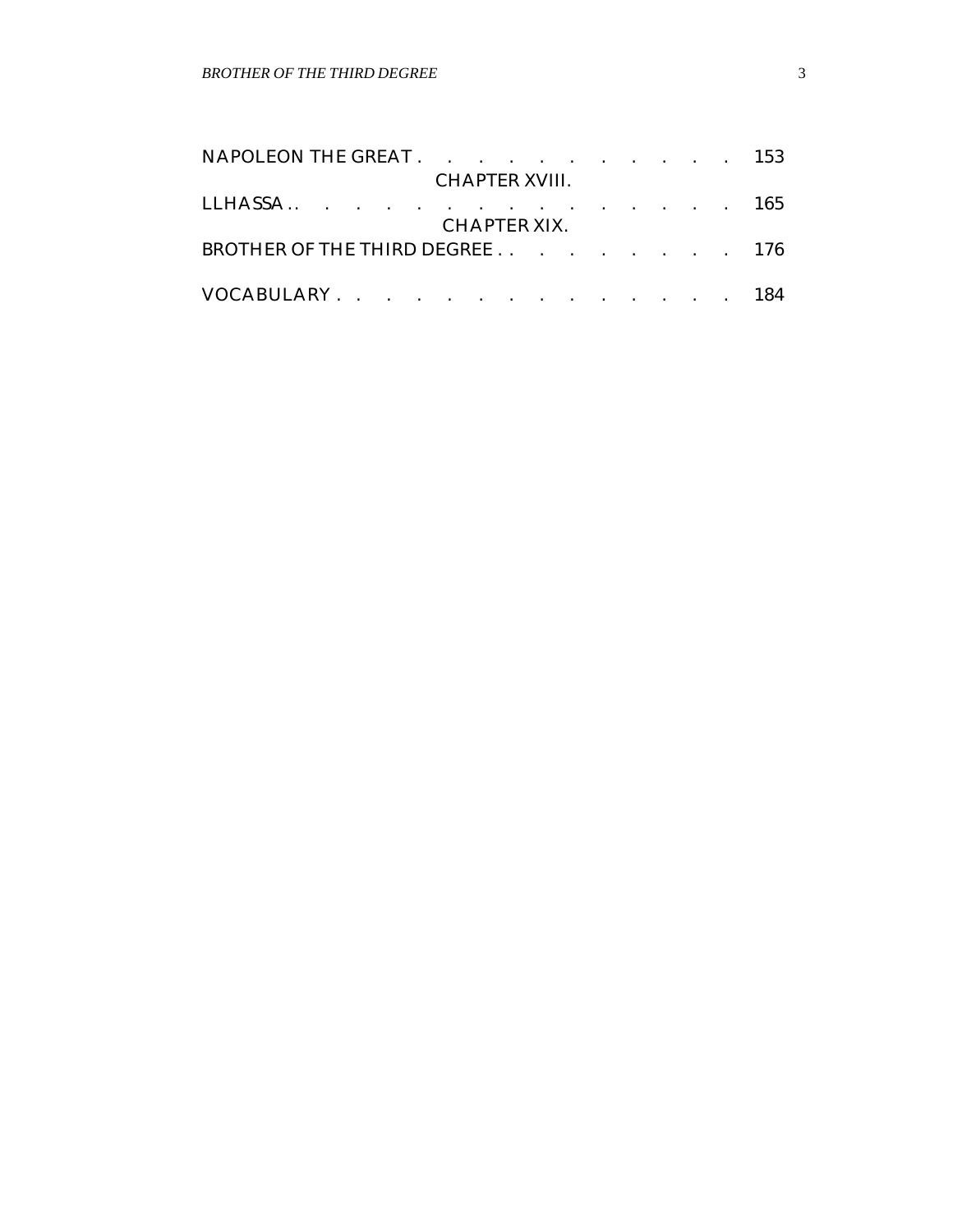NAPOLEON THE GREAT . . . . . . . . . . . . 153

CHAPTER XVIII.

LLHASSA . . . . . . . . . . . . . . . 165

CHAPTER XIX.

BROTHER OF THE THIRD DEGREE . . . . . . . . . 176

VOCABULARY . . . . . . . . . . . . . . 184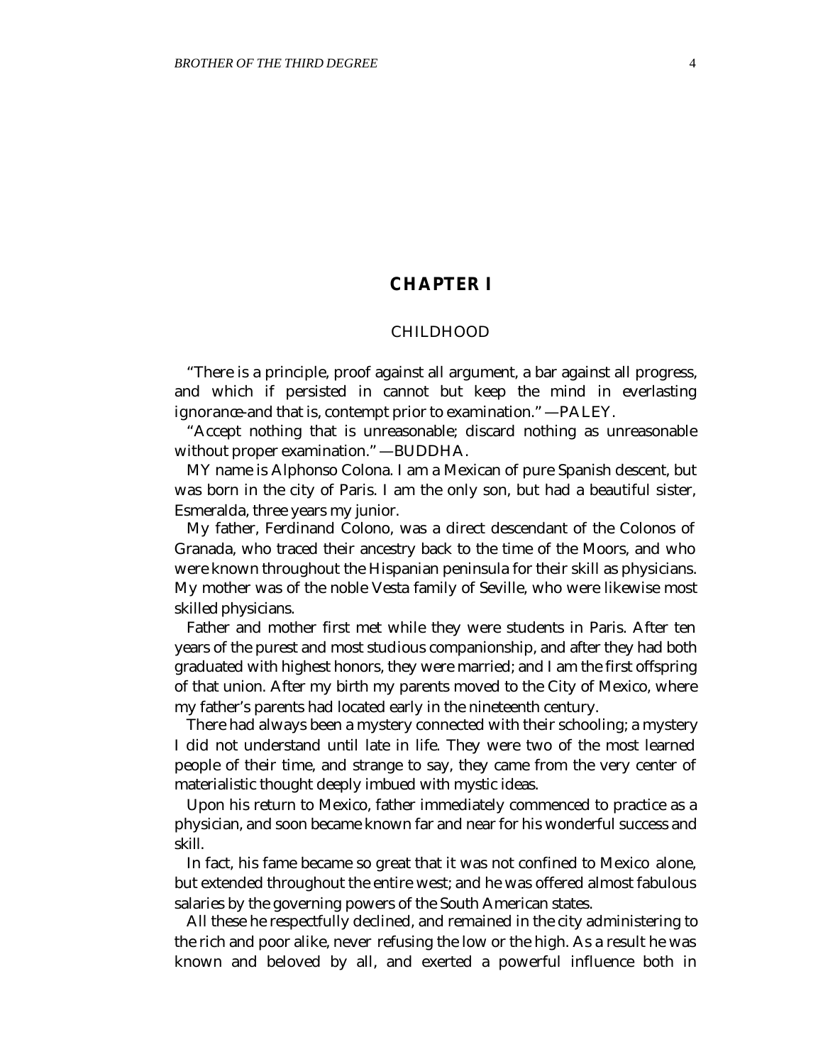# CHAPTER I

## CHILDHOOD

"There is a principle, proof against all argument, a bar against all progress, and which if persisted in cannot but keep the mind in everlasting ignorance-and that is, contempt prior to examination." —PALEY.

"Accept nothing that is unreasonable; discard nothing as unreasonable without proper examination." —BUDDHA.

MY name is Alphonso Colona. I am a Mexican of pure Spanish descent, but was born in the city of Paris. I am the only son, but had a beautiful sister, Esmeralda, three years my junior.

My father, Ferdinand Colono, was a direct descendant of the Colonos of Granada, who traced their ancestry back to the time of the Moors, and who were known throughout the Hispanian peninsula for their skill as physicians. My mother was of the noble Vesta family of Seville, who were likewise most skilled physicians.

Father and mother first met while they were students in Paris. After ten years of the purest and most studious companionship, and after they had both graduated with highest honors, they were married; and I am the first offspring of that union. After my birth my parents moved to the City of Mexico, where my father's parents had located early in the nineteenth century.

There had always been a mystery connected with their schooling; a mystery I did not understand until late in life. They were two of the most learned people of their time, and strange to say, they came from the very center of materialistic thought deeply imbued with mystic ideas.

Upon his return to Mexico, father immediately commenced to practice as a physician, and soon became known far and near for his wonderful success and skill.

In fact, his fame became so great that it was not confined to Mexico alone, but extended throughout the entire west; and he was offered almost fabulous salaries by the governing powers of the South American states.

All these he respectfully declined, and remained in the city administering to the rich and poor alike, never refusing the low or the high. As a result he was known and beloved by all, and exerted a powerful influence both in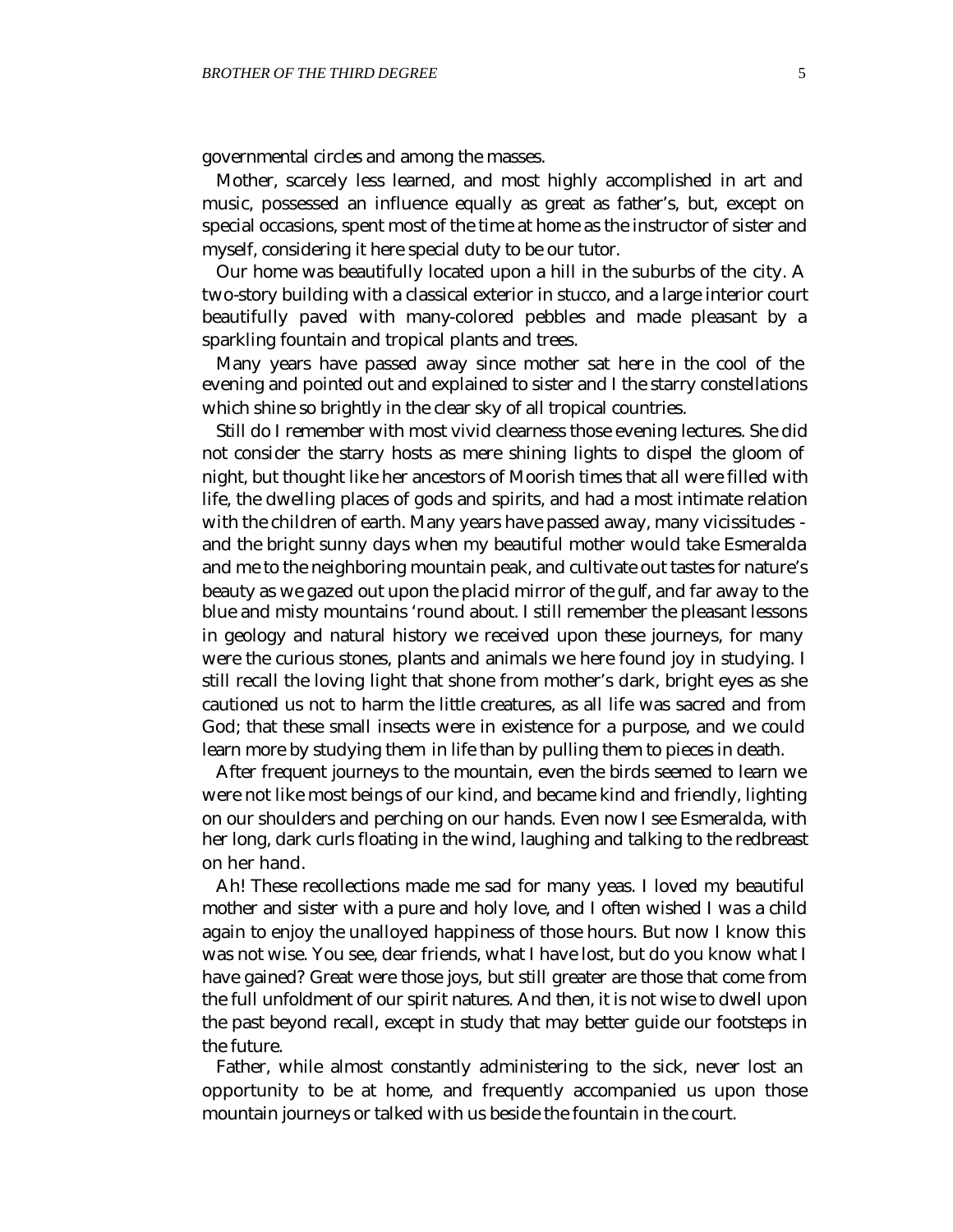governmental circles and among the masses.

Mother, scarcely less learned, and most highly accomplished in art and music, possessed an influence equally as great as father's, but, except on special occasions, spent most of the time at home as the instructor of sister and myself, considering it here special duty to be our tutor.

Our home was beautifully located upon a hill in the suburbs of the city. A two-story building with a classical exterior in stucco, and a large interior court beautifully paved with many-colored pebbles and made pleasant by a sparkling fountain and tropical plants and trees.

Many years have passed away since mother sat here in the cool of the evening and pointed out and explained to sister and I the starry constellations which shine so brightly in the clear sky of all tropical countries.

Still do I remember with most vivid clearness those evening lectures. She did not consider the starry hosts as mere shining lights to dispel the gloom of night, but thought like her ancestors of Moorish times that all were filled with life, the dwelling places of gods and spirits, and had a most intimate relation with the children of earth. Many years have passed away, many vicissitudes - and the bright sunny days when my beautiful mother would take Esmeralda and me to the neighboring mountain peak, and cultivate out tastes for nature's beauty as we gazed out upon the placid mirror of the gulf, and far away to the blue and misty mountains 'round about. I still remember the pleasant lessons in geology and natural history we received upon these journeys, for many were the curious stones, plants and animals we here found joy in studying. I still recall the loving light that shone from mother's dark, bright eyes as she cautioned us not to harm the little creatures, as all life was sacred and from God; that these small insects were in existence for a purpose, and we could learn more by studying them in life than by pulling them to pieces in death.

After frequent journeys to the mountain, even the birds seemed to learn we were not like most beings of our kind, and became kind and friendly, lighting on our shoulders and perching on our hands. Even now I see Esmeralda, with her long, dark curls floating in the wind, laughing and talking to the redbreast on her hand.

Ah! These recollections made me sad for many yeas. I loved my beautiful mother and sister with a pure and holy love, and I often wished I was a child again to enjoy the unalloyed happiness of those hours. But now I know this was not wise. You see, dear friends, what I have lost, but do you know what I have gained? Great were those joys, but still greater are those that come from the full unfoldment of our spirit natures. And then, it is not wise to dwell upon the past beyond recall, except in study that may better guide our footsteps in the future.

Father, while almost constantly administering to the sick, never lost an opportunity to be at home, and frequently accompanied us upon those mountain journeys or talked with us beside the fountain in the court.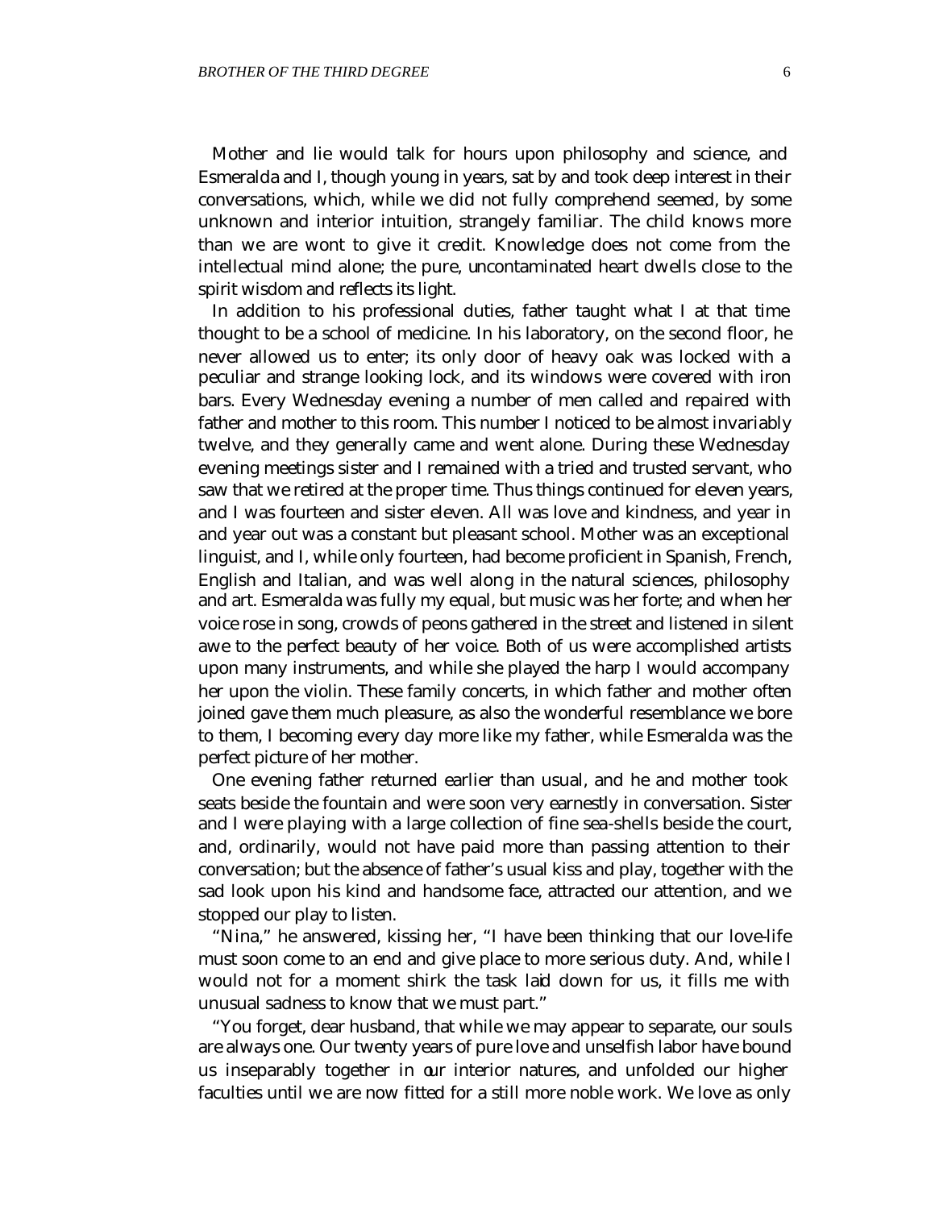Mother and lie would talk for hours upon philosophy and science, and Esmeralda and I, though young in years, sat by and took deep interest in their conversations, which, while we did not fully comprehend seemed, by some unknown and interior intuition, strangely familiar. The child knows more than we are wont to give it credit. Knowledge does not come from the intellectual mind alone; the pure, uncontaminated heart dwells close to the spirit wisdom and reflects its light.

In addition to his professional duties, father taught what I at that time thought to be a school of medicine. In his laboratory, on the second floor, he never allowed us to enter; its only door of heavy oak was locked with a peculiar and strange looking lock, and its windows were covered with iron bars. Every Wednesday evening a number of men called and repaired with father and mother to this room. This number I noticed to be almost invariably twelve, and they generally came and went alone. During these Wednesday evening meetings sister and I remained with a tried and trusted servant, who saw that we retired at the proper time. Thus things continued for eleven years, and I was fourteen and sister eleven. All was love and kindness, and year in and year out was a constant but pleasant school. Mother was an exceptional linguist, and I, while only fourteen, had become proficient in Spanish, French, English and Italian, and was well along in the natural sciences, philosophy and art. Esmeralda was fully my equal, but music was her forte; and when her voice rose in song, crowds of peons gathered in the street and listened in silent awe to the perfect beauty of her voice. Both of us were accomplished artists upon many instruments, and while she played the harp I would accompany her upon the violin. These family concerts, in which father and mother often joined gave them much pleasure, as also the wonderful resemblance we bore to them, I becoming every day more like my father, while Esmeralda was the perfect picture of her mother.

One evening father returned earlier than usual, and he and mother took seats beside the fountain and were soon very earnestly in conversation. Sister and I were playing with a large collection of fine sea-shells beside the court, and, ordinarily, would not have paid more than passing attention to their conversation; but the absence of father's usual kiss and play, together with the sad look upon his kind and handsome face, attracted our attention, and we stopped our play to listen.

"Nina," he answered, kissing her, "I have been thinking that our love-life must soon come to an end and give place to more serious duty. And, while I would not for a moment shirk the task laid down for us, it fills me with unusual sadness to know that we must part."

"You forget, dear husband, that while we may appear to separate, our souls are always one. Our twenty years of pure love and unselfish labor have bound us inseparably together in our interior natures, and unfolded our higher faculties until we are now fitted for a still more noble work. We love as only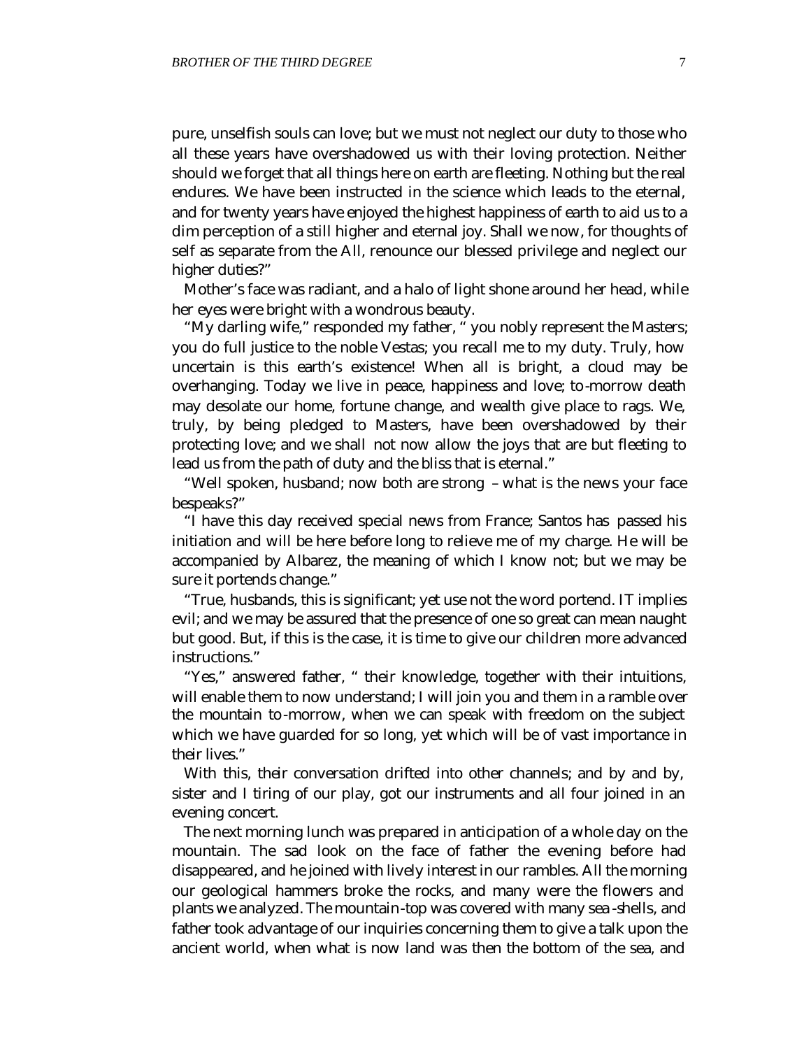pure, unselfish souls can love; but we must not neglect our duty to those who all these years have overshadowed us with their loving protection. Neither should we forget that all things here on earth are fleeting. Nothing but the real endures. We have been instructed in the science which leads to the eternal, and for twenty years have enjoyed the highest happiness of earth to aid us to a dim perception of a still higher and eternal joy. Shall we now, for thoughts of self as separate from the All, renounce our blessed privilege and neglect our higher duties?"

Mother's face was radiant, and a halo of light shone around her head, while her eyes were bright with a wondrous beauty.

"My darling wife," responded my father, " you nobly represent the Masters; you do full justice to the noble Vestas; you recall me to my duty. Truly, how uncertain is this earth's existence! When all is bright, a cloud may be overhanging. Today we live in peace, happiness and love; to-morrow death may desolate our home, fortune change, and wealth give place to rags. We, truly, by being pledged to Masters, have been overshadowed by their protecting love; and we shall not now allow the joys that are but fleeting to lead us from the path of duty and the bliss that is eternal."

"Well spoken, husband; now both are strong – what is the news your face bespeaks?"

"I have this day received special news from France; Santos has passed his initiation and will be here before long to relieve me of my charge. He will be accompanied by Albarez, the meaning of which I know not; but we may be sure it portends change."

"True, husbands, this is significant; yet use not the word portend. IT implies evil; and we may be assured that the presence of one so great can mean naught but good. But, if this is the case, it is time to give our children more advanced instructions."

"Yes," answered father, " their knowledge, together with their intuitions, will enable them to now understand; I will join you and them in a ramble over the mountain to-morrow, when we can speak with freedom on the subject which we have guarded for so long, yet which will be of vast importance in their lives."

With this, their conversation drifted into other channels; and by and by, sister and I tiring of our play, got our instruments and all four joined in an evening concert.

The next morning lunch was prepared in anticipation of a whole day on the mountain. The sad look on the face of father the evening before had disappeared, and he joined with lively interest in our rambles. All the morning our geological hammers broke the rocks, and many were the flowers and plants we analyzed. The mountain-top was covered with many sea-shells, and father took advantage of our inquiries concerning them to give a talk upon the ancient world, when what is now land was then the bottom of the sea, and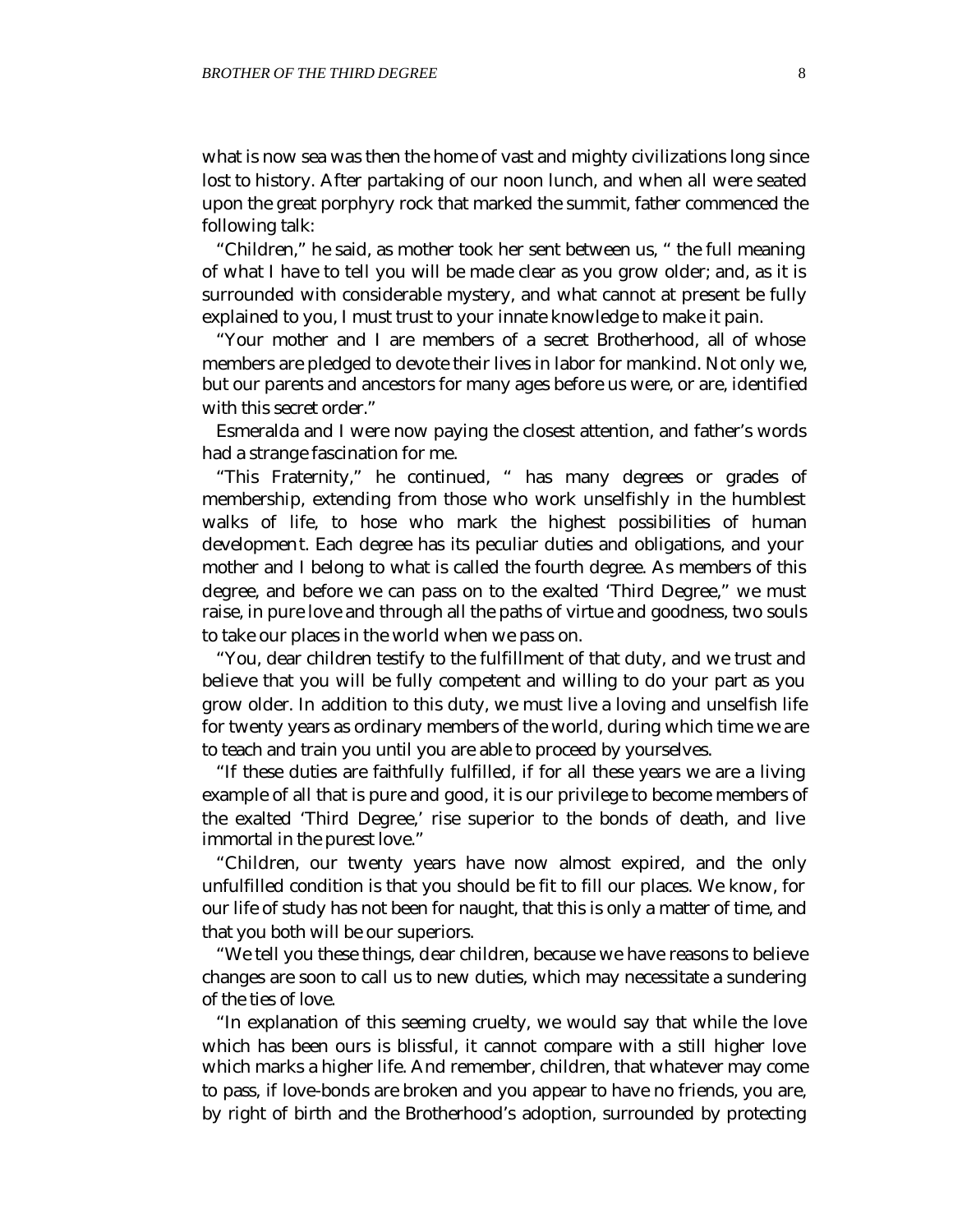what is now sea was then the home of vast and mighty civilizations long since lost to history. After partaking of our noon lunch, and when all were seated upon the great porphyry rock that marked the summit, father commenced the following talk:

"Children," he said, as mother took her sent between us, " the full meaning of what I have to tell you will be made clear as you grow older; and, as it is surrounded with considerable mystery, and what cannot at present be fully explained to you, I must trust to your innate knowledge to make it pain.

"Your mother and I are members of a secret Brotherhood, all of whose members are pledged to devote their lives in labor for mankind. Not only we, but our parents and ancestors for many ages before us were, or are, identified with this secret order."

Esmeralda and I were now paying the closest attention, and father's words had a strange fascination for me.

"This Fraternity," he continued, " has many degrees or grades of membership, extending from those who work unselfishly in the humblest walks of life, to hose who mark the highest possibilities of human developmen t. Each degree has its peculiar duties and obligations, and your mother and I belong to what is called the fourth degree. As members of this degree, and before we can pass on to the exalted 'Third Degree," we must raise, in pure love and through all the paths of virtue and goodness, two souls to take our places in the world when we pass on.

"You, dear children testify to the fulfillment of that duty, and we trust and believe that you will be fully competent and willing to do your part as you grow older. In addition to this duty, we must live a loving and unselfish life for twenty years as ordinary members of the world, during which time we are to teach and train you until you are able to proceed by yourselves.

"If these duties are faithfully fulfilled, if for all these years we are a living example of all that is pure and good, it is our privilege to become members of the exalted 'Third Degree,' rise superior to the bonds of death, and live immortal in the purest love."

"Children, our twenty years have now almost expired, and the only unfulfilled condition is that you should be fit to fill our places. We know, for our life of study has not been for naught, that this is only a matter of time, and that you both will be our superiors.

"We tell you these things, dear children, because we have reasons to believe changes are soon to call us to new duties, which may necessitate a sundering of the ties of love.

"In explanation of this seeming cruelty, we would say that while the love which has been ours is blissful, it cannot compare with a still higher love which marks a higher life. And remember, children, that whatever may come to pass, if love-bonds are broken and you appear to have no friends, you are, by right of birth and the Brotherhood's adoption, surrounded by protecting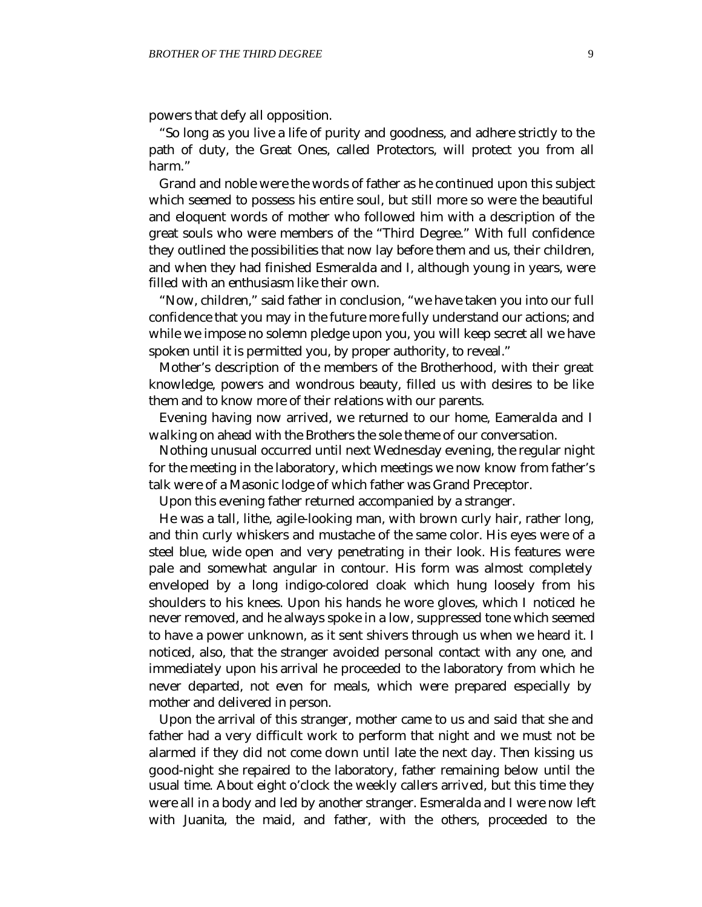powers that defy all opposition.

"So long as you live a life of purity and goodness, and adhere strictly to the path of duty, the Great Ones, called Protectors, will protect you from all harm."

Grand and noble were the words of father as he continued upon this subject which seemed to possess his entire soul, but still more so were the beautiful and eloquent words of mother who followed him with a description of the great souls who were members of the "Third Degree." With full confidence they outlined the possibilities that now lay before them and us, their children, and when they had finished Esmeralda and I, although young in years, were filled with an enthusiasm like their own.

"Now, children," said father in conclusion, "we have taken you into our full confidence that you may in the future more fully understand our actions; and while we impose no solemn pledge upon you, you will keep secret all we have spoken until it is permitted you, by proper authority, to reveal."

Mother's description of the members of the Brotherhood, with their great knowledge, powers and wondrous beauty, filled us with desires to be like them and to know more of their relations with our parents.

Evening having now arrived, we returned to our home, Eameralda and I walking on ahead with the Brothers the sole theme of our conversation.

Nothing unusual occurred until next Wednesday evening, the regular night for the meeting in the laboratory, which meetings we now know from father's talk were of a Masonic lodge of which father was Grand Preceptor.

Upon this evening father returned accompanied by a stranger.

He was a tall, lithe, agile-looking man, with brown curly hair, rather long, and thin curly whiskers and mustache of the same color. His eyes were of a steel blue, wide open and very penetrating in their look. His features were pale and somewhat angular in contour. His form was almost completely enveloped by a long indigo-colored cloak which hung loosely from his shoulders to his knees. Upon his hands he wore gloves, which I noticed he never removed, and he always spoke in a low, suppressed tone which seemed to have a power unknown, as it sent shivers through us when we heard it. I noticed, also, that the stranger avoided personal contact with any one, and immediately upon his arrival he proceeded to the laboratory from which he never departed, not even for meals, which were prepared especially by mother and delivered in person.

Upon the arrival of this stranger, mother came to us and said that she and father had a very difficult work to perform that night and we must not be alarmed if they did not come down until late the next day. Then kissing us good-night she repaired to the laboratory, father remaining below until the usual time. About eight o'clock the weekly callers arrived, but this time they were all in a body and led by another stranger. Esmeralda and I were now left with Juanita, the maid, and father, with the others, proceeded to the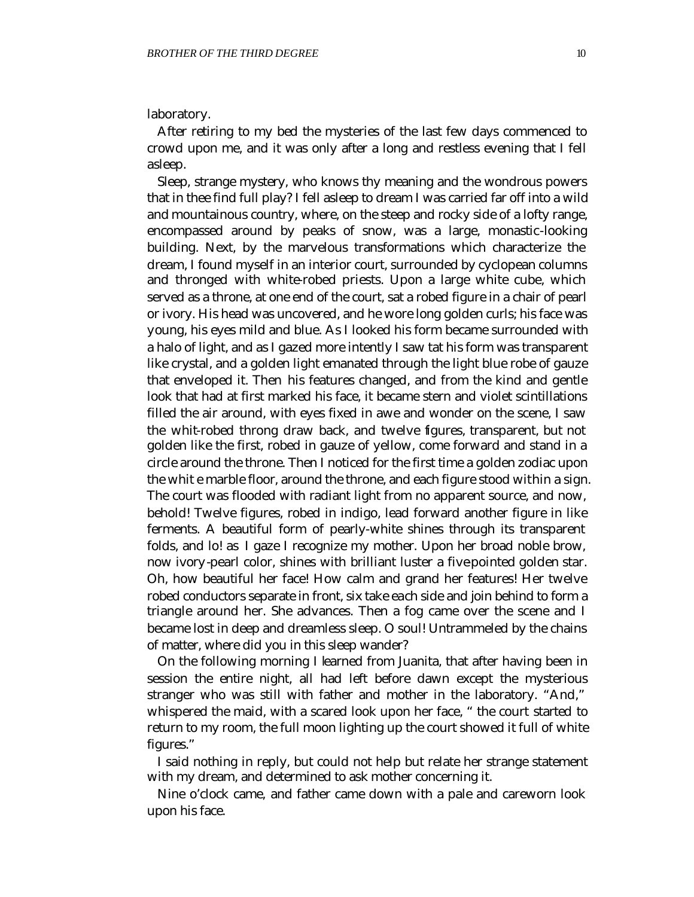laboratory.

After retiring to my bed the mysteries of the last few days commenced to crowd upon me, and it was only after a long and restless evening that I fell asleep.

Sleep, strange mystery, who knows thy meaning and the wondrous powers that in thee find full play? I fell asleep to dream I was carried far off into a wild and mountainous country, where, on the steep and rocky side of a lofty range, encompassed around by peaks of snow, was a large, monastic-looking building. Next, by the marvelous transformations which characterize the dream, I found myself in an interior court, surrounded by cyclopean columns and thronged with white-robed priests. Upon a large white cube, which served as a throne, at one end of the court, sat a robed figure in a chair of pearl or ivory. His head was uncovered, and he wore long golden curls; his face was young, his eyes mild and blue. As I looked his form became surrounded with a halo of light, and as I gazed more intently I saw tat his form was transparent like crystal, and a golden light emanated through the light blue robe of gauze that enveloped it. Then his features changed, and from the kind and gentle look that had at first marked his face, it became stern and violet scintillations filled the air around, with eyes fixed in awe and wonder on the scene, I saw the whit-robed throng draw back, and twelve figures, transparent, but not golden like the first, robed in gauze of yellow, come forward and stand in a circle around the throne. Then I noticed for the first time a golden zodiac upon the whit e marble floor, around the throne, and each figure stood within a sign. The court was flooded with radiant light from no apparent source, and now, behold! Twelve figures, robed in indigo, lead forward another figure in like ferments. A beautiful form of pearly-white shines through its transparent folds, and lo! as I gaze I recognize my mother. Upon her broad noble brow, now ivory-pearl color, shines with brilliant luster a five-pointed golden star. Oh, how beautiful her face! How calm and grand her features! Her twelve robed conductors separate in front, six take each side and join behind to form a triangle around her. She advances. Then a fog came over the scene and I became lost in deep and dreamless sleep. O soul! Untrammeled by the chains of matter, where did you in this sleep wander?

On the following morning I learned from Juanita, that after having been in session the entire night, all had left before dawn except the mysterious stranger who was still with father and mother in the laboratory. "And," whispered the maid, with a scared look upon her face, " the court started to return to my room, the full moon lighting up the court showed it full of white figures."

I said nothing in reply, but could not help but relate her strange statement with my dream, and determined to ask mother concerning it.

Nine o'clock came, and father came down with a pale and careworn look upon his face.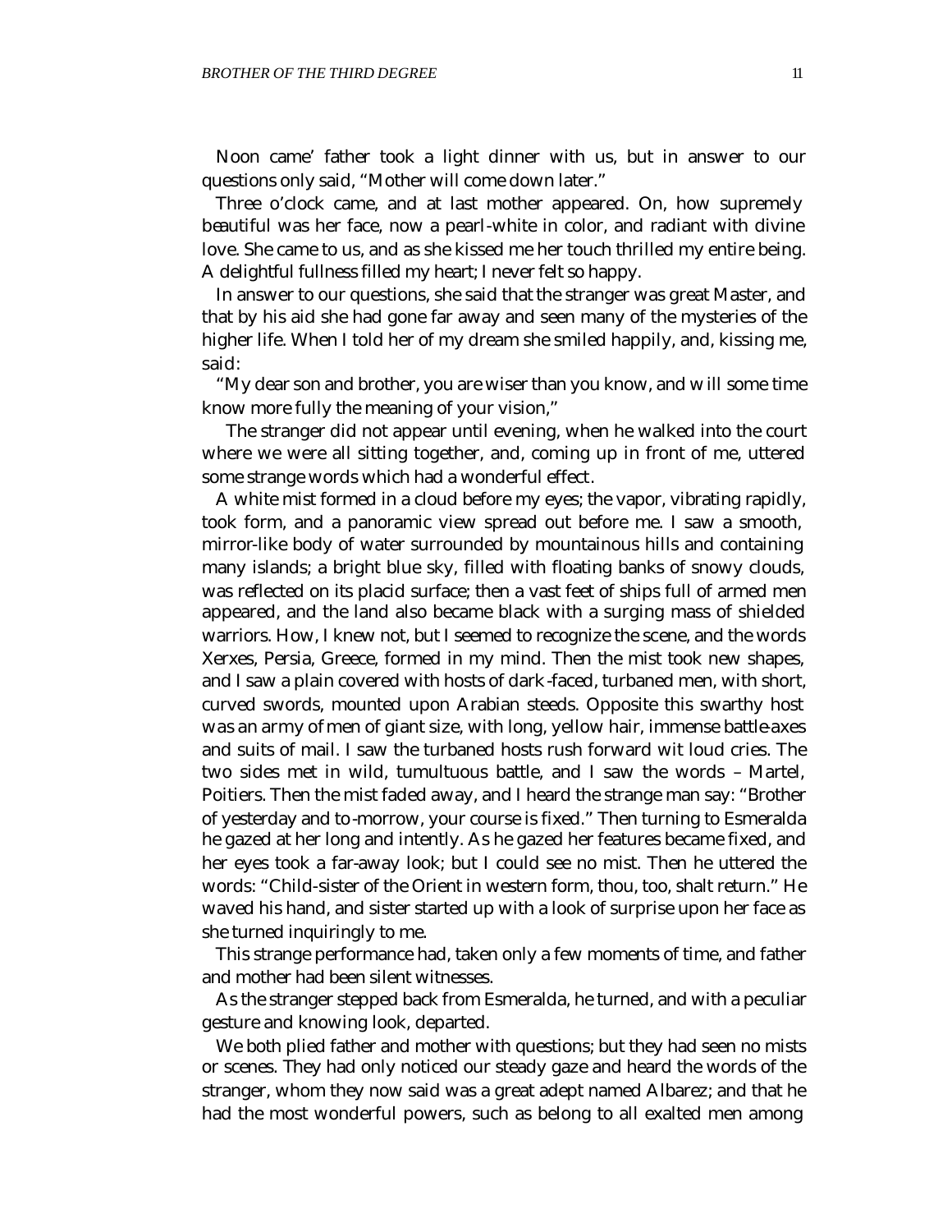Noon came' father took a light dinner with us, but in answer to our questions only said, "Mother will come down later."

Three o'clock came, and at last mother appeared. On, how supremely beautiful was her face, now a pearl-white in color, and radiant with divine love. She came to us, and as she kissed me her touch thrilled my entire being. A delightful fullness filled my heart; I never felt so happy.

In answer to our questions, she said that the stranger was great Master, and that by his aid she had gone far away and seen many of the mysteries of the higher life. When I told her of my dream she smiled happily, and, kissing me, said:

"My dear son and brother, you are wiser than you know, and w ill some time know more fully the meaning of your vision,"

The stranger did not appear until evening, when he walked into the court where we were all sitting together, and, coming up in front of me, uttered some strange words which had a wonderful effect.

A white mist formed in a cloud before my eyes; the vapor, vibrating rapidly, took form, and a panoramic view spread out before me. I saw a smooth, mirror-like body of water surrounded by mountainous hills and containing many islands; a bright blue sky, filled with floating banks of snowy clouds, was reflected on its placid surface; then a vast feet of ships full of armed men appeared, and the land also became black with a surging mass of shielded warriors. How, I knew not, but I seemed to recognize the scene, and the words Xerxes, Persia, Greece, formed in my mind. Then the mist took new shapes, and I saw a plain covered with hosts of dark-faced, turbaned men, with short, curved swords, mounted upon Arabian steeds. Opposite this swarthy host was an army of men of giant size, with long, yellow hair, immense battle-axes and suits of mail. I saw the turbaned hosts rush forward wit loud cries. The two sides met in wild, tumultuous battle, and I saw the words – Martel, Poitiers. Then the mist faded away, and I heard the strange man say: "Brother of yesterday and to-morrow, your course is fixed." Then turning to Esmeralda he gazed at her long and intently. As he gazed her features became fixed, and her eyes took a far-away look; but I could see no mist. Then he uttered the words: "Child-sister of the Orient in western form, thou, too, shalt return." He waved his hand, and sister started up with a look of surprise upon her face as she turned inquiringly to me.

This strange performance had, taken only a few moments of time, and father and mother had been silent witnesses.

As the stranger stepped back from Esmeralda, he turned, and with a peculiar gesture and knowing look, departed.

We both plied father and mother with questions; but they had seen no mists or scenes. They had only noticed our steady gaze and heard the words of the stranger, whom they now said was a great adept named Albarez; and that he had the most wonderful powers, such as belong to all exalted men among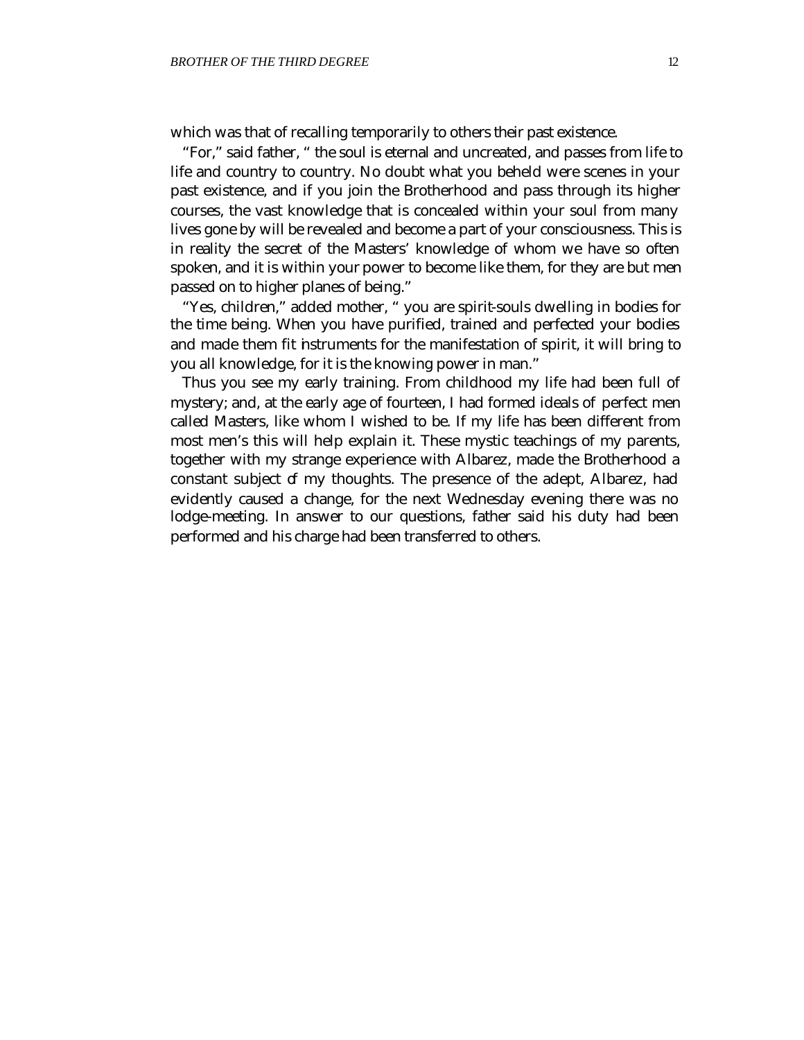which was that of recalling temporarily to others their past existence.

"For," said father, " the soul is eternal and uncreated, and passes from life to life and country to country. No doubt what you beheld were scenes in your past existence, and if you join the Brotherhood and pass through its higher courses, the vast knowledge that is concealed within your soul from many lives gone by will be revealed and become a part of your consciousness. This is in reality the secret of the Masters' knowledge of whom we have so often spoken, and it is within your power to become like them, for they are but men passed on to higher planes of being."

"Yes, children," added mother, " you are spirit-souls dwelling in bodies for the time being. When you have purified, trained and perfected your bodies and made them fit instruments for the manifestation of spirit, it will bring to you all knowledge, for it is the knowing power in man."

Thus you see my early training. From childhood my life had been full of mystery; and, at the early age of fourteen, I had formed ideals of perfect men called Masters, like whom I wished to be. If my life has been different from most men's this will help explain it. These mystic teachings of my parents, together with my strange experience with Albarez, made the Brotherhood a constant subject of my thoughts. The presence of the adept, Albarez, had evidently caused a change, for the next Wednesday evening there was no lodge-meeting. In answer to our questions, father said his duty had been performed and his charge had been transferred to others.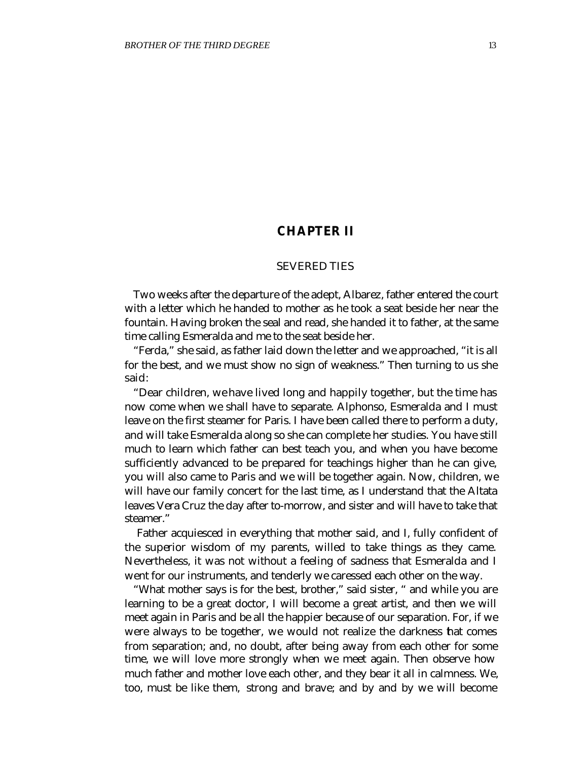# CHAPTER II

## SEVERED TIES

Two weeks after the departure of the adept, Albarez, father entered the court with a letter which he handed to mother as he took a seat beside her near the fountain. Having broken the seal and read, she handed it to father, at the same time calling Esmeralda and me to the seat beside her.

"Ferda," she said, as father laid down the letter and we approached, "it is all for the best, and we must show no sign of weakness." Then turning to us she said:

"Dear children, we have lived long and happily together, but the time has now come when we shall have to separate. Alphonso, Esmeralda and I must leave on the first steamer for Paris. I have been called there to perform a duty, and will take Esmeralda along so she can complete her studies. You have still much to learn which father can best teach you, and when you have become sufficiently advanced to be prepared for teachings higher than he can give, you will also came to Paris and we will be together again. Now, children, we will have our family concert for the last time, as I understand that the Altata leaves Vera Cruz the day after to-morrow, and sister and will have to take that steamer."

Father acquiesced in everything that mother said, and I, fully confident of the superior wisdom of my parents, willed to take things as they came. Nevertheless, it was not without a feeling of sadness that Esmeralda and I went for our instruments, and tenderly we caressed each other on the way.

"What mother says is for the best, brother," said sister, " and while you are learning to be a great doctor, I will become a great artist, and then we will meet again in Paris and be all the happier because of our separation. For, if we were always to be together, we would not realize the darkness that comes from separation; and, no doubt, after being away from each other for some time, we will love more strongly when we meet again. Then observe how much father and mother love each other, and they bear it all in calmness. We, too, must be like them, strong and brave; and by and by we will become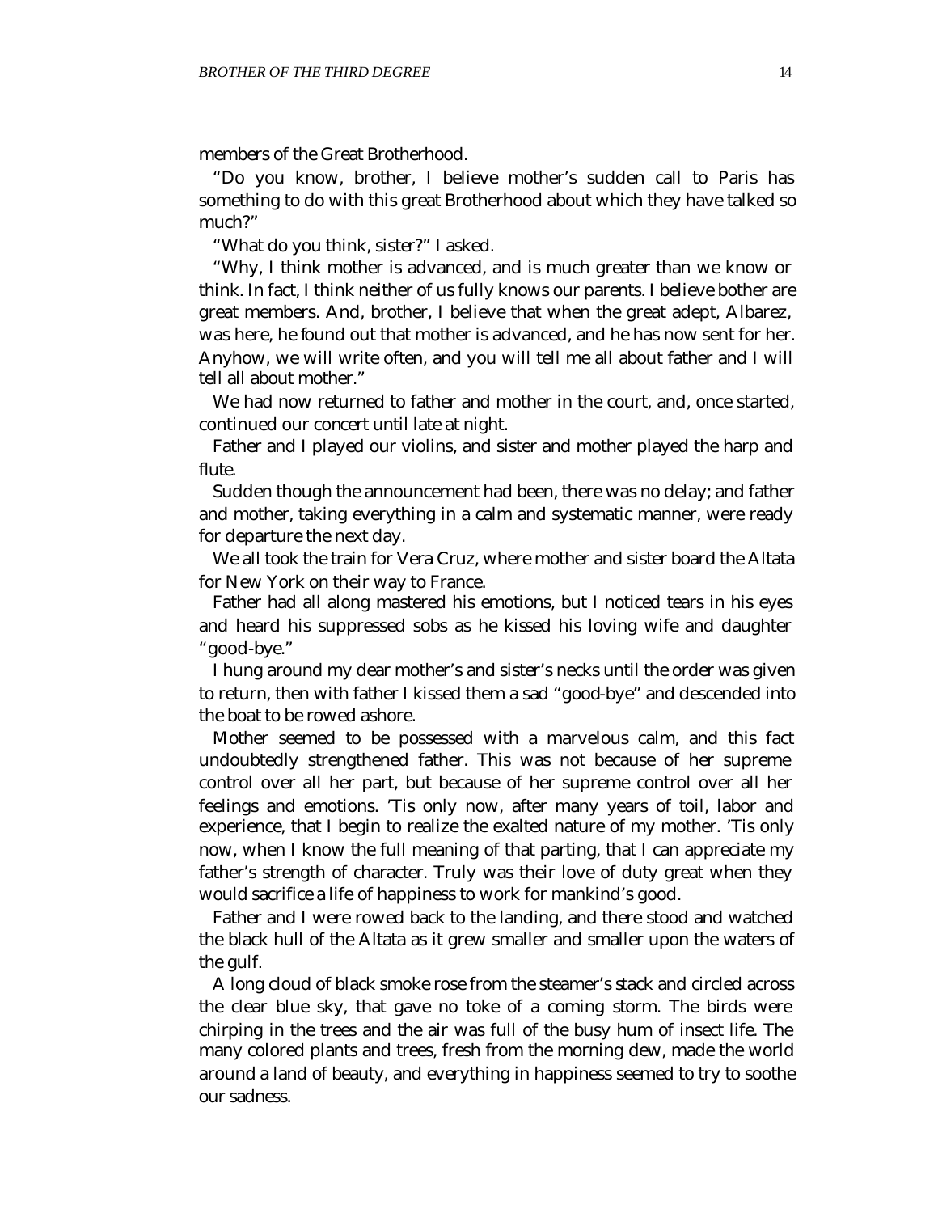members of the Great Brotherhood.

"Do you know, brother, I believe mother's sudden call to Paris has something to do with this great Brotherhood about which they have talked so much?"

"What do you think, sister?" I asked.

"Why, I think mother is advanced, and is much greater than we know or think. In fact, I think neither of us fully knows our parents. I believe bother are great members. And, brother, I believe that when the great adept, Albarez, was here, he found out that mother is advanced, and he has now sent for her. Anyhow, we will write often, and you will tell me all about father and I will tell all about mother."

We had now returned to father and mother in the court, and, once started, continued our concert until late at night.

Father and I played our violins, and sister and mother played the harp and flute.

Sudden though the announcement had been, there was no delay; and father and mother, taking everything in a calm and systematic manner, were ready for departure the next day.

We all took the train for Vera Cruz, where mother and sister board the Altata for New York on their way to France.

Father had all along mastered his emotions, but I noticed tears in his eyes and heard his suppressed sobs as he kissed his loving wife and daughter "good-bye."

I hung around my dear mother's and sister's necks until the order was given to return, then with father I kissed them a sad "good-bye" and descended into the boat to be rowed ashore.

Mother seemed to be possessed with a marvelous calm, and this fact undoubtedly strengthened father. This was not because of her supreme control over all her part, but because of her supreme control over all her feelings and emotions. 'Tis only now, after many years of toil, labor and experience, that I begin to realize the exalted nature of my mother. 'Tis only now, when I know the full meaning of that parting, that I can appreciate my father's strength of character. Truly was their love of duty great when they would sacrifice a life of happiness to work for mankind's good.

Father and I were rowed back to the landing, and there stood and watched the black hull of the Altata as it grew smaller and smaller upon the waters of the gulf.

A long cloud of black smoke rose from the steamer's stack and circled across the clear blue sky, that gave no toke of a coming storm. The birds were chirping in the trees and the air was full of the busy hum of insect life. The many colored plants and trees, fresh from the morning dew, made the world around a land of beauty, and everything in happiness seemed to try to soothe our sadness.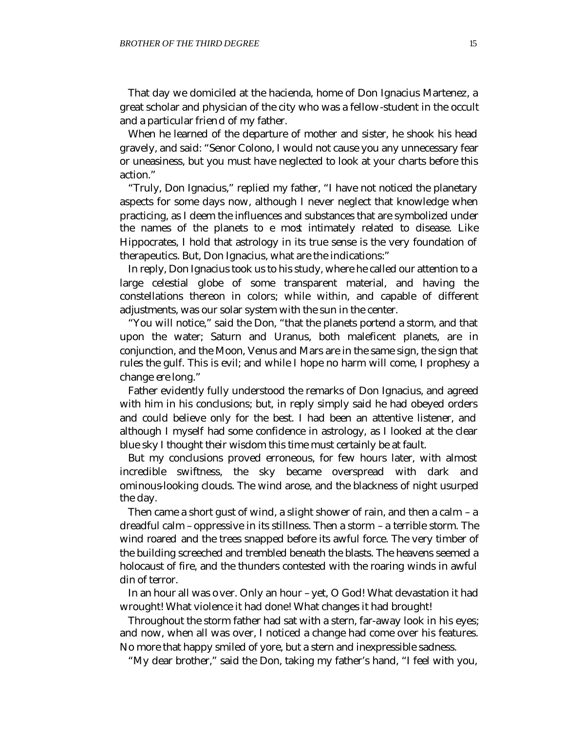That day we domiciled at the hacienda, home of Don Ignacius Martenez, a great scholar and physician of the city who was a fellow-student in the occult and a particular friend of my father.

When he learned of the departure of mother and sister, he shook his head gravely, and said: "Senor Colono, I would not cause you any unnecessary fear or uneasiness, but you must have neglected to look at your charts before this action."

"Truly, Don Ignacius," replied my father, "I have not noticed the planetary aspects for some days now, although I never neglect that knowledge when practicing, as I deem the influences and substances that are symbolized under the names of the planets to e most intimately related to disease. Like Hippocrates, I hold that astrology in its true sense is the very foundation of therapeutics. But, Don Ignacius, what are the indications:"

In reply, Don Ignacius took us to his study, where he called our attention to a large celestial globe of some transparent material, and having the constellations thereon in colors; while within, and capable of different adjustments, was our solar system with the sun in the center.

"You will notice," said the Don, "that the planets portend a storm, and that upon the water; Saturn and Uranus, both maleficent planets, are in conjunction, and the Moon, Venus and Mars are in the same sign, the sign that rules the gulf. This is evil; and while I hope no harm will come, I prophesy a change ere long."

Father evidently fully understood the remarks of Don Ignacius, and agreed with him in his conclusions; but, in reply simply said he had obeyed orders and could believe only for the best. I had been an attentive listener, and although I myself had some confidence in astrology, as I looked at the clear blue sky I thought their wisdom this time must certainly be at fault.

But my conclusions proved erroneous, for few hours later, with almost incredible swiftness, the sky became overspread with dark and ominous-looking clouds. The wind arose, and the blackness of night usurped the day.

Then came a short gust of wind, a slight shower of rain, and then a calm – a dreadful calm – oppressive in its stillness. Then a storm – a terrible storm. The wind roared and the trees snapped before its awful force. The very timber of the building screeched and trembled beneath the blasts. The heavens seemed a holocaust of fire, and the thunders contested with the roaring winds in awful din of terror.

In an hour all was over. Only an hour – yet, O God! What devastation it had wrought! What violence it had done! What changes it had brought!

Throughout the storm father had sat with a stern, far-away look in his eyes; and now, when all was over, I noticed a change had come over his features. No more that happy smiled of yore, but a stern and inexpressible sadness.

"My dear brother," said the Don, taking my father's hand, "I feel with you,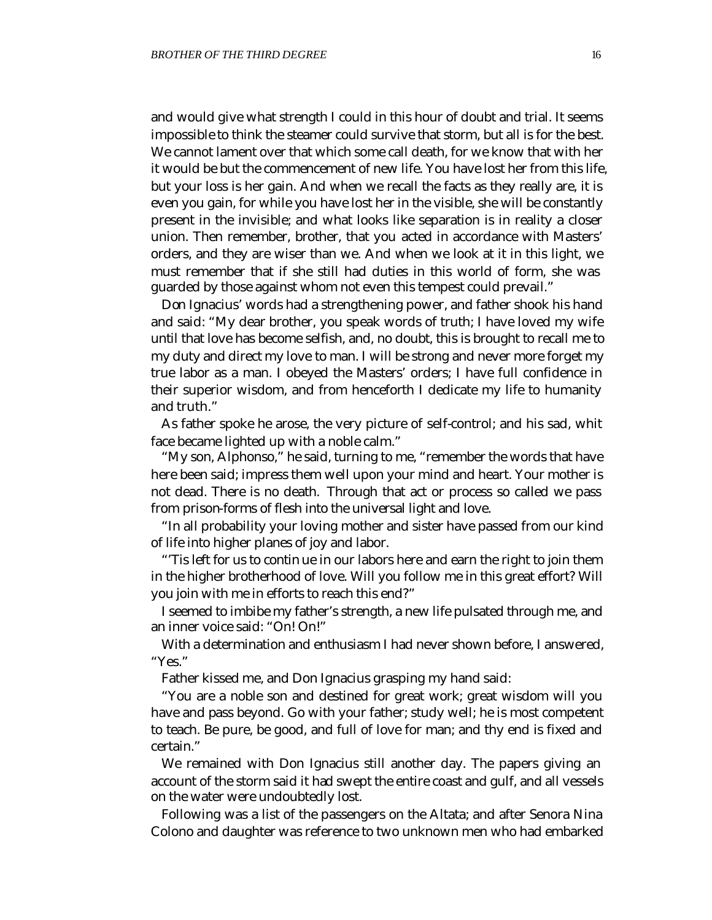and would give what strength I could in this hour of doubt and trial. It seems impossible to think the steamer could survive that storm, but all is for the best. We cannot lament over that which some call death, for we know that with her it would be but the commencement of new life. You have lost her from this life, but your loss is her gain. And when we recall the facts as they really are, it is even you gain, for while you have lost her in the visible, she will be constantly present in the invisible; and what looks like separation is in reality a closer union. Then remember, brother, that you acted in accordance with Masters' orders, and they are wiser than we. And when we look at it in this light, we must remember that if she still had duties in this world of form, she was guarded by those against whom not even this tempest could prevail."

Don Ignacius' words had a strengthening power, and father shook his hand and said: "My dear brother, you speak words of truth; I have loved my wife until that love has become selfish, and, no doubt, this is brought to recall me to my duty and direct my love to man. I will be strong and never more forget my true labor as a man. I obeyed the Masters' orders; I have full confidence in their superior wisdom, and from henceforth I dedicate my life to humanity and truth."

As father spoke he arose, the very picture of self-control; and his sad, whit face became lighted up with a noble calm."

"My son, Alphonso," he said, turning to me, "remember the words that have here been said; impress them well upon your mind and heart. Your mother is not dead. There is no death. Through that act or process so called we pass from prison-forms of flesh into the universal light and love.

"In all probability your loving mother and sister have passed from our kind of life into higher planes of joy and labor.

"'Tis left for us to contin ue in our labors here and earn the right to join them in the higher brotherhood of love. Will you follow me in this great effort? Will you join with me in efforts to reach this end?"

I seemed to imbibe my father's strength, a new life pulsated through me, and an inner voice said: "On! On!"

With a determination and enthusiasm I had never shown before, I answered, "Yes."

Father kissed me, and Don Ignacius grasping my hand said:

"You are a noble son and destined for great work; great wisdom will you have and pass beyond. Go with your father; study well; he is most competent to teach. Be pure, be good, and full of love for man; and thy end is fixed and certain."

We remained with Don Ignacius still another day. The papers giving an account of the storm said it had swept the entire coast and gulf, and all vessels on the water were undoubtedly lost.

Following was a list of the passengers on the Altata; and after Senora Nina Colono and daughter was reference to two unknown men who had embarked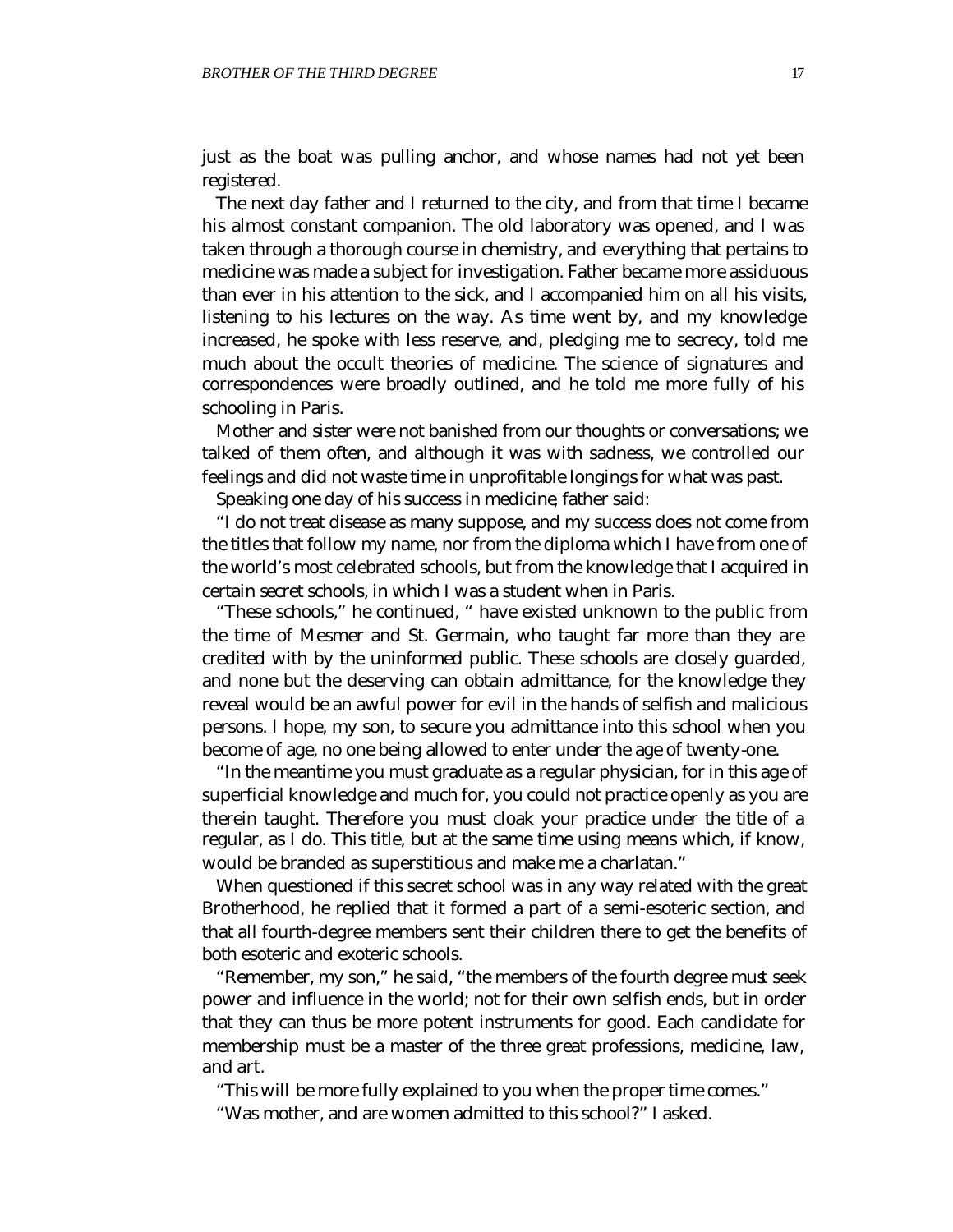just as the boat was pulling anchor, and whose names had not yet been registered.

The next day father and I returned to the city, and from that time I became his almost constant companion. The old laboratory was opened, and I was taken through a thorough course in chemistry, and everything that pertains to medicine was made a subject for investigation. Father became more assiduous than ever in his attention to the sick, and I accompanied him on all his visits, listening to his lectures on the way. As time went by, and my knowledge increased, he spoke with less reserve, and, pledging me to secrecy, told me much about the occult theories of medicine. The science of signatures and correspondences were broadly outlined, and he told me more fully of his schooling in Paris.

Mother and sister were not banished from our thoughts or conversations; we talked of them often, and although it was with sadness, we controlled our feelings and did not waste time in unprofitable longings for what was past.

Speaking one day of his success in medicine, father said:

"I do not treat disease as many suppose, and my success does not come from the titles that follow my name, nor from the diploma which I have from one of the world's most celebrated schools, but from the knowledge that I acquired in certain secret schools, in which I was a student when in Paris.

"These schools," he continued, " have existed unknown to the public from the time of Mesmer and St. Germain, who taught far more than they are credited with by the uninformed public. These schools are closely guarded, and none but the deserving can obtain admittance, for the knowledge they reveal would be an awful power for evil in the hands of selfish and malicious persons. I hope, my son, to secure you admittance into this school when you become of age, no one being allowed to enter under the age of twenty-one.

"In the meantime you must graduate as a regular physician, for in this age of superficial knowledge and much for, you could not practice openly as you are therein taught. Therefore you must cloak your practice under the title of a regular, as I do. This title, but at the same time using means which, if know, would be branded as superstitious and make me a charlatan."

When questioned if this secret school was in any way related with the great Brotherhood, he replied that it formed a part of a semi-esoteric section, and that all fourth-degree members sent their children there to get the benefits of both esoteric and exoteric schools.

"Remember, my son," he said, "the members of the fourth degree must seek power and influence in the world; not for their own selfish ends, but in order that they can thus be more potent instruments for good. Each candidate for membership must be a master of the three great professions, medicine, law, and art.

"This will be more fully explained to you when the proper time comes."

"Was mother, and are women admitted to this school?" I asked.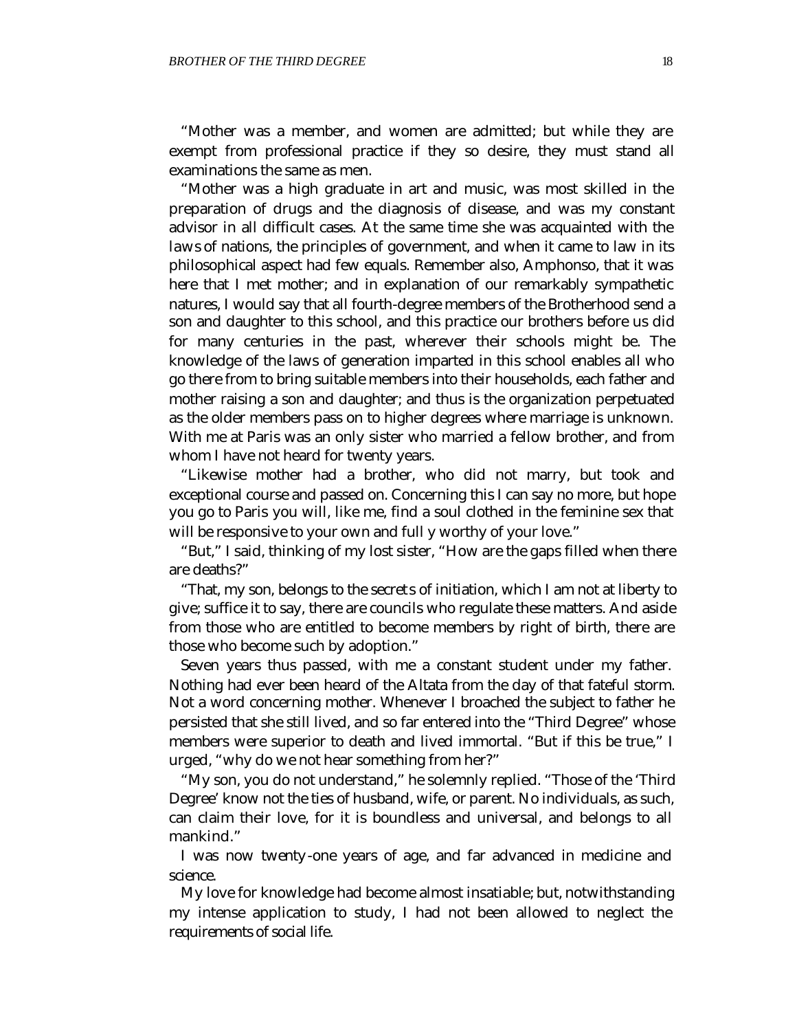"Mother was a member, and women are admitted; but while they are exempt from professional practice if they so desire, they must stand all examinations the same as men.

"Mother was a high graduate in art and music, was most skilled in the preparation of drugs and the diagnosis of disease, and was my constant advisor in all difficult cases. At the same time she was acquainted with the laws of nations, the principles of government, and when it came to law in its philosophical aspect had few equals. Remember also, Amphonso, that it was here that I met mother; and in explanation of our remarkably sympathetic natures, I would say that all fourth-degree members of the Brotherhood send a son and daughter to this school, and this practice our brothers before us did for many centuries in the past, wherever their schools might be. The knowledge of the laws of generation imparted in this school enables all who go there from to bring suitable members into their households, each father and mother raising a son and daughter; and thus is the organization perpetuated as the older members pass on to higher degrees where marriage is unknown. With me at Paris was an only sister who married a fellow brother, and from whom I have not heard for twenty years.

"Likewise mother had a brother, who did not marry, but took and exceptional course and passed on. Concerning this I can say no more, but hope you go to Paris you will, like me, find a soul clothed in the feminine sex that will be responsive to your own and full y worthy of your love."

"But," I said, thinking of my lost sister, "How are the gaps filled when there are deaths?"

"That, my son, belongs to the secrets of initiation, which I am not at liberty to give; suffice it to say, there are councils who regulate these matters. And aside from those who are entitled to become members by right of birth, there are those who become such by adoption."

Seven years thus passed, with me a constant student under my father. Nothing had ever been heard of the Altata from the day of that fateful storm. Not a word concerning mother. Whenever I broached the subject to father he persisted that she still lived, and so far entered into the "Third Degree" whose members were superior to death and lived immortal. "But if this be true," I urged, "why do we not hear something from her?"

"My son, you do not understand," he solemnly replied. "Those of the 'Third Degree' know not the ties of husband, wife, or parent. No individuals, as such, can claim their love, for it is boundless and universal, and belongs to all mankind."

I was now twenty-one years of age, and far advanced in medicine and science.

My love for knowledge had become almost insatiable; but, notwithstanding my intense application to study, I had not been allowed to neglect the requirements of social life.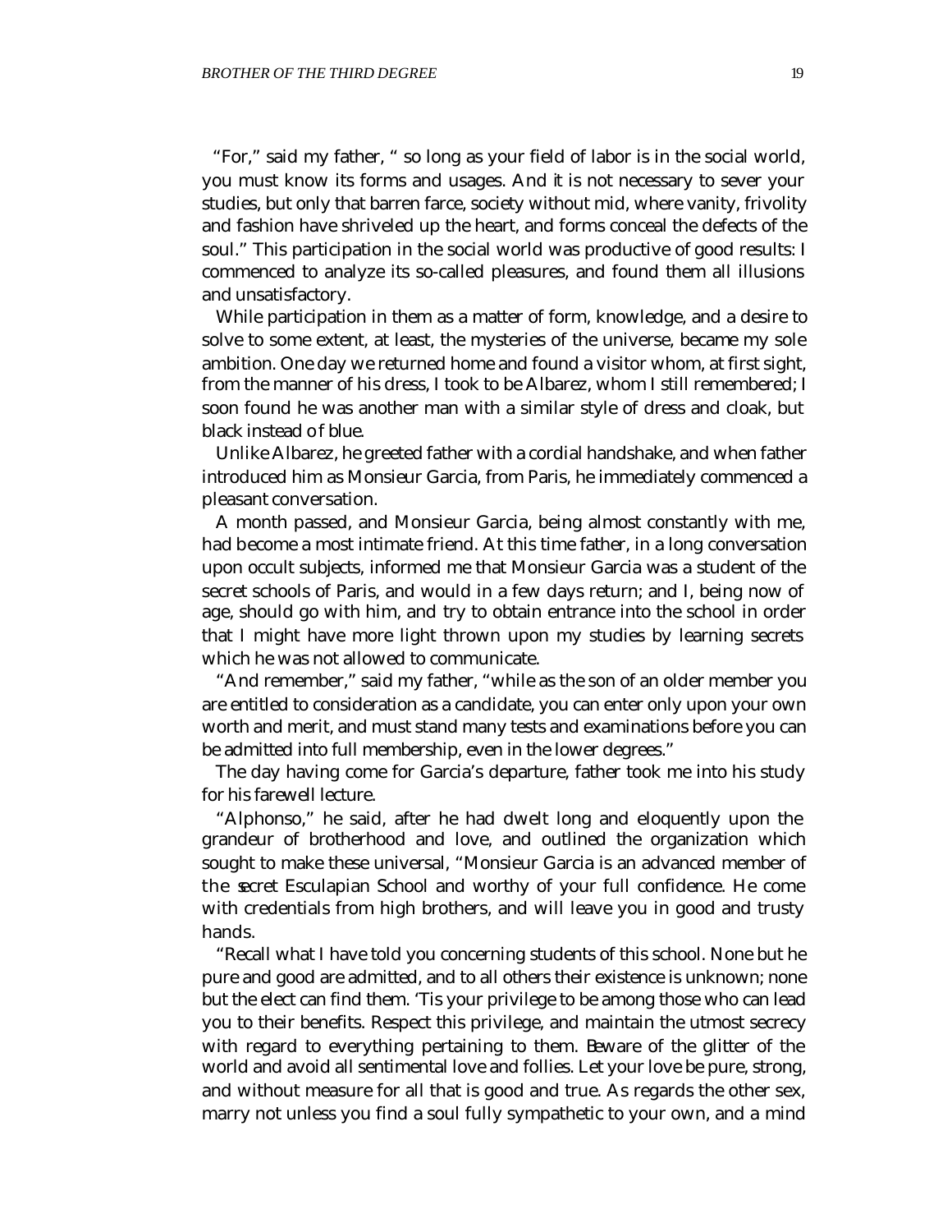"For," said my father, " so long as your field of labor is in the social world, you must know its forms and usages. And it is not necessary to sever your studies, but only that barren farce, society without mid, where vanity, frivolity and fashion have shriveled up the heart, and forms conceal the defects of the soul." This participation in the social world was productive of good results: I commenced to analyze its so-called pleasures, and found them all illusions and unsatisfactory.

While participation in them as a matter of form, knowledge, and a desire to solve to some extent, at least, the mysteries of the universe, became my sole ambition. One day we returned home and found a visitor whom, at first sight, from the manner of his dress, I took to be Albarez, whom I still remembered; I soon found he was another man with a similar style of dress and cloak, but black instead of blue.

Unlike Albarez, he greeted father with a cordial handshake, and when father introduced him as Monsieur Garcia, from Paris, he immediately commenced a pleasant conversation.

A month passed, and Monsieur Garcia, being almost constantly with me, had become a most intimate friend. At this time father, in a long conversation upon occult subjects, informed me that Monsieur Garcia was a student of the secret schools of Paris, and would in a few days return; and I, being now of age, should go with him, and try to obtain entrance into the school in order that I might have more light thrown upon my studies by learning secrets which he was not allowed to communicate.

"And remember," said my father, "while as the son of an older member you are entitled to consideration as a candidate, you can enter only upon your own worth and merit, and must stand many tests and examinations before you can be admitted into full membership, even in the lower degrees."

The day having come for Garcia's departure, father took me into his study for his farewell lecture.

"Alphonso," he said, after he had dwelt long and eloquently upon the grandeur of brotherhood and love, and outlined the organization which sought to make these universal, "Monsieur Garcia is an advanced member of the secret Esculapian School and worthy of your full confidence. He come with credentials from high brothers, and will leave you in good and trusty hands.

"Recall what I have told you concerning students of this school. None but he pure and good are admitted, and to all others their existence is unknown; none but the elect can find them. 'Tis your privilege to be among those who can lead you to their benefits. Respect this privilege, and maintain the utmost secrecy with regard to everything pertaining to them. Beware of the glitter of the world and avoid all sentimental love and follies. Let your love be pure, strong, and without measure for all that is good and true. As regards the other sex, marry not unless you find a soul fully sympathetic to your own, and a mind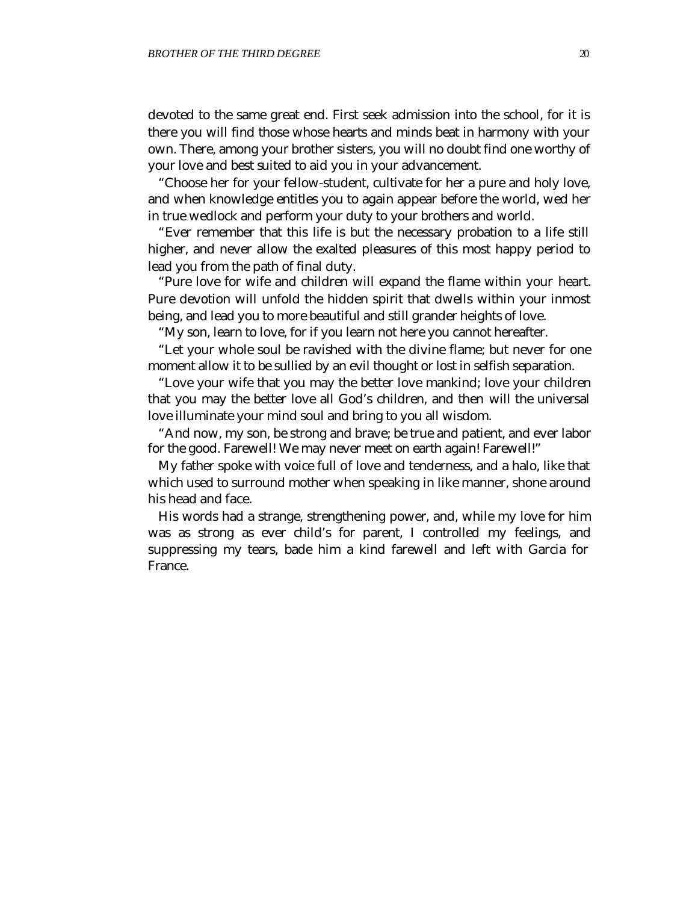devoted to the same great end. First seek admission into the school, for it is there you will find those whose hearts and minds beat in harmony with your own. There, among your brother sisters, you will no doubt find one worthy of your love and best suited to aid you in your advancement.

"Choose her for your fellow-student, cultivate for her a pure and holy love, and when knowledge entitles you to again appear before the world, wed her in true wedlock and perform your duty to your brothers and world.

"Ever remember that this life is but the necessary probation to a life still higher, and never allow the exalted pleasures of this most happy period to lead you from the path of final duty.

"Pure love for wife and children will expand the flame within your heart. Pure devotion will unfold the hidden spirit that dwells within your inmost being, and lead you to more beautiful and still grander heights of love.

"My son, learn to love, for if you learn not here you cannot hereafter.

"Let your whole soul be ravished with the divine flame; but never for one moment allow it to be sullied by an evil thought or lost in selfish separation.

"Love your wife that you may the better love mankind; love your children that you may the better love all God's children, and then will the universal love illuminate your mind soul and bring to you all wisdom.

"And now, my son, be strong and brave; be true and patient, and ever labor for the good. Farewell! We may never meet on earth again! Farewell!"

My father spoke with voice full of love and tenderness, and a halo, like that which used to surround mother when speaking in like manner, shone around his head and face.

His words had a strange, strengthening power, and, while my love for him was as strong as ever child's for parent, I controlled my feelings, and suppressing my tears, bade him a kind farewell and left with Garcia for France.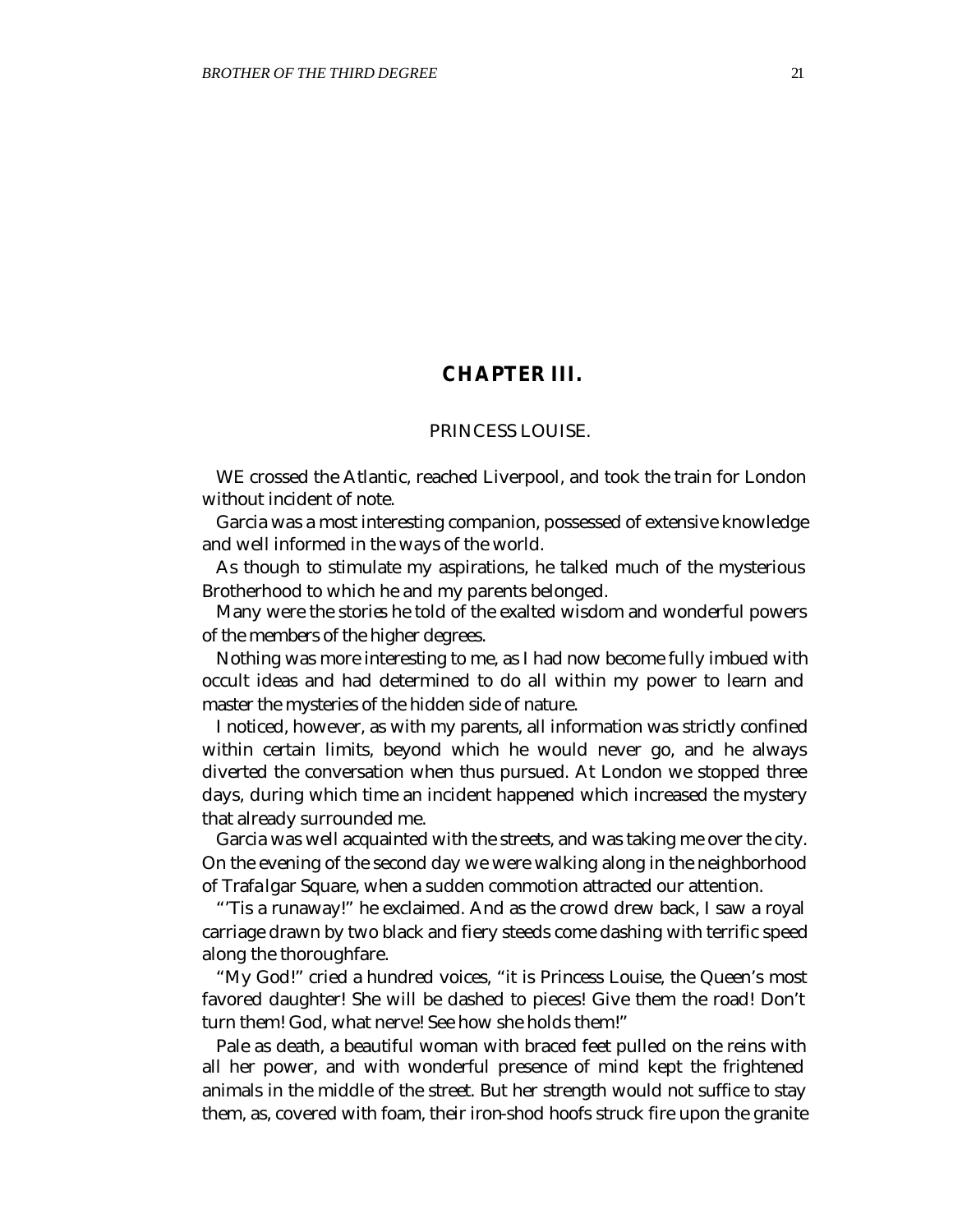## CHAPTER III.

### PRINCESS LOUISE.

WE crossed the Atlantic, reached Liverpool, and took the train for London without incident of note.

Garcia was a most interesting companion, possessed of extensive knowledge and well informed in the ways of the world.

As though to stimulate my aspirations, he talked much of the mysterious Brotherhood to which he and my parents belonged.

Many were the stories he told of the exalted wisdom and wonderful powers of the members of the higher degrees.

Nothing was more interesting to me, as I had now become fully imbued with occult ideas and had determined to do all within my power to learn and master the mysteries of the hidden side of nature.

I noticed, however, as with my parents, all information was strictly confined within certain limits, beyond which he would never go, and he always diverted the conversation when thus pursued. At London we stopped three days, during which time an incident happened which increased the mystery that already surrounded me.

Garcia was well acquainted with the streets, and was taking me over the city. On the evening of the second day we were walking along in the neighborhood of Trafalgar Square, when a sudden commotion attracted our attention.

"'Tis a runaway!" he exclaimed. And as the crowd drew back, I saw a royal carriage drawn by two black and fiery steeds come dashing with terrific speed along the thoroughfare.

"My God!" cried a hundred voices, "it is Princess Louise, the Queen's most favored daughter! She will be dashed to pieces! Give them the road! Don't turn them! God, what nerve! See how she holds them!"

Pale as death, a beautiful woman with braced feet pulled on the reins with all her power, and with wonderful presence of mind kept the frightened animals in the middle of the street. But her strength would not suffice to stay them, as, covered with foam, their iron-shod hoofs struck fire upon the granite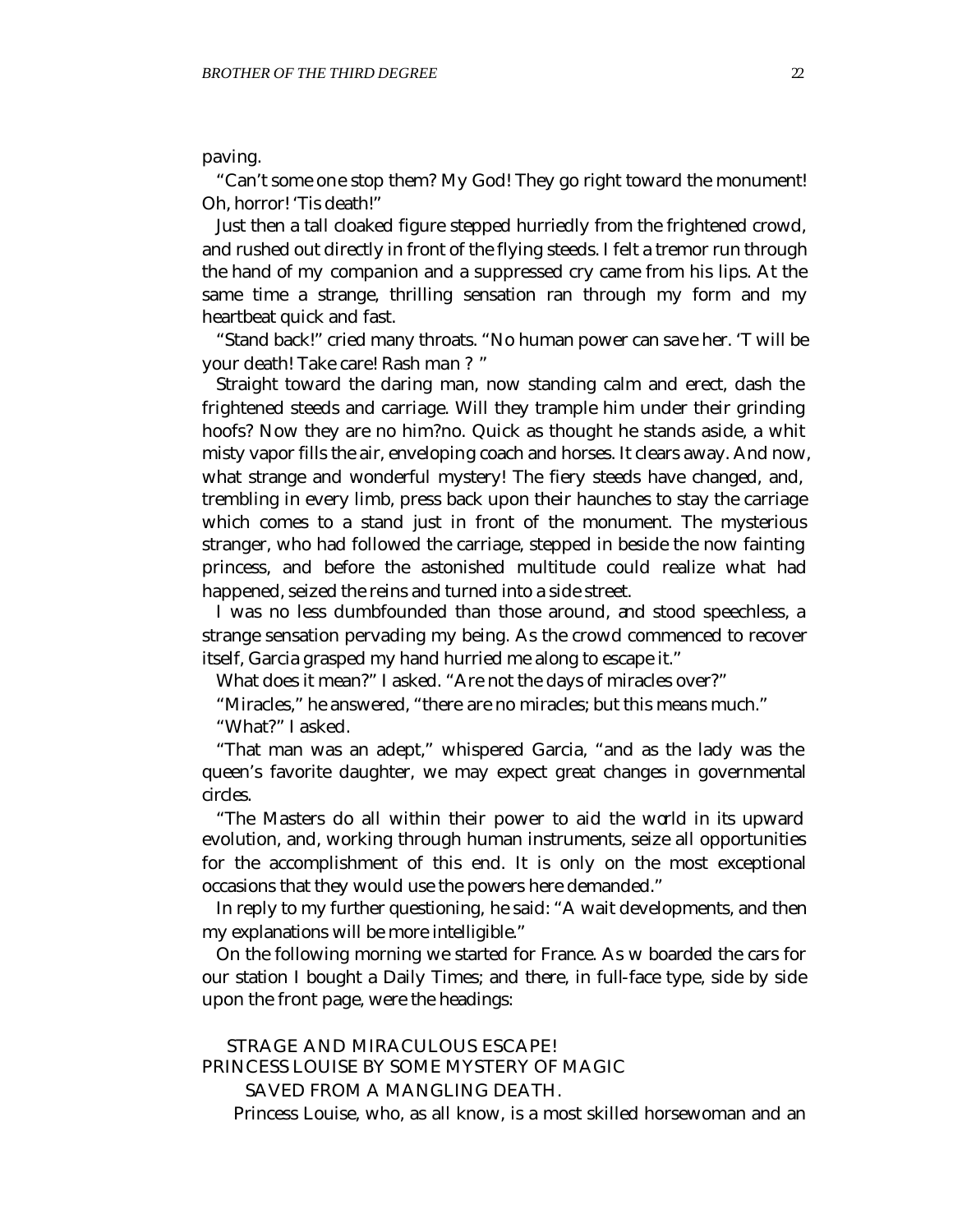paving.

"Can't some one stop them? My God! They go right toward the monument! Oh, horror! 'Tis death!"

Just then a tall cloaked figure stepped hurriedly from the frightened crowd, and rushed out directly in front of the flying steeds. I felt a tremor run through the hand of my companion and a suppressed cry came from his lips. At the same time a strange, thrilling sensation ran through my form and my heartbeat quick and fast.

"Stand back!" cried many throats. "No human power can save her. 'T will be your death! Take care! Rash man ? "

Straight toward the daring man, now standing calm and erect, dash the frightened steeds and carriage. Will they trample him under their grinding hoofs? Now they are no him?no. Quick as thought he stands aside, a whit misty vapor fills the air, enveloping coach and horses. It clears away. And now, what strange and wonderful mystery! The fiery steeds have changed, and, trembling in every limb, press back upon their haunches to stay the carriage which comes to a stand just in front of the monument. The mysterious stranger, who had followed the carriage, stepped in beside the now fainting princess, and before the astonished multitude could realize what had happened, seized the reins and turned into a side street.

I was no less dumbfounded than those around, and stood speechless, a strange sensation pervading my being. As the crowd commenced to recover itself, Garcia grasped my hand hurried me along to escape it."

What does it mean?" I asked. "Are not the days of miracles over?"

"Miracles," he answered, "there are no miracles; but this means much."

"What?" I asked.

"That man was an adept," whispered Garcia, "and as the lady was the queen's favorite daughter, we may expect great changes in governmental circles.

"The Masters do all within their power to aid the world in its upward evolution, and, working through human instruments, seize all opportunities for the accomplishment of this end. It is only on the most exceptional occasions that they would use the powers here demanded."

In reply to my further questioning, he said: "A wait developments, and then my explanations will be more intelligible."

On the following morning we started for France. As w boarded the cars for our station I bought a Daily Times; and there, in full-face type, side by side upon the front page, were the headings:

STRAGE AND MIRACULOUS ESCAPE!
PRINCESS LOUISE BY SOME MYSTERY OF MAGIC
SAVED FROM A MANGLING DEATH.

Princess Louise, who, as all know, is a most skilled horsewoman and an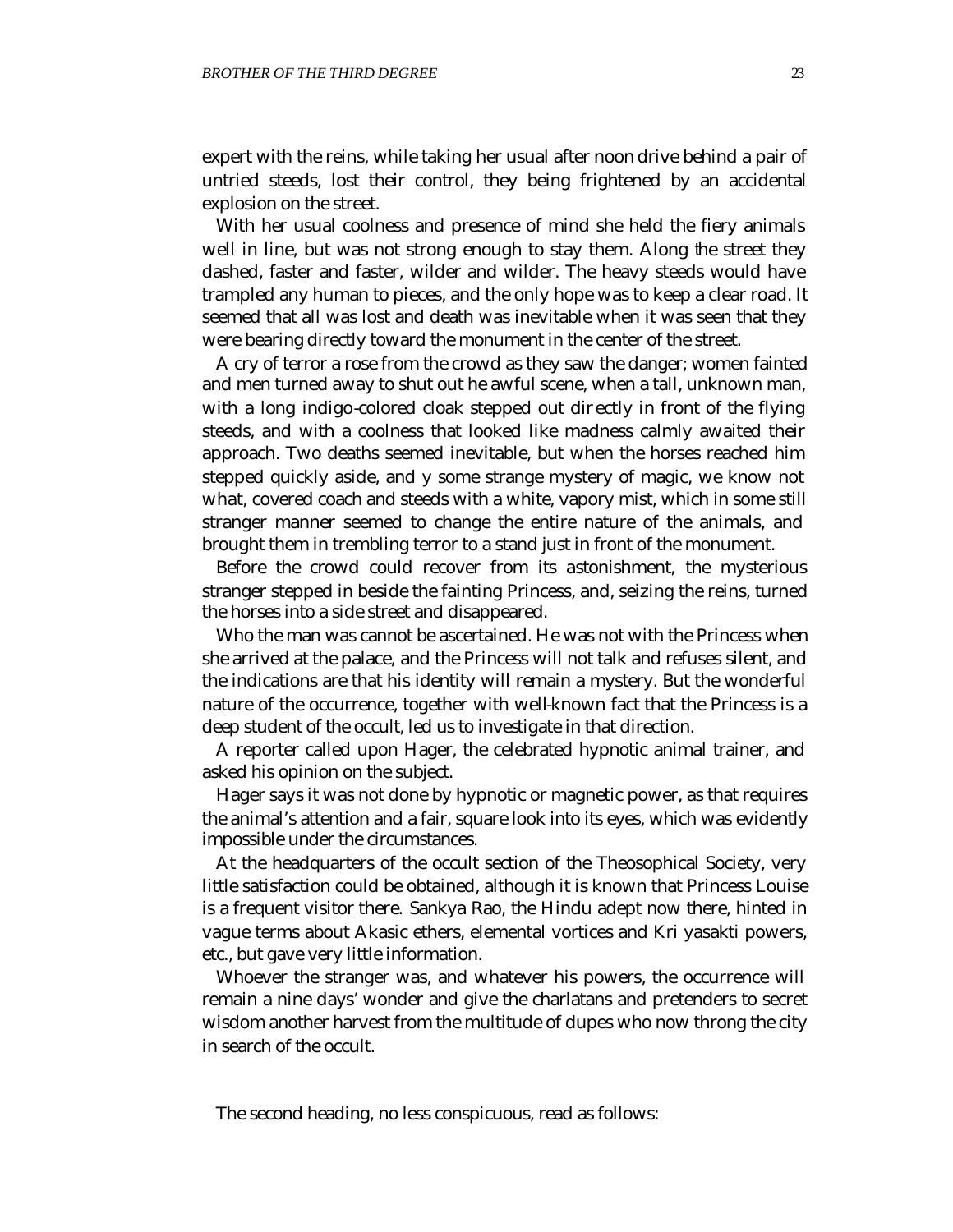expert with the reins, while taking her usual after noon drive behind a pair of untried steeds, lost their control, they being frightened by an accidental explosion on the street.

With her usual coolness and presence of mind she held the fiery animals well in line, but was not strong enough to stay them. Along the street they dashed, faster and faster, wilder and wilder. The heavy steeds would have trampled any human to pieces, and the only hope was to keep a clear road. It seemed that all was lost and death was inevitable when it was seen that they were bearing directly toward the monument in the center of the street.

A cry of terror a rose from the crowd as they saw the danger; women fainted and men turned away to shut out he awful scene, when a tall, unknown man, with a long indigo-colored cloak stepped out dir ectly in front of the flying steeds, and with a coolness that looked like madness calmly awaited their approach. Two deaths seemed inevitable, but when the horses reached him stepped quickly aside, and y some strange mystery of magic, we know not what, covered coach and steeds with a white, vapory mist, which in some still stranger manner seemed to change the entire nature of the animals, and brought them in trembling terror to a stand just in front of the monument.

Before the crowd could recover from its astonishment, the mysterious stranger stepped in beside the fainting Princess, and, seizing the reins, turned the horses into a side street and disappeared.

Who the man was cannot be ascertained. He was not with the Princess when she arrived at the palace, and the Princess will not talk and refuses silent, and the indications are that his identity will remain a mystery. But the wonderful nature of the occurrence, together with well-known fact that the Princess is a deep student of the occult, led us to investigate in that direction.

A reporter called upon Hager, the celebrated hypnotic animal trainer, and asked his opinion on the subject.

Hager says it was not done by hypnotic or magnetic power, as that requires the animal's attention and a fair, square look into its eyes, which was evidently impossible under the circumstances.

At the headquarters of the occult section of the Theosophical Society, very little satisfaction could be obtained, although it is known that Princess Louise is a frequent visitor there. Sankya Rao, the Hindu adept now there, hinted in vague terms about Akasic ethers, elemental vortices and Kri yasakti powers, etc., but gave very little information.

Whoever the stranger was, and whatever his powers, the occurrence will remain a nine days' wonder and give the charlatans and pretenders to secret wisdom another harvest from the multitude of dupes who now throng the city in search of the occult.

The second heading, no less conspicuous, read as follows: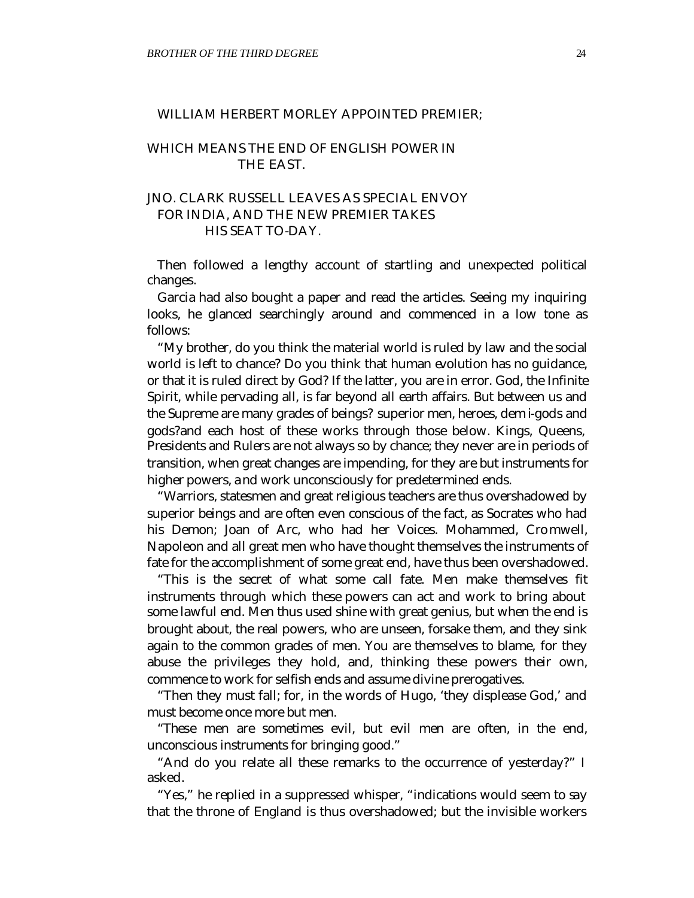WILLIAM HERBERT MORLEY APPOINTED PREMIER;

WHICH MEANS THE END OF ENGLISH POWER IN THE EAST.

JNO. CLARK RUSSELL LEAVES AS SPECIAL ENVOY FOR INDIA, AND THE NEW PREMIER TAKES HIS SEAT TO-DAY.

Then followed a lengthy account of startling and unexpected political changes.

Garcia had also bought a paper and read the articles. Seeing my inquiring looks, he glanced searchingly around and commenced in a low tone as follows:

"My brother, do you think the material world is ruled by law and the social world is left to chance? Do you think that human evolution has no guidance, or that it is ruled direct by God? If the latter, you are in error. God, the Infinite Spirit, while pervading all, is far beyond all earth affairs. But between us and the Supreme are many grades of beings? superior men, heroes, demi-gods and gods?and each host of these works through those below. Kings, Queens, Presidents and Rulers are not always so by chance; they never are in periods of transition, when great changes are impending, for they are but instruments for higher powers, and work unconsciously for predetermined ends.

"Warriors, statesmen and great religious teachers are thus overshadowed by superior beings and are often even conscious of the fact, as Socrates who had his Demon; Joan of Arc, who had her Voices. Mohammed, Cromwell, Napoleon and all great men who have thought themselves the instruments of fate for the accomplishment of some great end, have thus been overshadowed.

"This is the secret of what some call fate. Men make themselves fit instruments through which these powers can act and work to bring about some lawful end. Men thus used shine with great genius, but when the end is brought about, the real powers, who are unseen, forsake them, and they sink again to the common grades of men. You are themselves to blame, for they abuse the privileges they hold, and, thinking these powers their own, commence to work for selfish ends and assume divine prerogatives.

"Then they must fall; for, in the words of Hugo, 'they displease God,' and must become once more but men.

"These men are sometimes evil, but evil men are often, in the end, unconscious instruments for bringing good."

"And do you relate all these remarks to the occurrence of yesterday?" I asked.

"Yes," he replied in a suppressed whisper, "indications would seem to say that the throne of England is thus overshadowed; but the invisible workers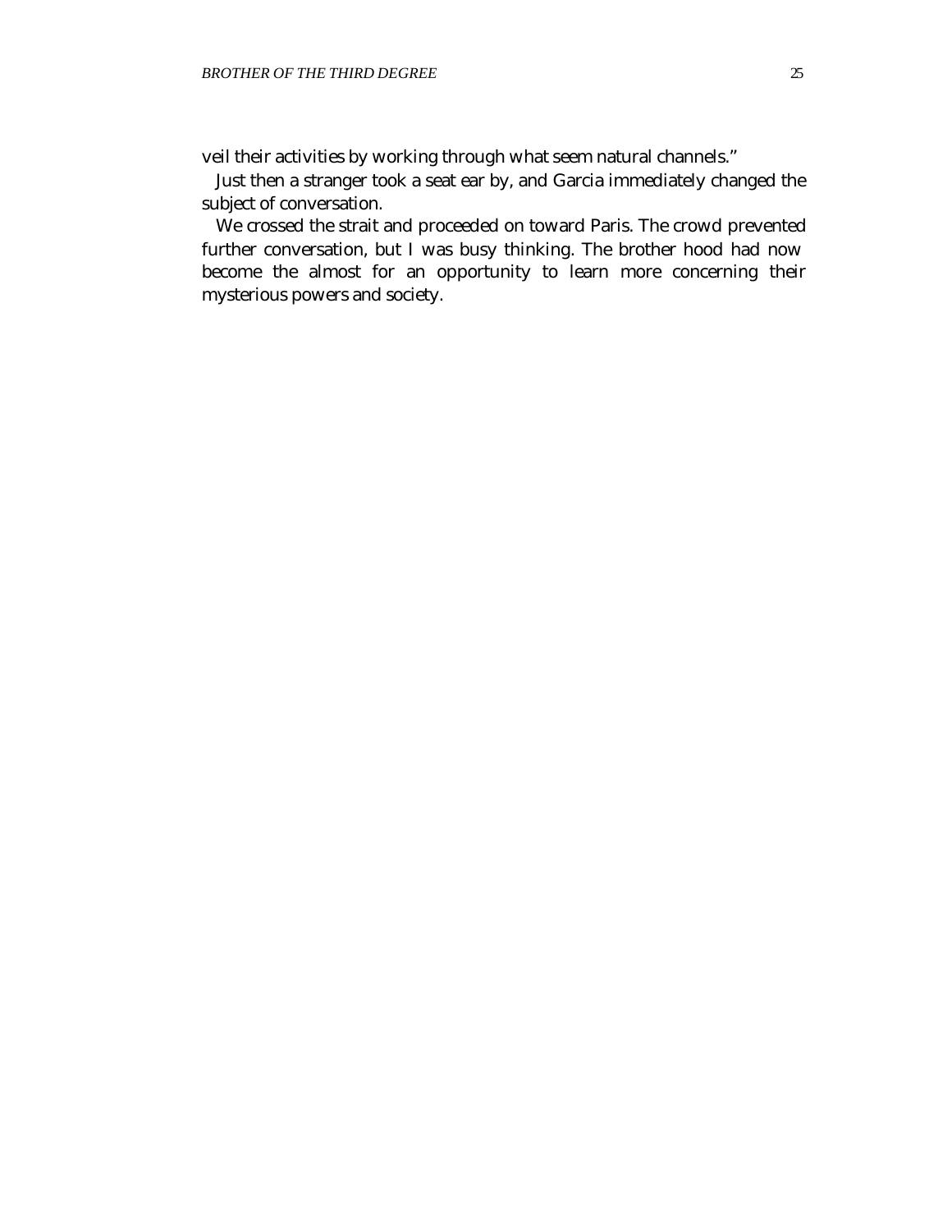veil their activities by working through what seem natural channels."

Just then a stranger took a seat ear by, and Garcia immediately changed the subject of conversation.

We crossed the strait and proceeded on toward Paris. The crowd prevented further conversation, but I was busy thinking. The brother hood had now become the almost for an opportunity to learn more concerning their mysterious powers and society.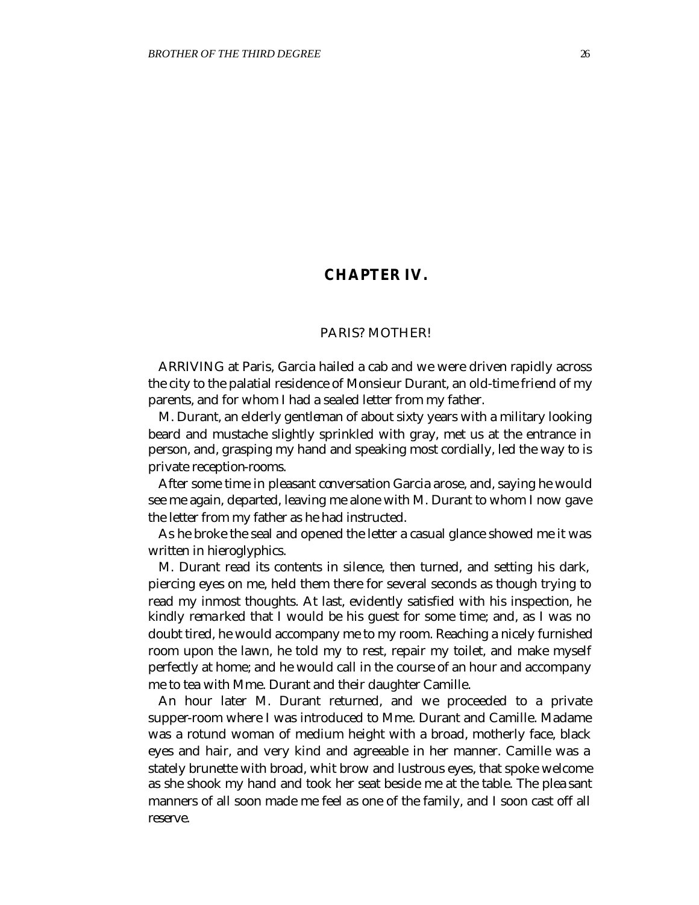# CHAPTER IV.

## PARIS? MOTHER!

ARRIVING at Paris, Garcia hailed a cab and we were driven rapidly across the city to the palatial residence of Monsieur Durant, an old-time friend of my parents, and for whom I had a sealed letter from my father.

M. Durant, an elderly gentleman of about sixty years with a military looking beard and mustache slightly sprinkled with gray, met us at the entrance in person, and, grasping my hand and speaking most cordially, led the way to is private reception-rooms.

After some time in pleasant conversation Garcia arose, and, saying he would see me again, departed, leaving me alone with M. Durant to whom I now gave the letter from my father as he had instructed.

As he broke the seal and opened the letter a casual glance showed me it was written in hieroglyphics.

M. Durant read its contents in silence, then turned, and setting his dark, piercing eyes on me, held them there for several seconds as though trying to read my inmost thoughts. At last, evidently satisfied with his inspection, he kindly remarked that I would be his guest for some time; and, as I was no doubt tired, he would accompany me to my room. Reaching a nicely furnished room upon the lawn, he told my to rest, repair my toilet, and make myself perfectly at home; and he would call in the course of an hour and accompany me to tea with Mme. Durant and their daughter Camille.

An hour later M. Durant returned, and we proceeded to a private supper-room where I was introduced to Mme. Durant and Camille. Madame was a rotund woman of medium height with a broad, motherly face, black eyes and hair, and very kind and agreeable in her manner. Camille was a stately brunette with broad, whit brow and lustrous eyes, that spoke welcome as she shook my hand and took her seat beside me at the table. The pleasant manners of all soon made me feel as one of the family, and I soon cast off all reserve.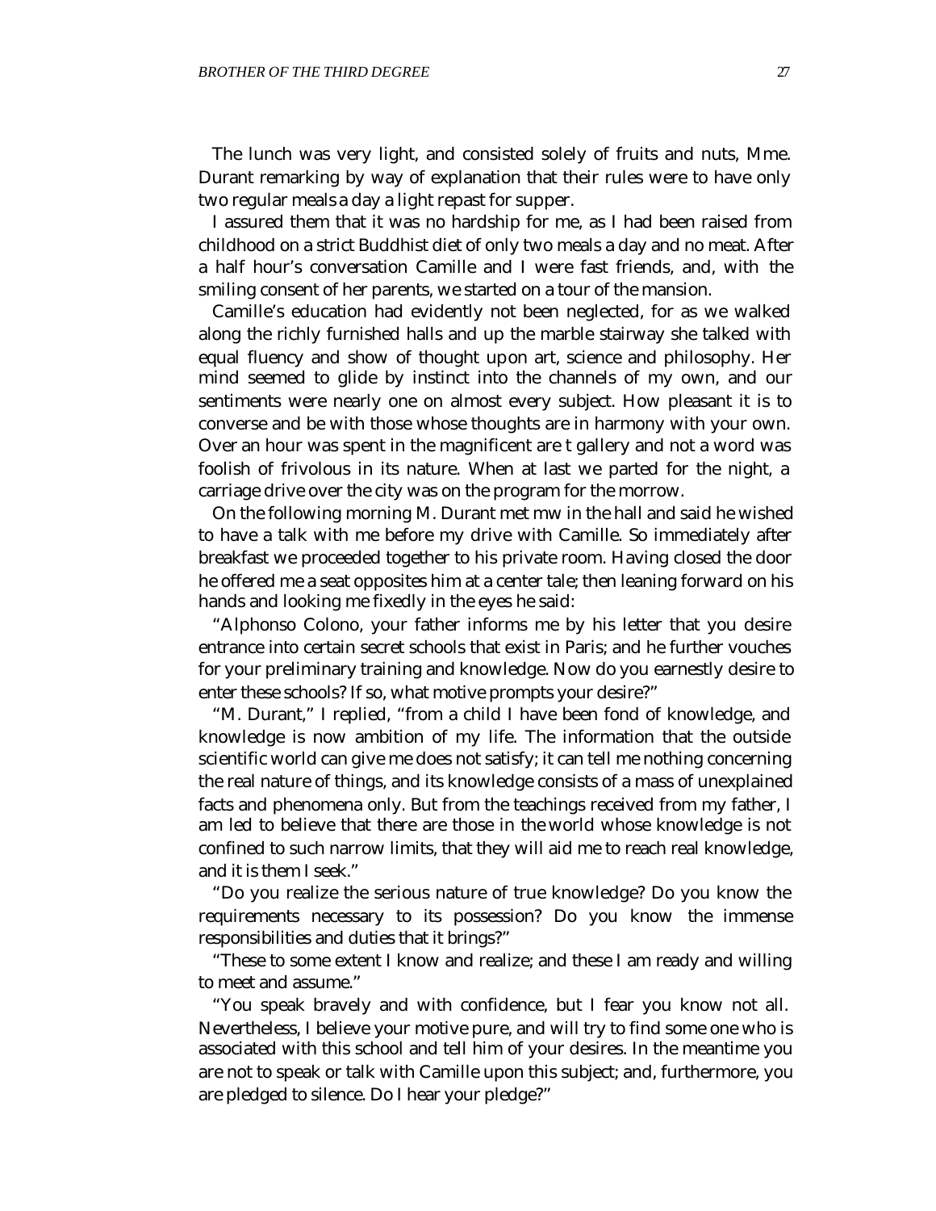The lunch was very light, and consisted solely of fruits and nuts, Mme. Durant remarking by way of explanation that their rules were to have only two regular meals a day a light repast for supper.

I assured them that it was no hardship for me, as I had been raised from childhood on a strict Buddhist diet of only two meals a day and no meat. After a half hour's conversation Camille and I were fast friends, and, with the smiling consent of her parents, we started on a tour of the mansion.

Camille's education had evidently not been neglected, for as we walked along the richly furnished halls and up the marble stairway she talked with equal fluency and show of thought upon art, science and philosophy. Her mind seemed to glide by instinct into the channels of my own, and our sentiments were nearly one on almost every subject. How pleasant it is to converse and be with those whose thoughts are in harmony with your own. Over an hour was spent in the magnificent are t gallery and not a word was foolish of frivolous in its nature. When at last we parted for the night, a carriage drive over the city was on the program for the morrow.

On the following morning M. Durant met mw in the hall and said he wished to have a talk with me before my drive with Camille. So immediately after breakfast we proceeded together to his private room. Having closed the door he offered me a seat opposites him at a center tale; then leaning forward on his hands and looking me fixedly in the eyes he said:

"Alphonso Colono, your father informs me by his letter that you desire entrance into certain secret schools that exist in Paris; and he further vouches for your preliminary training and knowledge. Now do you earnestly desire to enter these schools? If so, what motive prompts your desire?"

"M. Durant," I replied, "from a child I have been fond of knowledge, and knowledge is now ambition of my life. The information that the outside scientific world can give me does not satisfy; it can tell me nothing concerning the real nature of things, and its knowledge consists of a mass of unexplained facts and phenomena only. But from the teachings received from my father, I am led to believe that there are those in the world whose knowledge is not confined to such narrow limits, that they will aid me to reach real knowledge, and it is them I seek."

"Do you realize the serious nature of true knowledge? Do you know the requirements necessary to its possession? Do you know the immense responsibilities and duties that it brings?"

"These to some extent I know and realize; and these I am ready and willing to meet and assume."

"You speak bravely and with confidence, but I fear you know not all. Nevertheless, I believe your motive pure, and will try to find some one who is associated with this school and tell him of your desires. In the meantime you are not to speak or talk with Camille upon this subject; and, furthermore, you are pledged to silence. Do I hear your pledge?"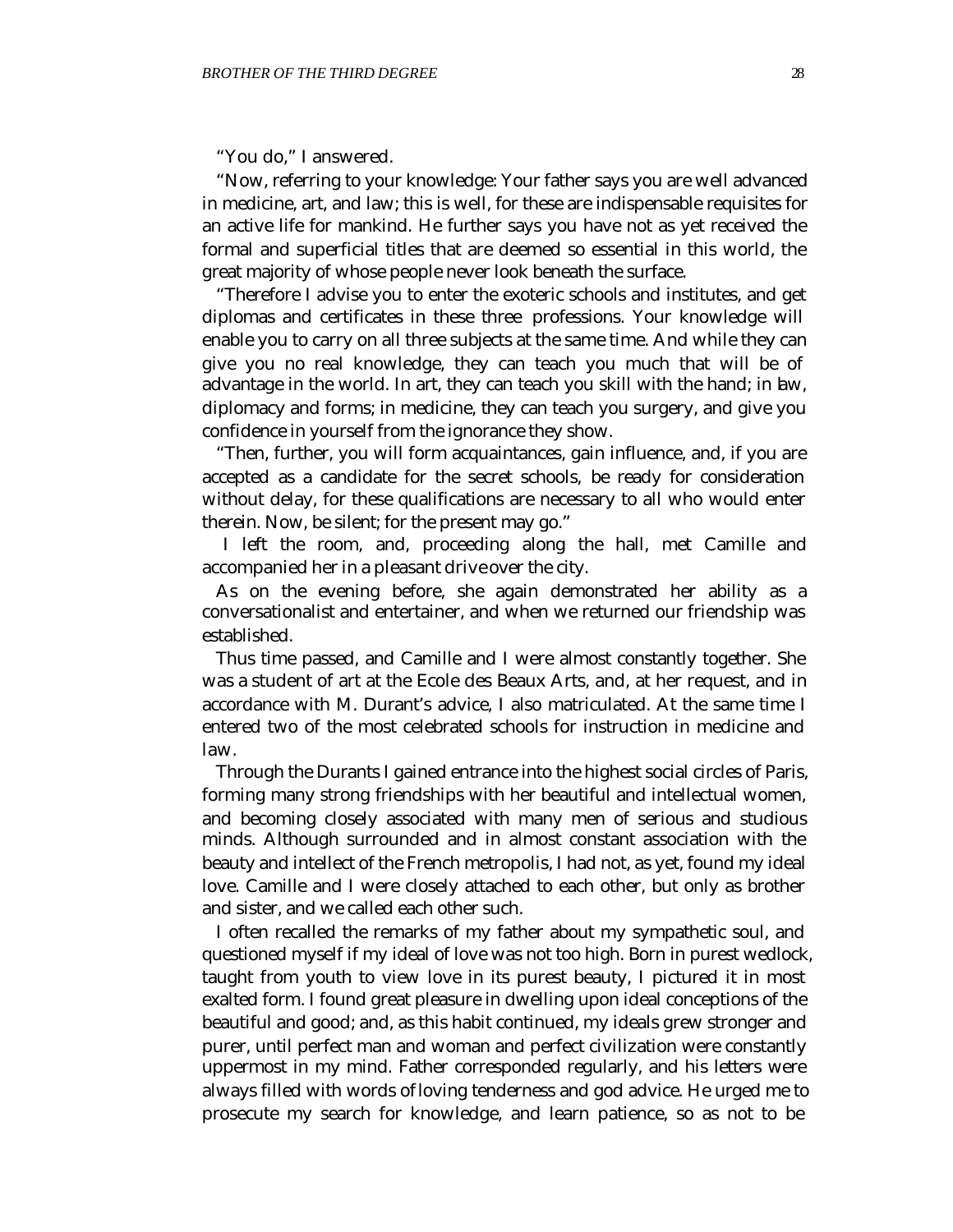"You do," I answered.

"Now, referring to your knowledge: Your father says you are well advanced in medicine, art, and law; this is well, for these are indispensable requisites for an active life for mankind. He further says you have not as yet received the formal and superficial titles that are deemed so essential in this world, the great majority of whose people never look beneath the surface.

"Therefore I advise you to enter the exoteric schools and institutes, and get diplomas and certificates in these three professions. Your knowledge will enable you to carry on all three subjects at the same time. And while they can give you no real knowledge, they can teach you much that will be of advantage in the world. In art, they can teach you skill with the hand; in law, diplomacy and forms; in medicine, they can teach you surgery, and give you confidence in yourself from the ignorance they show.

"Then, further, you will form acquaintances, gain influence, and, if you are accepted as a candidate for the secret schools, be ready for consideration without delay, for these qualifications are necessary to all who would enter therein. Now, be silent; for the present may go."

I left the room, and, proceeding along the hall, met Camille and accompanied her in a pleasant drive over the city.

As on the evening before, she again demonstrated her ability as a conversationalist and entertainer, and when we returned our friendship was established.

Thus time passed, and Camille and I were almost constantly together. She was a student of art at the Ecole des Beaux Arts, and, at her request, and in accordance with M. Durant's advice, I also matriculated. At the same time I entered two of the most celebrated schools for instruction in medicine and law.

Through the Durants I gained entrance into the highest social circles of Paris, forming many strong friendships with her beautiful and intellectual women, and becoming closely associated with many men of serious and studious minds. Although surrounded and in almost constant association with the beauty and intellect of the French metropolis, I had not, as yet, found my ideal love. Camille and I were closely attached to each other, but only as brother and sister, and we called each other such.

I often recalled the remarks of my father about my sympathetic soul, and questioned myself if my ideal of love was not too high. Born in purest wedlock, taught from youth to view love in its purest beauty, I pictured it in most exalted form. I found great pleasure in dwelling upon ideal conceptions of the beautiful and good; and, as this habit continued, my ideals grew stronger and purer, until perfect man and woman and perfect civilization were constantly uppermost in my mind. Father corresponded regularly, and his letters were always filled with words of loving tenderness and god advice. He urged me to prosecute my search for knowledge, and learn patience, so as not to be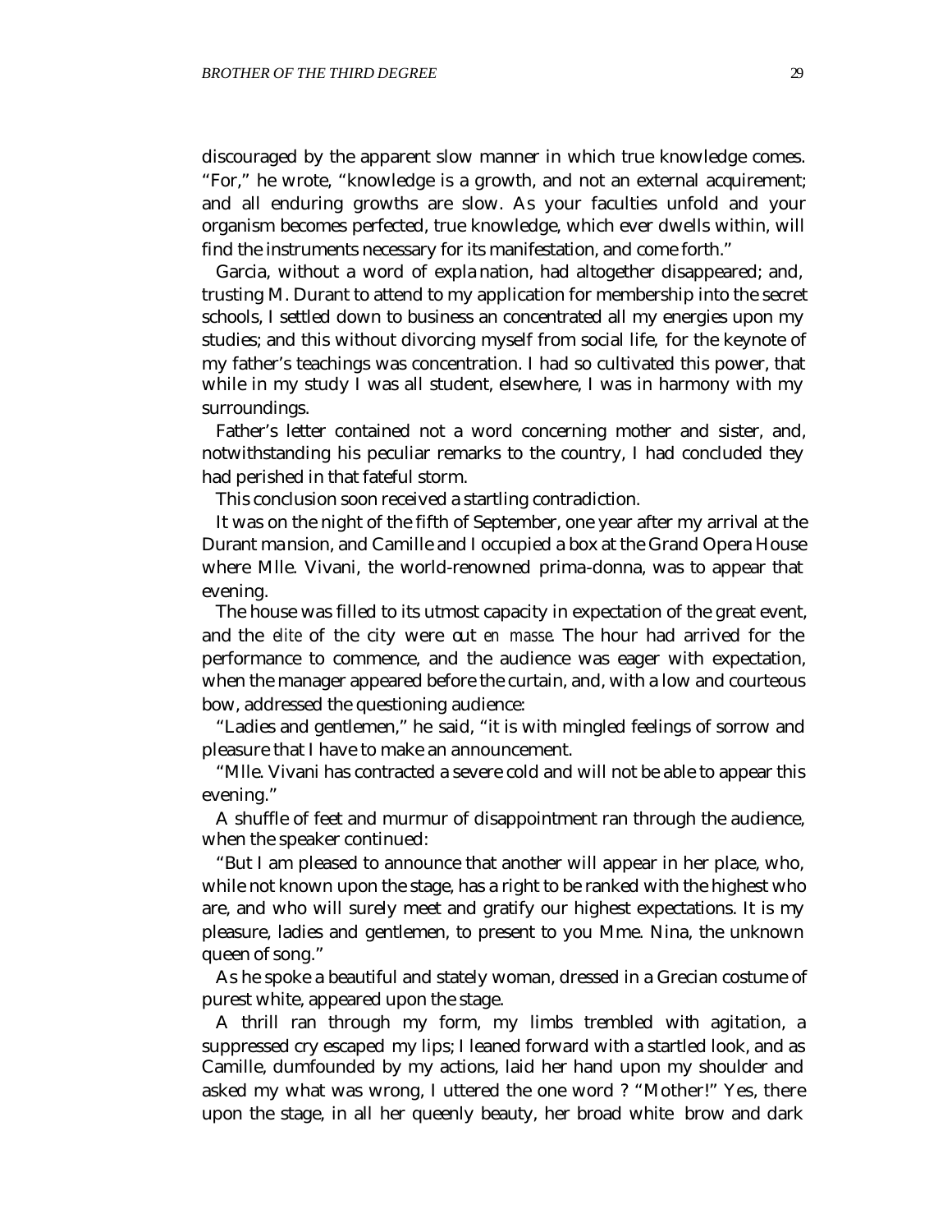discouraged by the apparent slow manner in which true knowledge comes. "For," he wrote, "knowledge is a growth, and not an external acquirement; and all enduring growths are slow. As your faculties unfold and your organism becomes perfected, true knowledge, which ever dwells within, will find the instruments necessary for its manifestation, and come forth."

Garcia, without a word of explanation, had altogether disappeared; and, trusting M. Durant to attend to my application for membership into the secret schools, I settled down to business an concentrated all my energies upon my studies; and this without divorcing myself from social life, for the keynote of my father's teachings was concentration. I had so cultivated this power, that while in my study I was all student, elsewhere, I was in harmony with my surroundings.

Father's letter contained not a word concerning mother and sister, and, notwithstanding his peculiar remarks to the country, I had concluded they had perished in that fateful storm.

This conclusion soon received a startling contradiction.

It was on the night of the fifth of September, one year after my arrival at the Durant mansion, and Camille and I occupied a box at the Grand Opera House where Mlle. Vivani, the world-renowned prima-donna, was to appear that evening.

The house was filled to its utmost capacity in expectation of the great event, and the *elite* of the city were out *en masse*. The hour had arrived for the performance to commence, and the audience was eager with expectation, when the manager appeared before the curtain, and, with a low and courteous bow, addressed the questioning audience:

"Ladies and gentlemen," he said, "it is with mingled feelings of sorrow and pleasure that I have to make an announcement.

"Mlle. Vivani has contracted a severe cold and will not be able to appear this evening."

A shuffle of feet and murmur of disappointment ran through the audience, when the speaker continued:

"But I am pleased to announce that another will appear in her place, who, while not known upon the stage, has a right to be ranked with the highest who are, and who will surely meet and gratify our highest expectations. It is my pleasure, ladies and gentlemen, to present to you Mme. Nina, the unknown queen of song."

As he spoke a beautiful and stately woman, dressed in a Grecian costume of purest white, appeared upon the stage.

A thrill ran through my form, my limbs trembled with agitation, a suppressed cry escaped my lips; I leaned forward with a startled look, and as Camille, dumfounded by my actions, laid her hand upon my shoulder and asked my what was wrong, I uttered the one word ? "Mother!" Yes, there upon the stage, in all her queenly beauty, her broad white brow and dark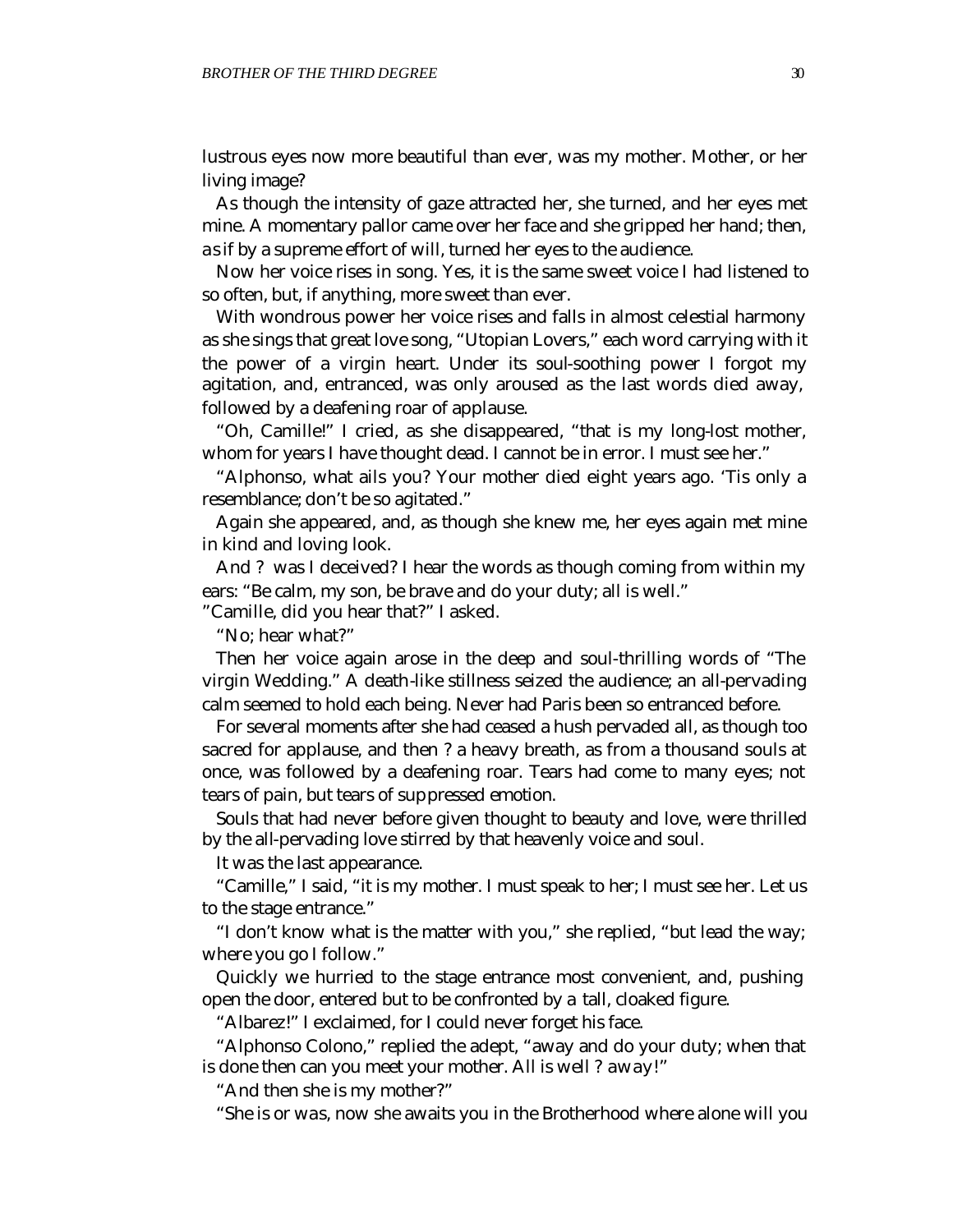lustrous eyes now more beautiful than ever, was my mother. Mother, or her living image?

As though the intensity of gaze attracted her, she turned, and her eyes met mine. A momentary pallor came over her face and she gripped her hand; then, as if by a supreme effort of will, turned her eyes to the audience.

Now her voice rises in song. Yes, it is the same sweet voice I had listened to so often, but, if anything, more sweet than ever.

With wondrous power her voice rises and falls in almost celestial harmony as she sings that great love song, "Utopian Lovers," each word carrying with it the power of a virgin heart. Under its soul-soothing power I forgot my agitation, and, entranced, was only aroused as the last words died away, followed by a deafening roar of applause.

"Oh, Camille!" I cried, as she disappeared, "that is my long-lost mother, whom for years I have thought dead. I cannot be in error. I must see her."

"Alphonso, what ails you? Your mother died eight years ago. 'Tis only a resemblance; don't be so agitated."

Again she appeared, and, as though she knew me, her eyes again met mine in kind and loving look.

And ? was I deceived? I hear the words as though coming from within my ears: "Be calm, my son, be brave and do your duty; all is well."

"Camille, did you hear that?" I asked.

"No; hear what?"

Then her voice again arose in the deep and soul-thrilling words of "The virgin Wedding." A death-like stillness seized the audience; an all-pervading calm seemed to hold each being. Never had Paris been so entranced before.

For several moments after she had ceased a hush pervaded all, as though too sacred for applause, and then ? a heavy breath, as from a thousand souls at once, was followed by a deafening roar. Tears had come to many eyes; not tears of pain, but tears of suppressed emotion.

Souls that had never before given thought to beauty and love, were thrilled by the all-pervading love stirred by that heavenly voice and soul.

It was the last appearance.

"Camille," I said, "it is my mother. I must speak to her; I must see her. Let us to the stage entrance."

"I don't know what is the matter with you," she replied, "but lead the way; where you go I follow."

Quickly we hurried to the stage entrance most convenient, and, pushing open the door, entered but to be confronted by a tall, cloaked figure.

"Albarez!" I exclaimed, for I could never forget his face.

"Alphonso Colono," replied the adept, "away and do your duty; when that is done then can you meet your mother. All is well ? away!"

"And then she is my mother?"

"She is or was, now she awaits you in the Brotherhood where alone will you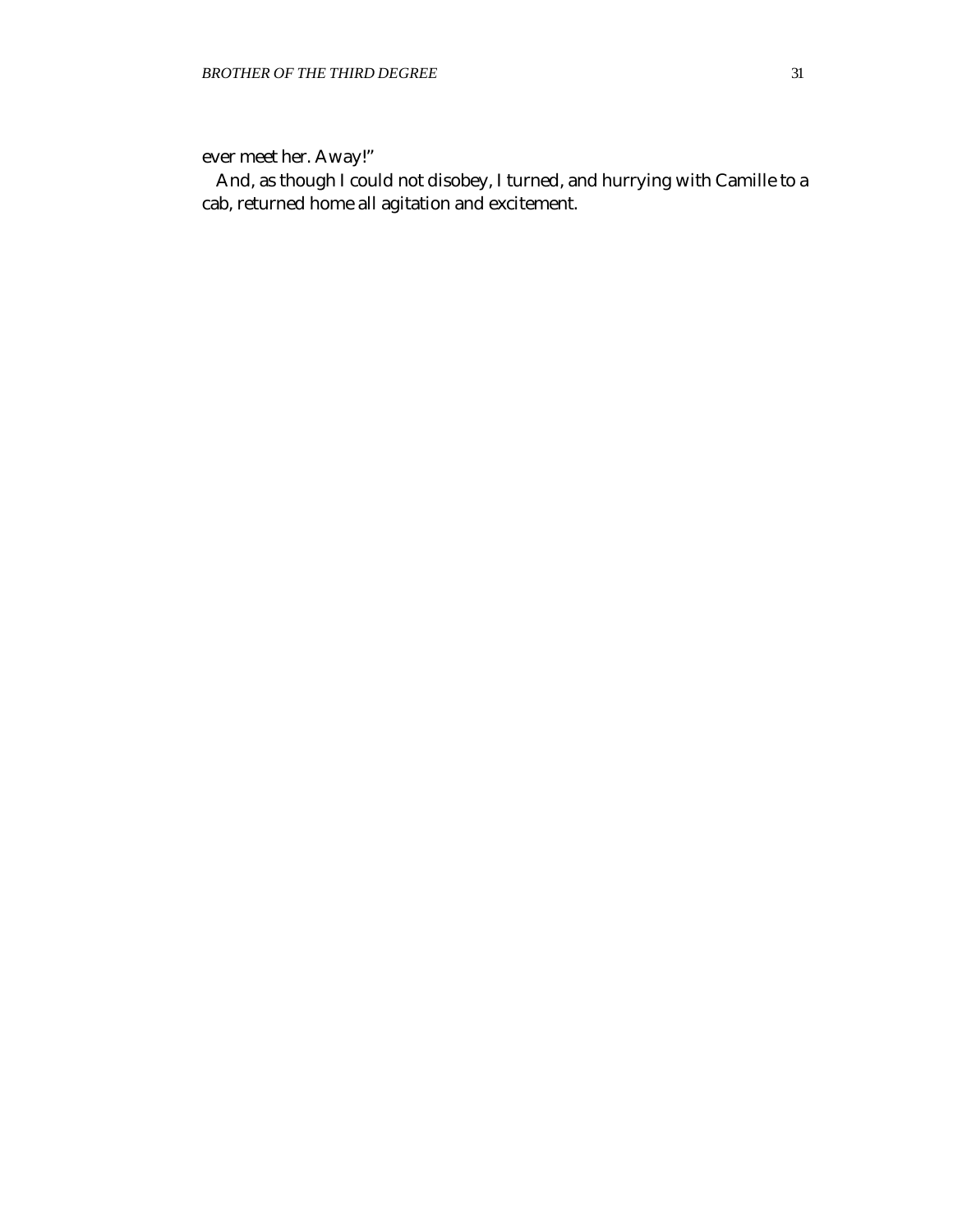ever meet her. Away!"

And, as though I could not disobey, I turned, and hurrying with Camille to a cab, returned home all agitation and excitement.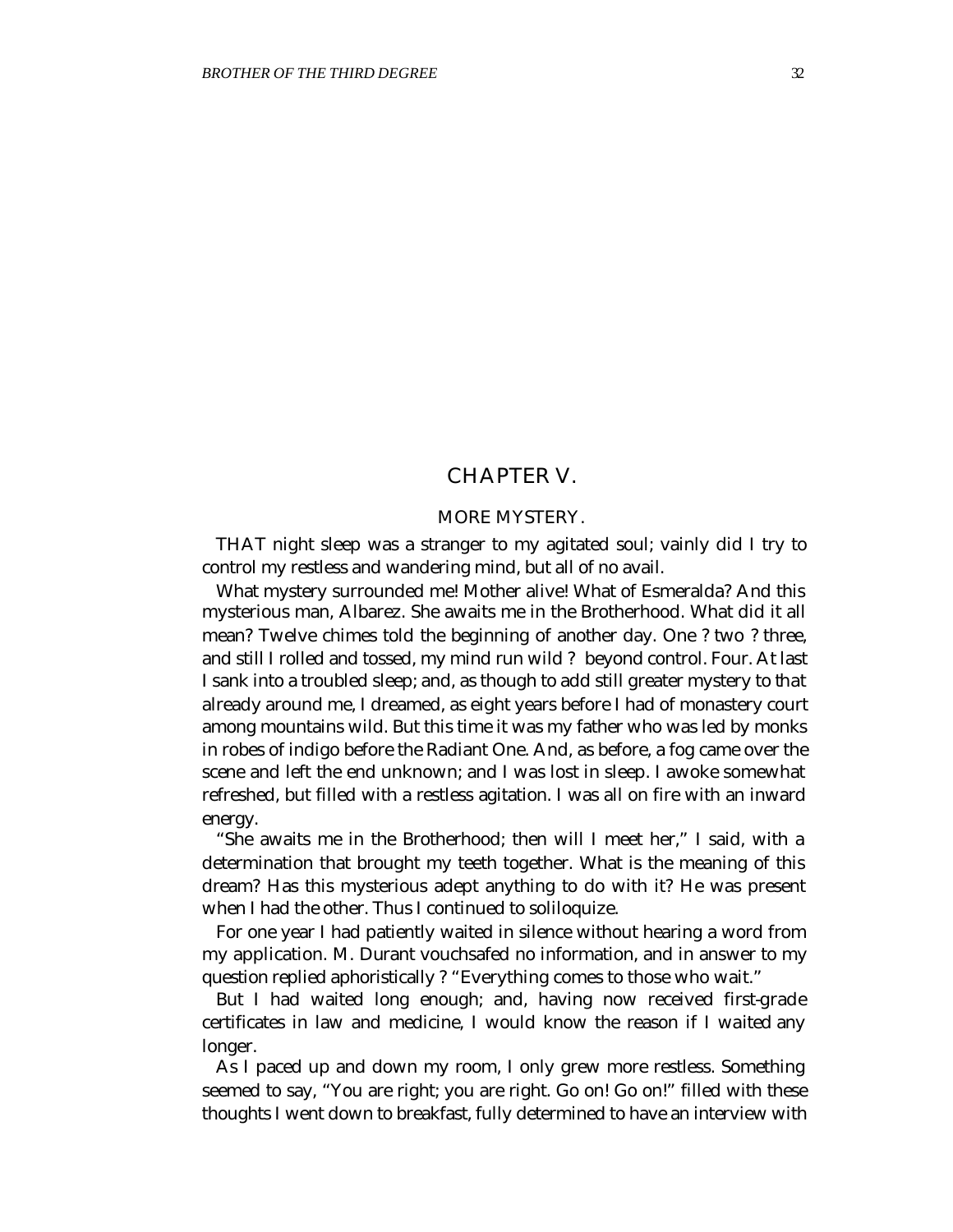## CHAPTER V.

### MORE MYSTERY.

THAT night sleep was a stranger to my agitated soul; vainly did I try to control my restless and wandering mind, but all of no avail.

What mystery surrounded me! Mother alive! What of Esmeralda? And this mysterious man, Albarez. She awaits me in the Brotherhood. What did it all mean? Twelve chimes told the beginning of another day. One ? two ? three, and still I rolled and tossed, my mind run wild ? beyond control. Four. At last I sank into a troubled sleep; and, as though to add still greater mystery to that already around me, I dreamed, as eight years before I had of monastery court among mountains wild. But this time it was my father who was led by monks in robes of indigo before the Radiant One. And, as before, a fog came over the scene and left the end unknown; and I was lost in sleep. I awoke somewhat refreshed, but filled with a restless agitation. I was all on fire with an inward energy.

"She awaits me in the Brotherhood; then will I meet her," I said, with a determination that brought my teeth together. What is the meaning of this dream? Has this mysterious adept anything to do with it? He was present when I had the other. Thus I continued to soliloquize.

For one year I had patiently waited in silence without hearing a word from my application. M. Durant vouchsafed no information, and in answer to my question replied aphoristically ? "Everything comes to those who wait."

But I had waited long enough; and, having now received first-grade certificates in law and medicine, I would know the reason if I waited any longer.

As I paced up and down my room, I only grew more restless. Something seemed to say, "You are right; you are right. Go on! Go on!" filled with these thoughts I went down to breakfast, fully determined to have an interview with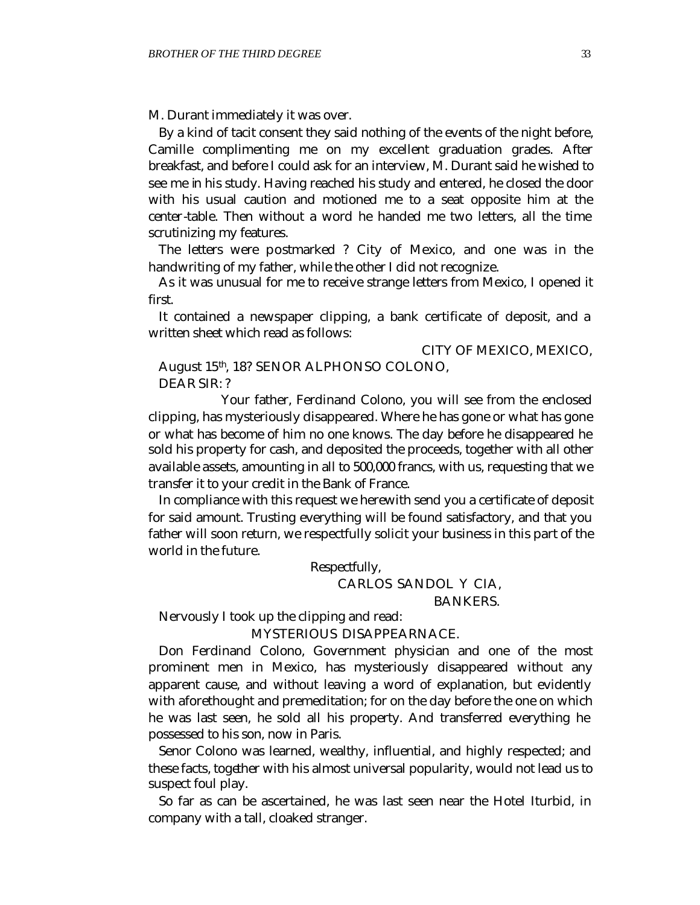M. Durant immediately it was over.

By a kind of tacit consent they said nothing of the events of the night before, Camille complimenting me on my excellent graduation grades. After breakfast, and before I could ask for an interview, M. Durant said he wished to see me in his study. Having reached his study and entered, he closed the door with his usual caution and motioned me to a seat opposite him at the center-table. Then without a word he handed me two letters, all the time scrutinizing my features.

The letters were postmarked ? City of Mexico, and one was in the handwriting of my father, while the other I did not recognize.

As it was unusual for me to receive strange letters from Mexico, I opened it first.

It contained a newspaper clipping, a bank certificate of deposit, and a written sheet which read as follows:

CITY OF MEXICO, MEXICO,

August 15th, 18? SENOR ALPHONSO COLONO,

DEAR SIR: ?

Your father, Ferdinand Colono, you will see from the enclosed clipping, has mysteriously disappeared. Where he has gone or what has gone or what has become of him no one knows. The day before he disappeared he sold his property for cash, and deposited the proceeds, together with all other available assets, amounting in all to 500,000 francs, with us, requesting that we transfer it to your credit in the Bank of France.

In compliance with this request we herewith send you a certificate of deposit for said amount. Trusting everything will be found satisfactory, and that you father will soon return, we respectfully solicit your business in this part of the world in the future.

Respectfully,

CARLOS SANDOL Y CIA,

BANKERS.

Nervously I took up the clipping and read:

MYSTERIOUS DISAPPEARNACE.

Don Ferdinand Colono, Government physician and one of the most prominent men in Mexico, has mysteriously disappeared without any apparent cause, and without leaving a word of explanation, but evidently with aforethought and premeditation; for on the day before the one on which he was last seen, he sold all his property. And transferred everything he possessed to his son, now in Paris.

Senor Colono was learned, wealthy, influential, and highly respected; and these facts, together with his almost universal popularity, would not lead us to suspect foul play.

So far as can be ascertained, he was last seen near the Hotel Iturbid, in company with a tall, cloaked stranger.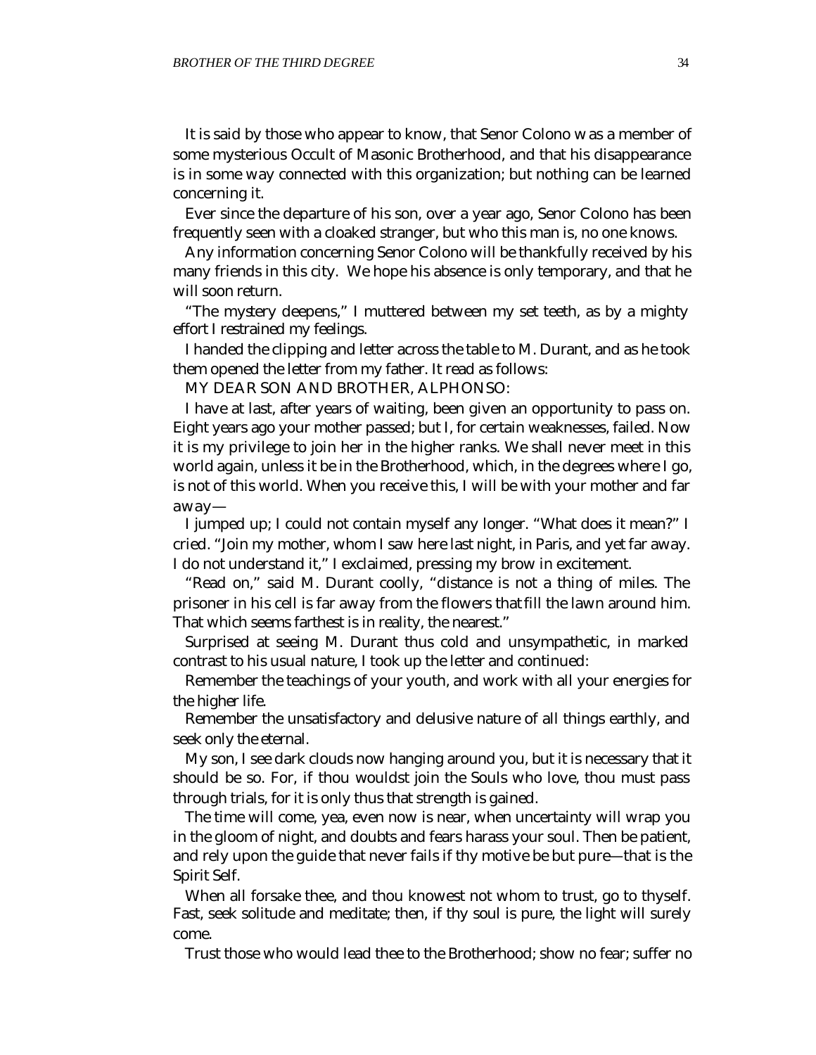It is said by those who appear to know, that Senor Colono w as a member of some mysterious Occult of Masonic Brotherhood, and that his disappearance is in some way connected with this organization; but nothing can be learned concerning it.

Ever since the departure of his son, over a year ago, Senor Colono has been frequently seen with a cloaked stranger, but who this man is, no one knows.

Any information concerning Senor Colono will be thankfully received by his many friends in this city. We hope his absence is only temporary, and that he will soon return.

"The mystery deepens," I muttered between my set teeth, as by a mighty effort I restrained my feelings.

I handed the clipping and letter across the table to M. Durant, and as he took them opened the letter from my father. It read as follows:

MY DEAR SON AND BROTHER, ALPHONSO:

I have at last, after years of waiting, been given an opportunity to pass on. Eight years ago your mother passed; but I, for certain weaknesses, failed. Now it is my privilege to join her in the higher ranks. We shall never meet in this world again, unless it be in the Brotherhood, which, in the degrees where I go, is not of this world. When you receive this, I will be with your mother and far away—

I jumped up; I could not contain myself any longer. "What does it mean?" I cried. "Join my mother, whom I saw here last night, in Paris, and yet far away. I do not understand it," I exclaimed, pressing my brow in excitement.

"Read on," said M. Durant coolly, "distance is not a thing of miles. The prisoner in his cell is far away from the flowers that fill the lawn around him. That which seems farthest is in reality, the nearest."

Surprised at seeing M. Durant thus cold and unsympathetic, in marked contrast to his usual nature, I took up the letter and continued:

Remember the teachings of your youth, and work with all your energies for the higher life.

Remember the unsatisfactory and delusive nature of all things earthly, and seek only the eternal.

My son, I see dark clouds now hanging around you, but it is necessary that it should be so. For, if thou wouldst join the Souls who love, thou must pass through trials, for it is only thus that strength is gained.

The time will come, yea, even now is near, when uncertainty will wrap you in the gloom of night, and doubts and fears harass your soul. Then be patient, and rely upon the guide that never fails if thy motive be but pure—that is the Spirit Self.

When all forsake thee, and thou knowest not whom to trust, go to thyself. Fast, seek solitude and meditate; then, if thy soul is pure, the light will surely come.

Trust those who would lead thee to the Brotherhood; show no fear; suffer no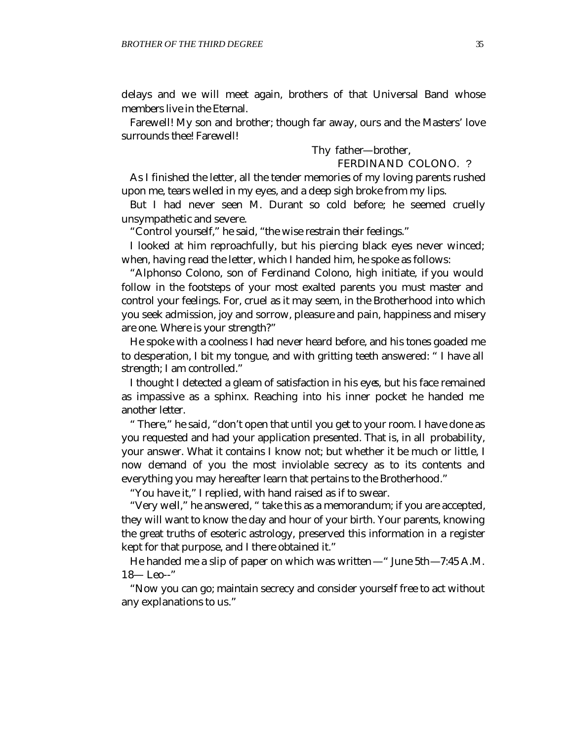delays and we will meet again, brothers of that Universal Band whose members live in the Eternal.

Farewell! My son and brother; though far away, ours and the Masters' love surrounds thee! Farewell!

Thy father—brother,
FERDINAND COLONO. ?

As I finished the letter, all the tender memories of my loving parents rushed upon me, tears welled in my eyes, and a deep sigh broke from my lips.

But I had never seen M. Durant so cold before; he seemed cruelly unsympathetic and severe.

"Control yourself," he said, "the wise restrain their feelings."

I looked at him reproachfully, but his piercing black eyes never winced; when, having read the letter, which I handed him, he spoke as follows:

"Alphonso Colono, son of Ferdinand Colono, high initiate, if you would follow in the footsteps of your most exalted parents you must master and control your feelings. For, cruel as it may seem, in the Brotherhood into which you seek admission, joy and sorrow, pleasure and pain, happiness and misery are one. Where is your strength?"

He spoke with a coolness I had never heard before, and his tones goaded me to desperation, I bit my tongue, and with gritting teeth answered: " I have all strength; I am controlled."

I thought I detected a gleam of satisfaction in his eyes, but his face remained as impassive as a sphinx. Reaching into his inner pocket he handed me another letter.

" There," he said, "don't open that until you get to your room. I have done as you requested and had your application presented. That is, in all probability, your answer. What it contains I know not; but whether it be much or little, I now demand of you the most inviolable secrecy as to its contents and everything you may hereafter learn that pertains to the Brotherhood."

"You have it," I replied, with hand raised as if to swear.

"Very well," he answered, " take this as a memorandum; if you are accepted, they will want to know the day and hour of your birth. Your parents, knowing the great truths of esoteric astrology, preserved this information in a register kept for that purpose, and I there obtained it."

He handed me a slip of paper on which was written —" June 5th—7:45 A.M. 18— Leo--"

"Now you can go; maintain secrecy and consider yourself free to act without any explanations to us."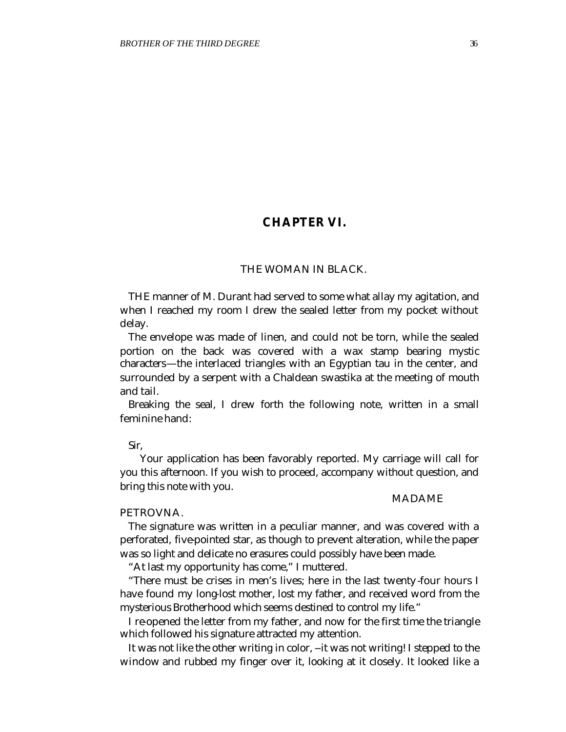## CHAPTER VI.

### THE WOMAN IN BLACK.

THE manner of M. Durant had served to some what allay my agitation, and when I reached my room I drew the sealed letter from my pocket without delay.

The envelope was made of linen, and could not be torn, while the sealed portion on the back was covered with a wax stamp bearing mystic characters—the interlaced triangles with an Egyptian tau in the center, and surrounded by a serpent with a Chaldean swastika at the meeting of mouth and tail.

Breaking the seal, I drew forth the following note, written in a small feminine hand:

Sir,

Your application has been favorably reported. My carriage will call for you this afternoon. If you wish to proceed, accompany without question, and bring this note with you.

MADAME PETROVNA.

The signature was written in a peculiar manner, and was covered with a perforated, five-pointed star, as though to prevent alteration, while the paper was so light and delicate no erasures could possibly have been made.

"At last my opportunity has come," I muttered.

"There must be crises in men's lives; here in the last twenty-four hours I have found my long-lost mother, lost my father, and received word from the mysterious Brotherhood which seems destined to control my life."

I re-opened the letter from my father, and now for the first time the triangle which followed his signature attracted my attention.

It was not like the other writing in color, --it was not writing! I stepped to the window and rubbed my finger over it, looking at it closely. It looked like a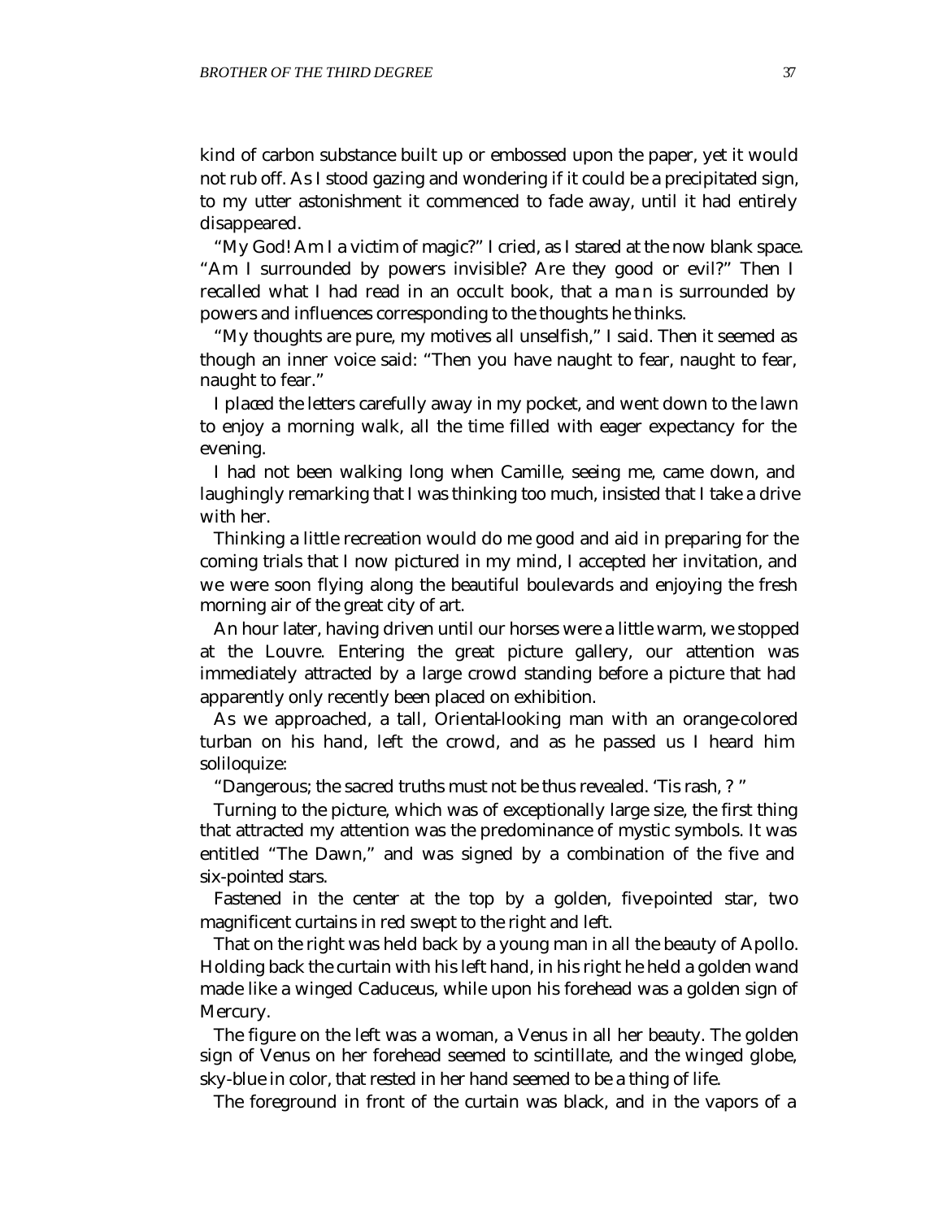kind of carbon substance built up or embossed upon the paper, yet it would not rub off. As I stood gazing and wondering if it could be a precipitated sign, to my utter astonishment it commenced to fade away, until it had entirely disappeared.

"My God! Am I a victim of magic?" I cried, as I stared at the now blank space. "Am I surrounded by powers invisible? Are they good or evil?" Then I recalled what I had read in an occult book, that a man is surrounded by powers and influences corresponding to the thoughts he thinks.

"My thoughts are pure, my motives all unselfish," I said. Then it seemed as though an inner voice said: "Then you have naught to fear, naught to fear, naught to fear."

I placed the letters carefully away in my pocket, and went down to the lawn to enjoy a morning walk, all the time filled with eager expectancy for the evening.

I had not been walking long when Camille, seeing me, came down, and laughingly remarking that I was thinking too much, insisted that I take a drive with her.

Thinking a little recreation would do me good and aid in preparing for the coming trials that I now pictured in my mind, I accepted her invitation, and we were soon flying along the beautiful boulevards and enjoying the fresh morning air of the great city of art.

An hour later, having driven until our horses were a little warm, we stopped at the Louvre. Entering the great picture gallery, our attention was immediately attracted by a large crowd standing before a picture that had apparently only recently been placed on exhibition.

As we approached, a tall, Oriental-looking man with an orange-colored turban on his hand, left the crowd, and as he passed us I heard him soliloquize:

"Dangerous; the sacred truths must not be thus revealed. 'Tis rash, ? "

Turning to the picture, which was of exceptionally large size, the first thing that attracted my attention was the predominance of mystic symbols. It was entitled "The Dawn," and was signed by a combination of the five and six-pointed stars.

Fastened in the center at the top by a golden, five-pointed star, two magnificent curtains in red swept to the right and left.

That on the right was held back by a young man in all the beauty of Apollo. Holding back the curtain with his left hand, in his right he held a golden wand made like a winged Caduceus, while upon his forehead was a golden sign of Mercury.

The figure on the left was a woman, a Venus in all her beauty. The golden sign of Venus on her forehead seemed to scintillate, and the winged globe, sky-blue in color, that rested in her hand seemed to be a thing of life.

The foreground in front of the curtain was black, and in the vapors of a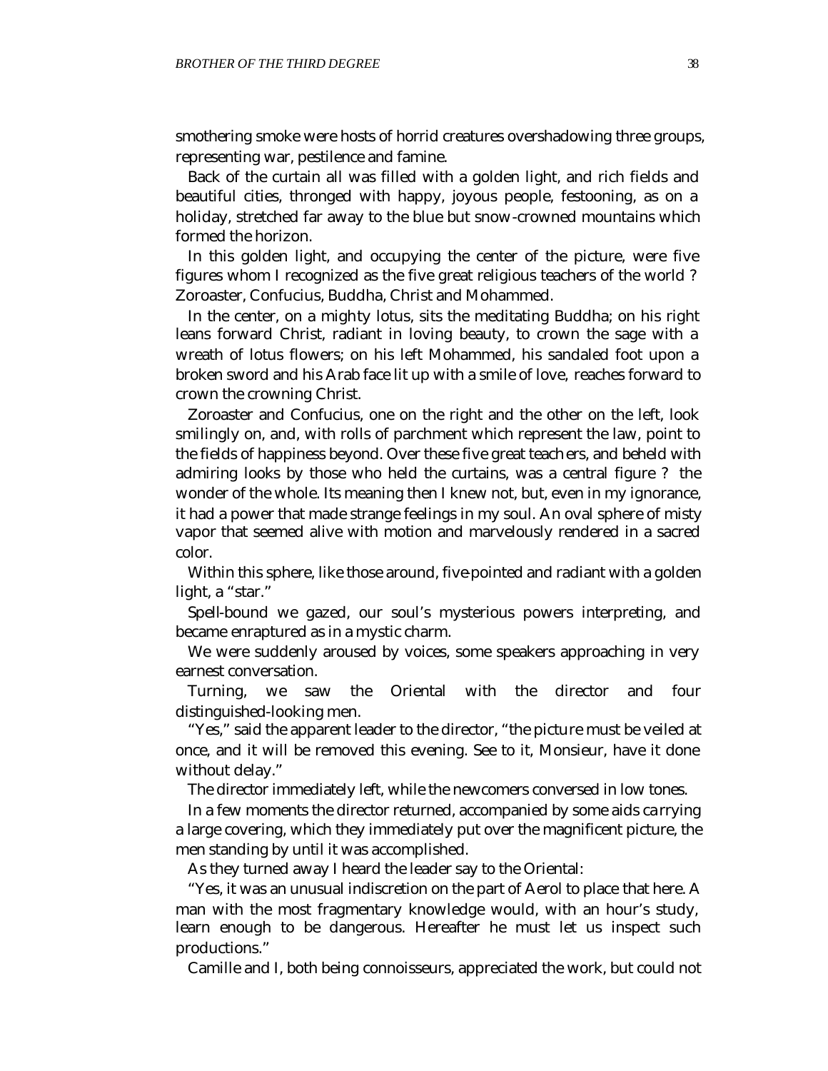smothering smoke were hosts of horrid creatures overshadowing three groups, representing war, pestilence and famine.

Back of the curtain all was filled with a golden light, and rich fields and beautiful cities, thronged with happy, joyous people, festooning, as on a holiday, stretched far away to the blue but snow-crowned mountains which formed the horizon.

In this golden light, and occupying the center of the picture, were five figures whom I recognized as the five great religious teachers of the world ? Zoroaster, Confucius, Buddha, Christ and Mohammed.

In the center, on a mighty lotus, sits the meditating Buddha; on his right leans forward Christ, radiant in loving beauty, to crown the sage with a wreath of lotus flowers; on his left Mohammed, his sandaled foot upon a broken sword and his Arab face lit up with a smile of love, reaches forward to crown the crowning Christ.

Zoroaster and Confucius, one on the right and the other on the left, look smilingly on, and, with rolls of parchment which represent the law, point to the fields of happiness beyond. Over these five great teachers, and beheld with admiring looks by those who held the curtains, was a central figure ? the wonder of the whole. Its meaning then I knew not, but, even in my ignorance, it had a power that made strange feelings in my soul. An oval sphere of misty vapor that seemed alive with motion and marvelously rendered in a sacred color.

Within this sphere, like those around, five-pointed and radiant with a golden light, a "star."

Spell-bound we gazed, our soul's mysterious powers interpreting, and became enraptured as in a mystic charm.

We were suddenly aroused by voices, some speakers approaching in very earnest conversation.

Turning, we saw the Oriental with the director and four distinguished-looking men.

"Yes," said the apparent leader to the director, "the picture must be veiled at once, and it will be removed this evening. See to it, Monsieur, have it done without delay."

The director immediately left, while the newcomers conversed in low tones.

In a few moments the director returned, accompanied by some aids carrying a large covering, which they immediately put over the magnificent picture, the men standing by until it was accomplished.

As they turned away I heard the leader say to the Oriental:

"Yes, it was an unusual indiscretion on the part of Aerol to place that here. A man with the most fragmentary knowledge would, with an hour's study, learn enough to be dangerous. Hereafter he must let us inspect such productions."

Camille and I, both being connoisseurs, appreciated the work, but could not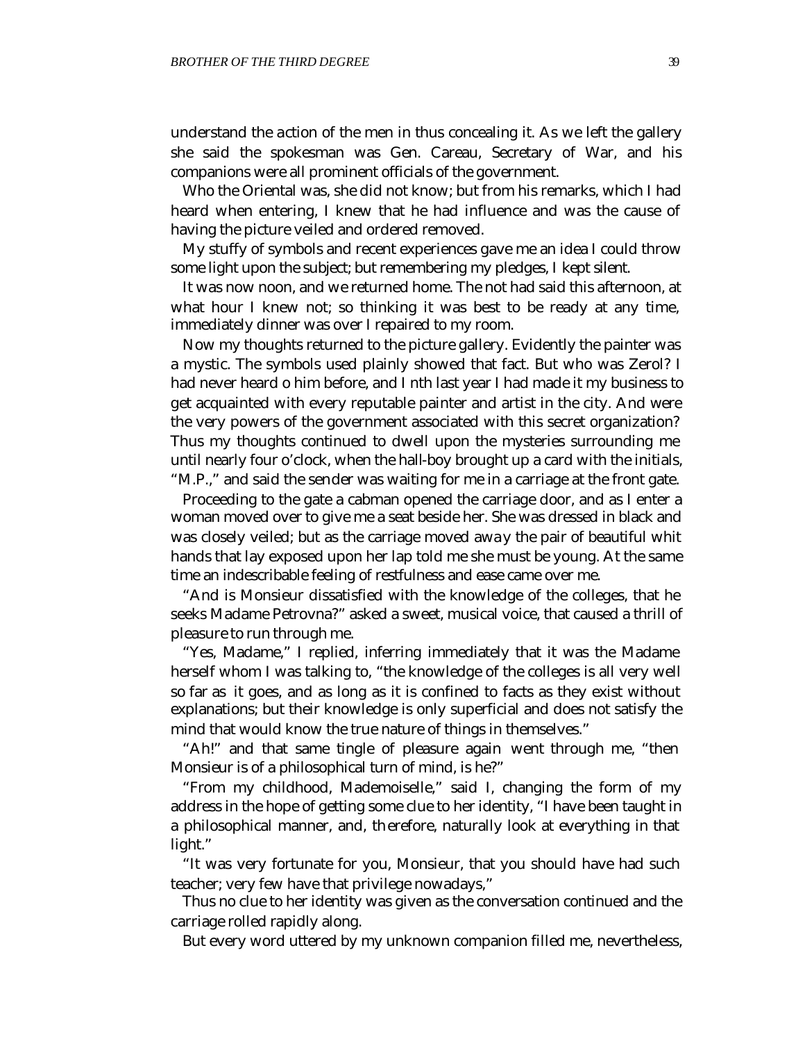understand the action of the men in thus concealing it. As we left the gallery she said the spokesman was Gen. Careau, Secretary of War, and his companions were all prominent officials of the government.

Who the Oriental was, she did not know; but from his remarks, which I had heard when entering, I knew that he had influence and was the cause of having the picture veiled and ordered removed.

My stuffy of symbols and recent experiences gave me an idea I could throw some light upon the subject; but remembering my pledges, I kept silent.

It was now noon, and we returned home. The not had said this afternoon, at what hour I knew not; so thinking it was best to be ready at any time, immediately dinner was over I repaired to my room.

Now my thoughts returned to the picture gallery. Evidently the painter was a mystic. The symbols used plainly showed that fact. But who was Zerol? I had never heard o him before, and I nth last year I had made it my business to get acquainted with every reputable painter and artist in the city. And were the very powers of the government associated with this secret organization? Thus my thoughts continued to dwell upon the mysteries surrounding me until nearly four o'clock, when the hall-boy brought up a card with the initials, "M.P.," and said the sender was waiting for me in a carriage at the front gate.

Proceeding to the gate a cabman opened the carriage door, and as I enter a woman moved over to give me a seat beside her. She was dressed in black and was closely veiled; but as the carriage moved away the pair of beautiful whit hands that lay exposed upon her lap told me she must be young. At the same time an indescribable feeling of restfulness and ease came over me.

"And is Monsieur dissatisfied with the knowledge of the colleges, that he seeks Madame Petrovna?" asked a sweet, musical voice, that caused a thrill of pleasure to run through me.

"Yes, Madame," I replied, inferring immediately that it was the Madame herself whom I was talking to, "the knowledge of the colleges is all very well so far as it goes, and as long as it is confined to facts as they exist without explanations; but their knowledge is only superficial and does not satisfy the mind that would know the true nature of things in themselves."

"Ah!" and that same tingle of pleasure again went through me, "then Monsieur is of a philosophical turn of mind, is he?"

"From my childhood, Mademoiselle," said I, changing the form of my address in the hope of getting some clue to her identity, "I have been taught in a philosophical manner, and, therefore, naturally look at everything in that light."

"It was very fortunate for you, Monsieur, that you should have had such teacher; very few have that privilege nowadays,"

Thus no clue to her identity was given as the conversation continued and the carriage rolled rapidly along.

But every word uttered by my unknown companion filled me, nevertheless,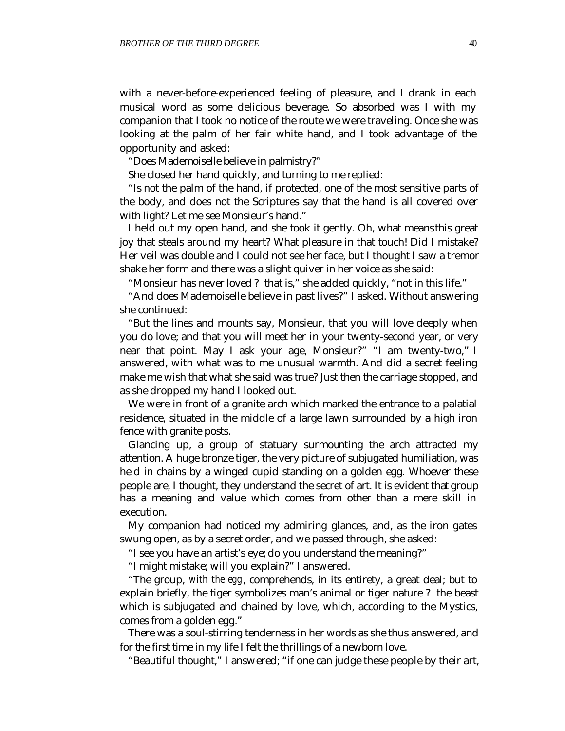with a never-before-experienced feeling of pleasure, and I drank in each musical word as some delicious beverage. So absorbed was I with my companion that I took no notice of the route we were traveling. Once she was looking at the palm of her fair white hand, and I took advantage of the opportunity and asked:

"Does Mademoiselle believe in palmistry?"

She closed her hand quickly, and turning to me replied:

"Is not the palm of the hand, if protected, one of the most sensitive parts of the body, and does not the Scriptures say that the hand is all covered over with light? Let me see Monsieur's hand."

I held out my open hand, and she took it gently. Oh, what means this great joy that steals around my heart? What pleasure in that touch! Did I mistake? Her veil was double and I could not see her face, but I thought I saw a tremor shake her form and there was a slight quiver in her voice as she said:

"Monsieur has never loved ? that is," she added quickly, "not in this life."

"And does Mademoiselle believe in past lives?" I asked. Without answering she continued:

"But the lines and mounts say, Monsieur, that you will love deeply when you do love; and that you will meet her in your twenty-second year, or very near that point. May I ask your age, Monsieur?" "I am twenty-two," I answered, with what was to me unusual warmth. And did a secret feeling make me wish that what she said was true? Just then the carriage stopped, and as she dropped my hand I looked out.

We were in front of a granite arch which marked the entrance to a palatial residence, situated in the middle of a large lawn surrounded by a high iron fence with granite posts.

Glancing up, a group of statuary surmounting the arch attracted my attention. A huge bronze tiger, the very picture of subjugated humiliation, was held in chains by a winged cupid standing on a golden egg. Whoever these people are, I thought, they understand the secret of art. It is evident that group has a meaning and value which comes from other than a mere skill in execution.

My companion had noticed my admiring glances, and, as the iron gates swung open, as by a secret order, and we passed through, she asked:

"I see you have an artist's eye; do you understand the meaning?"

"I might mistake; will you explain?" I answered.

"The group, *with the egg*, comprehends, in its entirety, a great deal; but to explain briefly, the tiger symbolizes man's animal or tiger nature ? the beast which is subjugated and chained by love, which, according to the Mystics, comes from a golden egg."

There was a soul-stirring tenderness in her words as she thus answered, and for the first time in my life I felt the thrillings of a newborn love.

"Beautiful thought," I answered; "if one can judge these people by their art,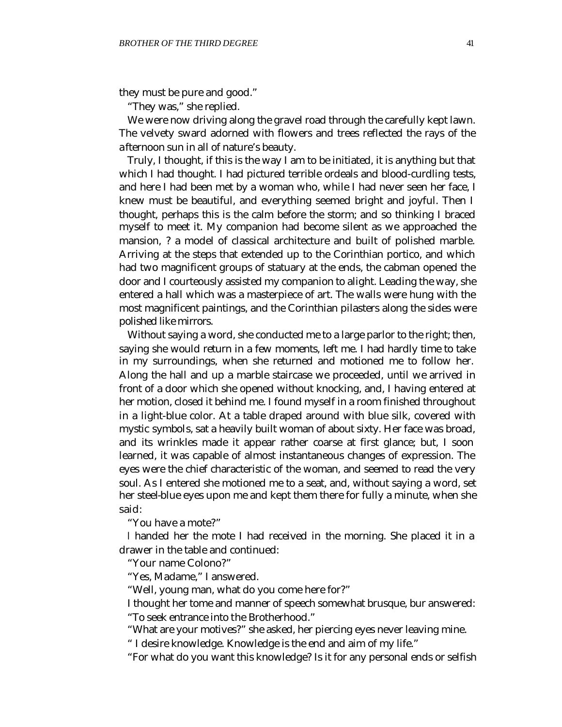they must be pure and good."

"They was," she replied.

We were now driving along the gravel road through the carefully kept lawn. The velvety sward adorned with flowers and trees reflected the rays of the afternoon sun in all of nature's beauty.

Truly, I thought, if this is the way I am to be initiated, it is anything but that which I had thought. I had pictured terrible ordeals and blood-curdling tests, and here I had been met by a woman who, while I had never seen her face, I knew must be beautiful, and everything seemed bright and joyful. Then I thought, perhaps this is the calm before the storm; and so thinking I braced myself to meet it. My companion had become silent as we approached the mansion, ? a model of classical architecture and built of polished marble. Arriving at the steps that extended up to the Corinthian portico, and which had two magnificent groups of statuary at the ends, the cabman opened the door and I courteously assisted my companion to alight. Leading the way, she entered a hall which was a masterpiece of art. The walls were hung with the most magnificent paintings, and the Corinthian pilasters along the sides were polished like mirrors.

Without saying a word, she conducted me to a large parlor to the right; then, saying she would return in a few moments, left me. I had hardly time to take in my surroundings, when she returned and motioned me to follow her. Along the hall and up a marble staircase we proceeded, until we arrived in front of a door which she opened without knocking, and, I having entered at her motion, closed it behind me. I found myself in a room finished throughout in a light-blue color. At a table draped around with blue silk, covered with mystic symbols, sat a heavily built woman of about sixty. Her face was broad, and its wrinkles made it appear rather coarse at first glance; but, I soon learned, it was capable of almost instantaneous changes of expression. The eyes were the chief characteristic of the woman, and seemed to read the very soul. As I entered she motioned me to a seat, and, without saying a word, set her steel-blue eyes upon me and kept them there for fully a minute, when she said:

"You have a mote?"

I handed her the mote I had received in the morning. She placed it in a drawer in the table and continued:

"Your name Colono?"

"Yes, Madame," I answered.

"Well, young man, what do you come here for?"

I thought her tome and manner of speech somewhat brusque, bur answered:

"To seek entrance into the Brotherhood."

"What are your motives?" she asked, her piercing eyes never leaving mine.

" I desire knowledge. Knowledge is the end and aim of my life."

"For what do you want this knowledge? Is it for any personal ends or selfish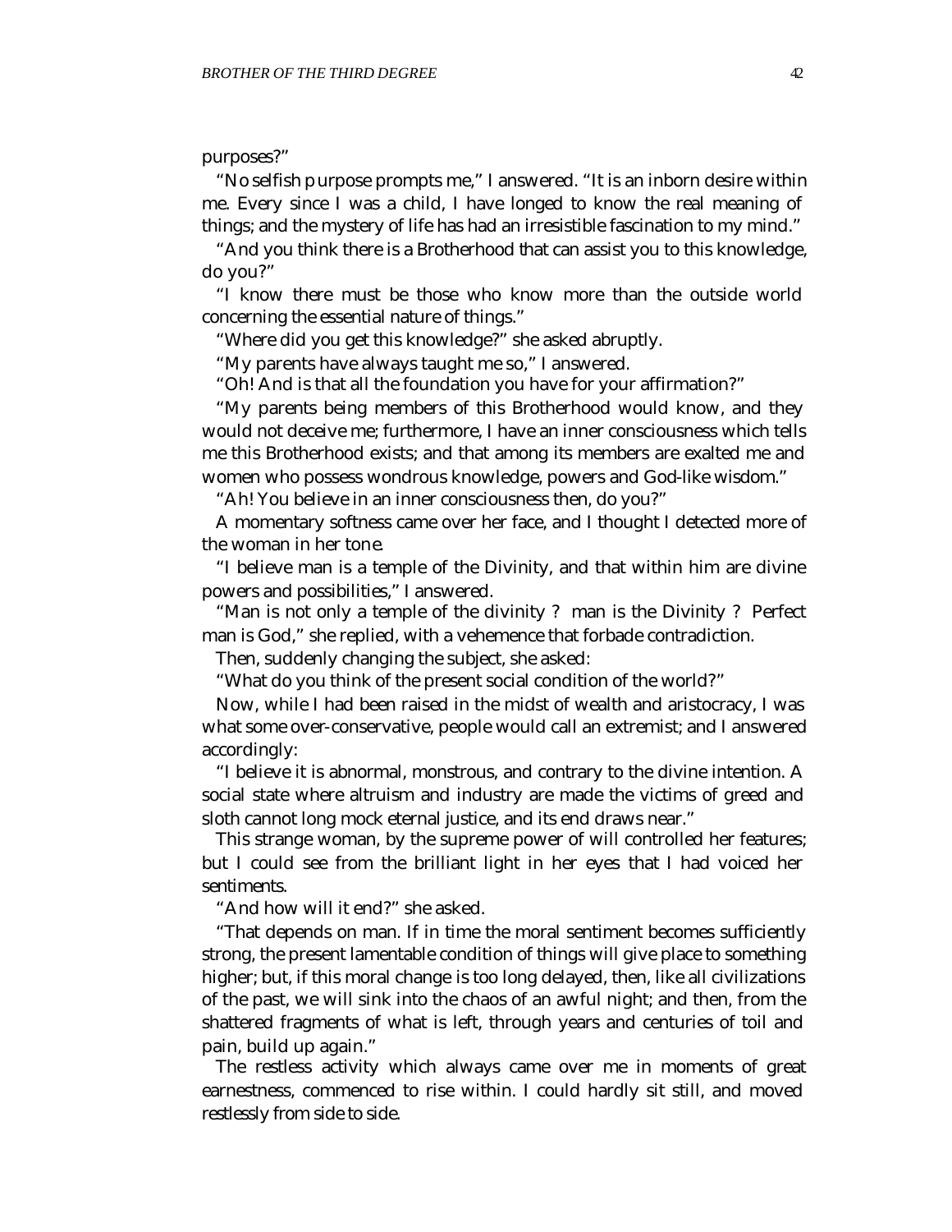purposes?"

"No selfish purpose prompts me," I answered. "It is an inborn desire within me. Every since I was a child, I have longed to know the real meaning of things; and the mystery of life has had an irresistible fascination to my mind."

"And you think there is a Brotherhood that can assist you to this knowledge, do you?"

"I know there must be those who know more than the outside world concerning the essential nature of things."

"Where did you get this knowledge?" she asked abruptly.

"My parents have always taught me so," I answered.

"Oh! And is that all the foundation you have for your affirmation?"

"My parents being members of this Brotherhood would know, and they would not deceive me; furthermore, I have an inner consciousness which tells me this Brotherhood exists; and that among its members are exalted me and women who possess wondrous knowledge, powers and God-like wisdom."

"Ah! You believe in an inner consciousness then, do you?"

A momentary softness came over her face, and I thought I detected more of the woman in her tone.

"I believe man is a temple of the Divinity, and that within him are divine powers and possibilities," I answered.

"Man is not only a temple of the divinity ? man is the Divinity ? Perfect man is God," she replied, with a vehemence that forbade contradiction.

Then, suddenly changing the subject, she asked:

"What do you think of the present social condition of the world?"

Now, while I had been raised in the midst of wealth and aristocracy, I was what some over-conservative, people would call an extremist; and I answered accordingly:

"I believe it is abnormal, monstrous, and contrary to the divine intention. A social state where altruism and industry are made the victims of greed and sloth cannot long mock eternal justice, and its end draws near."

This strange woman, by the supreme power of will controlled her features; but I could see from the brilliant light in her eyes that I had voiced her sentiments.

"And how will it end?" she asked.

"That depends on man. If in time the moral sentiment becomes sufficiently strong, the present lamentable condition of things will give place to something higher; but, if this moral change is too long delayed, then, like all civilizations of the past, we will sink into the chaos of an awful night; and then, from the shattered fragments of what is left, through years and centuries of toil and pain, build up again."

The restless activity which always came over me in moments of great earnestness, commenced to rise within. I could hardly sit still, and moved restlessly from side to side.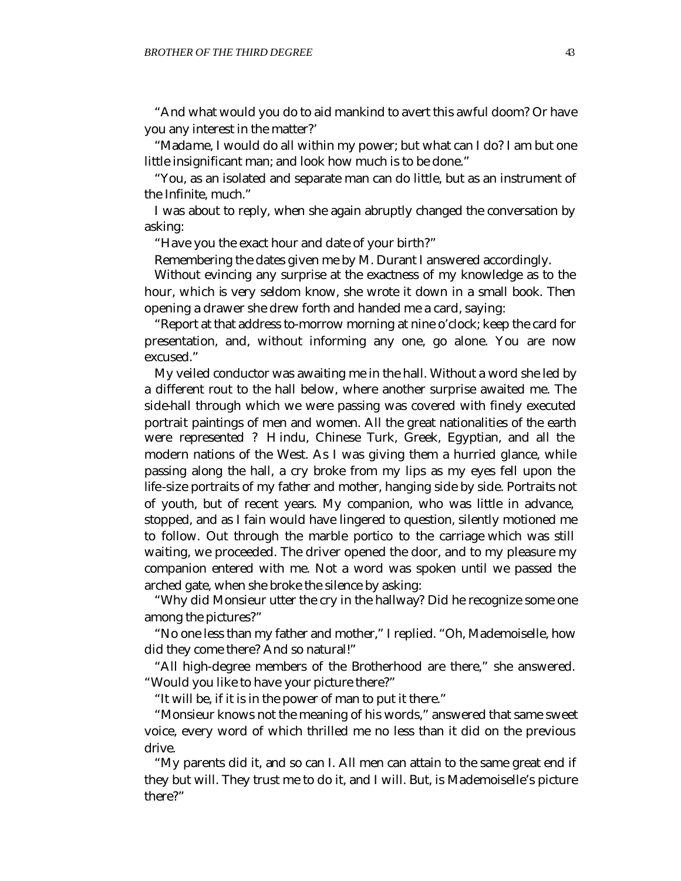"And what would you do to aid mankind to avert this awful doom? Or have you any interest in the matter?'

"*Madame*, I would do all within my power; but what can I do? I am but one little insignificant man; and look how much is to be done."

"You, as an isolated and separate man can do little, but as an instrument of the Infinite, much."

I was about to reply, when she again abruptly changed the conversation by asking:

"Have you the exact hour and date of your birth?"

Remembering the dates given me by M. Durant I answered accordingly.

Without evincing any surprise at the exactness of my knowledge as to the hour, which is very seldom know, she wrote it down in a small book. Then opening a drawer she drew forth and handed me a card, saying:

"Report at that address to-morrow morning at nine o'clock; keep the card for presentation, and, without informing any one, go alone. You are now excused."

My veiled conductor was awaiting me in the hall. Without a word she led by a different rout to the hall below, where another surprise awaited me. The side-hall through which we were passing was covered with finely executed portrait paintings of men and women. All the great nationalities of the earth were represented ? Hindu, Chinese Turk, Greek, Egyptian, and all the modern nations of the West. As I was giving them a hurried glance, while passing along the hall, a cry broke from my lips as my eyes fell upon the life-size portraits of my father and mother, hanging side by side. Portraits not of youth, but of recent years. My companion, who was little in advance, stopped, and as I fain would have lingered to question, silently motioned me to follow. Out through the marble portico to the carriage which was still waiting, we proceeded. The driver opened the door, and to my pleasure my companion entered with me. Not a word was spoken until we passed the arched gate, when she broke the silence by asking:

"Why did Monsieur utter the cry in the hallway? Did he recognize some one among the pictures?"

"No one less than my father and mother," I replied. "Oh, Mademoiselle, how did they come there? And so natural!"

"All high-degree members of the Brotherhood are there," she answered. "Would you like to have your picture there?"

"It will be, if it is in the power of man to put it there."

"Monsieur knows not the meaning of his words," answered that same sweet voice, every word of which thrilled me no less than it did on the previous drive.

"My parents did it, and so can I. All men can attain to the same great end if they but will. They trust me to do it, and I will. But, is Mademoiselle's picture there?"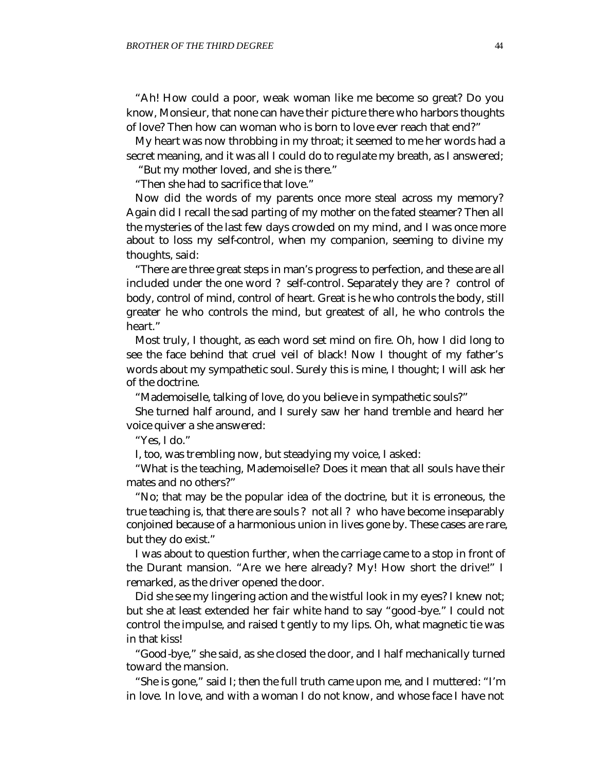"Ah! How could a poor, weak woman like me become so great? Do you know, Monsieur, that none can have their picture there who harbors thoughts of love? Then how can woman who is born to love ever reach that end?"

My heart was now throbbing in my throat; it seemed to me her words had a secret meaning, and it was all I could do to regulate my breath, as I answered;

"But my mother loved, and she is there."

"Then she had to sacrifice that love."

Now did the words of my parents once more steal across my memory? Again did I recall the sad parting of my mother on the fated steamer? Then all the mysteries of the last few days crowded on my mind, and I was once more about to loss my self-control, when my companion, seeming to divine my thoughts, said:

"There are three great steps in man's progress to perfection, and these are all included under the one word ? self-control. Separately they are ? control of body, control of mind, control of heart. Great is he who controls the body, still greater he who controls the mind, but greatest of all, he who controls the heart."

Most truly, I thought, as each word set mind on fire. Oh, how I did long to see the face behind that cruel veil of black! Now I thought of my father's words about my sympathetic soul. Surely this is mine, I thought; I will ask her of the doctrine.

"Mademoiselle, talking of love, do you believe in sympathetic souls?"

She turned half around, and I surely saw her hand tremble and heard her voice quiver a she answered:

"Yes, I do."

I, too, was trembling now, but steadying my voice, I asked:

"What is the teaching, Mademoiselle? Does it mean that all souls have their mates and no others?"

"No; that may be the popular idea of the doctrine, but it is erroneous, the true teaching is, that there are souls ? not all ? who have become inseparably conjoined because of a harmonious union in lives gone by. These cases are rare, but they do exist."

I was about to question further, when the carriage came to a stop in front of the Durant mansion. "Are we here already? My! How short the drive!" I remarked, as the driver opened the door.

Did she see my lingering action and the wistful look in my eyes? I knew not; but she at least extended her fair white hand to say "good-bye." I could not control the impulse, and raised t gently to my lips. Oh, what magnetic tie was in that kiss!

"Good-bye," she said, as she closed the door, and I half mechanically turned toward the mansion.

"She is gone," said I; then the full truth came upon me, and I muttered: "I'm in love. In love, and with a woman I do not know, and whose face I have not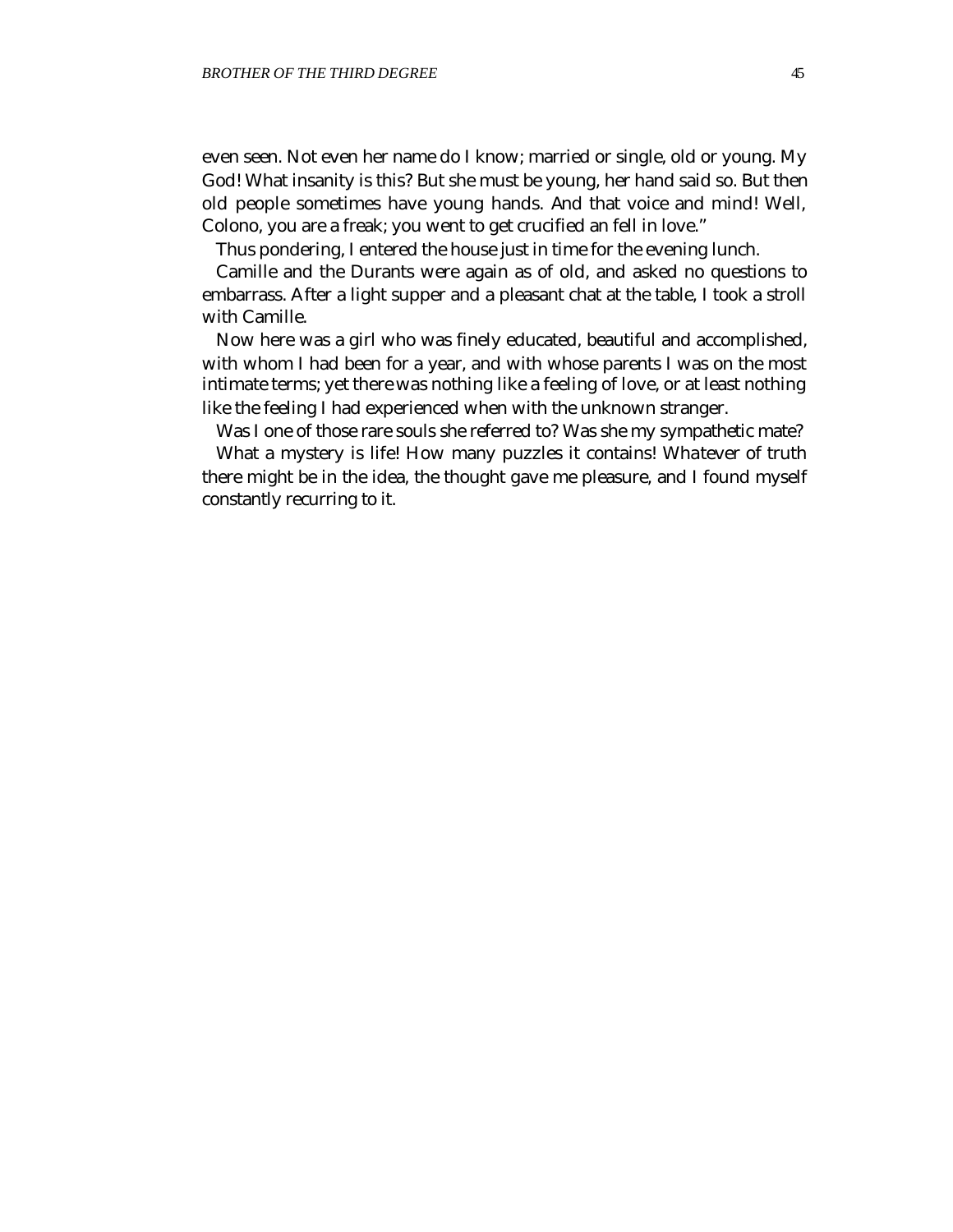even seen. Not even her name do I know; married or single, old or young. My God! What insanity is this? But she must be young, her hand said so. But then old people sometimes have young hands. And that voice and mind! Well, Colono, you are a freak; you went to get crucified an fell in love."

Thus pondering, I entered the house just in time for the evening lunch.

Camille and the Durants were again as of old, and asked no questions to embarrass. After a light supper and a pleasant chat at the table, I took a stroll with Camille.

Now here was a girl who was finely educated, beautiful and accomplished, with whom I had been for a year, and with whose parents I was on the most intimate terms; yet there was nothing like a feeling of love, or at least nothing like the feeling I had experienced when with the unknown stranger.

Was I one of those rare souls she referred to? Was she my sympathetic mate?

What a mystery is life! How many puzzles it contains! Whatever of truth there might be in the idea, the thought gave me pleasure, and I found myself constantly recurring to it.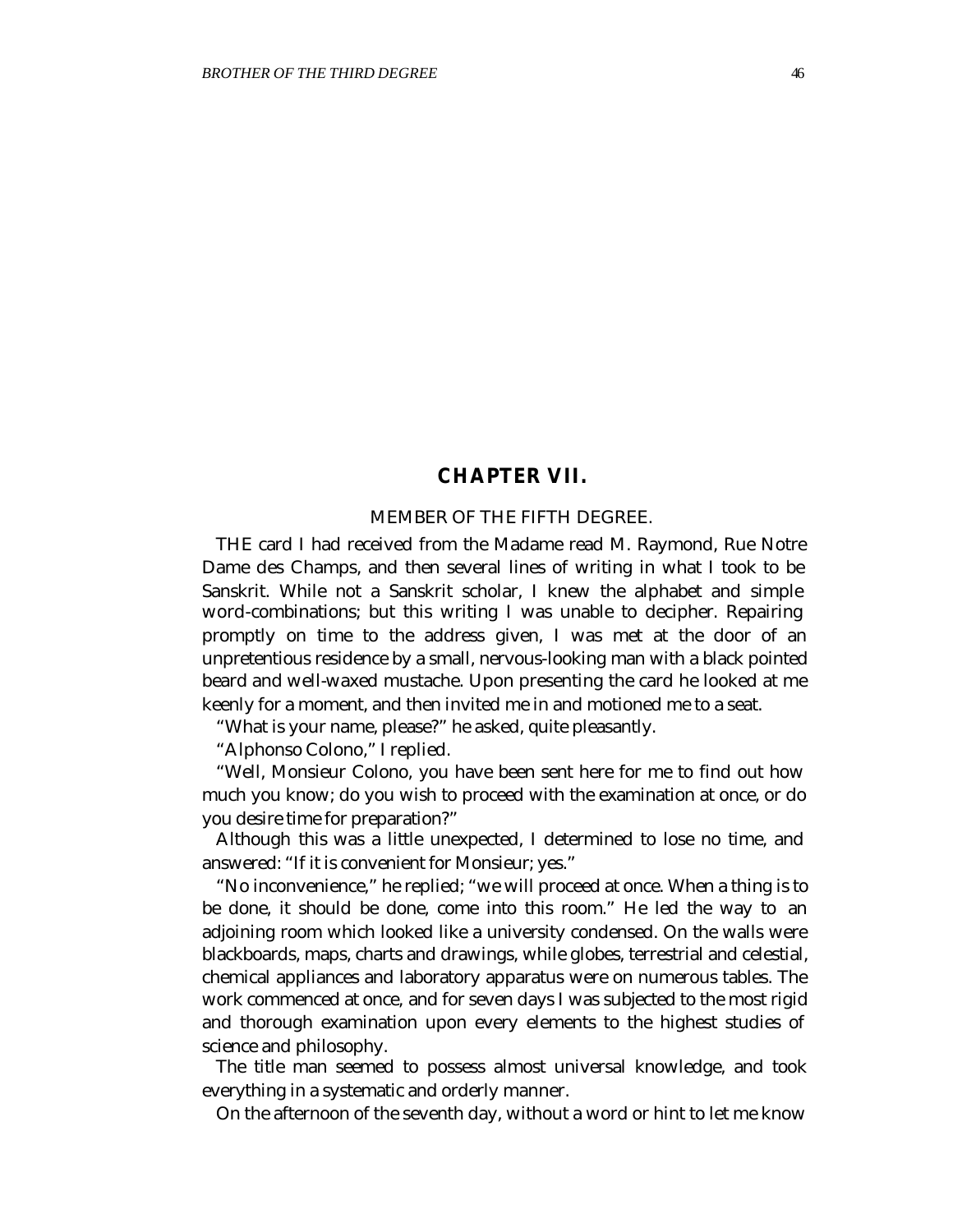## CHAPTER VII.

### MEMBER OF THE FIFTH DEGREE.

THE card I had received from the Madame read M. Raymond, Rue Notre Dame des Champs, and then several lines of writing in what I took to be Sanskrit. While not a Sanskrit scholar, I knew the alphabet and simple word-combinations; but this writing I was unable to decipher. Repairing promptly on time to the address given, I was met at the door of an unpretentious residence by a small, nervous-looking man with a black pointed beard and well-waxed mustache. Upon presenting the card he looked at me keenly for a moment, and then invited me in and motioned me to a seat.

"What is your name, please?" he asked, quite pleasantly.

"Alphonso Colono," I replied.

"Well, Monsieur Colono, you have been sent here for me to find out how much you know; do you wish to proceed with the examination at once, or do you desire time for preparation?"

Although this was a little unexpected, I determined to lose no time, and answered: "If it is convenient for Monsieur; yes."

"No inconvenience," he replied; "we will proceed at once. When a thing is to be done, it should be done, come into this room." He led the way to an adjoining room which looked like a university condensed. On the walls were blackboards, maps, charts and drawings, while globes, terrestrial and celestial, chemical appliances and laboratory apparatus were on numerous tables. The work commenced at once, and for seven days I was subjected to the most rigid and thorough examination upon every elements to the highest studies of science and philosophy.

The title man seemed to possess almost universal knowledge, and took everything in a systematic and orderly manner.

On the afternoon of the seventh day, without a word or hint to let me know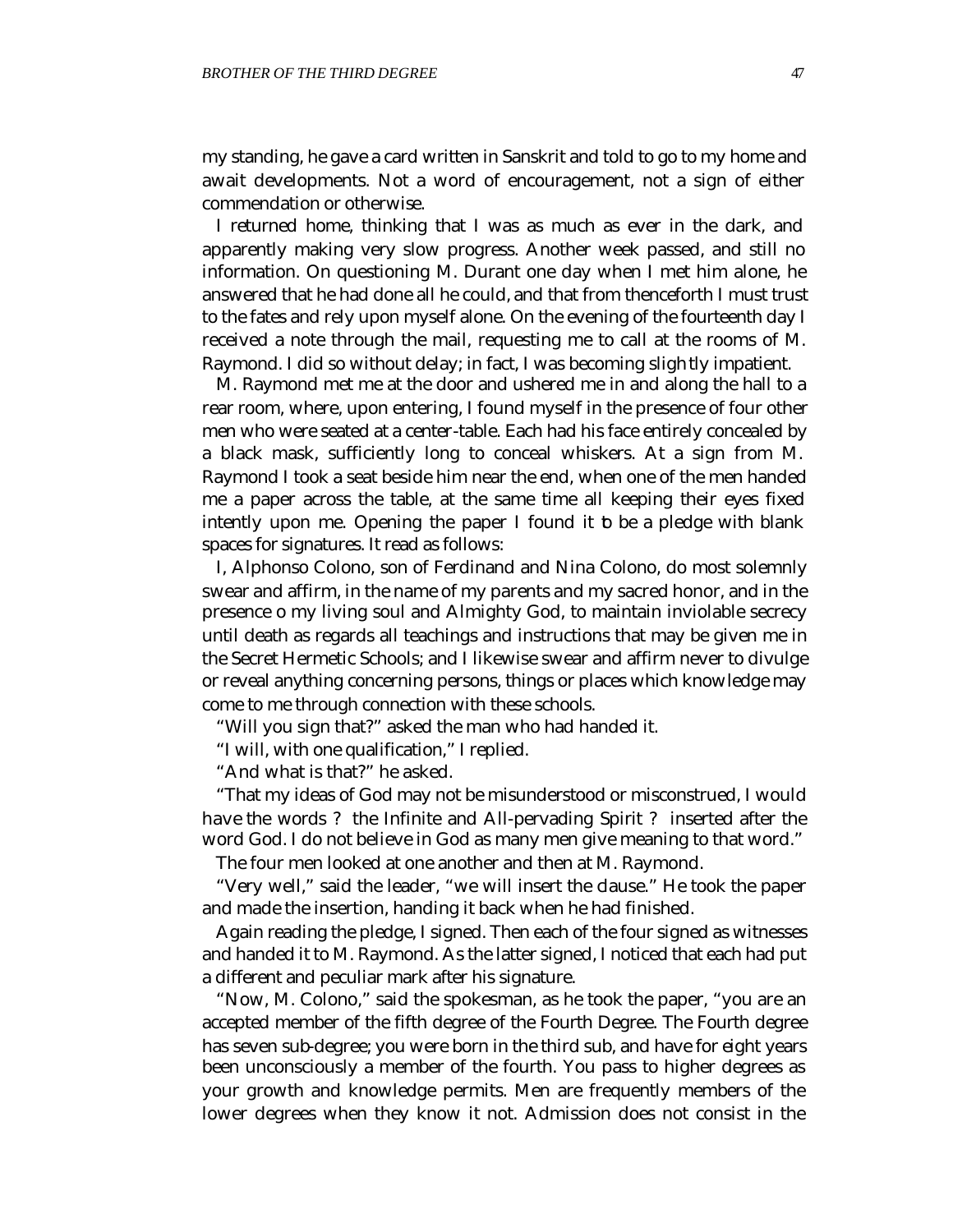my standing, he gave a card written in Sanskrit and told to go to my home and await developments. Not a word of encouragement, not a sign of either commendation or otherwise.

I returned home, thinking that I was as much as ever in the dark, and apparently making very slow progress. Another week passed, and still no information. On questioning M. Durant one day when I met him alone, he answered that he had done all he could, and that from thenceforth I must trust to the fates and rely upon myself alone. On the evening of the fourteenth day I received a note through the mail, requesting me to call at the rooms of M. Raymond. I did so without delay; in fact, I was becoming sligh tly impatient.

M. Raymond met me at the door and ushered me in and along the hall to a rear room, where, upon entering, I found myself in the presence of four other men who were seated at a center-table. Each had his face entirely concealed by a black mask, sufficiently long to conceal whiskers. At a sign from M. Raymond I took a seat beside him near the end, when one of the men handed me a paper across the table, at the same time all keeping their eyes fixed intently upon me. Opening the paper I found it to be a pledge with blank spaces for signatures. It read as follows:

I, Alphonso Colono, son of Ferdinand and Nina Colono, do most solemnly swear and affirm, in the name of my parents and my sacred honor, and in the presence o my living soul and Almighty God, to maintain inviolable secrecy until death as regards all teachings and instructions that may be given me in the Secret Hermetic Schools; and I likewise swear and affirm never to divulge or reveal anything concerning persons, things or places which knowledge may come to me through connection with these schools.

"Will you sign that?" asked the man who had handed it.

"I will, with one qualification," I replied.

"And what is that?" he asked.

"That my ideas of God may not be misunderstood or misconstrued, I would have the words ? the Infinite and All-pervading Spirit ? inserted after the word God. I do not believe in God as many men give meaning to that word."

The four men looked at one another and then at M. Raymond.

"Very well," said the leader, "we will insert the clause." He took the paper and made the insertion, handing it back when he had finished.

Again reading the pledge, I signed. Then each of the four signed as witnesses and handed it to M. Raymond. As the latter signed, I noticed that each had put a different and peculiar mark after his signature.

"Now, M. Colono," said the spokesman, as he took the paper, "you are an accepted member of the fifth degree of the Fourth Degree. The Fourth degree has seven sub-degree; you were born in the third sub, and have for eight years been unconsciously a member of the fourth. You pass to higher degrees as your growth and knowledge permits. Men are frequently members of the lower degrees when they know it not. Admission does not consist in the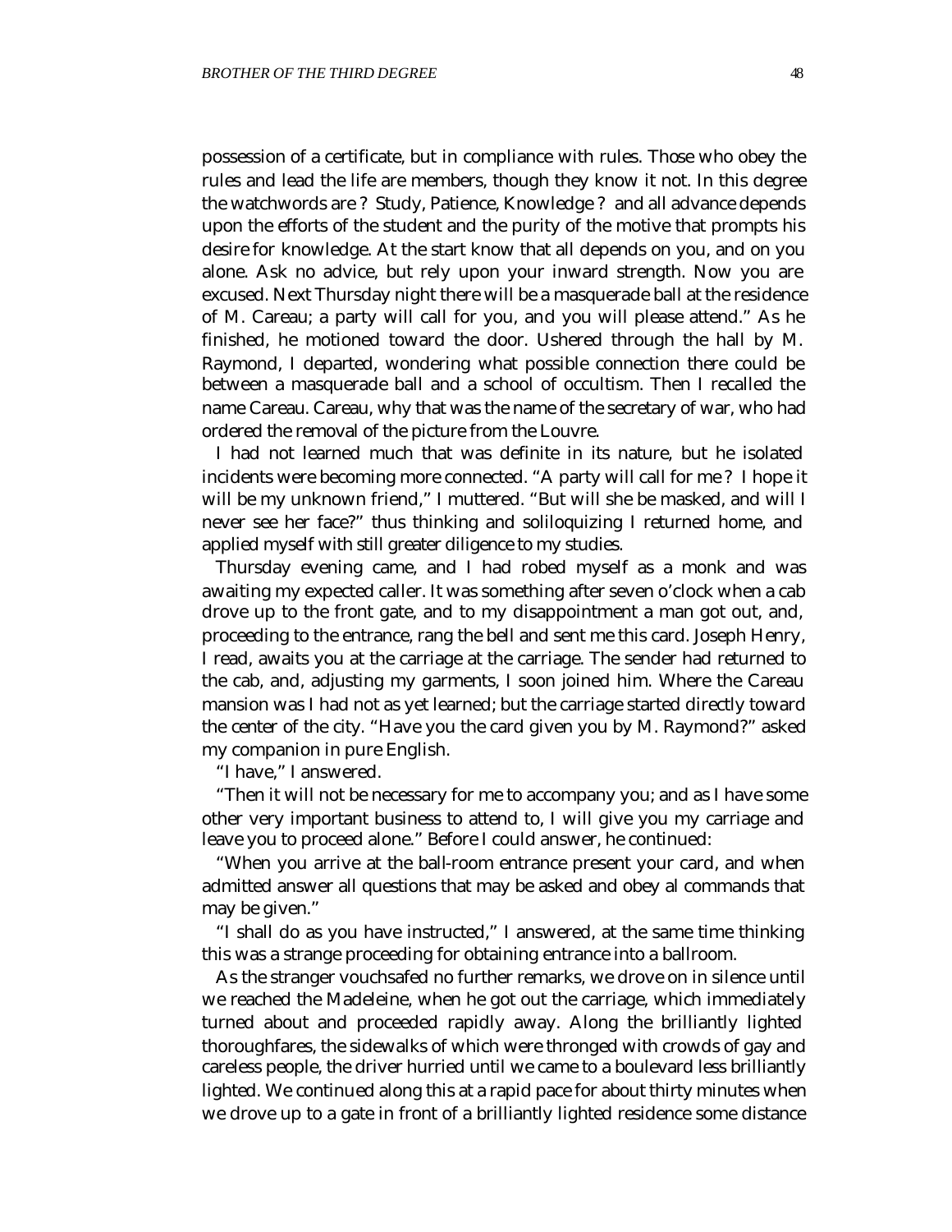possession of a certificate, but in compliance with rules. Those who obey the rules and lead the life are members, though they know it not. In this degree the watchwords are ? Study, Patience, Knowledge ? and all advance depends upon the efforts of the student and the purity of the motive that prompts his desire for knowledge. At the start know that all depends on you, and on you alone. Ask no advice, but rely upon your inward strength. Now you are excused. Next Thursday night there will be a masquerade ball at the residence of M. Careau; a party will call for you, and you will please attend." As he finished, he motioned toward the door. Ushered through the hall by M. Raymond, I departed, wondering what possible connection there could be between a masquerade ball and a school of occultism. Then I recalled the name Careau. Careau, why that was the name of the secretary of war, who had ordered the removal of the picture from the Louvre.

I had not learned much that was definite in its nature, but he isolated incidents were becoming more connected. "A party will call for me ? I hope it will be my unknown friend," I muttered. "But will she be masked, and will I never see her face?" thus thinking and soliloquizing I returned home, and applied myself with still greater diligence to my studies.

Thursday evening came, and I had robed myself as a monk and was awaiting my expected caller. It was something after seven o'clock when a cab drove up to the front gate, and to my disappointment a man got out, and, proceeding to the entrance, rang the bell and sent me this card. Joseph Henry, I read, awaits you at the carriage at the carriage. The sender had returned to the cab, and, adjusting my garments, I soon joined him. Where the Careau mansion was I had not as yet learned; but the carriage started directly toward the center of the city. "Have you the card given you by M. Raymond?" asked my companion in pure English.

"I have," I answered.

"Then it will not be necessary for me to accompany you; and as I have some other very important business to attend to, I will give you my carriage and leave you to proceed alone." Before I could answer, he continued:

"When you arrive at the ball-room entrance present your card, and when admitted answer all questions that may be asked and obey al commands that may be given."

"I shall do as you have instructed," I answered, at the same time thinking this was a strange proceeding for obtaining entrance into a ballroom.

As the stranger vouchsafed no further remarks, we drove on in silence until we reached the Madeleine, when he got out the carriage, which immediately turned about and proceeded rapidly away. Along the brilliantly lighted thoroughfares, the sidewalks of which were thronged with crowds of gay and careless people, the driver hurried until we came to a boulevard less brilliantly lighted. We continued along this at a rapid pace for about thirty minutes when we drove up to a gate in front of a brilliantly lighted residence some distance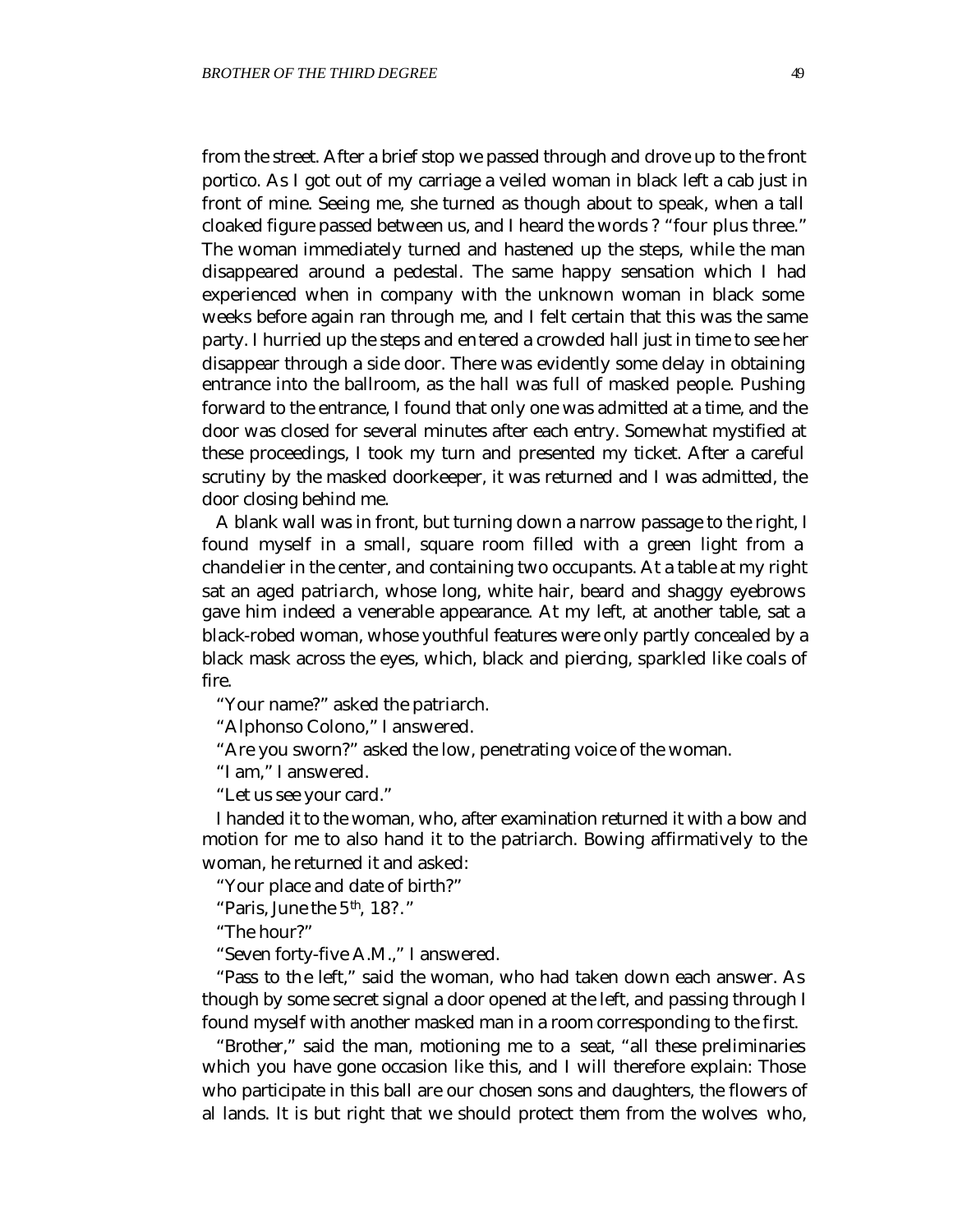from the street. After a brief stop we passed through and drove up to the front portico. As I got out of my carriage a veiled woman in black left a cab just in front of mine. Seeing me, she turned as though about to speak, when a tall cloaked figure passed between us, and I heard the words ? "four plus three." The woman immediately turned and hastened up the steps, while the man disappeared around a pedestal. The same happy sensation which I had experienced when in company with the unknown woman in black some weeks before again ran through me, and I felt certain that this was the same party. I hurried up the steps and entered a crowded hall just in time to see her disappear through a side door. There was evidently some delay in obtaining entrance into the ballroom, as the hall was full of masked people. Pushing forward to the entrance, I found that only one was admitted at a time, and the door was closed for several minutes after each entry. Somewhat mystified at these proceedings, I took my turn and presented my ticket. After a careful scrutiny by the masked doorkeeper, it was returned and I was admitted, the door closing behind me.

A blank wall was in front, but turning down a narrow passage to the right, I found myself in a small, square room filled with a green light from a chandelier in the center, and containing two occupants. At a table at my right sat an aged patriarch, whose long, white hair, beard and shaggy eyebrows gave him indeed a venerable appearance. At my left, at another table, sat a black-robed woman, whose youthful features were only partly concealed by a black mask across the eyes, which, black and piercing, sparkled like coals of fire.

"Your name?" asked the patriarch.

"Alphonso Colono," I answered.

"Are you sworn?" asked the low, penetrating voice of the woman.

"I am," I answered.

"Let us see your card."

I handed it to the woman, who, after examination returned it with a bow and motion for me to also hand it to the patriarch. Bowing affirmatively to the woman, he returned it and asked:

"Your place and date of birth?"

"Paris, June the 5th, 18?."

"The hour?"

"Seven forty-five A.M.," I answered.

"Pass to the left," said the woman, who had taken down each answer. As though by some secret signal a door opened at the left, and passing through I found myself with another masked man in a room corresponding to the first.

"Brother," said the man, motioning me to a seat, "all these preliminaries which you have gone occasion like this, and I will therefore explain: Those who participate in this ball are our chosen sons and daughters, the flowers of al lands. It is but right that we should protect them from the wolves who,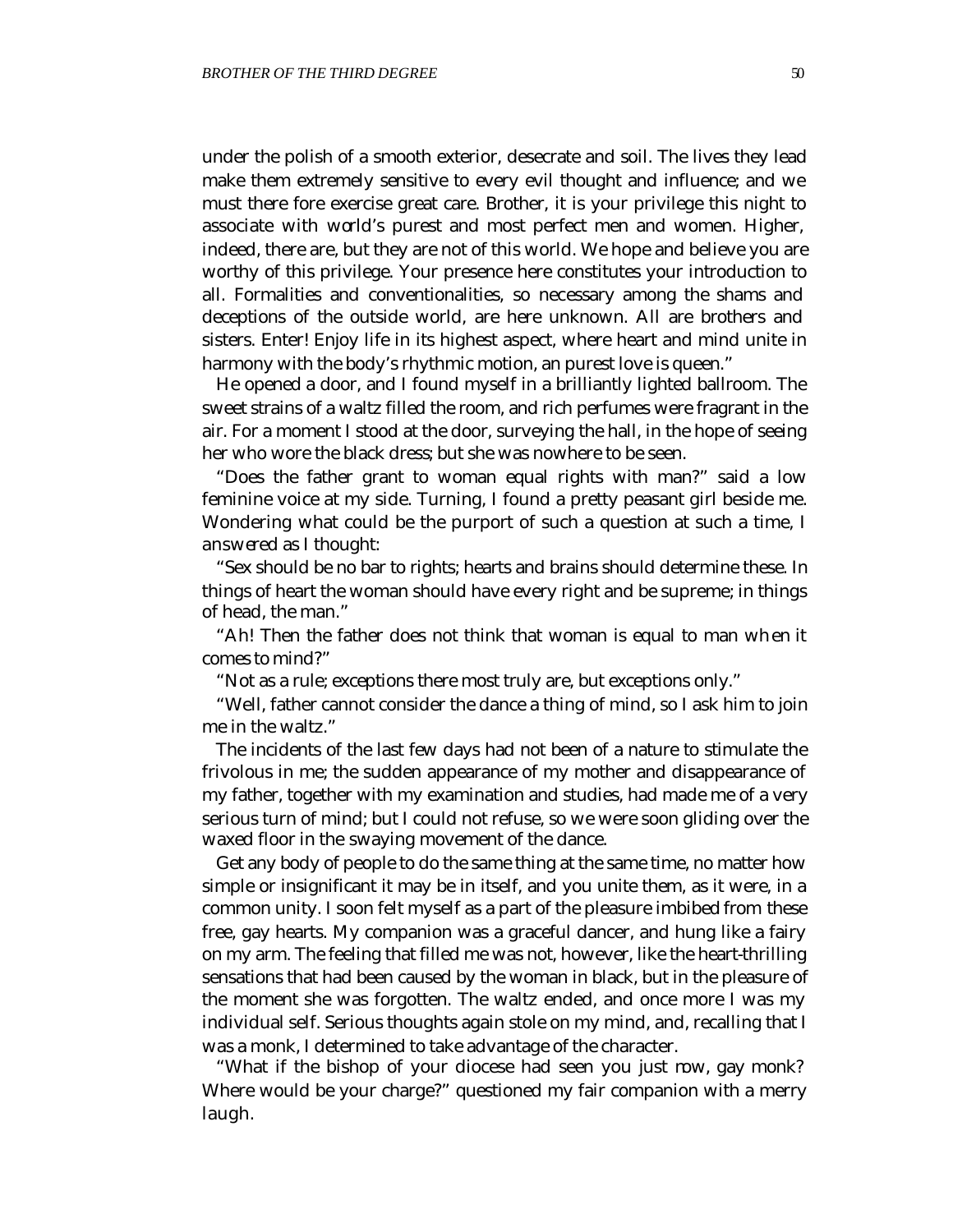under the polish of a smooth exterior, desecrate and soil. The lives they lead make them extremely sensitive to every evil thought and influence; and we must there fore exercise great care. Brother, it is your privilege this night to associate with world's purest and most perfect men and women. Higher, indeed, there are, but they are not of this world. We hope and believe you are worthy of this privilege. Your presence here constitutes your introduction to all. Formalities and conventionalities, so necessary among the shams and deceptions of the outside world, are here unknown. All are brothers and sisters. Enter! Enjoy life in its highest aspect, where heart and mind unite in harmony with the body's rhythmic motion, an purest love is queen."

He opened a door, and I found myself in a brilliantly lighted ballroom. The sweet strains of a waltz filled the room, and rich perfumes were fragrant in the air. For a moment I stood at the door, surveying the hall, in the hope of seeing her who wore the black dress; but she was nowhere to be seen.

"Does the father grant to woman equal rights with man?" said a low feminine voice at my side. Turning, I found a pretty peasant girl beside me. Wondering what could be the purport of such a question at such a time, I answered as I thought:

"Sex should be no bar to rights; hearts and brains should determine these. In things of heart the woman should have every right and be supreme; in things of head, the man."

"Ah! Then the father does not think that woman is equal to man when it comes to mind?"

"Not as a rule; exceptions there most truly are, but exceptions only."

"Well, father cannot consider the dance a thing of mind, so I ask him to join me in the waltz."

The incidents of the last few days had not been of a nature to stimulate the frivolous in me; the sudden appearance of my mother and disappearance of my father, together with my examination and studies, had made me of a very serious turn of mind; but I could not refuse, so we were soon gliding over the waxed floor in the swaying movement of the dance.

Get any body of people to do the same thing at the same time, no matter how simple or insignificant it may be in itself, and you unite them, as it were, in a common unity. I soon felt myself as a part of the pleasure imbibed from these free, gay hearts. My companion was a graceful dancer, and hung like a fairy on my arm. The feeling that filled me was not, however, like the heart-thrilling sensations that had been caused by the woman in black, but in the pleasure of the moment she was forgotten. The waltz ended, and once more I was my individual self. Serious thoughts again stole on my mind, and, recalling that I was a monk, I determined to take advantage of the character.

"What if the bishop of your diocese had seen you just now, gay monk? Where would be your charge?" questioned my fair companion with a merry laugh.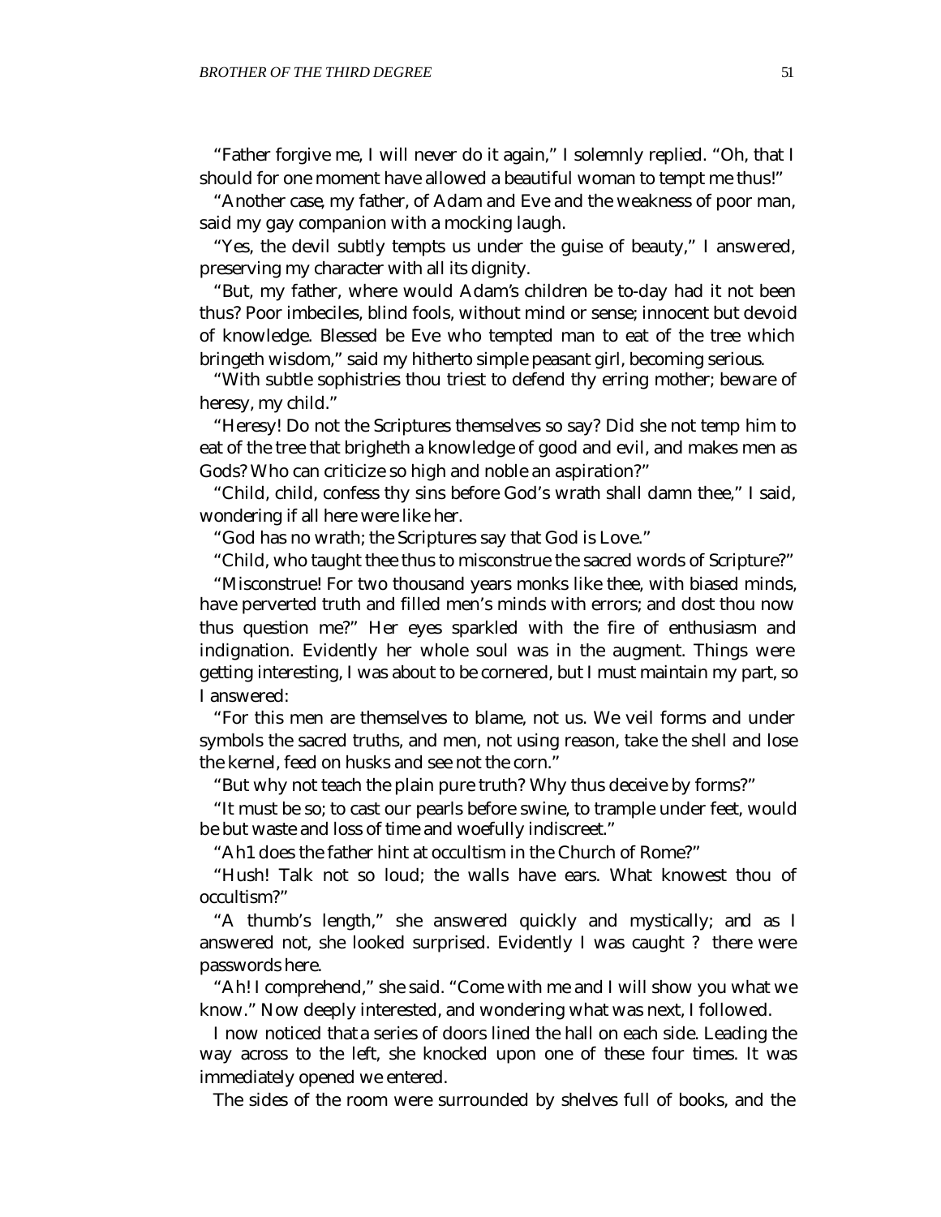"Father forgive me, I will never do it again," I solemnly replied. "Oh, that I should for one moment have allowed a beautiful woman to tempt me thus!"

"Another case, my father, of Adam and Eve and the weakness of poor man, said my gay companion with a mocking laugh.

"Yes, the devil subtly tempts us under the guise of beauty," I answered, preserving my character with all its dignity.

"But, my father, where would Adam's children be to-day had it not been thus? Poor imbeciles, blind fools, without mind or sense; innocent but devoid of knowledge. Blessed be Eve who tempted man to eat of the tree which bringeth wisdom," said my hitherto simple peasant girl, becoming serious.

"With subtle sophistries thou triest to defend thy erring mother; beware of heresy, my child."

"Heresy! Do not the Scriptures themselves so say? Did she not temp him to eat of the tree that brigheth a knowledge of good and evil, and makes men as Gods? Who can criticize so high and noble an aspiration?"

"Child, child, confess thy sins before God's wrath shall damn thee," I said, wondering if all here were like her.

"God has no wrath; the Scriptures say that God is Love."

"Child, who taught thee thus to misconstrue the sacred words of Scripture?"

"Misconstrue! For two thousand years monks like thee, with biased minds, have perverted truth and filled men's minds with errors; and dost thou now thus question me?" Her eyes sparkled with the fire of enthusiasm and indignation. Evidently her whole soul was in the augment. Things were getting interesting, I was about to be cornered, but I must maintain my part, so I answered:

"For this men are themselves to blame, not us. We veil forms and under symbols the sacred truths, and men, not using reason, take the shell and lose the kernel, feed on husks and see not the corn."

"But why not teach the plain pure truth? Why thus deceive by forms?"

"It must be so; to cast our pearls before swine, to trample under feet, would be but waste and loss of time and woefully indiscreet."

"Ah1 does the father hint at occultism in the Church of Rome?"

"Hush! Talk not so loud; the walls have ears. What knowest thou of occultism?"

"A thumb's length," she answered quickly and mystically; and as I answered not, she looked surprised. Evidently I was caught ? there were passwords here.

"Ah! I comprehend," she said. "Come with me and I will show you what we know." Now deeply interested, and wondering what was next, I followed.

I now noticed that a series of doors lined the hall on each side. Leading the way across to the left, she knocked upon one of these four times. It was immediately opened we entered.

The sides of the room were surrounded by shelves full of books, and the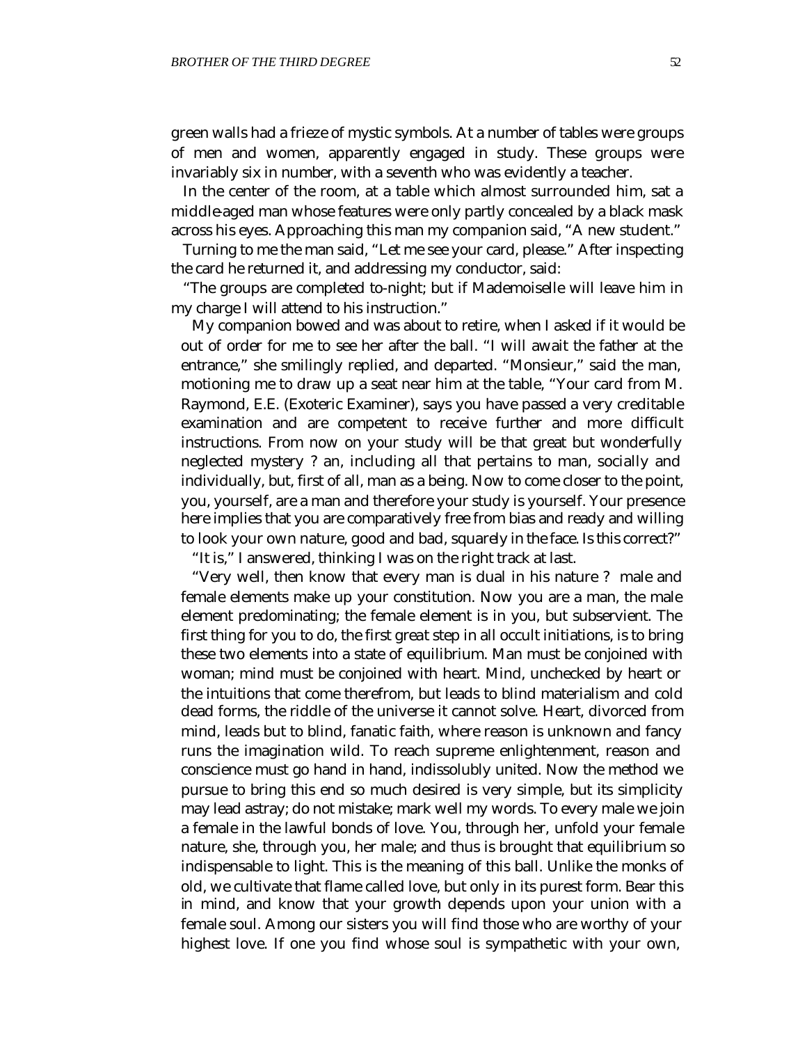green walls had a frieze of mystic symbols. At a number of tables were groups of men and women, apparently engaged in study. These groups were invariably six in number, with a seventh who was evidently a teacher.

In the center of the room, at a table which almost surrounded him, sat a middle-aged man whose features were only partly concealed by a black mask across his eyes. Approaching this man my companion said, "A new student."

Turning to me the man said, "Let me see your card, please." After inspecting the card he returned it, and addressing my conductor, said:

"The groups are completed to-night; but if Mademoiselle will leave him in my charge I will attend to his instruction."

My companion bowed and was about to retire, when I asked if it would be out of order for me to see her after the ball. "I will await the father at the entrance," she smilingly replied, and departed. "Monsieur," said the man, motioning me to draw up a seat near him at the table, "Your card from M. Raymond, E.E. (Exoteric Examiner), says you have passed a very creditable examination and are competent to receive further and more difficult instructions. From now on your study will be that great but wonderfully neglected mystery ? an, including all that pertains to man, socially and individually, but, first of all, man as a being. Now to come closer to the point, you, yourself, are a man and therefore your study is yourself. Your presence here implies that you are comparatively free from bias and ready and willing to look your own nature, good and bad, squarely in the face. Is this correct?"

"It is," I answered, thinking I was on the right track at last.

"Very well, then know that every man is dual in his nature ? male and female elements make up your constitution. Now you are a man, the male element predominating; the female element is in you, but subservient. The first thing for you to do, the first great step in all occult initiations, is to bring these two elements into a state of equilibrium. Man must be conjoined with woman; mind must be conjoined with heart. Mind, unchecked by heart or the intuitions that come therefrom, but leads to blind materialism and cold dead forms, the riddle of the universe it cannot solve. Heart, divorced from mind, leads but to blind, fanatic faith, where reason is unknown and fancy runs the imagination wild. To reach supreme enlightenment, reason and conscience must go hand in hand, indissolubly united. Now the method we pursue to bring this end so much desired is very simple, but its simplicity may lead astray; do not mistake; mark well my words. To every male we join a female in the lawful bonds of love. You, through her, unfold your female nature, she, through you, her male; and thus is brought that equilibrium so indispensable to light. This is the meaning of this ball. Unlike the monks of old, we cultivate that flame called love, but only in its purest form. Bear this in mind, and know that your growth depends upon your union with a female soul. Among our sisters you will find those who are worthy of your highest love. If one you find whose soul is sympathetic with your own,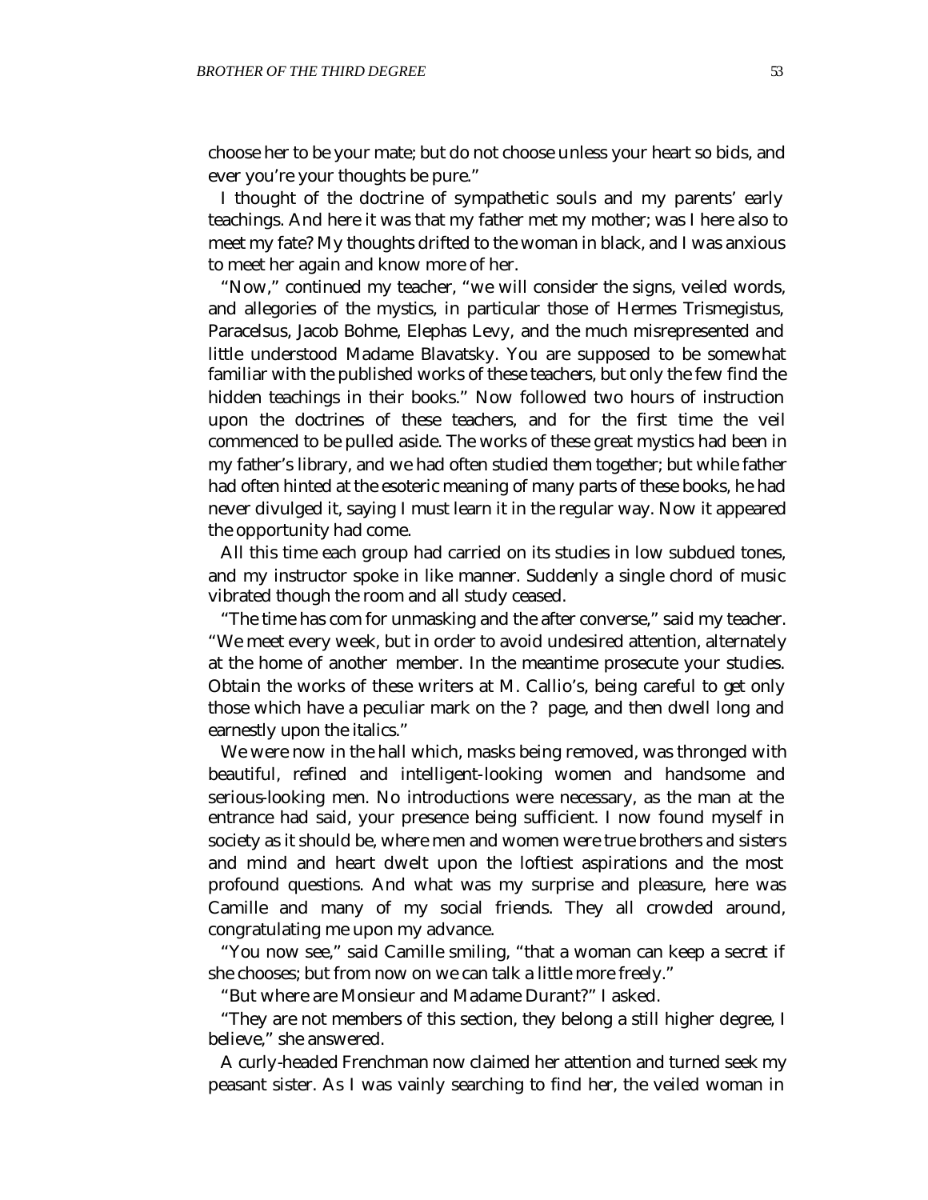choose her to be your mate; but do not choose unless your heart so bids, and ever you're your thoughts be pure."

I thought of the doctrine of sympathetic souls and my parents' early teachings. And here it was that my father met my mother; was I here also to meet my fate? My thoughts drifted to the woman in black, and I was anxious to meet her again and know more of her.

"Now," continued my teacher, "we will consider the signs, veiled words, and allegories of the mystics, in particular those of Hermes Trismegistus, Paracelsus, Jacob Bohme, Elephas Levy, and the much misrepresented and little understood Madame Blavatsky. You are supposed to be somewhat familiar with the published works of these teachers, but only the few find the hidden teachings in their books." Now followed two hours of instruction upon the doctrines of these teachers, and for the first time the veil commenced to be pulled aside. The works of these great mystics had been in my father's library, and we had often studied them together; but while father had often hinted at the esoteric meaning of many parts of these books, he had never divulged it, saying I must learn it in the regular way. Now it appeared the opportunity had come.

All this time each group had carried on its studies in low subdued tones, and my instructor spoke in like manner. Suddenly a single chord of music vibrated though the room and all study ceased.

"The time has com for unmasking and the after converse," said my teacher. "We meet every week, but in order to avoid undesired attention, alternately at the home of another member. In the meantime prosecute your studies. Obtain the works of these writers at M. Callio's, being careful to get only those which have a peculiar mark on the ? page, and then dwell long and earnestly upon the italics."

We were now in the hall which, masks being removed, was thronged with beautiful, refined and intelligent-looking women and handsome and serious-looking men. No introductions were necessary, as the man at the entrance had said, your presence being sufficient. I now found myself in society as it should be, where men and women were true brothers and sisters and mind and heart dwelt upon the loftiest aspirations and the most profound questions. And what was my surprise and pleasure, here was Camille and many of my social friends. They all crowded around, congratulating me upon my advance.

"You now see," said Camille smiling, "that a woman can keep a secret if she chooses; but from now on we can talk a little more freely."

"But where are Monsieur and Madame Durant?" I asked.

"They are not members of this section, they belong a still higher degree, I believe," she answered.

A curly-headed Frenchman now claimed her attention and turned seek my peasant sister. As I was vainly searching to find her, the veiled woman in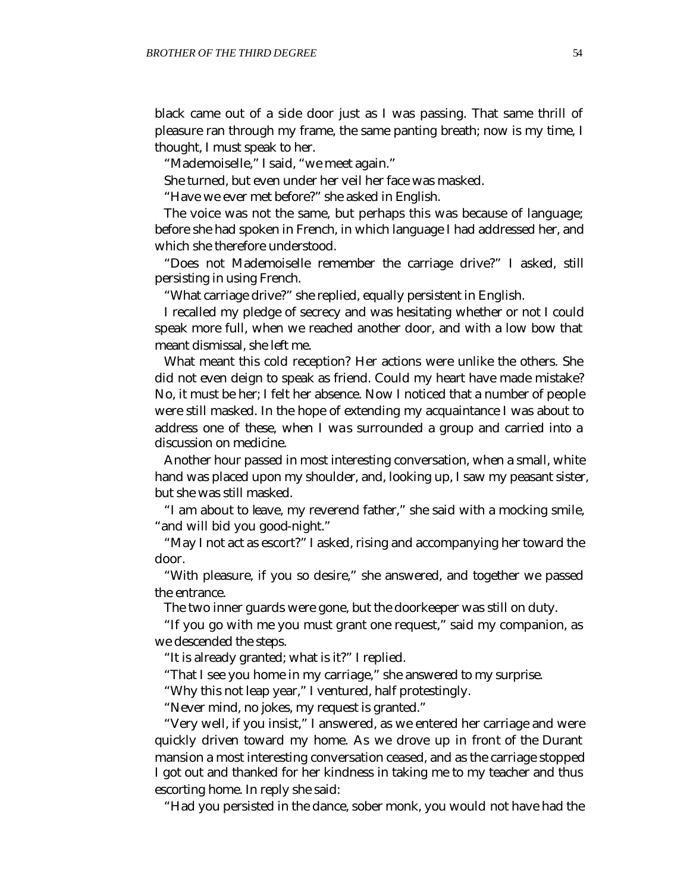black came out of a side door just as I was passing. That same thrill of pleasure ran through my frame, the same panting breath; now is my time, I thought, I must speak to her.

"Mademoiselle," I said, "we meet again."

She turned, but even under her veil her face was masked.

"Have we ever met before?" she asked in English.

The voice was not the same, but perhaps this was because of language; before she had spoken in French, in which language I had addressed her, and which she therefore understood.

"Does not Mademoiselle remember the carriage drive?" I asked, still persisting in using French.

"What carriage drive?" she replied, equally persistent in English.

I recalled my pledge of secrecy and was hesitating whether or not I could speak more full, when we reached another door, and with a low bow that meant dismissal, she left me.

What meant this cold reception? Her actions were unlike the others. She did not even deign to speak as friend. Could my heart have made mistake? No, it must be her; I felt her absence. Now I noticed that a number of people were still masked. In the hope of extending my acquaintance I was about to address one of these, when I was surrounded a group and carried into a discussion on medicine.

Another hour passed in most interesting conversation, when a small, white hand was placed upon my shoulder, and, looking up, I saw my peasant sister, but she was still masked.

"I am about to leave, my reverend father," she said with a mocking smile, "and will bid you good-night."

"May I not act as escort?" I asked, rising and accompanying her toward the door.

"With pleasure, if you so desire," she answered, and together we passed the entrance.

The two inner guards were gone, but the doorkeeper was still on duty.

"If you go with me you must grant one request," said my companion, as we descended the steps.

"It is already granted; what is it?" I replied.

"That I see you home in my carriage," she answered to my surprise.

"Why this not leap year," I ventured, half protestingly.

"Never mind, no jokes, my request is granted."

"Very well, if you insist," I answered, as we entered her carriage and were quickly driven toward my home. As we drove up in front of the Durant mansion a most interesting conversation ceased, and as the carriage stopped I got out and thanked for her kindness in taking me to my teacher and thus escorting home. In reply she said:

"Had you persisted in the dance, sober monk, you would not have had the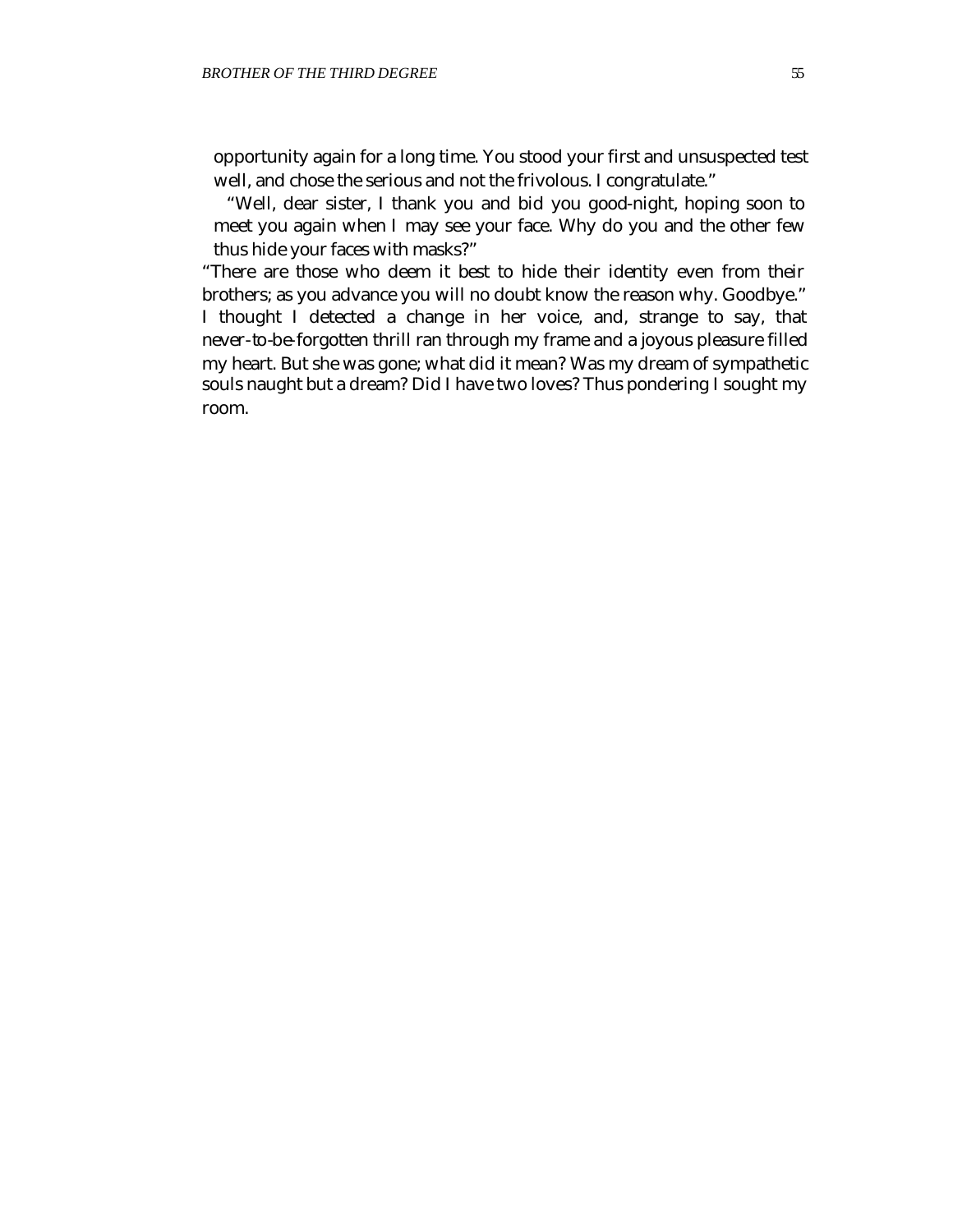opportunity again for a long time. You stood your first and unsuspected test well, and chose the serious and not the frivolous. I congratulate."

"Well, dear sister, I thank you and bid you good-night, hoping soon to meet you again when I may see your face. Why do you and the other few thus hide your faces with masks?"

"There are those who deem it best to hide their identity even from their brothers; as you advance you will no doubt know the reason why. Goodbye."

I thought I detected a change in her voice, and, strange to say, that never-to-be-forgotten thrill ran through my frame and a joyous pleasure filled my heart. But she was gone; what did it mean? Was my dream of sympathetic souls naught but a dream? Did I have two loves? Thus pondering I sought my room.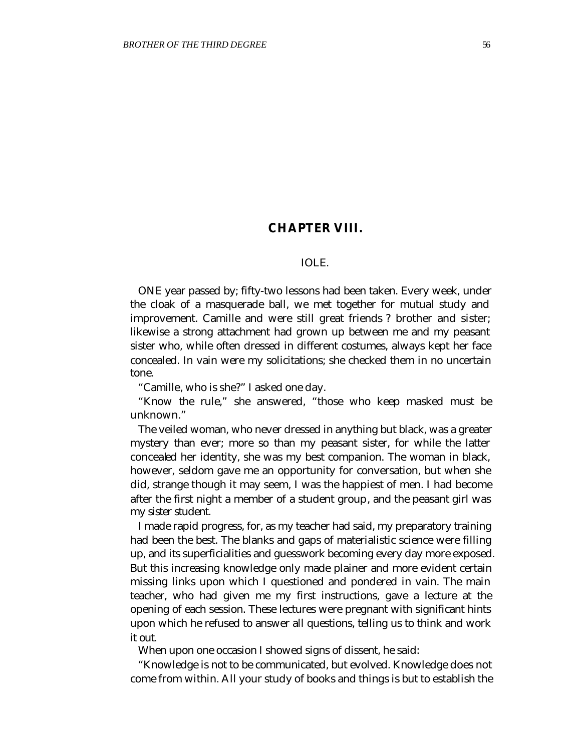## CHAPTER VIII.

### IOLE.

ONE year passed by; fifty-two lessons had been taken. Every week, under the cloak of a masquerade ball, we met together for mutual study and improvement. Camille and were still great friends ? brother and sister; likewise a strong attachment had grown up between me and my peasant sister who, while often dressed in different costumes, always kept her face concealed. In vain were my solicitations; she checked them in no uncertain tone.

"Camille, who is she?" I asked one day.

"Know the rule," she answered, "those who keep masked must be unknown."

The veiled woman, who never dressed in anything but black, was a greater mystery than ever; more so than my peasant sister, for while the latter concealed her identity, she was my best companion. The woman in black, however, seldom gave me an opportunity for conversation, but when she did, strange though it may seem, I was the happiest of men. I had become after the first night a member of a student group, and the peasant girl was my sister student.

I made rapid progress, for, as my teacher had said, my preparatory training had been the best. The blanks and gaps of materialistic science were filling up, and its superficialities and guesswork becoming every day more exposed. But this increasing knowledge only made plainer and more evident certain missing links upon which I questioned and pondered in vain. The main teacher, who had given me my first instructions, gave a lecture at the opening of each session. These lectures were pregnant with significant hints upon which he refused to answer all questions, telling us to think and work it out.

When upon one occasion I showed signs of dissent, he said:

"Knowledge is not to be communicated, but evolved. Knowledge does not come from within. All your study of books and things is but to establish the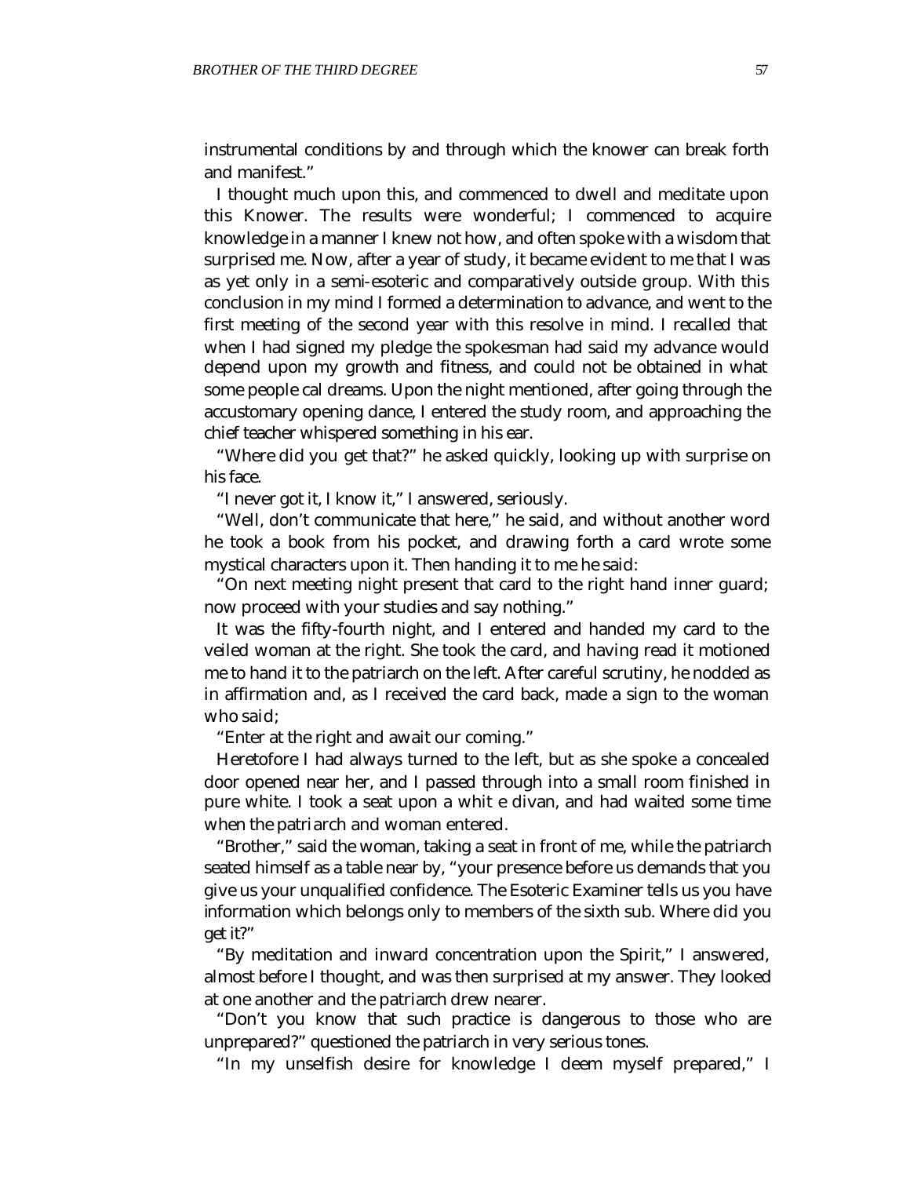instrumental conditions by and through which the knower can break forth and manifest."

I thought much upon this, and commenced to dwell and meditate upon this Knower. The results were wonderful; I commenced to acquire knowledge in a manner I knew not how, and often spoke with a wisdom that surprised me. Now, after a year of study, it became evident to me that I was as yet only in a semi-esoteric and comparatively outside group. With this conclusion in my mind I formed a determination to advance, and went to the first meeting of the second year with this resolve in mind. I recalled that when I had signed my pledge the spokesman had said my advance would depend upon my growth and fitness, and could not be obtained in what some people cal dreams. Upon the night mentioned, after going through the accustomary opening dance, I entered the study room, and approaching the chief teacher whispered something in his ear.

"Where did you get that?" he asked quickly, looking up with surprise on his face.

"I never got it, I know it," I answered, seriously.

"Well, don't communicate that here," he said, and without another word he took a book from his pocket, and drawing forth a card wrote some mystical characters upon it. Then handing it to me he said:

"On next meeting night present that card to the right hand inner guard; now proceed with your studies and say nothing."

It was the fifty-fourth night, and I entered and handed my card to the veiled woman at the right. She took the card, and having read it motioned me to hand it to the patriarch on the left. After careful scrutiny, he nodded as in affirmation and, as I received the card back, made a sign to the woman who said;

"Enter at the right and await our coming."

Heretofore I had always turned to the left, but as she spoke a concealed door opened near her, and I passed through into a small room finished in pure white. I took a seat upon a whit e divan, and had waited some time when the patriarch and woman entered.

"Brother," said the woman, taking a seat in front of me, while the patriarch seated himself as a table near by, "your presence before us demands that you give us your unqualified confidence. The Esoteric Examiner tells us you have information which belongs only to members of the sixth sub. Where did you get it?"

"By meditation and inward concentration upon the Spirit," I answered, almost before I thought, and was then surprised at my answer. They looked at one another and the patriarch drew nearer.

"Don't you know that such practice is dangerous to those who are unprepared?" questioned the patriarch in very serious tones.

"In my unselfish desire for knowledge I deem myself prepared," I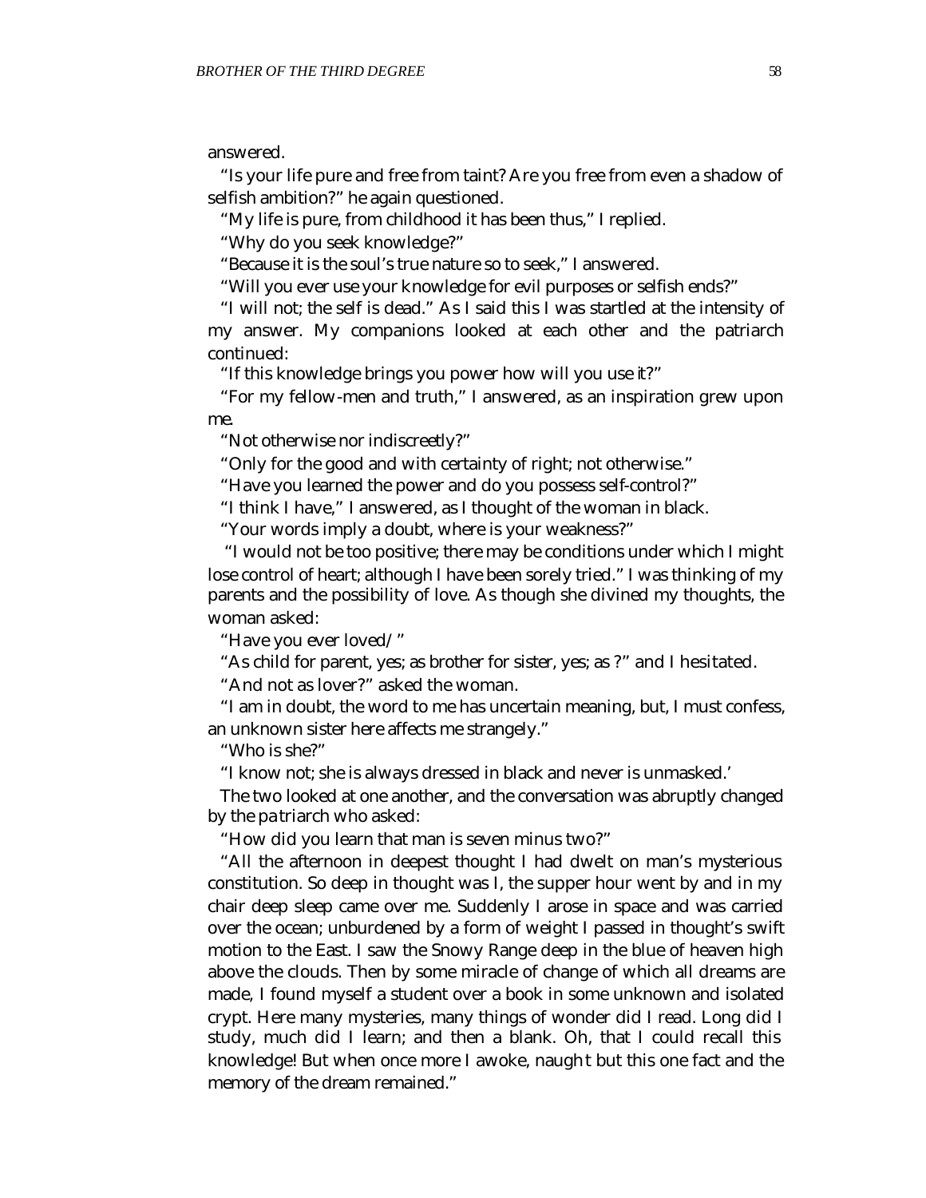answered.

"Is your life pure and free from taint? Are you free from even a shadow of selfish ambition?" he again questioned.

"My life is pure, from childhood it has been thus," I replied.

"Why do you seek knowledge?"

"Because it is the soul's true nature so to seek," I answered.

"Will you ever use your knowledge for evil purposes or selfish ends?"

"I will not; the self is dead." As I said this I was startled at the intensity of my answer. My companions looked at each other and the patriarch continued:

"If this knowledge brings you power how will you use it?"

"For my fellow-men and truth," I answered, as an inspiration grew upon me.

"Not otherwise nor indiscreetly?"

"Only for the good and with certainty of right; not otherwise."

"Have you learned the power and do you possess self-control?"

"I think I have," I answered, as I thought of the woman in black.

"Your words imply a doubt, where is your weakness?"

"I would not be too positive; there may be conditions under which I might lose control of heart; although I have been sorely tried." I was thinking of my parents and the possibility of love. As though she divined my thoughts, the woman asked:

"Have you ever loved/ "

"As child for parent, yes; as brother for sister, yes; as ?" and I hesitated.

"And not as lover?" asked the woman.

"I am in doubt, the word to me has uncertain meaning, but, I must confess, an unknown sister here affects me strangely."

"Who is she?"

"I know not; she is always dressed in black and never is unmasked.'

The two looked at one another, and the conversation was abruptly changed by the patriarch who asked:

"How did you learn that man is seven minus two?"

"All the afternoon in deepest thought I had dwelt on man's mysterious constitution. So deep in thought was I, the supper hour went by and in my chair deep sleep came over me. Suddenly I arose in space and was carried over the ocean; unburdened by a form of weight I passed in thought's swift motion to the East. I saw the Snowy Range deep in the blue of heaven high above the clouds. Then by some miracle of change of which all dreams are made, I found myself a student over a book in some unknown and isolated crypt. Here many mysteries, many things of wonder did I read. Long did I study, much did I learn; and then a blank. Oh, that I could recall this knowledge! But when once more I awoke, naught but this one fact and the memory of the dream remained."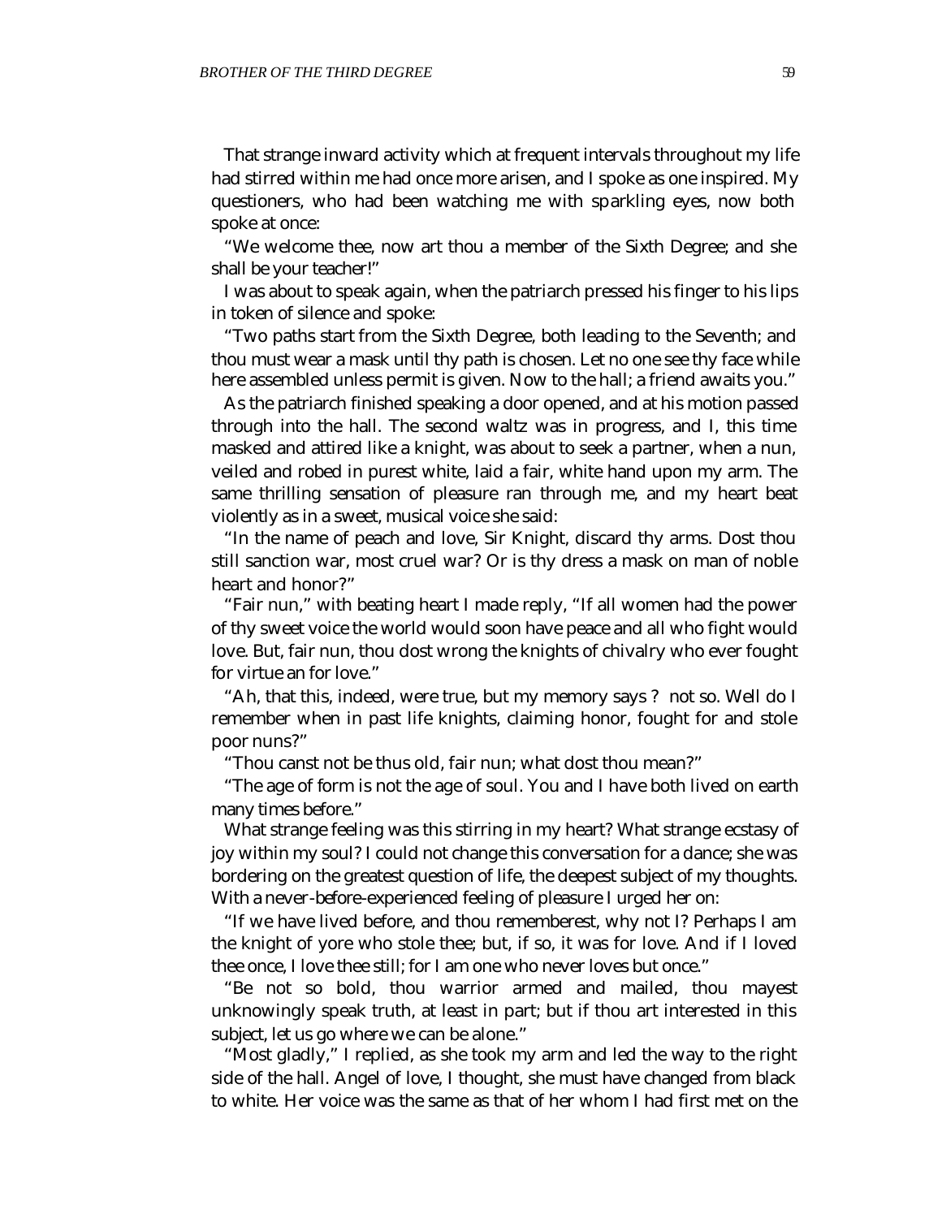That strange inward activity which at frequent intervals throughout my life had stirred within me had once more arisen, and I spoke as one inspired. My questioners, who had been watching me with sparkling eyes, now both spoke at once:

"We welcome thee, now art thou a member of the Sixth Degree; and she shall be your teacher!"

I was about to speak again, when the patriarch pressed his finger to his lips in token of silence and spoke:

"Two paths start from the Sixth Degree, both leading to the Seventh; and thou must wear a mask until thy path is chosen. Let no one see thy face while here assembled unless permit is given. Now to the hall; a friend awaits you."

As the patriarch finished speaking a door opened, and at his motion passed through into the hall. The second waltz was in progress, and I, this time masked and attired like a knight, was about to seek a partner, when a nun, veiled and robed in purest white, laid a fair, white hand upon my arm. The same thrilling sensation of pleasure ran through me, and my heart beat violently as in a sweet, musical voice she said:

"In the name of peach and love, Sir Knight, discard thy arms. Dost thou still sanction war, most cruel war? Or is thy dress a mask on man of noble heart and honor?"

"Fair nun," with beating heart I made reply, "If all women had the power of thy sweet voice the world would soon have peace and all who fight would love. But, fair nun, thou dost wrong the knights of chivalry who ever fought for virtue an for love."

"Ah, that this, indeed, were true, but my memory says ? not so. Well do I remember when in past life knights, claiming honor, fought for and stole poor nuns?"

"Thou canst not be thus old, fair nun; what dost thou mean?"

"The age of form is not the age of soul. You and I have both lived on earth many times before."

What strange feeling was this stirring in my heart? What strange ecstasy of joy within my soul? I could not change this conversation for a dance; she was bordering on the greatest question of life, the deepest subject of my thoughts. With a never-before-experienced feeling of pleasure I urged her on:

"If we have lived before, and thou rememberest, why not I? Perhaps I am the knight of yore who stole thee; but, if so, it was for love. And if I loved thee once, I love thee still; for I am one who never loves but once."

"Be not so bold, thou warrior armed and mailed, thou mayest unknowingly speak truth, at least in part; but if thou art interested in this subject, let us go where we can be alone."

"Most gladly," I replied, as she took my arm and led the way to the right side of the hall. Angel of love, I thought, she must have changed from black to white. Her voice was the same as that of her whom I had first met on the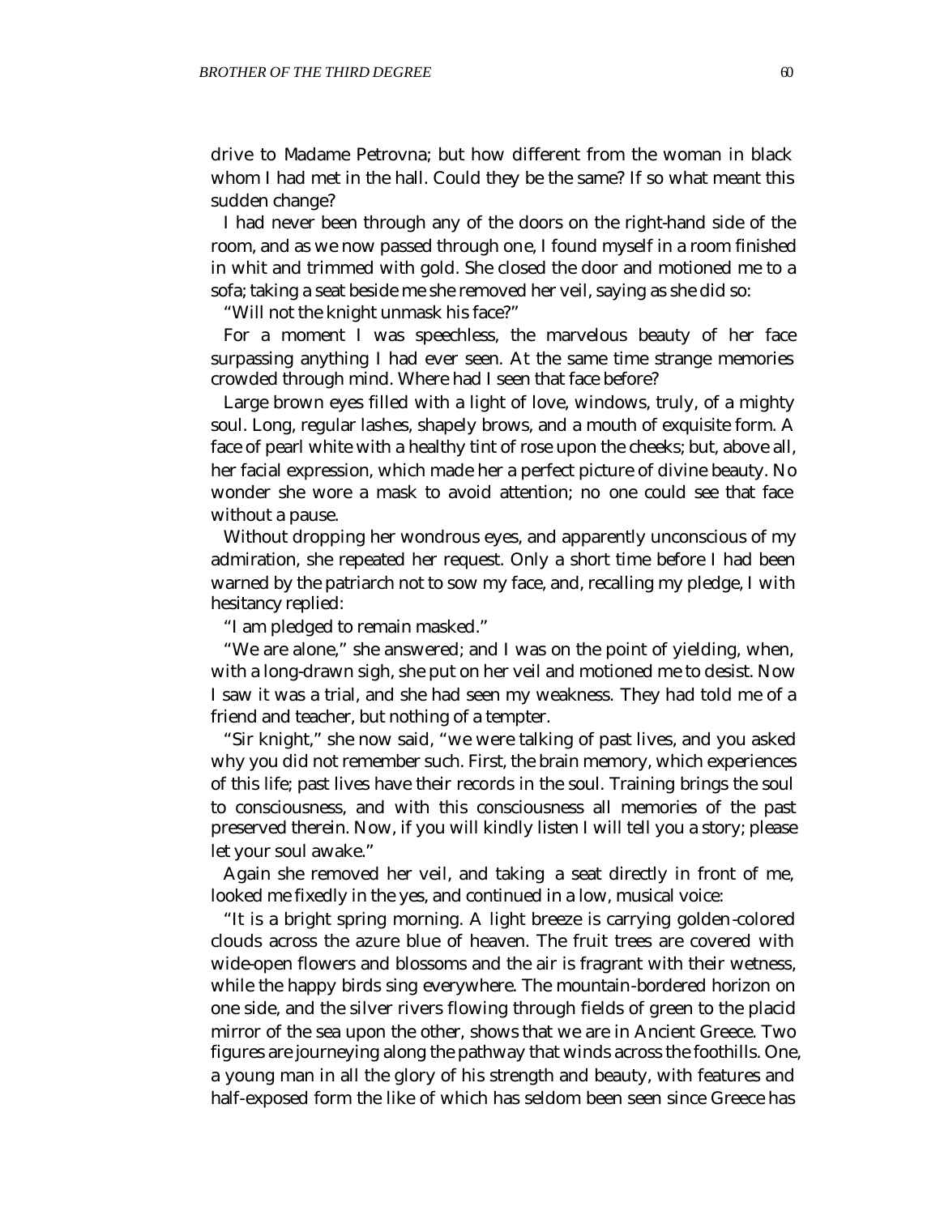drive to Madame Petrovna; but how different from the woman in black whom I had met in the hall. Could they be the same? If so what meant this sudden change?

I had never been through any of the doors on the right-hand side of the room, and as we now passed through one, I found myself in a room finished in whit and trimmed with gold. She closed the door and motioned me to a sofa; taking a seat beside me she removed her veil, saying as she did so:

"Will not the knight unmask his face?"

For a moment I was speechless, the marvelous beauty of her face surpassing anything I had ever seen. At the same time strange memories crowded through mind. Where had I seen that face before?

Large brown eyes filled with a light of love, windows, truly, of a mighty soul. Long, regular lashes, shapely brows, and a mouth of exquisite form. A face of pearl white with a healthy tint of rose upon the cheeks; but, above all, her facial expression, which made her a perfect picture of divine beauty. No wonder she wore a mask to avoid attention; no one could see that face without a pause.

Without dropping her wondrous eyes, and apparently unconscious of my admiration, she repeated her request. Only a short time before I had been warned by the patriarch not to sow my face, and, recalling my pledge, I with hesitancy replied:

"I am pledged to remain masked."

"We are alone," she answered; and I was on the point of yielding, when, with a long-drawn sigh, she put on her veil and motioned me to desist. Now I saw it was a trial, and she had seen my weakness. They had told me of a friend and teacher, but nothing of a tempter.

"Sir knight," she now said, "we were talking of past lives, and you asked why you did not remember such. First, the brain memory, which experiences of this life; past lives have their records in the soul. Training brings the soul to consciousness, and with this consciousness all memories of the past preserved therein. Now, if you will kindly listen I will tell you a story; please let your soul awake."

Again she removed her veil, and taking a seat directly in front of me, looked me fixedly in the yes, and continued in a low, musical voice:

"It is a bright spring morning. A light breeze is carrying golden-colored clouds across the azure blue of heaven. The fruit trees are covered with wide-open flowers and blossoms and the air is fragrant with their wetness, while the happy birds sing everywhere. The mountain-bordered horizon on one side, and the silver rivers flowing through fields of green to the placid mirror of the sea upon the other, shows that we are in Ancient Greece. Two figures are journeying along the pathway that winds across the foothills. One, a young man in all the glory of his strength and beauty, with features and half-exposed form the like of which has seldom been seen since Greece has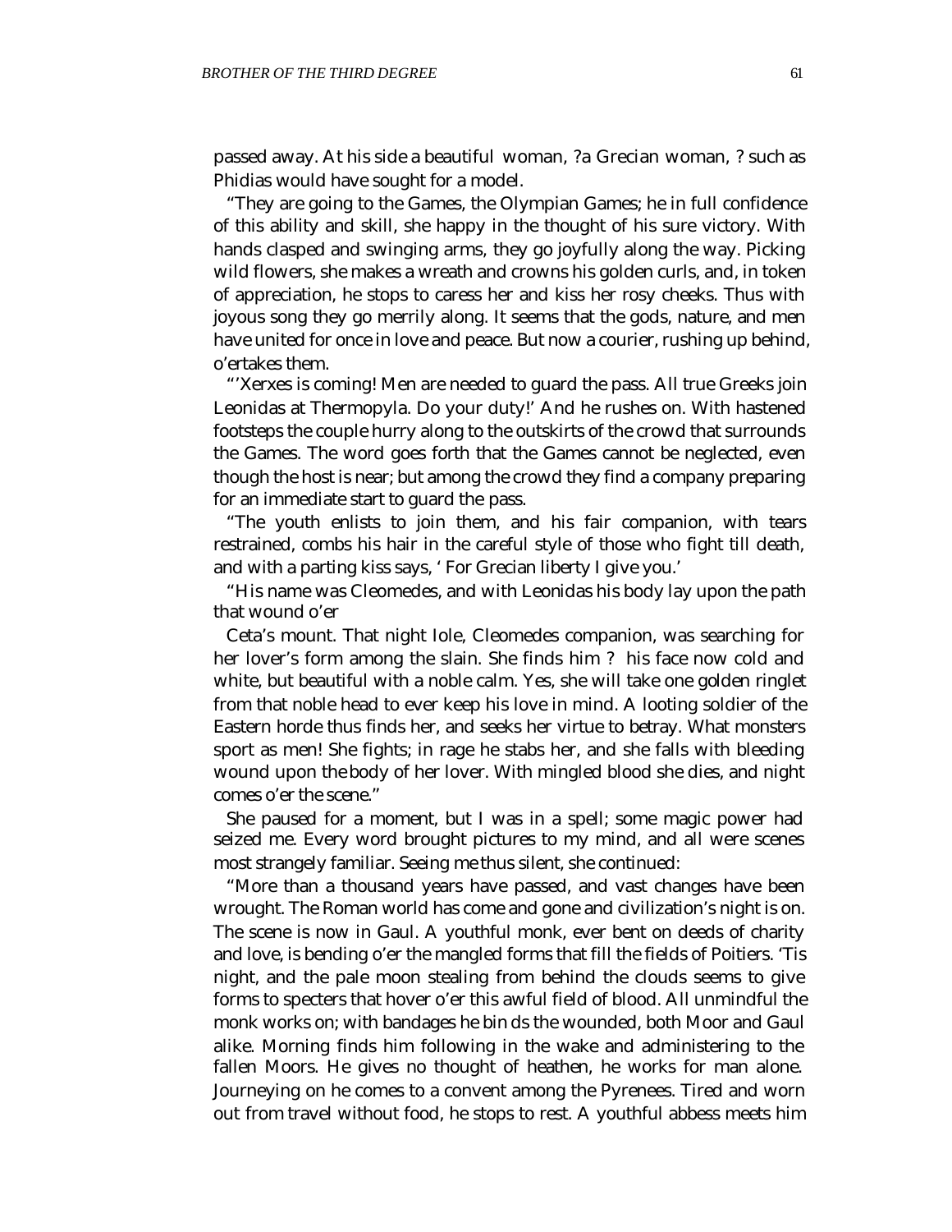passed away. At his side a beautiful woman, ?a Grecian woman, ? such as Phidias would have sought for a model.

"They are going to the Games, the Olympian Games; he in full confidence of this ability and skill, she happy in the thought of his sure victory. With hands clasped and swinging arms, they go joyfully along the way. Picking wild flowers, she makes a wreath and crowns his golden curls, and, in token of appreciation, he stops to caress her and kiss her rosy cheeks. Thus with joyous song they go merrily along. It seems that the gods, nature, and men have united for once in love and peace. But now a courier, rushing up behind, o'ertakes them.

"'Xerxes is coming! Men are needed to guard the pass. All true Greeks join Leonidas at Thermopyla. Do your duty!' And he rushes on. With hastened footsteps the couple hurry along to the outskirts of the crowd that surrounds the Games. The word goes forth that the Games cannot be neglected, even though the host is near; but among the crowd they find a company preparing for an immediate start to guard the pass.

"The youth enlists to join them, and his fair companion, with tears restrained, combs his hair in the careful style of those who fight till death, and with a parting kiss says, ' For Grecian liberty I give you.'

"His name was Cleomedes, and with Leonidas his body lay upon the path that wound o'er

Ceta's mount. That night Iole, Cleomedes companion, was searching for her lover's form among the slain. She finds him ? his face now cold and white, but beautiful with a noble calm. Yes, she will take one golden ringlet from that noble head to ever keep his love in mind. A looting soldier of the Eastern horde thus finds her, and seeks her virtue to betray. What monsters sport as men! She fights; in rage he stabs her, and she falls with bleeding wound upon the body of her lover. With mingled blood she dies, and night comes o'er the scene."

She paused for a moment, but I was in a spell; some magic power had seized me. Every word brought pictures to my mind, and all were scenes most strangely familiar. Seeing me thus silent, she continued:

"More than a thousand years have passed, and vast changes have been wrought. The Roman world has come and gone and civilization's night is on. The scene is now in Gaul. A youthful monk, ever bent on deeds of charity and love, is bending o'er the mangled forms that fill the fields of Poitiers. 'Tis night, and the pale moon stealing from behind the clouds seems to give forms to specters that hover o'er this awful field of blood. All unmindful the monk works on; with bandages he bin ds the wounded, both Moor and Gaul alike. Morning finds him following in the wake and administering to the fallen Moors. He gives no thought of heathen, he works for man alone. Journeying on he comes to a convent among the Pyrenees. Tired and worn out from travel without food, he stops to rest. A youthful abbess meets him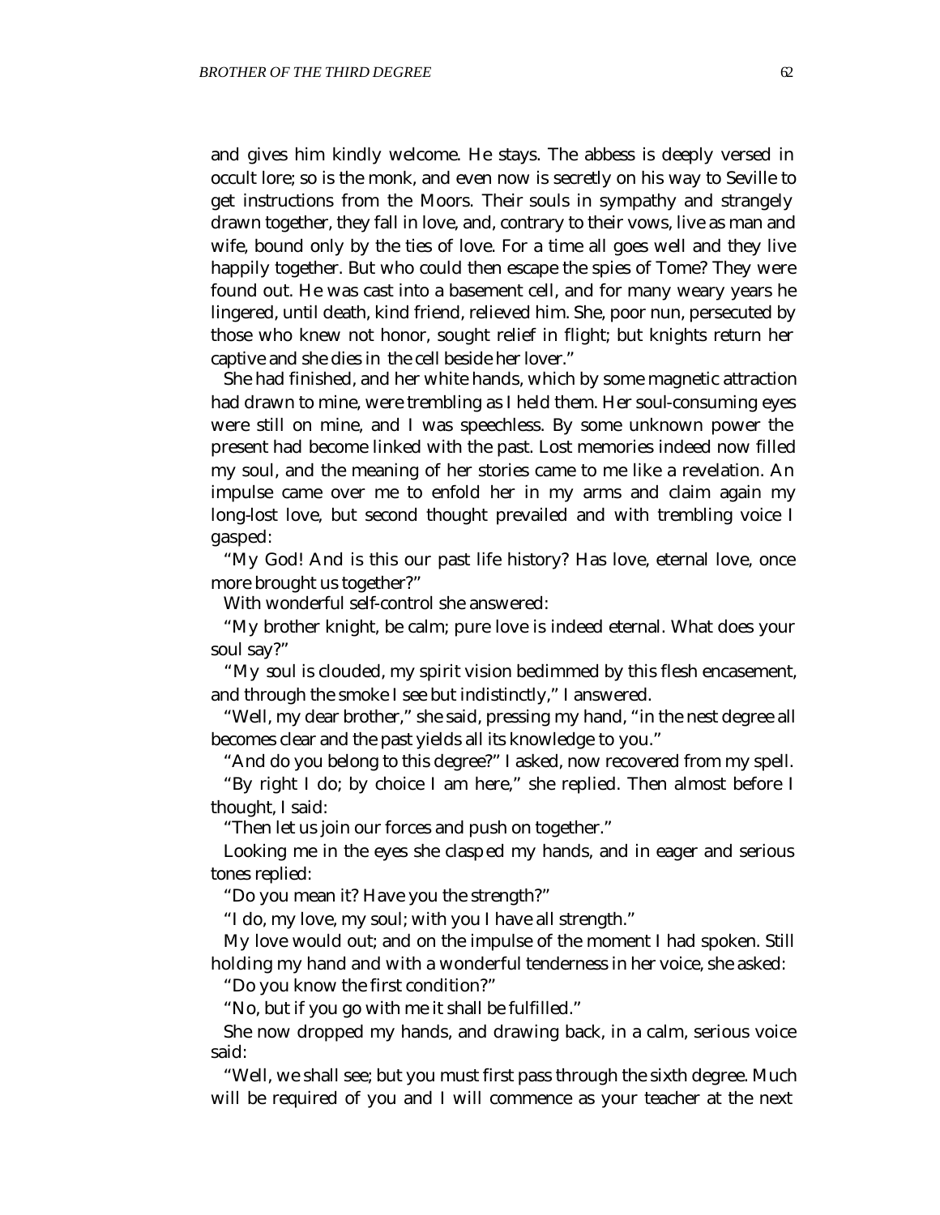and gives him kindly welcome. He stays. The abbess is deeply versed in occult lore; so is the monk, and even now is secretly on his way to Seville to get instructions from the Moors. Their souls in sympathy and strangely drawn together, they fall in love, and, contrary to their vows, live as man and wife, bound only by the ties of love. For a time all goes well and they live happily together. But who could then escape the spies of Tome? They were found out. He was cast into a basement cell, and for many weary years he lingered, until death, kind friend, relieved him. She, poor nun, persecuted by those who knew not honor, sought relief in flight; but knights return her captive and she dies in the cell beside her lover."

She had finished, and her white hands, which by some magnetic attraction had drawn to mine, were trembling as I held them. Her soul-consuming eyes were still on mine, and I was speechless. By some unknown power the present had become linked with the past. Lost memories indeed now filled my soul, and the meaning of her stories came to me like a revelation. An impulse came over me to enfold her in my arms and claim again my long-lost love, but second thought prevailed and with trembling voice I gasped:

"My God! And is this our past life history? Has love, eternal love, once more brought us together?"

With wonderful self-control she answered:

"My brother knight, be calm; pure love is indeed eternal. What does your soul say?"

"My soul is clouded, my spirit vision bedimmed by this flesh encasement, and through the smoke I see but indistinctly," I answered.

"Well, my dear brother," she said, pressing my hand, "in the nest degree all becomes clear and the past yields all its knowledge to you."

"And do you belong to this degree?" I asked, now recovered from my spell.

"By right I do; by choice I am here," she replied. Then almost before I thought, I said:

"Then let us join our forces and push on together."

Looking me in the eyes she clasped my hands, and in eager and serious tones replied:

"Do you mean it? Have you the strength?"

"I do, my love, my soul; with you I have all strength."

My love would out; and on the impulse of the moment I had spoken. Still holding my hand and with a wonderful tenderness in her voice, she asked:

"Do you know the first condition?"

"No, but if you go with me it shall be fulfilled."

She now dropped my hands, and drawing back, in a calm, serious voice said:

"Well, we shall see; but you must first pass through the sixth degree. Much will be required of you and I will commence as your teacher at the next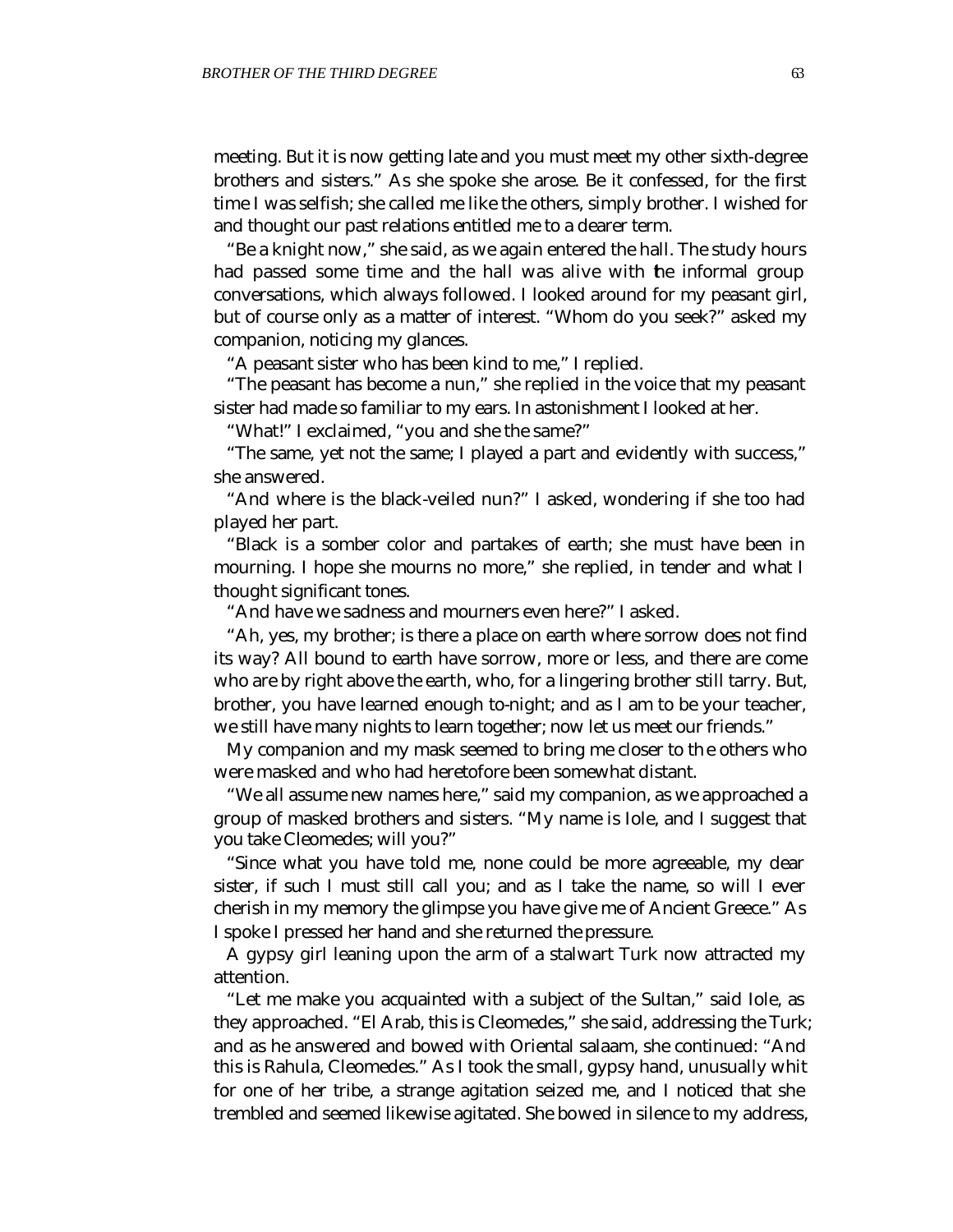meeting. But it is now getting late and you must meet my other sixth-degree brothers and sisters." As she spoke she arose. Be it confessed, for the first time I was selfish; she called me like the others, simply brother. I wished for and thought our past relations entitled me to a dearer term.

"Be a knight now," she said, as we again entered the hall. The study hours had passed some time and the hall was alive with the informal group conversations, which always followed. I looked around for my peasant girl, but of course only as a matter of interest. "Whom do you seek?" asked my companion, noticing my glances.

"A peasant sister who has been kind to me," I replied.

"The peasant has become a nun," she replied in the voice that my peasant sister had made so familiar to my ears. In astonishment I looked at her.

"What!" I exclaimed, "you and she the same?"

"The same, yet not the same; I played a part and evidently with success," she answered.

"And where is the black-veiled nun?" I asked, wondering if she too had played her part.

"Black is a somber color and partakes of earth; she must have been in mourning. I hope she mourns no more," she replied, in tender and what I thought significant tones.

"And have we sadness and mourners even here?" I asked.

"Ah, yes, my brother; is there a place on earth where sorrow does not find its way? All bound to earth have sorrow, more or less, and there are come who are by right above the earth, who, for a lingering brother still tarry. But, brother, you have learned enough to-night; and as I am to be your teacher, we still have many nights to learn together; now let us meet our friends."

My companion and my mask seemed to bring me closer to the others who were masked and who had heretofore been somewhat distant.

"We all assume new names here," said my companion, as we approached a group of masked brothers and sisters. "My name is Iole, and I suggest that you take Cleomedes; will you?"

"Since what you have told me, none could be more agreeable, my dear sister, if such I must still call you; and as I take the name, so will I ever cherish in my memory the glimpse you have give me of Ancient Greece." As I spoke I pressed her hand and she returned the pressure.

A gypsy girl leaning upon the arm of a stalwart Turk now attracted my attention.

"Let me make you acquainted with a subject of the Sultan," said Iole, as they approached. "El Arab, this is Cleomedes," she said, addressing the Turk; and as he answered and bowed with Oriental salaam, she continued: "And this is Rahula, Cleomedes." As I took the small, gypsy hand, unusually whit for one of her tribe, a strange agitation seized me, and I noticed that she trembled and seemed likewise agitated. She bowed in silence to my address,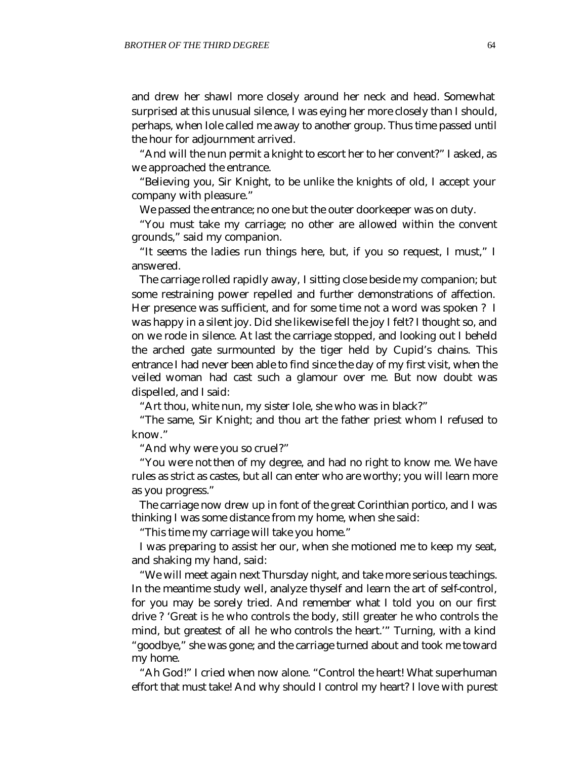and drew her shawl more closely around her neck and head. Somewhat surprised at this unusual silence, I was eying her more closely than I should, perhaps, when Iole called me away to another group. Thus time passed until the hour for adjournment arrived.

"And will the nun permit a knight to escort her to her convent?" I asked, as we approached the entrance.

"Believing you, Sir Knight, to be unlike the knights of old, I accept your company with pleasure."

We passed the entrance; no one but the outer doorkeeper was on duty.

"You must take my carriage; no other are allowed within the convent grounds," said my companion.

"It seems the ladies run things here, but, if you so request, I must," I answered.

The carriage rolled rapidly away, I sitting close beside my companion; but some restraining power repelled and further demonstrations of affection. Her presence was sufficient, and for some time not a word was spoken ? I was happy in a silent joy. Did she likewise fell the joy I felt? I thought so, and on we rode in silence. At last the carriage stopped, and looking out I beheld the arched gate surmounted by the tiger held by Cupid's chains. This entrance I had never been able to find since the day of my first visit, when the veiled woman had cast such a glamour over me. But now doubt was dispelled, and I said:

"Art thou, white nun, my sister Iole, she who was in black?"

"The same, Sir Knight; and thou art the father priest whom I refused to know."

"And why were you so cruel?"

"You were not then of my degree, and had no right to know me. We have rules as strict as castes, but all can enter who are worthy; you will learn more as you progress."

The carriage now drew up in font of the great Corinthian portico, and I was thinking I was some distance from my home, when she said:

"This time my carriage will take you home."

I was preparing to assist her our, when she motioned me to keep my seat, and shaking my hand, said:

"We will meet again next Thursday night, and take more serious teachings. In the meantime study well, analyze thyself and learn the art of self-control, for you may be sorely tried. And remember what I told you on our first drive ? 'Great is he who controls the body, still greater he who controls the mind, but greatest of all he who controls the heart.'" Turning, with a kind "goodbye," she was gone; and the carriage turned about and took me toward my home.

"Ah God!" I cried when now alone. "Control the heart! What superhuman effort that must take! And why should I control my heart? I love with purest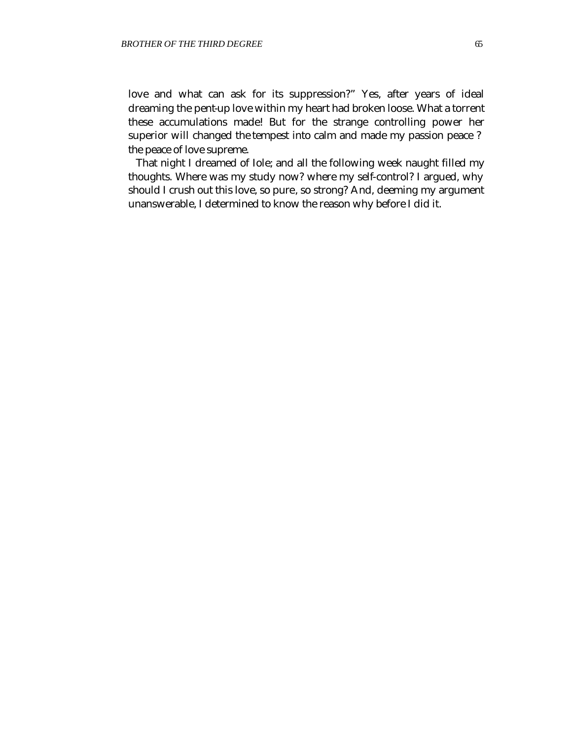love and what can ask for its suppression?" Yes, after years of ideal dreaming the pent-up love within my heart had broken loose. What a torrent these accumulations made! But for the strange controlling power her superior will changed the tempest into calm and made my passion peace ? the peace of love supreme.

That night I dreamed of Iole; and all the following week naught filled my thoughts. Where was my study now? where my self-control? I argued, why should I crush out this love, so pure, so strong? And, deeming my argument unanswerable, I determined to know the reason why before I did it.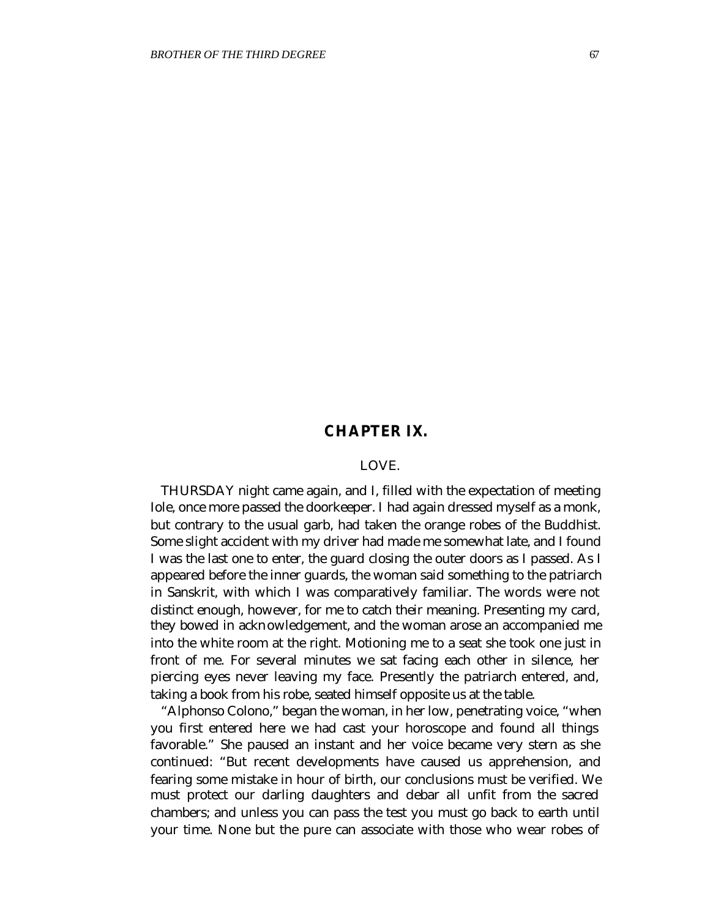## CHAPTER IX.

### LOVE.

THURSDAY night came again, and I, filled with the expectation of meeting Iole, once more passed the doorkeeper. I had again dressed myself as a monk, but contrary to the usual garb, had taken the orange robes of the Buddhist. Some slight accident with my driver had made me somewhat late, and I found I was the last one to enter, the guard closing the outer doors as I passed. As I appeared before the inner guards, the woman said something to the patriarch in Sanskrit, with which I was comparatively familiar. The words were not distinct enough, however, for me to catch their meaning. Presenting my card, they bowed in acknowledgement, and the woman arose an accompanied me into the white room at the right. Motioning me to a seat she took one just in front of me. For several minutes we sat facing each other in silence, her piercing eyes never leaving my face. Presently the patriarch entered, and, taking a book from his robe, seated himself opposite us at the table.

"Alphonso Colono," began the woman, in her low, penetrating voice, "when you first entered here we had cast your horoscope and found all things favorable." She paused an instant and her voice became very stern as she continued: "But recent developments have caused us apprehension, and fearing some mistake in hour of birth, our conclusions must be verified. We must protect our darling daughters and debar all unfit from the sacred chambers; and unless you can pass the test you must go back to earth until your time. None but the pure can associate with those who wear robes of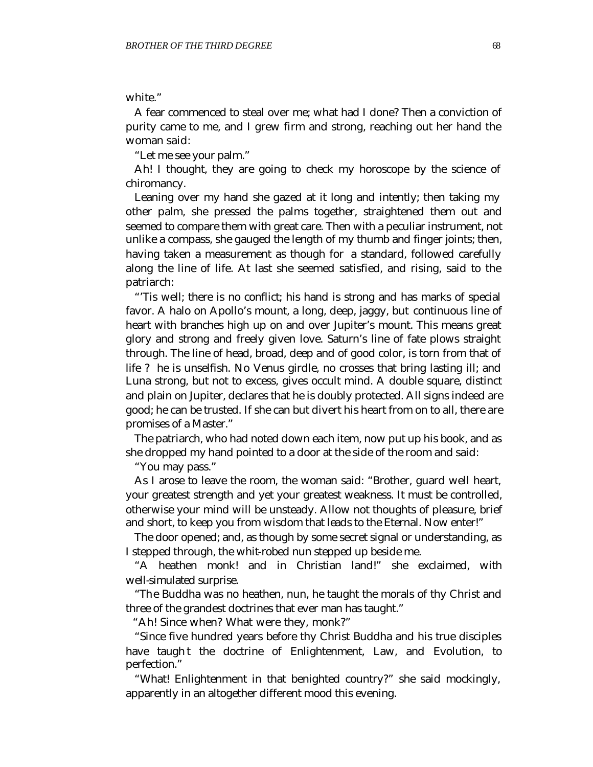white."

A fear commenced to steal over me; what had I done? Then a conviction of purity came to me, and I grew firm and strong, reaching out her hand the woman said:

"Let me see your palm."

Ah! I thought, they are going to check my horoscope by the science of chiromancy.

Leaning over my hand she gazed at it long and intently; then taking my other palm, she pressed the palms together, straightened them out and seemed to compare them with great care. Then with a peculiar instrument, not unlike a compass, she gauged the length of my thumb and finger joints; then, having taken a measurement as though for a standard, followed carefully along the line of life. At last she seemed satisfied, and rising, said to the patriarch:

"'Tis well; there is no conflict; his hand is strong and has marks of special favor. A halo on Apollo's mount, a long, deep, jaggy, but continuous line of heart with branches high up on and over Jupiter's mount. This means great glory and strong and freely given love. Saturn's line of fate plows straight through. The line of head, broad, deep and of good color, is torn from that of life ? he is unselfish. No Venus girdle, no crosses that bring lasting ill; and Luna strong, but not to excess, gives occult mind. A double square, distinct and plain on Jupiter, declares that he is doubly protected. All signs indeed are good; he can be trusted. If she can but divert his heart from on to all, there are promises of a Master."

The patriarch, who had noted down each item, now put up his book, and as she dropped my hand pointed to a door at the side of the room and said:

"You may pass."

As I arose to leave the room, the woman said: "Brother, guard well heart, your greatest strength and yet your greatest weakness. It must be controlled, otherwise your mind will be unsteady. Allow not thoughts of pleasure, brief and short, to keep you from wisdom that leads to the Eternal. Now enter!"

The door opened; and, as though by some secret signal or understanding, as I stepped through, the whit-robed nun stepped up beside me.

"A heathen monk! and in Christian land!" she exclaimed, with well-simulated surprise.

"The Buddha was no heathen, nun, he taught the morals of thy Christ and three of the grandest doctrines that ever man has taught."

"Ah! Since when? What were they, monk?"

"Since five hundred years before thy Christ Buddha and his true disciples have taught the doctrine of Enlightenment, Law, and Evolution, to perfection."

"What! Enlightenment in that benighted country?" she said mockingly, apparently in an altogether different mood this evening.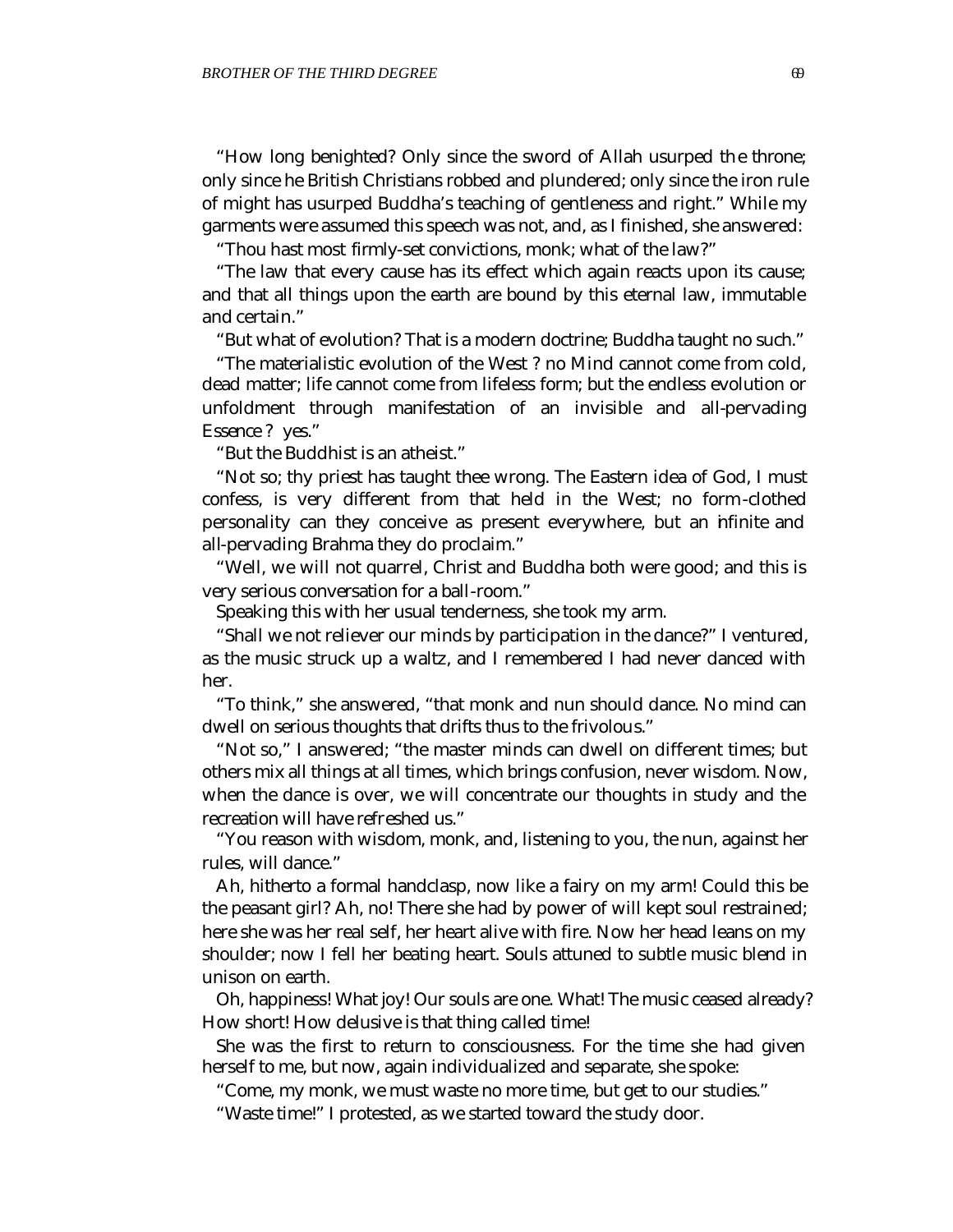"How long benighted? Only since the sword of Allah usurped the throne; only since he British Christians robbed and plundered; only since the iron rule of might has usurped Buddha's teaching of gentleness and right." While my garments were assumed this speech was not, and, as I finished, she answered:

"Thou hast most firmly-set convictions, monk; what of the law?"

"The law that every cause has its effect which again reacts upon its cause; and that all things upon the earth are bound by this eternal law, immutable and certain."

"But what of evolution? That is a modern doctrine; Buddha taught no such."

"The materialistic evolution of the West ? no Mind cannot come from cold, dead matter; life cannot come from lifeless form; but the endless evolution or unfoldment through manifestation of an invisible and all-pervading Essence ? yes."

"But the Buddhist is an atheist."

"Not so; thy priest has taught thee wrong. The Eastern idea of God, I must confess, is very different from that held in the West; no form-clothed personality can they conceive as present everywhere, but an infinite and all-pervading Brahma they do proclaim."

"Well, we will not quarrel, Christ and Buddha both were good; and this is very serious conversation for a ball-room."

Speaking this with her usual tenderness, she took my arm.

"Shall we not reliever our minds by participation in the dance?" I ventured, as the music struck up a waltz, and I remembered I had never danced with her.

"To think," she answered, "that monk and nun should dance. No mind can dwell on serious thoughts that drifts thus to the frivolous."

"Not so," I answered; "the master minds can dwell on different times; but others mix all things at all times, which brings confusion, never wisdom. Now, when the dance is over, we will concentrate our thoughts in study and the recreation will have refreshed us."

"You reason with wisdom, monk, and, listening to you, the nun, against her rules, will dance."

Ah, hitherto a formal handclasp, now like a fairy on my arm! Could this be the peasant girl? Ah, no! There she had by power of will kept soul restrained; here she was her real self, her heart alive with fire. Now her head leans on my shoulder; now I fell her beating heart. Souls attuned to subtle music blend in unison on earth.

Oh, happiness! What joy! Our souls are one. What! The music ceased already? How short! How delusive is that thing called time!

She was the first to return to consciousness. For the time she had given herself to me, but now, again individualized and separate, she spoke:

"Come, my monk, we must waste no more time, but get to our studies."

"Waste time!" I protested, as we started toward the study door.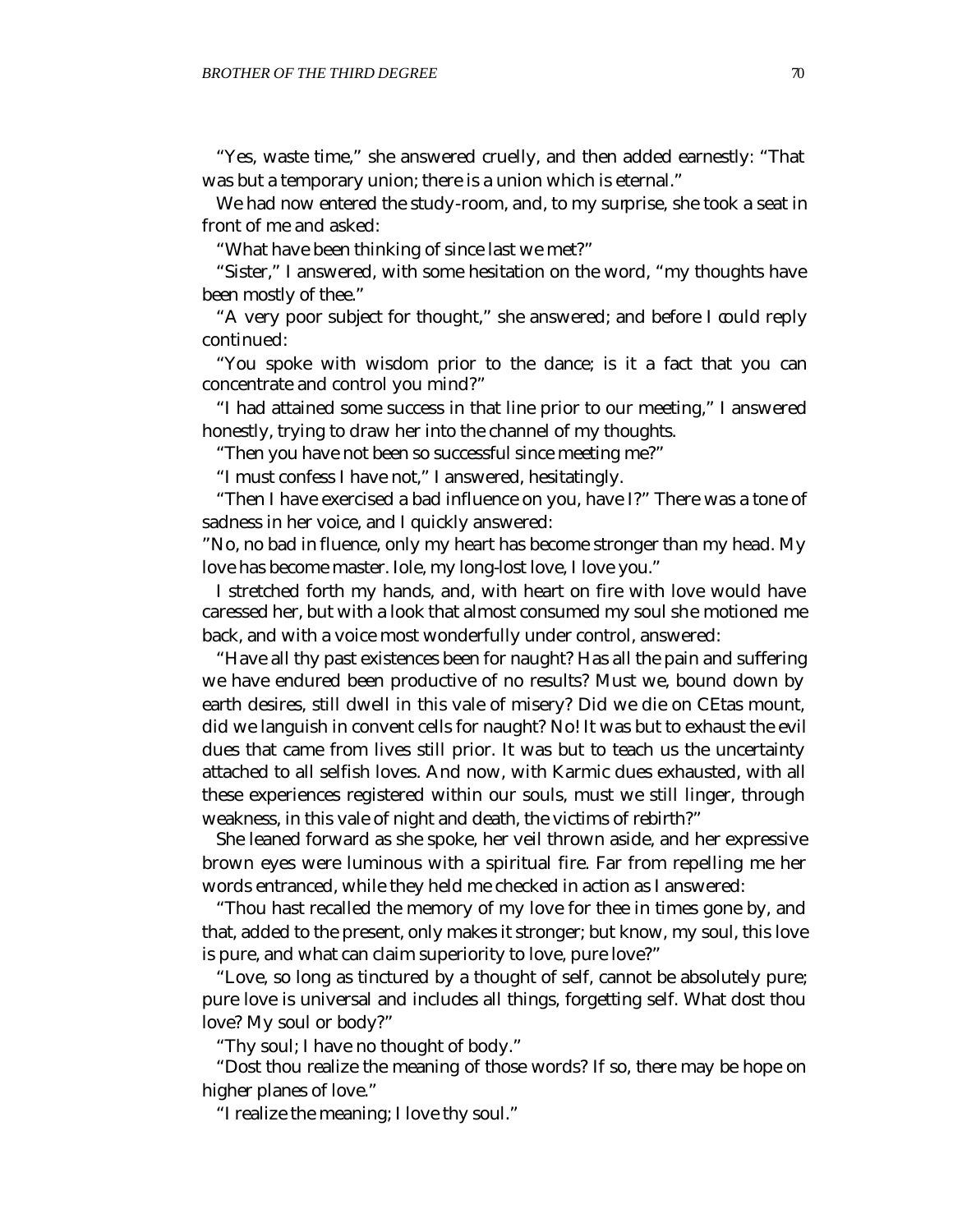"Yes, waste time," she answered cruelly, and then added earnestly: "That was but a temporary union; there is a union which is eternal."

We had now entered the study-room, and, to my surprise, she took a seat in front of me and asked:

"What have been thinking of since last we met?"

"Sister," I answered, with some hesitation on the word, "my thoughts have been mostly of thee."

"A very poor subject for thought," she answered; and before I could reply continued:

"You spoke with wisdom prior to the dance; is it a fact that you can concentrate and control you mind?"

"I had attained some success in that line prior to our meeting," I answered honestly, trying to draw her into the channel of my thoughts.

"Then you have not been so successful since meeting me?"

"I must confess I have not," I answered, hesitatingly.

"Then I have exercised a bad influence on you, have I?" There was a tone of sadness in her voice, and I quickly answered:

"No, no bad in fluence, only my heart has become stronger than my head. My love has become master. Iole, my long-lost love, I love you."

I stretched forth my hands, and, with heart on fire with love would have caressed her, but with a look that almost consumed my soul she motioned me back, and with a voice most wonderfully under control, answered:

"Have all thy past existences been for naught? Has all the pain and suffering we have endured been productive of no results? Must we, bound down by earth desires, still dwell in this vale of misery? Did we die on Œtas mount, did we languish in convent cells for naught? No! It was but to exhaust the evil dues that came from lives still prior. It was but to teach us the uncertainty attached to all selfish loves. And now, with Karmic dues exhausted, with all these experiences registered within our souls, must we still linger, through weakness, in this vale of night and death, the victims of rebirth?"

She leaned forward as she spoke, her veil thrown aside, and her expressive brown eyes were luminous with a spiritual fire. Far from repelling me her words entranced, while they held me checked in action as I answered:

"Thou hast recalled the memory of my love for thee in times gone by, and that, added to the present, only makes it stronger; but know, my soul, this love is pure, and what can claim superiority to love, pure love?"

"Love, so long as tinctured by a thought of self, cannot be absolutely pure; pure love is universal and includes all things, forgetting self. What dost thou love? My soul or body?"

"Thy soul; I have no thought of body."

"Dost thou realize the meaning of those words? If so, there may be hope on higher planes of love."

"I realize the meaning; I love thy soul."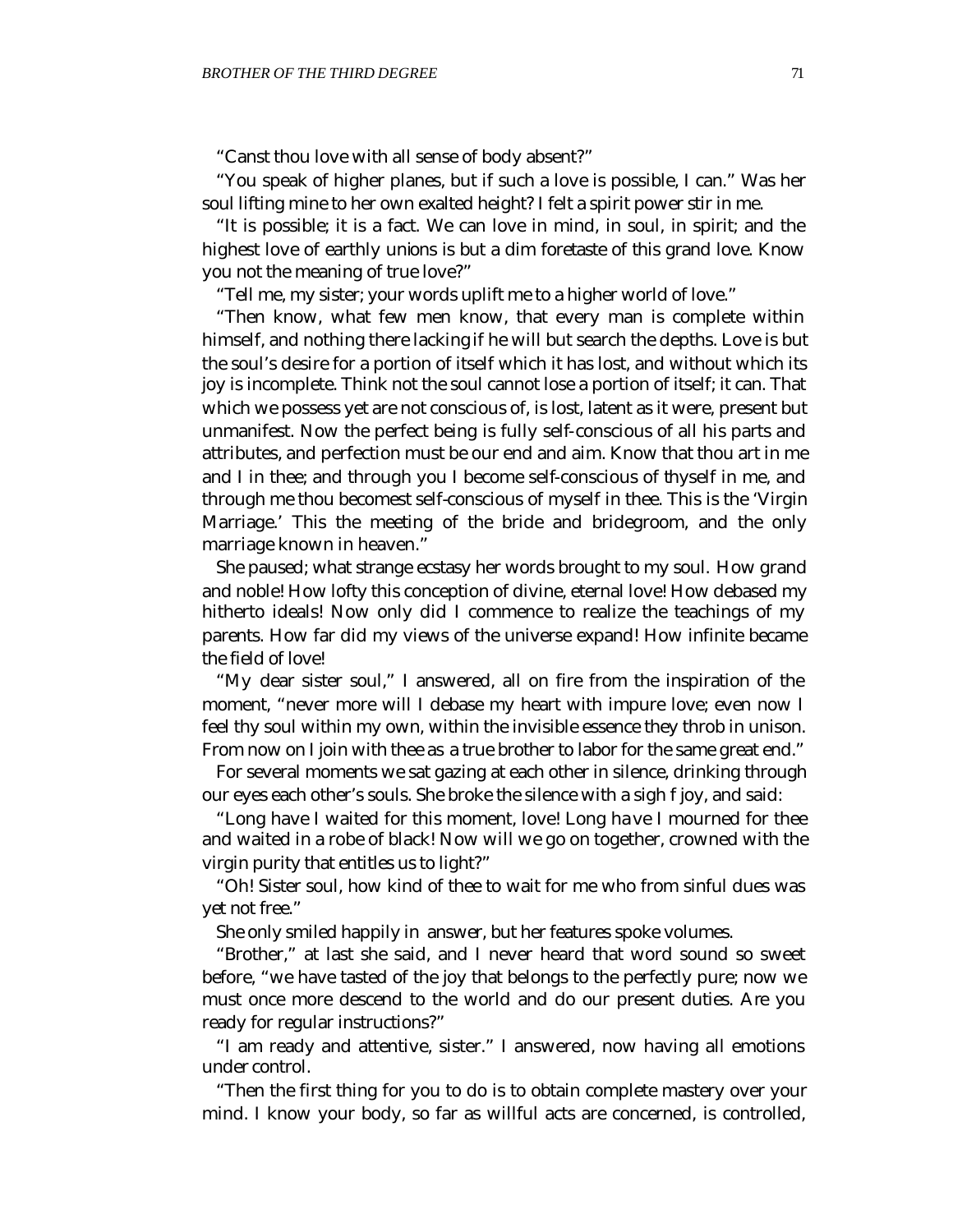"Canst thou love with all sense of body absent?"

"You speak of higher planes, but if such a love is possible, I can." Was her soul lifting mine to her own exalted height? I felt a spirit power stir in me.

"It is possible; it is a fact. We can love in mind, in soul, in spirit; and the highest love of earthly unions is but a dim foretaste of this grand love. Know you not the meaning of true love?"

"Tell me, my sister; your words uplift me to a higher world of love."

"Then know, what few men know, that every man is complete within himself, and nothing there lacking if he will but search the depths. Love is but the soul's desire for a portion of itself which it has lost, and without which its joy is incomplete. Think not the soul cannot lose a portion of itself; it can. That which we possess yet are not conscious of, is lost, latent as it were, present but unmanifest. Now the perfect being is fully self-conscious of all his parts and attributes, and perfection must be our end and aim. Know that thou art in me and I in thee; and through you I become self-conscious of thyself in me, and through me thou becomest self-conscious of myself in thee. This is the 'Virgin Marriage.' This the meeting of the bride and bridegroom, and the only marriage known in heaven."

She paused; what strange ecstasy her words brought to my soul. How grand and noble! How lofty this conception of divine, eternal love! How debased my hitherto ideals! Now only did I commence to realize the teachings of my parents. How far did my views of the universe expand! How infinite became the field of love!

"My dear sister soul," I answered, all on fire from the inspiration of the moment, "never more will I debase my heart with impure love; even now I feel thy soul within my own, within the invisible essence they throb in unison. From now on I join with thee as a true brother to labor for the same great end."

For several moments we sat gazing at each other in silence, drinking through our eyes each other's souls. She broke the silence with a sigh f joy, and said:

"Long have I waited for this moment, love! Long have I mourned for thee and waited in a robe of black! Now will we go on together, crowned with the virgin purity that entitles us to light?"

"Oh! Sister soul, how kind of thee to wait for me who from sinful dues was yet not free."

She only smiled happily in answer, but her features spoke volumes.

"Brother," at last she said, and I never heard that word sound so sweet before, "we have tasted of the joy that belongs to the perfectly pure; now we must once more descend to the world and do our present duties. Are you ready for regular instructions?"

"I am ready and attentive, sister." I answered, now having all emotions under control.

"Then the first thing for you to do is to obtain complete mastery over your mind. I know your body, so far as willful acts are concerned, is controlled,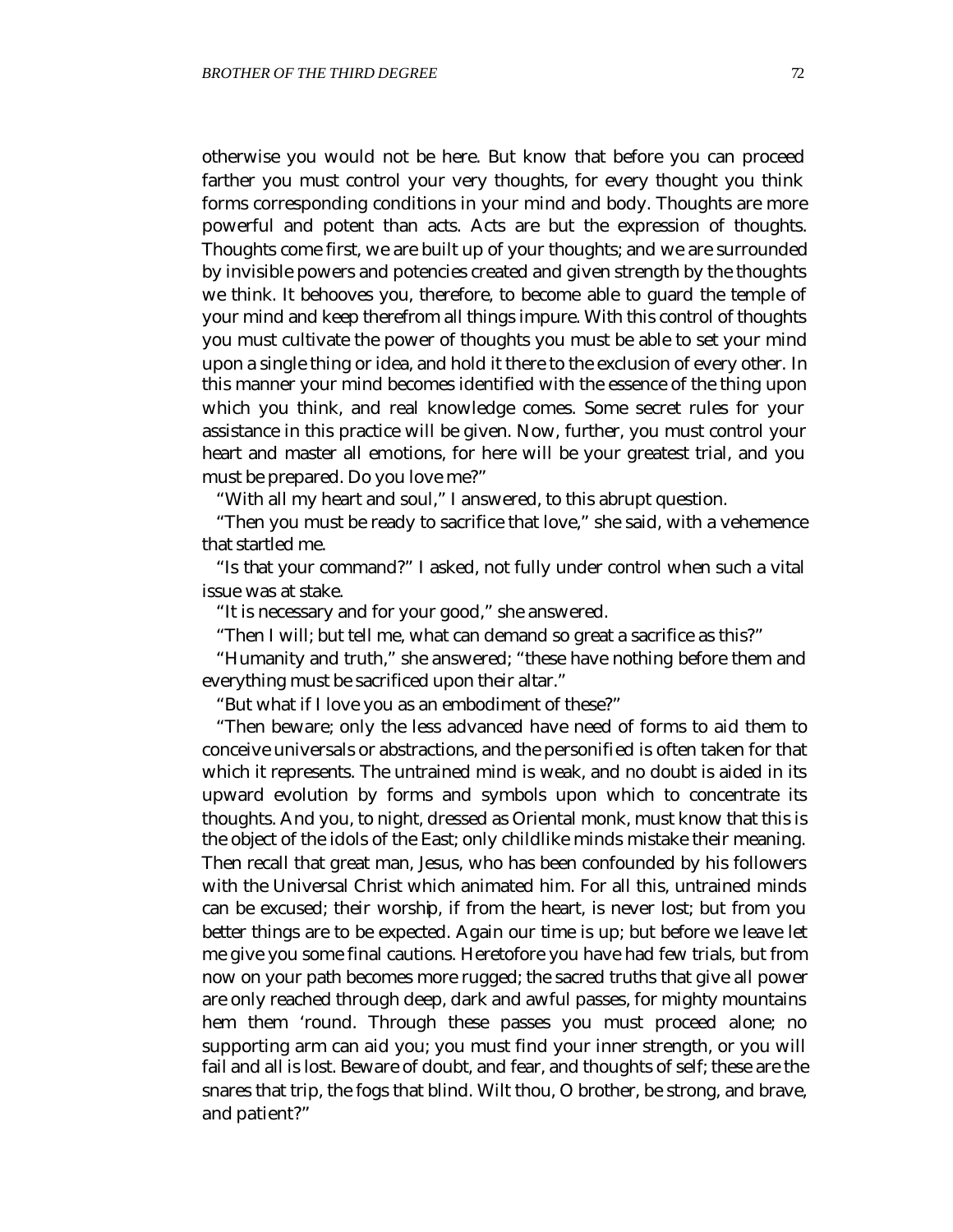otherwise you would not be here. But know that before you can proceed farther you must control your very thoughts, for every thought you think forms corresponding conditions in your mind and body. Thoughts are more powerful and potent than acts. Acts are but the expression of thoughts. Thoughts come first, we are built up of your thoughts; and we are surrounded by invisible powers and potencies created and given strength by the thoughts we think. It behooves you, therefore, to become able to guard the temple of your mind and keep therefrom all things impure. With this control of thoughts you must cultivate the power of thoughts you must be able to set your mind upon a single thing or idea, and hold it there to the exclusion of every other. In this manner your mind becomes identified with the essence of the thing upon which you think, and real knowledge comes. Some secret rules for your assistance in this practice will be given. Now, further, you must control your heart and master all emotions, for here will be your greatest trial, and you must be prepared. Do you love me?"

"With all my heart and soul," I answered, to this abrupt question.

"Then you must be ready to sacrifice that love," she said, with a vehemence that startled me.

"Is that your command?" I asked, not fully under control when such a vital issue was at stake.

"It is necessary and for your good," she answered.

"Then I will; but tell me, what can demand so great a sacrifice as this?"

"Humanity and truth," she answered; "these have nothing before them and everything must be sacrificed upon their altar."

"But what if I love you as an embodiment of these?"

"Then beware; only the less advanced have need of forms to aid them to conceive universals or abstractions, and the personified is often taken for that which it represents. The untrained mind is weak, and no doubt is aided in its upward evolution by forms and symbols upon which to concentrate its thoughts. And you, to night, dressed as Oriental monk, must know that this is the object of the idols of the East; only childlike minds mistake their meaning. Then recall that great man, Jesus, who has been confounded by his followers with the Universal Christ which animated him. For all this, untrained minds can be excused; their worship, if from the heart, is never lost; but from you better things are to be expected. Again our time is up; but before we leave let me give you some final cautions. Heretofore you have had few trials, but from now on your path becomes more rugged; the sacred truths that give all power are only reached through deep, dark and awful passes, for mighty mountains hem them 'round. Through these passes you must proceed alone; no supporting arm can aid you; you must find your inner strength, or you will fail and all is lost. Beware of doubt, and fear, and thoughts of self; these are the snares that trip, the fogs that blind. Wilt thou, O brother, be strong, and brave, and patient?"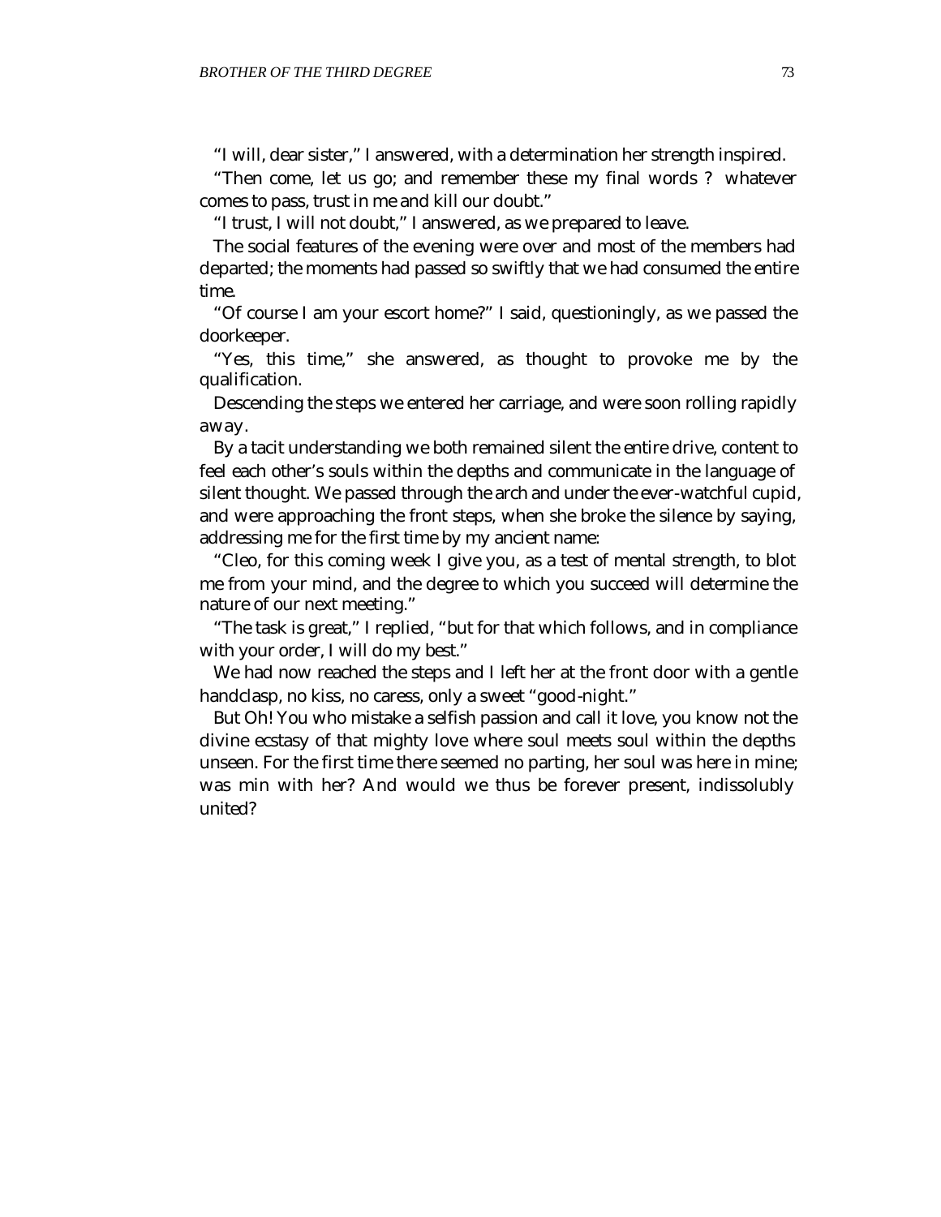"I will, dear sister," I answered, with a determination her strength inspired.

"Then come, let us go; and remember these my final words ? whatever comes to pass, trust in me and kill our doubt."

"I trust, I will not doubt," I answered, as we prepared to leave.

The social features of the evening were over and most of the members had departed; the moments had passed so swiftly that we had consumed the entire time.

"Of course I am your escort home?" I said, questioningly, as we passed the doorkeeper.

"Yes, this time," she answered, as thought to provoke me by the qualification.

Descending the steps we entered her carriage, and were soon rolling rapidly away.

By a tacit understanding we both remained silent the entire drive, content to feel each other's souls within the depths and communicate in the language of silent thought. We passed through the arch and under the ever-watchful cupid, and were approaching the front steps, when she broke the silence by saying, addressing me for the first time by my ancient name:

"Cleo, for this coming week I give you, as a test of mental strength, to blot me from your mind, and the degree to which you succeed will determine the nature of our next meeting."

"The task is great," I replied, "but for that which follows, and in compliance with your order, I will do my best."

We had now reached the steps and I left her at the front door with a gentle handclasp, no kiss, no caress, only a sweet "good-night."

But Oh! You who mistake a selfish passion and call it love, you know not the divine ecstasy of that mighty love where soul meets soul within the depths unseen. For the first time there seemed no parting, her soul was here in mine; was min with her? And would we thus be forever present, indissolubly united?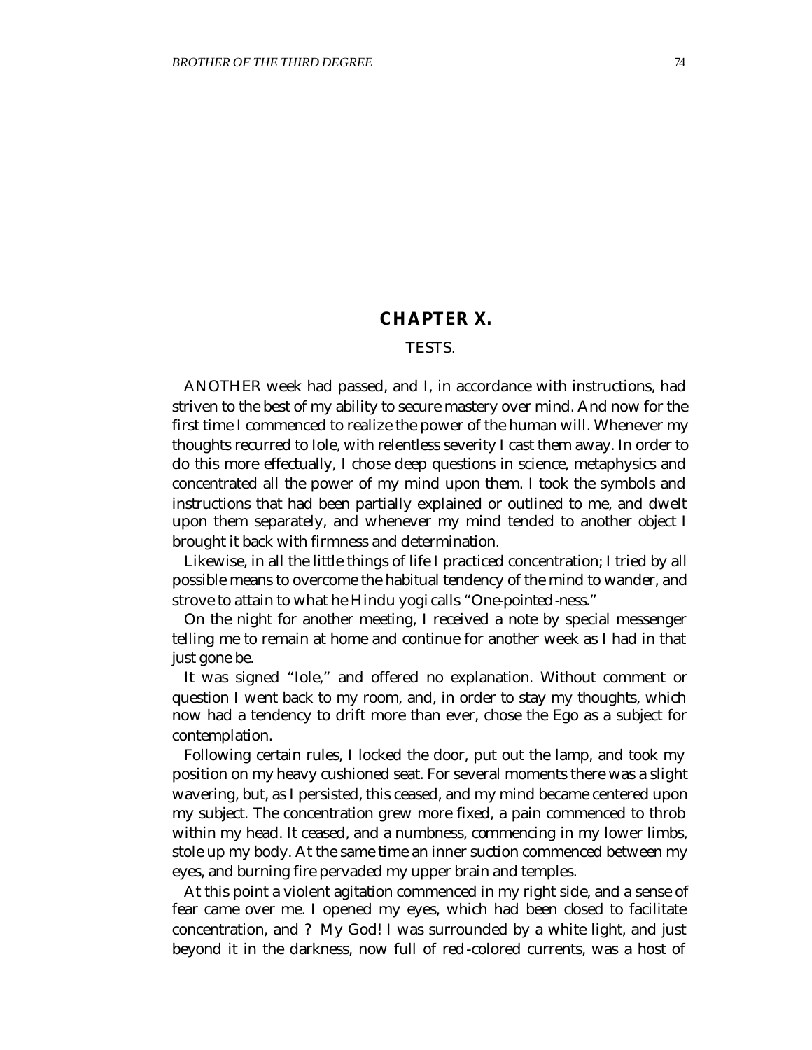## CHAPTER X.

TESTS.

ANOTHER week had passed, and I, in accordance with instructions, had striven to the best of my ability to secure mastery over mind. And now for the first time I commenced to realize the power of the human will. Whenever my thoughts recurred to Iole, with relentless severity I cast them away. In order to do this more effectually, I chose deep questions in science, metaphysics and concentrated all the power of my mind upon them. I took the symbols and instructions that had been partially explained or outlined to me, and dwelt upon them separately, and whenever my mind tended to another object I brought it back with firmness and determination.

Likewise, in all the little things of life I practiced concentration; I tried by all possible means to overcome the habitual tendency of the mind to wander, and strove to attain to what he Hindu yogi calls "One-pointed-ness."

On the night for another meeting, I received a note by special messenger telling me to remain at home and continue for another week as I had in that just gone be.

It was signed "Iole," and offered no explanation. Without comment or question I went back to my room, and, in order to stay my thoughts, which now had a tendency to drift more than ever, chose the Ego as a subject for contemplation.

Following certain rules, I locked the door, put out the lamp, and took my position on my heavy cushioned seat. For several moments there was a slight wavering, but, as I persisted, this ceased, and my mind became centered upon my subject. The concentration grew more fixed, a pain commenced to throb within my head. It ceased, and a numbness, commencing in my lower limbs, stole up my body. At the same time an inner suction commenced between my eyes, and burning fire pervaded my upper brain and temples.

At this point a violent agitation commenced in my right side, and a sense of fear came over me. I opened my eyes, which had been closed to facilitate concentration, and ? My God! I was surrounded by a white light, and just beyond it in the darkness, now full of red-colored currents, was a host of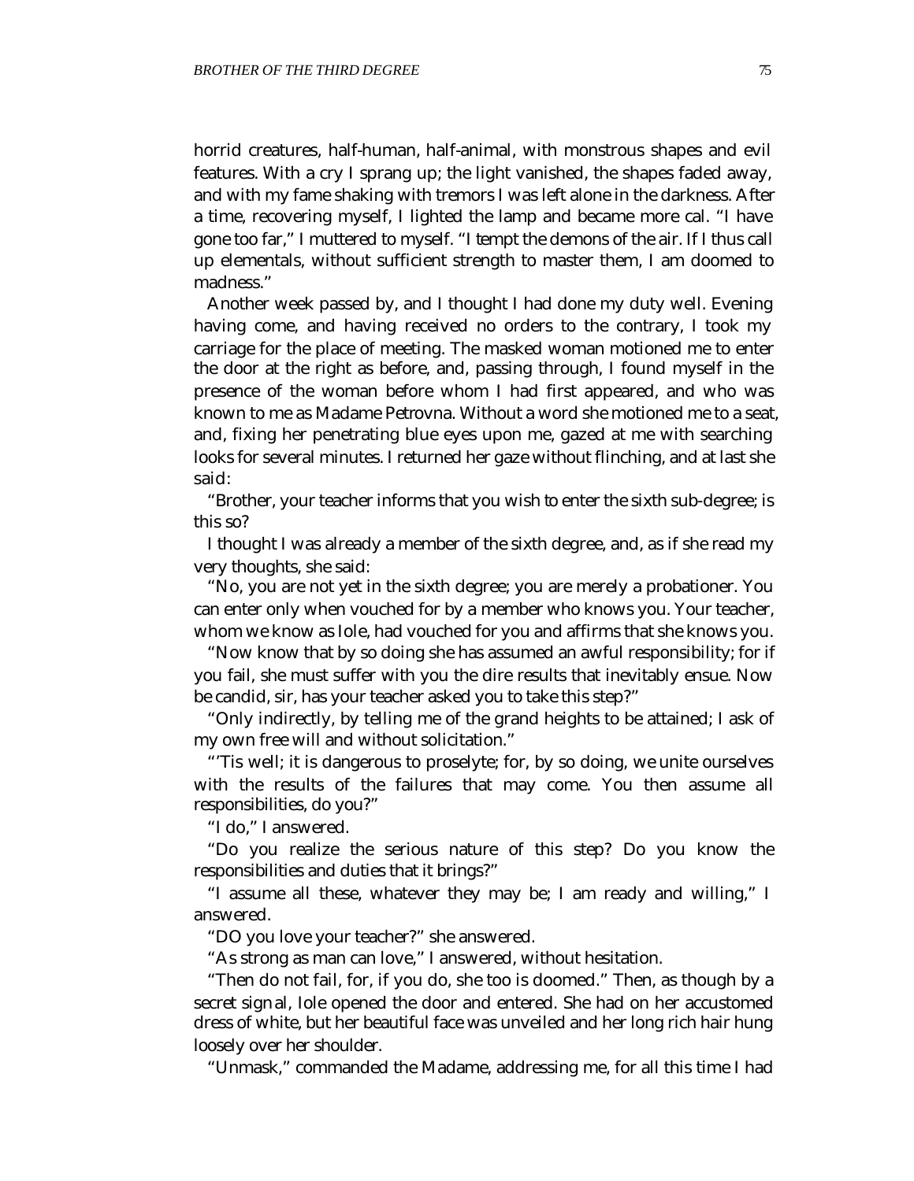horrid creatures, half-human, half-animal, with monstrous shapes and evil features. With a cry I sprang up; the light vanished, the shapes faded away, and with my fame shaking with tremors I was left alone in the darkness. After a time, recovering myself, I lighted the lamp and became more cal. "I have gone too far," I muttered to myself. "I tempt the demons of the air. If I thus call up elementals, without sufficient strength to master them, I am doomed to madness."

Another week passed by, and I thought I had done my duty well. Evening having come, and having received no orders to the contrary, I took my carriage for the place of meeting. The masked woman motioned me to enter the door at the right as before, and, passing through, I found myself in the presence of the woman before whom I had first appeared, and who was known to me as Madame Petrovna. Without a word she motioned me to a seat, and, fixing her penetrating blue eyes upon me, gazed at me with searching looks for several minutes. I returned her gaze without flinching, and at last she said:

"Brother, your teacher informs that you wish to enter the sixth sub-degree; is this so?

I thought I was already a member of the sixth degree, and, as if she read my very thoughts, she said:

"No, you are not yet in the sixth degree; you are merely a probationer. You can enter only when vouched for by a member who knows you. Your teacher, whom we know as Iole, had vouched for you and affirms that she knows you.

"Now know that by so doing she has assumed an awful responsibility; for if you fail, she must suffer with you the dire results that inevitably ensue. Now be candid, sir, has your teacher asked you to take this step?"

"Only indirectly, by telling me of the grand heights to be attained; I ask of my own free will and without solicitation."

"'Tis well; it is dangerous to proselyte; for, by so doing, we unite ourselves with the results of the failures that may come. You then assume all responsibilities, do you?"

"I do," I answered.

"Do you realize the serious nature of this step? Do you know the responsibilities and duties that it brings?"

"I assume all these, whatever they may be; I am ready and willing," I answered.

"DO you love your teacher?" she answered.

"As strong as man can love," I answered, without hesitation.

"Then do not fail, for, if you do, she too is doomed." Then, as though by a secret sign al, Iole opened the door and entered. She had on her accustomed dress of white, but her beautiful face was unveiled and her long rich hair hung loosely over her shoulder.

"Unmask," commanded the Madame, addressing me, for all this time I had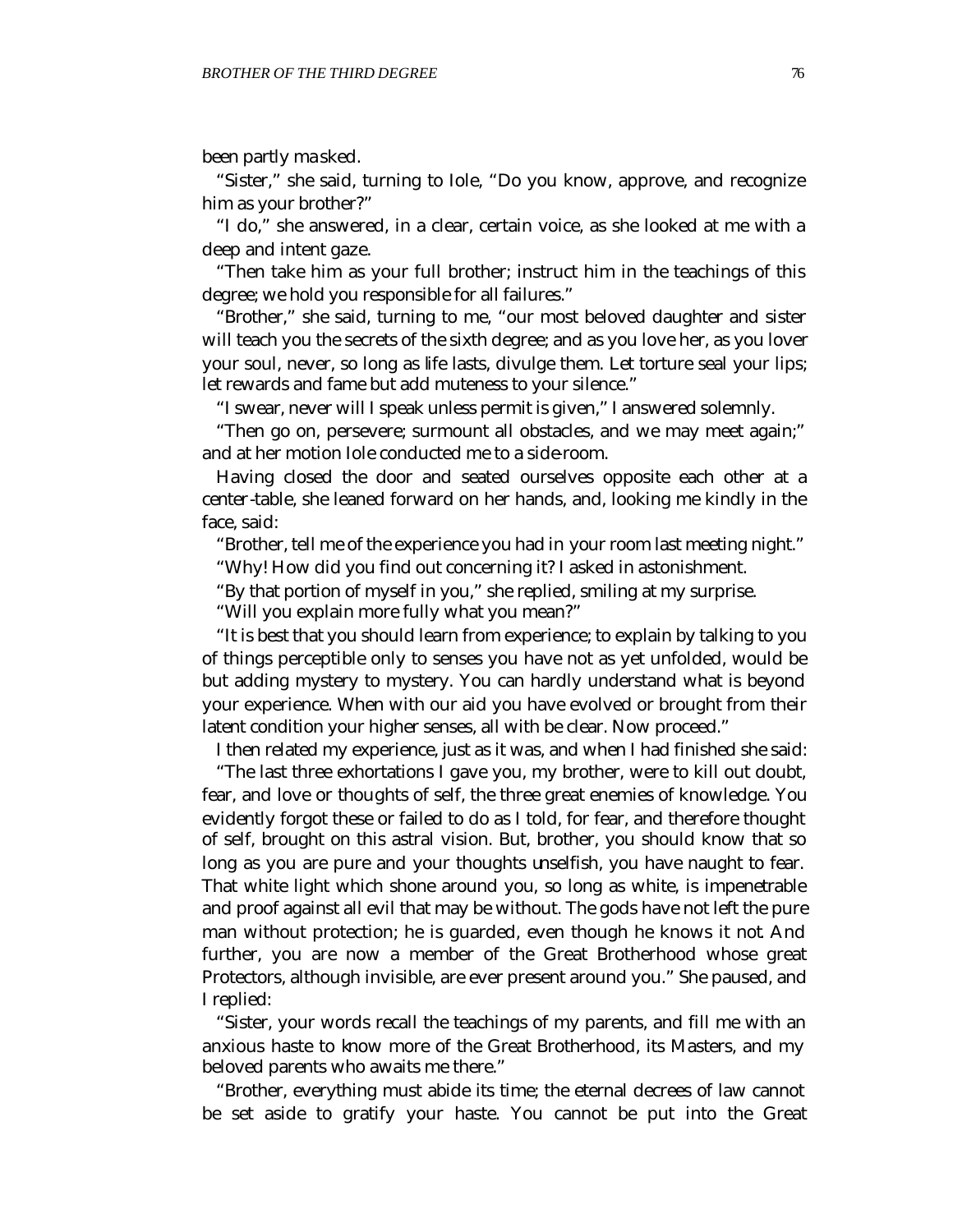been partly masked.

"Sister," she said, turning to Iole, "Do you know, approve, and recognize him as your brother?"

"I do," she answered, in a clear, certain voice, as she looked at me with a deep and intent gaze.

"Then take him as your full brother; instruct him in the teachings of this degree; we hold you responsible for all failures."

"Brother," she said, turning to me, "our most beloved daughter and sister will teach you the secrets of the sixth degree; and as you love her, as you lover your soul, never, so long as life lasts, divulge them. Let torture seal your lips; let rewards and fame but add muteness to your silence."

"I swear, never will I speak unless permit is given," I answered solemnly.

"Then go on, persevere; surmount all obstacles, and we may meet again;" and at her motion Iole conducted me to a side-room.

Having closed the door and seated ourselves opposite each other at a center-table, she leaned forward on her hands, and, looking me kindly in the face, said:

"Brother, tell me of the experience you had in your room last meeting night."

"Why! How did you find out concerning it? I asked in astonishment.

"By that portion of myself in you," she replied, smiling at my surprise.

"Will you explain more fully what you mean?"

"It is best that you should learn from experience; to explain by talking to you of things perceptible only to senses you have not as yet unfolded, would be but adding mystery to mystery. You can hardly understand what is beyond your experience. When with our aid you have evolved or brought from their latent condition your higher senses, all with be clear. Now proceed."

I then related my experience, just as it was, and when I had finished she said:

"The last three exhortations I gave you, my brother, were to kill out doubt, fear, and love or thoughts of self, the three great enemies of knowledge. You evidently forgot these or failed to do as I told, for fear, and therefore thought of self, brought on this astral vision. But, brother, you should know that so long as you are pure and your thoughts unselfish, you have naught to fear. That white light which shone around you, so long as white, is impenetrable and proof against all evil that may be without. The gods have not left the pure man without protection; he is guarded, even though he knows it not. And further, you are now a member of the Great Brotherhood whose great Protectors, although invisible, are ever present around you." She paused, and I replied:

"Sister, your words recall the teachings of my parents, and fill me with an anxious haste to know more of the Great Brotherhood, its Masters, and my beloved parents who awaits me there."

"Brother, everything must abide its time; the eternal decrees of law cannot be set aside to gratify your haste. You cannot be put into the Great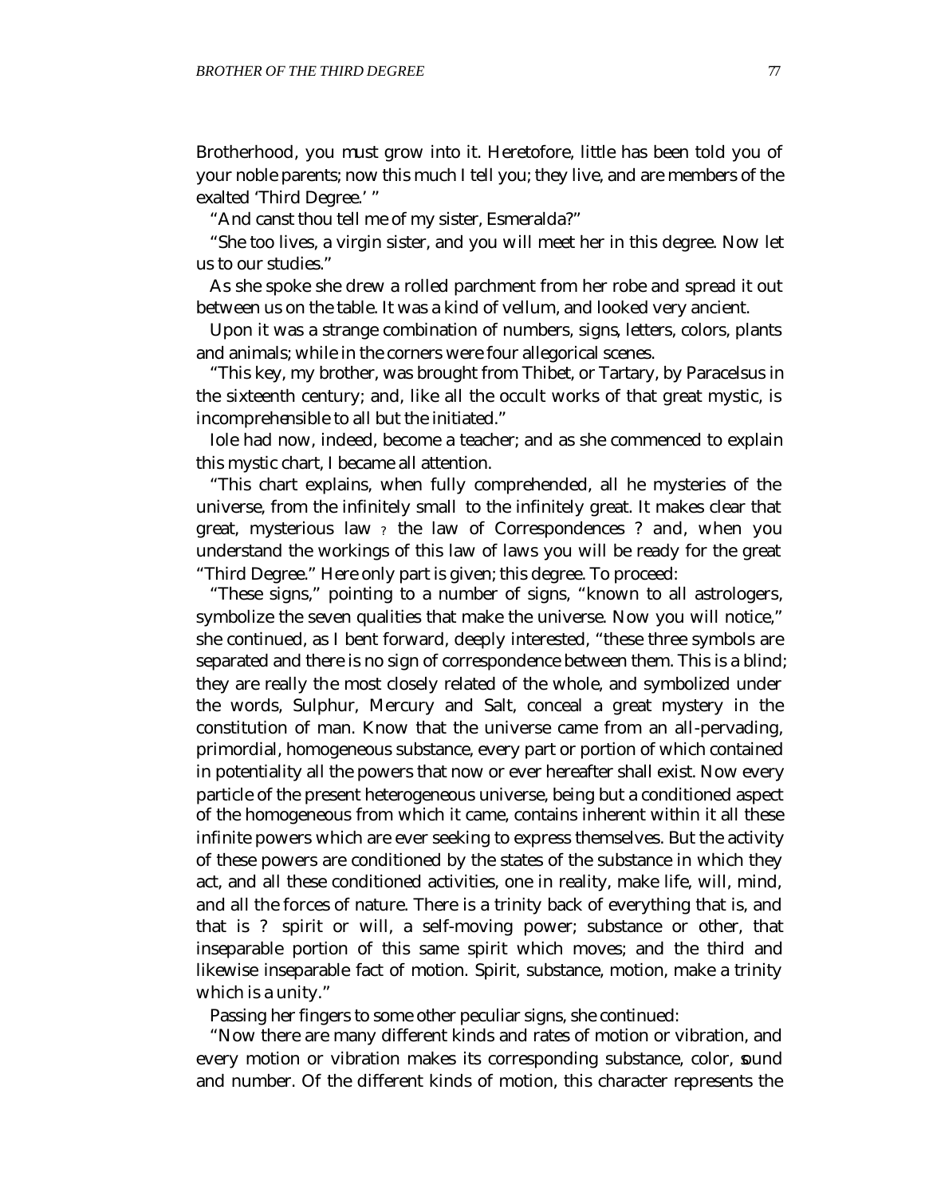Brotherhood, you must grow into it. Heretofore, little has been told you of your noble parents; now this much I tell you; they live, and are members of the exalted 'Third Degree.' "

"And canst thou tell me of my sister, Esmeralda?"

"She too lives, a virgin sister, and you will meet her in this degree. Now let us to our studies."

As she spoke she drew a rolled parchment from her robe and spread it out between us on the table. It was a kind of vellum, and looked very ancient.

Upon it was a strange combination of numbers, signs, letters, colors, plants and animals; while in the corners were four allegorical scenes.

"This key, my brother, was brought from Thibet, or Tartary, by Paracelsus in the sixteenth century; and, like all the occult works of that great mystic, is incomprehensible to all but the initiated."

Iole had now, indeed, become a teacher; and as she commenced to explain this mystic chart, I became all attention.

"This chart explains, when fully comprehended, all he mysteries of the universe, from the infinitely small to the infinitely great. It makes clear that great, mysterious law ? the law of Correspondences ? and, when you understand the workings of this law of laws you will be ready for the great "Third Degree." Here only part is given; this degree. To proceed:

"These signs," pointing to a number of signs, "known to all astrologers, symbolize the seven qualities that make the universe. Now you will notice," she continued, as I bent forward, deeply interested, "these three symbols are separated and there is no sign of correspondence between them. This is a blind; they are really the most closely related of the whole, and symbolized under the words, Sulphur, Mercury and Salt, conceal a great mystery in the constitution of man. Know that the universe came from an all-pervading, primordial, homogeneous substance, every part or portion of which contained in potentiality all the powers that now or ever hereafter shall exist. Now every particle of the present heterogeneous universe, being but a conditioned aspect of the homogeneous from which it came, contains inherent within it all these infinite powers which are ever seeking to express themselves. But the activity of these powers are conditioned by the states of the substance in which they act, and all these conditioned activities, one in reality, make life, will, mind, and all the forces of nature. There is a trinity back of everything that is, and that is ? spirit or will, a self-moving power; substance or other, that inseparable portion of this same spirit which moves; and the third and likewise inseparable fact of motion. Spirit, substance, motion, make a trinity which is a unity."

Passing her fingers to some other peculiar signs, she continued:

"Now there are many different kinds and rates of motion or vibration, and every motion or vibration makes its corresponding substance, color, sound and number. Of the different kinds of motion, this character represents the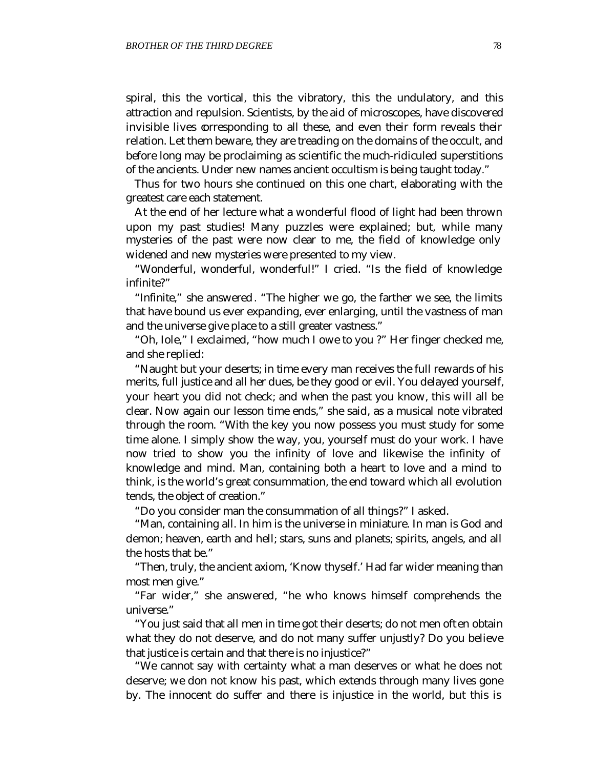spiral, this the vortical, this the vibratory, this the undulatory, and this attraction and repulsion. Scientists, by the aid of microscopes, have discovered invisible lives corresponding to all these, and even their form reveals their relation. Let them beware, they are treading on the domains of the occult, and before long may be proclaiming as scientific the much-ridiculed superstitions of the ancients. Under new names ancient occultism is being taught today."

Thus for two hours she continued on this one chart, elaborating with the greatest care each statement.

At the end of her lecture what a wonderful flood of light had been thrown upon my past studies! Many puzzles were explained; but, while many mysteries of the past were now clear to me, the field of knowledge only widened and new mysteries were presented to my view.

"Wonderful, wonderful, wonderful!" I cried. "Is the field of knowledge infinite?"

"Infinite," she answered. "The higher we go, the farther we see, the limits that have bound us ever expanding, ever enlarging, until the vastness of man and the universe give place to a still greater vastness."

"Oh, Iole," I exclaimed, "how much I owe to you ?" Her finger checked me, and she replied:

"Naught but your deserts; in time every man receives the full rewards of his merits, full justice and all her dues, be they good or evil. You delayed yourself, your heart you did not check; and when the past you know, this will all be clear. Now again our lesson time ends," she said, as a musical note vibrated through the room. "With the key you now possess you must study for some time alone. I simply show the way, you, yourself must do your work. I have now tried to show you the infinity of love and likewise the infinity of knowledge and mind. Man, containing both a heart to love and a mind to think, is the world's great consummation, the end toward which all evolution tends, the object of creation."

"Do you consider man the consummation of all things?" I asked.

"Man, containing all. In him is the universe in miniature. In man is God and demon; heaven, earth and hell; stars, suns and planets; spirits, angels, and all the hosts that be."

"Then, truly, the ancient axiom, 'Know thyself.' Had far wider meaning than most men give."

"Far wider," she answered, "he who knows himself comprehends the universe."

"You just said that all men in time got their deserts; do not men often obtain what they do not deserve, and do not many suffer unjustly? Do you believe that justice is certain and that there is no injustice?"

"We cannot say with certainty what a man deserves or what he does not deserve; we don not know his past, which extends through many lives gone by. The innocent do suffer and there is injustice in the world, but this is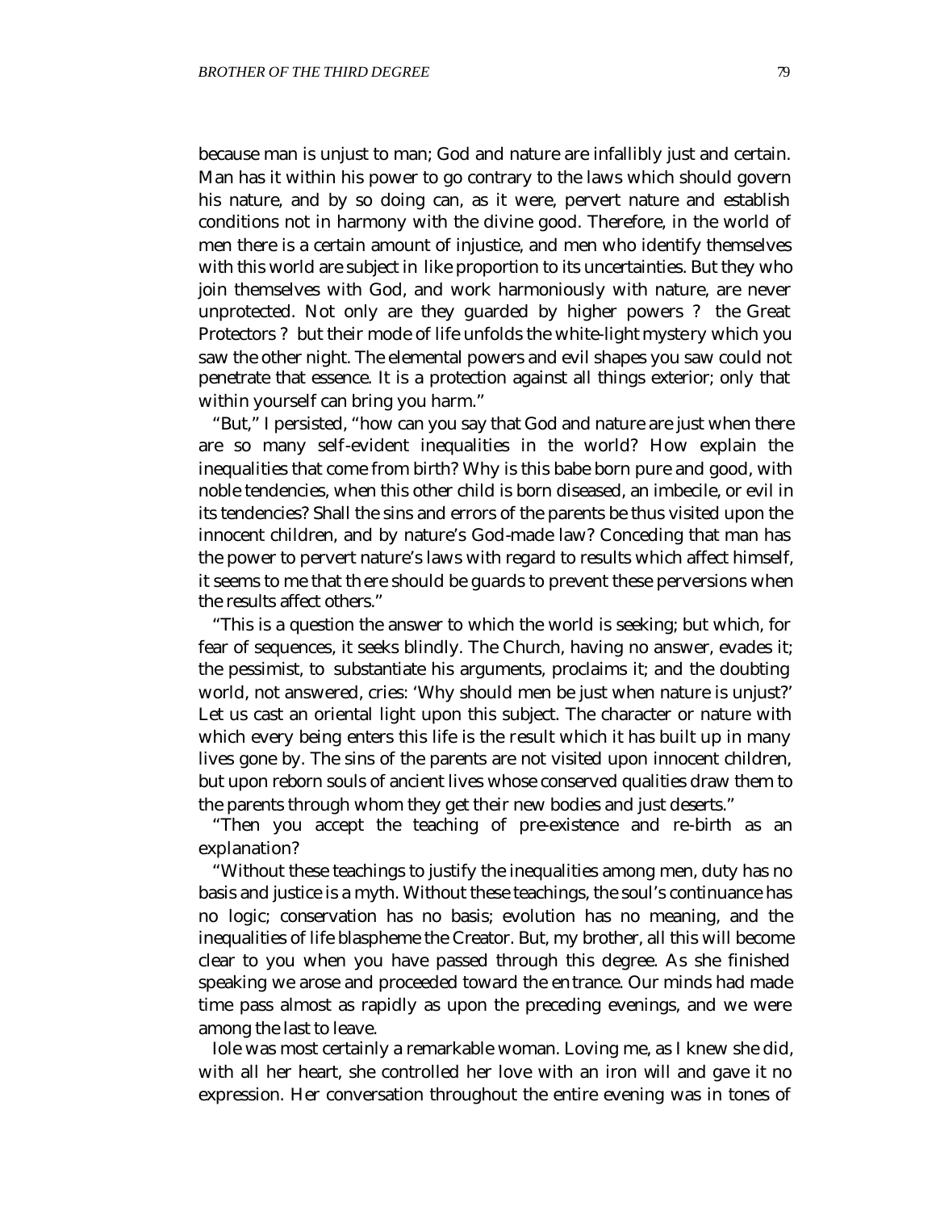because man is unjust to man; God and nature are infallibly just and certain. Man has it within his power to go contrary to the laws which should govern his nature, and by so doing can, as it were, pervert nature and establish conditions not in harmony with the divine good. Therefore, in the world of men there is a certain amount of injustice, and men who identify themselves with this world are subject in like proportion to its uncertainties. But they who join themselves with God, and work harmoniously with nature, are never unprotected. Not only are they guarded by higher powers ? the Great Protectors ? but their mode of life unfolds the white-light mystery which you saw the other night. The elemental powers and evil shapes you saw could not penetrate that essence. It is a protection against all things exterior; only that within yourself can bring you harm."

"But," I persisted, "how can you say that God and nature are just when there are so many self-evident inequalities in the world? How explain the inequalities that come from birth? Why is this babe born pure and good, with noble tendencies, when this other child is born diseased, an imbecile, or evil in its tendencies? Shall the sins and errors of the parents be thus visited upon the innocent children, and by nature's God-made law? Conceding that man has the power to pervert nature's laws with regard to results which affect himself, it seems to me that there should be guards to prevent these perversions when the results affect others."

"This is a question the answer to which the world is seeking; but which, for fear of sequences, it seeks blindly. The Church, having no answer, evades it; the pessimist, to substantiate his arguments, proclaims it; and the doubting world, not answered, cries: 'Why should men be just when nature is unjust?' Let us cast an oriental light upon this subject. The character or nature with which every being enters this life is the result which it has built up in many lives gone by. The sins of the parents are not visited upon innocent children, but upon reborn souls of ancient lives whose conserved qualities draw them to the parents through whom they get their new bodies and just deserts."

"Then you accept the teaching of pre-existence and re-birth as an explanation?

"Without these teachings to justify the inequalities among men, duty has no basis and justice is a myth. Without these teachings, the soul's continuance has no logic; conservation has no basis; evolution has no meaning, and the inequalities of life blaspheme the Creator. But, my brother, all this will become clear to you when you have passed through this degree. As she finished speaking we arose and proceeded toward the entrance. Our minds had made time pass almost as rapidly as upon the preceding evenings, and we were among the last to leave.

Iole was most certainly a remarkable woman. Loving me, as I knew she did, with all her heart, she controlled her love with an iron will and gave it no expression. Her conversation throughout the entire evening was in tones of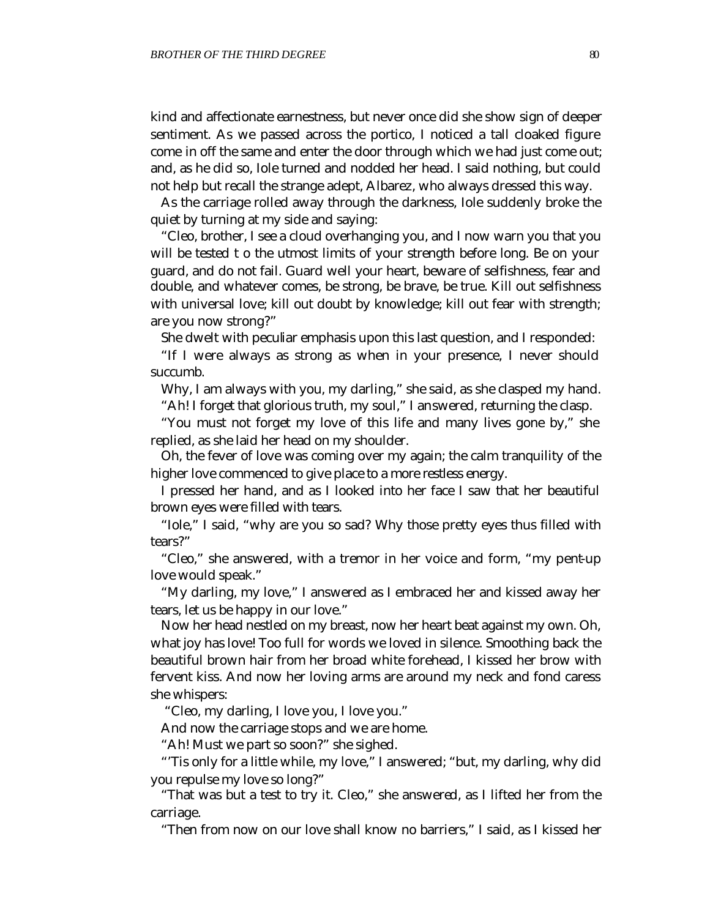kind and affectionate earnestness, but never once did she show sign of deeper sentiment. As we passed across the portico, I noticed a tall cloaked figure come in off the same and enter the door through which we had just come out; and, as he did so, Iole turned and nodded her head. I said nothing, but could not help but recall the strange adept, Albarez, who always dressed this way.

As the carriage rolled away through the darkness, Iole suddenly broke the quiet by turning at my side and saying:

"Cleo, brother, I see a cloud overhanging you, and I now warn you that you will be tested t o the utmost limits of your strength before long. Be on your guard, and do not fail. Guard well your heart, beware of selfishness, fear and double, and whatever comes, be strong, be brave, be true. Kill out selfishness with universal love; kill out doubt by knowledge; kill out fear with strength; are you now strong?"

She dwelt with peculiar emphasis upon this last question, and I responded:

"If I were always as strong as when in your presence, I never should succumb.

Why, I am always with you, my darling," she said, as she clasped my hand.

"Ah! I forget that glorious truth, my soul," I answered, returning the clasp.

"You must not forget my love of this life and many lives gone by," she replied, as she laid her head on my shoulder.

Oh, the fever of love was coming over my again; the calm tranquility of the higher love commenced to give place to a more restless energy.

I pressed her hand, and as I looked into her face I saw that her beautiful brown eyes were filled with tears.

"Iole," I said, "why are you so sad? Why those pretty eyes thus filled with tears?"

"Cleo," she answered, with a tremor in her voice and form, "my pent-up love would speak."

"My darling, my love," I answered as I embraced her and kissed away her tears, let us be happy in our love."

Now her head nestled on my breast, now her heart beat against my own. Oh, what joy has love! Too full for words we loved in silence. Smoothing back the beautiful brown hair from her broad white forehead, I kissed her brow with fervent kiss. And now her loving arms are around my neck and fond caress she whispers:

"Cleo, my darling, I love you, I love you."

And now the carriage stops and we are home.

"Ah! Must we part so soon?" she sighed.

"'Tis only for a little while, my love," I answered; "but, my darling, why did you repulse my love so long?"

"That was but a test to try it. Cleo," she answered, as I lifted her from the carriage.

"Then from now on our love shall know no barriers," I said, as I kissed her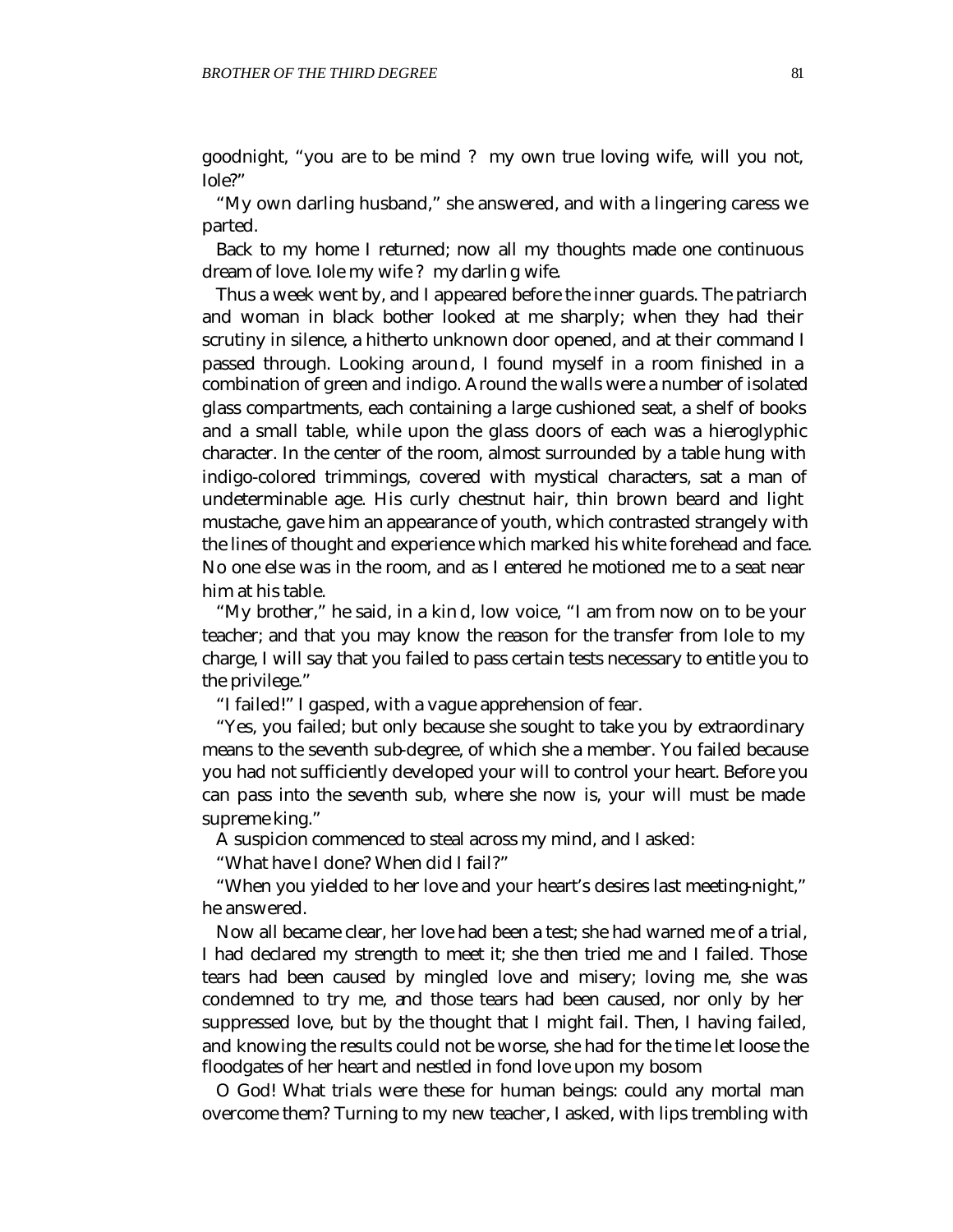goodnight, "you are to be mind ? my own true loving wife, will you not, Iole?"

"My own darling husband," she answered, and with a lingering caress we parted.

Back to my home I returned; now all my thoughts made one continuous dream of love. Iole my wife ? my darlin g wife.

Thus a week went by, and I appeared before the inner guards. The patriarch and woman in black bother looked at me sharply; when they had their scrutiny in silence, a hitherto unknown door opened, and at their command I passed through. Looking aroun d, I found myself in a room finished in a combination of green and indigo. Around the walls were a number of isolated glass compartments, each containing a large cushioned seat, a shelf of books and a small table, while upon the glass doors of each was a hieroglyphic character. In the center of the room, almost surrounded by a table hung with indigo-colored trimmings, covered with mystical characters, sat a man of undeterminable age. His curly chestnut hair, thin brown beard and light mustache, gave him an appearance of youth, which contrasted strangely with the lines of thought and experience which marked his white forehead and face. No one else was in the room, and as I entered he motioned me to a seat near him at his table.

"My brother," he said, in a kin d, low voice, "I am from now on to be your teacher; and that you may know the reason for the transfer from Iole to my charge, I will say that you failed to pass certain tests necessary to entitle you to the privilege."

"I failed!" I gasped, with a vague apprehension of fear.

"Yes, you failed; but only because she sought to take you by extraordinary means to the seventh sub-degree, of which she a member. You failed because you had not sufficiently developed your will to control your heart. Before you can pass into the seventh sub, where she now is, your will must be made supreme king."

A suspicion commenced to steal across my mind, and I asked:

"What have I done? When did I fail?"

"When you yielded to her love and your heart's desires last meeting-night," he answered.

Now all became clear, her love had been a test; she had warned me of a trial, I had declared my strength to meet it; she then tried me and I failed. Those tears had been caused by mingled love and misery; loving me, she was condemned to try me, and those tears had been caused, nor only by her suppressed love, but by the thought that I might fail. Then, I having failed, and knowing the results could not be worse, she had for the time let loose the floodgates of her heart and nestled in fond love upon my bosom

O God! What trials were these for human beings: could any mortal man overcome them? Turning to my new teacher, I asked, with lips trembling with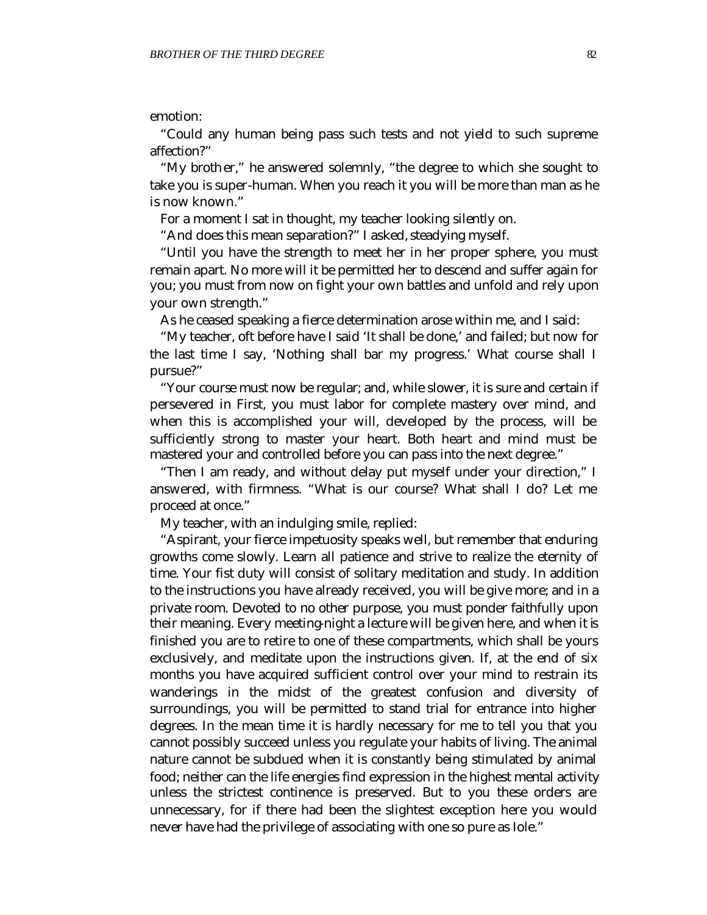emotion:

"Could any human being pass such tests and not yield to such supreme affection?"

"My brother," he answered solemnly, "the degree to which she sought to take you is super-human. When you reach it you will be more than man as he is now known."

For a moment I sat in thought, my teacher looking silently on.

"And does this mean separation?" I asked, steadying myself.

"Until you have the strength to meet her in her proper sphere, you must remain apart. No more will it be permitted her to descend and suffer again for you; you must from now on fight your own battles and unfold and rely upon your own strength."

As he ceased speaking a fierce determination arose within me, and I said:

"My teacher, oft before have I said 'It shall be done,' and failed; but now for the last time I say, 'Nothing shall bar my progress.' What course shall I pursue?"

"Your course must now be regular; and, while slower, it is sure and certain if persevered in First, you must labor for complete mastery over mind, and when this is accomplished your will, developed by the process, will be sufficiently strong to master your heart. Both heart and mind must be mastered your and controlled before you can pass into the next degree."

"Then I am ready, and without delay put myself under your direction," I answered, with firmness. "What is our course? What shall I do? Let me proceed at once."

My teacher, with an indulging smile, replied:

"Aspirant, your fierce impetuosity speaks well, but remember that enduring growths come slowly. Learn all patience and strive to realize the eternity of time. Your fist duty will consist of solitary meditation and study. In addition to the instructions you have already received, you will be give more; and in a private room. Devoted to no other purpose, you must ponder faithfully upon their meaning. Every meeting-night a lecture will be given here, and when it is finished you are to retire to one of these compartments, which shall be yours exclusively, and meditate upon the instructions given. If, at the end of six months you have acquired sufficient control over your mind to restrain its wanderings in the midst of the greatest confusion and diversity of surroundings, you will be permitted to stand trial for entrance into higher degrees. In the mean time it is hardly necessary for me to tell you that you cannot possibly succeed unless you regulate your habits of living. The animal nature cannot be subdued when it is constantly being stimulated by animal food; neither can the life energies find expression in the highest mental activity unless the strictest continence is preserved. But to you these orders are unnecessary, for if there had been the slightest exception here you would never have had the privilege of associating with one so pure as Iole."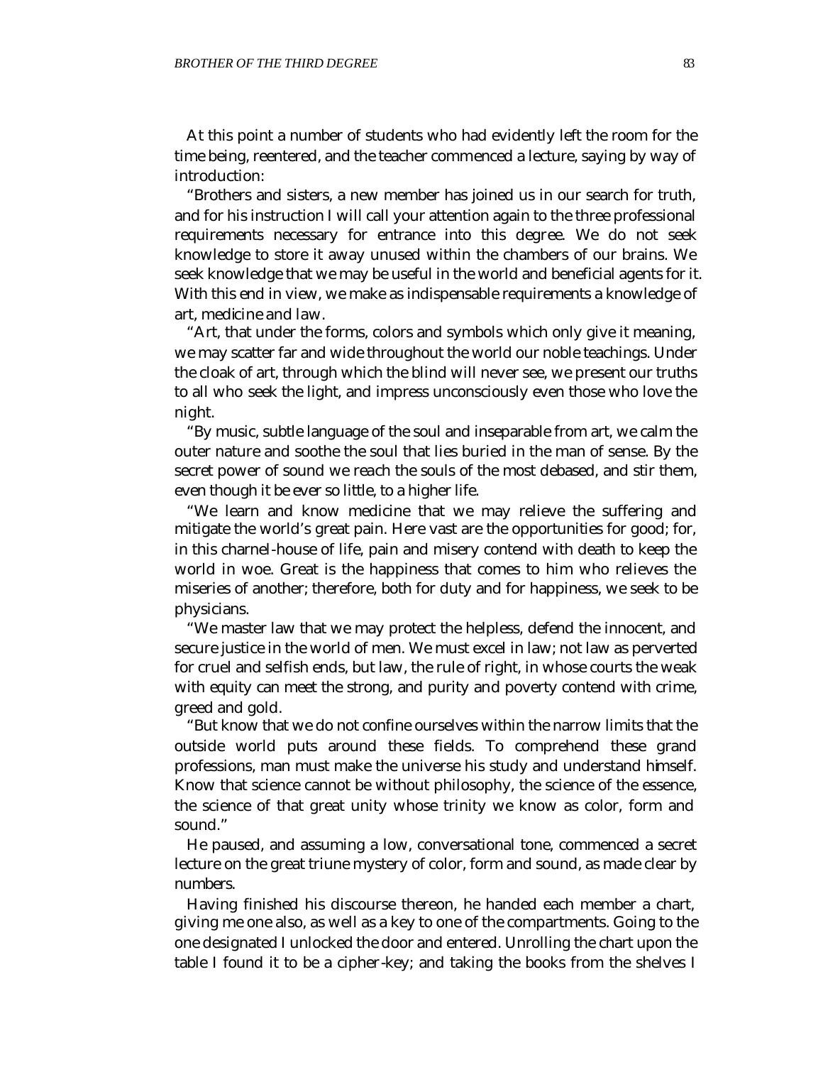At this point a number of students who had evidently left the room for the time being, reentered, and the teacher commenced a lecture, saying by way of introduction:

"Brothers and sisters, a new member has joined us in our search for truth, and for his instruction I will call your attention again to the three professional requirements necessary for entrance into this degree. We do not seek knowledge to store it away unused within the chambers of our brains. We seek knowledge that we may be useful in the world and beneficial agents for it. With this end in view, we make as indispensable requirements a knowledge of art, medicine and law.

"Art, that under the forms, colors and symbols which only give it meaning, we may scatter far and wide throughout the world our noble teachings. Under the cloak of art, through which the blind will never see, we present our truths to all who seek the light, and impress unconsciously even those who love the night.

"By music, subtle language of the soul and inseparable from art, we calm the outer nature and soothe the soul that lies buried in the man of sense. By the secret power of sound we reach the souls of the most debased, and stir them, even though it be ever so little, to a higher life.

"We learn and know medicine that we may relieve the suffering and mitigate the world's great pain. Here vast are the opportunities for good; for, in this charnel-house of life, pain and misery contend with death to keep the world in woe. Great is the happiness that comes to him who relieves the miseries of another; therefore, both for duty and for happiness, we seek to be physicians.

"We master law that we may protect the helpless, defend the innocent, and secure justice in the world of men. We must excel in law; not law as perverted for cruel and selfish ends, but law, the rule of right, in whose courts the weak with equity can meet the strong, and purity and poverty contend with crime, greed and gold.

"But know that we do not confine ourselves within the narrow limits that the outside world puts around these fields. To comprehend these grand professions, man must make the universe his study and understand himself. Know that science cannot be without philosophy, the science of the essence, the science of that great unity whose trinity we know as color, form and sound."

He paused, and assuming a low, conversational tone, commenced a secret lecture on the great triune mystery of color, form and sound, as made clear by numbers.

Having finished his discourse thereon, he handed each member a chart, giving me one also, as well as a key to one of the compartments. Going to the one designated I unlocked the door and entered. Unrolling the chart upon the table I found it to be a cipher-key; and taking the books from the shelves I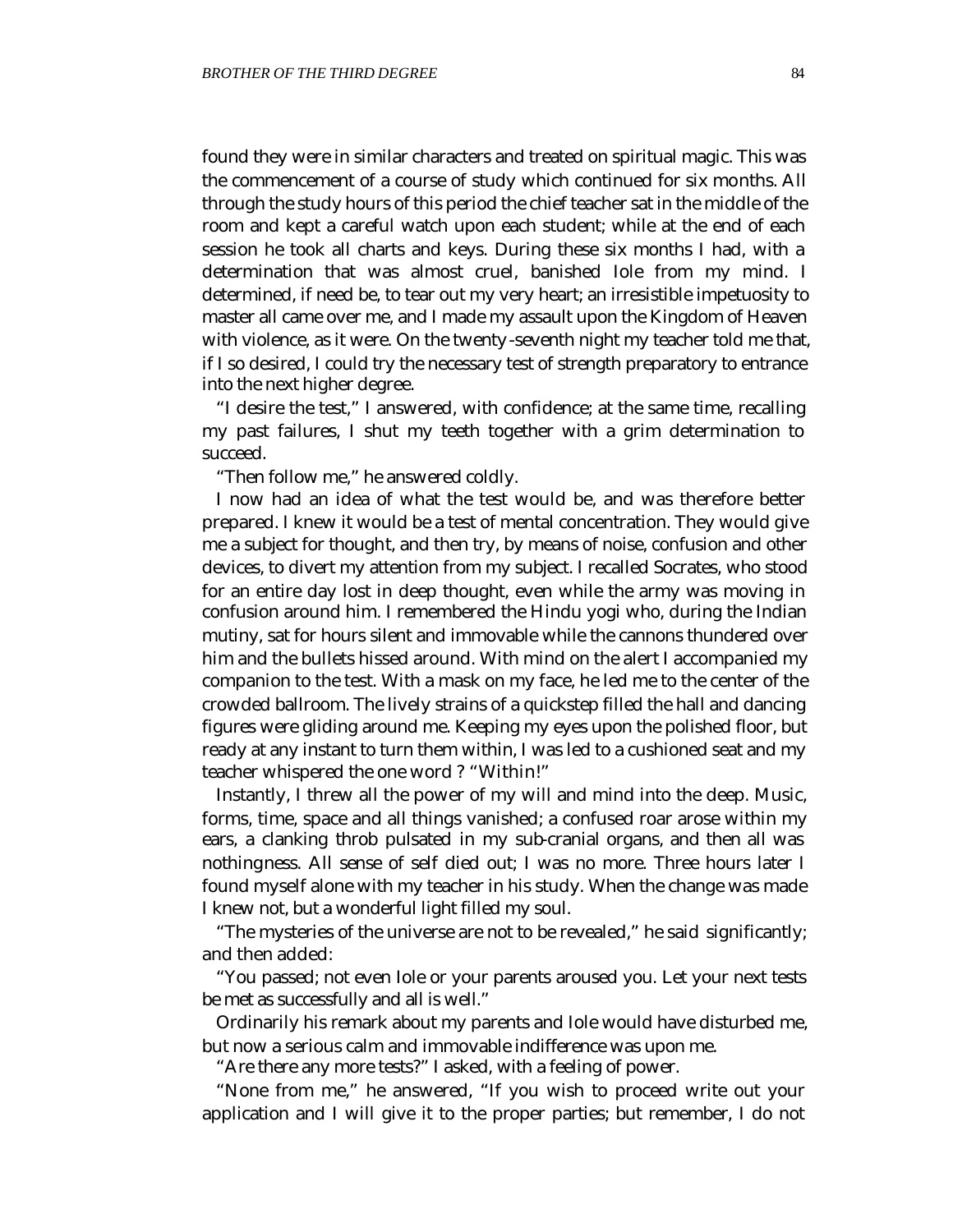found they were in similar characters and treated on spiritual magic. This was the commencement of a course of study which continued for six months. All through the study hours of this period the chief teacher sat in the middle of the room and kept a careful watch upon each student; while at the end of each session he took all charts and keys. During these six months I had, with a determination that was almost cruel, banished Iole from my mind. I determined, if need be, to tear out my very heart; an irresistible impetuosity to master all came over me, and I made my assault upon the Kingdom of Heaven with violence, as it were. On the twenty-seventh night my teacher told me that, if I so desired, I could try the necessary test of strength preparatory to entrance into the next higher degree.

"I desire the test," I answered, with confidence; at the same time, recalling my past failures, I shut my teeth together with a grim determination to succeed.

"Then follow me," he answered coldly.

I now had an idea of what the test would be, and was therefore better prepared. I knew it would be a test of mental concentration. They would give me a subject for thought, and then try, by means of noise, confusion and other devices, to divert my attention from my subject. I recalled Socrates, who stood for an entire day lost in deep thought, even while the army was moving in confusion around him. I remembered the Hindu yogi who, during the Indian mutiny, sat for hours silent and immovable while the cannons thundered over him and the bullets hissed around. With mind on the alert I accompanied my companion to the test. With a mask on my face, he led me to the center of the crowded ballroom. The lively strains of a quickstep filled the hall and dancing figures were gliding around me. Keeping my eyes upon the polished floor, but ready at any instant to turn them within, I was led to a cushioned seat and my teacher whispered the one word ? "Within!"

Instantly, I threw all the power of my will and mind into the deep. Music, forms, time, space and all things vanished; a confused roar arose within my ears, a clanking throb pulsated in my sub-cranial organs, and then all was nothingness. All sense of self died out; I was no more. Three hours later I found myself alone with my teacher in his study. When the change was made I knew not, but a wonderful light filled my soul.

"The mysteries of the universe are not to be revealed," he said significantly; and then added:

"You passed; not even Iole or your parents aroused you. Let your next tests be met as successfully and all is well."

Ordinarily his remark about my parents and Iole would have disturbed me, but now a serious calm and immovable indifference was upon me.

"Are there any more tests?" I asked, with a feeling of power.

"None from me," he answered, "If you wish to proceed write out your application and I will give it to the proper parties; but remember, I do not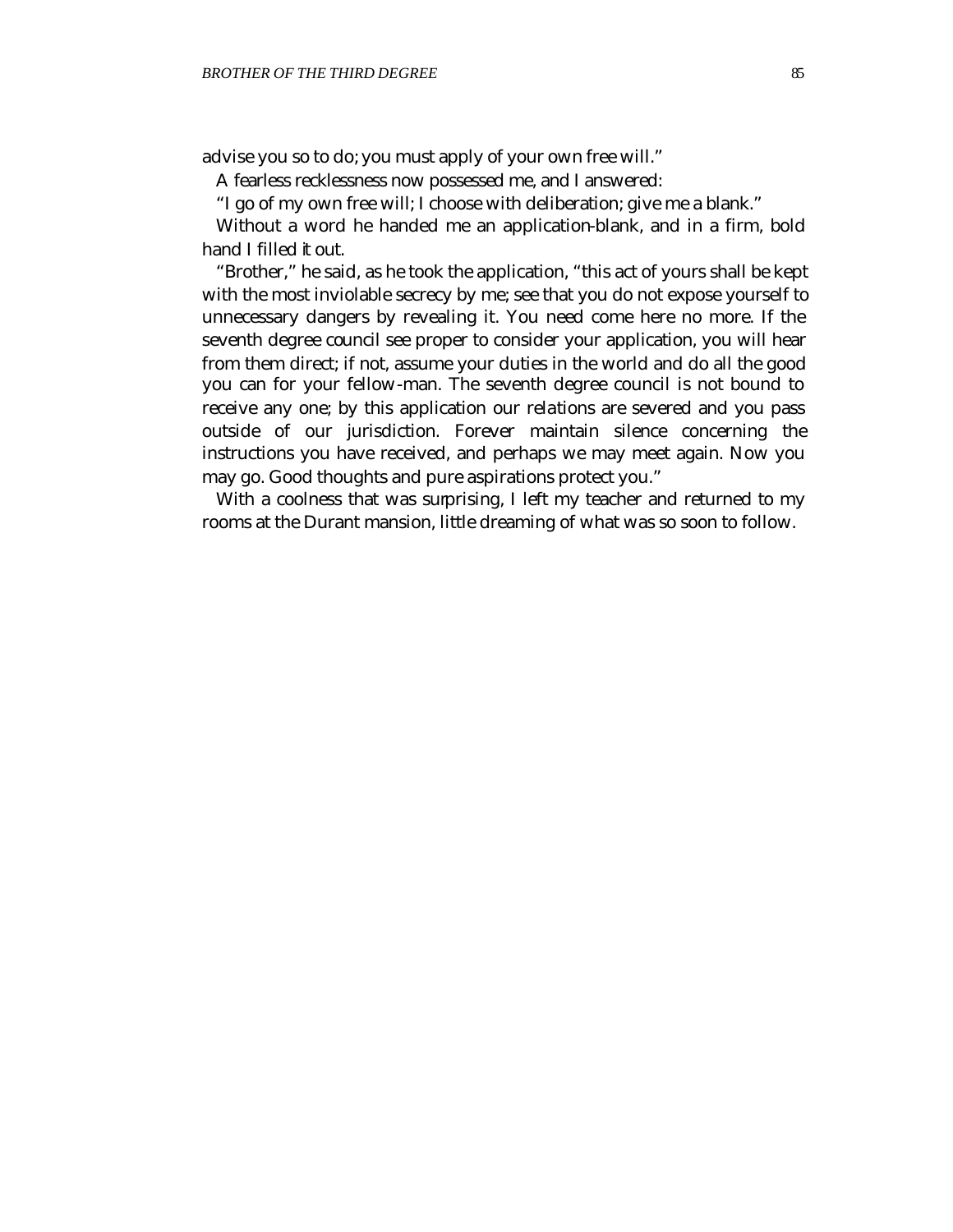advise you so to do; you must apply of your own free will."

A fearless recklessness now possessed me, and I answered:

"I go of my own free will; I choose with deliberation; give me a blank."

Without a word he handed me an application-blank, and in a firm, bold hand I filled it out.

"Brother," he said, as he took the application, "this act of yours shall be kept with the most inviolable secrecy by me; see that you do not expose yourself to unnecessary dangers by revealing it. You need come here no more. If the seventh degree council see proper to consider your application, you will hear from them direct; if not, assume your duties in the world and do all the good you can for your fellow-man. The seventh degree council is not bound to receive any one; by this application our relations are severed and you pass outside of our jurisdiction. Forever maintain silence concerning the instructions you have received, and perhaps we may meet again. Now you may go. Good thoughts and pure aspirations protect you."

With a coolness that was surprising, I left my teacher and returned to my rooms at the Durant mansion, little dreaming of what was so soon to follow.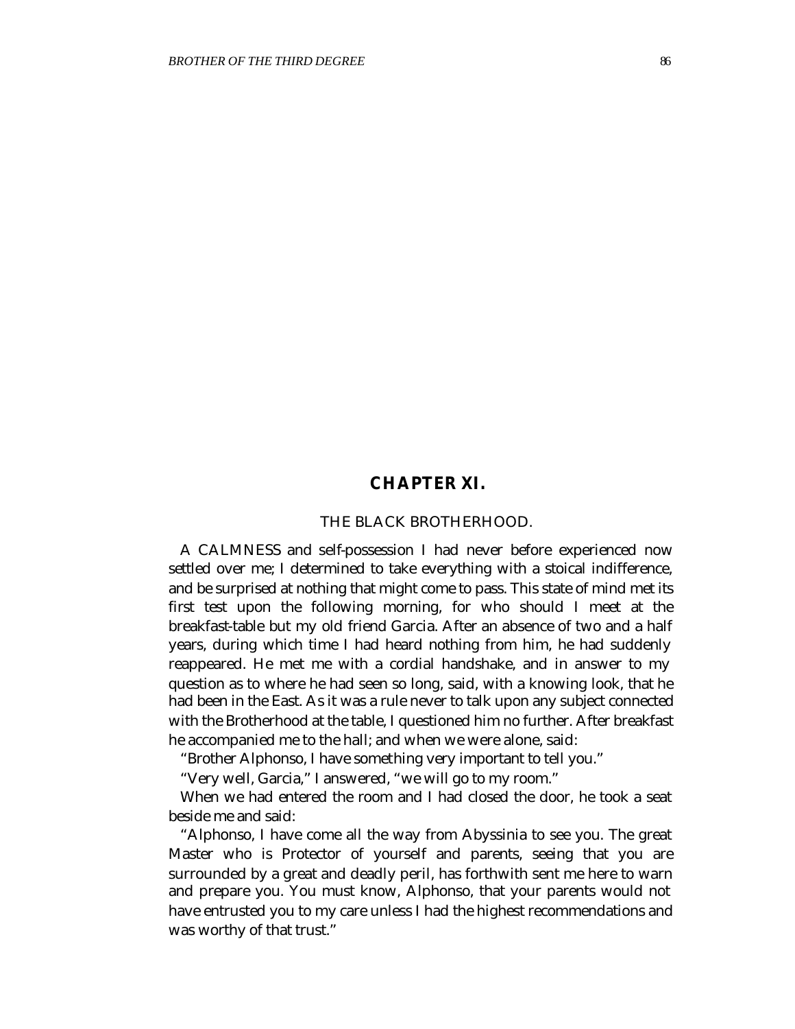## CHAPTER XI.

THE BLACK BROTHERHOOD.

A CALMNESS and self-possession I had never before experienced now settled over me; I determined to take everything with a stoical indifference, and be surprised at nothing that might come to pass. This state of mind met its first test upon the following morning, for who should I meet at the breakfast-table but my old friend Garcia. After an absence of two and a half years, during which time I had heard nothing from him, he had suddenly reappeared. He met me with a cordial handshake, and in answer to my question as to where he had seen so long, said, with a knowing look, that he had been in the East. As it was a rule never to talk upon any subject connected with the Brotherhood at the table, I questioned him no further. After breakfast he accompanied me to the hall; and when we were alone, said:

"Brother Alphonso, I have something very important to tell you."

"Very well, Garcia," I answered, "we will go to my room."

When we had entered the room and I had closed the door, he took a seat beside me and said:

"Alphonso, I have come all the way from Abyssinia to see you. The great Master who is Protector of yourself and parents, seeing that you are surrounded by a great and deadly peril, has forthwith sent me here to warn and prepare you. You must know, Alphonso, that your parents would not have entrusted you to my care unless I had the highest recommendations and was worthy of that trust."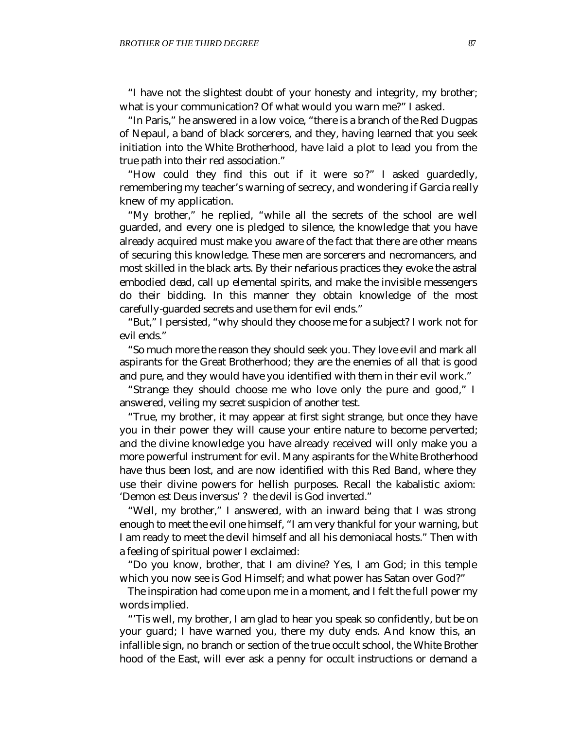"I have not the slightest doubt of your honesty and integrity, my brother; what is your communication? Of what would you warn me?" I asked.

"In Paris," he answered in a low voice, "there is a branch of the Red Dugpas of Nepaul, a band of black sorcerers, and they, having learned that you seek initiation into the White Brotherhood, have laid a plot to lead you from the true path into their red association."

"How could they find this out if it were so?" I asked guardedly, remembering my teacher's warning of secrecy, and wondering if Garcia really knew of my application.

"My brother," he replied, "while all the secrets of the school are well guarded, and every one is pledged to silence, the knowledge that you have already acquired must make you aware of the fact that there are other means of securing this knowledge. These men are sorcerers and necromancers, and most skilled in the black arts. By their nefarious practices they evoke the astral embodied dead, call up elemental spirits, and make the invisible messengers do their bidding. In this manner they obtain knowledge of the most carefully-guarded secrets and use them for evil ends."

"But," I persisted, "why should they choose me for a subject? I work not for evil ends."

"So much more the reason they should seek you. They love evil and mark all aspirants for the Great Brotherhood; they are the enemies of all that is good and pure, and they would have you identified with them in their evil work."

"Strange they should choose me who love only the pure and good," I answered, veiling my secret suspicion of another test.

"True, my brother, it may appear at first sight strange, but once they have you in their power they will cause your entire nature to become perverted; and the divine knowledge you have already received will only make you a more powerful instrument for evil. Many aspirants for the White Brotherhood have thus been lost, and are now identified with this Red Band, where they use their divine powers for hellish purposes. Recall the kabalistic axiom: 'Demon est Deus inversus' ? the devil is God inverted."

"Well, my brother," I answered, with an inward being that I was strong enough to meet the evil one himself, "I am very thankful for your warning, but I am ready to meet the devil himself and all his demoniacal hosts." Then with a feeling of spiritual power I exclaimed:

"Do you know, brother, that I am divine? Yes, I am God; in this temple which you now see is God Himself; and what power has Satan over God?"

The inspiration had come upon me in a moment, and I felt the full power my words implied.

"'Tis well, my brother, I am glad to hear you speak so confidently, but be on your guard; I have warned you, there my duty ends. And know this, an infallible sign, no branch or section of the true occult school, the White Brother hood of the East, will ever ask a penny for occult instructions or demand a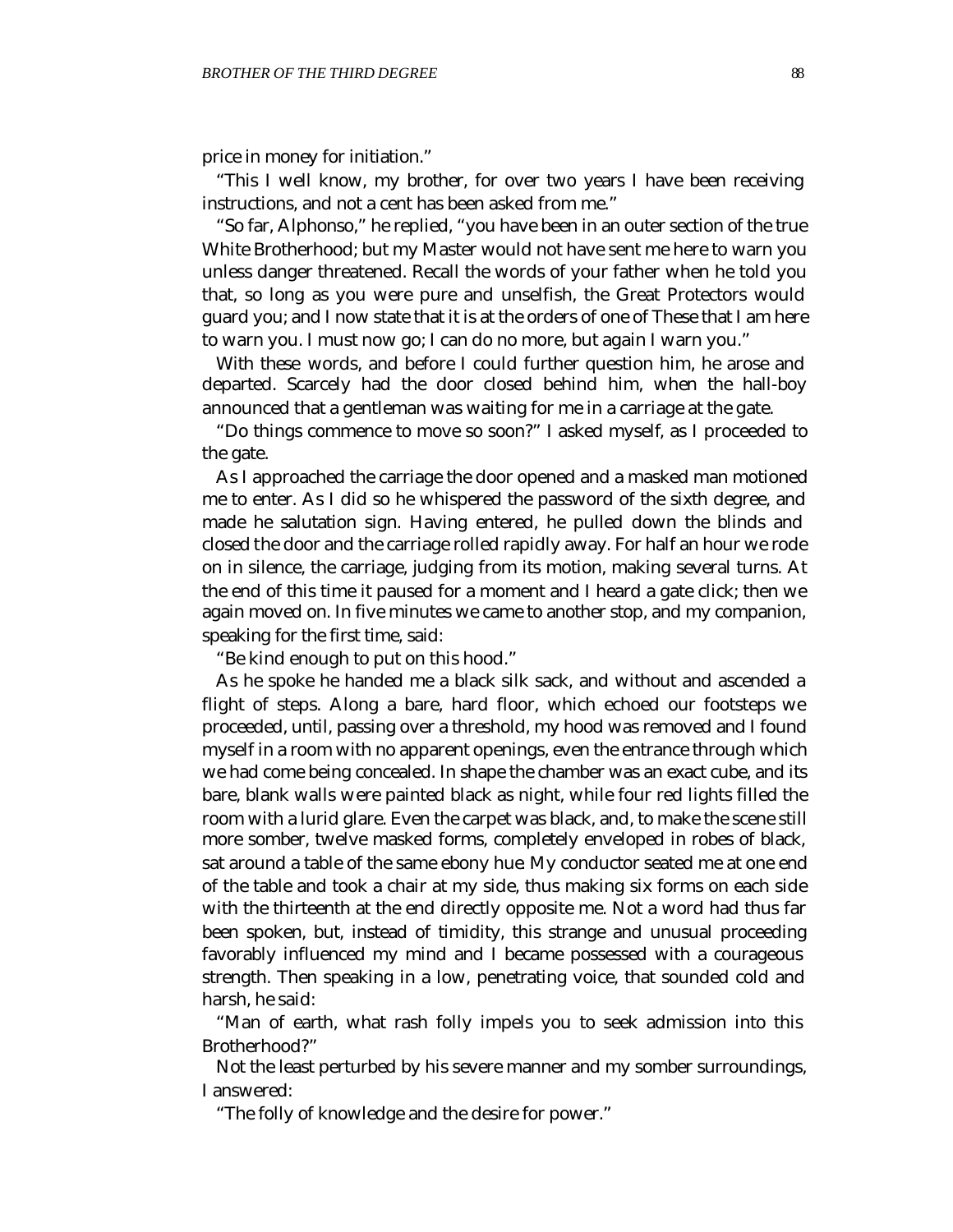price in money for initiation."

"This I well know, my brother, for over two years I have been receiving instructions, and not a cent has been asked from me."

"So far, Alphonso," he replied, "you have been in an outer section of the true White Brotherhood; but my Master would not have sent me here to warn you unless danger threatened. Recall the words of your father when he told you that, so long as you were pure and unselfish, the Great Protectors would guard you; and I now state that it is at the orders of one of These that I am here to warn you. I must now go; I can do no more, but again I warn you."

With these words, and before I could further question him, he arose and departed. Scarcely had the door closed behind him, when the hall-boy announced that a gentleman was waiting for me in a carriage at the gate.

"Do things commence to move so soon?" I asked myself, as I proceeded to the gate.

As I approached the carriage the door opened and a masked man motioned me to enter. As I did so he whispered the password of the sixth degree, and made he salutation sign. Having entered, he pulled down the blinds and closed the door and the carriage rolled rapidly away. For half an hour we rode on in silence, the carriage, judging from its motion, making several turns. At the end of this time it paused for a moment and I heard a gate click; then we again moved on. In five minutes we came to another stop, and my companion, speaking for the first time, said:

"Be kind enough to put on this hood."

As he spoke he handed me a black silk sack, and without and ascended a flight of steps. Along a bare, hard floor, which echoed our footsteps we proceeded, until, passing over a threshold, my hood was removed and I found myself in a room with no apparent openings, even the entrance through which we had come being concealed. In shape the chamber was an exact cube, and its bare, blank walls were painted black as night, while four red lights filled the room with a lurid glare. Even the carpet was black, and, to make the scene still more somber, twelve masked forms, completely enveloped in robes of black, sat around a table of the same ebony hue. My conductor seated me at one end of the table and took a chair at my side, thus making six forms on each side with the thirteenth at the end directly opposite me. Not a word had thus far been spoken, but, instead of timidity, this strange and unusual proceeding favorably influenced my mind and I became possessed with a courageous strength. Then speaking in a low, penetrating voice, that sounded cold and harsh, he said:

"Man of earth, what rash folly impels you to seek admission into this Brotherhood?"

Not the least perturbed by his severe manner and my somber surroundings, I answered:

"The folly of knowledge and the desire for power."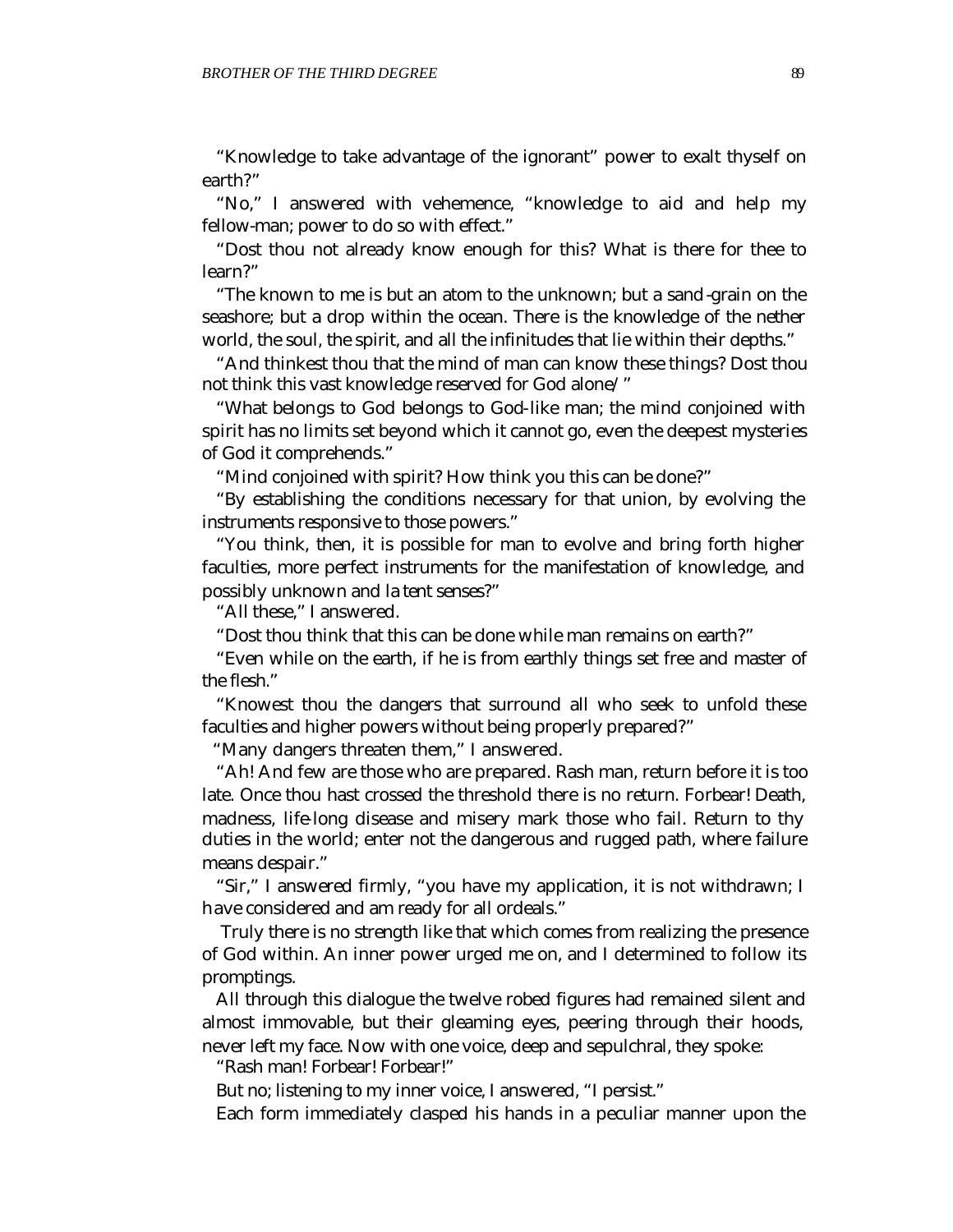"Knowledge to take advantage of the ignorant" power to exalt thyself on earth?"

"No," I answered with vehemence, "knowledge to aid and help my fellow-man; power to do so with effect."

"Dost thou not already know enough for this? What is there for thee to learn?"

"The known to me is but an atom to the unknown; but a sand-grain on the seashore; but a drop within the ocean. There is the knowledge of the nether world, the soul, the spirit, and all the infinitudes that lie within their depths."

"And thinkest thou that the mind of man can know these things? Dost thou not think this vast knowledge reserved for God alone/ "

"What belongs to God belongs to God-like man; the mind conjoined with spirit has no limits set beyond which it cannot go, even the deepest mysteries of God it comprehends."

"Mind conjoined with spirit? How think you this can be done?"

"By establishing the conditions necessary for that union, by evolving the instruments responsive to those powers."

"You think, then, it is possible for man to evolve and bring forth higher faculties, more perfect instruments for the manifestation of knowledge, and possibly unknown and la tent senses?"

"All these," I answered.

"Dost thou think that this can be done while man remains on earth?"

"Even while on the earth, if he is from earthly things set free and master of the flesh."

"Knowest thou the dangers that surround all who seek to unfold these faculties and higher powers without being properly prepared?"

"Many dangers threaten them," I answered.

"Ah! And few are those who are prepared. Rash man, return before it is too late. Once thou hast crossed the threshold there is no return. Forbear! Death, madness, life-long disease and misery mark those who fail. Return to thy duties in the world; enter not the dangerous and rugged path, where failure means despair."

"Sir," I answered firmly, "you have my application, it is not withdrawn; I have considered and am ready for all ordeals."

Truly there is no strength like that which comes from realizing the presence of God within. An inner power urged me on, and I determined to follow its promptings.

All through this dialogue the twelve robed figures had remained silent and almost immovable, but their gleaming eyes, peering through their hoods, never left my face. Now with one voice, deep and sepulchral, they spoke:

"Rash man! Forbear! Forbear!"

But no; listening to my inner voice, I answered, "I persist."

Each form immediately clasped his hands in a peculiar manner upon the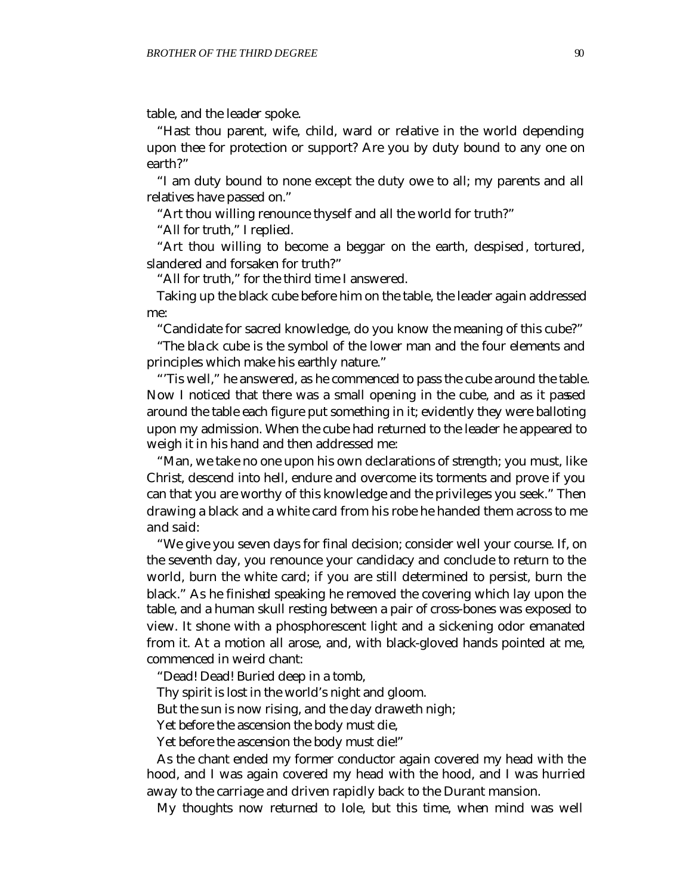table, and the leader spoke.

"Hast thou parent, wife, child, ward or relative in the world depending upon thee for protection or support? Are you by duty bound to any one on earth?"

"I am duty bound to none except the duty owe to all; my parents and all relatives have passed on."

"Art thou willing renounce thyself and all the world for truth?"

"All for truth," I replied.

"Art thou willing to become a beggar on the earth, despised, tortured, slandered and forsaken for truth?"

"All for truth," for the third time I answered.

Taking up the black cube before him on the table, the leader again addressed me:

"Candidate for sacred knowledge, do you know the meaning of this cube?"

"The black cube is the symbol of the lower man and the four elements and principles which make his earthly nature."

"'Tis well," he answered, as he commenced to pass the cube around the table. Now I noticed that there was a small opening in the cube, and as it passed around the table each figure put something in it; evidently they were balloting upon my admission. When the cube had returned to the leader he appeared to weigh it in his hand and then addressed me:

"Man, we take no one upon his own declarations of strength; you must, like Christ, descend into hell, endure and overcome its torments and prove if you can that you are worthy of this knowledge and the privileges you seek." Then drawing a black and a white card from his robe he handed them across to me and said:

"We give you seven days for final decision; consider well your course. If, on the seventh day, you renounce your candidacy and conclude to return to the world, burn the white card; if you are still determined to persist, burn the black." As he finished speaking he removed the covering which lay upon the table, and a human skull resting between a pair of cross-bones was exposed to view. It shone with a phosphorescent light and a sickening odor emanated from it. At a motion all arose, and, with black-gloved hands pointed at me, commenced in weird chant:

"Dead! Dead! Buried deep in a tomb,

Thy spirit is lost in the world's night and gloom.

But the sun is now rising, and the day draweth nigh;

Yet before the ascension the body must die,

Yet before the ascension the body must die!"

As the chant ended my former conductor again covered my head with the hood, and I was again covered my head with the hood, and I was hurried away to the carriage and driven rapidly back to the Durant mansion.

My thoughts now returned to Iole, but this time, when mind was well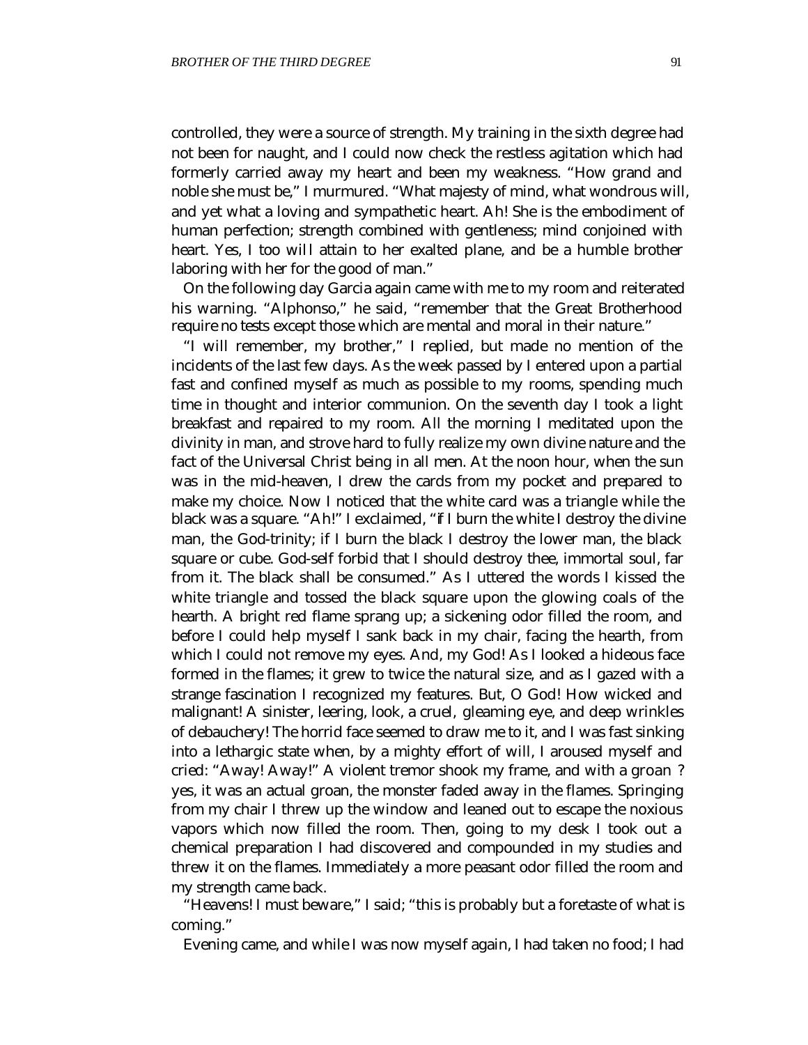controlled, they were a source of strength. My training in the sixth degree had not been for naught, and I could now check the restless agitation which had formerly carried away my heart and been my weakness. "How grand and noble she must be," I murmured. "What majesty of mind, what wondrous will, and yet what a loving and sympathetic heart. Ah! She is the embodiment of human perfection; strength combined with gentleness; mind conjoined with heart. Yes, I too will attain to her exalted plane, and be a humble brother laboring with her for the good of man."

On the following day Garcia again came with me to my room and reiterated his warning. "Alphonso," he said, "remember that the Great Brotherhood require no tests except those which are mental and moral in their nature."

"I will remember, my brother," I replied, but made no mention of the incidents of the last few days. As the week passed by I entered upon a partial fast and confined myself as much as possible to my rooms, spending much time in thought and interior communion. On the seventh day I took a light breakfast and repaired to my room. All the morning I meditated upon the divinity in man, and strove hard to fully realize my own divine nature and the fact of the Universal Christ being in all men. At the noon hour, when the sun was in the mid-heaven, I drew the cards from my pocket and prepared to make my choice. Now I noticed that the white card was a triangle while the black was a square. "Ah!" I exclaimed, "if I burn the white I destroy the divine man, the God-trinity; if I burn the black I destroy the lower man, the black square or cube. God-self forbid that I should destroy thee, immortal soul, far from it. The black shall be consumed." As I uttered the words I kissed the white triangle and tossed the black square upon the glowing coals of the hearth. A bright red flame sprang up; a sickening odor filled the room, and before I could help myself I sank back in my chair, facing the hearth, from which I could not remove my eyes. And, my God! As I looked a hideous face formed in the flames; it grew to twice the natural size, and as I gazed with a strange fascination I recognized my features. But, O God! How wicked and malignant! A sinister, leering, look, a cruel, gleaming eye, and deep wrinkles of debauchery! The horrid face seemed to draw me to it, and I was fast sinking into a lethargic state when, by a mighty effort of will, I aroused myself and cried: "Away! Away!" A violent tremor shook my frame, and with a groan ? yes, it was an actual groan, the monster faded away in the flames. Springing from my chair I threw up the window and leaned out to escape the noxious vapors which now filled the room. Then, going to my desk I took out a chemical preparation I had discovered and compounded in my studies and threw it on the flames. Immediately a more peasant odor filled the room and my strength came back.

"Heavens! I must beware," I said; "this is probably but a foretaste of what is coming."

Evening came, and while I was now myself again, I had taken no food; I had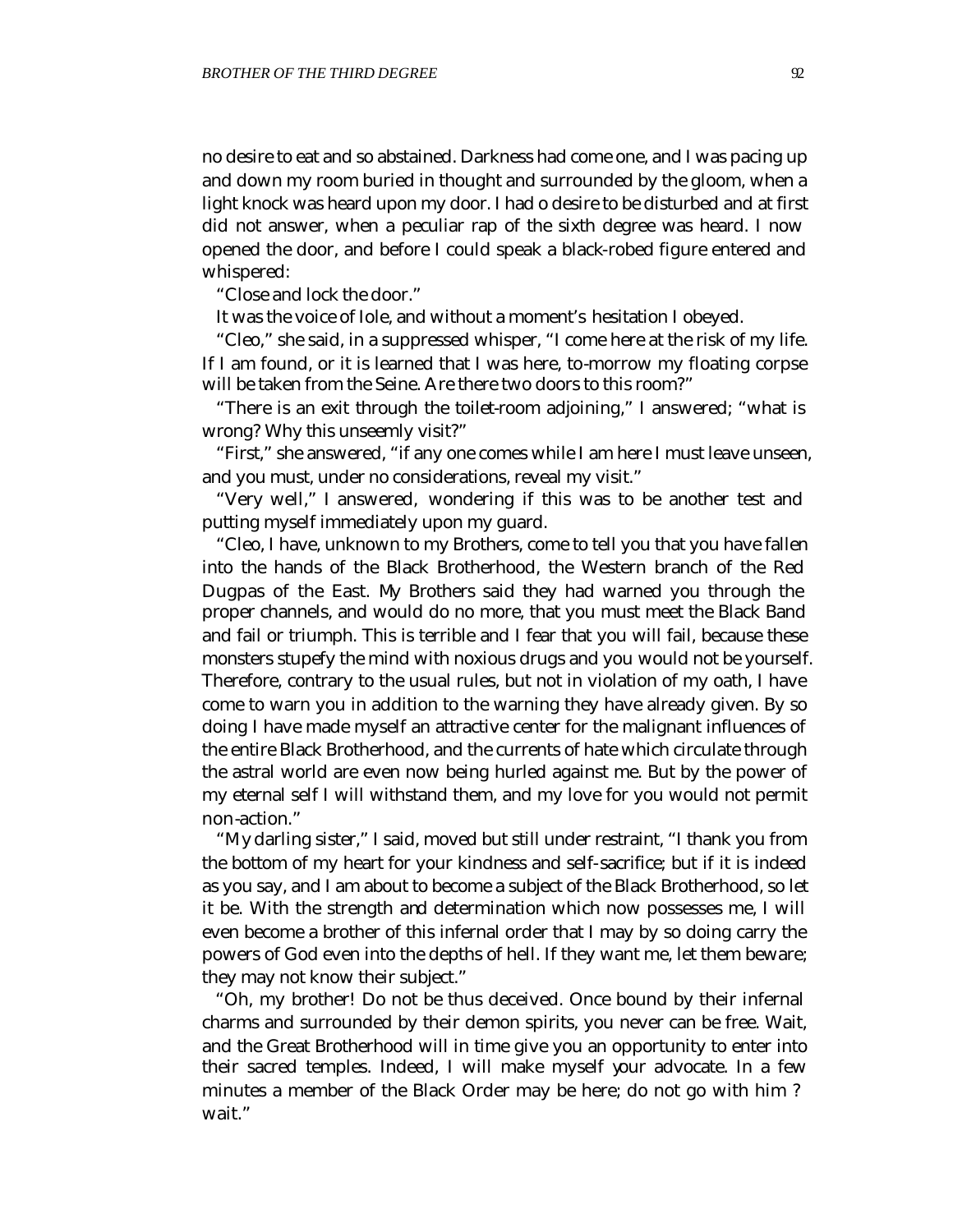no desire to eat and so abstained. Darkness had come one, and I was pacing up and down my room buried in thought and surrounded by the gloom, when a light knock was heard upon my door. I had o desire to be disturbed and at first did not answer, when a peculiar rap of the sixth degree was heard. I now opened the door, and before I could speak a black-robed figure entered and whispered:

"Close and lock the door."

It was the voice of Iole, and without a moment's hesitation I obeyed.

"Cleo," she said, in a suppressed whisper, "I come here at the risk of my life. If I am found, or it is learned that I was here, to-morrow my floating corpse will be taken from the Seine. Are there two doors to this room?"

"There is an exit through the toilet-room adjoining," I answered; "what is wrong? Why this unseemly visit?"

"First," she answered, "if any one comes while I am here I must leave unseen, and you must, under no considerations, reveal my visit."

"Very well," I answered, wondering if this was to be another test and putting myself immediately upon my guard.

"Cleo, I have, unknown to my Brothers, come to tell you that you have fallen into the hands of the Black Brotherhood, the Western branch of the Red Dugpas of the East. My Brothers said they had warned you through the proper channels, and would do no more, that you must meet the Black Band and fail or triumph. This is terrible and I fear that you will fail, because these monsters stupefy the mind with noxious drugs and you would not be yourself. Therefore, contrary to the usual rules, but not in violation of my oath, I have come to warn you in addition to the warning they have already given. By so doing I have made myself an attractive center for the malignant influences of the entire Black Brotherhood, and the currents of hate which circulate through the astral world are even now being hurled against me. But by the power of my eternal self I will withstand them, and my love for you would not permit non-action."

"My darling sister," I said, moved but still under restraint, "I thank you from the bottom of my heart for your kindness and self-sacrifice; but if it is indeed as you say, and I am about to become a subject of the Black Brotherhood, so let it be. With the strength and determination which now possesses me, I will even become a brother of this infernal order that I may by so doing carry the powers of God even into the depths of hell. If they want me, let them beware; they may not know their subject."

"Oh, my brother! Do not be thus deceived. Once bound by their infernal charms and surrounded by their demon spirits, you never can be free. Wait, and the Great Brotherhood will in time give you an opportunity to enter into their sacred temples. Indeed, I will make myself your advocate. In a few minutes a member of the Black Order may be here; do not go with him ? wait."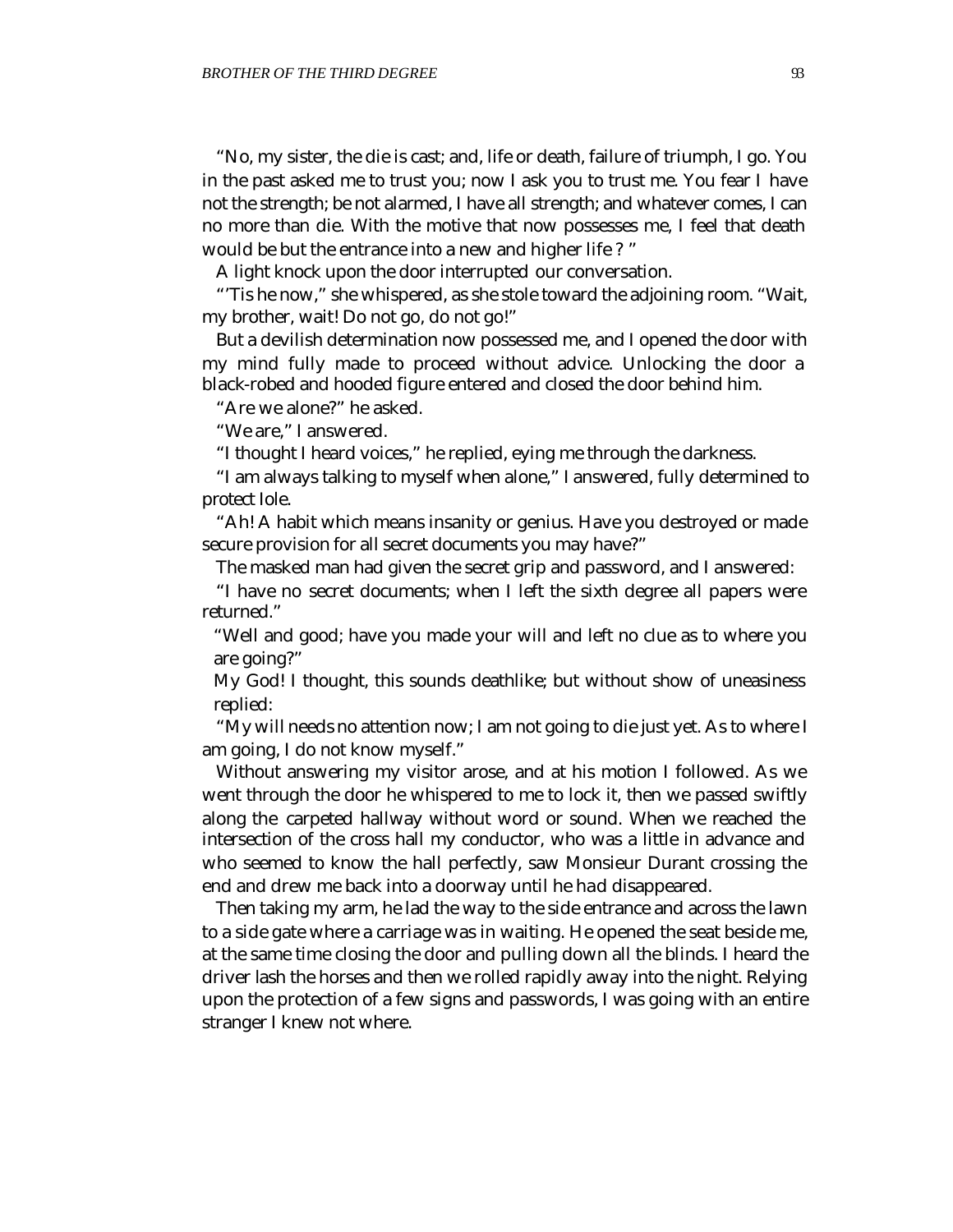"No, my sister, the die is cast; and, life or death, failure of triumph, I go. You in the past asked me to trust you; now I ask you to trust me. You fear I have not the strength; be not alarmed, I have all strength; and whatever comes, I can no more than die. With the motive that now possesses me, I feel that death would be but the entrance into a new and higher life ? "

A light knock upon the door interrupted our conversation.

"'Tis he now," she whispered, as she stole toward the adjoining room. "Wait, my brother, wait! Do not go, do not go!"

But a devilish determination now possessed me, and I opened the door with my mind fully made to proceed without advice. Unlocking the door a black-robed and hooded figure entered and closed the door behind him.

"Are we alone?" he asked.

"We are," I answered.

"I thought I heard voices," he replied, eying me through the darkness.

"I am always talking to myself when alone," I answered, fully determined to protect Iole.

"Ah! A habit which means insanity or genius. Have you destroyed or made secure provision for all secret documents you may have?"

The masked man had given the secret grip and password, and I answered:

"I have no secret documents; when I left the sixth degree all papers were returned."

"Well and good; have you made your will and left no clue as to where you are going?"

My God! I thought, this sounds deathlike; but without show of uneasiness replied:

"My will needs no attention now; I am not going to die just yet. As to where I am going, I do not know myself."

Without answering my visitor arose, and at his motion I followed. As we went through the door he whispered to me to lock it, then we passed swiftly along the carpeted hallway without word or sound. When we reached the intersection of the cross hall my conductor, who was a little in advance and who seemed to know the hall perfectly, saw Monsieur Durant crossing the end and drew me back into a doorway until he had disappeared.

Then taking my arm, he lad the way to the side entrance and across the lawn to a side gate where a carriage was in waiting. He opened the seat beside me, at the same time closing the door and pulling down all the blinds. I heard the driver lash the horses and then we rolled rapidly away into the night. Relying upon the protection of a few signs and passwords, I was going with an entire stranger I knew not where.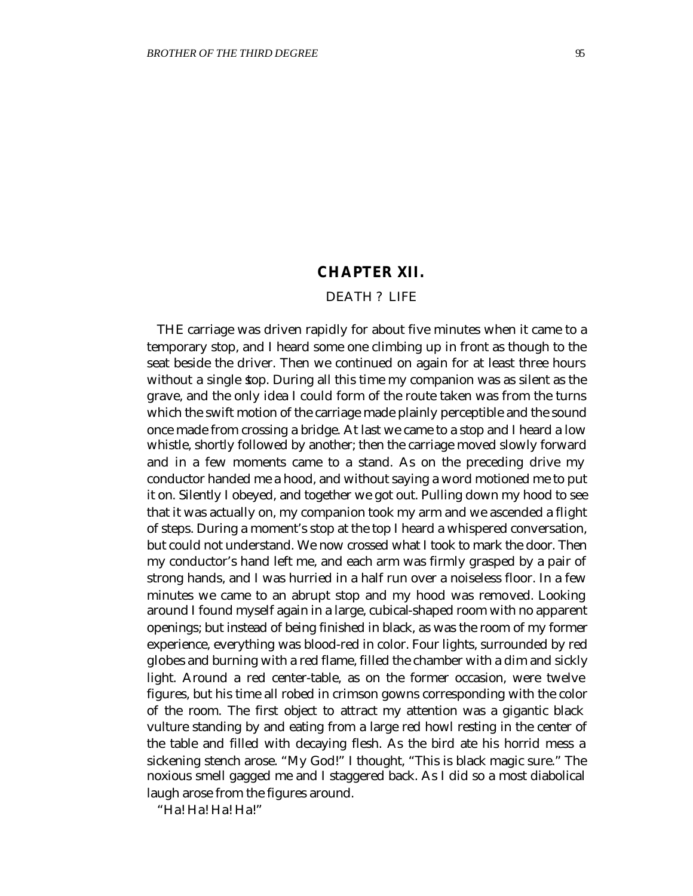## CHAPTER XII.

### DEATH ? LIFE

THE carriage was driven rapidly for about five minutes when it came to a temporary stop, and I heard some one climbing up in front as though to the seat beside the driver. Then we continued on again for at least three hours without a single stop. During all this time my companion was as silent as the grave, and the only idea I could form of the route taken was from the turns which the swift motion of the carriage made plainly perceptible and the sound once made from crossing a bridge. At last we came to a stop and I heard a low whistle, shortly followed by another; then the carriage moved slowly forward and in a few moments came to a stand. As on the preceding drive my conductor handed me a hood, and without saying a word motioned me to put it on. Silently I obeyed, and together we got out. Pulling down my hood to see that it was actually on, my companion took my arm and we ascended a flight of steps. During a moment's stop at the top I heard a whispered conversation, but could not understand. We now crossed what I took to mark the door. Then my conductor's hand left me, and each arm was firmly grasped by a pair of strong hands, and I was hurried in a half run over a noiseless floor. In a few minutes we came to an abrupt stop and my hood was removed. Looking around I found myself again in a large, cubical-shaped room with no apparent openings; but instead of being finished in black, as was the room of my former experience, everything was blood-red in color. Four lights, surrounded by red globes and burning with a red flame, filled the chamber with a dim and sickly light. Around a red center-table, as on the former occasion, were twelve figures, but his time all robed in crimson gowns corresponding with the color of the room. The first object to attract my attention was a gigantic black vulture standing by and eating from a large red howl resting in the center of the table and filled with decaying flesh. As the bird ate his horrid mess a sickening stench arose. "My God!" I thought, "This is black magic sure." The noxious smell gagged me and I staggered back. As I did so a most diabolical laugh arose from the figures around.

"Ha! Ha! Ha! Ha!"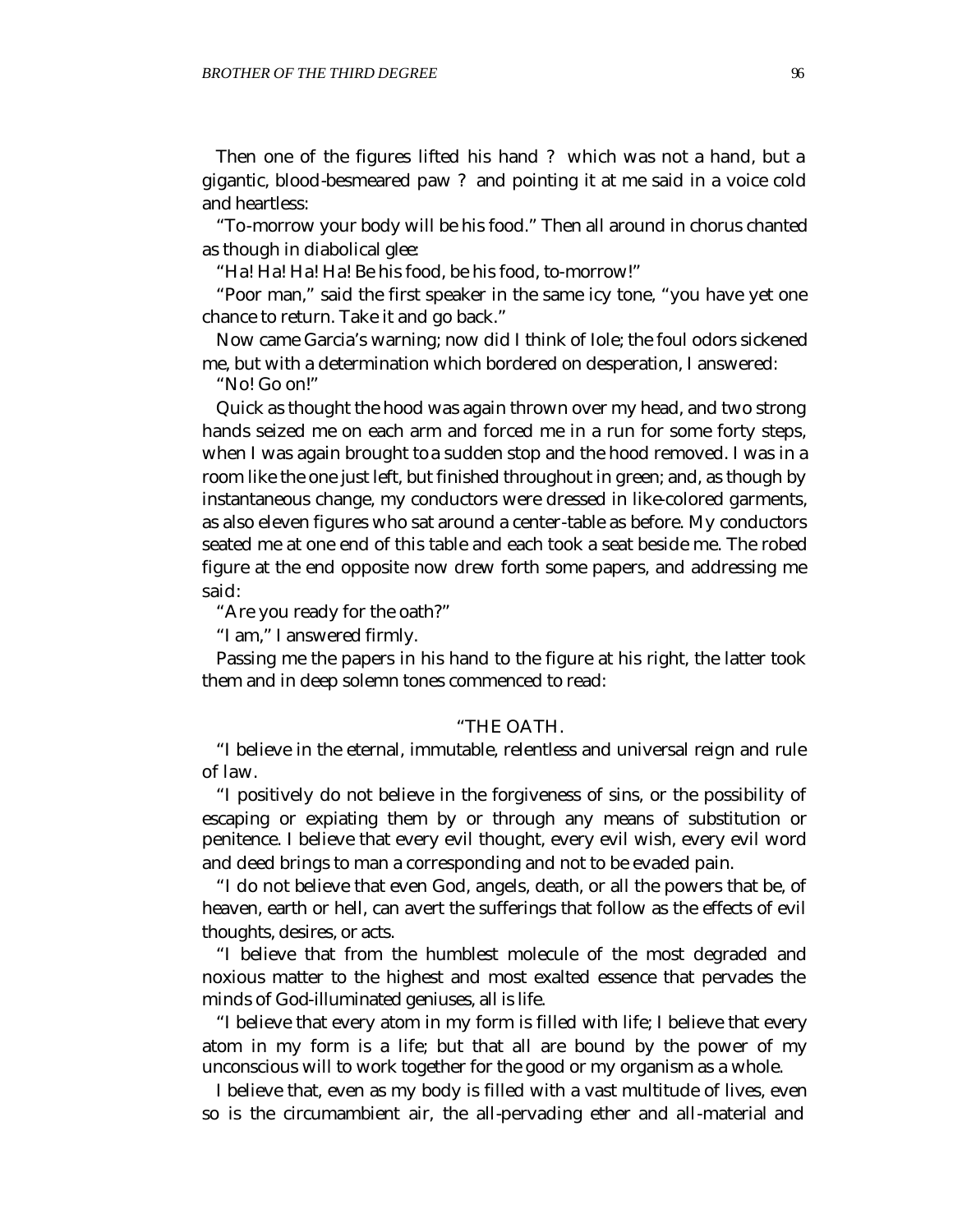Then one of the figures lifted his hand ? which was not a hand, but a gigantic, blood-besmeared paw ? and pointing it at me said in a voice cold and heartless:

"To-morrow your body will be his food." Then all around in chorus chanted as though in diabolical glee:

"Ha! Ha! Ha! Ha! Be his food, be his food, to-morrow!"

"Poor man," said the first speaker in the same icy tone, "you have yet one chance to return. Take it and go back."

Now came Garcia's warning; now did I think of Iole; the foul odors sickened me, but with a determination which bordered on desperation, I answered:

"No! Go on!"

Quick as thought the hood was again thrown over my head, and two strong hands seized me on each arm and forced me in a run for some forty steps, when I was again brought to a sudden stop and the hood removed. I was in a room like the one just left, but finished throughout in green; and, as though by instantaneous change, my conductors were dressed in like-colored garments, as also eleven figures who sat around a center-table as before. My conductors seated me at one end of this table and each took a seat beside me. The robed figure at the end opposite now drew forth some papers, and addressing me said:

"Are you ready for the oath?"

"I am," I answered firmly.

Passing me the papers in his hand to the figure at his right, the latter took them and in deep solemn tones commenced to read:

"THE OATH.

"I believe in the eternal, immutable, relentless and universal reign and rule of law.

"I positively do not believe in the forgiveness of sins, or the possibility of escaping or expiating them by or through any means of substitution or penitence. I believe that every evil thought, every evil wish, every evil word and deed brings to man a corresponding and not to be evaded pain.

"I do not believe that even God, angels, death, or all the powers that be, of heaven, earth or hell, can avert the sufferings that follow as the effects of evil thoughts, desires, or acts.

"I believe that from the humblest molecule of the most degraded and noxious matter to the highest and most exalted essence that pervades the minds of God-illuminated geniuses, all is life.

"I believe that every atom in my form is filled with life; I believe that every atom in my form is a life; but that all are bound by the power of my unconscious will to work together for the good or my organism as a whole.

I believe that, even as my body is filled with a vast multitude of lives, even so is the circumambient air, the all-pervading ether and all-material and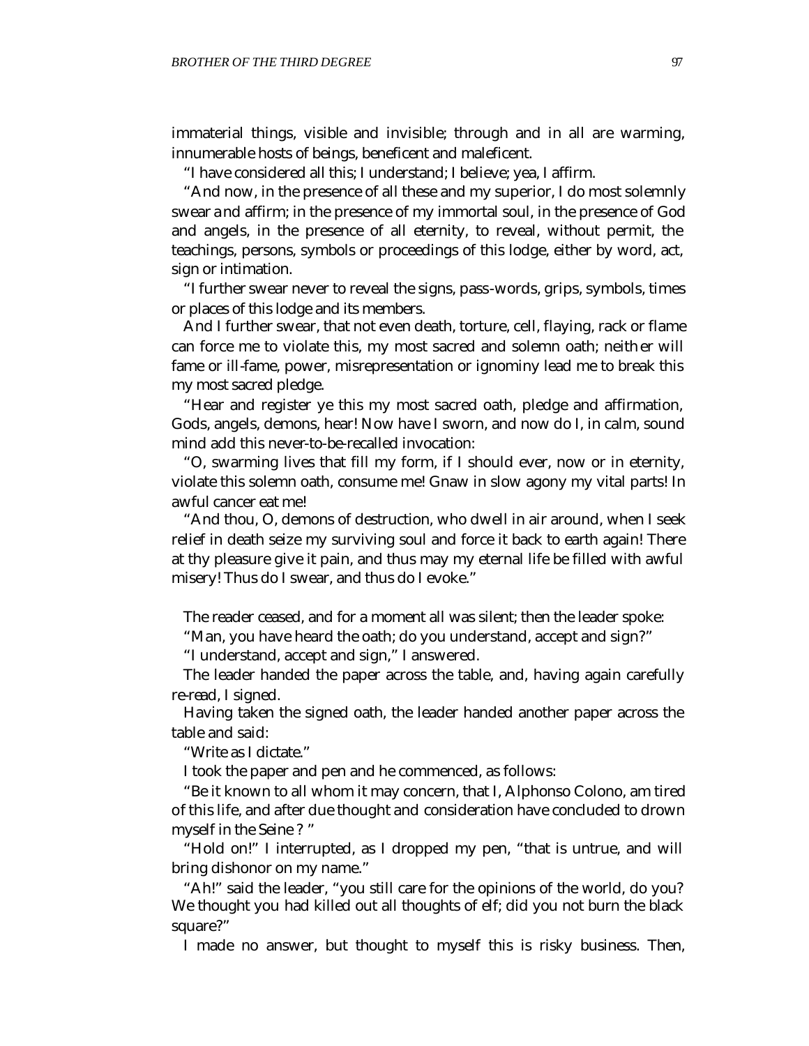immaterial things, visible and invisible; through and in all are warming, innumerable hosts of beings, beneficent and maleficent.

"I have considered all this; I understand; I believe; yea, I affirm.

"And now, in the presence of all these and my superior, I do most solemnly swear and affirm; in the presence of my immortal soul, in the presence of God and angels, in the presence of all eternity, to reveal, without permit, the teachings, persons, symbols or proceedings of this lodge, either by word, act, sign or intimation.

"I further swear never to reveal the signs, pass-words, grips, symbols, times or places of this lodge and its members.

And I further swear, that not even death, torture, cell, flaying, rack or flame can force me to violate this, my most sacred and solemn oath; neither will fame or ill-fame, power, misrepresentation or ignominy lead me to break this my most sacred pledge.

"Hear and register ye this my most sacred oath, pledge and affirmation, Gods, angels, demons, hear! Now have I sworn, and now do I, in calm, sound mind add this never-to-be-recalled invocation:

"O, swarming lives that fill my form, if I should ever, now or in eternity, violate this solemn oath, consume me! Gnaw in slow agony my vital parts! In awful cancer eat me!

"And thou, O, demons of destruction, who dwell in air around, when I seek relief in death seize my surviving soul and force it back to earth again! There at thy pleasure give it pain, and thus may my eternal life be filled with awful misery! Thus do I swear, and thus do I evoke."

The reader ceased, and for a moment all was silent; then the leader spoke:

"Man, you have heard the oath; do you understand, accept and sign?"

"I understand, accept and sign," I answered.

The leader handed the paper across the table, and, having again carefully re-read, I signed.

Having taken the signed oath, the leader handed another paper across the table and said:

"Write as I dictate."

I took the paper and pen and he commenced, as follows:

"Be it known to all whom it may concern, that I, Alphonso Colono, am tired of this life, and after due thought and consideration have concluded to drown myself in the Seine ? "

"Hold on!" I interrupted, as I dropped my pen, "that is untrue, and will bring dishonor on my name."

"Ah!" said the leader, "you still care for the opinions of the world, do you? We thought you had killed out all thoughts of elf; did you not burn the black square?"

I made no answer, but thought to myself this is risky business. Then,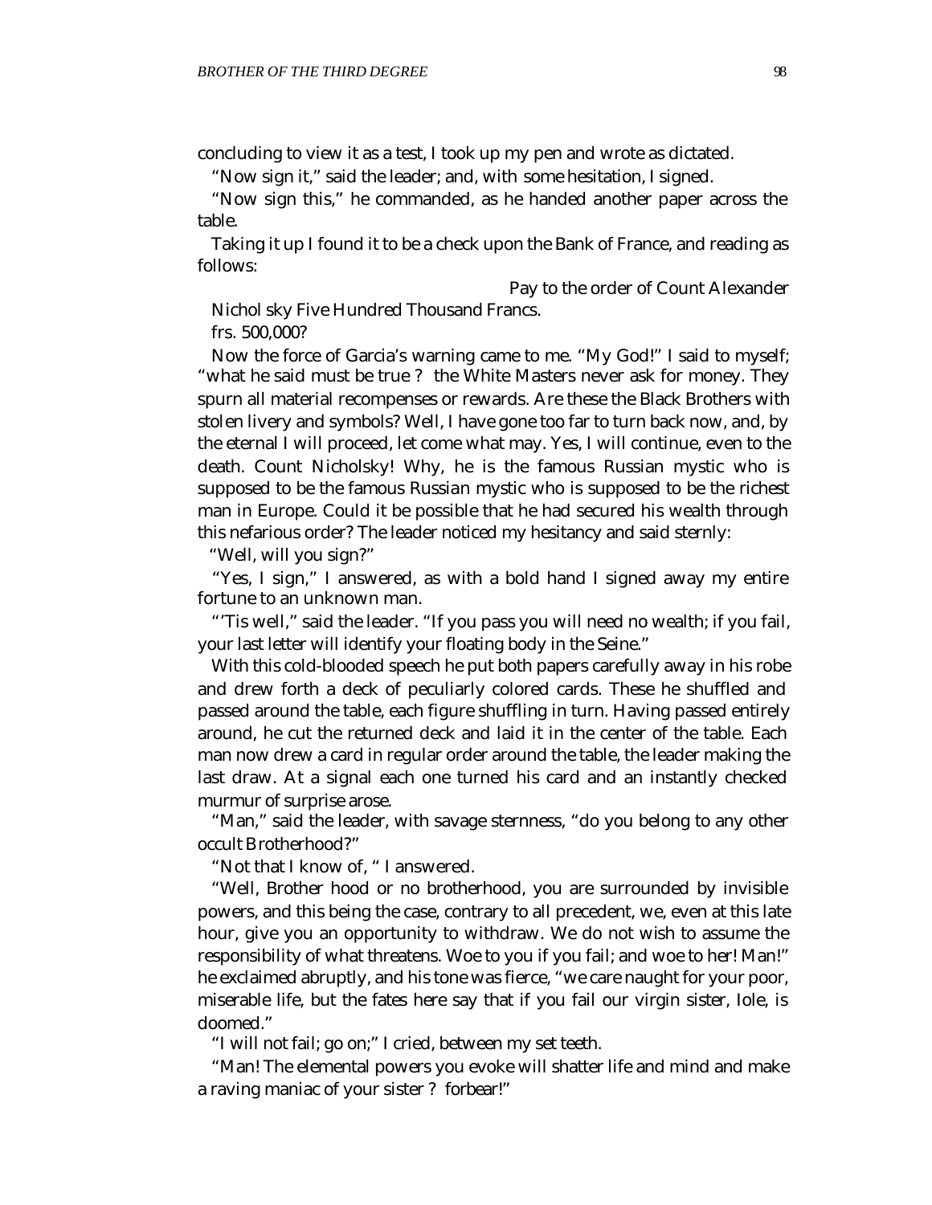concluding to view it as a test, I took up my pen and wrote as dictated.

"Now sign it," said the leader; and, with some hesitation, I signed.

"Now sign this," he commanded, as he handed another paper across the table.

Taking it up I found it to be a check upon the Bank of France, and reading as follows:

Pay to the order of Count Alexander Nichol sky Five Hundred Thousand Francs.

frs. 500,000?

Now the force of Garcia's warning came to me. "My God!" I said to myself; "what he said must be true ? the White Masters never ask for money. They spurn all material recompenses or rewards. Are these the Black Brothers with stolen livery and symbols? Well, I have gone too far to turn back now, and, by the eternal I will proceed, let come what may. Yes, I will continue, even to the death. Count Nicholsky! Why, he is the famous Russian mystic who is supposed to be the famous Russian mystic who is supposed to be the richest man in Europe. Could it be possible that he had secured his wealth through this nefarious order? The leader noticed my hesitancy and said sternly:

"Well, will you sign?"

"Yes, I sign," I answered, as with a bold hand I signed away my entire fortune to an unknown man.

"'Tis well," said the leader. "If you pass you will need no wealth; if you fail, your last letter will identify your floating body in the Seine."

With this cold-blooded speech he put both papers carefully away in his robe and drew forth a deck of peculiarly colored cards. These he shuffled and passed around the table, each figure shuffling in turn. Having passed entirely around, he cut the returned deck and laid it in the center of the table. Each man now drew a card in regular order around the table, the leader making the last draw. At a signal each one turned his card and an instantly checked murmur of surprise arose.

"Man," said the leader, with savage sternness, "do you belong to any other occult Brotherhood?"

"Not that I know of, " I answered.

"Well, Brother hood or no brotherhood, you are surrounded by invisible powers, and this being the case, contrary to all precedent, we, even at this late hour, give you an opportunity to withdraw. We do not wish to assume the responsibility of what threatens. Woe to you if you fail; and woe to her! Man!" he exclaimed abruptly, and his tone was fierce, "we care naught for your poor, miserable life, but the fates here say that if you fail our virgin sister, Iole, is doomed."

"I will not fail; go on;" I cried, between my set teeth.

"Man! The elemental powers you evoke will shatter life and mind and make a raving maniac of your sister ? forbear!"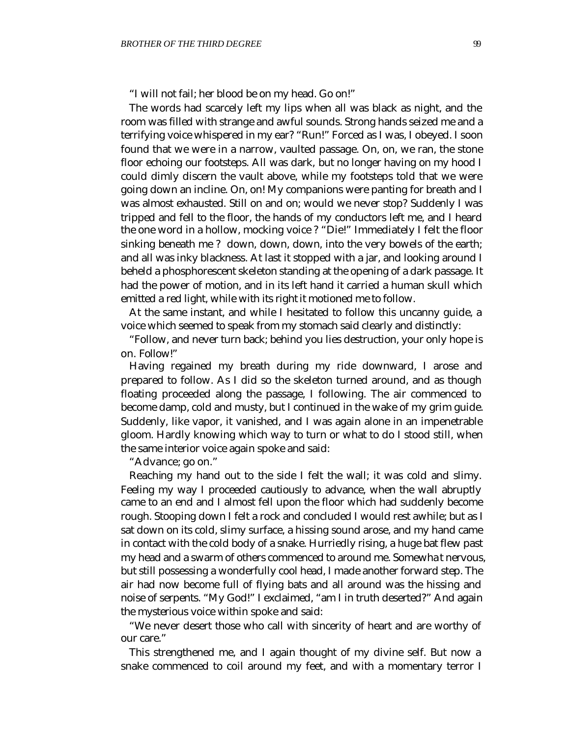"I will not fail; her blood be on my head. Go on!"

The words had scarcely left my lips when all was black as night, and the room was filled with strange and awful sounds. Strong hands seized me and a terrifying voice whispered in my ear? "Run!" Forced as I was, I obeyed. I soon found that we were in a narrow, vaulted passage. On, on, we ran, the stone floor echoing our footsteps. All was dark, but no longer having on my hood I could dimly discern the vault above, while my footsteps told that we were going down an incline. On, on! My companions were panting for breath and I was almost exhausted. Still on and on; would we never stop? Suddenly I was tripped and fell to the floor, the hands of my conductors left me, and I heard the one word in a hollow, mocking voice ? "Die!" Immediately I felt the floor sinking beneath me ? down, down, down, into the very bowels of the earth; and all was inky blackness. At last it stopped with a jar, and looking around I beheld a phosphorescent skeleton standing at the opening of a dark passage. It had the power of motion, and in its left hand it carried a human skull which emitted a red light, while with its right it motioned me to follow.

At the same instant, and while I hesitated to follow this uncanny guide, a voice which seemed to speak from my stomach said clearly and distinctly:

"Follow, and never turn back; behind you lies destruction, your only hope is on. Follow!"

Having regained my breath during my ride downward, I arose and prepared to follow. As I did so the skeleton turned around, and as though floating proceeded along the passage, I following. The air commenced to become damp, cold and musty, but I continued in the wake of my grim guide. Suddenly, like vapor, it vanished, and I was again alone in an impenetrable gloom. Hardly knowing which way to turn or what to do I stood still, when the same interior voice again spoke and said:

"Advance; go on."

Reaching my hand out to the side I felt the wall; it was cold and slimy. Feeling my way I proceeded cautiously to advance, when the wall abruptly came to an end and I almost fell upon the floor which had suddenly become rough. Stooping down I felt a rock and concluded I would rest awhile; but as I sat down on its cold, slimy surface, a hissing sound arose, and my hand came in contact with the cold body of a snake. Hurriedly rising, a huge bat flew past my head and a swarm of others commenced to around me. Somewhat nervous, but still possessing a wonderfully cool head, I made another forward step. The air had now become full of flying bats and all around was the hissing and noise of serpents. "My God!" I exclaimed, "am I in truth deserted?" And again the mysterious voice within spoke and said:

"We never desert those who call with sincerity of heart and are worthy of our care."

This strengthened me, and I again thought of my divine self. But now a snake commenced to coil around my feet, and with a momentary terror I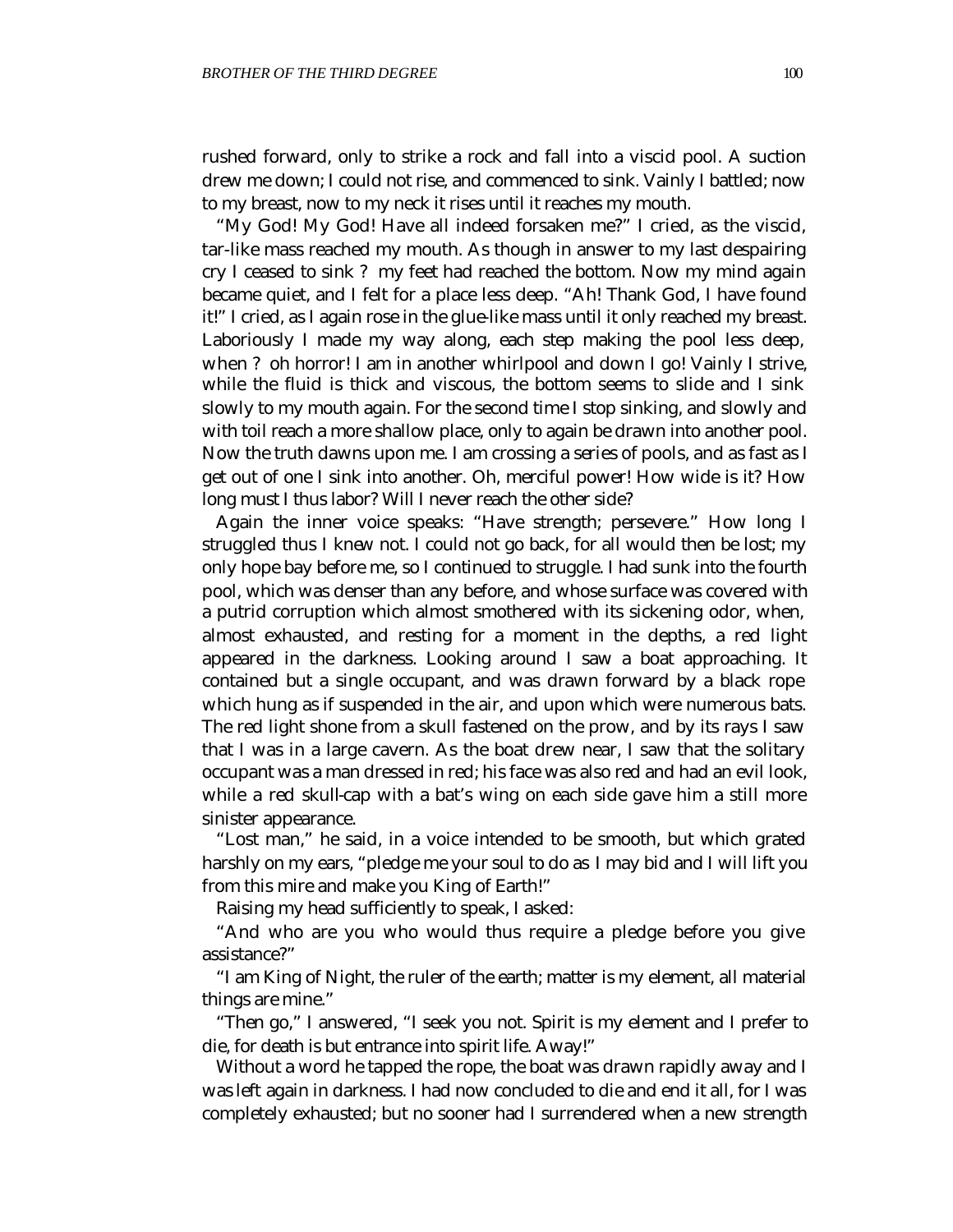rushed forward, only to strike a rock and fall into a viscid pool. A suction drew me down; I could not rise, and commenced to sink. Vainly I battled; now to my breast, now to my neck it rises until it reaches my mouth.

"My God! My God! Have all indeed forsaken me?" I cried, as the viscid, tar-like mass reached my mouth. As though in answer to my last despairing cry I ceased to sink ? my feet had reached the bottom. Now my mind again became quiet, and I felt for a place less deep. "Ah! Thank God, I have found it!" I cried, as I again rose in the glue-like mass until it only reached my breast. Laboriously I made my way along, each step making the pool less deep, when ? oh horror! I am in another whirlpool and down I go! Vainly I strive, while the fluid is thick and viscous, the bottom seems to slide and I sink slowly to my mouth again. For the second time I stop sinking, and slowly and with toil reach a more shallow place, only to again be drawn into another pool. Now the truth dawns upon me. I am crossing a series of pools, and as fast as I get out of one I sink into another. Oh, merciful power! How wide is it? How long must I thus labor? Will I never reach the other side?

Again the inner voice speaks: "Have strength; persevere." How long I struggled thus I knew not. I could not go back, for all would then be lost; my only hope bay before me, so I continued to struggle. I had sunk into the fourth pool, which was denser than any before, and whose surface was covered with a putrid corruption which almost smothered with its sickening odor, when, almost exhausted, and resting for a moment in the depths, a red light appeared in the darkness. Looking around I saw a boat approaching. It contained but a single occupant, and was drawn forward by a black rope which hung as if suspended in the air, and upon which were numerous bats. The red light shone from a skull fastened on the prow, and by its rays I saw that I was in a large cavern. As the boat drew near, I saw that the solitary occupant was a man dressed in red; his face was also red and had an evil look, while a red skull-cap with a bat's wing on each side gave him a still more sinister appearance.

"Lost man," he said, in a voice intended to be smooth, but which grated harshly on my ears, "pledge me your soul to do as I may bid and I will lift you from this mire and make you King of Earth!"

Raising my head sufficiently to speak, I asked:

"And who are you who would thus require a pledge before you give assistance?"

"I am King of Night, the ruler of the earth; matter is my element, all material things are mine."

"Then go," I answered, "I seek you not. Spirit is my element and I prefer to die, for death is but entrance into spirit life. Away!"

Without a word he tapped the rope, the boat was drawn rapidly away and I was left again in darkness. I had now concluded to die and end it all, for I was completely exhausted; but no sooner had I surrendered when a new strength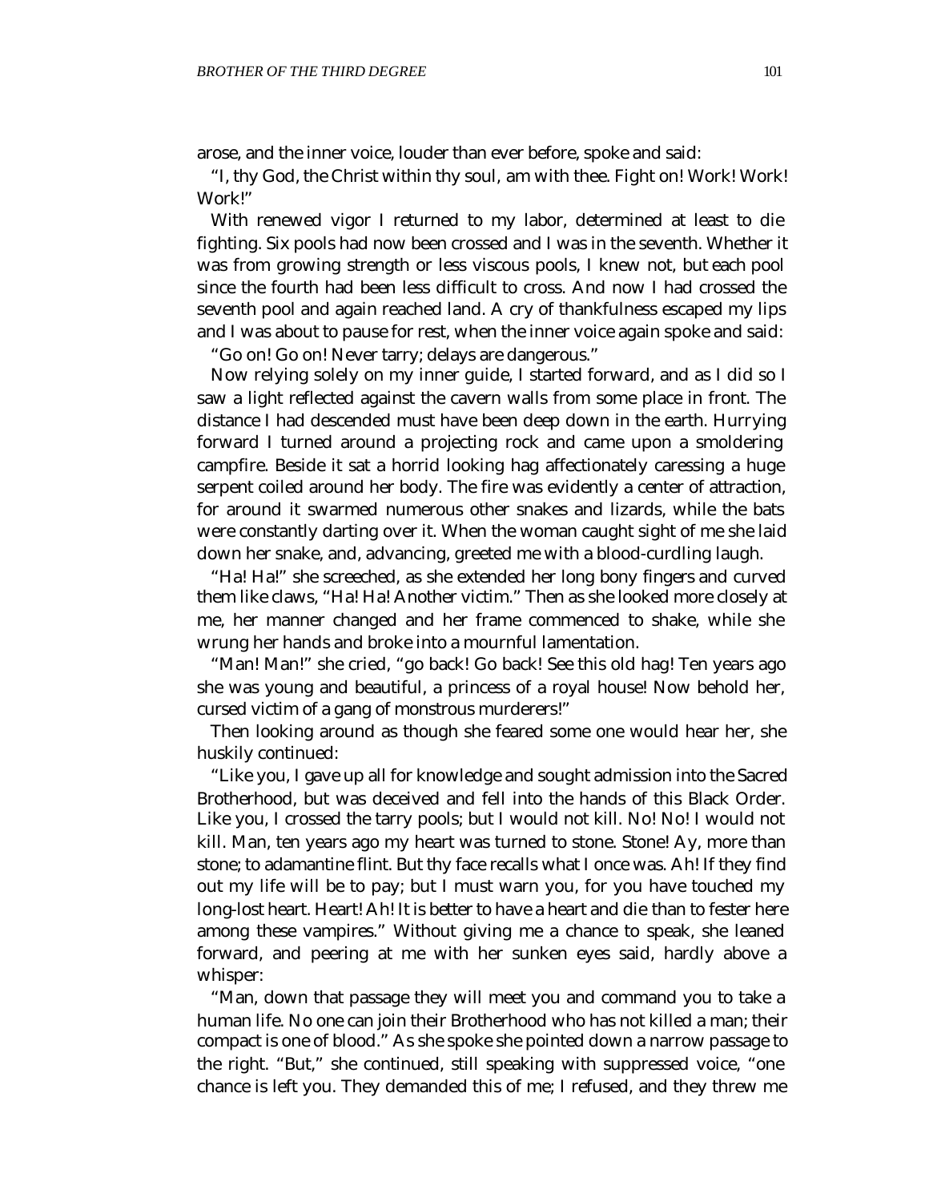arose, and the inner voice, louder than ever before, spoke and said:

"I, thy God, the Christ within thy soul, am with thee. Fight on! Work! Work! Work!"

With renewed vigor I returned to my labor, determined at least to die fighting. Six pools had now been crossed and I was in the seventh. Whether it was from growing strength or less viscous pools, I knew not, but each pool since the fourth had been less difficult to cross. And now I had crossed the seventh pool and again reached land. A cry of thankfulness escaped my lips and I was about to pause for rest, when the inner voice again spoke and said:

"Go on! Go on! Never tarry; delays are dangerous."

Now relying solely on my inner guide, I started forward, and as I did so I saw a light reflected against the cavern walls from some place in front. The distance I had descended must have been deep down in the earth. Hurrying forward I turned around a projecting rock and came upon a smoldering campfire. Beside it sat a horrid looking hag affectionately caressing a huge serpent coiled around her body. The fire was evidently a center of attraction, for around it swarmed numerous other snakes and lizards, while the bats were constantly darting over it. When the woman caught sight of me she laid down her snake, and, advancing, greeted me with a blood-curdling laugh.

"Ha! Ha!" she screeched, as she extended her long bony fingers and curved them like claws, "Ha! Ha! Another victim." Then as she looked more closely at me, her manner changed and her frame commenced to shake, while she wrung her hands and broke into a mournful lamentation.

"Man! Man!" she cried, "go back! Go back! See this old hag! Ten years ago she was young and beautiful, a princess of a royal house! Now behold her, cursed victim of a gang of monstrous murderers!"

Then looking around as though she feared some one would hear her, she huskily continued:

"Like you, I gave up all for knowledge and sought admission into the Sacred Brotherhood, but was deceived and fell into the hands of this Black Order. Like you, I crossed the tarry pools; but I would not kill. No! No! I would not kill. Man, ten years ago my heart was turned to stone. Stone! Ay, more than stone; to adamantine flint. But thy face recalls what I once was. Ah! If they find out my life will be to pay; but I must warn you, for you have touched my long-lost heart. Heart! Ah! It is better to have a heart and die than to fester here among these vampires." Without giving me a chance to speak, she leaned forward, and peering at me with her sunken eyes said, hardly above a whisper:

"Man, down that passage they will meet you and command you to take a human life. No one can join their Brotherhood who has not killed a man; their compact is one of blood." As she spoke she pointed down a narrow passage to the right. "But," she continued, still speaking with suppressed voice, "one chance is left you. They demanded this of me; I refused, and they threw me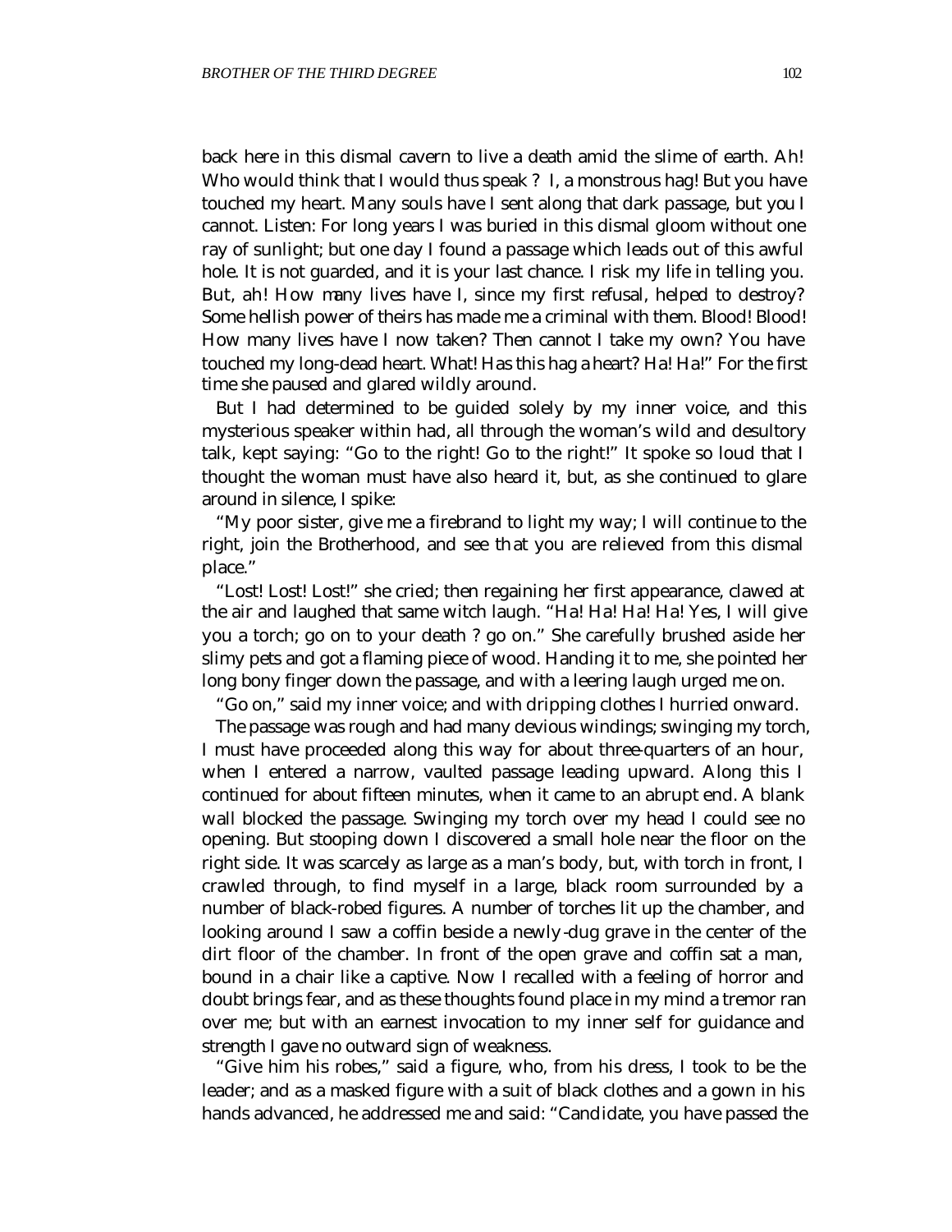back here in this dismal cavern to live a death amid the slime of earth. Ah! Who would think that I would thus speak ? I, a monstrous hag! But you have touched my heart. Many souls have I sent along that dark passage, but you I cannot. Listen: For long years I was buried in this dismal gloom without one ray of sunlight; but one day I found a passage which leads out of this awful hole. It is not guarded, and it is your last chance. I risk my life in telling you. But, ah! How many lives have I, since my first refusal, helped to destroy? Some hellish power of theirs has made me a criminal with them. Blood! Blood! How many lives have I now taken? Then cannot I take my own? You have touched my long-dead heart. What! Has this hag a heart? Ha! Ha!" For the first time she paused and glared wildly around.

But I had determined to be guided solely by my inner voice, and this mysterious speaker within had, all through the woman's wild and desultory talk, kept saying: "Go to the right! Go to the right!" It spoke so loud that I thought the woman must have also heard it, but, as she continued to glare around in silence, I spike:

"My poor sister, give me a firebrand to light my way; I will continue to the right, join the Brotherhood, and see that you are relieved from this dismal place."

"Lost! Lost! Lost!" she cried; then regaining her first appearance, clawed at the air and laughed that same witch laugh. "Ha! Ha! Ha! Ha! Yes, I will give you a torch; go on to your death ? go on." She carefully brushed aside her slimy pets and got a flaming piece of wood. Handing it to me, she pointed her long bony finger down the passage, and with a leering laugh urged me on.

"Go on," said my inner voice; and with dripping clothes I hurried onward.

The passage was rough and had many devious windings; swinging my torch, I must have proceeded along this way for about three-quarters of an hour, when I entered a narrow, vaulted passage leading upward. Along this I continued for about fifteen minutes, when it came to an abrupt end. A blank wall blocked the passage. Swinging my torch over my head I could see no opening. But stooping down I discovered a small hole near the floor on the right side. It was scarcely as large as a man's body, but, with torch in front, I crawled through, to find myself in a large, black room surrounded by a number of black-robed figures. A number of torches lit up the chamber, and looking around I saw a coffin beside a newly-dug grave in the center of the dirt floor of the chamber. In front of the open grave and coffin sat a man, bound in a chair like a captive. Now I recalled with a feeling of horror and doubt brings fear, and as these thoughts found place in my mind a tremor ran over me; but with an earnest invocation to my inner self for guidance and strength I gave no outward sign of weakness.

"Give him his robes," said a figure, who, from his dress, I took to be the leader; and as a masked figure with a suit of black clothes and a gown in his hands advanced, he addressed me and said: "Candidate, you have passed the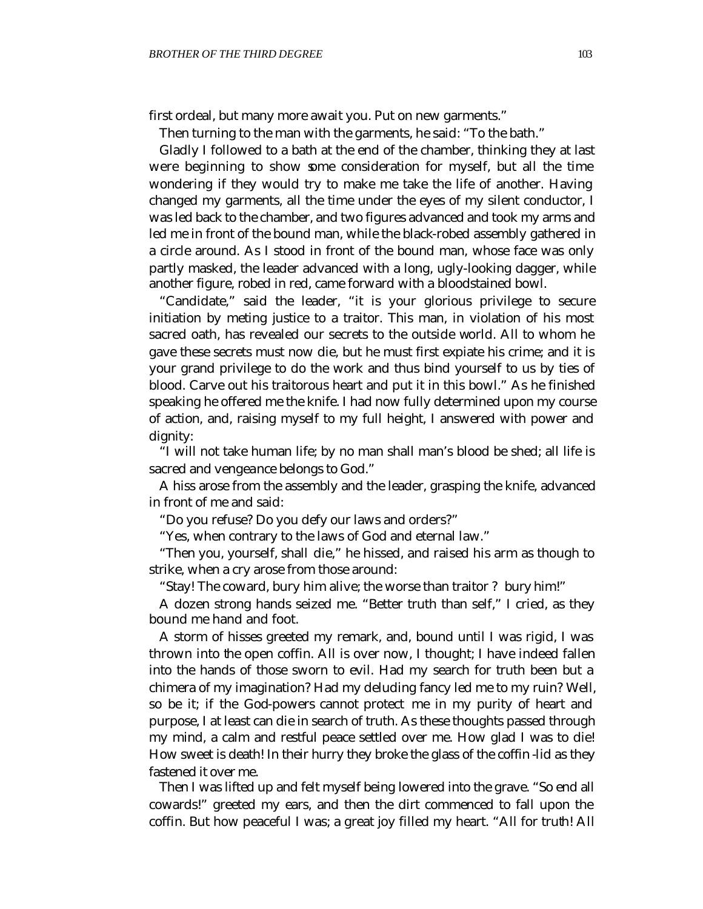first ordeal, but many more await you. Put on new garments."

Then turning to the man with the garments, he said: "To the bath."

Gladly I followed to a bath at the end of the chamber, thinking they at last were beginning to show some consideration for myself, but all the time wondering if they would try to make me take the life of another. Having changed my garments, all the time under the eyes of my silent conductor, I was led back to the chamber, and two figures advanced and took my arms and led me in front of the bound man, while the black-robed assembly gathered in a circle around. As I stood in front of the bound man, whose face was only partly masked, the leader advanced with a long, ugly-looking dagger, while another figure, robed in red, came forward with a bloodstained bowl.

"Candidate," said the leader, "it is your glorious privilege to secure initiation by meting justice to a traitor. This man, in violation of his most sacred oath, has revealed our secrets to the outside world. All to whom he gave these secrets must now die, but he must first expiate his crime; and it is your grand privilege to do the work and thus bind yourself to us by ties of blood. Carve out his traitorous heart and put it in this bowl." As he finished speaking he offered me the knife. I had now fully determined upon my course of action, and, raising myself to my full height, I answered with power and dignity:

"I will not take human life; by no man shall man's blood be shed; all life is sacred and vengeance belongs to God."

A hiss arose from the assembly and the leader, grasping the knife, advanced in front of me and said:

"Do you refuse? Do you defy our laws and orders?"

"Yes, when contrary to the laws of God and eternal law."

"Then you, yourself, shall die," he hissed, and raised his arm as though to strike, when a cry arose from those around:

"Stay! The coward, bury him alive; the worse than traitor ? bury him!"

A dozen strong hands seized me. "Better truth than self," I cried, as they bound me hand and foot.

A storm of hisses greeted my remark, and, bound until I was rigid, I was thrown into the open coffin. All is over now, I thought; I have indeed fallen into the hands of those sworn to evil. Had my search for truth been but a chimera of my imagination? Had my deluding fancy led me to my ruin? Well, so be it; if the God-powers cannot protect me in my purity of heart and purpose, I at least can die in search of truth. As these thoughts passed through my mind, a calm and restful peace settled over me. How glad I was to die! How sweet is death! In their hurry they broke the glass of the coffin-lid as they fastened it over me.

Then I was lifted up and felt myself being lowered into the grave. "So end all cowards!" greeted my ears, and then the dirt commenced to fall upon the coffin. But how peaceful I was; a great joy filled my heart. "All for truth! All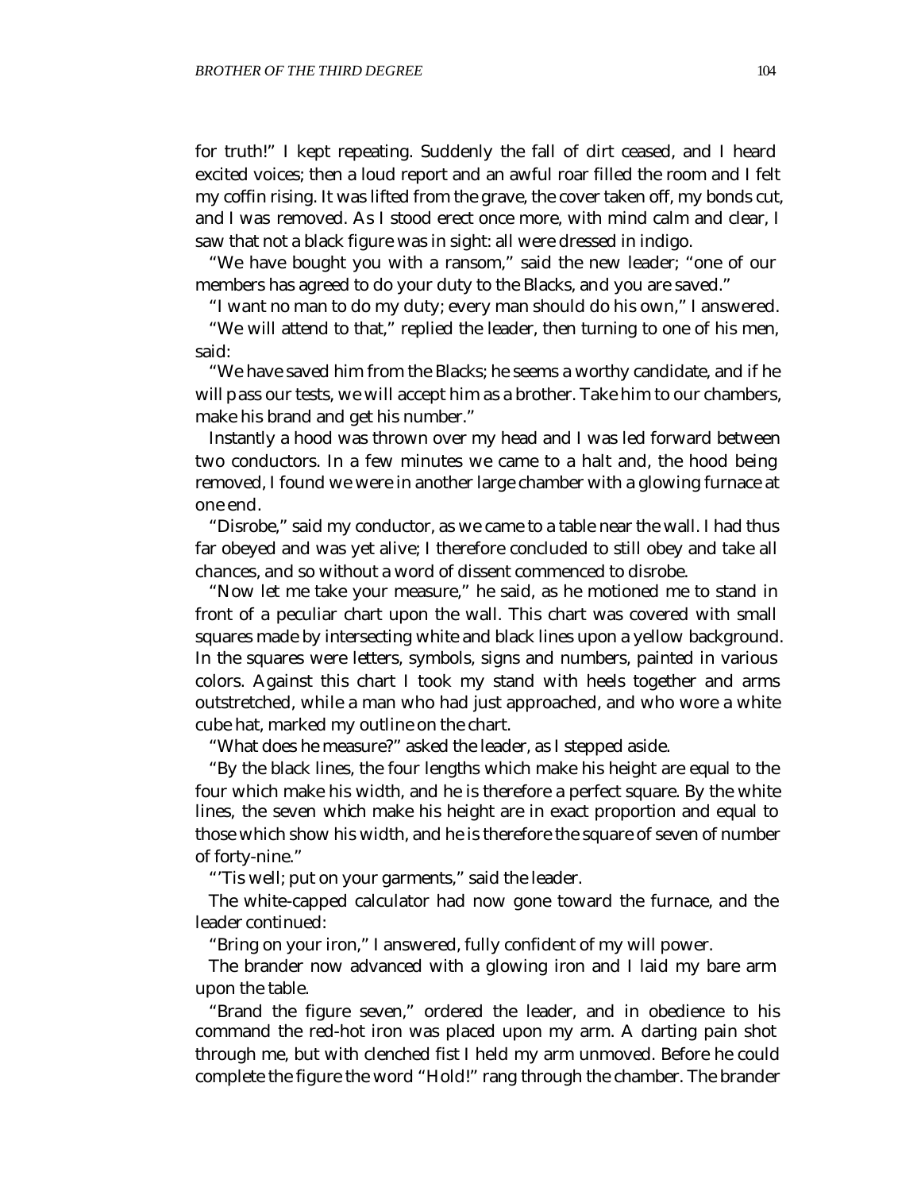for truth!" I kept repeating. Suddenly the fall of dirt ceased, and I heard excited voices; then a loud report and an awful roar filled the room and I felt my coffin rising. It was lifted from the grave, the cover taken off, my bonds cut, and I was removed. As I stood erect once more, with mind calm and clear, I saw that not a black figure was in sight: all were dressed in indigo.

"We have bought you with a ransom," said the new leader; "one of our members has agreed to do your duty to the Blacks, and you are saved."

"I want no man to do my duty; every man should do his own," I answered.

"We will attend to that," replied the leader, then turning to one of his men, said:

"We have saved him from the Blacks; he seems a worthy candidate, and if he will pass our tests, we will accept him as a brother. Take him to our chambers, make his brand and get his number."

Instantly a hood was thrown over my head and I was led forward between two conductors. In a few minutes we came to a halt and, the hood being removed, I found we were in another large chamber with a glowing furnace at one end.

"Disrobe," said my conductor, as we came to a table near the wall. I had thus far obeyed and was yet alive; I therefore concluded to still obey and take all chances, and so without a word of dissent commenced to disrobe.

"Now let me take your measure," he said, as he motioned me to stand in front of a peculiar chart upon the wall. This chart was covered with small squares made by intersecting white and black lines upon a yellow background. In the squares were letters, symbols, signs and numbers, painted in various colors. Against this chart I took my stand with heels together and arms outstretched, while a man who had just approached, and who wore a white cube hat, marked my outline on the chart.

"What does he measure?" asked the leader, as I stepped aside.

"By the black lines, the four lengths which make his height are equal to the four which make his width, and he is therefore a perfect square. By the white lines, the seven which make his height are in exact proportion and equal to those which show his width, and he is therefore the square of seven of number of forty-nine."

"'Tis well; put on your garments," said the leader.

The white-capped calculator had now gone toward the furnace, and the leader continued:

"Bring on your iron," I answered, fully confident of my will power.

The brander now advanced with a glowing iron and I laid my bare arm upon the table.

"Brand the figure seven," ordered the leader, and in obedience to his command the red-hot iron was placed upon my arm. A darting pain shot through me, but with clenched fist I held my arm unmoved. Before he could complete the figure the word "Hold!" rang through the chamber. The brander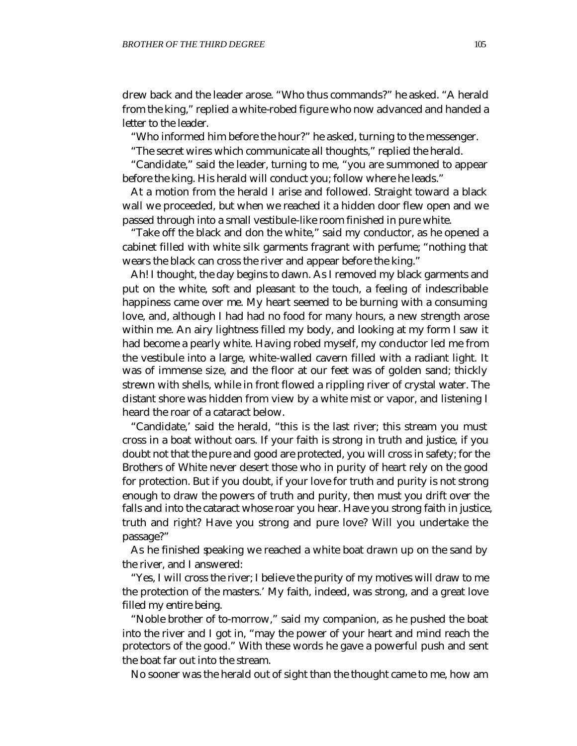drew back and the leader arose. "Who thus commands?" he asked. "A herald from the king," replied a white-robed figure who now advanced and handed a letter to the leader.

"Who informed him before the hour?" he asked, turning to the messenger.

"The secret wires which communicate all thoughts," replied the herald.

"Candidate," said the leader, turning to me, "you are summoned to appear before the king. His herald will conduct you; follow where he leads."

At a motion from the herald I arise and followed. Straight toward a black wall we proceeded, but when we reached it a hidden door flew open and we passed through into a small vestibule-like room finished in pure white.

"Take off the black and don the white," said my conductor, as he opened a cabinet filled with white silk garments fragrant with perfume; "nothing that wears the black can cross the river and appear before the king."

Ah! I thought, the day begins to dawn. As I removed my black garments and put on the white, soft and pleasant to the touch, a feeling of indescribable happiness came over me. My heart seemed to be burning with a consuming love, and, although I had had no food for many hours, a new strength arose within me. An airy lightness filled my body, and looking at my form I saw it had become a pearly white. Having robed myself, my conductor led me from the vestibule into a large, white-walled cavern filled with a radiant light. It was of immense size, and the floor at our feet was of golden sand; thickly strewn with shells, while in front flowed a rippling river of crystal water. The distant shore was hidden from view by a white mist or vapor, and listening I heard the roar of a cataract below.

"Candidate,' said the herald, "this is the last river; this stream you must cross in a boat without oars. If your faith is strong in truth and justice, if you doubt not that the pure and good are protected, you will cross in safety; for the Brothers of White never desert those who in purity of heart rely on the good for protection. But if you doubt, if your love for truth and purity is not strong enough to draw the powers of truth and purity, then must you drift over the falls and into the cataract whose roar you hear. Have you strong faith in justice, truth and right? Have you strong and pure love? Will you undertake the passage?"

As he finished speaking we reached a white boat drawn up on the sand by the river, and I answered:

"Yes, I will cross the river; I believe the purity of my motives will draw to me the protection of the masters.' My faith, indeed, was strong, and a great love filled my entire being.

"Noble brother of to-morrow," said my companion, as he pushed the boat into the river and I got in, "may the power of your heart and mind reach the protectors of the good." With these words he gave a powerful push and sent the boat far out into the stream.

No sooner was the herald out of sight than the thought came to me, how am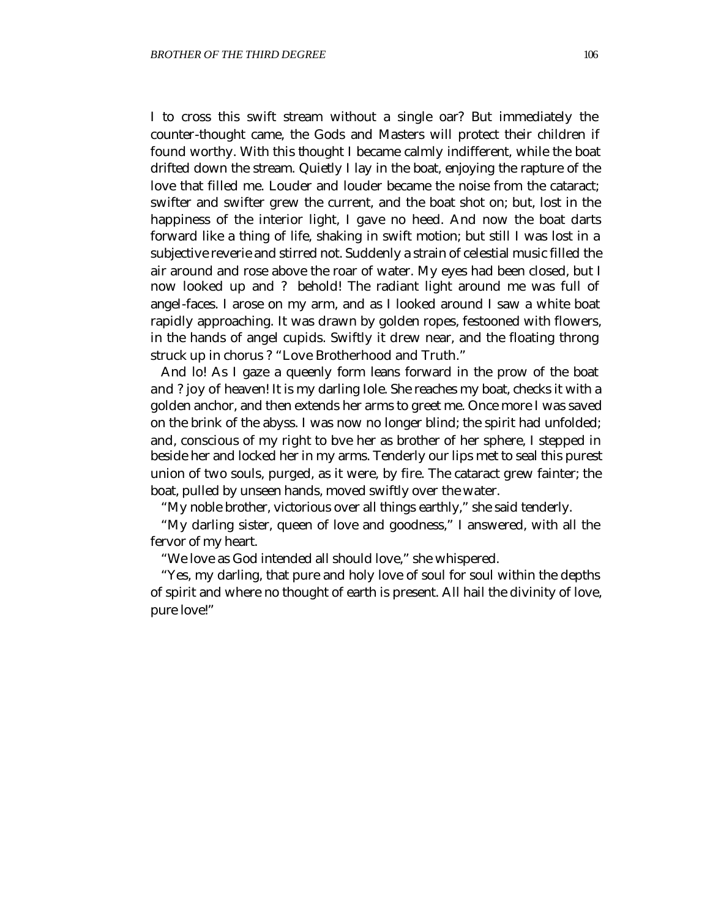I to cross this swift stream without a single oar? But immediately the counter-thought came, the Gods and Masters will protect their children if found worthy. With this thought I became calmly indifferent, while the boat drifted down the stream. Quietly I lay in the boat, enjoying the rapture of the love that filled me. Louder and louder became the noise from the cataract; swifter and swifter grew the current, and the boat shot on; but, lost in the happiness of the interior light, I gave no heed. And now the boat darts forward like a thing of life, shaking in swift motion; but still I was lost in a subjective reverie and stirred not. Suddenly a strain of celestial music filled the air around and rose above the roar of water. My eyes had been closed, but I now looked up and ? behold! The radiant light around me was full of angel-faces. I arose on my arm, and as I looked around I saw a white boat rapidly approaching. It was drawn by golden ropes, festooned with flowers, in the hands of angel cupids. Swiftly it drew near, and the floating throng struck up in chorus ? "Love Brotherhood and Truth."

And lo! As I gaze a queenly form leans forward in the prow of the boat and ? joy of heaven! It is my darling Iole. She reaches my boat, checks it with a golden anchor, and then extends her arms to greet me. Once more I was saved on the brink of the abyss. I was now no longer blind; the spirit had unfolded; and, conscious of my right to bve her as brother of her sphere, I stepped in beside her and locked her in my arms. Tenderly our lips met to seal this purest union of two souls, purged, as it were, by fire. The cataract grew fainter; the boat, pulled by unseen hands, moved swiftly over the water.

"My noble brother, victorious over all things earthly," she said tenderly.

"My darling sister, queen of love and goodness," I answered, with all the fervor of my heart.

"We love as God intended all should love," she whispered.

"Yes, my darling, that pure and holy love of soul for soul within the depths of spirit and where no thought of earth is present. All hail the divinity of love, pure love!"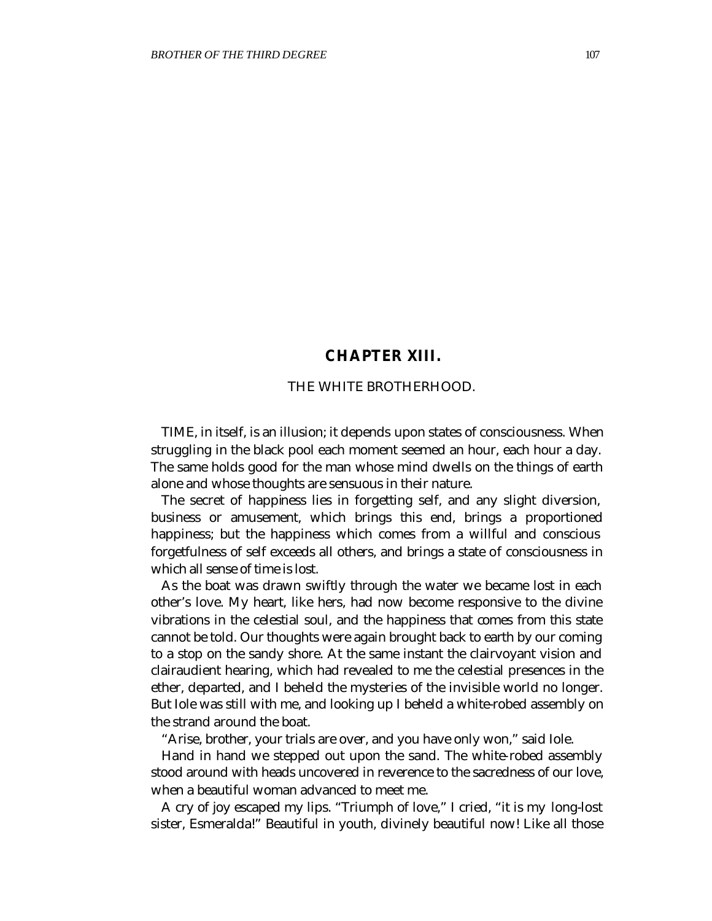## CHAPTER XIII.

### THE WHITE BROTHERHOOD.

TIME, in itself, is an illusion; it depends upon states of consciousness. When struggling in the black pool each moment seemed an hour, each hour a day. The same holds good for the man whose mind dwells on the things of earth alone and whose thoughts are sensuous in their nature.

The secret of happiness lies in forgetting self, and any slight diversion, business or amusement, which brings this end, brings a proportioned happiness; but the happiness which comes from a willful and conscious forgetfulness of self exceeds all others, and brings a state of consciousness in which all sense of time is lost.

As the boat was drawn swiftly through the water we became lost in each other's love. My heart, like hers, had now become responsive to the divine vibrations in the celestial soul, and the happiness that comes from this state cannot be told. Our thoughts were again brought back to earth by our coming to a stop on the sandy shore. At the same instant the clairvoyant vision and clairaudient hearing, which had revealed to me the celestial presences in the ether, departed, and I beheld the mysteries of the invisible world no longer. But Iole was still with me, and looking up I beheld a white-robed assembly on the strand around the boat.

"Arise, brother, your trials are over, and you have only won," said Iole.

Hand in hand we stepped out upon the sand. The white-robed assembly stood around with heads uncovered in reverence to the sacredness of our love, when a beautiful woman advanced to meet me.

A cry of joy escaped my lips. "Triumph of love," I cried, "it is my long-lost sister, Esmeralda!" Beautiful in youth, divinely beautiful now! Like all those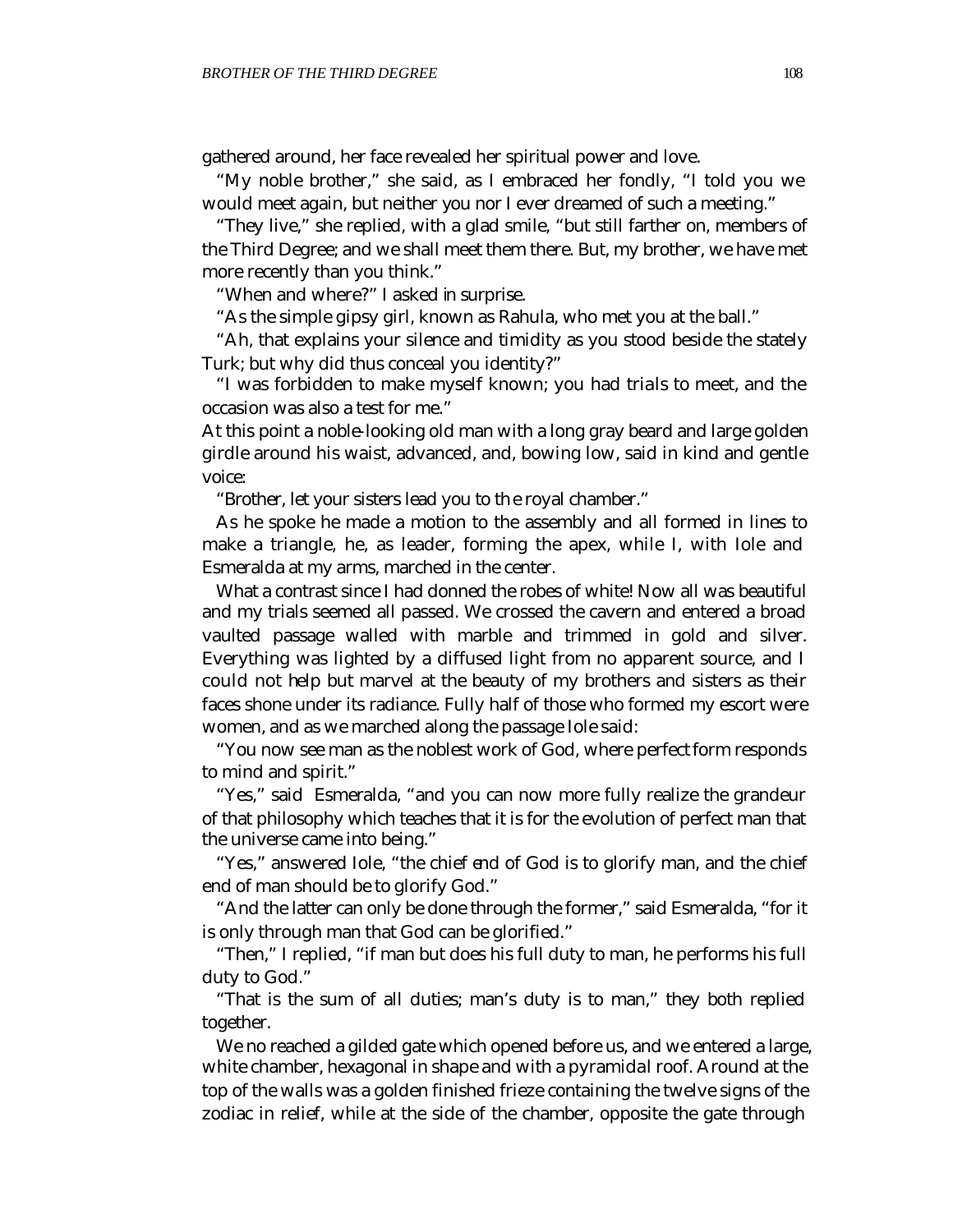gathered around, her face revealed her spiritual power and love.

"My noble brother," she said, as I embraced her fondly, "I told you we would meet again, but neither you nor I ever dreamed of such a meeting."

"They live," she replied, with a glad smile, "but still farther on, members of the Third Degree; and we shall meet them there. But, my brother, we have met more recently than you think."

"When and where?" I asked in surprise.

"As the simple gipsy girl, known as Rahula, who met you at the ball."

"Ah, that explains your silence and timidity as you stood beside the stately Turk; but why did thus conceal you identity?"

"I was forbidden to make myself known; you had trials to meet, and the occasion was also a test for me."

At this point a noble-looking old man with a long gray beard and large golden girdle around his waist, advanced, and, bowing low, said in kind and gentle voice:

"Brother, let your sisters lead you to th e royal chamber."

As he spoke he made a motion to the assembly and all formed in lines to make a triangle, he, as leader, forming the apex, while I, with Iole and Esmeralda at my arms, marched in the center.

What a contrast since I had donned the robes of white! Now all was beautiful and my trials seemed all passed. We crossed the cavern and entered a broad vaulted passage walled with marble and trimmed in gold and silver. Everything was lighted by a diffused light from no apparent source, and I could not help but marvel at the beauty of my brothers and sisters as their faces shone under its radiance. Fully half of those who formed my escort were women, and as we marched along the passage Iole said:

"You now see man as the noblest work of God, where perfect form responds to mind and spirit."

"Yes," said Esmeralda, "and you can now more fully realize the grandeur of that philosophy which teaches that it is for the evolution of perfect man that the universe came into being."

"Yes," answered Iole, "the chief end of God is to glorify man, and the chief end of man should be to glorify God."

"And the latter can only be done through the former," said Esmeralda, "for it is only through man that God can be glorified."

"Then," I replied, "if man but does his full duty to man, he performs his full duty to God."

"That is the sum of all duties; man's duty is to man," they both replied together.

We no reached a gilded gate which opened before us, and we entered a large, white chamber, hexagonal in shape and with a pyramidal roof. Around at the top of the walls was a golden finished frieze containing the twelve signs of the zodiac in relief, while at the side of the chamber, opposite the gate through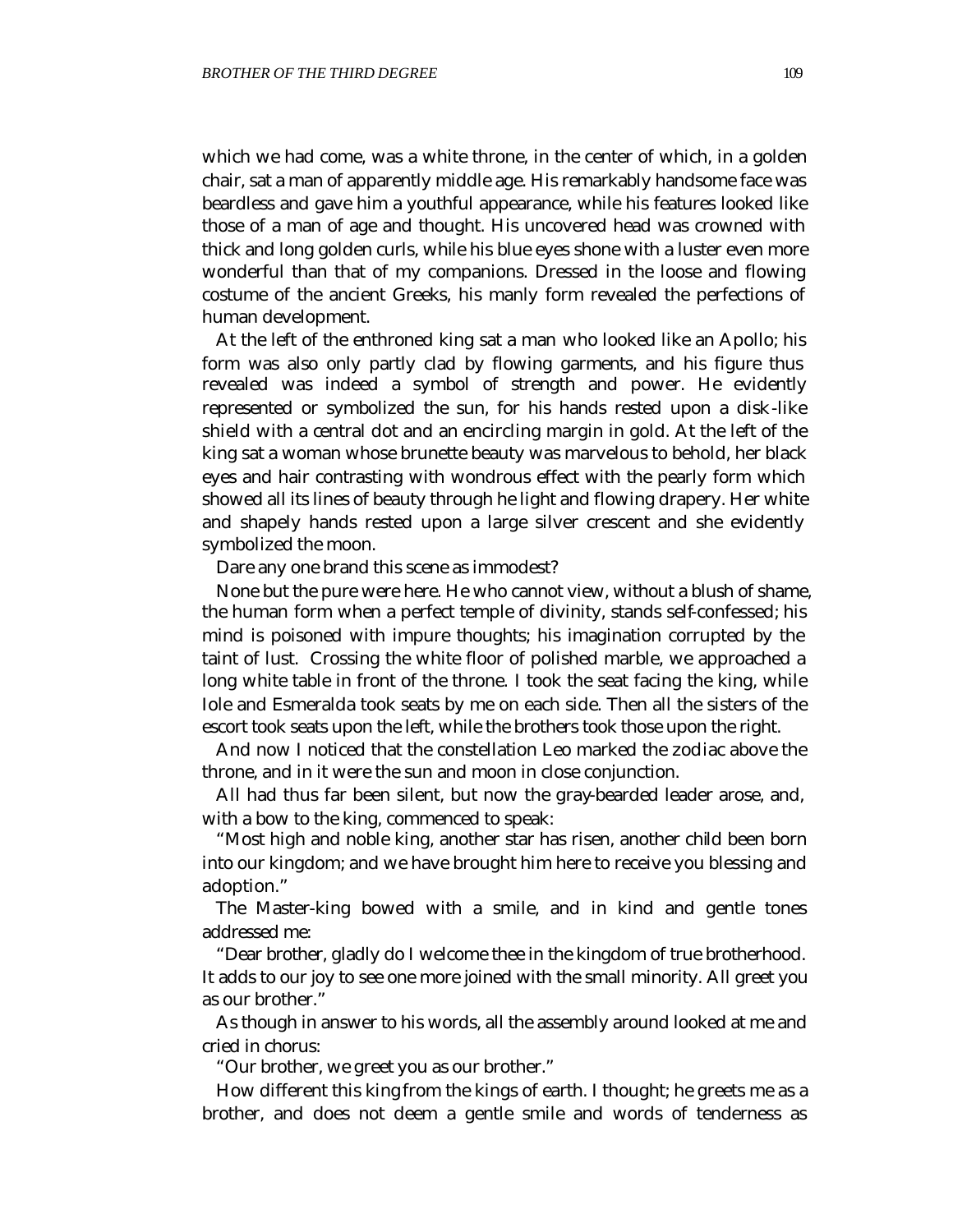which we had come, was a white throne, in the center of which, in a golden chair, sat a man of apparently middle age. His remarkably handsome face was beardless and gave him a youthful appearance, while his features looked like those of a man of age and thought. His uncovered head was crowned with thick and long golden curls, while his blue eyes shone with a luster even more wonderful than that of my companions. Dressed in the loose and flowing costume of the ancient Greeks, his manly form revealed the perfections of human development.

At the left of the enthroned king sat a man who looked like an Apollo; his form was also only partly clad by flowing garments, and his figure thus revealed was indeed a symbol of strength and power. He evidently represented or symbolized the sun, for his hands rested upon a disk-like shield with a central dot and an encircling margin in gold. At the left of the king sat a woman whose brunette beauty was marvelous to behold, her black eyes and hair contrasting with wondrous effect with the pearly form which showed all its lines of beauty through he light and flowing drapery. Her white and shapely hands rested upon a large silver crescent and she evidently symbolized the moon.

Dare any one brand this scene as immodest?

None but the pure were here. He who cannot view, without a blush of shame, the human form when a perfect temple of divinity, stands self-confessed; his mind is poisoned with impure thoughts; his imagination corrupted by the taint of lust. Crossing the white floor of polished marble, we approached a long white table in front of the throne. I took the seat facing the king, while Iole and Esmeralda took seats by me on each side. Then all the sisters of the escort took seats upon the left, while the brothers took those upon the right.

And now I noticed that the constellation Leo marked the zodiac above the throne, and in it were the sun and moon in close conjunction.

All had thus far been silent, but now the gray-bearded leader arose, and, with a bow to the king, commenced to speak:

"Most high and noble king, another star has risen, another child been born into our kingdom; and we have brought him here to receive you blessing and adoption."

The Master-king bowed with a smile, and in kind and gentle tones addressed me:

"Dear brother, gladly do I welcome thee in the kingdom of true brotherhood. It adds to our joy to see one more joined with the small minority. All greet you as our brother."

As though in answer to his words, all the assembly around looked at me and cried in chorus:

"Our brother, we greet you as our brother."

How different this king from the kings of earth. I thought; he greets me as a brother, and does not deem a gentle smile and words of tenderness as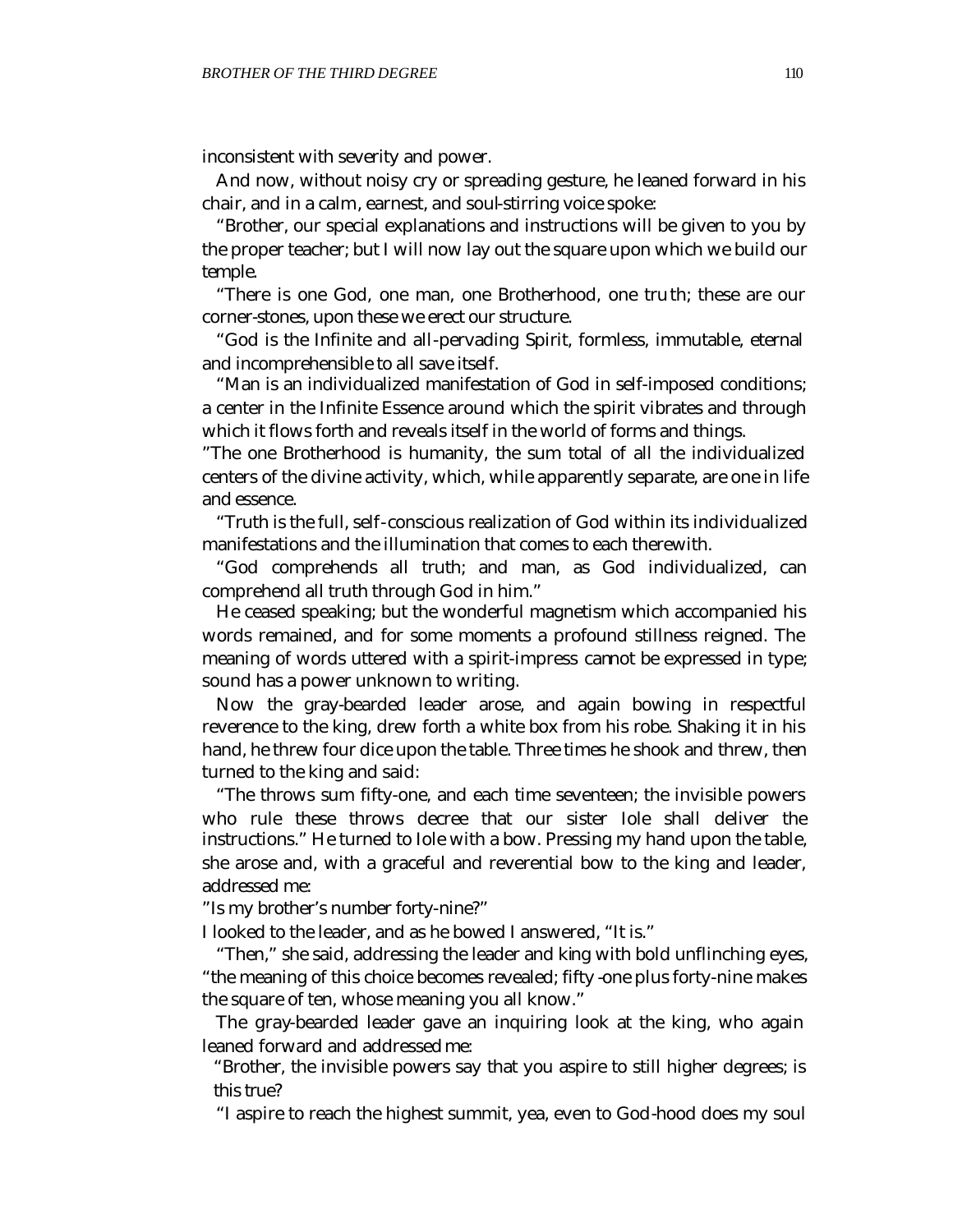inconsistent with severity and power.

And now, without noisy cry or spreading gesture, he leaned forward in his chair, and in a calm, earnest, and soul-stirring voice spoke:

"Brother, our special explanations and instructions will be given to you by the proper teacher; but I will now lay out the square upon which we build our temple.

"There is one God, one man, one Brotherhood, one truth; these are our corner-stones, upon these we erect our structure.

"God is the Infinite and all-pervading Spirit, formless, immutable, eternal and incomprehensible to all save itself.

"Man is an individualized manifestation of God in self-imposed conditions; a center in the Infinite Essence around which the spirit vibrates and through which it flows forth and reveals itself in the world of forms and things.

"The one Brotherhood is humanity, the sum total of all the individualized centers of the divine activity, which, while apparently separate, are one in life and essence.

"Truth is the full, self-conscious realization of God within its individualized manifestations and the illumination that comes to each therewith.

"God comprehends all truth; and man, as God individualized, can comprehend all truth through God in him."

He ceased speaking; but the wonderful magnetism which accompanied his words remained, and for some moments a profound stillness reigned. The meaning of words uttered with a spirit-impress cannot be expressed in type; sound has a power unknown to writing.

Now the gray-bearded leader arose, and again bowing in respectful reverence to the king, drew forth a white box from his robe. Shaking it in his hand, he threw four dice upon the table. Three times he shook and threw, then turned to the king and said:

"The throws sum fifty-one, and each time seventeen; the invisible powers who rule these throws decree that our sister Iole shall deliver the instructions." He turned to Iole with a bow. Pressing my hand upon the table, she arose and, with a graceful and reverential bow to the king and leader, addressed me:

"Is my brother's number forty-nine?"

I looked to the leader, and as he bowed I answered, "It is."

"Then," she said, addressing the leader and king with bold unflinching eyes, "the meaning of this choice becomes revealed; fifty-one plus forty-nine makes the square of ten, whose meaning you all know."

The gray-bearded leader gave an inquiring look at the king, who again leaned forward and addressed me:

"Brother, the invisible powers say that you aspire to still higher degrees; is this true?

"I aspire to reach the highest summit, yea, even to God-hood does my soul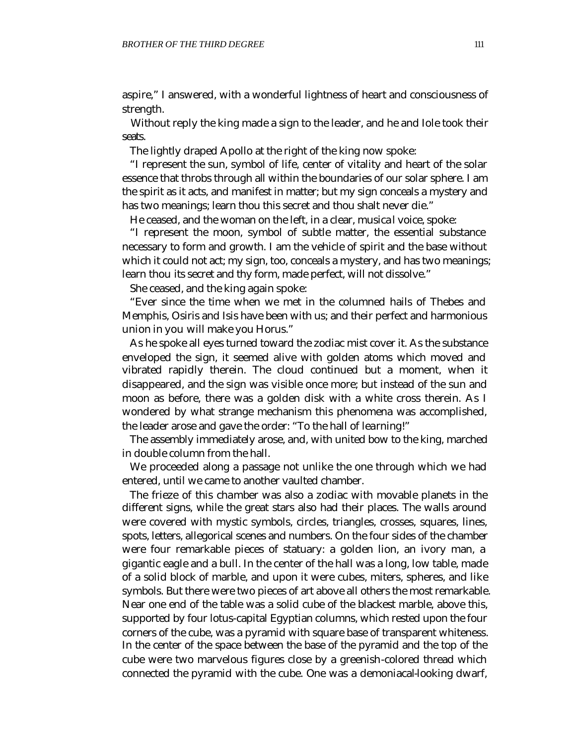aspire," I answered, with a wonderful lightness of heart and consciousness of strength.

Without reply the king made a sign to the leader, and he and Iole took their seats.

The lightly draped Apollo at the right of the king now spoke:

"I represent the sun, symbol of life, center of vitality and heart of the solar essence that throbs through all within the boundaries of our solar sphere. I am the spirit as it acts, and manifest in matter; but my sign conceals a mystery and has two meanings; learn thou this secret and thou shalt never die."

He ceased, and the woman on the left, in a clear, musical voice, spoke:

"I represent the moon, symbol of subtle matter, the essential substance necessary to form and growth. I am the vehicle of spirit and the base without which it could not act; my sign, too, conceals a mystery, and has two meanings; learn thou its secret and thy form, made perfect, will not dissolve."

She ceased, and the king again spoke:

"Ever since the time when we met in the columned hails of Thebes and Memphis, Osiris and Isis have been with us; and their perfect and harmonious union in you will make you Horus."

As he spoke all eyes turned toward the zodiac mist cover it. As the substance enveloped the sign, it seemed alive with golden atoms which moved and vibrated rapidly therein. The cloud continued but a moment, when it disappeared, and the sign was visible once more; but instead of the sun and moon as before, there was a golden disk with a white cross therein. As I wondered by what strange mechanism this phenomena was accomplished, the leader arose and gave the order: "To the hall of learning!"

The assembly immediately arose, and, with united bow to the king, marched in double column from the hall.

We proceeded along a passage not unlike the one through which we had entered, until we came to another vaulted chamber.

The frieze of this chamber was also a zodiac with movable planets in the different signs, while the great stars also had their places. The walls around were covered with mystic symbols, circles, triangles, crosses, squares, lines, spots, letters, allegorical scenes and numbers. On the four sides of the chamber were four remarkable pieces of statuary: a golden lion, an ivory man, a gigantic eagle and a bull. In the center of the hall was a long, low table, made of a solid block of marble, and upon it were cubes, miters, spheres, and like symbols. But there were two pieces of art above all others the most remarkable. Near one end of the table was a solid cube of the blackest marble, above this, supported by four lotus-capital Egyptian columns, which rested upon the four corners of the cube, was a pyramid with square base of transparent whiteness. In the center of the space between the base of the pyramid and the top of the cube were two marvelous figures close by a greenish-colored thread which connected the pyramid with the cube. One was a demoniacal-looking dwarf,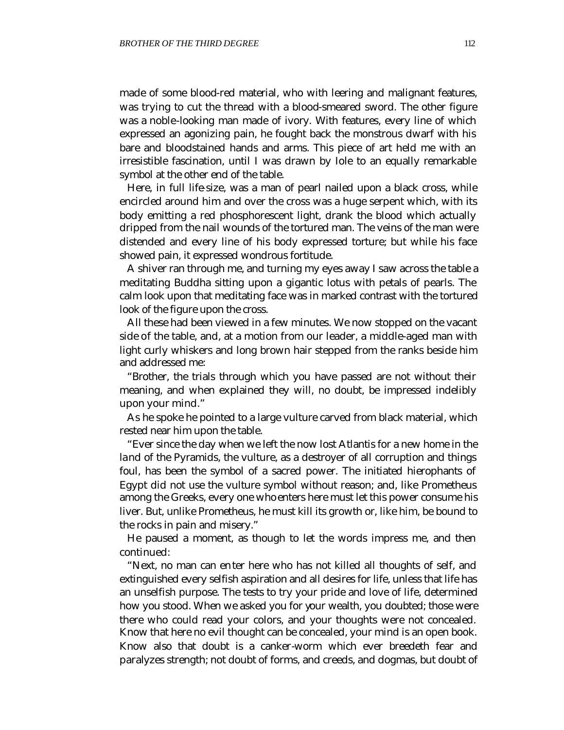made of some blood-red material, who with leering and malignant features, was trying to cut the thread with a blood-smeared sword. The other figure was a noble-looking man made of ivory. With features, every line of which expressed an agonizing pain, he fought back the monstrous dwarf with his bare and bloodstained hands and arms. This piece of art held me with an irresistible fascination, until I was drawn by Iole to an equally remarkable symbol at the other end of the table.

Here, in full life-size, was a man of pearl nailed upon a black cross, while encircled around him and over the cross was a huge serpent which, with its body emitting a red phosphorescent light, drank the blood which actually dripped from the nail wounds of the tortured man. The veins of the man were distended and every line of his body expressed torture; but while his face showed pain, it expressed wondrous fortitude.

A shiver ran through me, and turning my eyes away I saw across the table a meditating Buddha sitting upon a gigantic lotus with petals of pearls. The calm look upon that meditating face was in marked contrast with the tortured look of the figure upon the cross.

All these had been viewed in a few minutes. We now stopped on the vacant side of the table, and, at a motion from our leader, a middle-aged man with light curly whiskers and long brown hair stepped from the ranks beside him and addressed me:

"Brother, the trials through which you have passed are not without their meaning, and when explained they will, no doubt, be impressed indelibly upon your mind."

As he spoke he pointed to a large vulture carved from black material, which rested near him upon the table.

"Ever since the day when we left the now lost Atlantis for a new home in the land of the Pyramids, the vulture, as a destroyer of all corruption and things foul, has been the symbol of a sacred power. The initiated hierophants of Egypt did not use the vulture symbol without reason; and, like Prometheus among the Greeks, every one who enters here must let this power consume his liver. But, unlike Prometheus, he must kill its growth or, like him, be bound to the rocks in pain and misery."

He paused a moment, as though to let the words impress me, and then continued:

"Next, no man can enter here who has not killed all thoughts of self, and extinguished every selfish aspiration and all desires for life, unless that life has an unselfish purpose. The tests to try your pride and love of life, determined how you stood. When we asked you for your wealth, you doubted; those were there who could read your colors, and your thoughts were not concealed. Know that here no evil thought can be concealed, your mind is an open book. Know also that doubt is a canker-worm which ever breedeth fear and paralyzes strength; not doubt of forms, and creeds, and dogmas, but doubt of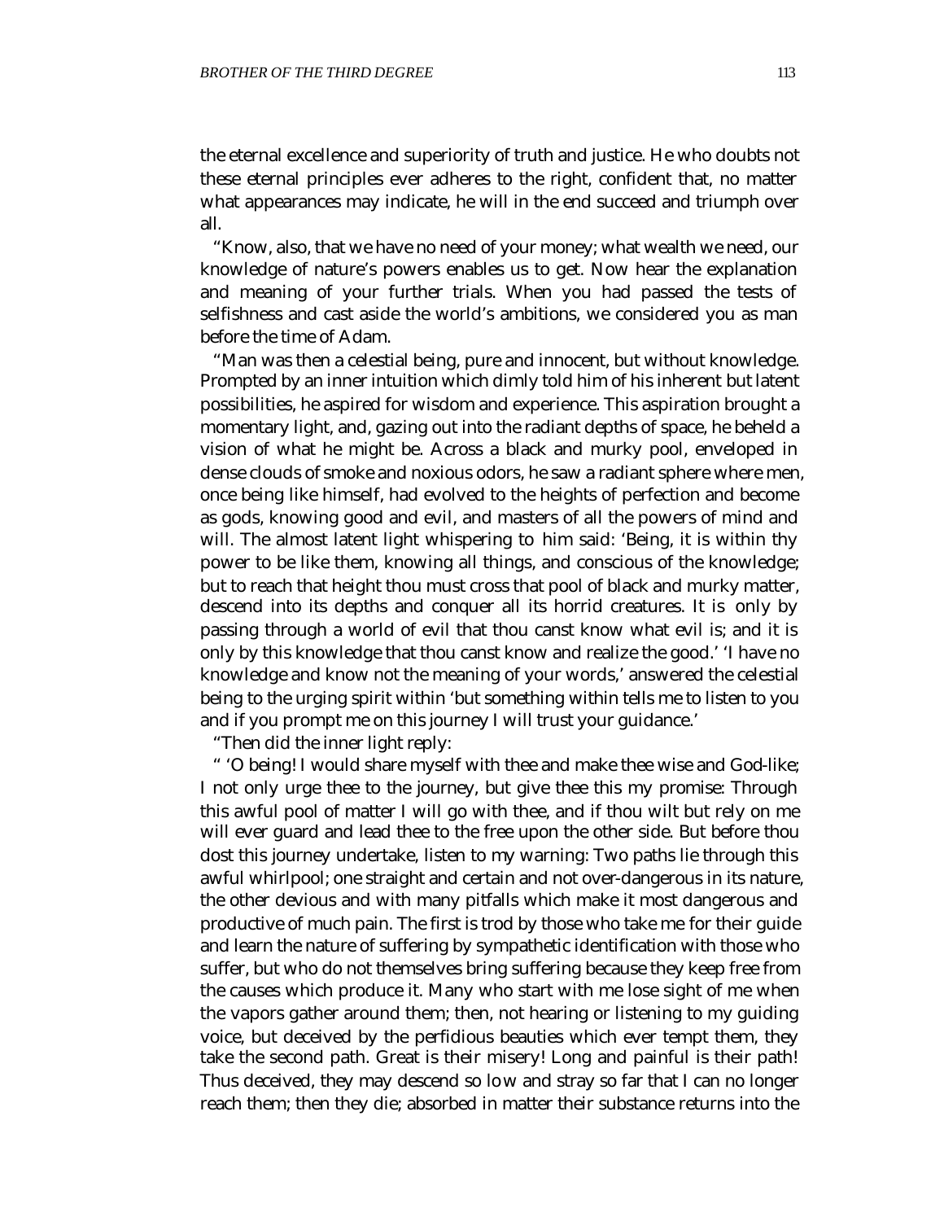the eternal excellence and superiority of truth and justice. He who doubts not these eternal principles ever adheres to the right, confident that, no matter what appearances may indicate, he will in the end succeed and triumph over all.

"Know, also, that we have no need of your money; what wealth we need, our knowledge of nature's powers enables us to get. Now hear the explanation and meaning of your further trials. When you had passed the tests of selfishness and cast aside the world's ambitions, we considered you as man before the time of Adam.

"Man was then a celestial being, pure and innocent, but without knowledge. Prompted by an inner intuition which dimly told him of his inherent but latent possibilities, he aspired for wisdom and experience. This aspiration brought a momentary light, and, gazing out into the radiant depths of space, he beheld a vision of what he might be. Across a black and murky pool, enveloped in dense clouds of smoke and noxious odors, he saw a radiant sphere where men, once being like himself, had evolved to the heights of perfection and become as gods, knowing good and evil, and masters of all the powers of mind and will. The almost latent light whispering to him said: 'Being, it is within thy power to be like them, knowing all things, and conscious of the knowledge; but to reach that height thou must cross that pool of black and murky matter, descend into its depths and conquer all its horrid creatures. It is only by passing through a world of evil that thou canst know what evil is; and it is only by this knowledge that thou canst know and realize the good.' 'I have no knowledge and know not the meaning of your words,' answered the celestial being to the urging spirit within 'but something within tells me to listen to you and if you prompt me on this journey I will trust your guidance.'

"Then did the inner light reply:

" 'O being! I would share myself with thee and make thee wise and God-like; I not only urge thee to the journey, but give thee this my promise: Through this awful pool of matter I will go with thee, and if thou wilt but rely on me will ever guard and lead thee to the free upon the other side. But before thou dost this journey undertake, listen to my warning: Two paths lie through this awful whirlpool; one straight and certain and not over-dangerous in its nature, the other devious and with many pitfalls which make it most dangerous and productive of much pain. The first is trod by those who take me for their guide and learn the nature of suffering by sympathetic identification with those who suffer, but who do not themselves bring suffering because they keep free from the causes which produce it. Many who start with me lose sight of me when the vapors gather around them; then, not hearing or listening to my guiding voice, but deceived by the perfidious beauties which ever tempt them, they take the second path. Great is their misery! Long and painful is their path! Thus deceived, they may descend so low and stray so far that I can no longer reach them; then they die; absorbed in matter their substance returns into the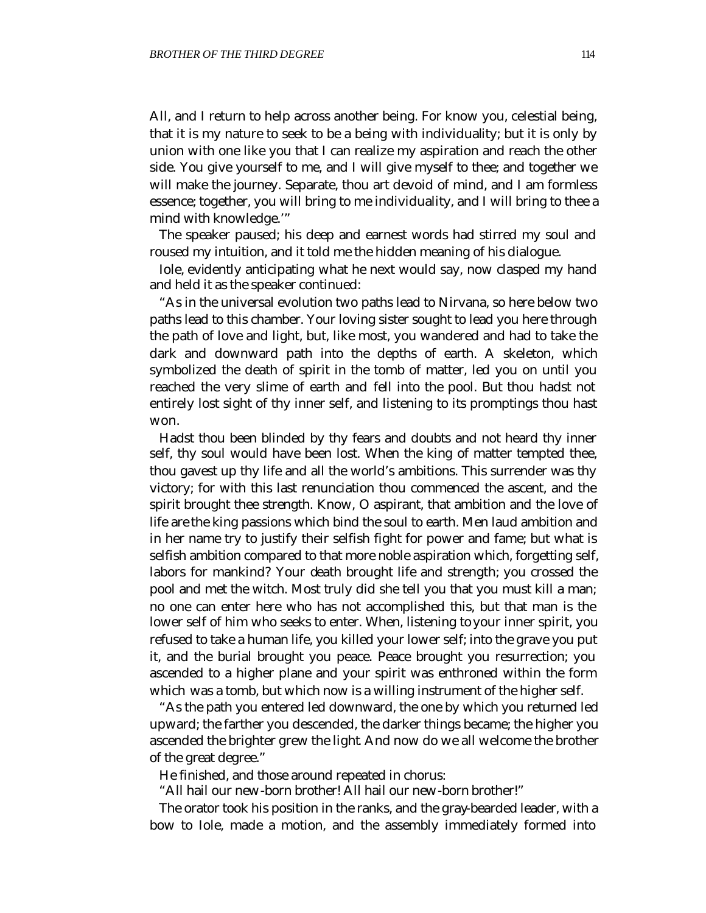All, and I return to help across another being. For know you, celestial being, that it is my nature to seek to be a being with individuality; but it is only by union with one like you that I can realize my aspiration and reach the other side. You give yourself to me, and I will give myself to thee; and together we will make the journey. Separate, thou art devoid of mind, and I am formless essence; together, you will bring to me individuality, and I will bring to thee a mind with knowledge.'"

The speaker paused; his deep and earnest words had stirred my soul and roused my intuition, and it told me the hidden meaning of his dialogue.

Iole, evidently anticipating what he next would say, now clasped my hand and held it as the speaker continued:

"As in the universal evolution two paths lead to Nirvana, so here below two paths lead to this chamber. Your loving sister sought to lead you here through the path of love and light, but, like most, you wandered and had to take the dark and downward path into the depths of earth. A skeleton, which symbolized the death of spirit in the tomb of matter, led you on until you reached the very slime of earth and fell into the pool. But thou hadst not entirely lost sight of thy inner self, and listening to its promptings thou hast won.

Hadst thou been blinded by thy fears and doubts and not heard thy inner self, thy soul would have been lost. When the king of matter tempted thee, thou gavest up thy life and all the world's ambitions. This surrender was thy victory; for with this last renunciation thou commenced the ascent, and the spirit brought thee strength. Know, O aspirant, that ambition and the love of life are the king passions which bind the soul to earth. Men laud ambition and in her name try to justify their selfish fight for power and fame; but what is selfish ambition compared to that more noble aspiration which, forgetting self, labors for mankind? Your death brought life and strength; you crossed the pool and met the witch. Most truly did she tell you that you must kill a man; no one can enter here who has not accomplished this, but that man is the lower self of him who seeks to enter. When, listening to your inner spirit, you refused to take a human life, you killed your lower self; into the grave you put it, and the burial brought you peace. Peace brought you resurrection; you ascended to a higher plane and your spirit was enthroned within the form which was a tomb, but which now is a willing instrument of the higher self.

"As the path you entered led downward, the one by which you returned led upward; the farther you descended, the darker things became; the higher you ascended the brighter grew the light. And now do we all welcome the brother of the great degree."

He finished, and those around repeated in chorus:

"All hail our new-born brother! All hail our new-born brother!"

The orator took his position in the ranks, and the gray-bearded leader, with a bow to Iole, made a motion, and the assembly immediately formed into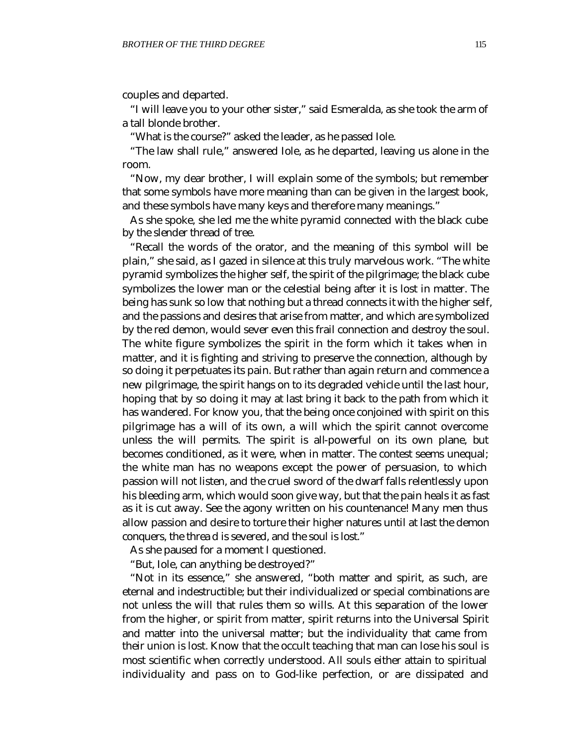couples and departed.

"I will leave you to your other sister," said Esmeralda, as she took the arm of a tall blonde brother.

"What is the course?" asked the leader, as he passed Iole.

"The law shall rule," answered Iole, as he departed, leaving us alone in the room.

"Now, my dear brother, I will explain some of the symbols; but remember that some symbols have more meaning than can be given in the largest book, and these symbols have many keys and therefore many meanings."

As she spoke, she led me the white pyramid connected with the black cube by the slender thread of tree.

"Recall the words of the orator, and the meaning of this symbol will be plain," she said, as I gazed in silence at this truly marvelous work. "The white pyramid symbolizes the higher self, the spirit of the pilgrimage; the black cube symbolizes the lower man or the celestial being after it is lost in matter. The being has sunk so low that nothing but a thread connects it with the higher self, and the passions and desires that arise from matter, and which are symbolized by the red demon, would sever even this frail connection and destroy the soul. The white figure symbolizes the spirit in the form which it takes when in matter, and it is fighting and striving to preserve the connection, although by so doing it perpetuates its pain. But rather than again return and commence a new pilgrimage, the spirit hangs on to its degraded vehicle until the last hour, hoping that by so doing it may at last bring it back to the path from which it has wandered. For know you, that the being once conjoined with spirit on this pilgrimage has a will of its own, a will which the spirit cannot overcome unless the will permits. The spirit is all-powerful on its own plane, but becomes conditioned, as it were, when in matter. The contest seems unequal; the white man has no weapons except the power of persuasion, to which passion will not listen, and the cruel sword of the dwarf falls relentlessly upon his bleeding arm, which would soon give way, but that the pain heals it as fast as it is cut away. See the agony written on his countenance! Many men thus allow passion and desire to torture their higher natures until at last the demon conquers, the threa d is severed, and the soul is lost."

As she paused for a moment I questioned.

"But, Iole, can anything be destroyed?"

"Not in its essence," she answered, "both matter and spirit, as such, are eternal and indestructible; but their individualized or special combinations are not unless the will that rules them so wills. At this separation of the lower from the higher, or spirit from matter, spirit returns into the Universal Spirit and matter into the universal matter; but the individuality that came from their union is lost. Know that the occult teaching that man can lose his soul is most scientific when correctly understood. All souls either attain to spiritual individuality and pass on to God-like perfection, or are dissipated and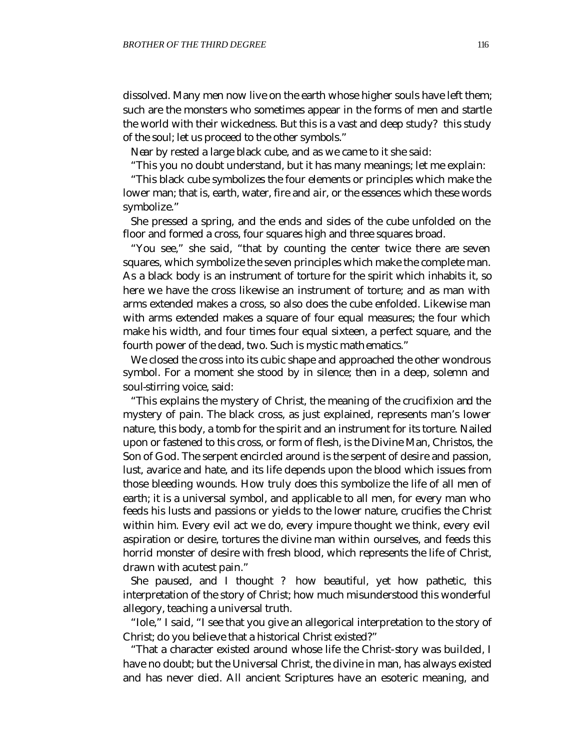dissolved. Many men now live on the earth whose higher souls have left them; such are the monsters who sometimes appear in the forms of men and startle the world with their wickedness. But this is a vast and deep study? this study of the soul; let us proceed to the other symbols."

Near by rested a large black cube, and as we came to it she said:

"This you no doubt understand, but it has many meanings; let me explain:

"This black cube symbolizes the four elements or principles which make the lower man; that is, earth, water, fire and air, or the essences which these words symbolize."

She pressed a spring, and the ends and sides of the cube unfolded on the floor and formed a cross, four squares high and three squares broad.

"You see," she said, "that by counting the center twice there are seven squares, which symbolize the seven principles which make the complete man. As a black body is an instrument of torture for the spirit which inhabits it, so here we have the cross likewise an instrument of torture; and as man with arms extended makes a cross, so also does the cube enfolded. Likewise man with arms extended makes a square of four equal measures; the four which make his width, and four times four equal sixteen, a perfect square, and the fourth power of the dead, two. Such is mystic mathematics."

We closed the cross into its cubic shape and approached the other wondrous symbol. For a moment she stood by in silence; then in a deep, solemn and soul-stirring voice, said:

"This explains the mystery of Christ, the meaning of the crucifixion and the mystery of pain. The black cross, as just explained, represents man's lower nature, this body, a tomb for the spirit and an instrument for its torture. Nailed upon or fastened to this cross, or form of flesh, is the Divine Man, Christos, the Son of God. The serpent encircled around is the serpent of desire and passion, lust, avarice and hate, and its life depends upon the blood which issues from those bleeding wounds. How truly does this symbolize the life of all men of earth; it is a universal symbol, and applicable to all men, for every man who feeds his lusts and passions or yields to the lower nature, crucifies the Christ within him. Every evil act we do, every impure thought we think, every evil aspiration or desire, tortures the divine man within ourselves, and feeds this horrid monster of desire with fresh blood, which represents the life of Christ, drawn with acutest pain."

She paused, and I thought ? how beautiful, yet how pathetic, this interpretation of the story of Christ; how much misunderstood this wonderful allegory, teaching a universal truth.

"Iole," I said, "I see that you give an allegorical interpretation to the story of Christ; do you believe that a historical Christ existed?"

"That a character existed around whose life the Christ-story was builded, I have no doubt; but the Universal Christ, the divine in man, has always existed and has never died. All ancient Scriptures have an esoteric meaning, and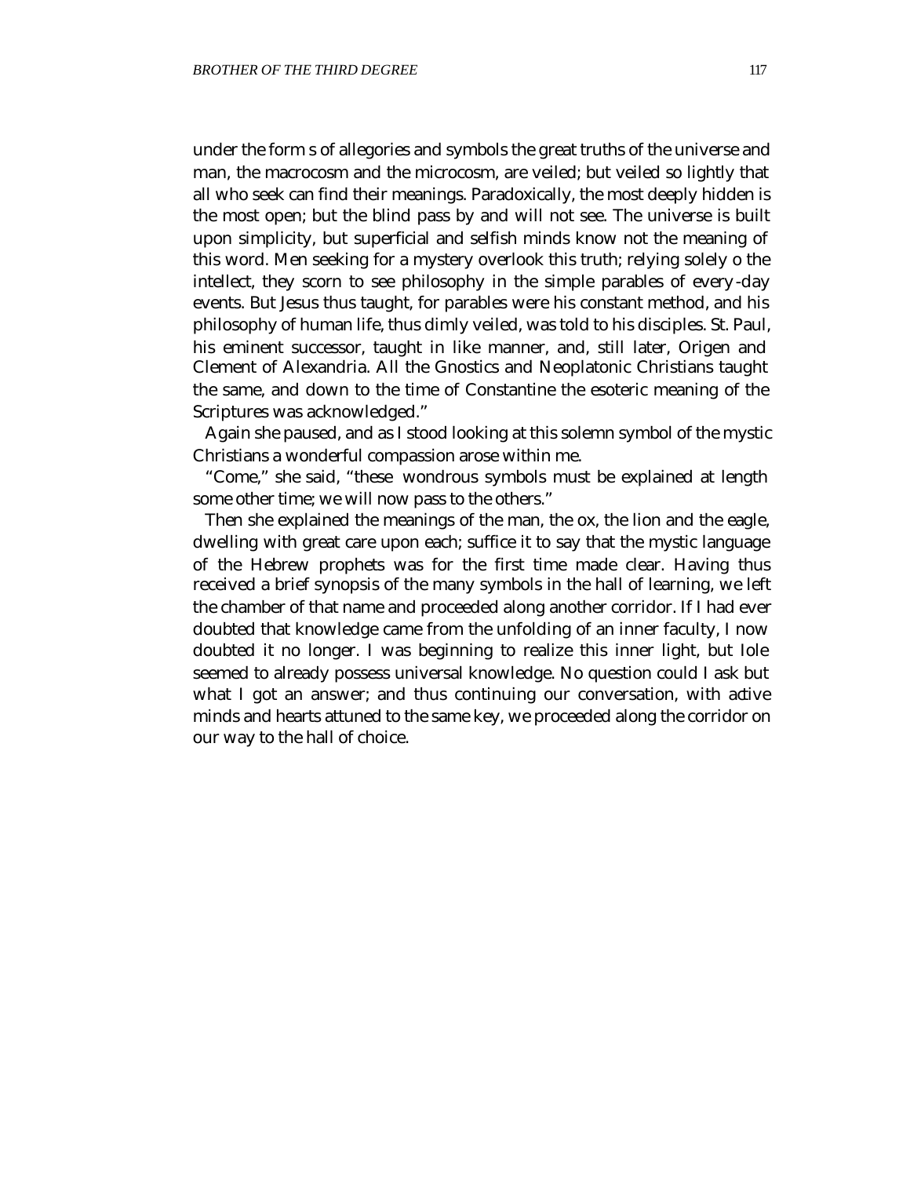under the form s of allegories and symbols the great truths of the universe and man, the macrocosm and the microcosm, are veiled; but veiled so lightly that all who seek can find their meanings. Paradoxically, the most deeply hidden is the most open; but the blind pass by and will not see. The universe is built upon simplicity, but superficial and selfish minds know not the meaning of this word. Men seeking for a mystery overlook this truth; relying solely o the intellect, they scorn to see philosophy in the simple parables of every-day events. But Jesus thus taught, for parables were his constant method, and his philosophy of human life, thus dimly veiled, was told to his disciples. St. Paul, his eminent successor, taught in like manner, and, still later, Origen and Clement of Alexandria. All the Gnostics and Neoplatonic Christians taught the same, and down to the time of Constantine the esoteric meaning of the Scriptures was acknowledged."

Again she paused, and as I stood looking at this solemn symbol of the mystic Christians a wonderful compassion arose within me.

"Come," she said, "these wondrous symbols must be explained at length some other time; we will now pass to the others."

Then she explained the meanings of the man, the ox, the lion and the eagle, dwelling with great care upon each; suffice it to say that the mystic language of the Hebrew prophets was for the first time made clear. Having thus received a brief synopsis of the many symbols in the hall of learning, we left the chamber of that name and proceeded along another corridor. If I had ever doubted that knowledge came from the unfolding of an inner faculty, I now doubted it no longer. I was beginning to realize this inner light, but Iole seemed to already possess universal knowledge. No question could I ask but what I got an answer; and thus continuing our conversation, with active minds and hearts attuned to the same key, we proceeded along the corridor on our way to the hall of choice.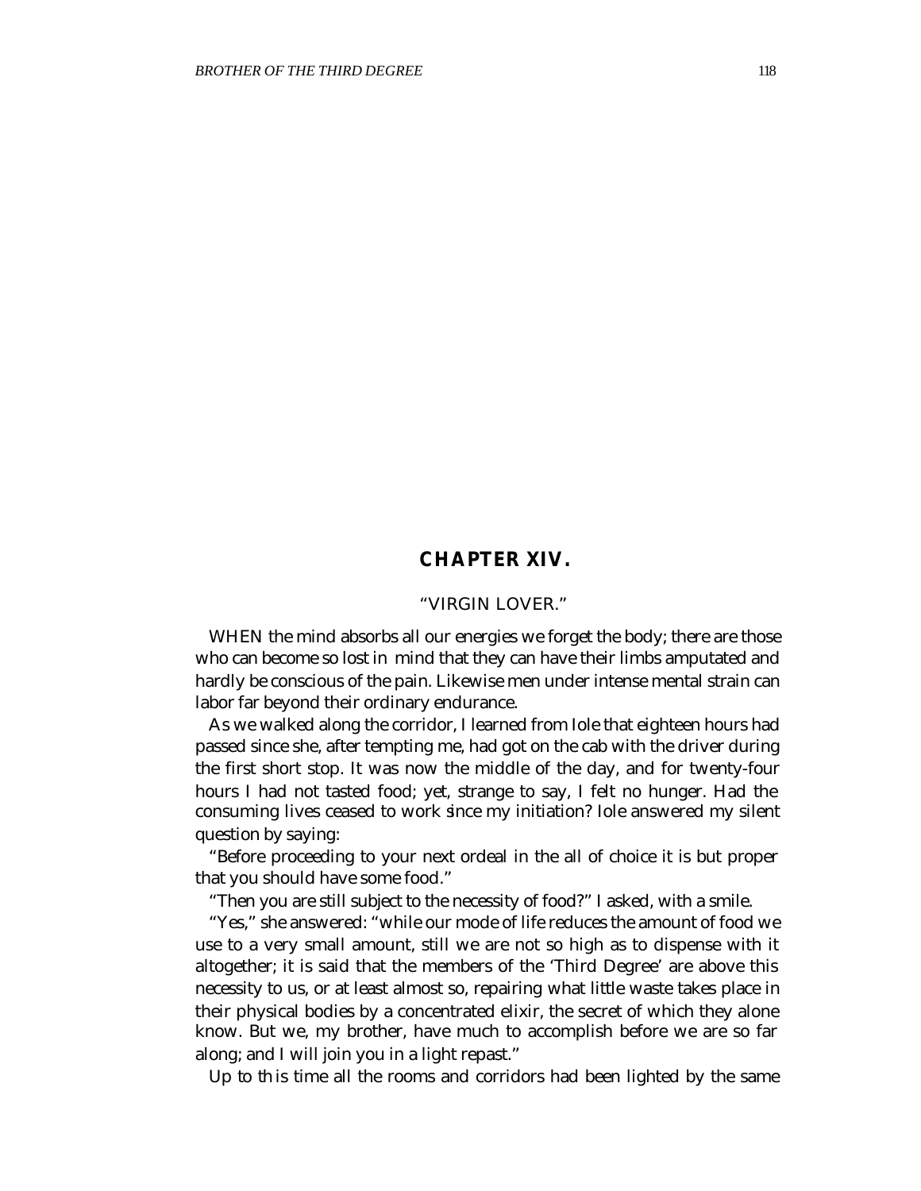## CHAPTER XIV.

### "VIRGIN LOVER."

WHEN the mind absorbs all our energies we forget the body; there are those who can become so lost in mind that they can have their limbs amputated and hardly be conscious of the pain. Likewise men under intense mental strain can labor far beyond their ordinary endurance.

As we walked along the corridor, I learned from Iole that eighteen hours had passed since she, after tempting me, had got on the cab with the driver during the first short stop. It was now the middle of the day, and for twenty-four hours I had not tasted food; yet, strange to say, I felt no hunger. Had the consuming lives ceased to work since my initiation? Iole answered my silent question by saying:

"Before proceeding to your next ordeal in the all of choice it is but proper that you should have some food."

"Then you are still subject to the necessity of food?" I asked, with a smile.

"Yes," she answered: "while our mode of life reduces the amount of food we use to a very small amount, still we are not so high as to dispense with it altogether; it is said that the members of the 'Third Degree' are above this necessity to us, or at least almost so, repairing what little waste takes place in their physical bodies by a concentrated elixir, the secret of which they alone know. But we, my brother, have much to accomplish before we are so far along; and I will join you in a light repast."

Up to this time all the rooms and corridors had been lighted by the same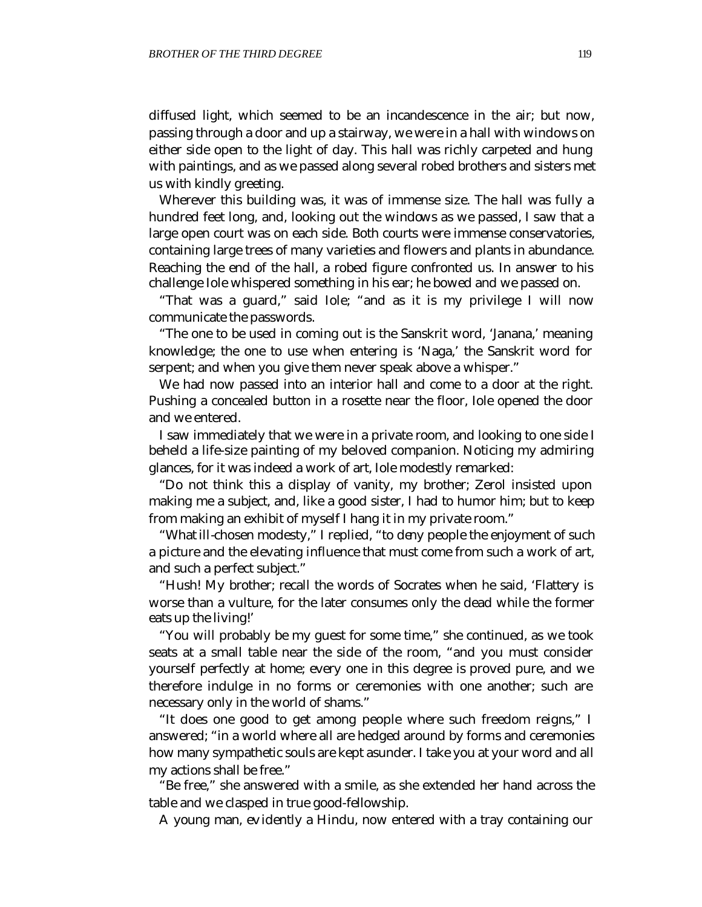diffused light, which seemed to be an incandescence in the air; but now, passing through a door and up a stairway, we were in a hall with windows on either side open to the light of day. This hall was richly carpeted and hung with paintings, and as we passed along several robed brothers and sisters met us with kindly greeting.

Wherever this building was, it was of immense size. The hall was fully a hundred feet long, and, looking out the windows as we passed, I saw that a large open court was on each side. Both courts were immense conservatories, containing large trees of many varieties and flowers and plants in abundance. Reaching the end of the hall, a robed figure confronted us. In answer to his challenge Iole whispered something in his ear; he bowed and we passed on.

"That was a guard," said Iole; "and as it is my privilege I will now communicate the passwords.

"The one to be used in coming out is the Sanskrit word, 'Janana,' meaning knowledge; the one to use when entering is 'Naga,' the Sanskrit word for serpent; and when you give them never speak above a whisper."

We had now passed into an interior hall and come to a door at the right. Pushing a concealed button in a rosette near the floor, Iole opened the door and we entered.

I saw immediately that we were in a private room, and looking to one side I beheld a life-size painting of my beloved companion. Noticing my admiring glances, for it was indeed a work of art, Iole modestly remarked:

"Do not think this a display of vanity, my brother; Zerol insisted upon making me a subject, and, like a good sister, I had to humor him; but to keep from making an exhibit of myself I hang it in my private room."

"What ill-chosen modesty," I replied, "to deny people the enjoyment of such a picture and the elevating influence that must come from such a work of art, and such a perfect subject."

"Hush! My brother; recall the words of Socrates when he said, 'Flattery is worse than a vulture, for the later consumes only the dead while the former eats up the living!'

"You will probably be my guest for some time," she continued, as we took seats at a small table near the side of the room, "and you must consider yourself perfectly at home; every one in this degree is proved pure, and we therefore indulge in no forms or ceremonies with one another; such are necessary only in the world of shams."

"It does one good to get among people where such freedom reigns," I answered; "in a world where all are hedged around by forms and ceremonies how many sympathetic souls are kept asunder. I take you at your word and all my actions shall be free."

"Be free," she answered with a smile, as she extended her hand across the table and we clasped in true good-fellowship.

A young man, evidently a Hindu, now entered with a tray containing our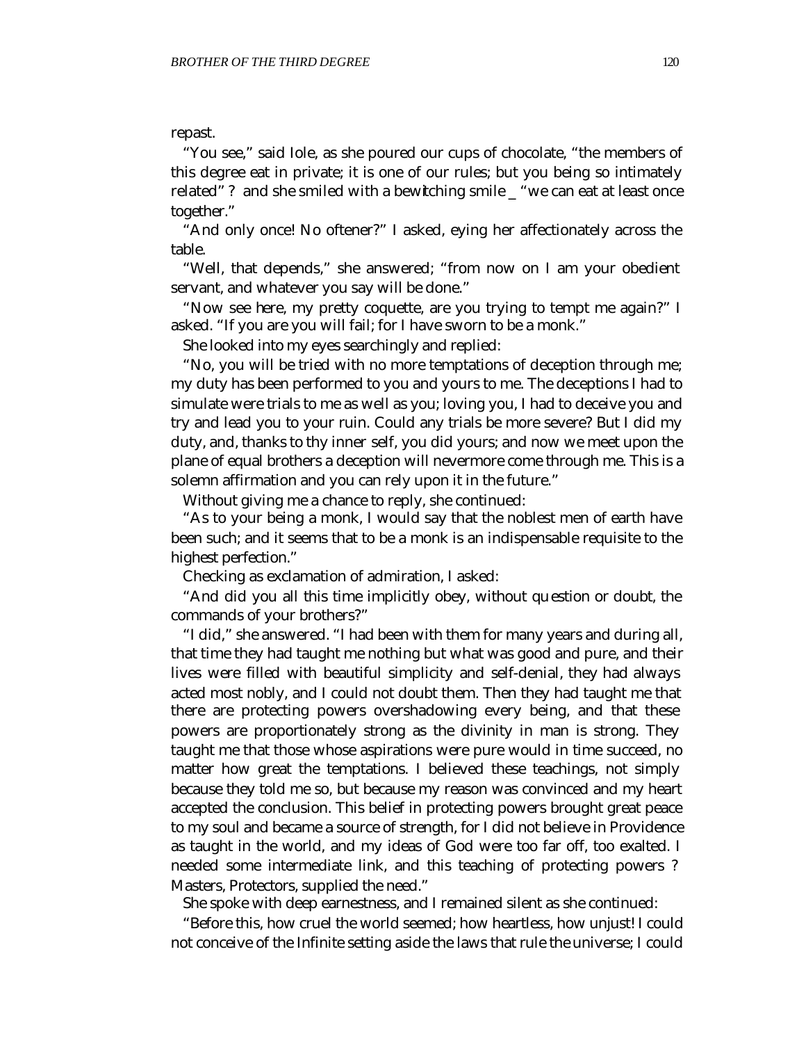repast.

"You see," said Iole, as she poured our cups of chocolate, "the members of this degree eat in private; it is one of our rules; but you being so intimately related" ? and she smiled with a bewitching smile _ "we can eat at least once together."

"And only once! No oftener?" I asked, eying her affectionately across the table.

"Well, that depends," she answered; "from now on I am your obedient servant, and whatever you say will be done."

"Now see here, my pretty coquette, are you trying to tempt me again?" I asked. "If you are you will fail; for I have sworn to be a monk."

She looked into my eyes searchingly and replied:

"No, you will be tried with no more temptations of deception through me; my duty has been performed to you and yours to me. The deceptions I had to simulate were trials to me as well as you; loving you, I had to deceive you and try and lead you to your ruin. Could any trials be more severe? But I did my duty, and, thanks to thy inner self, you did yours; and now we meet upon the plane of equal brothers a deception will nevermore come through me. This is a solemn affirmation and you can rely upon it in the future."

Without giving me a chance to reply, she continued:

"As to your being a monk, I would say that the noblest men of earth have been such; and it seems that to be a monk is an indispensable requisite to the highest perfection."

Checking as exclamation of admiration, I asked:

"And did you all this time implicitly obey, without question or doubt, the commands of your brothers?"

"I did," she answered. "I had been with them for many years and during all, that time they had taught me nothing but what was good and pure, and their lives were filled with beautiful simplicity and self-denial, they had always acted most nobly, and I could not doubt them. Then they had taught me that there are protecting powers overshadowing every being, and that these powers are proportionately strong as the divinity in man is strong. They taught me that those whose aspirations were pure would in time succeed, no matter how great the temptations. I believed these teachings, not simply because they told me so, but because my reason was convinced and my heart accepted the conclusion. This belief in protecting powers brought great peace to my soul and became a source of strength, for I did not believe in Providence as taught in the world, and my ideas of God were too far off, too exalted. I needed some intermediate link, and this teaching of protecting powers ? Masters, Protectors, supplied the need."

She spoke with deep earnestness, and I remained silent as she continued:

"Before this, how cruel the world seemed; how heartless, how unjust! I could not conceive of the Infinite setting aside the laws that rule the universe; I could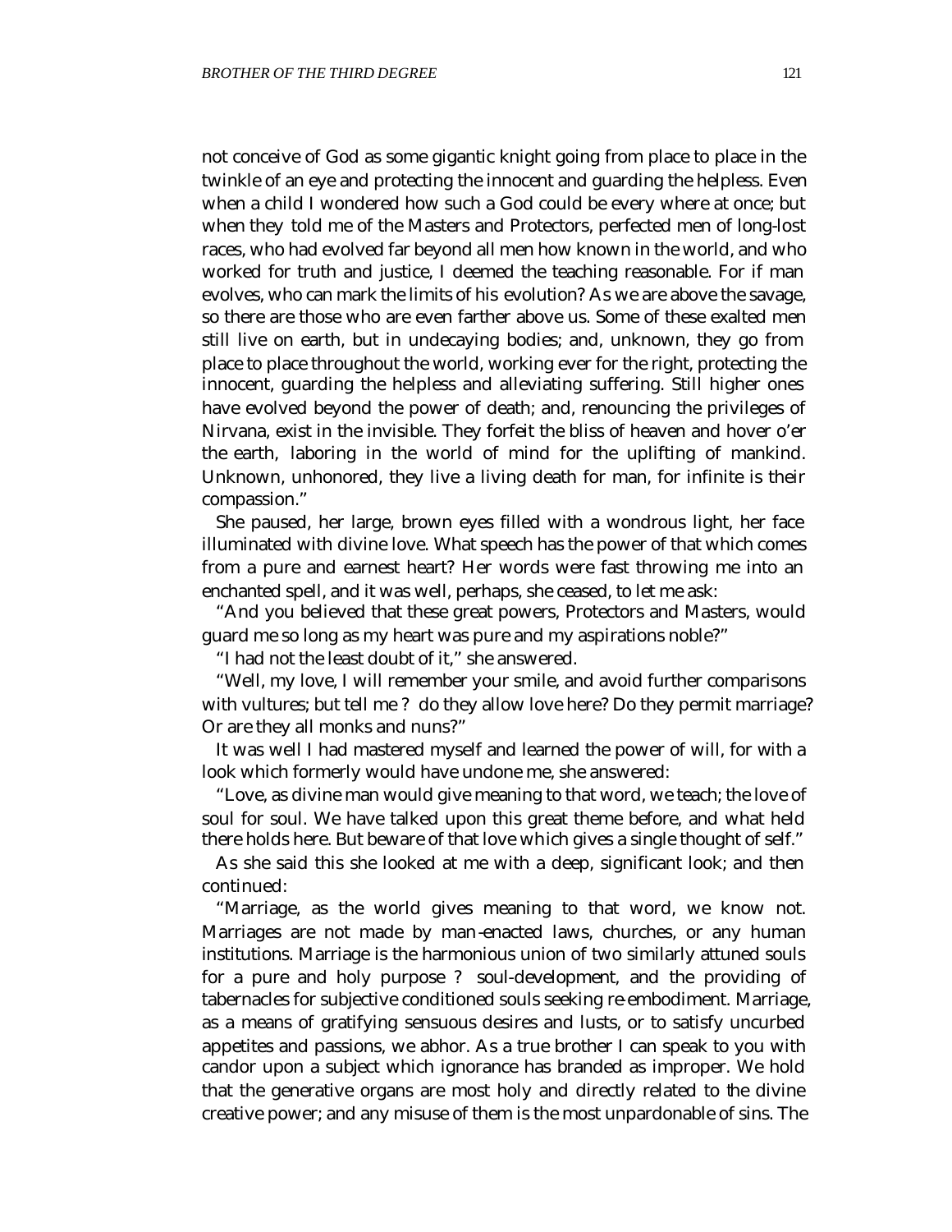not conceive of God as some gigantic knight going from place to place in the twinkle of an eye and protecting the innocent and guarding the helpless. Even when a child I wondered how such a God could be every where at once; but when they told me of the Masters and Protectors, perfected men of long-lost races, who had evolved far beyond all men how known in the world, and who worked for truth and justice, I deemed the teaching reasonable. For if man evolves, who can mark the limits of his evolution? As we are above the savage, so there are those who are even farther above us. Some of these exalted men still live on earth, but in undecaying bodies; and, unknown, they go from place to place throughout the world, working ever for the right, protecting the innocent, guarding the helpless and alleviating suffering. Still higher ones have evolved beyond the power of death; and, renouncing the privileges of Nirvana, exist in the invisible. They forfeit the bliss of heaven and hover o'er the earth, laboring in the world of mind for the uplifting of mankind. Unknown, unhonored, they live a living death for man, for infinite is their compassion."

She paused, her large, brown eyes filled with a wondrous light, her face illuminated with divine love. What speech has the power of that which comes from a pure and earnest heart? Her words were fast throwing me into an enchanted spell, and it was well, perhaps, she ceased, to let me ask:

"And you believed that these great powers, Protectors and Masters, would guard me so long as my heart was pure and my aspirations noble?"

"I had not the least doubt of it," she answered.

"Well, my love, I will remember your smile, and avoid further comparisons with vultures; but tell me ? do they allow love here? Do they permit marriage? Or are they all monks and nuns?"

It was well I had mastered myself and learned the power of will, for with a look which formerly would have undone me, she answered:

"Love, as divine man would give meaning to that word, we teach; the love of soul for soul. We have talked upon this great theme before, and what held there holds here. But beware of that love which gives a single thought of self."

As she said this she looked at me with a deep, significant look; and then continued:

"Marriage, as the world gives meaning to that word, we know not. Marriages are not made by man-enacted laws, churches, or any human institutions. Marriage is the harmonious union of two similarly attuned souls for a pure and holy purpose ? soul-development, and the providing of tabernacles for subjective conditioned souls seeking re-embodiment. Marriage, as a means of gratifying sensuous desires and lusts, or to satisfy uncurbed appetites and passions, we abhor. As a true brother I can speak to you with candor upon a subject which ignorance has branded as improper. We hold that the generative organs are most holy and directly related to the divine creative power; and any misuse of them is the most unpardonable of sins. The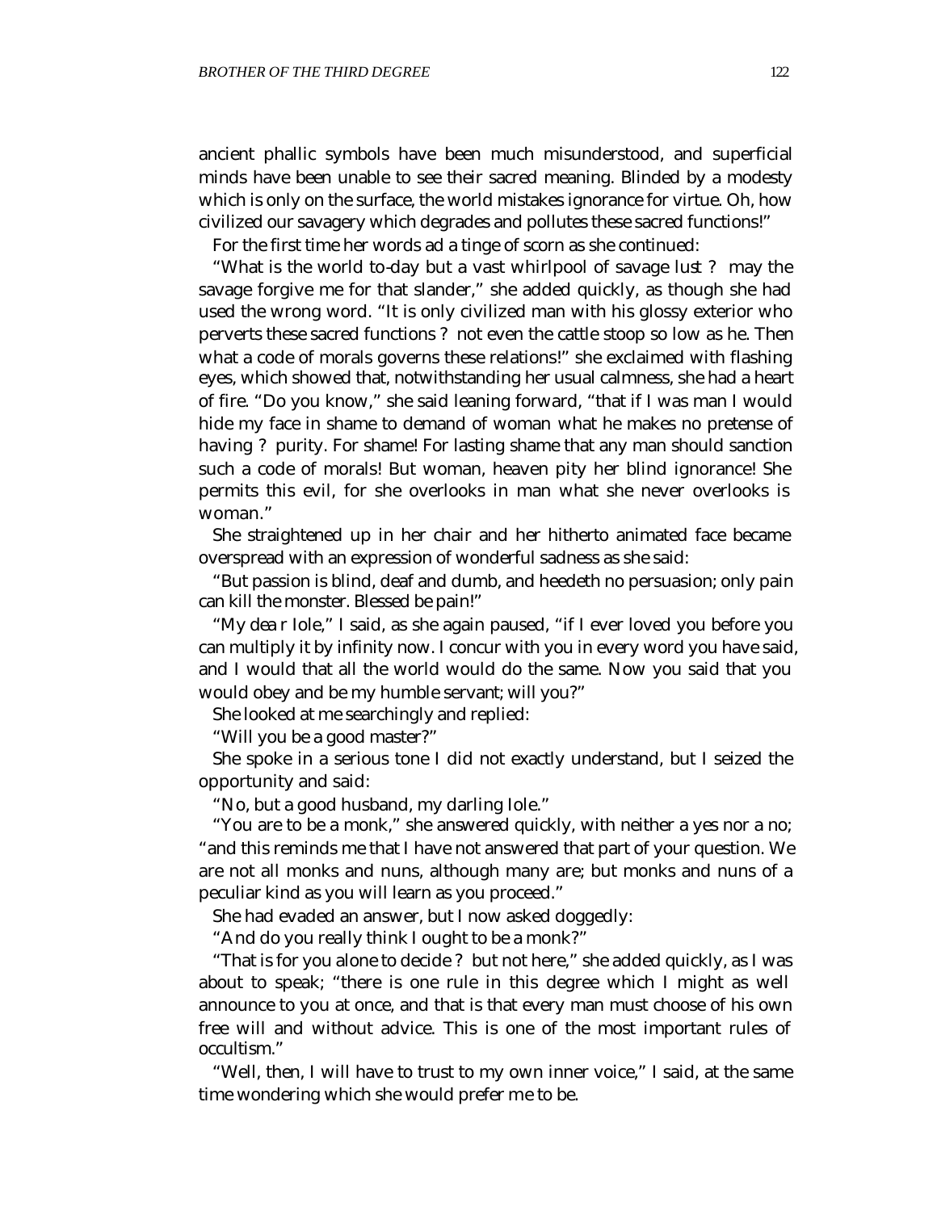ancient phallic symbols have been much misunderstood, and superficial minds have been unable to see their sacred meaning. Blinded by a modesty which is only on the surface, the world mistakes ignorance for virtue. Oh, how civilized our savagery which degrades and pollutes these sacred functions!"

For the first time her words ad a tinge of scorn as she continued:

"What is the world to-day but a vast whirlpool of savage lust ? may the savage forgive me for that slander," she added quickly, as though she had used the wrong word. "It is only civilized man with his glossy exterior who perverts these sacred functions ? not even the cattle stoop so low as he. Then what a code of morals governs these relations!" she exclaimed with flashing eyes, which showed that, notwithstanding her usual calmness, she had a heart of fire. "Do you know," she said leaning forward, "that if I was man I would hide my face in shame to demand of woman what he makes no pretense of having ? purity. For shame! For lasting shame that any man should sanction such a code of morals! But woman, heaven pity her blind ignorance! She permits this evil, for she overlooks in man what she never overlooks is woman."

She straightened up in her chair and her hitherto animated face became overspread with an expression of wonderful sadness as she said:

"But passion is blind, deaf and dumb, and heedeth no persuasion; only pain can kill the monster. Blessed be pain!"

"My dea r Iole," I said, as she again paused, "if I ever loved you before you can multiply it by infinity now. I concur with you in every word you have said, and I would that all the world would do the same. Now you said that you would obey and be my humble servant; will you?"

She looked at me searchingly and replied:

"Will you be a good master?"

She spoke in a serious tone I did not exactly understand, but I seized the opportunity and said:

"No, but a good husband, my darling Iole."

"You are to be a monk," she answered quickly, with neither a yes nor a no; "and this reminds me that I have not answered that part of your question. We are not all monks and nuns, although many are; but monks and nuns of a peculiar kind as you will learn as you proceed."

She had evaded an answer, but I now asked doggedly:

"And do you really think I ought to be a monk?"

"That is for you alone to decide ? but not here," she added quickly, as I was about to speak; "there is one rule in this degree which I might as well announce to you at once, and that is that every man must choose of his own free will and without advice. This is one of the most important rules of occultism."

"Well, then, I will have to trust to my own inner voice," I said, at the same time wondering which she would prefer me to be.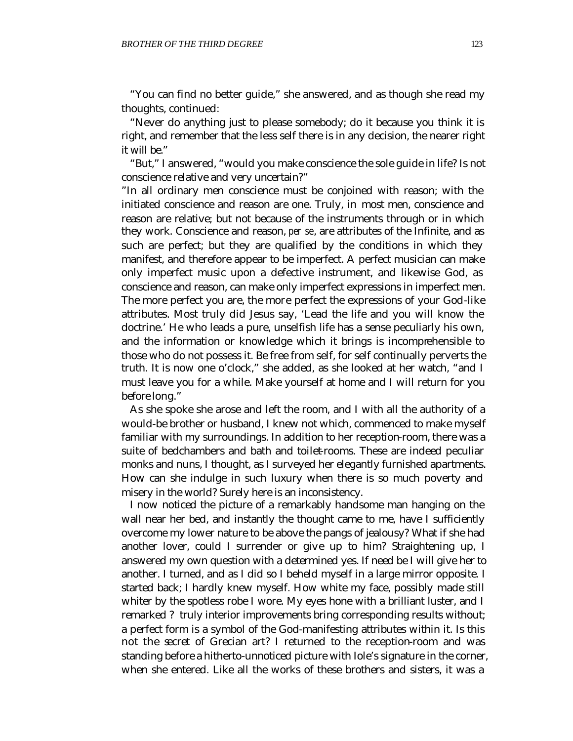"You can find no better guide," she answered, and as though she read my thoughts, continued:

"Never do anything just to please somebody; do it because you think it is right, and remember that the less self there is in any decision, the nearer right it will be."

"But," I answered, "would you make conscience the sole guide in life? Is not conscience relative and very uncertain?"

"In all ordinary men conscience must be conjoined with reason; with the initiated conscience and reason are one. Truly, in most men, conscience and reason are relative; but not because of the instruments through or in which they work. Conscience and reason, *per se*, are attributes of the Infinite, and as such are perfect; but they are qualified by the conditions in which they manifest, and therefore appear to be imperfect. A perfect musician can make only imperfect music upon a defective instrument, and likewise God, as conscience and reason, can make only imperfect expressions in imperfect men. The more perfect you are, the more perfect the expressions of your God-like attributes. Most truly did Jesus say, 'Lead the life and you will know the doctrine.' He who leads a pure, unselfish life has a sense peculiarly his own, and the information or knowledge which it brings is incomprehensible to those who do not possess it. Be free from self, for self continually perverts the truth. It is now one o'clock," she added, as she looked at her watch, "and I must leave you for a while. Make yourself at home and I will return for you before long."

As she spoke she arose and left the room, and I with all the authority of a would-be brother or husband, I knew not which, commenced to make myself familiar with my surroundings. In addition to her reception-room, there was a suite of bedchambers and bath and toilet-rooms. These are indeed peculiar monks and nuns, I thought, as I surveyed her elegantly furnished apartments. How can she indulge in such luxury when there is so much poverty and misery in the world? Surely here is an inconsistency.

I now noticed the picture of a remarkably handsome man hanging on the wall near her bed, and instantly the thought came to me, have I sufficiently overcome my lower nature to be above the pangs of jealousy? What if she had another lover, could I surrender or give up to him? Straightening up, I answered my own question with a determined yes. If need be I will give her to another. I turned, and as I did so I beheld myself in a large mirror opposite. I started back; I hardly knew myself. How white my face, possibly made still whiter by the spotless robe I wore. My eyes hone with a brilliant luster, and I remarked ? truly interior improvements bring corresponding results without; a perfect form is a symbol of the God-manifesting attributes within it. Is this not the secret of Grecian art? I returned to the reception-room and was standing before a hitherto-unnoticed picture with Iole's signature in the corner, when she entered. Like all the works of these brothers and sisters, it was a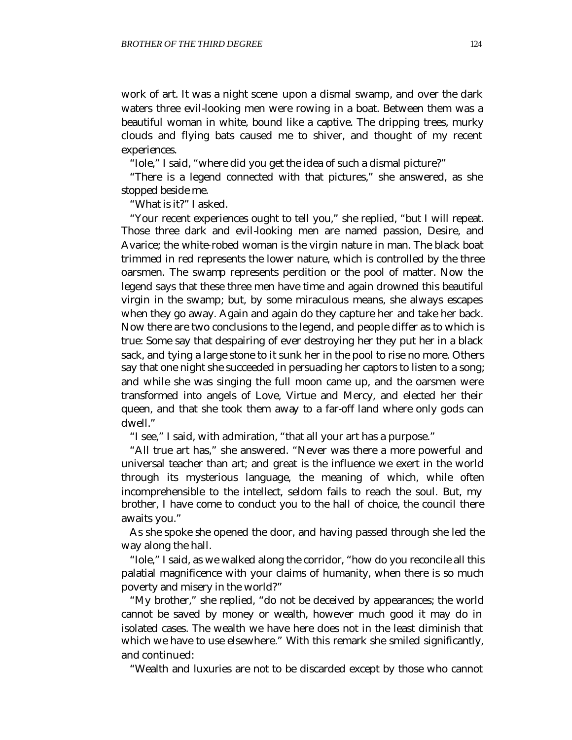work of art. It was a night scene upon a dismal swamp, and over the dark waters three evil-looking men were rowing in a boat. Between them was a beautiful woman in white, bound like a captive. The dripping trees, murky clouds and flying bats caused me to shiver, and thought of my recent experiences.

"Iole," I said, "where did you get the idea of such a dismal picture?"

"There is a legend connected with that pictures," she answered, as she stopped beside me.

"What is it?" I asked.

"Your recent experiences ought to tell you," she replied, "but I will repeat. Those three dark and evil-looking men are named passion, Desire, and Avarice; the white-robed woman is the virgin nature in man. The black boat trimmed in red represents the lower nature, which is controlled by the three oarsmen. The swamp represents perdition or the pool of matter. Now the legend says that these three men have time and again drowned this beautiful virgin in the swamp; but, by some miraculous means, she always escapes when they go away. Again and again do they capture her and take her back. Now there are two conclusions to the legend, and people differ as to which is true: Some say that despairing of ever destroying her they put her in a black sack, and tying a large stone to it sunk her in the pool to rise no more. Others say that one night she succeeded in persuading her captors to listen to a song; and while she was singing the full moon came up, and the oarsmen were transformed into angels of Love, Virtue and Mercy, and elected her their queen, and that she took them away to a far-off land where only gods can dwell."

"I see," I said, with admiration, "that all your art has a purpose."

"All true art has," she answered. "Never was there a more powerful and universal teacher than art; and great is the influence we exert in the world through its mysterious language, the meaning of which, while often incomprehensible to the intellect, seldom fails to reach the soul. But, my brother, I have come to conduct you to the hall of choice, the council there awaits you."

As she spoke she opened the door, and having passed through she led the way along the hall.

"Iole," I said, as we walked along the corridor, "how do you reconcile all this palatial magnificence with your claims of humanity, when there is so much poverty and misery in the world?"

"My brother," she replied, "do not be deceived by appearances; the world cannot be saved by money or wealth, however much good it may do in isolated cases. The wealth we have here does not in the least diminish that which we have to use elsewhere." With this remark she smiled significantly, and continued:

"Wealth and luxuries are not to be discarded except by those who cannot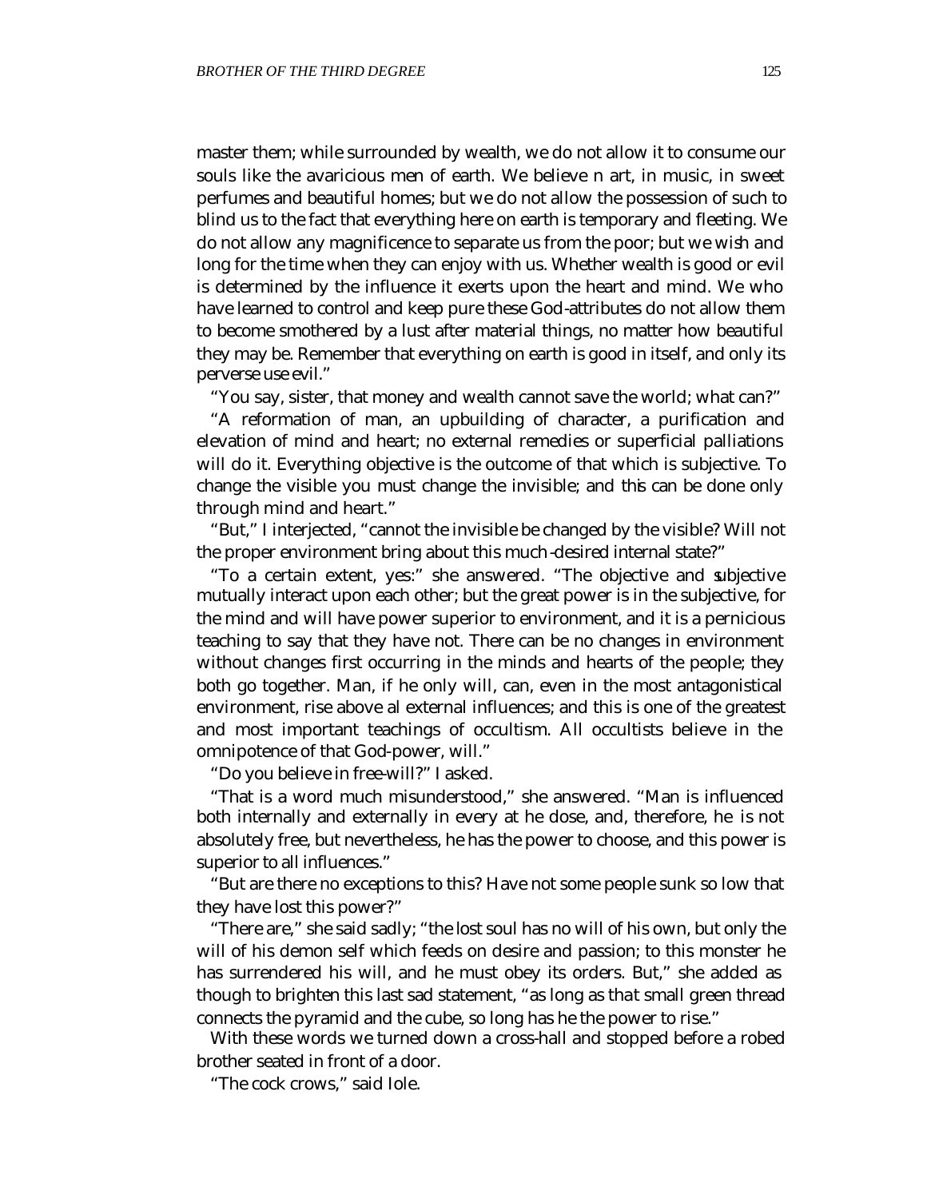master them; while surrounded by wealth, we do not allow it to consume our souls like the avaricious men of earth. We believe n art, in music, in sweet perfumes and beautiful homes; but we do not allow the possession of such to blind us to the fact that everything here on earth is temporary and fleeting. We do not allow any magnificence to separate us from the poor; but we wish and long for the time when they can enjoy with us. Whether wealth is good or evil is determined by the influence it exerts upon the heart and mind. We who have learned to control and keep pure these God-attributes do not allow them to become smothered by a lust after material things, no matter how beautiful they may be. Remember that everything on earth is good in itself, and only its perverse use evil."

"You say, sister, that money and wealth cannot save the world; what can?"

"A reformation of man, an upbuilding of character, a purification and elevation of mind and heart; no external remedies or superficial palliations will do it. Everything objective is the outcome of that which is subjective. To change the visible you must change the invisible; and this can be done only through mind and heart."

"But," I interjected, "cannot the invisible be changed by the visible? Will not the proper environment bring about this much-desired internal state?"

"To a certain extent, yes:" she answered. "The objective and subjective mutually interact upon each other; but the great power is in the subjective, for the mind and will have power superior to environment, and it is a pernicious teaching to say that they have not. There can be no changes in environment without changes first occurring in the minds and hearts of the people; they both go together. Man, if he only will, can, even in the most antagonistical environment, rise above al external influences; and this is one of the greatest and most important teachings of occultism. All occultists believe in the omnipotence of that God-power, will."

"Do you believe in free-will?" I asked.

"That is a word much misunderstood," she answered. "Man is influenced both internally and externally in every at he dose, and, therefore, he is not absolutely free, but nevertheless, he has the power to choose, and this power is superior to all influences."

"But are there no exceptions to this? Have not some people sunk so low that they have lost this power?"

"There are," she said sadly; "the lost soul has no will of his own, but only the will of his demon self which feeds on desire and passion; to this monster he has surrendered his will, and he must obey its orders. But," she added as though to brighten this last sad statement, "as long as that small green thread connects the pyramid and the cube, so long has he the power to rise."

With these words we turned down a cross-hall and stopped before a robed brother seated in front of a door.

"The cock crows," said Iole.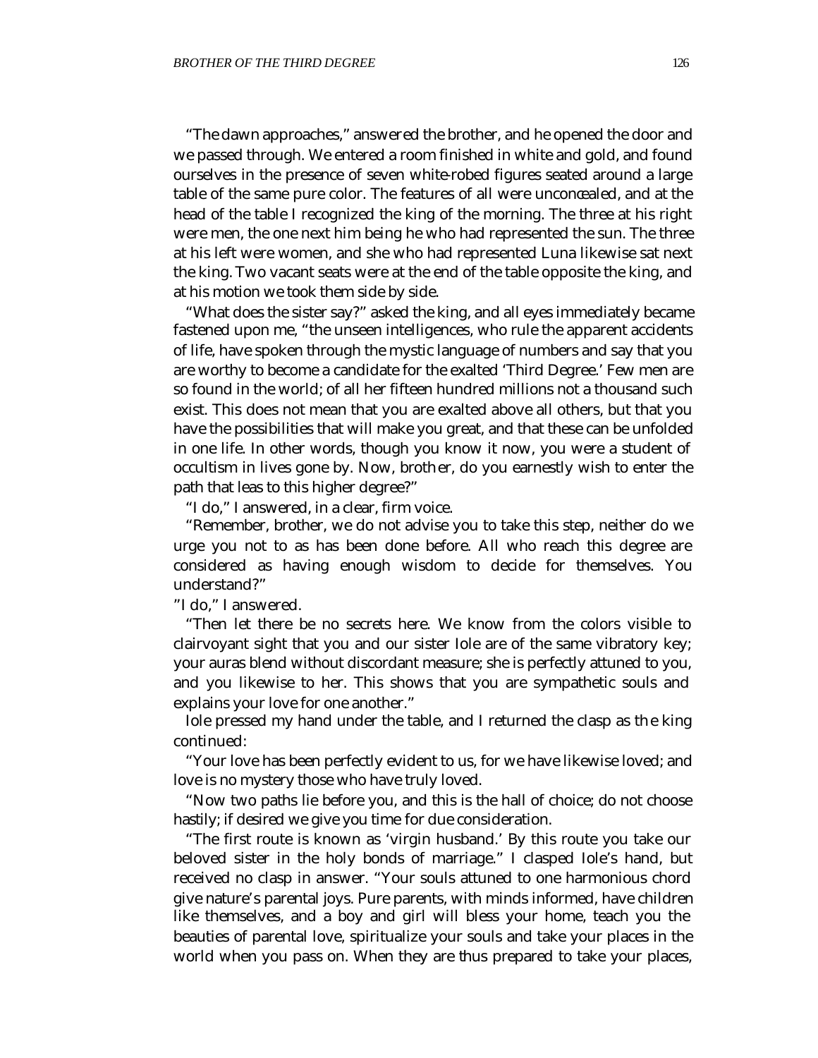"The dawn approaches," answered the brother, and he opened the door and we passed through. We entered a room finished in white and gold, and found ourselves in the presence of seven white-robed figures seated around a large table of the same pure color. The features of all were unconcealed, and at the head of the table I recognized the king of the morning. The three at his right were men, the one next him being he who had represented the sun. The three at his left were women, and she who had represented Luna likewise sat next the king. Two vacant seats were at the end of the table opposite the king, and at his motion we took them side by side.

"What does the sister say?" asked the king, and all eyes immediately became fastened upon me, "the unseen intelligences, who rule the apparent accidents of life, have spoken through the mystic language of numbers and say that you are worthy to become a candidate for the exalted 'Third Degree.' Few men are so found in the world; of all her fifteen hundred millions not a thousand such exist. This does not mean that you are exalted above all others, but that you have the possibilities that will make you great, and that these can be unfolded in one life. In other words, though you know it now, you were a student of occultism in lives gone by. Now, brother, do you earnestly wish to enter the path that leas to this higher degree?"

"I do," I answered, in a clear, firm voice.

"Remember, brother, we do not advise you to take this step, neither do we urge you not to as has been done before. All who reach this degree are considered as having enough wisdom to decide for themselves. You understand?"

"I do," I answered.

"Then let there be no secrets here. We know from the colors visible to clairvoyant sight that you and our sister Iole are of the same vibratory key; your auras blend without discordant measure; she is perfectly attuned to you, and you likewise to her. This shows that you are sympathetic souls and explains your love for one another."

Iole pressed my hand under the table, and I returned the clasp as the king continued:

"Your love has been perfectly evident to us, for we have likewise loved; and love is no mystery those who have truly loved.

"Now two paths lie before you, and this is the hall of choice; do not choose hastily; if desired we give you time for due consideration.

"The first route is known as 'virgin husband.' By this route you take our beloved sister in the holy bonds of marriage." I clasped Iole's hand, but received no clasp in answer. "Your souls attuned to one harmonious chord give nature's parental joys. Pure parents, with minds informed, have children like themselves, and a boy and girl will bless your home, teach you the beauties of parental love, spiritualize your souls and take your places in the world when you pass on. When they are thus prepared to take your places,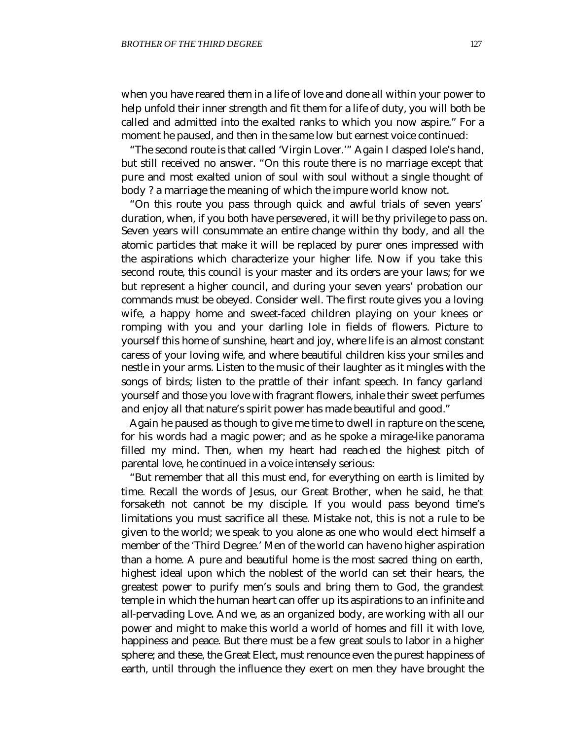when you have reared them in a life of love and done all within your power to help unfold their inner strength and fit them for a life of duty, you will both be called and admitted into the exalted ranks to which you now aspire." For a moment he paused, and then in the same low but earnest voice continued:

"The second route is that called 'Virgin Lover.'" Again I clasped Iole's hand, but still received no answer. "On this route there is no marriage except that pure and most exalted union of soul with soul without a single thought of body ? a marriage the meaning of which the impure world know not.

"On this route you pass through quick and awful trials of seven years' duration, when, if you both have persevered, it will be thy privilege to pass on. Seven years will consummate an entire change within thy body, and all the atomic particles that make it will be replaced by purer ones impressed with the aspirations which characterize your higher life. Now if you take this second route, this council is your master and its orders are your laws; for we but represent a higher council, and during your seven years' probation our commands must be obeyed. Consider well. The first route gives you a loving wife, a happy home and sweet-faced children playing on your knees or romping with you and your darling Iole in fields of flowers. Picture to yourself this home of sunshine, heart and joy, where life is an almost constant caress of your loving wife, and where beautiful children kiss your smiles and nestle in your arms. Listen to the music of their laughter as it mingles with the songs of birds; listen to the prattle of their infant speech. In fancy garland yourself and those you love with fragrant flowers, inhale their sweet perfumes and enjoy all that nature's spirit power has made beautiful and good."

Again he paused as though to give me time to dwell in rapture on the scene, for his words had a magic power; and as he spoke a mirage-like panorama filled my mind. Then, when my heart had reached the highest pitch of parental love, he continued in a voice intensely serious:

"But remember that all this must end, for everything on earth is limited by time. Recall the words of Jesus, our Great Brother, when he said, he that forsaketh not cannot be my disciple. If you would pass beyond time's limitations you must sacrifice all these. Mistake not, this is not a rule to be given to the world; we speak to you alone as one who would elect himself a member of the 'Third Degree.' Men of the world can have no higher aspiration than a home. A pure and beautiful home is the most sacred thing on earth, highest ideal upon which the noblest of the world can set their hears, the greatest power to purify men's souls and bring them to God, the grandest temple in which the human heart can offer up its aspirations to an infinite and all-pervading Love. And we, as an organized body, are working with all our power and might to make this world a world of homes and fill it with love, happiness and peace. But there must be a few great souls to labor in a higher sphere; and these, the Great Elect, must renounce even the purest happiness of earth, until through the influence they exert on men they have brought the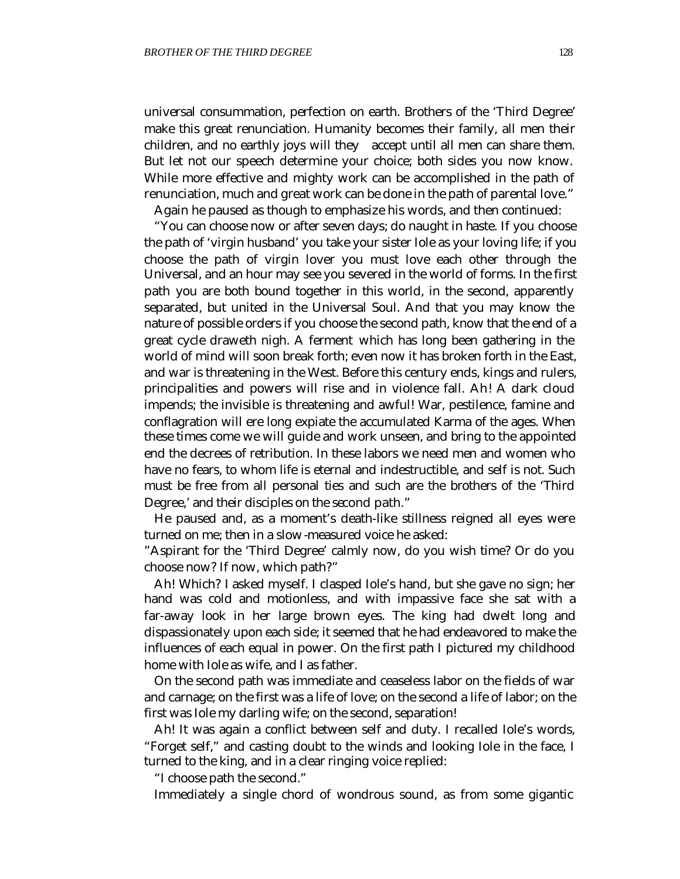universal consummation, perfection on earth. Brothers of the 'Third Degree' make this great renunciation. Humanity becomes their family, all men their children, and no earthly joys will they accept until all men can share them. But let not our speech determine your choice; both sides you now know. While more effective and mighty work can be accomplished in the path of renunciation, much and great work can be done in the path of parental love."

Again he paused as though to emphasize his words, and then continued:

"You can choose now or after seven days; do naught in haste. If you choose the path of 'virgin husband' you take your sister Iole as your loving life; if you choose the path of virgin lover you must love each other through the Universal, and an hour may see you severed in the world of forms. In the first path you are both bound together in this world, in the second, apparently separated, but united in the Universal Soul. And that you may know the nature of possible orders if you choose the second path, know that the end of a great cycle draweth nigh. A ferment which has long been gathering in the world of mind will soon break forth; even now it has broken forth in the East, and war is threatening in the West. Before this century ends, kings and rulers, principalities and powers will rise and in violence fall. Ah! A dark cloud impends; the invisible is threatening and awful! War, pestilence, famine and conflagration will ere long expiate the accumulated Karma of the ages. When these times come we will guide and work unseen, and bring to the appointed end the decrees of retribution. In these labors we need men and women who have no fears, to whom life is eternal and indestructible, and self is not. Such must be free from all personal ties and such are the brothers of the 'Third Degree,' and their disciples on the second path."

He paused and, as a moment's death-like stillness reigned all eyes were turned on me; then in a slow-measured voice he asked:

"Aspirant for the 'Third Degree' calmly now, do you wish time? Or do you choose now? If now, which path?"

Ah! Which? I asked myself. I clasped Iole's hand, but she gave no sign; her hand was cold and motionless, and with impassive face she sat with a far-away look in her large brown eyes. The king had dwelt long and dispassionately upon each side; it seemed that he had endeavored to make the influences of each equal in power. On the first path I pictured my childhood home with Iole as wife, and I as father.

On the second path was immediate and ceaseless labor on the fields of war and carnage; on the first was a life of love; on the second a life of labor; on the first was Iole my darling wife; on the second, separation!

Ah! It was again a conflict between self and duty. I recalled Iole's words, "Forget self," and casting doubt to the winds and looking Iole in the face, I turned to the king, and in a clear ringing voice replied:

"I choose path the second."

Immediately a single chord of wondrous sound, as from some gigantic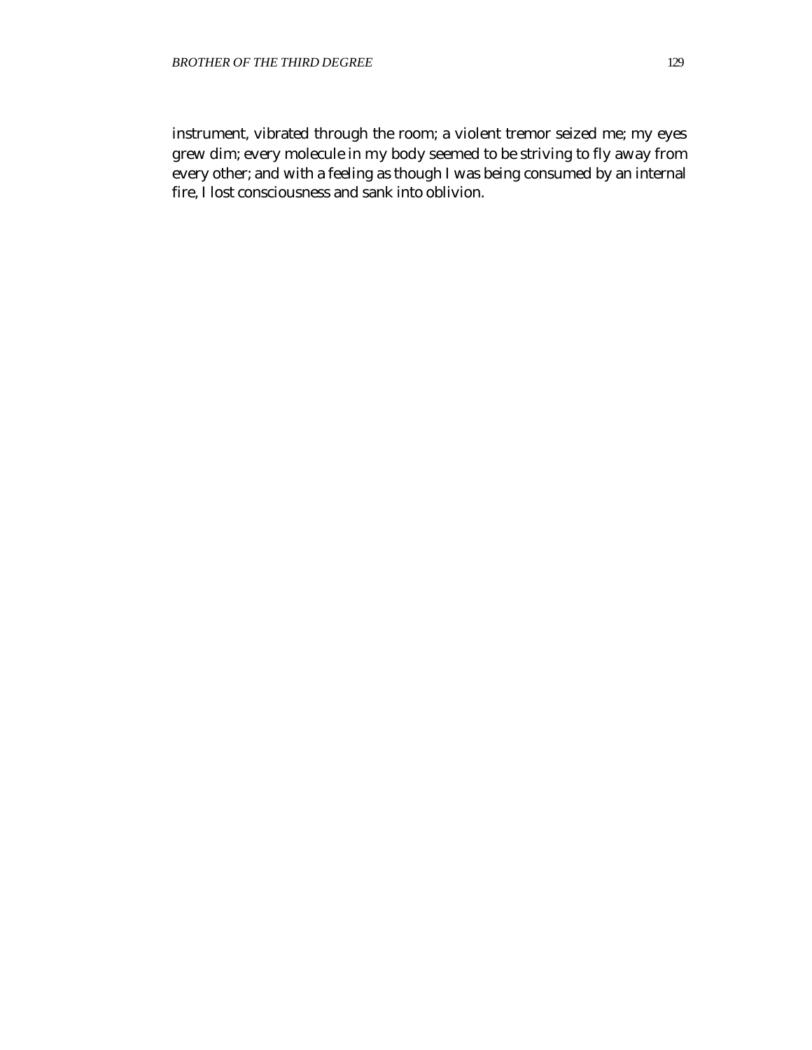instrument, vibrated through the room; a violent tremor seized me; my eyes grew dim; every molecule in my body seemed to be striving to fly away from every other; and with a feeling as though I was being consumed by an internal fire, I lost consciousness and sank into oblivion.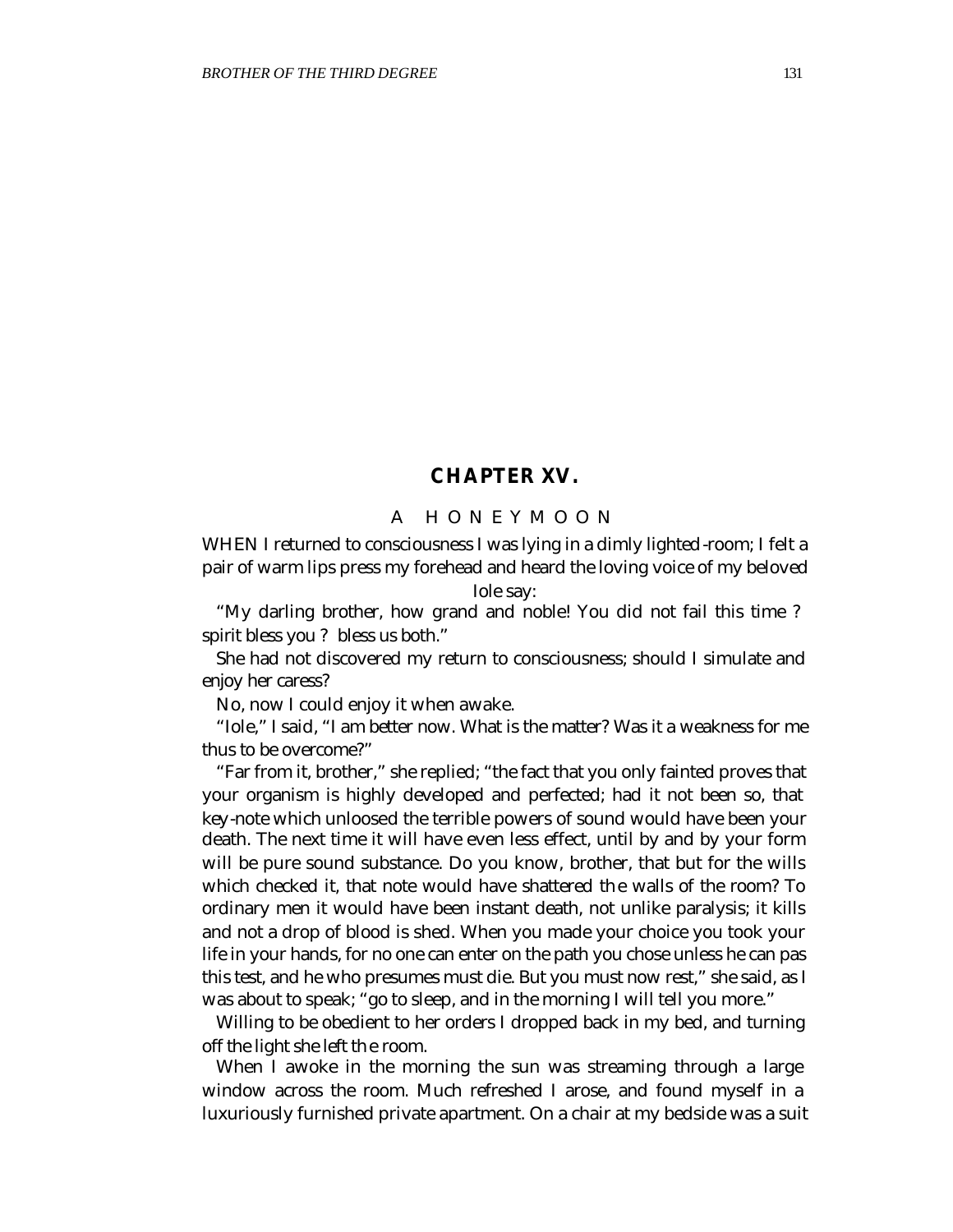## CHAPTER XV.

### A HONEYMOON

WHEN I returned to consciousness I was lying in a dimly lighted-room; I felt a pair of warm lips press my forehead and heard the loving voice of my beloved Iole say:

"My darling brother, how grand and noble! You did not fail this time ? spirit bless you ? bless us both."

She had not discovered my return to consciousness; should I simulate and enjoy her caress?

No, now I could enjoy it when awake.

"Iole," I said, "I am better now. What is the matter? Was it a weakness for me thus to be overcome?"

"Far from it, brother," she replied; "the fact that you only fainted proves that your organism is highly developed and perfected; had it not been so, that key-note which unloosed the terrible powers of sound would have been your death. The next time it will have even less effect, until by and by your form will be pure sound substance. Do you know, brother, that but for the wills which checked it, that note would have shattered the walls of the room? To ordinary men it would have been instant death, not unlike paralysis; it kills and not a drop of blood is shed. When you made your choice you took your life in your hands, for no one can enter on the path you chose unless he can pas this test, and he who presumes must die. But you must now rest," she said, as I was about to speak; "go to sleep, and in the morning I will tell you more."

Willing to be obedient to her orders I dropped back in my bed, and turning off the light she left the room.

When I awoke in the morning the sun was streaming through a large window across the room. Much refreshed I arose, and found myself in a luxuriously furnished private apartment. On a chair at my bedside was a suit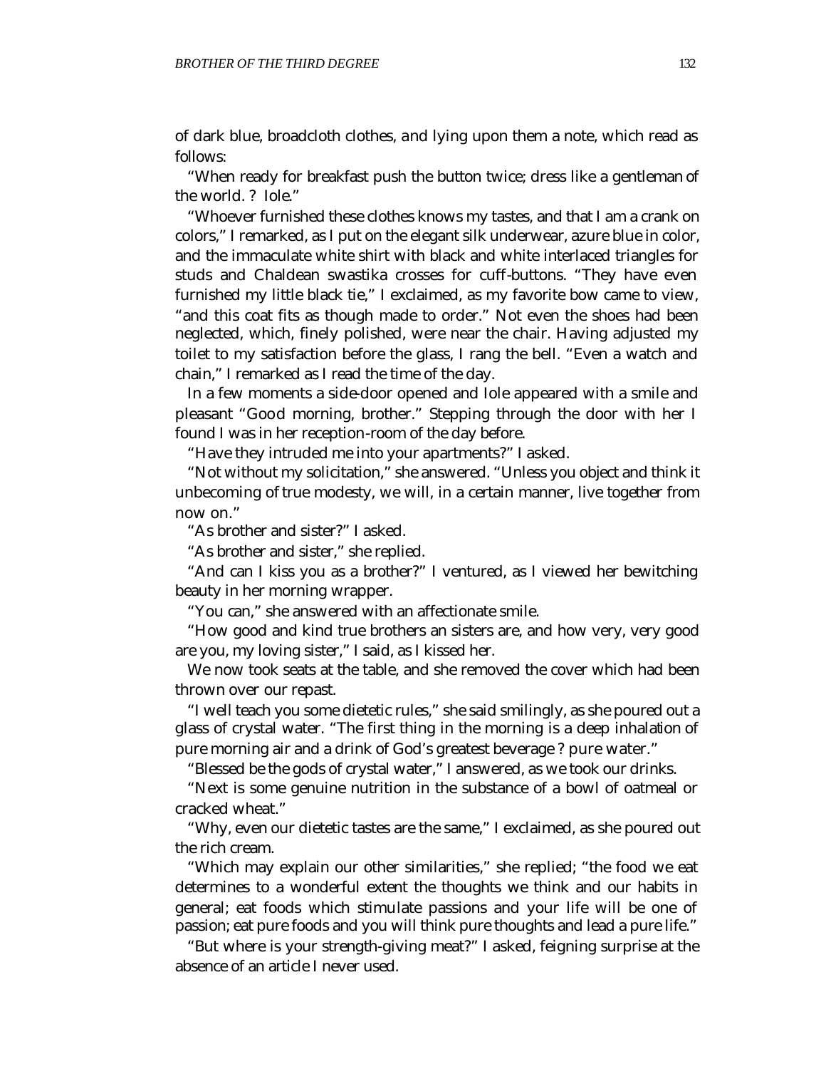of dark blue, broadcloth clothes, and lying upon them a note, which read as follows:

"When ready for breakfast push the button twice; dress like a gentleman of the world. ? Iole."

"Whoever furnished these clothes knows my tastes, and that I am a crank on colors," I remarked, as I put on the elegant silk underwear, azure blue in color, and the immaculate white shirt with black and white interlaced triangles for studs and Chaldean swastika crosses for cuff-buttons. "They have even furnished my little black tie," I exclaimed, as my favorite bow came to view, "and this coat fits as though made to order." Not even the shoes had been neglected, which, finely polished, were near the chair. Having adjusted my toilet to my satisfaction before the glass, I rang the bell. "Even a watch and chain," I remarked as I read the time of the day.

In a few moments a side-door opened and Iole appeared with a smile and pleasant "Good morning, brother." Stepping through the door with her I found I was in her reception-room of the day before.

"Have they intruded me into your apartments?" I asked.

"Not without my solicitation," she answered. "Unless you object and think it unbecoming of true modesty, we will, in a certain manner, live together from now on."

"As brother and sister?" I asked.

"As brother and sister," she replied.

"And can I kiss you as a brother?" I ventured, as I viewed her bewitching beauty in her morning wrapper.

"You can," she answered with an affectionate smile.

"How good and kind true brothers an sisters are, and how very, very good are you, my loving sister," I said, as I kissed her.

We now took seats at the table, and she removed the cover which had been thrown over our repast.

"I well teach you some dietetic rules," she said smilingly, as she poured out a glass of crystal water. "The first thing in the morning is a deep inhalation of pure morning air and a drink of God's greatest beverage ? pure water."

"Blessed be the gods of crystal water," I answered, as we took our drinks.

"Next is some genuine nutrition in the substance of a bowl of oatmeal or cracked wheat."

"Why, even our dietetic tastes are the same," I exclaimed, as she poured out the rich cream.

"Which may explain our other similarities," she replied; "the food we eat determines to a wonderful extent the thoughts we think and our habits in general; eat foods which stimulate passions and your life will be one of passion; eat pure foods and you will think pure thoughts and lead a pure life."

"But where is your strength-giving meat?" I asked, feigning surprise at the absence of an article I never used.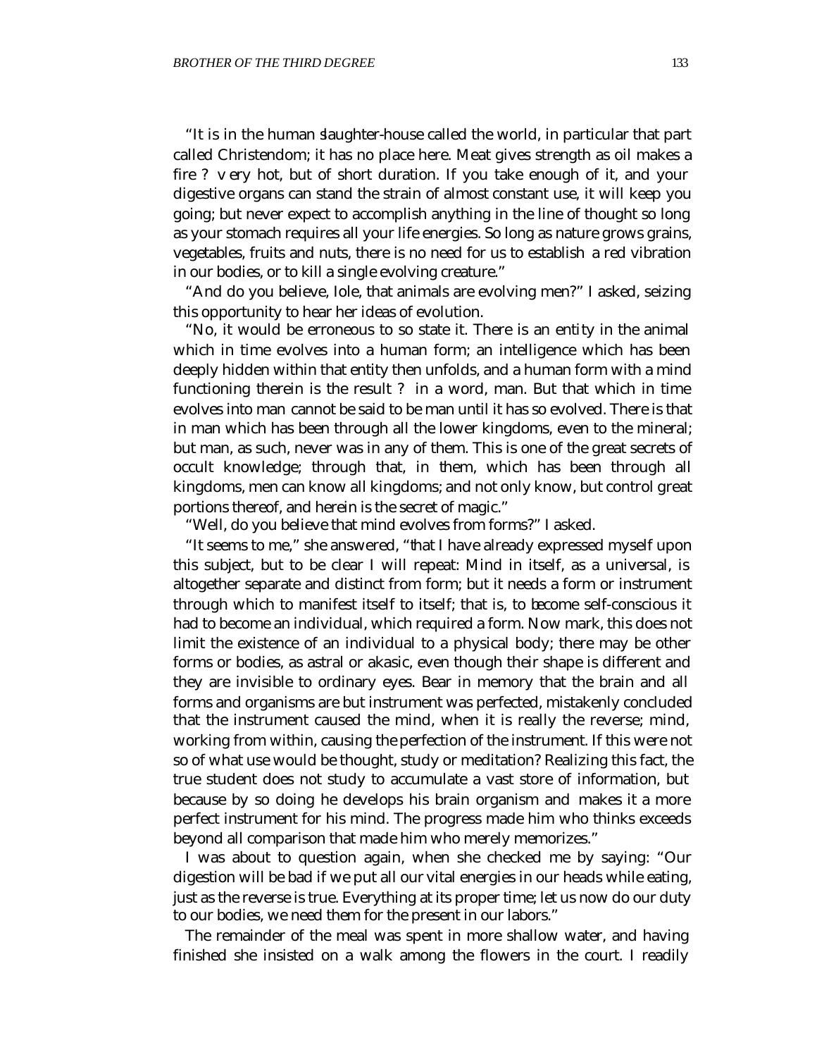"It is in the human slaughter-house called the world, in particular that part called Christendom; it has no place here. Meat gives strength as oil makes a fire ? very hot, but of short duration. If you take enough of it, and your digestive organs can stand the strain of almost constant use, it will keep you going; but never expect to accomplish anything in the line of thought so long as your stomach requires all your life energies. So long as nature grows grains, vegetables, fruits and nuts, there is no need for us to establish a red vibration in our bodies, or to kill a single evolving creature."

"And do you believe, Iole, that animals are evolving men?" I asked, seizing this opportunity to hear her ideas of evolution.

"No, it would be erroneous to so state it. There is an entity in the animal which in time evolves into a human form; an intelligence which has been deeply hidden within that entity then unfolds, and a human form with a mind functioning therein is the result ? in a word, man. But that which in time evolves into man cannot be said to be man until it has so evolved. There is that in man which has been through all the lower kingdoms, even to the mineral; but man, as such, never was in any of them. This is one of the great secrets of occult knowledge; through that, in them, which has been through all kingdoms, men can know all kingdoms; and not only know, but control great portions thereof, and herein is the secret of magic."

"Well, do you believe that mind evolves from forms?" I asked.

"It seems to me," she answered, "that I have already expressed myself upon this subject, but to be clear I will repeat: Mind in itself, as a universal, is altogether separate and distinct from form; but it needs a form or instrument through which to manifest itself to itself; that is, to become self-conscious it had to become an individual, which required a form. Now mark, this does not limit the existence of an individual to a physical body; there may be other forms or bodies, as astral or akasic, even though their shape is different and they are invisible to ordinary eyes. Bear in memory that the brain and all forms and organisms are but instrument was perfected, mistakenly concluded that the instrument caused the mind, when it is really the reverse; mind, working from within, causing the perfection of the instrument. If this were not so of what use would be thought, study or meditation? Realizing this fact, the true student does not study to accumulate a vast store of information, but because by so doing he develops his brain organism and makes it a more perfect instrument for his mind. The progress made him who thinks exceeds beyond all comparison that made him who merely memorizes."

I was about to question again, when she checked me by saying: "Our digestion will be bad if we put all our vital energies in our heads while eating, just as the reverse is true. Everything at its proper time; let us now do our duty to our bodies, we need them for the present in our labors."

The remainder of the meal was spent in more shallow water, and having finished she insisted on a walk among the flowers in the court. I readily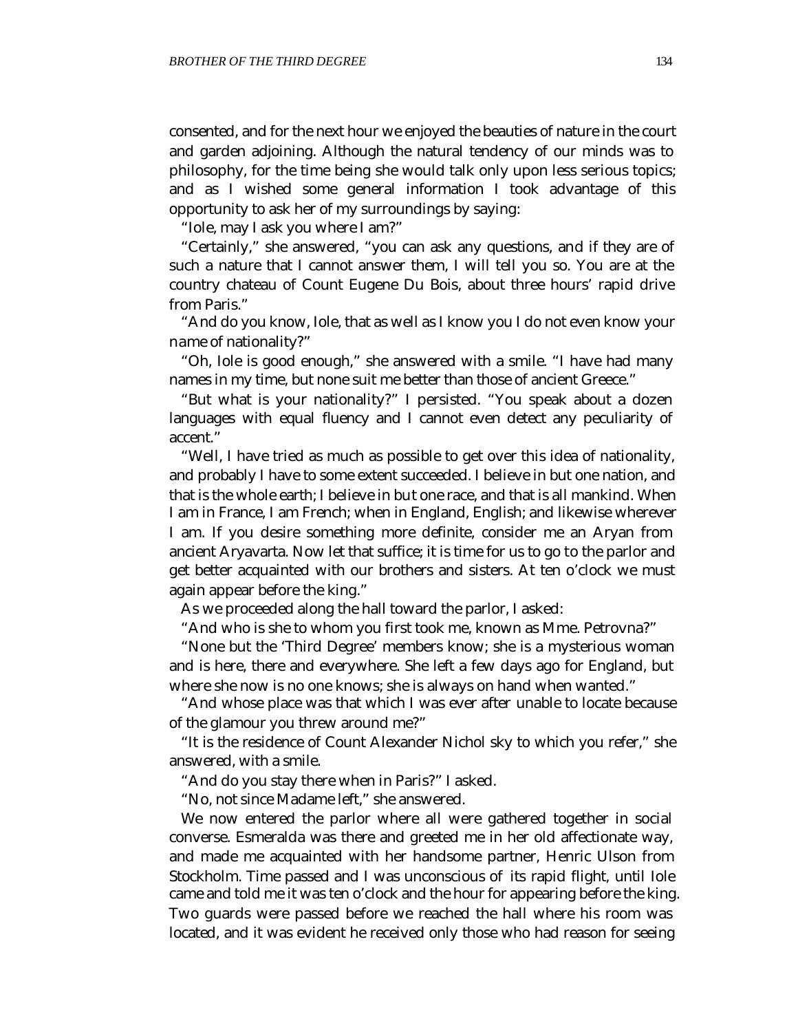consented, and for the next hour we enjoyed the beauties of nature in the court and garden adjoining. Although the natural tendency of our minds was to philosophy, for the time being she would talk only upon less serious topics; and as I wished some general information I took advantage of this opportunity to ask her of my surroundings by saying:

"Iole, may I ask you where I am?"

"Certainly," she answered, "you can ask any questions, and if they are of such a nature that I cannot answer them, I will tell you so. You are at the country chateau of Count Eugene Du Bois, about three hours' rapid drive from Paris."

"And do you know, Iole, that as well as I know you I do not even know your name of nationality?"

"Oh, Iole is good enough," she answered with a smile. "I have had many names in my time, but none suit me better than those of ancient Greece."

"But what is your nationality?" I persisted. "You speak about a dozen languages with equal fluency and I cannot even detect any peculiarity of accent."

"Well, I have tried as much as possible to get over this idea of nationality, and probably I have to some extent succeeded. I believe in but one nation, and that is the whole earth; I believe in but one race, and that is all mankind. When I am in France, I am French; when in England, English; and likewise wherever I am. If you desire something more definite, consider me an Aryan from ancient Aryavarta. Now let that suffice; it is time for us to go to the parlor and get better acquainted with our brothers and sisters. At ten o'clock we must again appear before the king."

As we proceeded along the hall toward the parlor, I asked:

"And who is she to whom you first took me, known as Mme. Petrovna?"

"None but the 'Third Degree' members know; she is a mysterious woman and is here, there and everywhere. She left a few days ago for England, but where she now is no one knows; she is always on hand when wanted."

"And whose place was that which I was ever after unable to locate because of the glamour you threw around me?"

"It is the residence of Count Alexander Nichol sky to which you refer," she answered, with a smile.

"And do you stay there when in Paris?" I asked.

"No, not since Madame left," she answered.

We now entered the parlor where all were gathered together in social converse. Esmeralda was there and greeted me in her old affectionate way, and made me acquainted with her handsome partner, Henric Ulson from Stockholm. Time passed and I was unconscious of its rapid flight, until Iole came and told me it was ten o'clock and the hour for appearing before the king. Two guards were passed before we reached the hall where his room was located, and it was evident he received only those who had reason for seeing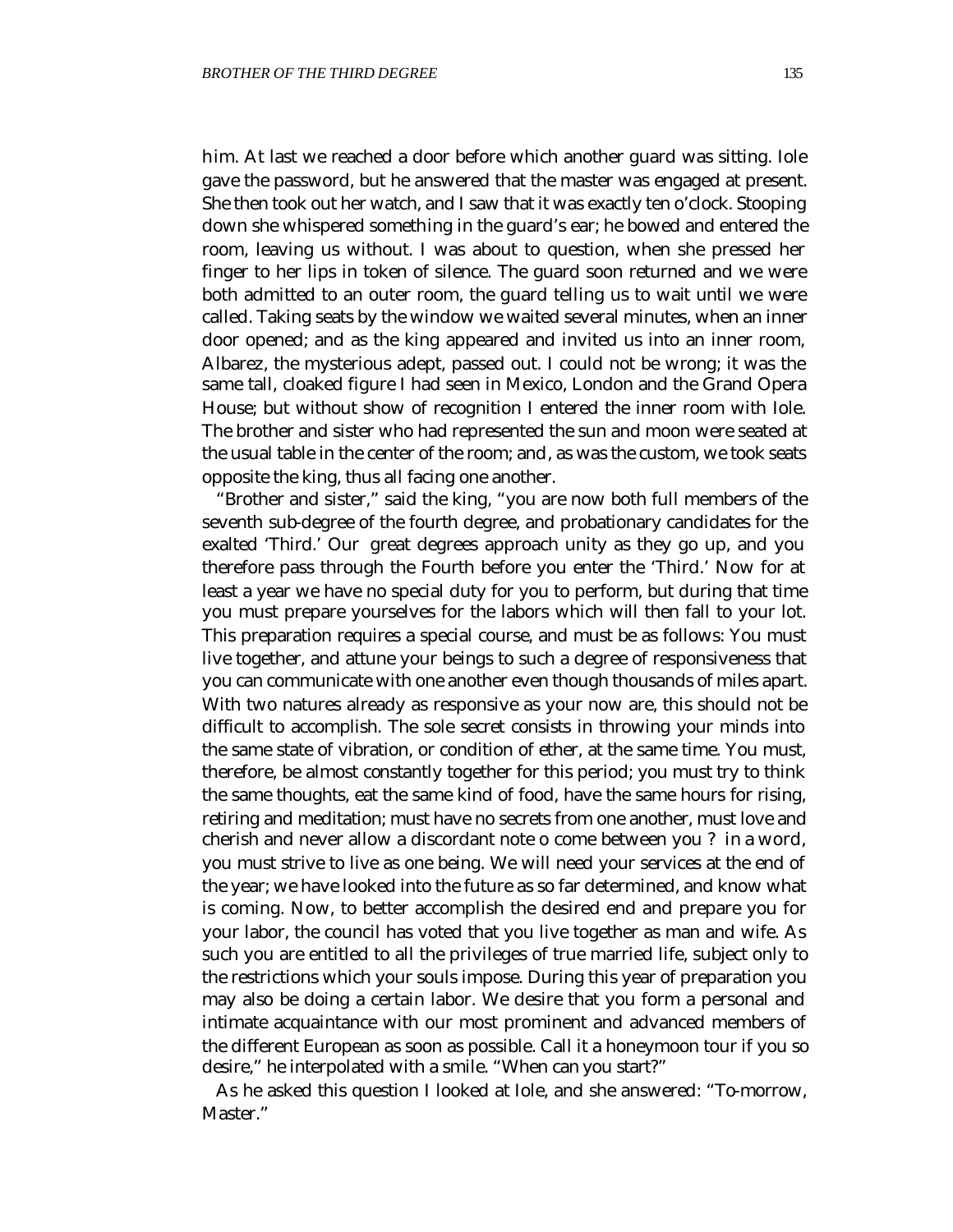him. At last we reached a door before which another guard was sitting. Iole gave the password, but he answered that the master was engaged at present. She then took out her watch, and I saw that it was exactly ten o'clock. Stooping down she whispered something in the guard's ear; he bowed and entered the room, leaving us without. I was about to question, when she pressed her finger to her lips in token of silence. The guard soon returned and we were both admitted to an outer room, the guard telling us to wait until we were called. Taking seats by the window we waited several minutes, when an inner door opened; and as the king appeared and invited us into an inner room, Albarez, the mysterious adept, passed out. I could not be wrong; it was the same tall, cloaked figure I had seen in Mexico, London and the Grand Opera House; but without show of recognition I entered the inner room with Iole. The brother and sister who had represented the sun and moon were seated at the usual table in the center of the room; and, as was the custom, we took seats opposite the king, thus all facing one another.

"Brother and sister," said the king, "you are now both full members of the seventh sub-degree of the fourth degree, and probationary candidates for the exalted 'Third.' Our great degrees approach unity as they go up, and you therefore pass through the Fourth before you enter the 'Third.' Now for at least a year we have no special duty for you to perform, but during that time you must prepare yourselves for the labors which will then fall to your lot. This preparation requires a special course, and must be as follows: You must live together, and attune your beings to such a degree of responsiveness that you can communicate with one another even though thousands of miles apart. With two natures already as responsive as your now are, this should not be difficult to accomplish. The sole secret consists in throwing your minds into the same state of vibration, or condition of ether, at the same time. You must, therefore, be almost constantly together for this period; you must try to think the same thoughts, eat the same kind of food, have the same hours for rising, retiring and meditation; must have no secrets from one another, must love and cherish and never allow a discordant note o come between you ? in a word, you must strive to live as one being. We will need your services at the end of the year; we have looked into the future as so far determined, and know what is coming. Now, to better accomplish the desired end and prepare you for your labor, the council has voted that you live together as man and wife. As such you are entitled to all the privileges of true married life, subject only to the restrictions which your souls impose. During this year of preparation you may also be doing a certain labor. We desire that you form a personal and intimate acquaintance with our most prominent and advanced members of the different European as soon as possible. Call it a honeymoon tour if you so desire," he interpolated with a smile. "When can you start?"

As he asked this question I looked at Iole, and she answered: "To-morrow, Master."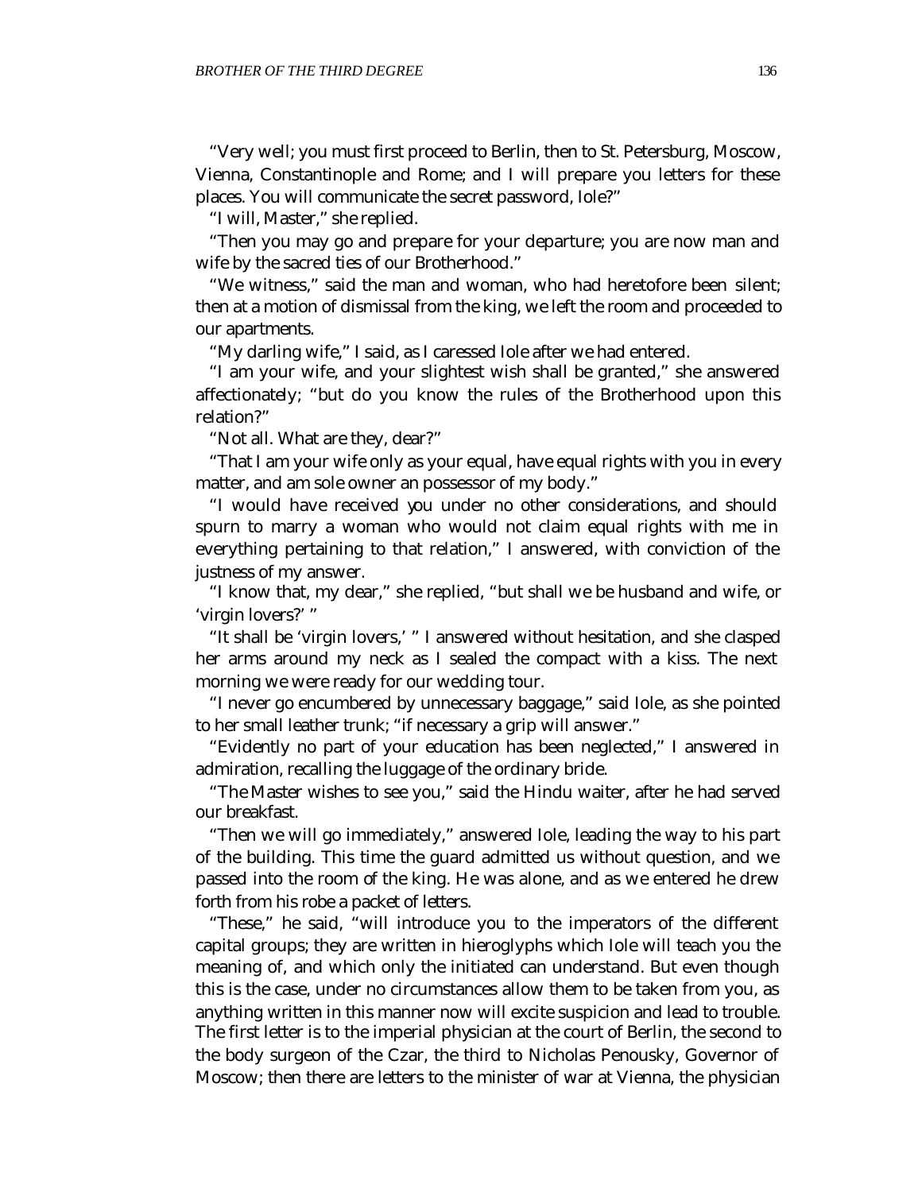"Very well; you must first proceed to Berlin, then to St. Petersburg, Moscow, Vienna, Constantinople and Rome; and I will prepare you letters for these places. You will communicate the secret password, Iole?"

"I will, Master," she replied.

"Then you may go and prepare for your departure; you are now man and wife by the sacred ties of our Brotherhood."

"We witness," said the man and woman, who had heretofore been silent; then at a motion of dismissal from the king, we left the room and proceeded to our apartments.

"My darling wife," I said, as I caressed Iole after we had entered.

"I am your wife, and your slightest wish shall be granted," she answered affectionately; "but do you know the rules of the Brotherhood upon this relation?"

"Not all. What are they, dear?"

"That I am your wife only as your equal, have equal rights with you in every matter, and am sole owner an possessor of my body."

"I would have received you under no other considerations, and should spurn to marry a woman who would not claim equal rights with me in everything pertaining to that relation," I answered, with conviction of the justness of my answer.

"I know that, my dear," she replied, "but shall we be husband and wife, or 'virgin lovers?' "

"It shall be 'virgin lovers,' " I answered without hesitation, and she clasped her arms around my neck as I sealed the compact with a kiss. The next morning we were ready for our wedding tour.

"I never go encumbered by unnecessary baggage," said Iole, as she pointed to her small leather trunk; "if necessary a grip will answer."

"Evidently no part of your education has been neglected," I answered in admiration, recalling the luggage of the ordinary bride.

"The Master wishes to see you," said the Hindu waiter, after he had served our breakfast.

"Then we will go immediately," answered Iole, leading the way to his part of the building. This time the guard admitted us without question, and we passed into the room of the king. He was alone, and as we entered he drew forth from his robe a packet of letters.

"These," he said, "will introduce you to the imperators of the different capital groups; they are written in hieroglyphs which Iole will teach you the meaning of, and which only the initiated can understand. But even though this is the case, under no circumstances allow them to be taken from you, as anything written in this manner now will excite suspicion and lead to trouble. The first letter is to the imperial physician at the court of Berlin, the second to the body surgeon of the Czar, the third to Nicholas Penousky, Governor of Moscow; then there are letters to the minister of war at Vienna, the physician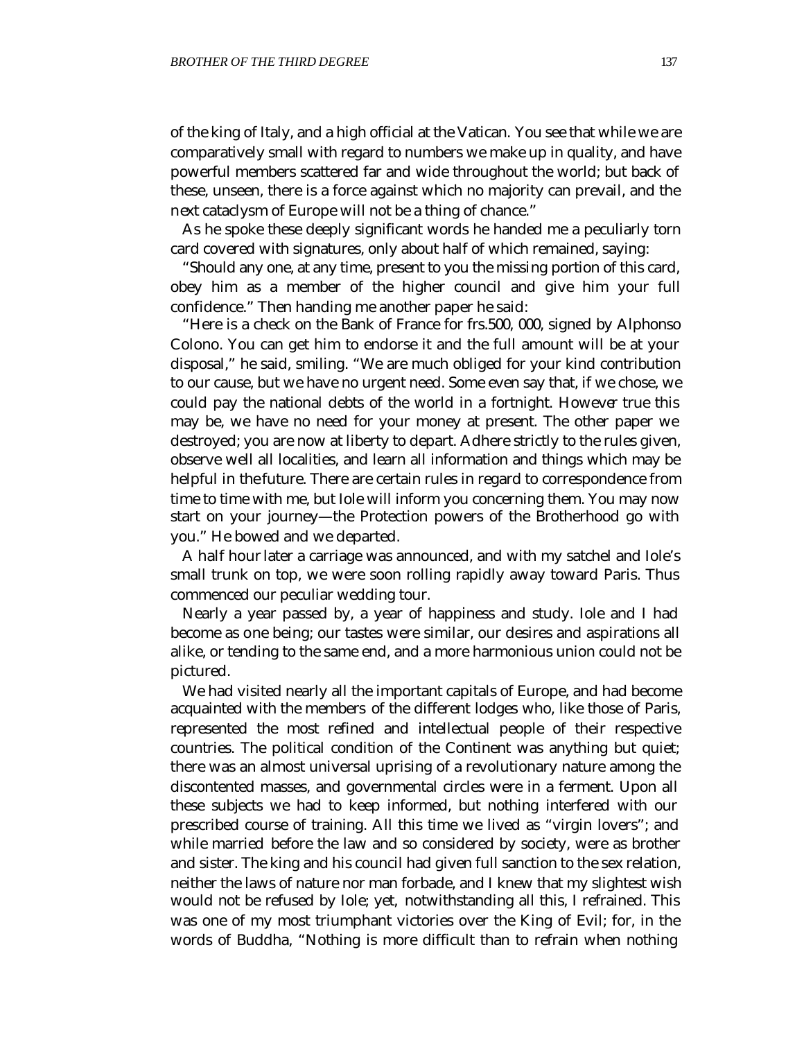of the king of Italy, and a high official at the Vatican. You see that while we are comparatively small with regard to numbers we make up in quality, and have powerful members scattered far and wide throughout the world; but back of these, unseen, there is a force against which no majority can prevail, and the next cataclysm of Europe will not be a thing of chance."

As he spoke these deeply significant words he handed me a peculiarly torn card covered with signatures, only about half of which remained, saying:

"Should any one, at any time, present to you the missing portion of this card, obey him as a member of the higher council and give him your full confidence." Then handing me another paper he said:

"Here is a check on the Bank of France for frs.500, 000, signed by Alphonso Colono. You can get him to endorse it and the full amount will be at your disposal," he said, smiling. "We are much obliged for your kind contribution to our cause, but we have no urgent need. Some even say that, if we chose, we could pay the national debts of the world in a fortnight. However true this may be, we have no need for your money at present. The other paper we destroyed; you are now at liberty to depart. Adhere strictly to the rules given, observe well all localities, and learn all information and things which may be helpful in the future. There are certain rules in regard to correspondence from time to time with me, but Iole will inform you concerning them. You may now start on your journey—the Protection powers of the Brotherhood go with you." He bowed and we departed.

A half hour later a carriage was announced, and with my satchel and Iole's small trunk on top, we were soon rolling rapidly away toward Paris. Thus commenced our peculiar wedding tour.

Nearly a year passed by, a year of happiness and study. Iole and I had become as one being; our tastes were similar, our desires and aspirations all alike, or tending to the same end, and a more harmonious union could not be pictured.

We had visited nearly all the important capitals of Europe, and had become acquainted with the members of the different lodges who, like those of Paris, represented the most refined and intellectual people of their respective countries. The political condition of the Continent was anything but quiet; there was an almost universal uprising of a revolutionary nature among the discontented masses, and governmental circles were in a ferment. Upon all these subjects we had to keep informed, but nothing interfered with our prescribed course of training. All this time we lived as "virgin lovers"; and while married before the law and so considered by society, were as brother and sister. The king and his council had given full sanction to the sex relation, neither the laws of nature nor man forbade, and I knew that my slightest wish would not be refused by Iole; yet, notwithstanding all this, I refrained. This was one of my most triumphant victories over the King of Evil; for, in the words of Buddha, "Nothing is more difficult than to refrain when nothing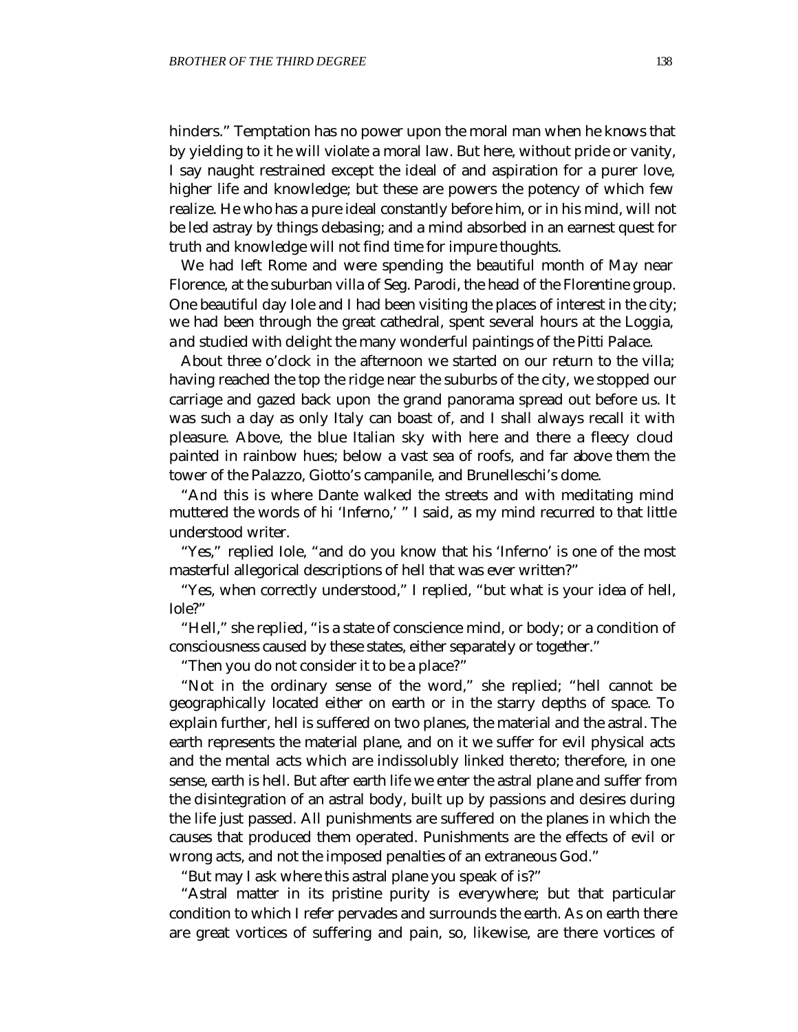hinders." Temptation has no power upon the moral man when he knows that by yielding to it he will violate a moral law. But here, without pride or vanity, I say naught restrained except the ideal of and aspiration for a purer love, higher life and knowledge; but these are powers the potency of which few realize. He who has a pure ideal constantly before him, or in his mind, will not be led astray by things debasing; and a mind absorbed in an earnest quest for truth and knowledge will not find time for impure thoughts.

We had left Rome and were spending the beautiful month of May near Florence, at the suburban villa of Seg. Parodi, the head of the Florentine group. One beautiful day Iole and I had been visiting the places of interest in the city; we had been through the great cathedral, spent several hours at the Loggia, and studied with delight the many wonderful paintings of the Pitti Palace.

About three o'clock in the afternoon we started on our return to the villa; having reached the top the ridge near the suburbs of the city, we stopped our carriage and gazed back upon the grand panorama spread out before us. It was such a day as only Italy can boast of, and I shall always recall it with pleasure. Above, the blue Italian sky with here and there a fleecy cloud painted in rainbow hues; below a vast sea of roofs, and far above them the tower of the Palazzo, Giotto's campanile, and Brunelleschi's dome.

"And this is where Dante walked the streets and with meditating mind muttered the words of hi 'Inferno,' " I said, as my mind recurred to that little understood writer.

"Yes," replied Iole, "and do you know that his 'Inferno' is one of the most masterful allegorical descriptions of hell that was ever written?"

"Yes, when correctly understood," I replied, "but what is your idea of hell, Iole?"

"Hell," she replied, "is a state of conscience mind, or body; or a condition of consciousness caused by these states, either separately or together."

"Then you do not consider it to be a place?"

"Not in the ordinary sense of the word," she replied; "hell cannot be geographically located either on earth or in the starry depths of space. To explain further, hell is suffered on two planes, the material and the astral. The earth represents the material plane, and on it we suffer for evil physical acts and the mental acts which are indissolubly linked thereto; therefore, in one sense, earth is hell. But after earth life we enter the astral plane and suffer from the disintegration of an astral body, built up by passions and desires during the life just passed. All punishments are suffered on the planes in which the causes that produced them operated. Punishments are the effects of evil or wrong acts, and not the imposed penalties of an extraneous God."

"But may I ask where this astral plane you speak of is?"

"Astral matter in its pristine purity is everywhere; but that particular condition to which I refer pervades and surrounds the earth. As on earth there are great vortices of suffering and pain, so, likewise, are there vortices of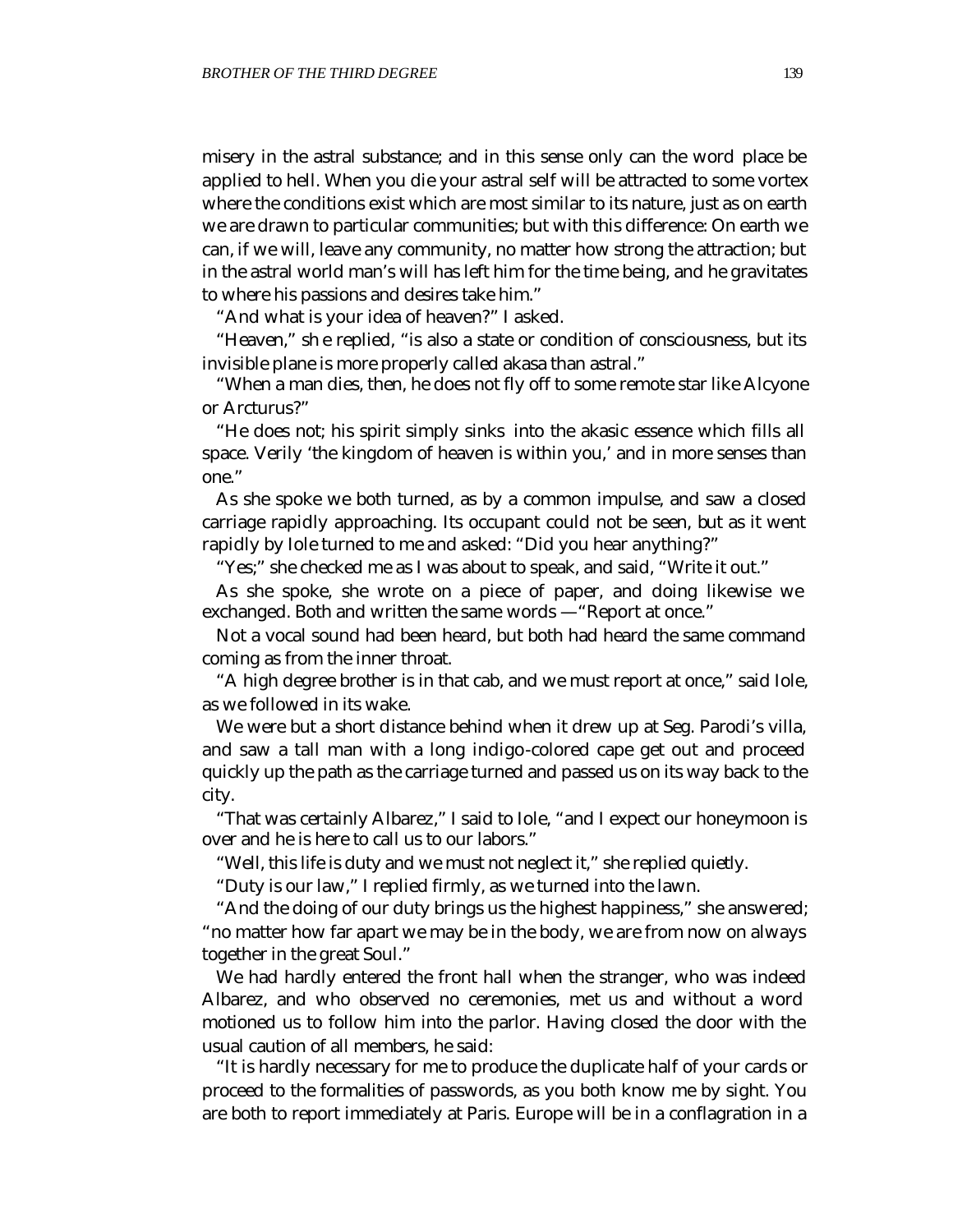misery in the astral substance; and in this sense only can the word place be applied to hell. When you die your astral self will be attracted to some vortex where the conditions exist which are most similar to its nature, just as on earth we are drawn to particular communities; but with this difference: On earth we can, if we will, leave any community, no matter how strong the attraction; but in the astral world man's will has left him for the time being, and he gravitates to where his passions and desires take him."

"And what is your idea of heaven?" I asked.

"Heaven," sh e replied, "is also a state or condition of consciousness, but its invisible plane is more properly called akasa than astral."

"When a man dies, then, he does not fly off to some remote star like Alcyone or Arcturus?"

"He does not; his spirit simply sinks into the akasic essence which fills all space. Verily 'the kingdom of heaven is within you,' and in more senses than one."

As she spoke we both turned, as by a common impulse, and saw a closed carriage rapidly approaching. Its occupant could not be seen, but as it went rapidly by Iole turned to me and asked: "Did you hear anything?"

"Yes;" she checked me as I was about to speak, and said, "Write it out."

As she spoke, she wrote on a piece of paper, and doing likewise we exchanged. Both and written the same words — "Report at once."

Not a vocal sound had been heard, but both had heard the same command coming as from the inner throat.

"A high degree brother is in that cab, and we must report at once," said Iole, as we followed in its wake.

We were but a short distance behind when it drew up at Seg. Parodi's villa, and saw a tall man with a long indigo-colored cape get out and proceed quickly up the path as the carriage turned and passed us on its way back to the city.

"That was certainly Albarez," I said to Iole, "and I expect our honeymoon is over and he is here to call us to our labors."

"Well, this life is duty and we must not neglect it," she replied quietly.

"Duty is our law," I replied firmly, as we turned into the lawn.

"And the doing of our duty brings us the highest happiness," she answered; "no matter how far apart we may be in the body, we are from now on always together in the great Soul."

We had hardly entered the front hall when the stranger, who was indeed Albarez, and who observed no ceremonies, met us and without a word motioned us to follow him into the parlor. Having closed the door with the usual caution of all members, he said:

"It is hardly necessary for me to produce the duplicate half of your cards or proceed to the formalities of passwords, as you both know me by sight. You are both to report immediately at Paris. Europe will be in a conflagration in a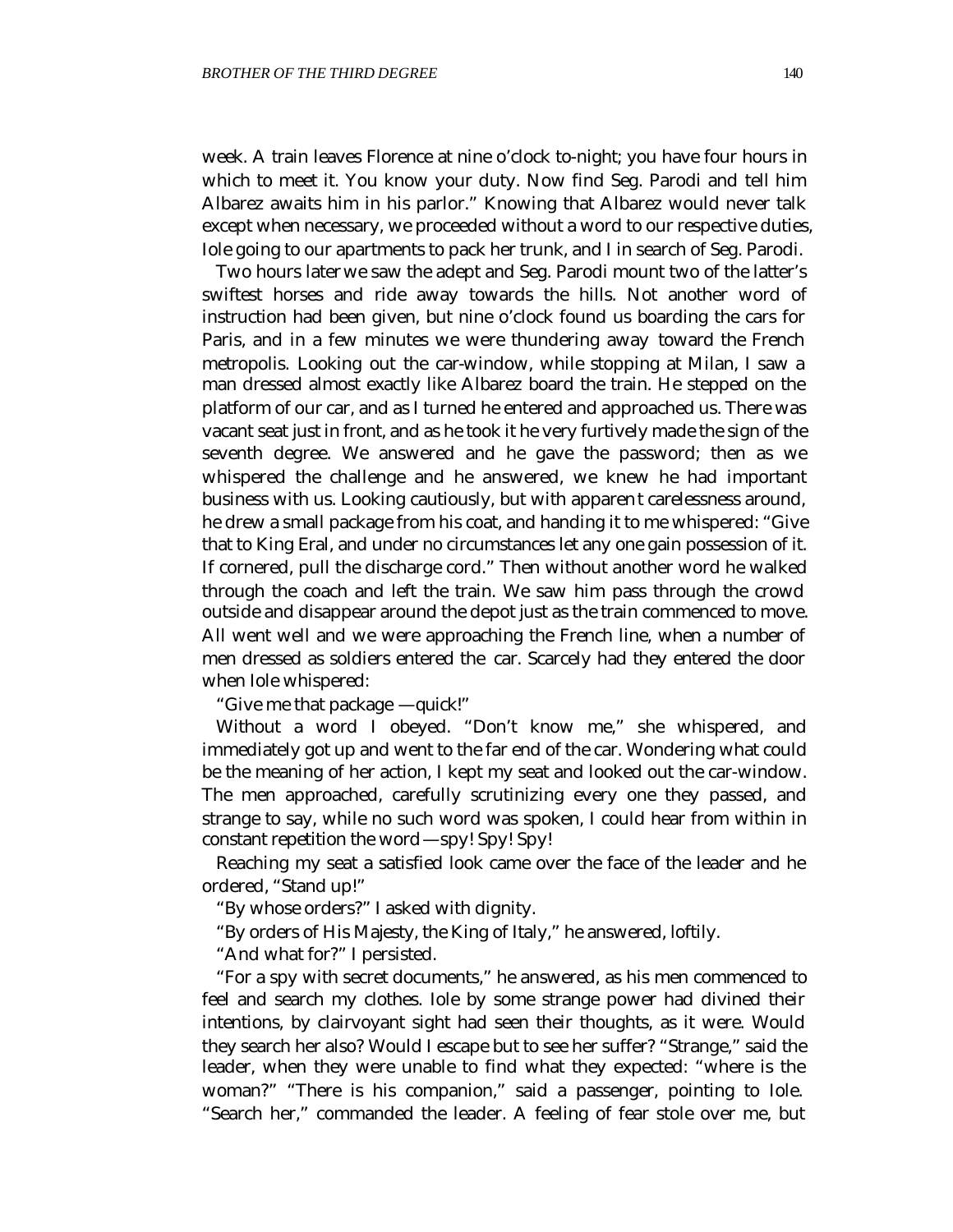week. A train leaves Florence at nine o'clock to-night; you have four hours in which to meet it. You know your duty. Now find Seg. Parodi and tell him Albarez awaits him in his parlor." Knowing that Albarez would never talk except when necessary, we proceeded without a word to our respective duties, Iole going to our apartments to pack her trunk, and I in search of Seg. Parodi.

Two hours later we saw the adept and Seg. Parodi mount two of the latter's swiftest horses and ride away towards the hills. Not another word of instruction had been given, but nine o'clock found us boarding the cars for Paris, and in a few minutes we were thundering away toward the French metropolis. Looking out the car-window, while stopping at Milan, I saw a man dressed almost exactly like Albarez board the train. He stepped on the platform of our car, and as I turned he entered and approached us. There was vacant seat just in front, and as he took it he very furtively made the sign of the seventh degree. We answered and he gave the password; then as we whispered the challenge and he answered, we knew he had important business with us. Looking cautiously, but with apparent carelessness around, he drew a small package from his coat, and handing it to me whispered: "Give that to King Eral, and under no circumstances let any one gain possession of it. If cornered, pull the discharge cord." Then without another word he walked through the coach and left the train. We saw him pass through the crowd outside and disappear around the depot just as the train commenced to move. All went well and we were approaching the French line, when a number of men dressed as soldiers entered the car. Scarcely had they entered the door when Iole whispered:

"Give me that package —quick!"

Without a word I obeyed. "Don't know me," she whispered, and immediately got up and went to the far end of the car. Wondering what could be the meaning of her action, I kept my seat and looked out the car-window. The men approached, carefully scrutinizing every one they passed, and strange to say, while no such word was spoken, I could hear from within in constant repetition the word —spy! Spy! Spy!

Reaching my seat a satisfied look came over the face of the leader and he ordered, "Stand up!"

"By whose orders?" I asked with dignity.

"By orders of His Majesty, the King of Italy," he answered, loftily.

"And what for?" I persisted.

"For a spy with secret documents," he answered, as his men commenced to feel and search my clothes. Iole by some strange power had divined their intentions, by clairvoyant sight had seen their thoughts, as it were. Would they search her also? Would I escape but to see her suffer? "Strange," said the leader, when they were unable to find what they expected: "where is the woman?" "There is his companion," said a passenger, pointing to Iole. "Search her," commanded the leader. A feeling of fear stole over me, but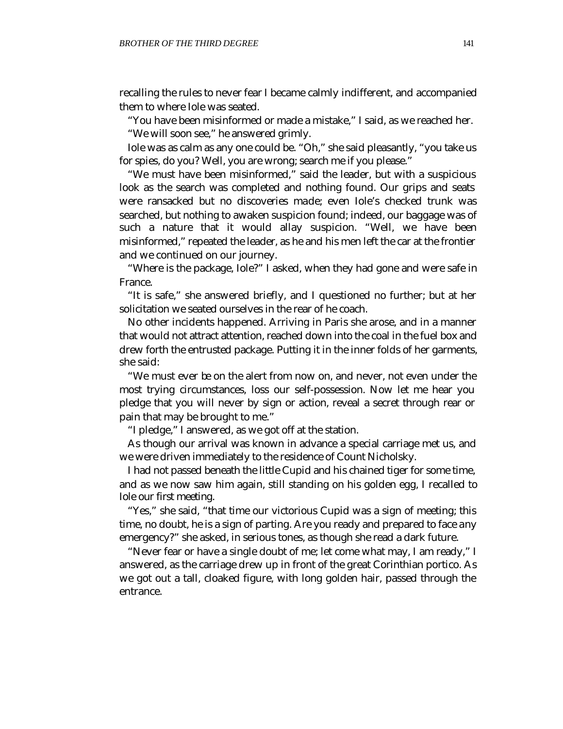recalling the rules to never fear I became calmly indifferent, and accompanied them to where Iole was seated.

"You have been misinformed or made a mistake," I said, as we reached her.

"We will soon see," he answered grimly.

Iole was as calm as any one could be. "Oh," she said pleasantly, "you take us for spies, do you? Well, you are wrong; search me if you please."

"We must have been misinformed," said the leader, but with a suspicious look as the search was completed and nothing found. Our grips and seats were ransacked but no discoveries made; even Iole's checked trunk was searched, but nothing to awaken suspicion found; indeed, our baggage was of such a nature that it would allay suspicion. "Well, we have been misinformed," repeated the leader, as he and his men left the car at the frontier and we continued on our journey.

"Where is the package, Iole?" I asked, when they had gone and were safe in France.

"It is safe," she answered briefly, and I questioned no further; but at her solicitation we seated ourselves in the rear of he coach.

No other incidents happened. Arriving in Paris she arose, and in a manner that would not attract attention, reached down into the coal in the fuel box and drew forth the entrusted package. Putting it in the inner folds of her garments, she said:

"We must ever be on the alert from now on, and never, not even under the most trying circumstances, loss our self-possession. Now let me hear you pledge that you will never by sign or action, reveal a secret through rear or pain that may be brought to me."

"I pledge," I answered, as we got off at the station.

As though our arrival was known in advance a special carriage met us, and we were driven immediately to the residence of Count Nicholsky.

I had not passed beneath the little Cupid and his chained tiger for some time, and as we now saw him again, still standing on his golden egg, I recalled to Iole our first meeting.

"Yes," she said, "that time our victorious Cupid was a sign of meeting; this time, no doubt, he is a sign of parting. Are you ready and prepared to face any emergency?" she asked, in serious tones, as though she read a dark future.

"Never fear or have a single doubt of me; let come what may, I am ready," I answered, as the carriage drew up in front of the great Corinthian portico. As we got out a tall, cloaked figure, with long golden hair, passed through the entrance.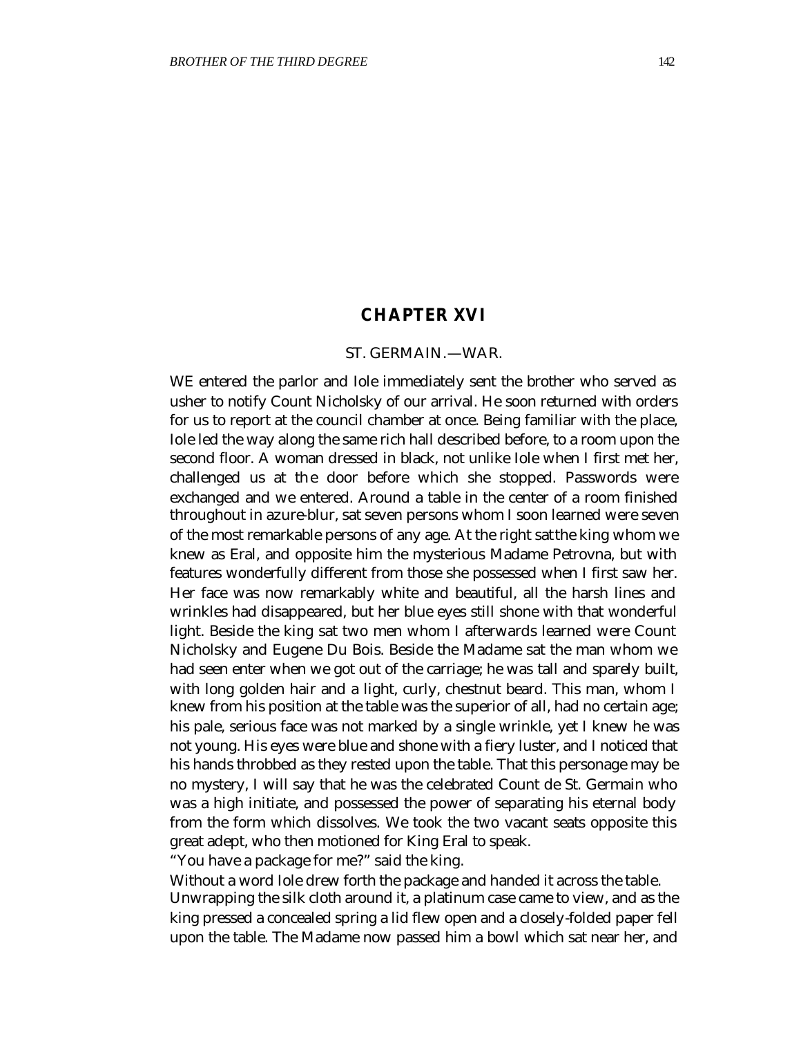## CHAPTER XVI

ST. GERMAIN.—WAR.

WE entered the parlor and Iole immediately sent the brother who served as usher to notify Count Nicholsky of our arrival. He soon returned with orders for us to report at the council chamber at once. Being familiar with the place, Iole led the way along the same rich hall described before, to a room upon the second floor. A woman dressed in black, not unlike Iole when I first met her, challenged us at the door before which she stopped. Passwords were exchanged and we entered. Around a table in the center of a room finished throughout in azure-blur, sat seven persons whom I soon learned were seven of the most remarkable persons of any age. At the right sat the king whom we knew as Eral, and opposite him the mysterious Madame Petrovna, but with features wonderfully different from those she possessed when I first saw her. Her face was now remarkably white and beautiful, all the harsh lines and wrinkles had disappeared, but her blue eyes still shone with that wonderful light. Beside the king sat two men whom I afterwards learned were Count Nicholsky and Eugene Du Bois. Beside the Madame sat the man whom we had seen enter when we got out of the carriage; he was tall and sparely built, with long golden hair and a light, curly, chestnut beard. This man, whom I knew from his position at the table was the superior of all, had no certain age; his pale, serious face was not marked by a single wrinkle, yet I knew he was not young. His eyes were blue and shone with a fiery luster, and I noticed that his hands throbbed as they rested upon the table. That this personage may be no mystery, I will say that he was the celebrated Count de St. Germain who was a high initiate, and possessed the power of separating his eternal body from the form which dissolves. We took the two vacant seats opposite this great adept, who then motioned for King Eral to speak.

"You have a package for me?" said the king.

Without a word Iole drew forth the package and handed it across the table. Unwrapping the silk cloth around it, a platinum case came to view, and as the king pressed a concealed spring a lid flew open and a closely-folded paper fell upon the table. The Madame now passed him a bowl which sat near her, and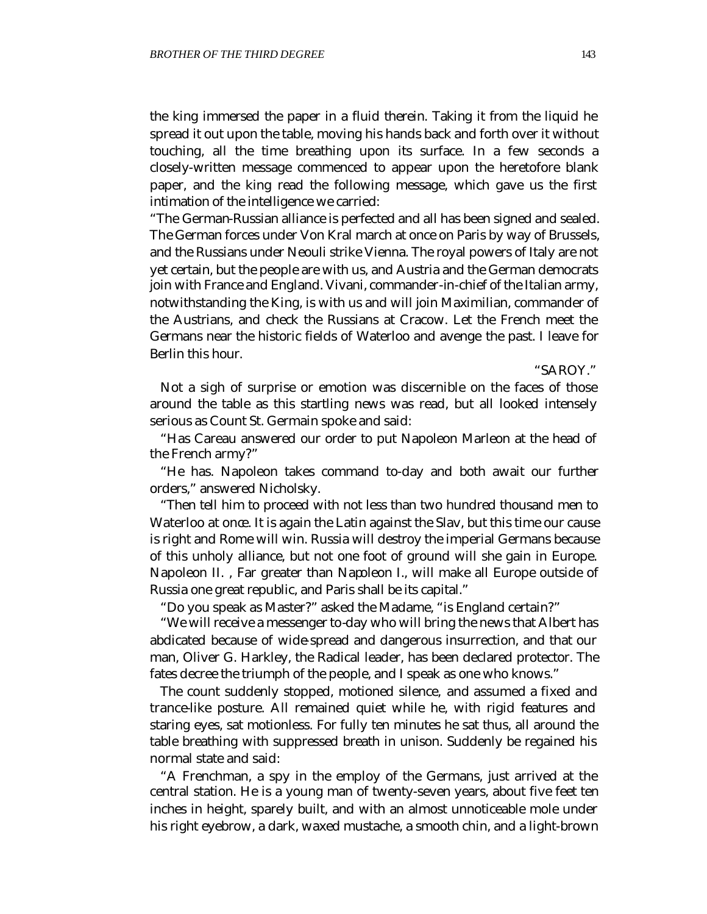the king immersed the paper in a fluid therein. Taking it from the liquid he spread it out upon the table, moving his hands back and forth over it without touching, all the time breathing upon its surface. In a few seconds a closely-written message commenced to appear upon the heretofore blank paper, and the king read the following message, which gave us the first intimation of the intelligence we carried:

"The German-Russian alliance is perfected and all has been signed and sealed. The German forces under Von Kral march at once on Paris by way of Brussels, and the Russians under Neouli strike Vienna. The royal powers of Italy are not yet certain, but the people are with us, and Austria and the German democrats join with France and England. Vivani, commander-in-chief of the Italian army, notwithstanding the King, is with us and will join Maximilian, commander of the Austrians, and check the Russians at Cracow. Let the French meet the Germans near the historic fields of Waterloo and avenge the past. I leave for Berlin this hour.

"SAROY."

Not a sigh of surprise or emotion was discernible on the faces of those around the table as this startling news was read, but all looked intensely serious as Count St. Germain spoke and said:

"Has Careau answered our order to put Napoleon Marleon at the head of the French army?"

"He has. Napoleon takes command to-day and both await our further orders," answered Nicholsky.

"Then tell him to proceed with not less than two hundred thousand men to Waterloo at once. It is again the Latin against the Slav, but this time our cause is right and Rome will win. Russia will destroy the imperial Germans because of this unholy alliance, but not one foot of ground will she gain in Europe. Napoleon II. , Far greater than Napoleon I., will make all Europe outside of Russia one great republic, and Paris shall be its capital."

"Do you speak as Master?" asked the Madame, "is England certain?"

"We will receive a messenger to-day who will bring the news that Albert has abdicated because of wide-spread and dangerous insurrection, and that our man, Oliver G. Harkley, the Radical leader, has been declared protector. The fates decree the triumph of the people, and I speak as one who knows."

The count suddenly stopped, motioned silence, and assumed a fixed and trance-like posture. All remained quiet while he, with rigid features and staring eyes, sat motionless. For fully ten minutes he sat thus, all around the table breathing with suppressed breath in unison. Suddenly be regained his normal state and said:

"A Frenchman, a spy in the employ of the Germans, just arrived at the central station. He is a young man of twenty-seven years, about five feet ten inches in height, sparely built, and with an almost unnoticeable mole under his right eyebrow, a dark, waxed mustache, a smooth chin, and a light-brown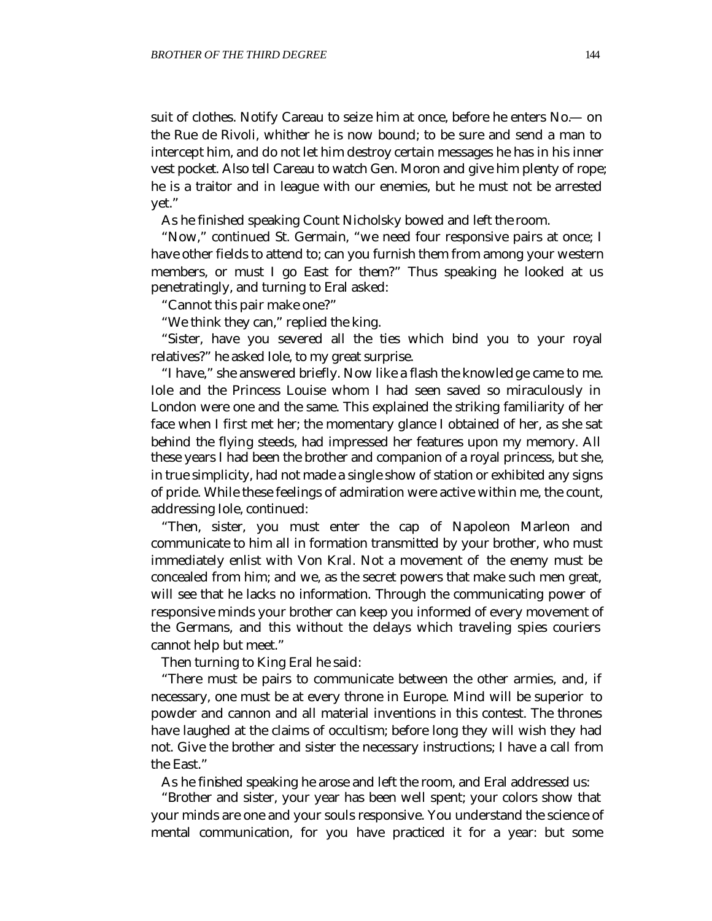suit of clothes. Notify Careau to seize him at once, before he enters No.— on the Rue de Rivoli, whither he is now bound; to be sure and send a man to intercept him, and do not let him destroy certain messages he has in his inner vest pocket. Also tell Careau to watch Gen. Moron and give him plenty of rope; he is a traitor and in league with our enemies, but he must not be arrested yet."

As he finished speaking Count Nicholsky bowed and left the room.

"Now," continued St. Germain, "we need four responsive pairs at once; I have other fields to attend to; can you furnish them from among your western members, or must I go East for them?" Thus speaking he looked at us penetratingly, and turning to Eral asked:

"Cannot this pair make one?"

"We think they can," replied the king.

"Sister, have you severed all the ties which bind you to your royal relatives?" he asked Iole, to my great surprise.

"I have," she answered briefly. Now like a flash the knowledge came to me. Iole and the Princess Louise whom I had seen saved so miraculously in London were one and the same. This explained the striking familiarity of her face when I first met her; the momentary glance I obtained of her, as she sat behind the flying steeds, had impressed her features upon my memory. All these years I had been the brother and companion of a royal princess, but she, in true simplicity, had not made a single show of station or exhibited any signs of pride. While these feelings of admiration were active within me, the count, addressing Iole, continued:

"Then, sister, you must enter the cap of Napoleon Marleon and communicate to him all in formation transmitted by your brother, who must immediately enlist with Von Kral. Not a movement of the enemy must be concealed from him; and we, as the secret powers that make such men great, will see that he lacks no information. Through the communicating power of responsive minds your brother can keep you informed of every movement of the Germans, and this without the delays which traveling spies couriers cannot help but meet."

Then turning to King Eral he said:

"There must be pairs to communicate between the other armies, and, if necessary, one must be at every throne in Europe. Mind will be superior to powder and cannon and all material inventions in this contest. The thrones have laughed at the claims of occultism; before long they will wish they had not. Give the brother and sister the necessary instructions; I have a call from the East."

As he finished speaking he arose and left the room, and Eral addressed us:

"Brother and sister, your year has been well spent; your colors show that your minds are one and your souls responsive. You understand the science of mental communication, for you have practiced it for a year: but some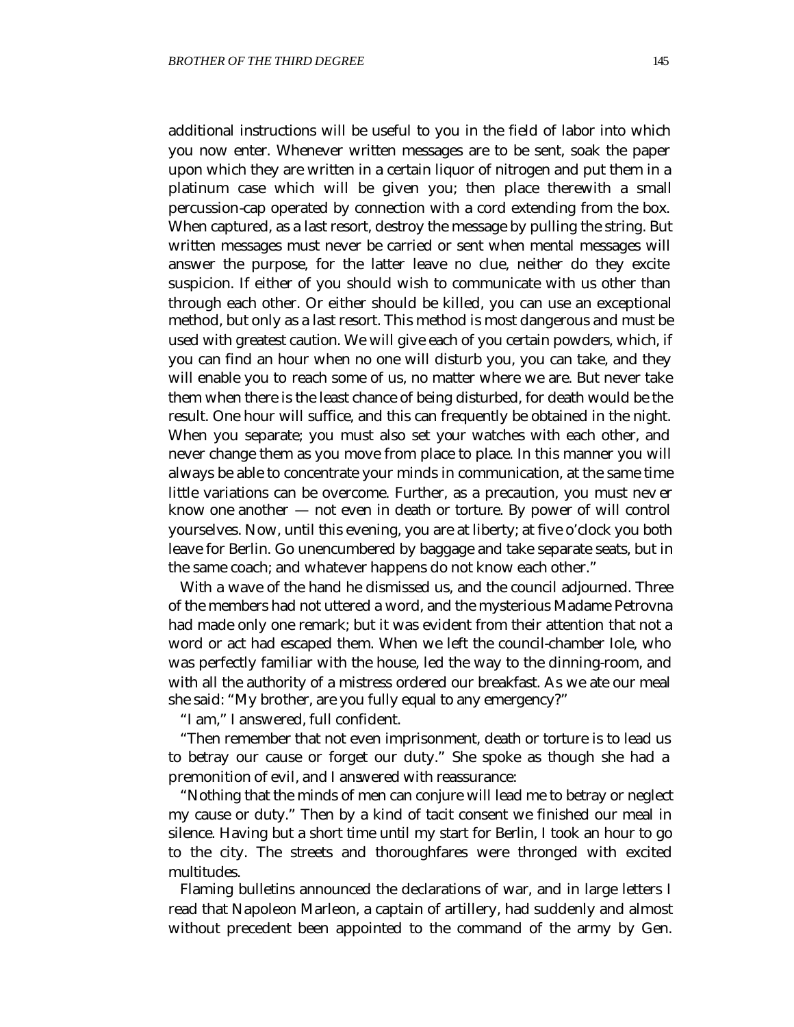additional instructions will be useful to you in the field of labor into which you now enter. Whenever written messages are to be sent, soak the paper upon which they are written in a certain liquor of nitrogen and put them in a platinum case which will be given you; then place therewith a small percussion-cap operated by connection with a cord extending from the box. When captured, as a last resort, destroy the message by pulling the string. But written messages must never be carried or sent when mental messages will answer the purpose, for the latter leave no clue, neither do they excite suspicion. If either of you should wish to communicate with us other than through each other. Or either should be killed, you can use an exceptional method, but only as a last resort. This method is most dangerous and must be used with greatest caution. We will give each of you certain powders, which, if you can find an hour when no one will disturb you, you can take, and they will enable you to reach some of us, no matter where we are. But never take them when there is the least chance of being disturbed, for death would be the result. One hour will suffice, and this can frequently be obtained in the night. When you separate; you must also set your watches with each other, and never change them as you move from place to place. In this manner you will always be able to concentrate your minds in communication, at the same time little variations can be overcome. Further, as a precaution, you must nev er know one another — not even in death or torture. By power of will control yourselves. Now, until this evening, you are at liberty; at five o'clock you both leave for Berlin. Go unencumbered by baggage and take separate seats, but in the same coach; and whatever happens do not know each other."

With a wave of the hand he dismissed us, and the council adjourned. Three of the members had not uttered a word, and the mysterious Madame Petrovna had made only one remark; but it was evident from their attention that not a word or act had escaped them. When we left the council-chamber Iole, who was perfectly familiar with the house, led the way to the dinning-room, and with all the authority of a mistress ordered our breakfast. As we ate our meal she said: "My brother, are you fully equal to any emergency?"

"I am," I answered, full confident.

"Then remember that not even imprisonment, death or torture is to lead us to betray our cause or forget our duty." She spoke as though she had a premonition of evil, and I answered with reassurance:

"Nothing that the minds of men can conjure will lead me to betray or neglect my cause or duty." Then by a kind of tacit consent we finished our meal in silence. Having but a short time until my start for Berlin, I took an hour to go to the city. The streets and thoroughfares were thronged with excited multitudes.

Flaming bulletins announced the declarations of war, and in large letters I read that Napoleon Marleon, a captain of artillery, had suddenly and almost without precedent been appointed to the command of the army by Gen.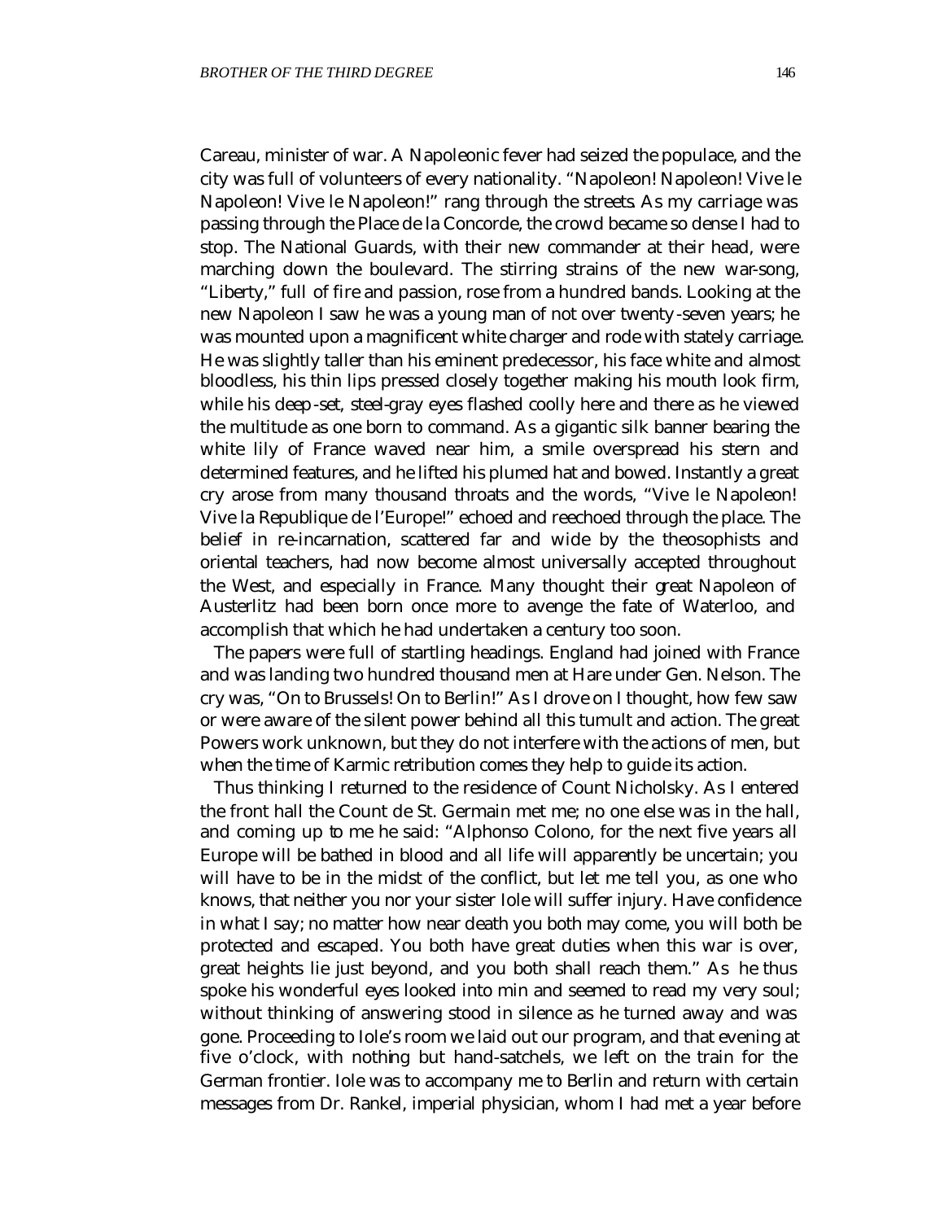Careau, minister of war. A Napoleonic fever had seized the populace, and the city was full of volunteers of every nationality. "Napoleon! Napoleon! Vive le Napoleon! Vive le Napoleon!" rang through the streets. As my carriage was passing through the Place de la Concorde, the crowd became so dense I had to stop. The National Guards, with their new commander at their head, were marching down the boulevard. The stirring strains of the new war-song, "Liberty," full of fire and passion, rose from a hundred bands. Looking at the new Napoleon I saw he was a young man of not over twenty-seven years; he was mounted upon a magnificent white charger and rode with stately carriage. He was slightly taller than his eminent predecessor, his face white and almost bloodless, his thin lips pressed closely together making his mouth look firm, while his deep-set, steel-gray eyes flashed coolly here and there as he viewed the multitude as one born to command. As a gigantic silk banner bearing the white lily of France waved near him, a smile overspread his stern and determined features, and he lifted his plumed hat and bowed. Instantly a great cry arose from many thousand throats and the words, "Vive le Napoleon! Vive la Republique de l'Europe!" echoed and reechoed through the place. The belief in re-incarnation, scattered far and wide by the theosophists and oriental teachers, had now become almost universally accepted throughout the West, and especially in France. Many thought their great Napoleon of Austerlitz had been born once more to avenge the fate of Waterloo, and accomplish that which he had undertaken a century too soon.

The papers were full of startling headings. England had joined with France and was landing two hundred thousand men at Hare under Gen. Nelson. The cry was, "On to Brussels! On to Berlin!" As I drove on I thought, how few saw or were aware of the silent power behind all this tumult and action. The great Powers work unknown, but they do not interfere with the actions of men, but when the time of Karmic retribution comes they help to guide its action.

Thus thinking I returned to the residence of Count Nicholsky. As I entered the front hall the Count de St. Germain met me; no one else was in the hall, and coming up to me he said: "Alphonso Colono, for the next five years all Europe will be bathed in blood and all life will apparently be uncertain; you will have to be in the midst of the conflict, but let me tell you, as one who knows, that neither you nor your sister Iole will suffer injury. Have confidence in what I say; no matter how near death you both may come, you will both be protected and escaped. You both have great duties when this war is over, great heights lie just beyond, and you both shall reach them." As he thus spoke his wonderful eyes looked into min and seemed to read my very soul; without thinking of answering stood in silence as he turned away and was gone. Proceeding to Iole's room we laid out our program, and that evening at five o'clock, with nothing but hand-satchels, we left on the train for the German frontier. Iole was to accompany me to Berlin and return with certain messages from Dr. Rankel, imperial physician, whom I had met a year before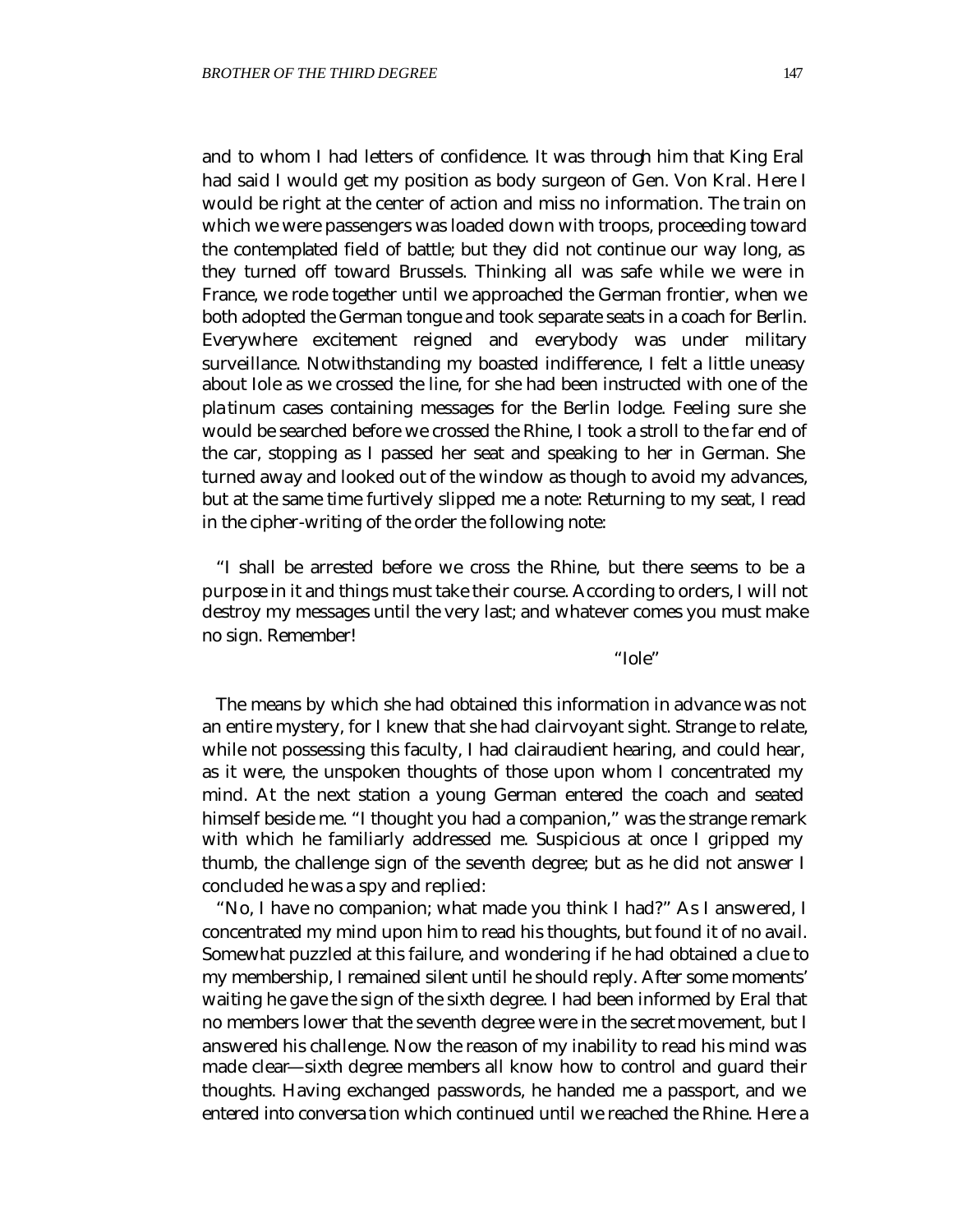and to whom I had letters of confidence. It was through him that King Eral had said I would get my position as body surgeon of Gen. Von Kral. Here I would be right at the center of action and miss no information. The train on which we were passengers was loaded down with troops, proceeding toward the contemplated field of battle; but they did not continue our way long, as they turned off toward Brussels. Thinking all was safe while we were in France, we rode together until we approached the German frontier, when we both adopted the German tongue and took separate seats in a coach for Berlin. Everywhere excitement reigned and everybody was under military surveillance. Notwithstanding my boasted indifference, I felt a little uneasy about Iole as we crossed the line, for she had been instructed with one of the platinum cases containing messages for the Berlin lodge. Feeling sure she would be searched before we crossed the Rhine, I took a stroll to the far end of the car, stopping as I passed her seat and speaking to her in German. She turned away and looked out of the window as though to avoid my advances, but at the same time furtively slipped me a note: Returning to my seat, I read in the cipher-writing of the order the following note:

"I shall be arrested before we cross the Rhine, but there seems to be a purpose in it and things must take their course. According to orders, I will not destroy my messages until the very last; and whatever comes you must make no sign. Remember!

"Iole"

The means by which she had obtained this information in advance was not an entire mystery, for I knew that she had clairvoyant sight. Strange to relate, while not possessing this faculty, I had clairaudient hearing, and could hear, as it were, the unspoken thoughts of those upon whom I concentrated my mind. At the next station a young German entered the coach and seated himself beside me. "I thought you had a companion," was the strange remark with which he familiarly addressed me. Suspicious at once I gripped my thumb, the challenge sign of the seventh degree; but as he did not answer I concluded he was a spy and replied:

"No, I have no companion; what made you think I had?" As I answered, I concentrated my mind upon him to read his thoughts, but found it of no avail. Somewhat puzzled at this failure, and wondering if he had obtained a clue to my membership, I remained silent until he should reply. After some moments' waiting he gave the sign of the sixth degree. I had been informed by Eral that no members lower that the seventh degree were in the secret movement, but I answered his challenge. Now the reason of my inability to read his mind was made clear—sixth degree members all know how to control and guard their thoughts. Having exchanged passwords, he handed me a passport, and we entered into conversation which continued until we reached the Rhine. Here a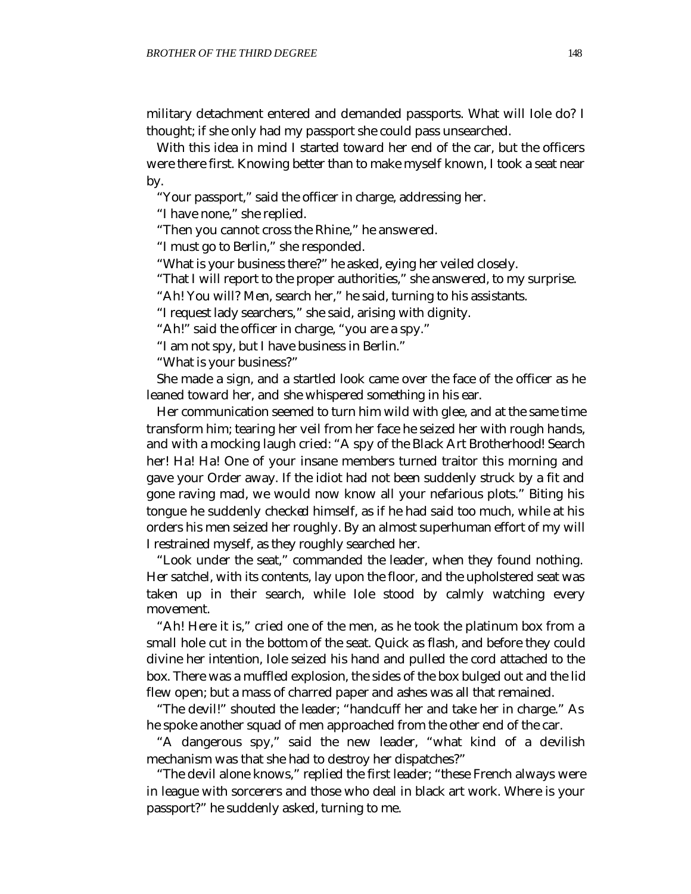military detachment entered and demanded passports. What will Iole do? I thought; if she only had my passport she could pass unsearched.

With this idea in mind I started toward her end of the car, but the officers were there first. Knowing better than to make myself known, I took a seat near by.

"Your passport," said the officer in charge, addressing her.

"I have none," she replied.

"Then you cannot cross the Rhine," he answered.

"I must go to Berlin," she responded.

"What is your business there?" he asked, eying her veiled closely.

"That I will report to the proper authorities," she answered, to my surprise.

"Ah! You will? Men, search her," he said, turning to his assistants.

"I request lady searchers," she said, arising with dignity.

"Ah!" said the officer in charge, "you are a spy."

"I am not spy, but I have business in Berlin."

"What is your business?"

She made a sign, and a startled look came over the face of the officer as he leaned toward her, and she whispered something in his ear.

Her communication seemed to turn him wild with glee, and at the same time transform him; tearing her veil from her face he seized her with rough hands, and with a mocking laugh cried: "A spy of the Black Art Brotherhood! Search her! Ha! Ha! One of your insane members turned traitor this morning and gave your Order away. If the idiot had not been suddenly struck by a fit and gone raving mad, we would now know all your nefarious plots." Biting his tongue he suddenly checked himself, as if he had said too much, while at his orders his men seized her roughly. By an almost superhuman effort of my will I restrained myself, as they roughly searched her.

"Look under the seat," commanded the leader, when they found nothing. Her satchel, with its contents, lay upon the floor, and the upholstered seat was taken up in their search, while Iole stood by calmly watching every movement.

"Ah! Here it is," cried one of the men, as he took the platinum box from a small hole cut in the bottom of the seat. Quick as flash, and before they could divine her intention, Iole seized his hand and pulled the cord attached to the box. There was a muffled explosion, the sides of the box bulged out and the lid flew open; but a mass of charred paper and ashes was all that remained.

"The devil!" shouted the leader; "handcuff her and take her in charge." As he spoke another squad of men approached from the other end of the car.

"A dangerous spy," said the new leader, "what kind of a devilish mechanism was that she had to destroy her dispatches?"

"The devil alone knows," replied the first leader; "these French always were in league with sorcerers and those who deal in black art work. Where is your passport?" he suddenly asked, turning to me.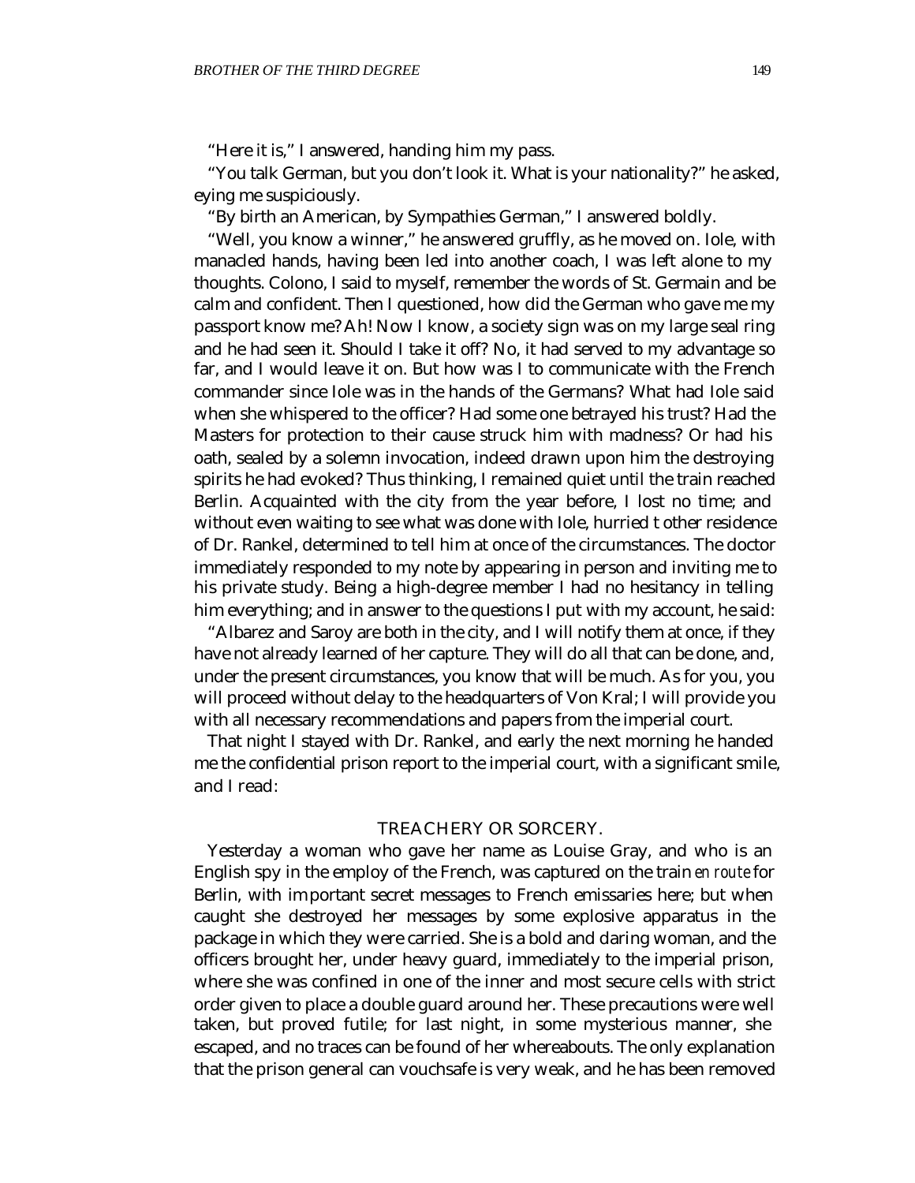"Here it is," I answered, handing him my pass.

"You talk German, but you don't look it. What is your nationality?" he asked, eying me suspiciously.

"By birth an American, by Sympathies German," I answered boldly.

"Well, you know a winner," he answered gruffly, as he moved on. Iole, with manacled hands, having been led into another coach, I was left alone to my thoughts. Colono, I said to myself, remember the words of St. Germain and be calm and confident. Then I questioned, how did the German who gave me my passport know me? Ah! Now I know, a society sign was on my large seal ring and he had seen it. Should I take it off? No, it had served to my advantage so far, and I would leave it on. But how was I to communicate with the French commander since Iole was in the hands of the Germans? What had Iole said when she whispered to the officer? Had some one betrayed his trust? Had the Masters for protection to their cause struck him with madness? Or had his oath, sealed by a solemn invocation, indeed drawn upon him the destroying spirits he had evoked? Thus thinking, I remained quiet until the train reached Berlin. Acquainted with the city from the year before, I lost no time; and without even waiting to see what was done with Iole, hurried t other residence of Dr. Rankel, determined to tell him at once of the circumstances. The doctor immediately responded to my note by appearing in person and inviting me to his private study. Being a high-degree member I had no hesitancy in telling him everything; and in answer to the questions I put with my account, he said:

"Albarez and Saroy are both in the city, and I will notify them at once, if they have not already learned of her capture. They will do all that can be done, and, under the present circumstances, you know that will be much. As for you, you will proceed without delay to the headquarters of Von Kral; I will provide you with all necessary recommendations and papers from the imperial court.

That night I stayed with Dr. Rankel, and early the next morning he handed me the confidential prison report to the imperial court, with a significant smile, and I read:

TREACHERY OR SORCERY.

Yesterday a woman who gave her name as Louise Gray, and who is an English spy in the employ of the French, was captured on the train *en route* for Berlin, with important secret messages to French emissaries here; but when caught she destroyed her messages by some explosive apparatus in the package in which they were carried. She is a bold and daring woman, and the officers brought her, under heavy guard, immediately to the imperial prison, where she was confined in one of the inner and most secure cells with strict order given to place a double guard around her. These precautions were well taken, but proved futile; for last night, in some mysterious manner, she escaped, and no traces can be found of her whereabouts. The only explanation that the prison general can vouchsafe is very weak, and he has been removed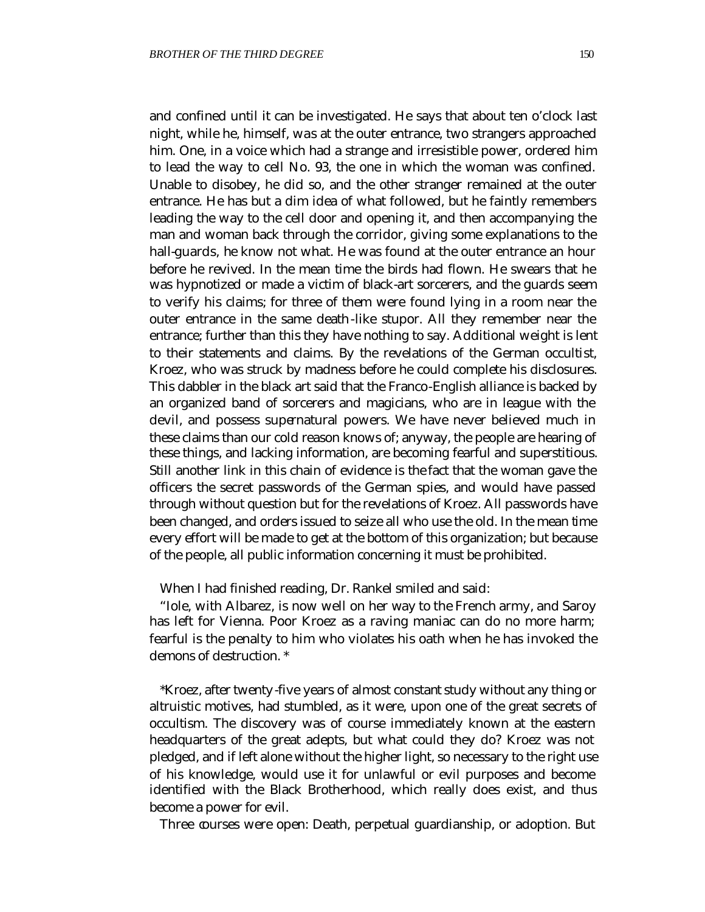and confined until it can be investigated. He says that about ten o'clock last night, while he, himself, was at the outer entrance, two strangers approached him. One, in a voice which had a strange and irresistible power, ordered him to lead the way to cell No. 93, the one in which the woman was confined. Unable to disobey, he did so, and the other stranger remained at the outer entrance. He has but a dim idea of what followed, but he faintly remembers leading the way to the cell door and opening it, and then accompanying the man and woman back through the corridor, giving some explanations to the hall-guards, he know not what. He was found at the outer entrance an hour before he revived. In the mean time the birds had flown. He swears that he was hypnotized or made a victim of black-art sorcerers, and the guards seem to verify his claims; for three of them were found lying in a room near the outer entrance in the same death-like stupor. All they remember near the entrance; further than this they have nothing to say. Additional weight is lent to their statements and claims. By the revelations of the German occultist, Kroez, who was struck by madness before he could complete his disclosures. This dabbler in the black art said that the Franco-English alliance is backed by an organized band of sorcerers and magicians, who are in league with the devil, and possess supernatural powers. We have never believed much in these claims than our cold reason knows of; anyway, the people are hearing of these things, and lacking information, are becoming fearful and superstitious. Still another link in this chain of evidence is the fact that the woman gave the officers the secret passwords of the German spies, and would have passed through without question but for the revelations of Kroez. All passwords have been changed, and orders issued to seize all who use the old. In the mean time every effort will be made to get at the bottom of this organization; but because of the people, all public information concerning it must be prohibited.

When I had finished reading, Dr. Rankel smiled and said:

"Iole, with Albarez, is now well on her way to the French army, and Saroy has left for Vienna. Poor Kroez as a raving maniac can do no more harm; fearful is the penalty to him who violates his oath when he has invoked the demons of destruction. *

*Kroez, after twenty-five years of almost constant study without any thing or altruistic motives, had stumbled, as it were, upon one of the great secrets of occultism. The discovery was of course immediately known at the eastern headquarters of the great adepts, but what could they do? Kroez was not pledged, and if left alone without the higher light, so necessary to the right use of his knowledge, would use it for unlawful or evil purposes and become identified with the Black Brotherhood, which really does exist, and thus become a power for evil.

Three courses were open: Death, perpetual guardianship, or adoption. But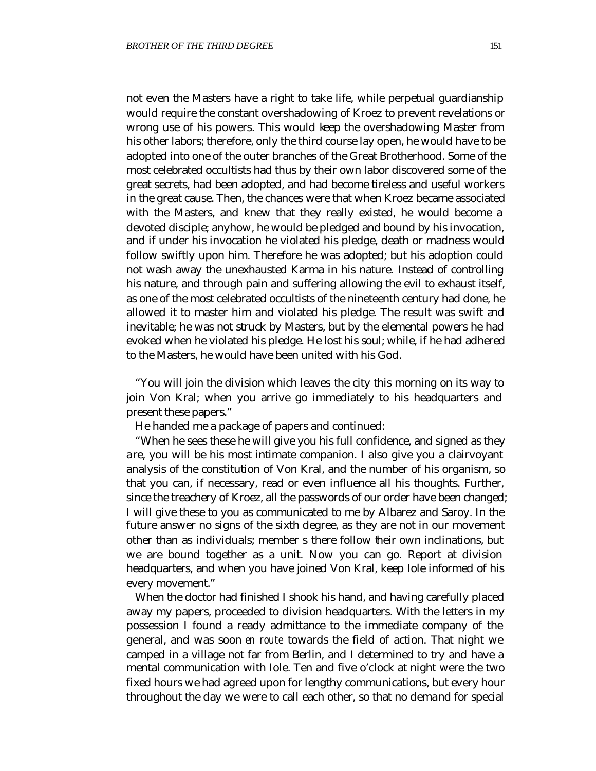not even the Masters have a right to take life, while perpetual guardianship would require the constant overshadowing of Kroez to prevent revelations or wrong use of his powers. This would keep the overshadowing Master from his other labors; therefore, only the third course lay open, he would have to be adopted into one of the outer branches of the Great Brotherhood. Some of the most celebrated occultists had thus by their own labor discovered some of the great secrets, had been adopted, and had become tireless and useful workers in the great cause. Then, the chances were that when Kroez became associated with the Masters, and knew that they really existed, he would become a devoted disciple; anyhow, he would be pledged and bound by his invocation, and if under his invocation he violated his pledge, death or madness would follow swiftly upon him. Therefore he was adopted; but his adoption could not wash away the unexhausted Karma in his nature. Instead of controlling his nature, and through pain and suffering allowing the evil to exhaust itself, as one of the most celebrated occultists of the nineteenth century had done, he allowed it to master him and violated his pledge. The result was swift and inevitable; he was not struck by Masters, but by the elemental powers he had evoked when he violated his pledge. He lost his soul; while, if he had adhered to the Masters, he would have been united with his God.

"You will join the division which leaves the city this morning on its way to join Von Kral; when you arrive go immediately to his headquarters and present these papers."

He handed me a package of papers and continued:

"When he sees these he will give you his full confidence, and signed as they are, you will be his most intimate companion. I also give you a clairvoyant analysis of the constitution of Von Kral, and the number of his organism, so that you can, if necessary, read or even influence all his thoughts. Further, since the treachery of Kroez, all the passwords of our order have been changed; I will give these to you as communicated to me by Albarez and Saroy. In the future answer no signs of the sixth degree, as they are not in our movement other than as individuals; member s there follow their own inclinations, but we are bound together as a unit. Now you can go. Report at division headquarters, and when you have joined Von Kral, keep Iole informed of his every movement."

When the doctor had finished I shook his hand, and having carefully placed away my papers, proceeded to division headquarters. With the letters in my possession I found a ready admittance to the immediate company of the general, and was soon *en route* towards the field of action. That night we camped in a village not far from Berlin, and I determined to try and have a mental communication with Iole. Ten and five o'clock at night were the two fixed hours we had agreed upon for lengthy communications, but every hour throughout the day we were to call each other, so that no demand for special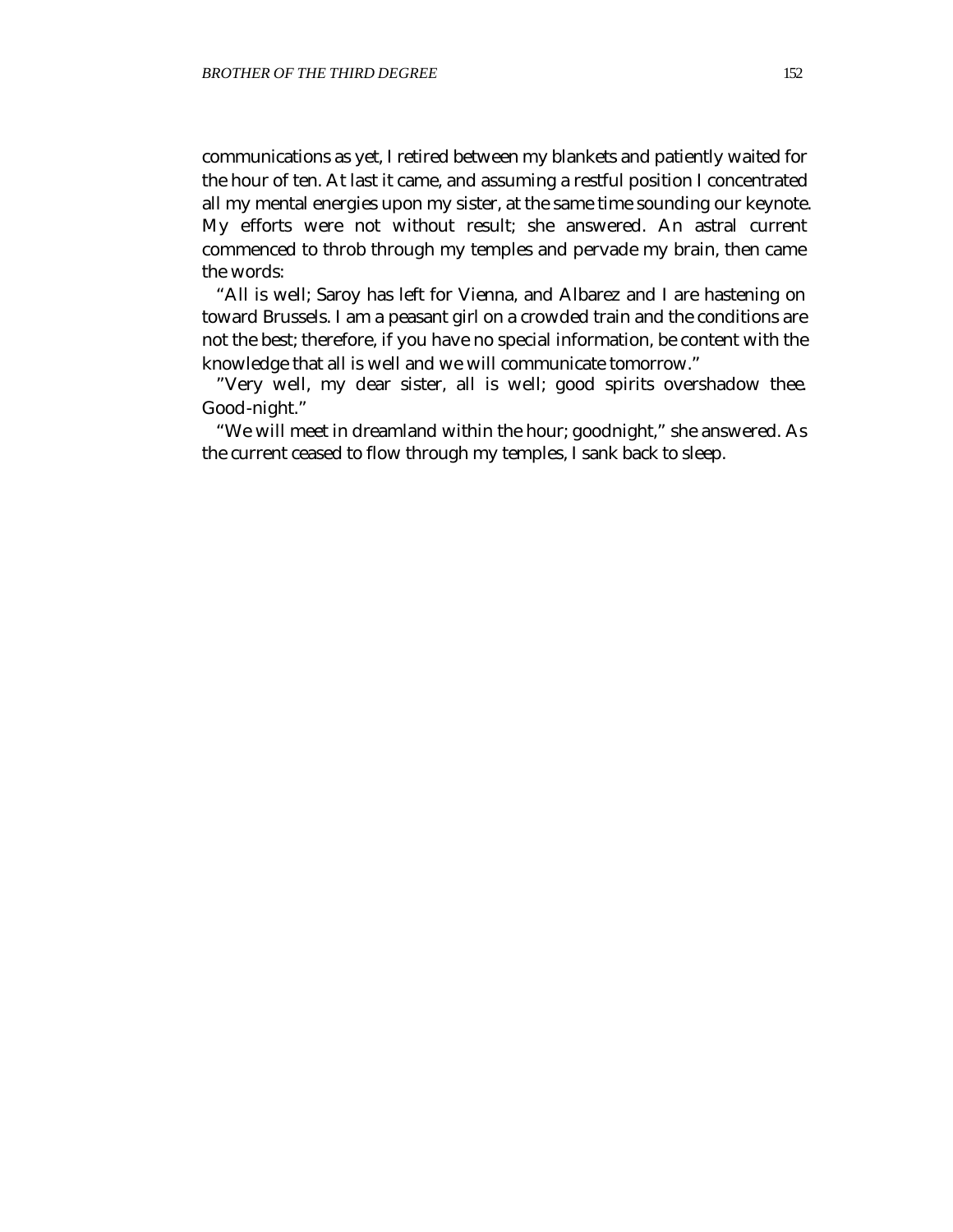communications as yet, I retired between my blankets and patiently waited for the hour of ten. At last it came, and assuming a restful position I concentrated all my mental energies upon my sister, at the same time sounding our keynote. My efforts were not without result; she answered. An astral current commenced to throb through my temples and pervade my brain, then came the words:

"All is well; Saroy has left for Vienna, and Albarez and I are hastening on toward Brussels. I am a peasant girl on a crowded train and the conditions are not the best; therefore, if you have no special information, be content with the knowledge that all is well and we will communicate tomorrow."

"Very well, my dear sister, all is well; good spirits overshadow thee. Good-night."

"We will meet in dreamland within the hour; goodnight," she answered. As the current ceased to flow through my temples, I sank back to sleep.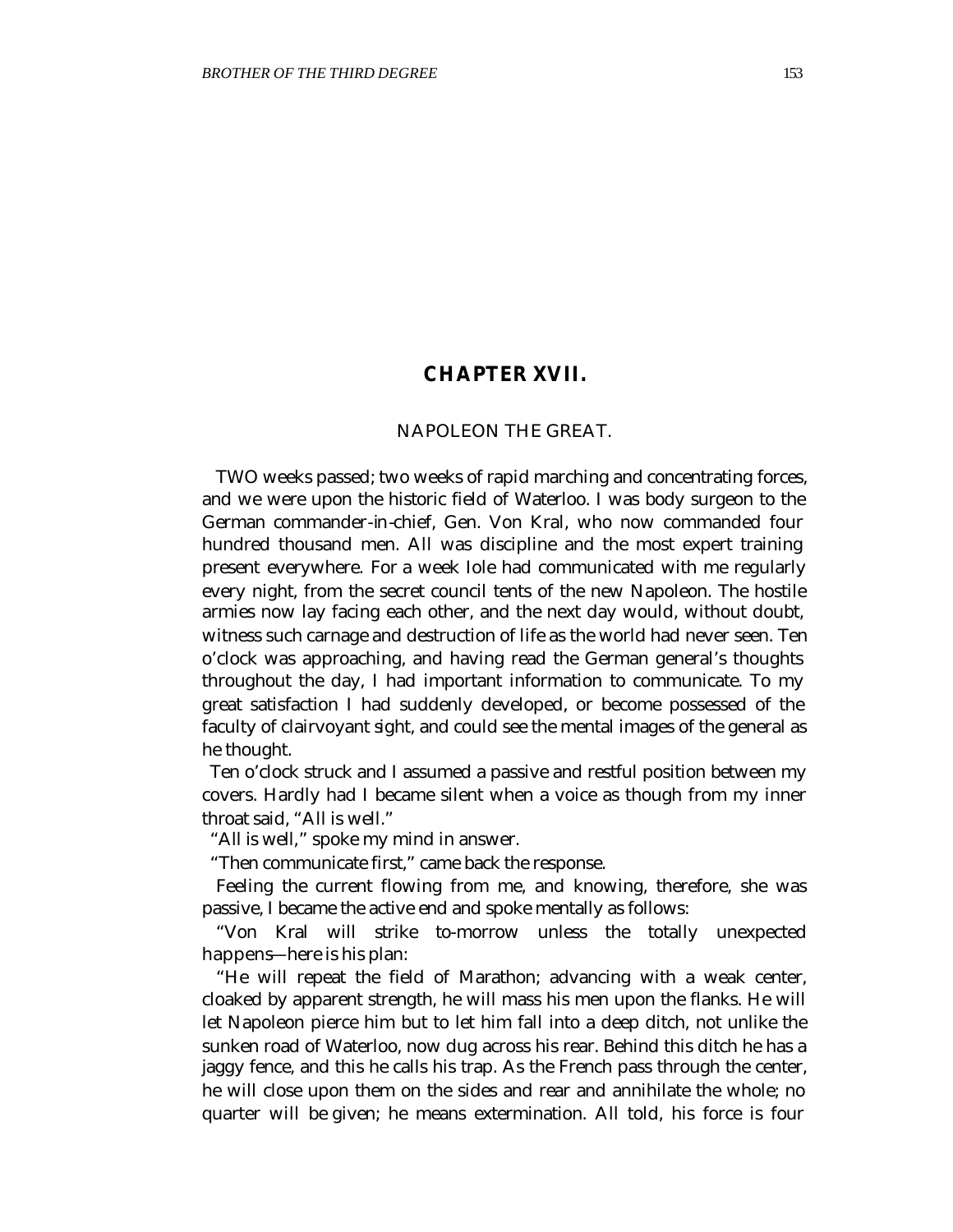## CHAPTER XVII.

### NAPOLEON THE GREAT.

TWO weeks passed; two weeks of rapid marching and concentrating forces, and we were upon the historic field of Waterloo. I was body surgeon to the German commander-in-chief, Gen. Von Kral, who now commanded four hundred thousand men. All was discipline and the most expert training present everywhere. For a week Iole had communicated with me regularly every night, from the secret council tents of the new Napoleon. The hostile armies now lay facing each other, and the next day would, without doubt, witness such carnage and destruction of life as the world had never seen. Ten o'clock was approaching, and having read the German general's thoughts throughout the day, I had important information to communicate. To my great satisfaction I had suddenly developed, or become possessed of the faculty of clairvoyant sight, and could see the mental images of the general as he thought.

Ten o'clock struck and I assumed a passive and restful position between my covers. Hardly had I became silent when a voice as though from my inner throat said, "All is well."

"All is well," spoke my mind in answer.

"Then communicate first," came back the response.

Feeling the current flowing from me, and knowing, therefore, she was passive, I became the active end and spoke mentally as follows:

"Von Kral will strike to-morrow unless the totally unexpected happens—here is his plan:

"He will repeat the field of Marathon; advancing with a weak center, cloaked by apparent strength, he will mass his men upon the flanks. He will let Napoleon pierce him but to let him fall into a deep ditch, not unlike the sunken road of Waterloo, now dug across his rear. Behind this ditch he has a jaggy fence, and this he calls his trap. As the French pass through the center, he will close upon them on the sides and rear and annihilate the whole; no quarter will be given; he means extermination. All told, his force is four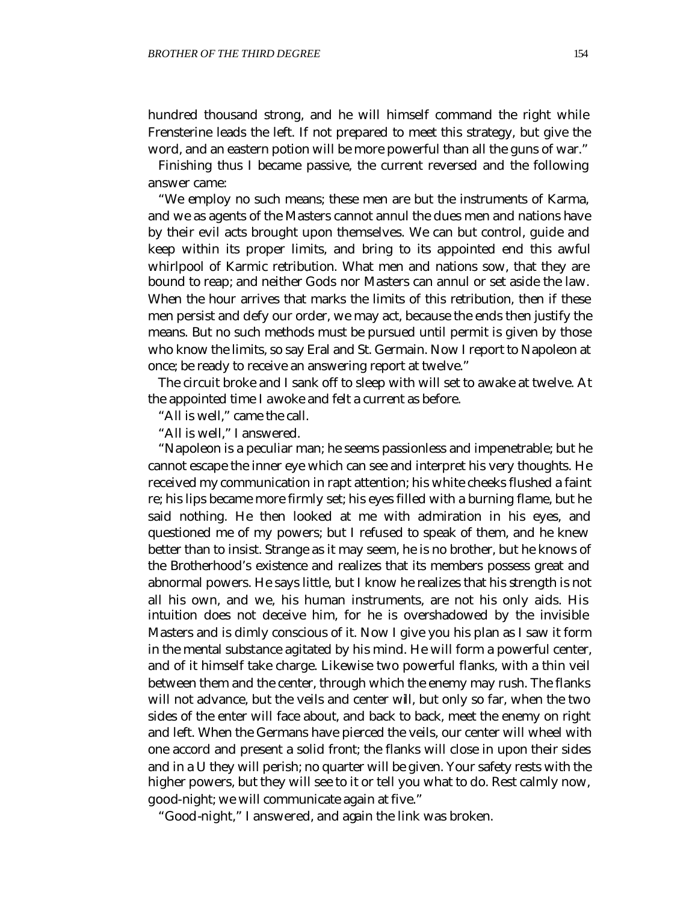hundred thousand strong, and he will himself command the right while Frensterine leads the left. If not prepared to meet this strategy, but give the word, and an eastern potion will be more powerful than all the guns of war."

Finishing thus I became passive, the current reversed and the following answer came:

"We employ no such means; these men are but the instruments of Karma, and we as agents of the Masters cannot annul the dues men and nations have by their evil acts brought upon themselves. We can but control, guide and keep within its proper limits, and bring to its appointed end this awful whirlpool of Karmic retribution. What men and nations sow, that they are bound to reap; and neither Gods nor Masters can annul or set aside the law. When the hour arrives that marks the limits of this retribution, then if these men persist and defy our order, we may act, because the ends then justify the means. But no such methods must be pursued until permit is given by those who know the limits, so say Eral and St. Germain. Now I report to Napoleon at once; be ready to receive an answering report at twelve."

The circuit broke and I sank off to sleep with will set to awake at twelve. At the appointed time I awoke and felt a current as before.

"All is well," came the call.

"All is well," I answered.

"Napoleon is a peculiar man; he seems passionless and impenetrable; but he cannot escape the inner eye which can see and interpret his very thoughts. He received my communication in rapt attention; his white cheeks flushed a faint re; his lips became more firmly set; his eyes filled with a burning flame, but he said nothing. He then looked at me with admiration in his eyes, and questioned me of my powers; but I refused to speak of them, and he knew better than to insist. Strange as it may seem, he is no brother, but he knows of the Brotherhood's existence and realizes that its members possess great and abnormal powers. He says little, but I know he realizes that his strength is not all his own, and we, his human instruments, are not his only aids. His intuition does not deceive him, for he is overshadowed by the invisible Masters and is dimly conscious of it. Now I give you his plan as I saw it form in the mental substance agitated by his mind. He will form a powerful center, and of it himself take charge. Likewise two powerful flanks, with a thin veil between them and the center, through which the enemy may rush. The flanks will not advance, but the veils and center will, but only so far, when the two sides of the enter will face about, and back to back, meet the enemy on right and left. When the Germans have pierced the veils, our center will wheel with one accord and present a solid front; the flanks will close in upon their sides and in a U they will perish; no quarter will be given. Your safety rests with the higher powers, but they will see to it or tell you what to do. Rest calmly now, good-night; we will communicate again at five."

"Good-night," I answered, and again the link was broken.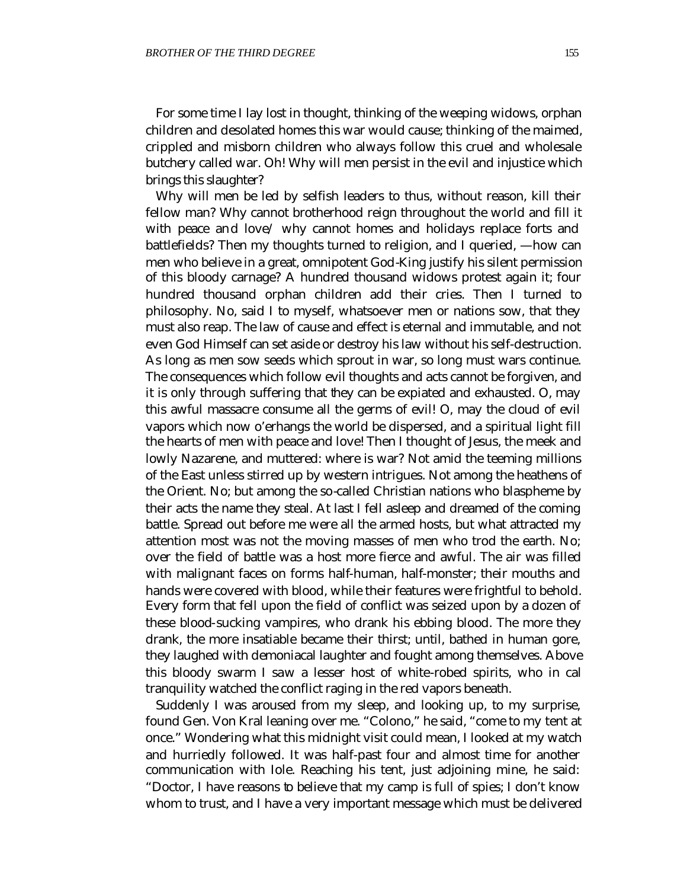For some time I lay lost in thought, thinking of the weeping widows, orphan children and desolated homes this war would cause; thinking of the maimed, crippled and misborn children who always follow this cruel and wholesale butchery called war. Oh! Why will men persist in the evil and injustice which brings this slaughter?

Why will men be led by selfish leaders to thus, without reason, kill their fellow man? Why cannot brotherhood reign throughout the world and fill it with peace and love/ why cannot homes and holidays replace forts and battlefields? Then my thoughts turned to religion, and I queried, —how can men who believe in a great, omnipotent God-King justify his silent permission of this bloody carnage? A hundred thousand widows protest again it; four hundred thousand orphan children add their cries. Then I turned to philosophy. No, said I to myself, whatsoever men or nations sow, that they must also reap. The law of cause and effect is eternal and immutable, and not even God Himself can set aside or destroy his law without his self-destruction. As long as men sow seeds which sprout in war, so long must wars continue. The consequences which follow evil thoughts and acts cannot be forgiven, and it is only through suffering that they can be expiated and exhausted. O, may this awful massacre consume all the germs of evil! O, may the cloud of evil vapors which now o'erhangs the world be dispersed, and a spiritual light fill the hearts of men with peace and love! Then I thought of Jesus, the meek and lowly Nazarene, and muttered: where is war? Not amid the teeming millions of the East unless stirred up by western intrigues. Not among the heathens of the Orient. No; but among the so-called Christian nations who blaspheme by their acts the name they steal. At last I fell asleep and dreamed of the coming battle. Spread out before me were all the armed hosts, but what attracted my attention most was not the moving masses of men who trod the earth. No; over the field of battle was a host more fierce and awful. The air was filled with malignant faces on forms half-human, half-monster; their mouths and hands were covered with blood, while their features were frightful to behold. Every form that fell upon the field of conflict was seized upon by a dozen of these blood-sucking vampires, who drank his ebbing blood. The more they drank, the more insatiable became their thirst; until, bathed in human gore, they laughed with demoniacal laughter and fought among themselves. Above this bloody swarm I saw a lesser host of white-robed spirits, who in cal tranquility watched the conflict raging in the red vapors beneath.

Suddenly I was aroused from my sleep, and looking up, to my surprise, found Gen. Von Kral leaning over me. "Colono," he said, "come to my tent at once." Wondering what this midnight visit could mean, I looked at my watch and hurriedly followed. It was half-past four and almost time for another communication with Iole. Reaching his tent, just adjoining mine, he said: "Doctor, I have reasons to believe that my camp is full of spies; I don't know whom to trust, and I have a very important message which must be delivered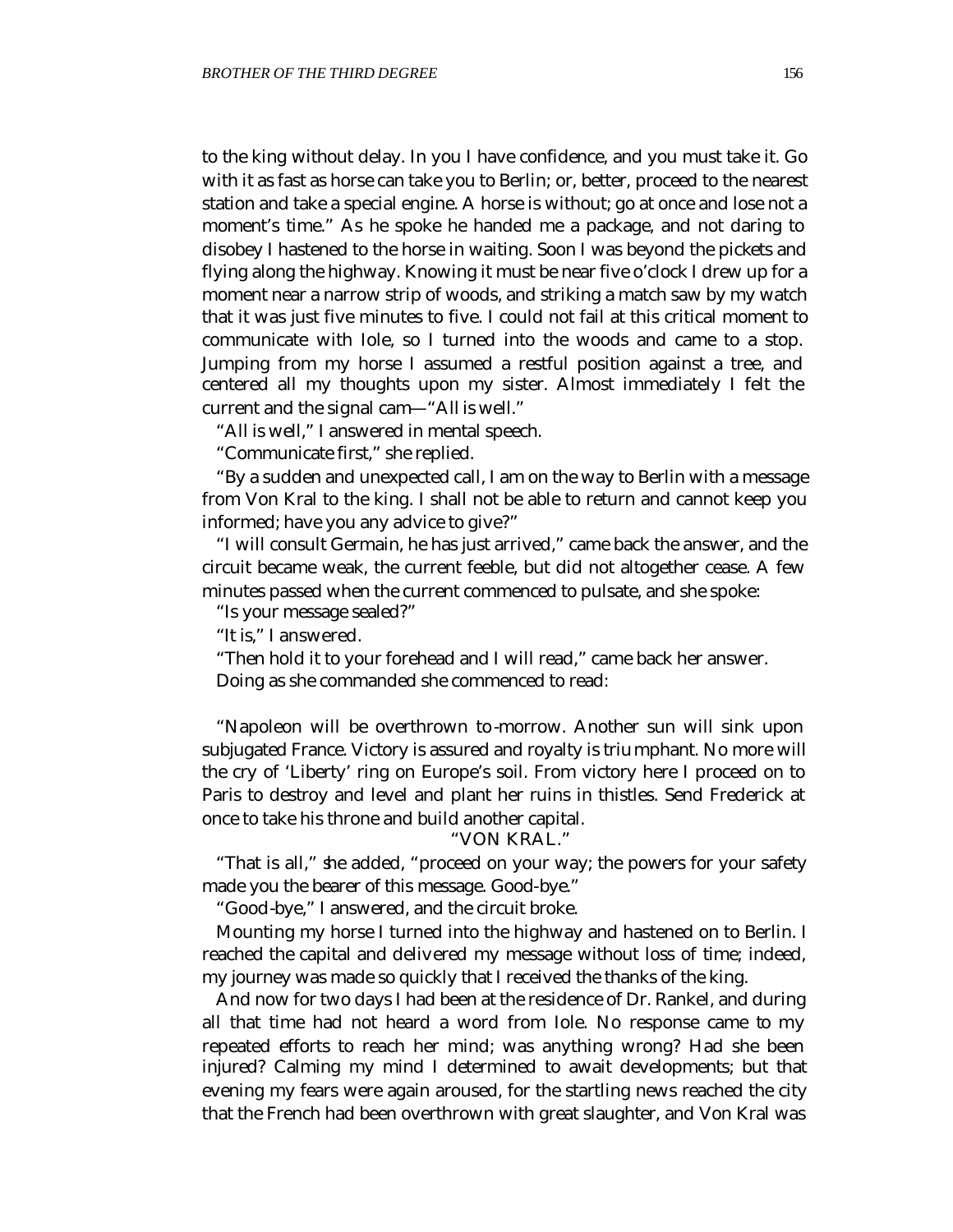to the king without delay. In you I have confidence, and you must take it. Go with it as fast as horse can take you to Berlin; or, better, proceed to the nearest station and take a special engine. A horse is without; go at once and lose not a moment's time." As he spoke he handed me a package, and not daring to disobey I hastened to the horse in waiting. Soon I was beyond the pickets and flying along the highway. Knowing it must be near five o'clock I drew up for a moment near a narrow strip of woods, and striking a match saw by my watch that it was just five minutes to five. I could not fail at this critical moment to communicate with Iole, so I turned into the woods and came to a stop. Jumping from my horse I assumed a restful position against a tree, and centered all my thoughts upon my sister. Almost immediately I felt the current and the signal cam—"All is well."

"All is well," I answered in mental speech.

"Communicate first," she replied.

"By a sudden and unexpected call, I am on the way to Berlin with a message from Von Kral to the king. I shall not be able to return and cannot keep you informed; have you any advice to give?"

"I will consult Germain, he has just arrived," came back the answer, and the circuit became weak, the current feeble, but did not altogether cease. A few minutes passed when the current commenced to pulsate, and she spoke:

"Is your message sealed?"

"It is," I answered.

"Then hold it to your forehead and I will read," came back her answer.

Doing as she commanded she commenced to read:

"Napoleon will be overthrown to-morrow. Another sun will sink upon subjugated France. Victory is assured and royalty is triumphant. No more will the cry of 'Liberty' ring on Europe's soil. From victory here I proceed on to Paris to destroy and level and plant her ruins in thistles. Send Frederick at once to take his throne and build another capital.

"VON KRAL."

"That is all," she added, "proceed on your way; the powers for your safety made you the bearer of this message. Good-bye."

"Good-bye," I answered, and the circuit broke.

Mounting my horse I turned into the highway and hastened on to Berlin. I reached the capital and delivered my message without loss of time; indeed, my journey was made so quickly that I received the thanks of the king.

And now for two days I had been at the residence of Dr. Rankel, and during all that time had not heard a word from Iole. No response came to my repeated efforts to reach her mind; was anything wrong? Had she been injured? Calming my mind I determined to await developments; but that evening my fears were again aroused, for the startling news reached the city that the French had been overthrown with great slaughter, and Von Kral was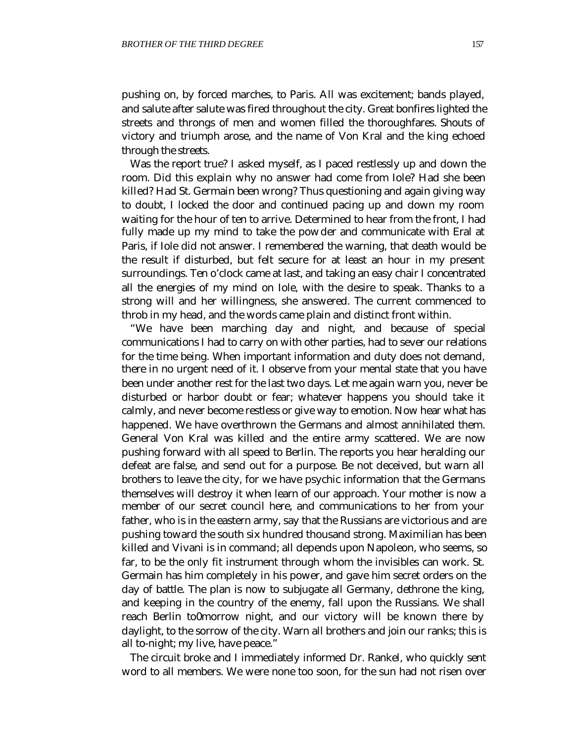pushing on, by forced marches, to Paris. All was excitement; bands played, and salute after salute was fired throughout the city. Great bonfires lighted the streets and throngs of men and women filled the thoroughfares. Shouts of victory and triumph arose, and the name of Von Kral and the king echoed through the streets.

Was the report true? I asked myself, as I paced restlessly up and down the room. Did this explain why no answer had come from Iole? Had she been killed? Had St. Germain been wrong? Thus questioning and again giving way to doubt, I locked the door and continued pacing up and down my room waiting for the hour of ten to arrive. Determined to hear from the front, I had fully made up my mind to take the pow der and communicate with Eral at Paris, if Iole did not answer. I remembered the warning, that death would be the result if disturbed, but felt secure for at least an hour in my present surroundings. Ten o'clock came at last, and taking an easy chair I concentrated all the energies of my mind on Iole, with the desire to speak. Thanks to a strong will and her willingness, she answered. The current commenced to throb in my head, and the words came plain and distinct front within.

"We have been marching day and night, and because of special communications I had to carry on with other parties, had to sever our relations for the time being. When important information and duty does not demand, there in no urgent need of it. I observe from your mental state that you have been under another rest for the last two days. Let me again warn you, never be disturbed or harbor doubt or fear; whatever happens you should take it calmly, and never become restless or give way to emotion. Now hear what has happened. We have overthrown the Germans and almost annihilated them. General Von Kral was killed and the entire army scattered. We are now pushing forward with all speed to Berlin. The reports you hear heralding our defeat are false, and send out for a purpose. Be not deceived, but warn all brothers to leave the city, for we have psychic information that the Germans themselves will destroy it when learn of our approach. Your mother is now a member of our secret council here, and communications to her from your father, who is in the eastern army, say that the Russians are victorious and are pushing toward the south six hundred thousand strong. Maximilian has been killed and Vivani is in command; all depends upon Napoleon, who seems, so far, to be the only fit instrument through whom the invisibles can work. St. Germain has him completely in his power, and gave him secret orders on the day of battle. The plan is now to subjugate all Germany, dethrone the king, and keeping in the country of the enemy, fall upon the Russians. We shall reach Berlin to0morrow night, and our victory will be known there by daylight, to the sorrow of the city. Warn all brothers and join our ranks; this is all to-night; my live, have peace."

The circuit broke and I immediately informed Dr. Rankel, who quickly sent word to all members. We were none too soon, for the sun had not risen over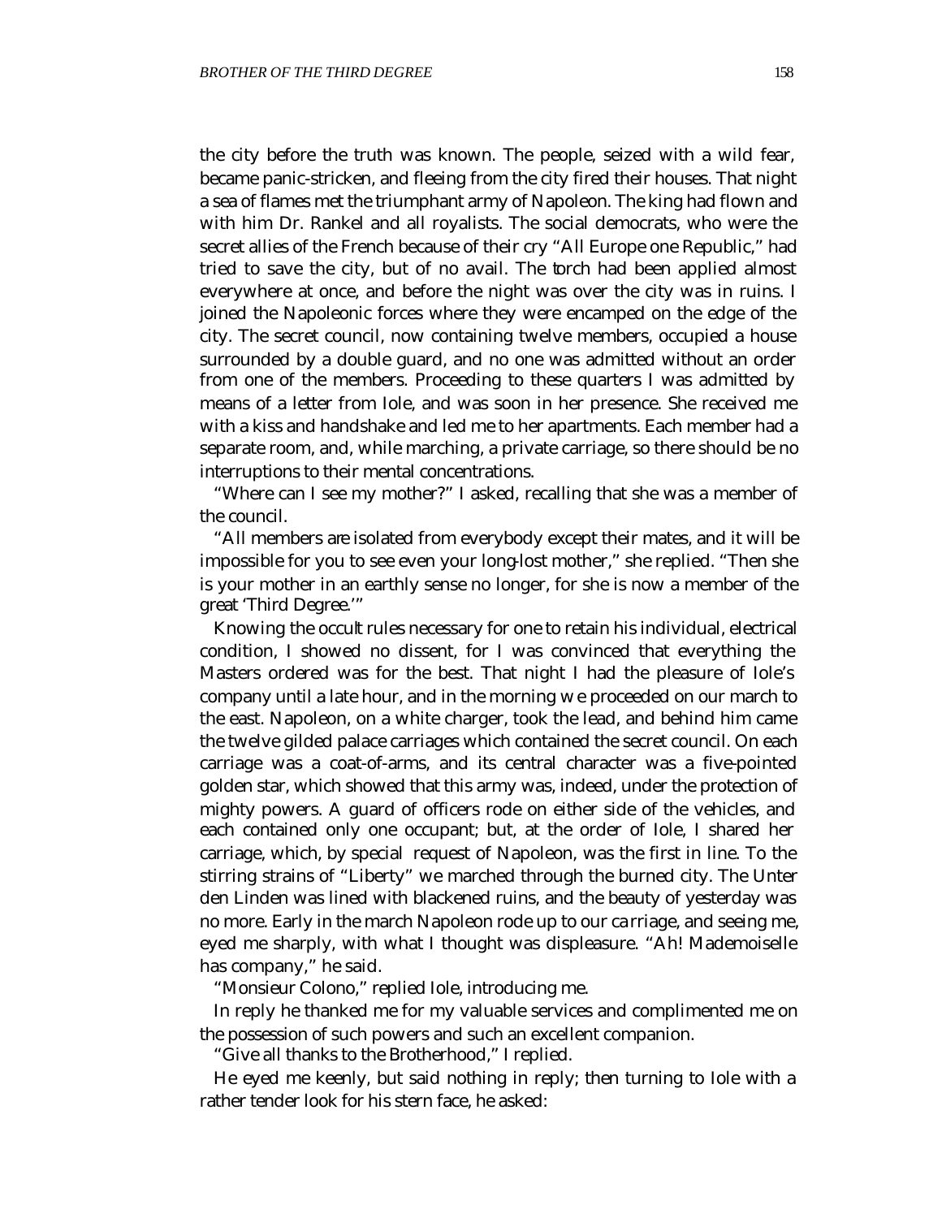the city before the truth was known. The people, seized with a wild fear, became panic-stricken, and fleeing from the city fired their houses. That night a sea of flames met the triumphant army of Napoleon. The king had flown and with him Dr. Rankel and all royalists. The social democrats, who were the secret allies of the French because of their cry "All Europe one Republic," had tried to save the city, but of no avail. The torch had been applied almost everywhere at once, and before the night was over the city was in ruins. I joined the Napoleonic forces where they were encamped on the edge of the city. The secret council, now containing twelve members, occupied a house surrounded by a double guard, and no one was admitted without an order from one of the members. Proceeding to these quarters I was admitted by means of a letter from Iole, and was soon in her presence. She received me with a kiss and handshake and led me to her apartments. Each member had a separate room, and, while marching, a private carriage, so there should be no interruptions to their mental concentrations.

"Where can I see my mother?" I asked, recalling that she was a member of the council.

"All members are isolated from everybody except their mates, and it will be impossible for you to see even your long-lost mother," she replied. "Then she is your mother in an earthly sense no longer, for she is now a member of the great 'Third Degree.'"

Knowing the occult rules necessary for one to retain his individual, electrical condition, I showed no dissent, for I was convinced that everything the Masters ordered was for the best. That night I had the pleasure of Iole's company until a late hour, and in the morning we proceeded on our march to the east. Napoleon, on a white charger, took the lead, and behind him came the twelve gilded palace carriages which contained the secret council. On each carriage was a coat-of-arms, and its central character was a five-pointed golden star, which showed that this army was, indeed, under the protection of mighty powers. A guard of officers rode on either side of the vehicles, and each contained only one occupant; but, at the order of Iole, I shared her carriage, which, by special request of Napoleon, was the first in line. To the stirring strains of "Liberty" we marched through the burned city. The Unter den Linden was lined with blackened ruins, and the beauty of yesterday was no more. Early in the march Napoleon rode up to our carriage, and seeing me, eyed me sharply, with what I thought was displeasure. "Ah! Mademoiselle has company," he said.

"Monsieur Colono," replied Iole, introducing me.

In reply he thanked me for my valuable services and complimented me on the possession of such powers and such an excellent companion.

"Give all thanks to the Brotherhood," I replied.

He eyed me keenly, but said nothing in reply; then turning to Iole with a rather tender look for his stern face, he asked: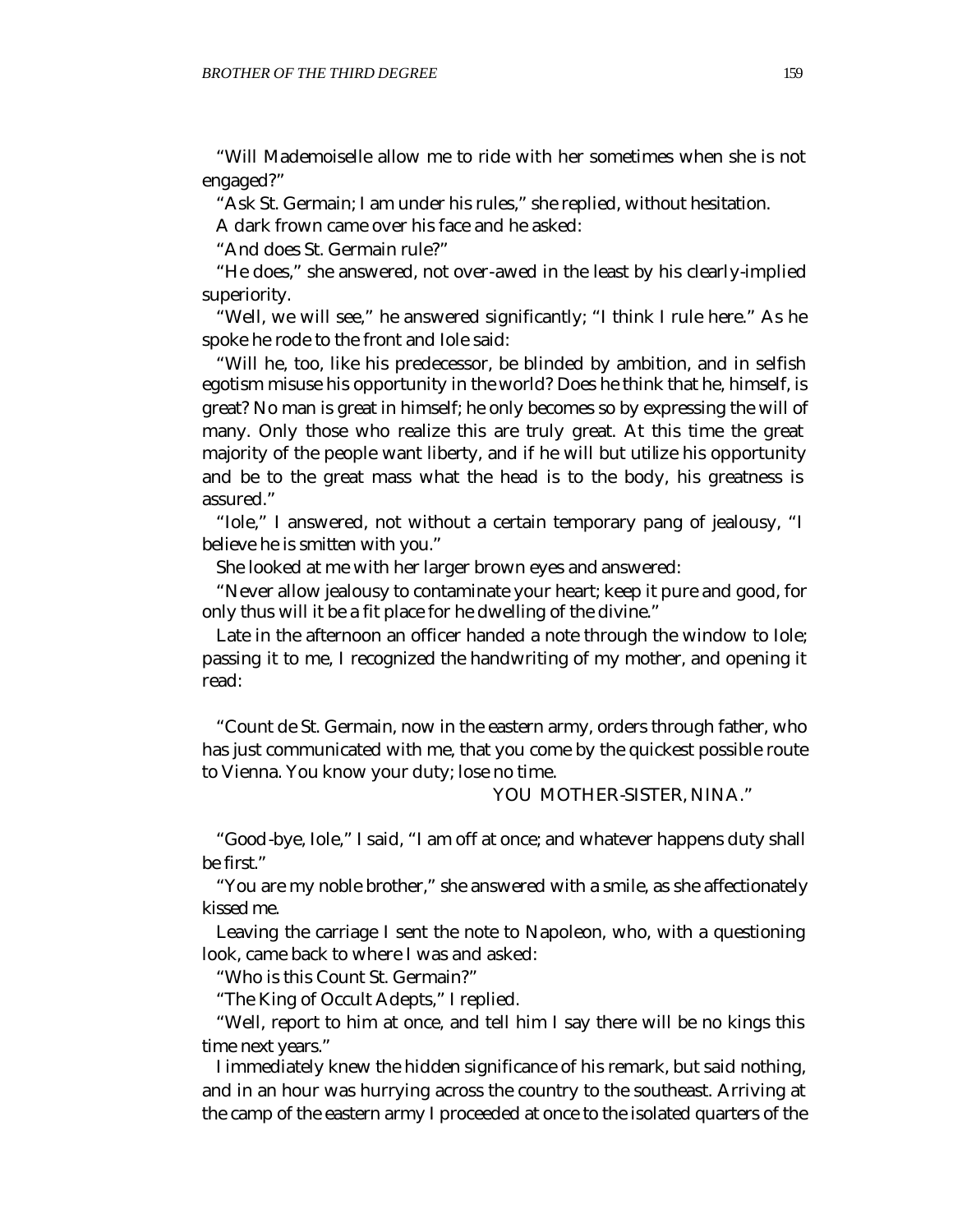"Will Mademoiselle allow me to ride with her sometimes when she is not engaged?"

"Ask St. Germain; I am under his rules," she replied, without hesitation.

A dark frown came over his face and he asked:

"And does St. Germain rule?"

"He does," she answered, not over-awed in the least by his clearly-implied superiority.

"Well, we will see," he answered significantly; "I think I rule here." As he spoke he rode to the front and Iole said:

"Will he, too, like his predecessor, be blinded by ambition, and in selfish egotism misuse his opportunity in the world? Does he think that he, himself, is great? No man is great in himself; he only becomes so by expressing the will of many. Only those who realize this are truly great. At this time the great majority of the people want liberty, and if he will but utilize his opportunity and be to the great mass what the head is to the body, his greatness is assured."

"Iole," I answered, not without a certain temporary pang of jealousy, "I believe he is smitten with you."

She looked at me with her larger brown eyes and answered:

"Never allow jealousy to contaminate your heart; keep it pure and good, for only thus will it be a fit place for he dwelling of the divine."

Late in the afternoon an officer handed a note through the window to Iole; passing it to me, I recognized the handwriting of my mother, and opening it read:

"Count de St. Germain, now in the eastern army, orders through father, who has just communicated with me, that you come by the quickest possible route to Vienna. You know your duty; lose no time.

YOU MOTHER-SISTER, NINA."

"Good-bye, Iole," I said, "I am off at once; and whatever happens duty shall be first."

"You are my noble brother," she answered with a smile, as she affectionately kissed me.

Leaving the carriage I sent the note to Napoleon, who, with a questioning look, came back to where I was and asked:

"Who is this Count St. Germain?"

"The King of Occult Adepts," I replied.

"Well, report to him at once, and tell him I say there will be no kings this time next years."

I immediately knew the hidden significance of his remark, but said nothing, and in an hour was hurrying across the country to the southeast. Arriving at the camp of the eastern army I proceeded at once to the isolated quarters of the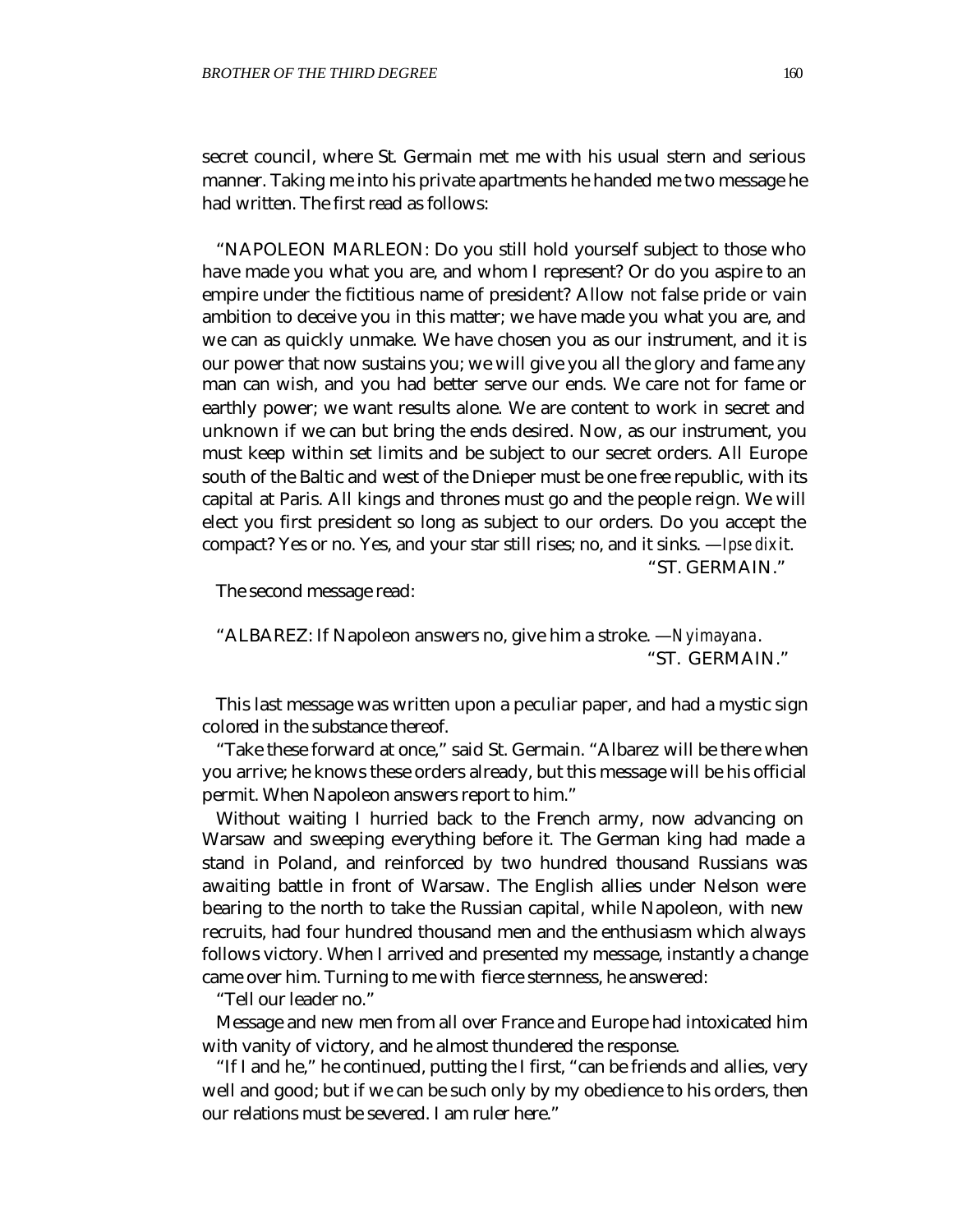secret council, where St. Germain met me with his usual stern and serious manner. Taking me into his private apartments he handed me two message he had written. The first read as follows:

"NAPOLEON MARLEON: Do you still hold yourself subject to those who have made you what you are, and whom I represent? Or do you aspire to an empire under the fictitious name of president? Allow not false pride or vain ambition to deceive you in this matter; we have made you what you are, and we can as quickly unmake. We have chosen you as our instrument, and it is our power that now sustains you; we will give you all the glory and fame any man can wish, and you had better serve our ends. We care not for fame or earthly power; we want results alone. We are content to work in secret and unknown if we can but bring the ends desired. Now, as our instrument, you must keep within set limits and be subject to our secret orders. All Europe south of the Baltic and west of the Dnieper must be one free republic, with its capital at Paris. All kings and thrones must go and the people reign. We will elect you first president so long as subject to our orders. Do you accept the compact? Yes or no. Yes, and your star still rises; no, and it sinks. —*Ipse dixit*.

"ST. GERMAIN."

The second message read:

"ALBAREZ: If Napoleon answers no, give him a stroke. —*Nyimayana*.

"ST. GERMAIN."

This last message was written upon a peculiar paper, and had a mystic sign colored in the substance thereof.

"Take these forward at once," said St. Germain. "Albarez will be there when you arrive; he knows these orders already, but this message will be his official permit. When Napoleon answers report to him."

Without waiting I hurried back to the French army, now advancing on Warsaw and sweeping everything before it. The German king had made a stand in Poland, and reinforced by two hundred thousand Russians was awaiting battle in front of Warsaw. The English allies under Nelson were bearing to the north to take the Russian capital, while Napoleon, with new recruits, had four hundred thousand men and the enthusiasm which always follows victory. When I arrived and presented my message, instantly a change came over him. Turning to me with fierce sternness, he answered:

"Tell our leader no."

Message and new men from all over France and Europe had intoxicated him with vanity of victory, and he almost thundered the response.

"If I and he," he continued, putting the I first, "can be friends and allies, very well and good; but if we can be such only by my obedience to his orders, then our relations must be severed. I am ruler here."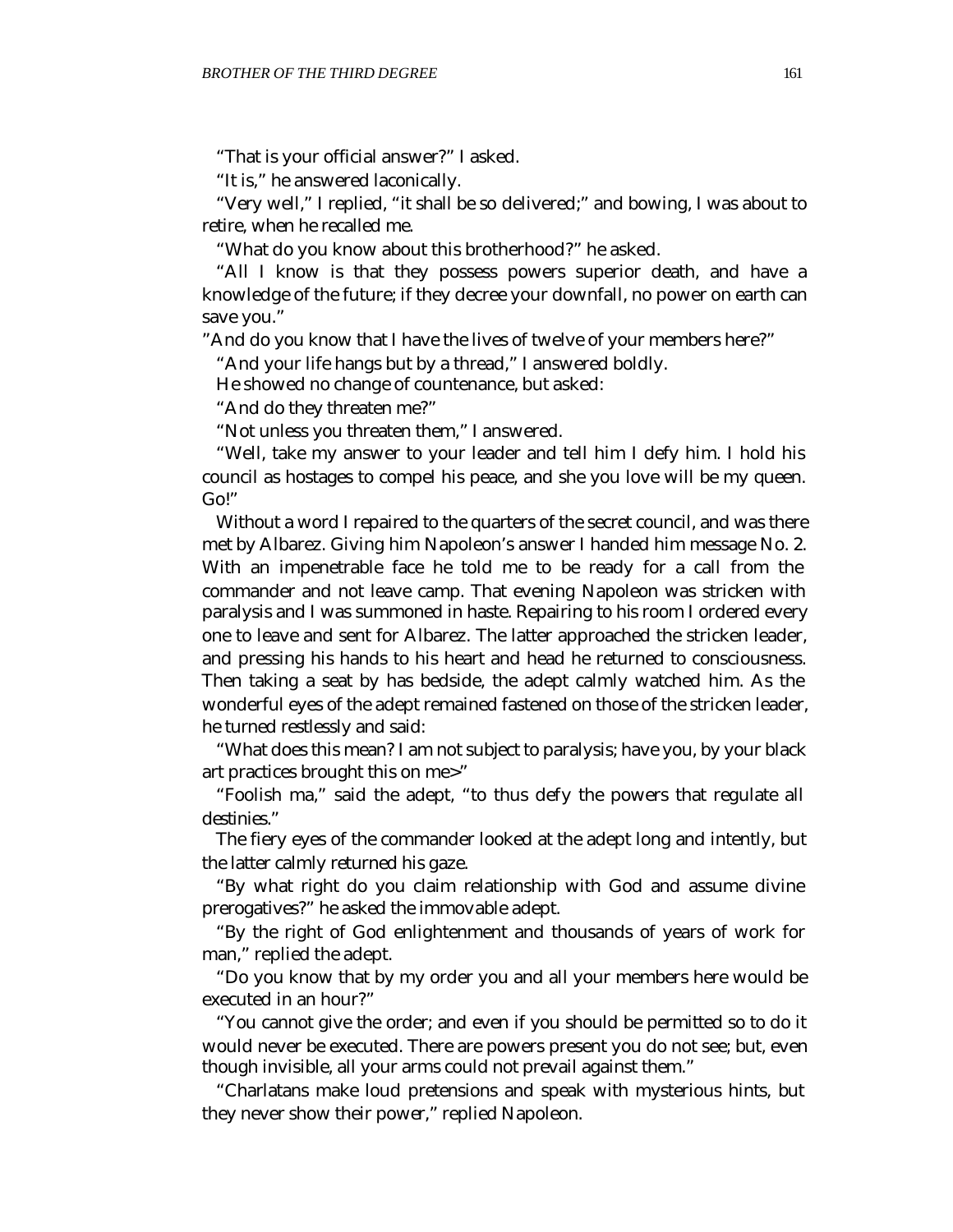"That is your official answer?" I asked.

"It is," he answered laconically.

"Very well," I replied, "it shall be so delivered;" and bowing, I was about to retire, when he recalled me.

"What do you know about this brotherhood?" he asked.

"All I know is that they possess powers superior death, and have a knowledge of the future; if they decree your downfall, no power on earth can save you."

"And do you know that I have the lives of twelve of your members here?"

"And your life hangs but by a thread," I answered boldly.

He showed no change of countenance, but asked:

"And do they threaten me?"

"Not unless you threaten them," I answered.

"Well, take my answer to your leader and tell him I defy him. I hold his council as hostages to compel his peace, and she you love will be my queen. Go!"

Without a word I repaired to the quarters of the secret council, and was there met by Albarez. Giving him Napoleon's answer I handed him message No. 2. With an impenetrable face he told me to be ready for a call from the commander and not leave camp. That evening Napoleon was stricken with paralysis and I was summoned in haste. Repairing to his room I ordered every one to leave and sent for Albarez. The latter approached the stricken leader, and pressing his hands to his heart and head he returned to consciousness. Then taking a seat by has bedside, the adept calmly watched him. As the wonderful eyes of the adept remained fastened on those of the stricken leader, he turned restlessly and said:

"What does this mean? I am not subject to paralysis; have you, by your black art practices brought this on me>"

"Foolish ma," said the adept, "to thus defy the powers that regulate all destinies."

The fiery eyes of the commander looked at the adept long and intently, but the latter calmly returned his gaze.

"By what right do you claim relationship with God and assume divine prerogatives?" he asked the immovable adept.

"By the right of God enlightenment and thousands of years of work for man," replied the adept.

"Do you know that by my order you and all your members here would be executed in an hour?"

"You cannot give the order; and even if you should be permitted so to do it would never be executed. There are powers present you do not see; but, even though invisible, all your arms could not prevail against them."

"Charlatans make loud pretensions and speak with mysterious hints, but they never show their power," replied Napoleon.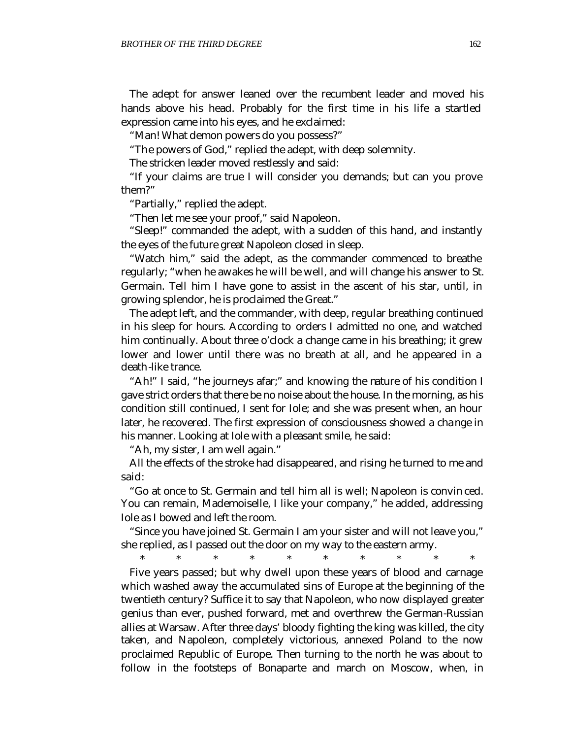The adept for answer leaned over the recumbent leader and moved his hands above his head. Probably for the first time in his life a startled expression came into his eyes, and he exclaimed:

"Man! What demon powers do you possess?"

"The powers of God," replied the adept, with deep solemnity.

The stricken leader moved restlessly and said:

"If your claims are true I will consider you demands; but can you prove them?"

"Partially," replied the adept.

"Then let me see your proof," said Napoleon.

"Sleep!" commanded the adept, with a sudden of this hand, and instantly the eyes of the future great Napoleon closed in sleep.

"Watch him," said the adept, as the commander commenced to breathe regularly; "when he awakes he will be well, and will change his answer to St. Germain. Tell him I have gone to assist in the ascent of his star, until, in growing splendor, he is proclaimed the Great."

The adept left, and the commander, with deep, regular breathing continued in his sleep for hours. According to orders I admitted no one, and watched him continually. About three o'clock a change came in his breathing; it grew lower and lower until there was no breath at all, and he appeared in a death-like trance.

"Ah!" I said, "he journeys afar;" and knowing the nature of his condition I gave strict orders that there be no noise about the house. In the morning, as his condition still continued, I sent for Iole; and she was present when, an hour later, he recovered. The first expression of consciousness showed a change in his manner. Looking at Iole with a pleasant smile, he said:

"Ah, my sister, I am well again."

All the effects of the stroke had disappeared, and rising he turned to me and said:

"Go at once to St. Germain and tell him all is well; Napoleon is convinced. You can remain, Mademoiselle, I like your company," he added, addressing Iole as I bowed and left the room.

"Since you have joined St. Germain I am your sister and will not leave you," she replied, as I passed out the door on my way to the eastern army.

\* \* \* \* \* \* \* \* \* \*

Five years passed; but why dwell upon these years of blood and carnage which washed away the accumulated sins of Europe at the beginning of the twentieth century? Suffice it to say that Napoleon, who now displayed greater genius than ever, pushed forward, met and overthrew the German-Russian allies at Warsaw. After three days' bloody fighting the king was killed, the city taken, and Napoleon, completely victorious, annexed Poland to the now proclaimed Republic of Europe. Then turning to the north he was about to follow in the footsteps of Bonaparte and march on Moscow, when, in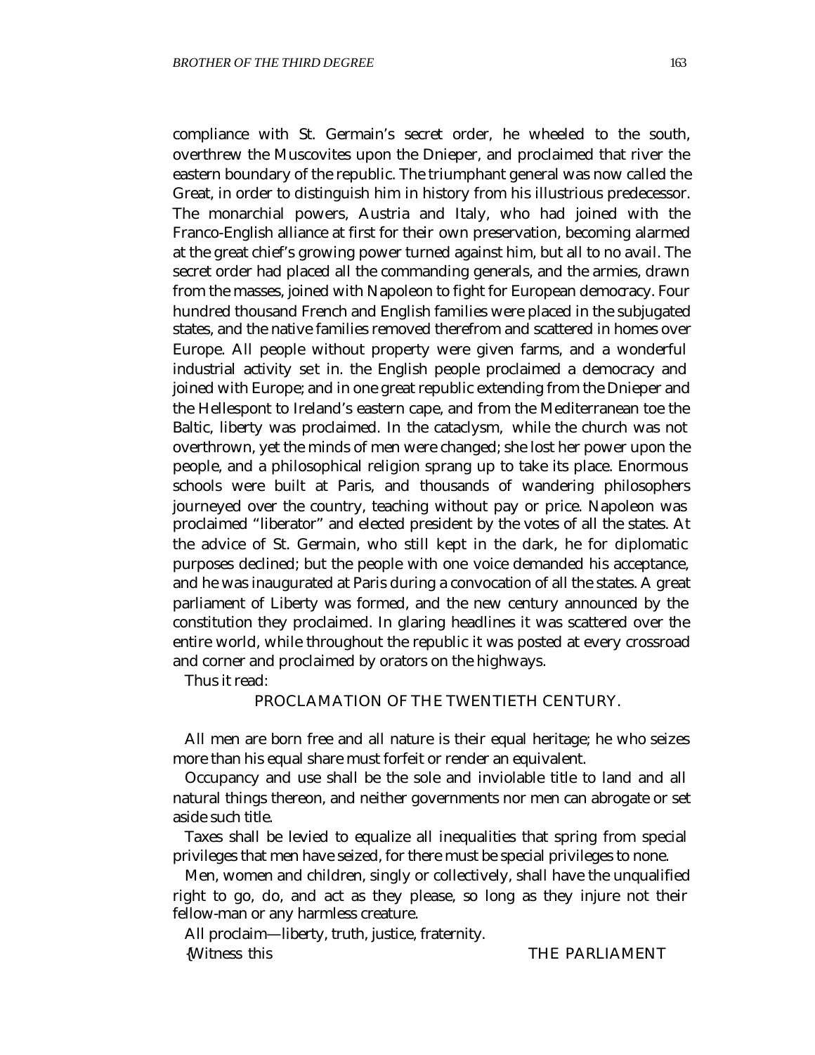compliance with St. Germain's secret order, he wheeled to the south, overthrew the Muscovites upon the Dnieper, and proclaimed that river the eastern boundary of the republic. The triumphant general was now called the Great, in order to distinguish him in history from his illustrious predecessor. The monarchial powers, Austria and Italy, who had joined with the Franco-English alliance at first for their own preservation, becoming alarmed at the great chief's growing power turned against him, but all to no avail. The secret order had placed all the commanding generals, and the armies, drawn from the masses, joined with Napoleon to fight for European democracy. Four hundred thousand French and English families were placed in the subjugated states, and the native families removed therefrom and scattered in homes over Europe. All people without property were given farms, and a wonderful industrial activity set in. the English people proclaimed a democracy and joined with Europe; and in one great republic extending from the Dnieper and the Hellespont to Ireland's eastern cape, and from the Mediterranean toe the Baltic, liberty was proclaimed. In the cataclysm, while the church was not overthrown, yet the minds of men were changed; she lost her power upon the people, and a philosophical religion sprang up to take its place. Enormous schools were built at Paris, and thousands of wandering philosophers journeyed over the country, teaching without pay or price. Napoleon was proclaimed "liberator" and elected president by the votes of all the states. At the advice of St. Germain, who still kept in the dark, he for diplomatic purposes declined; but the people with one voice demanded his acceptance, and he was inaugurated at Paris during a convocation of all the states. A great parliament of Liberty was formed, and the new century announced by the constitution they proclaimed. In glaring headlines it was scattered over the entire world, while throughout the republic it was posted at every crossroad and corner and proclaimed by orators on the highways.

Thus it read:

PROCLAMATION OF THE TWENTIETH CENTURY.

All men are born free and all nature is their equal heritage; he who seizes more than his equal share must forfeit or render an equivalent.

Occupancy and use shall be the sole and inviolable title to land and all natural things thereon, and neither governments nor men can abrogate or set aside such title.

Taxes shall be levied to equalize all inequalities that spring from special privileges that men have seized, for there must be special privileges to none.

Men, women and children, singly or collectively, shall have the unqualified right to go, do, and act as they please, so long as they injure not their fellow-man or any harmless creature.

All proclaim—liberty, truth, justice, fraternity.

{Witness this THE PARLIAMENT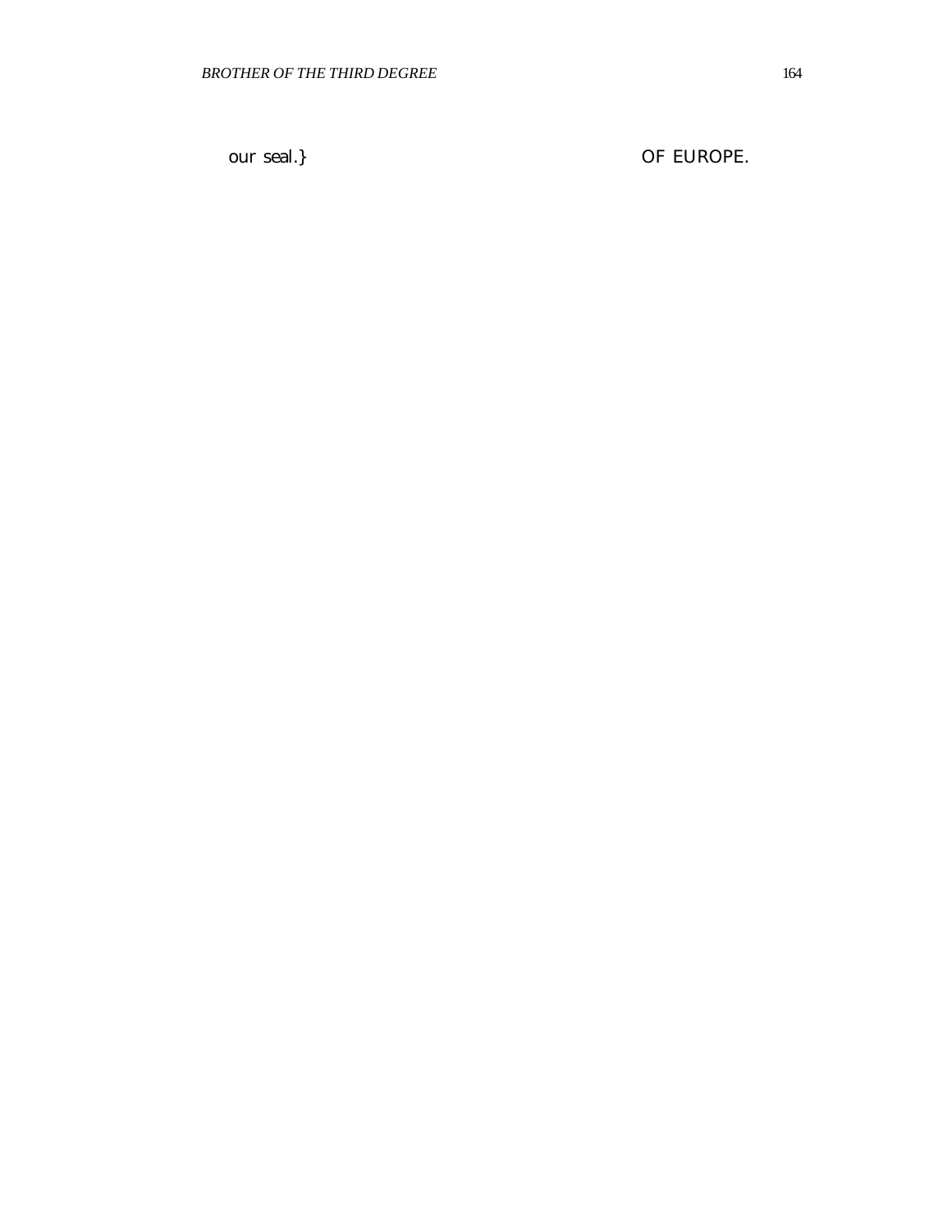our seal.}                                        OF EUROPE.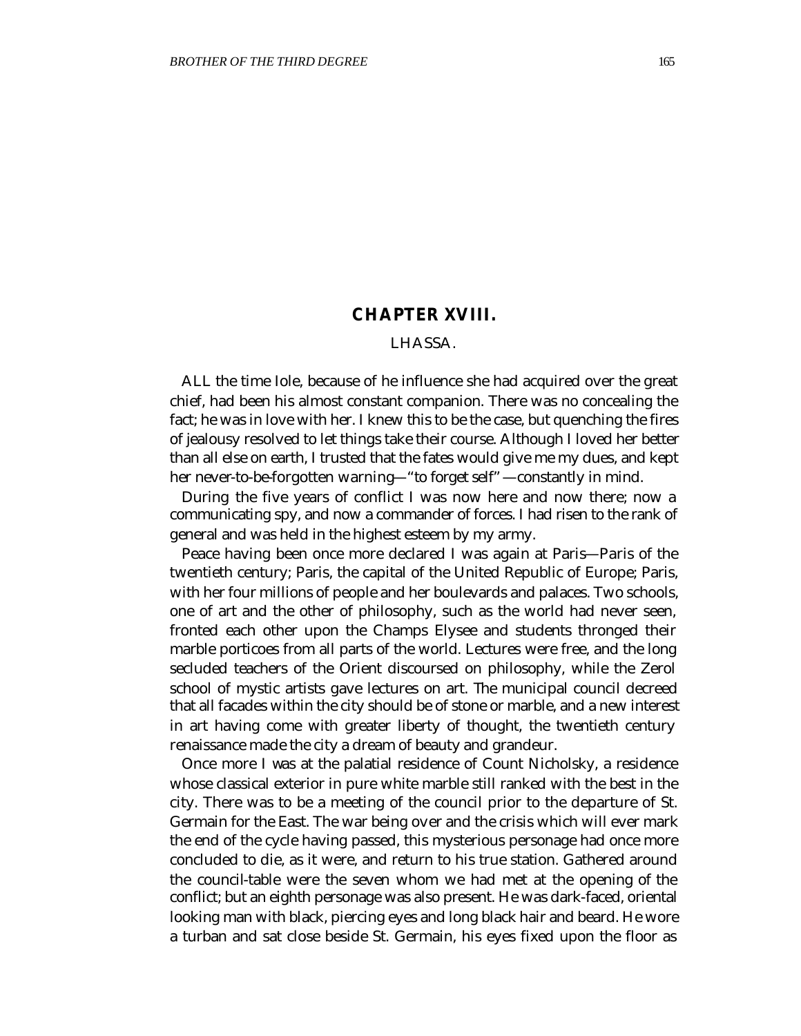## CHAPTER XVIII.

### LHASSA.

ALL the time Iole, because of he influence she had acquired over the great chief, had been his almost constant companion. There was no concealing the fact; he was in love with her. I knew this to be the case, but quenching the fires of jealousy resolved to let things take their course. Although I loved her better than all else on earth, I trusted that the fates would give me my dues, and kept her never-to-be-forgotten warning—"to forget self"—constantly in mind.

During the five years of conflict I was now here and now there; now a communicating spy, and now a commander of forces. I had risen to the rank of general and was held in the highest esteem by my army.

Peace having been once more declared I was again at Paris—Paris of the twentieth century; Paris, the capital of the United Republic of Europe; Paris, with her four millions of people and her boulevards and palaces. Two schools, one of art and the other of philosophy, such as the world had never seen, fronted each other upon the Champs Elysee and students thronged their marble porticoes from all parts of the world. Lectures were free, and the long secluded teachers of the Orient discoursed on philosophy, while the Zerol school of mystic artists gave lectures on art. The municipal council decreed that all facades within the city should be of stone or marble, and a new interest in art having come with greater liberty of thought, the twentieth century renaissance made the city a dream of beauty and grandeur.

Once more I was at the palatial residence of Count Nicholsky, a residence whose classical exterior in pure white marble still ranked with the best in the city. There was to be a meeting of the council prior to the departure of St. Germain for the East. The war being over and the crisis which will ever mark the end of the cycle having passed, this mysterious personage had once more concluded to die, as it were, and return to his true station. Gathered around the council-table were the seven whom we had met at the opening of the conflict; but an eighth personage was also present. He was dark-faced, oriental looking man with black, piercing eyes and long black hair and beard. He wore a turban and sat close beside St. Germain, his eyes fixed upon the floor as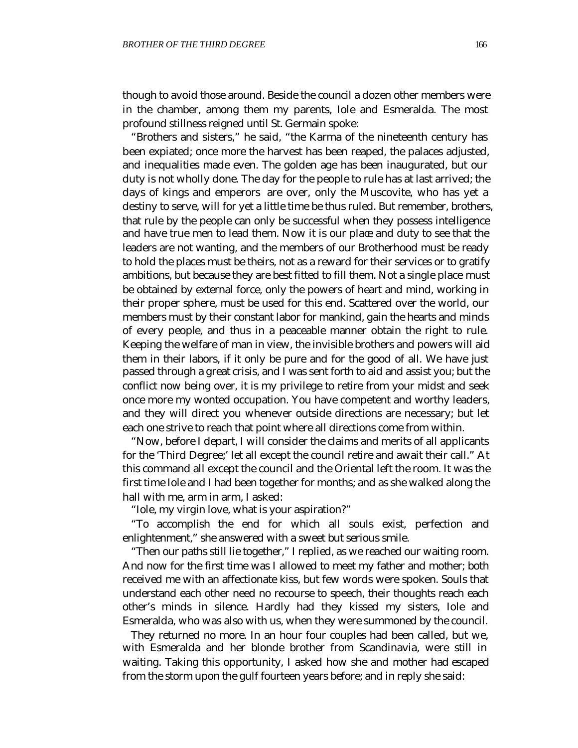though to avoid those around. Beside the council a dozen other members were in the chamber, among them my parents, Iole and Esmeralda. The most profound stillness reigned until St. Germain spoke:

"Brothers and sisters," he said, "the Karma of the nineteenth century has been expiated; once more the harvest has been reaped, the palaces adjusted, and inequalities made even. The golden age has been inaugurated, but our duty is not wholly done. The day for the people to rule has at last arrived; the days of kings and emperors are over, only the Muscovite, who has yet a destiny to serve, will for yet a little time be thus ruled. But remember, brothers, that rule by the people can only be successful when they possess intelligence and have true men to lead them. Now it is our place and duty to see that the leaders are not wanting, and the members of our Brotherhood must be ready to hold the places must be theirs, not as a reward for their services or to gratify ambitions, but because they are best fitted to fill them. Not a single place must be obtained by external force, only the powers of heart and mind, working in their proper sphere, must be used for this end. Scattered over the world, our members must by their constant labor for mankind, gain the hearts and minds of every people, and thus in a peaceable manner obtain the right to rule. Keeping the welfare of man in view, the invisible brothers and powers will aid them in their labors, if it only be pure and for the good of all. We have just passed through a great crisis, and I was sent forth to aid and assist you; but the conflict now being over, it is my privilege to retire from your midst and seek once more my wonted occupation. You have competent and worthy leaders, and they will direct you whenever outside directions are necessary; but let each one strive to reach that point where all directions come from within.

"Now, before I depart, I will consider the claims and merits of all applicants for the 'Third Degree;' let all except the council retire and await their call." At this command all except the council and the Oriental left the room. It was the first time Iole and I had been together for months; and as she walked along the hall with me, arm in arm, I asked:

"Iole, my virgin love, what is your aspiration?"

"To accomplish the end for which all souls exist, perfection and enlightenment," she answered with a sweet but serious smile.

"Then our paths still lie together," I replied, as we reached our waiting room. And now for the first time was I allowed to meet my father and mother; both received me with an affectionate kiss, but few words were spoken. Souls that understand each other need no recourse to speech, their thoughts reach each other's minds in silence. Hardly had they kissed my sisters, Iole and Esmeralda, who was also with us, when they were summoned by the council.

They returned no more. In an hour four couples had been called, but we, with Esmeralda and her blonde brother from Scandinavia, were still in waiting. Taking this opportunity, I asked how she and mother had escaped from the storm upon the gulf fourteen years before; and in reply she said: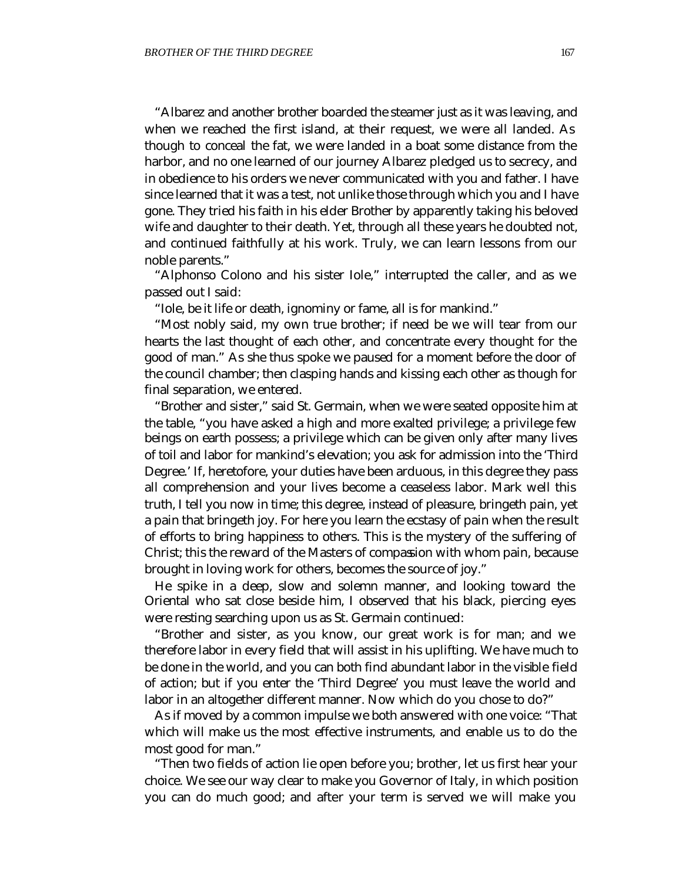"Albarez and another brother boarded the steamer just as it was leaving, and when we reached the first island, at their request, we were all landed. As though to conceal the fat, we were landed in a boat some distance from the harbor, and no one learned of our journey Albarez pledged us to secrecy, and in obedience to his orders we never communicated with you and father. I have since learned that it was a test, not unlike those through which you and I have gone. They tried his faith in his elder Brother by apparently taking his beloved wife and daughter to their death. Yet, through all these years he doubted not, and continued faithfully at his work. Truly, we can learn lessons from our noble parents."

"Alphonso Colono and his sister Iole," interrupted the caller, and as we passed out I said:

"Iole, be it life or death, ignominy or fame, all is for mankind."

"Most nobly said, my own true brother; if need be we will tear from our hearts the last thought of each other, and concentrate every thought for the good of man." As she thus spoke we paused for a moment before the door of the council chamber; then clasping hands and kissing each other as though for final separation, we entered.

"Brother and sister," said St. Germain, when we were seated opposite him at the table, "you have asked a high and more exalted privilege; a privilege few beings on earth possess; a privilege which can be given only after many lives of toil and labor for mankind's elevation; you ask for admission into the 'Third Degree.' If, heretofore, your duties have been arduous, in this degree they pass all comprehension and your lives become a ceaseless labor. Mark well this truth, I tell you now in time; this degree, instead of pleasure, bringeth pain, yet a pain that bringeth joy. For here you learn the ecstasy of pain when the result of efforts to bring happiness to others. This is the mystery of the suffering of Christ; this the reward of the Masters of compassion with whom pain, because brought in loving work for others, becomes the source of joy."

He spike in a deep, slow and solemn manner, and looking toward the Oriental who sat close beside him, I observed that his black, piercing eyes were resting searching upon us as St. Germain continued:

"Brother and sister, as you know, our great work is for man; and we therefore labor in every field that will assist in his uplifting. We have much to be done in the world, and you can both find abundant labor in the visible field of action; but if you enter the 'Third Degree' you must leave the world and labor in an altogether different manner. Now which do you chose to do?"

As if moved by a common impulse we both answered with one voice: "That which will make us the most effective instruments, and enable us to do the most good for man."

"Then two fields of action lie open before you; brother, let us first hear your choice. We see our way clear to make you Governor of Italy, in which position you can do much good; and after your term is served we will make you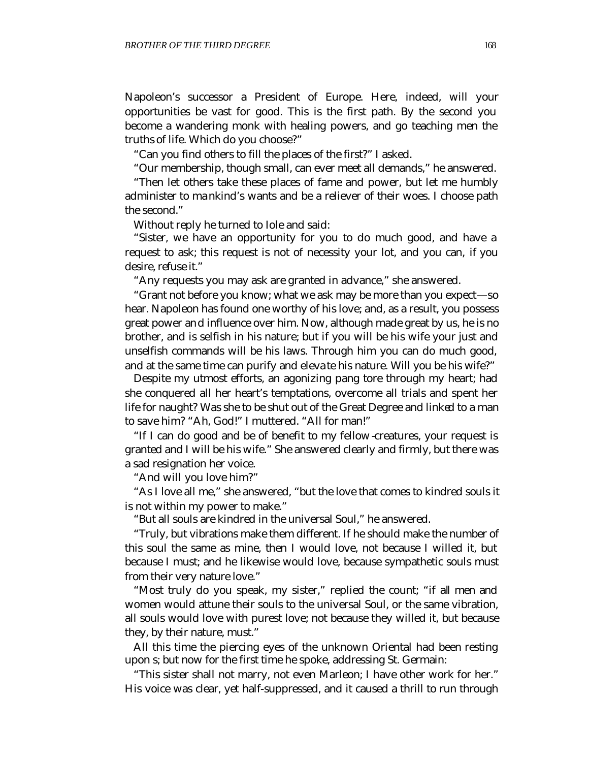Napoleon's successor a President of Europe. Here, indeed, will your opportunities be vast for good. This is the first path. By the second you become a wandering monk with healing powers, and go teaching men the truths of life. Which do you choose?"

"Can you find others to fill the places of the first?" I asked.

"Our membership, though small, can ever meet all demands," he answered.

"Then let others take these places of fame and power, but let me humbly administer to mankind's wants and be a reliever of their woes. I choose path the second."

Without reply he turned to Iole and said:

"Sister, we have an opportunity for you to do much good, and have a request to ask; this request is not of necessity your lot, and you can, if you desire, refuse it."

"Any requests you may ask are granted in advance," she answered.

"Grant not before you know; what we ask may be more than you expect—so hear. Napoleon has found one worthy of his love; and, as a result, you possess great power and influence over him. Now, although made great by us, he is no brother, and is selfish in his nature; but if you will be his wife your just and unselfish commands will be his laws. Through him you can do much good, and at the same time can purify and elevate his nature. Will you be his wife?"

Despite my utmost efforts, an agonizing pang tore through my heart; had she conquered all her heart's temptations, overcome all trials and spent her life for naught? Was she to be shut out of the Great Degree and linked to a man to save him? "Ah, God!" I muttered. "All for man!"

"If I can do good and be of benefit to my fellow-creatures, your request is granted and I will be his wife." She answered clearly and firmly, but there was a sad resignation her voice.

"And will you love him?"

"As I love all me," she answered, "but the love that comes to kindred souls it is not within my power to make."

"But all souls are kindred in the universal Soul," he answered.

"Truly, but vibrations make them different. If he should make the number of this soul the same as mine, then I would love, not because I willed it, but because I must; and he likewise would love, because sympathetic souls must from their very nature love."

"Most truly do you speak, my sister," replied the count; "if all men and women would attune their souls to the universal Soul, or the same vibration, all souls would love with purest love; not because they willed it, but because they, by their nature, must."

All this time the piercing eyes of the unknown Oriental had been resting upon s; but now for the first time he spoke, addressing St. Germain:

"This sister shall not marry, not even Marleon; I have other work for her." His voice was clear, yet half-suppressed, and it caused a thrill to run through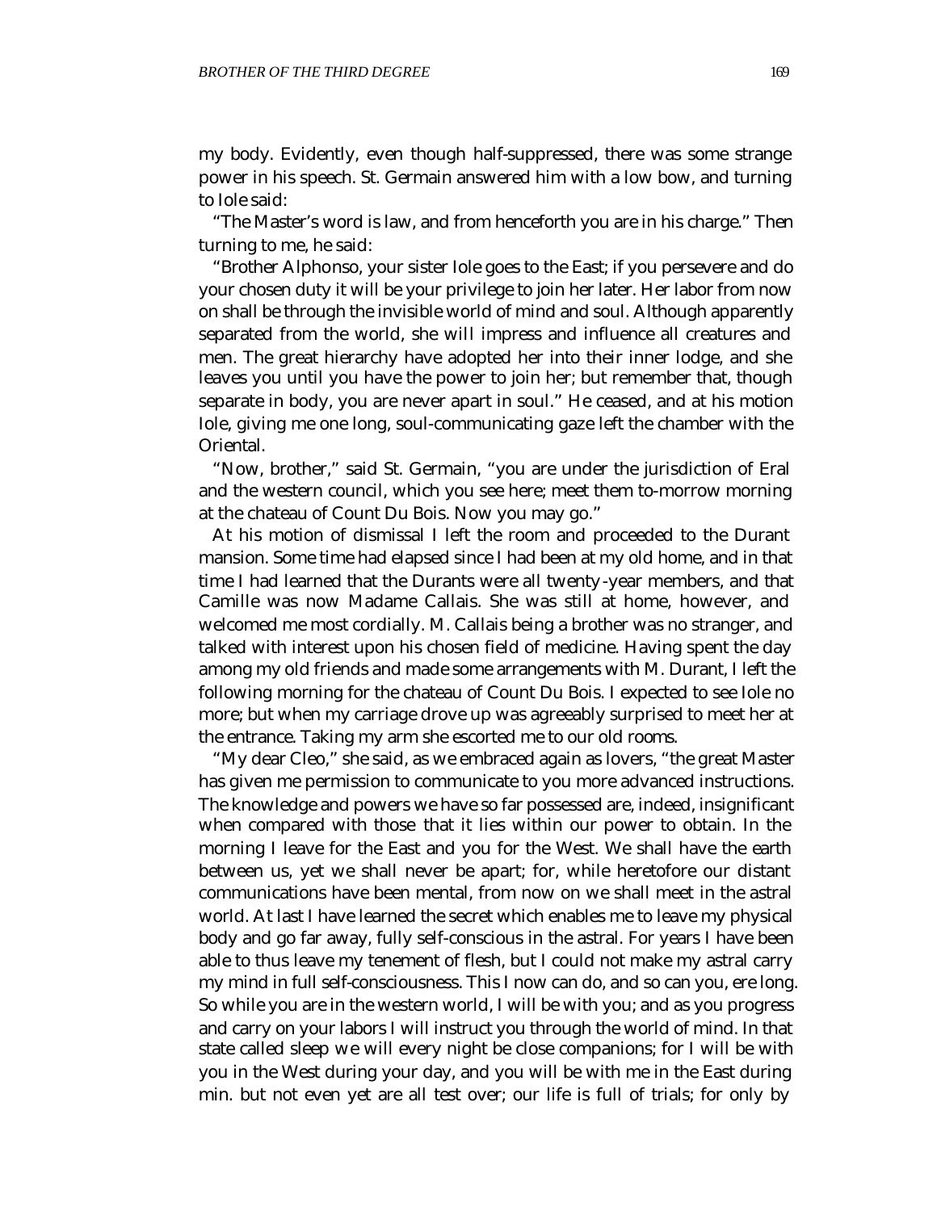my body. Evidently, even though half-suppressed, there was some strange power in his speech. St. Germain answered him with a low bow, and turning to Iole said:

"The Master's word is law, and from henceforth you are in his charge." Then turning to me, he said:

"Brother Alphonso, your sister Iole goes to the East; if you persevere and do your chosen duty it will be your privilege to join her later. Her labor from now on shall be through the invisible world of mind and soul. Although apparently separated from the world, she will impress and influence all creatures and men. The great hierarchy have adopted her into their inner lodge, and she leaves you until you have the power to join her; but remember that, though separate in body, you are never apart in soul." He ceased, and at his motion Iole, giving me one long, soul-communicating gaze left the chamber with the Oriental.

"Now, brother," said St. Germain, "you are under the jurisdiction of Eral and the western council, which you see here; meet them to-morrow morning at the chateau of Count Du Bois. Now you may go."

At his motion of dismissal I left the room and proceeded to the Durant mansion. Some time had elapsed since I had been at my old home, and in that time I had learned that the Durants were all twenty-year members, and that Camille was now Madame Callais. She was still at home, however, and welcomed me most cordially. M. Callais being a brother was no stranger, and talked with interest upon his chosen field of medicine. Having spent the day among my old friends and made some arrangements with M. Durant, I left the following morning for the chateau of Count Du Bois. I expected to see Iole no more; but when my carriage drove up was agreeably surprised to meet her at the entrance. Taking my arm she escorted me to our old rooms.

"My dear Cleo," she said, as we embraced again as lovers, "the great Master has given me permission to communicate to you more advanced instructions. The knowledge and powers we have so far possessed are, indeed, insignificant when compared with those that it lies within our power to obtain. In the morning I leave for the East and you for the West. We shall have the earth between us, yet we shall never be apart; for, while heretofore our distant communications have been mental, from now on we shall meet in the astral world. At last I have learned the secret which enables me to leave my physical body and go far away, fully self-conscious in the astral. For years I have been able to thus leave my tenement of flesh, but I could not make my astral carry my mind in full self-consciousness. This I now can do, and so can you, ere long. So while you are in the western world, I will be with you; and as you progress and carry on your labors I will instruct you through the world of mind. In that state called sleep we will every night be close companions; for I will be with you in the West during your day, and you will be with me in the East during min. but not even yet are all test over; our life is full of trials; for only by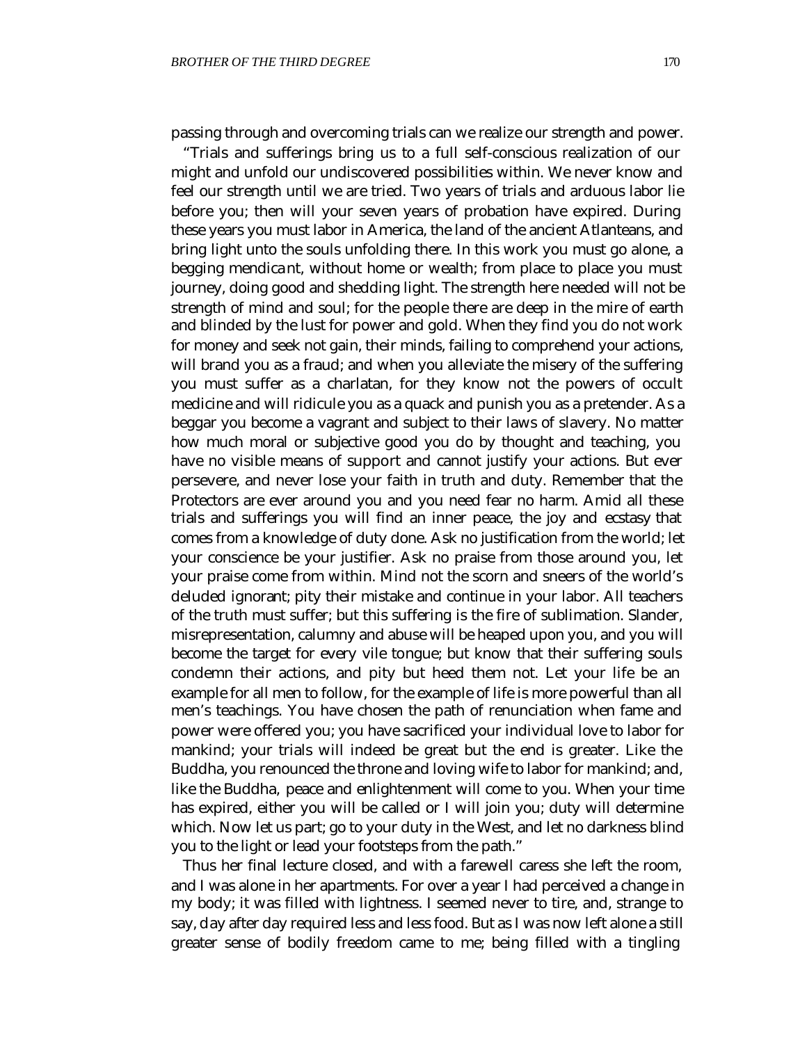passing through and overcoming trials can we realize our strength and power.

"Trials and sufferings bring us to a full self-conscious realization of our might and unfold our undiscovered possibilities within. We never know and feel our strength until we are tried. Two years of trials and arduous labor lie before you; then will your seven years of probation have expired. During these years you must labor in America, the land of the ancient Atlanteans, and bring light unto the souls unfolding there. In this work you must go alone, a begging mendicant, without home or wealth; from place to place you must journey, doing good and shedding light. The strength here needed will not be strength of mind and soul; for the people there are deep in the mire of earth and blinded by the lust for power and gold. When they find you do not work for money and seek not gain, their minds, failing to comprehend your actions, will brand you as a fraud; and when you alleviate the misery of the suffering you must suffer as a charlatan, for they know not the powers of occult medicine and will ridicule you as a quack and punish you as a pretender. As a beggar you become a vagrant and subject to their laws of slavery. No matter how much moral or subjective good you do by thought and teaching, you have no visible means of support and cannot justify your actions. But ever persevere, and never lose your faith in truth and duty. Remember that the Protectors are ever around you and you need fear no harm. Amid all these trials and sufferings you will find an inner peace, the joy and ecstasy that comes from a knowledge of duty done. Ask no justification from the world; let your conscience be your justifier. Ask no praise from those around you, let your praise come from within. Mind not the scorn and sneers of the world's deluded ignorant; pity their mistake and continue in your labor. All teachers of the truth must suffer; but this suffering is the fire of sublimation. Slander, misrepresentation, calumny and abuse will be heaped upon you, and you will become the target for every vile tongue; but know that their suffering souls condemn their actions, and pity but heed them not. Let your life be an example for all men to follow, for the example of life is more powerful than all men's teachings. You have chosen the path of renunciation when fame and power were offered you; you have sacrificed your individual love to labor for mankind; your trials will indeed be great but the end is greater. Like the Buddha, you renounced the throne and loving wife to labor for mankind; and, like the Buddha, peace and enlightenment will come to you. When your time has expired, either you will be called or I will join you; duty will determine which. Now let us part; go to your duty in the West, and let no darkness blind you to the light or lead your footsteps from the path."

Thus her final lecture closed, and with a farewell caress she left the room, and I was alone in her apartments. For over a year I had perceived a change in my body; it was filled with lightness. I seemed never to tire, and, strange to say, day after day required less and less food. But as I was now left alone a still greater sense of bodily freedom came to me; being filled with a tingling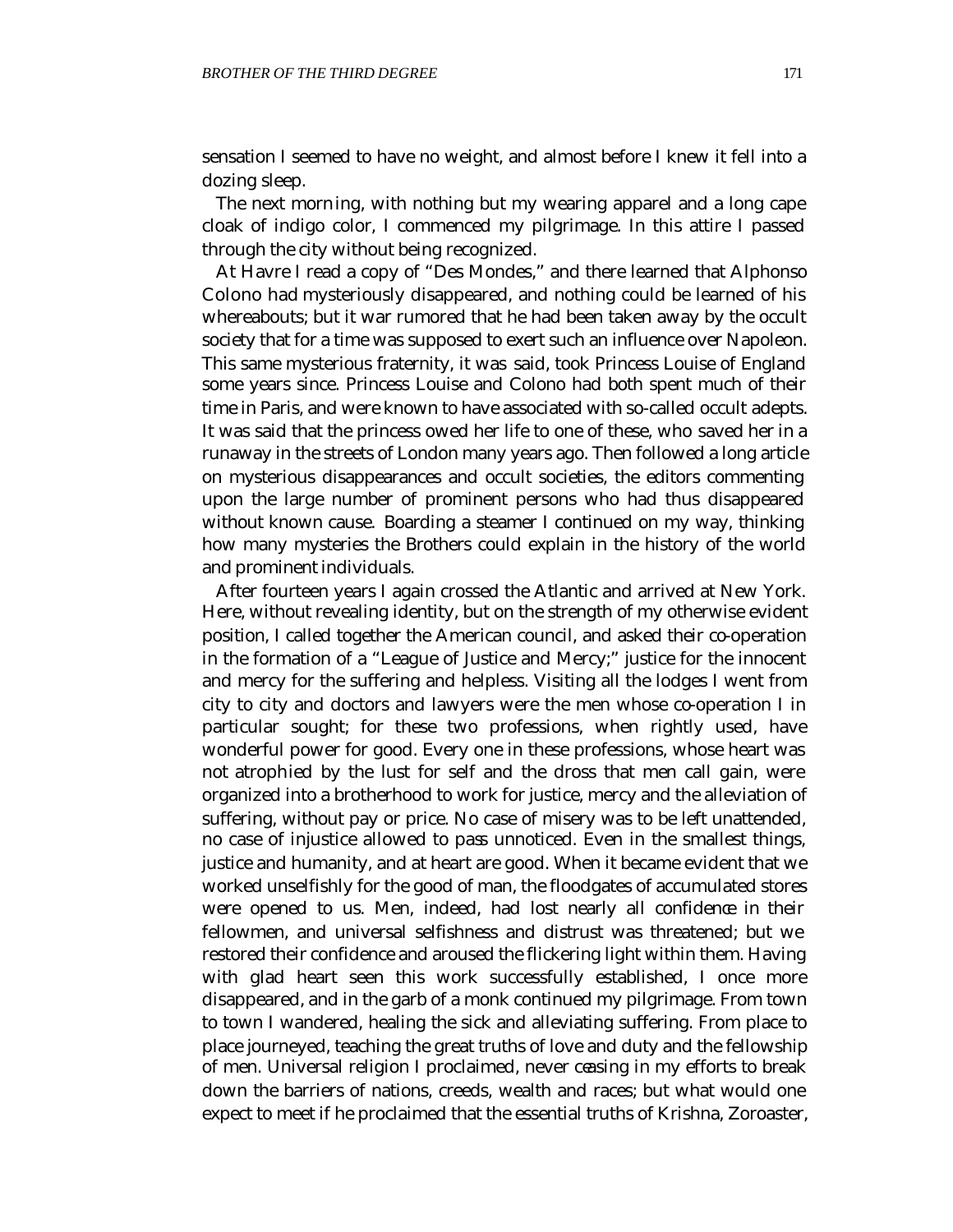sensation I seemed to have no weight, and almost before I knew it fell into a dozing sleep.

The next morning, with nothing but my wearing apparel and a long cape cloak of indigo color, I commenced my pilgrimage. In this attire I passed through the city without being recognized.

At Havre I read a copy of "Des Mondes," and there learned that Alphonso Colono had mysteriously disappeared, and nothing could be learned of his whereabouts; but it war rumored that he had been taken away by the occult society that for a time was supposed to exert such an influence over Napoleon. This same mysterious fraternity, it was said, took Princess Louise of England some years since. Princess Louise and Colono had both spent much of their time in Paris, and were known to have associated with so-called occult adepts. It was said that the princess owed her life to one of these, who saved her in a runaway in the streets of London many years ago. Then followed a long article on mysterious disappearances and occult societies, the editors commenting upon the large number of prominent persons who had thus disappeared without known cause. Boarding a steamer I continued on my way, thinking how many mysteries the Brothers could explain in the history of the world and prominent individuals.

After fourteen years I again crossed the Atlantic and arrived at New York. Here, without revealing identity, but on the strength of my otherwise evident position, I called together the American council, and asked their co-operation in the formation of a "League of Justice and Mercy;" justice for the innocent and mercy for the suffering and helpless. Visiting all the lodges I went from city to city and doctors and lawyers were the men whose co-operation I in particular sought; for these two professions, when rightly used, have wonderful power for good. Every one in these professions, whose heart was not atrophied by the lust for self and the dross that men call gain, were organized into a brotherhood to work for justice, mercy and the alleviation of suffering, without pay or price. No case of misery was to be left unattended, no case of injustice allowed to pass unnoticed. Even in the smallest things, justice and humanity, and at heart are good. When it became evident that we worked unselfishly for the good of man, the floodgates of accumulated stores were opened to us. Men, indeed, had lost nearly all confidence in their fellowmen, and universal selfishness and distrust was threatened; but we restored their confidence and aroused the flickering light within them. Having with glad heart seen this work successfully established, I once more disappeared, and in the garb of a monk continued my pilgrimage. From town to town I wandered, healing the sick and alleviating suffering. From place to place journeyed, teaching the great truths of love and duty and the fellowship of men. Universal religion I proclaimed, never ceasing in my efforts to break down the barriers of nations, creeds, wealth and races; but what would one expect to meet if he proclaimed that the essential truths of Krishna, Zoroaster,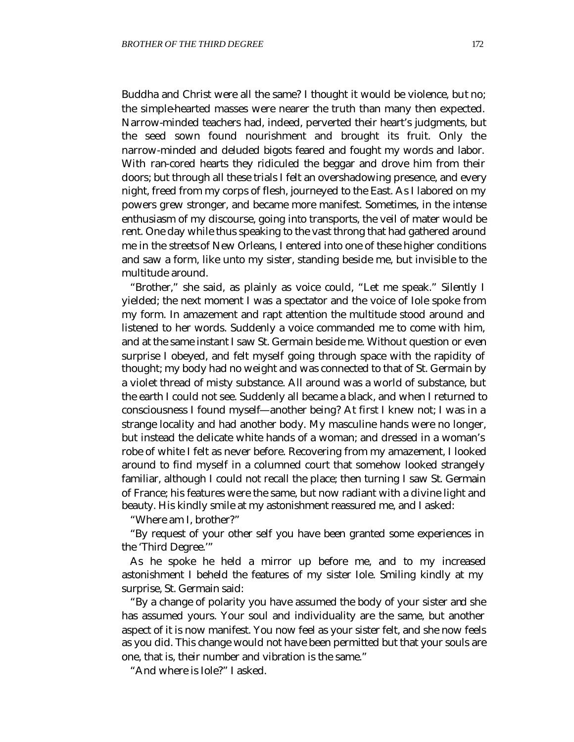Buddha and Christ were all the same? I thought it would be violence, but no; the simple-hearted masses were nearer the truth than many then expected. Narrow-minded teachers had, indeed, perverted their heart's judgments, but the seed sown found nourishment and brought its fruit. Only the narrow-minded and deluded bigots feared and fought my words and labor. With ran-cored hearts they ridiculed the beggar and drove him from their doors; but through all these trials I felt an overshadowing presence, and every night, freed from my corps of flesh, journeyed to the East. As I labored on my powers grew stronger, and became more manifest. Sometimes, in the intense enthusiasm of my discourse, going into transports, the veil of mater would be rent. One day while thus speaking to the vast throng that had gathered around me in the streets of New Orleans, I entered into one of these higher conditions and saw a form, like unto my sister, standing beside me, but invisible to the multitude around.

"Brother," she said, as plainly as voice could, "Let me speak." Silently I yielded; the next moment I was a spectator and the voice of Iole spoke from my form. In amazement and rapt attention the multitude stood around and listened to her words. Suddenly a voice commanded me to come with him, and at the same instant I saw St. Germain beside me. Without question or even surprise I obeyed, and felt myself going through space with the rapidity of thought; my body had no weight and was connected to that of St. Germain by a violet thread of misty substance. All around was a world of substance, but the earth I could not see. Suddenly all became a black, and when I returned to consciousness I found myself—another being? At first I knew not; I was in a strange locality and had another body. My masculine hands were no longer, but instead the delicate white hands of a woman; and dressed in a woman's robe of white I felt as never before. Recovering from my amazement, I looked around to find myself in a columned court that somehow looked strangely familiar, although I could not recall the place; then turning I saw St. Germain of France; his features were the same, but now radiant with a divine light and beauty. His kindly smile at my astonishment reassured me, and I asked:

"Where am I, brother?"

"By request of your other self you have been granted some experiences in the 'Third Degree.'"

As he spoke he held a mirror up before me, and to my increased astonishment I beheld the features of my sister Iole. Smiling kindly at my surprise, St. Germain said:

"By a change of polarity you have assumed the body of your sister and she has assumed yours. Your soul and individuality are the same, but another aspect of it is now manifest. You now feel as your sister felt, and she now feels as you did. This change would not have been permitted but that your souls are one, that is, their number and vibration is the same."

"And where is Iole?" I asked.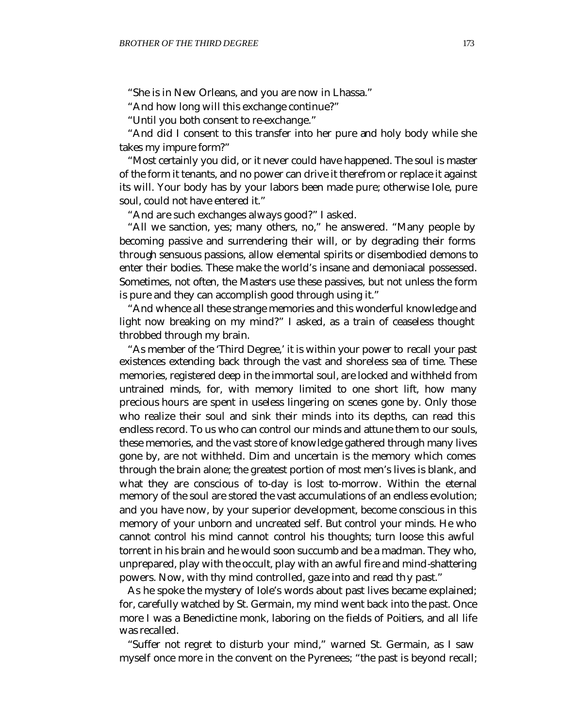"She is in New Orleans, and you are now in Lhassa."

"And how long will this exchange continue?"

"Until you both consent to re-exchange."

"And did I consent to this transfer into her pure and holy body while she takes my impure form?"

"Most certainly you did, or it never could have happened. The soul is master of the form it tenants, and no power can drive it therefrom or replace it against its will. Your body has by your labors been made pure; otherwise Iole, pure soul, could not have entered it."

"And are such exchanges always good?" I asked.

"All we sanction, yes; many others, no," he answered. "Many people by becoming passive and surrendering their will, or by degrading their forms through sensuous passions, allow elemental spirits or disembodied demons to enter their bodies. These make the world's insane and demoniacal possessed. Sometimes, not often, the Masters use these passives, but not unless the form is pure and they can accomplish good through using it."

"And whence all these strange memories and this wonderful knowledge and light now breaking on my mind?" I asked, as a train of ceaseless thought throbbed through my brain.

"As member of the 'Third Degree,' it is within your power to recall your past existences extending back through the vast and shoreless sea of time. These memories, registered deep in the immortal soul, are locked and withheld from untrained minds, for, with memory limited to one short lift, how many precious hours are spent in useless lingering on scenes gone by. Only those who realize their soul and sink their minds into its depths, can read this endless record. To us who can control our minds and attune them to our souls, these memories, and the vast store of knowledge gathered through many lives gone by, are not withheld. Dim and uncertain is the memory which comes through the brain alone; the greatest portion of most men's lives is blank, and what they are conscious of to-day is lost to-morrow. Within the eternal memory of the soul are stored the vast accumulations of an endless evolution; and you have now, by your superior development, become conscious in this memory of your unborn and uncreated self. But control your minds. He who cannot control his mind cannot control his thoughts; turn loose this awful torrent in his brain and he would soon succumb and be a madman. They who, unprepared, play with the occult, play with an awful fire and mind-shattering powers. Now, with thy mind controlled, gaze into and read thy past."

As he spoke the mystery of Iole's words about past lives became explained; for, carefully watched by St. Germain, my mind went back into the past. Once more I was a Benedictine monk, laboring on the fields of Poitiers, and all life was recalled.

"Suffer not regret to disturb your mind," warned St. Germain, as I saw myself once more in the convent on the Pyrenees; "the past is beyond recall;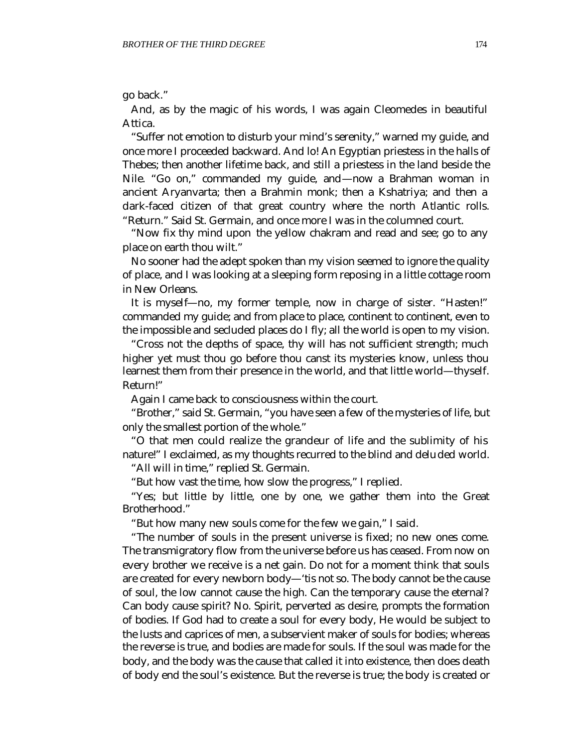go back."

And, as by the magic of his words, I was again Cleomedes in beautiful Attica.

"Suffer not emotion to disturb your mind's serenity," warned my guide, and once more I proceeded backward. And lo! An Egyptian priestess in the halls of Thebes; then another lifetime back, and still a priestess in the land beside the Nile. "Go on," commanded my guide, and—now a Brahman woman in ancient Aryanvarta; then a Brahmin monk; then a Kshatriya; and then a dark-faced citizen of that great country where the north Atlantic rolls. "Return." Said St. Germain, and once more I was in the columned court.

"Now fix thy mind upon the yellow chakram and read and see; go to any place on earth thou wilt."

No sooner had the adept spoken than my vision seemed to ignore the quality of place, and I was looking at a sleeping form reposing in a little cottage room in New Orleans.

It is myself—no, my former temple, now in charge of sister. "Hasten!" commanded my guide; and from place to place, continent to continent, even to the impossible and secluded places do I fly; all the world is open to my vision.

"Cross not the depths of space, thy will has not sufficient strength; much higher yet must thou go before thou canst its mysteries know, unless thou learnest them from their presence in the world, and that little world—thyself. Return!"

Again I came back to consciousness within the court.

"Brother," said St. Germain, "you have seen a few of the mysteries of life, but only the smallest portion of the whole."

"O that men could realize the grandeur of life and the sublimity of his nature!" I exclaimed, as my thoughts recurred to the blind and deluded world.

"All will in time," replied St. Germain.

"But how vast the time, how slow the progress," I replied.

"Yes; but little by little, one by one, we gather them into the Great Brotherhood."

"But how many new souls come for the few we gain," I said.

"The number of souls in the present universe is fixed; no new ones come. The transmigratory flow from the universe before us has ceased. From now on every brother we receive is a net gain. Do not for a moment think that souls are created for every newborn body—'tis not so. The body cannot be the cause of soul, the low cannot cause the high. Can the temporary cause the eternal? Can body cause spirit? No. Spirit, perverted as desire, prompts the formation of bodies. If God had to create a soul for every body, He would be subject to the lusts and caprices of men, a subservient maker of souls for bodies; whereas the reverse is true, and bodies are made for souls. If the soul was made for the body, and the body was the cause that called it into existence, then does death of body end the soul's existence. But the reverse is true; the body is created or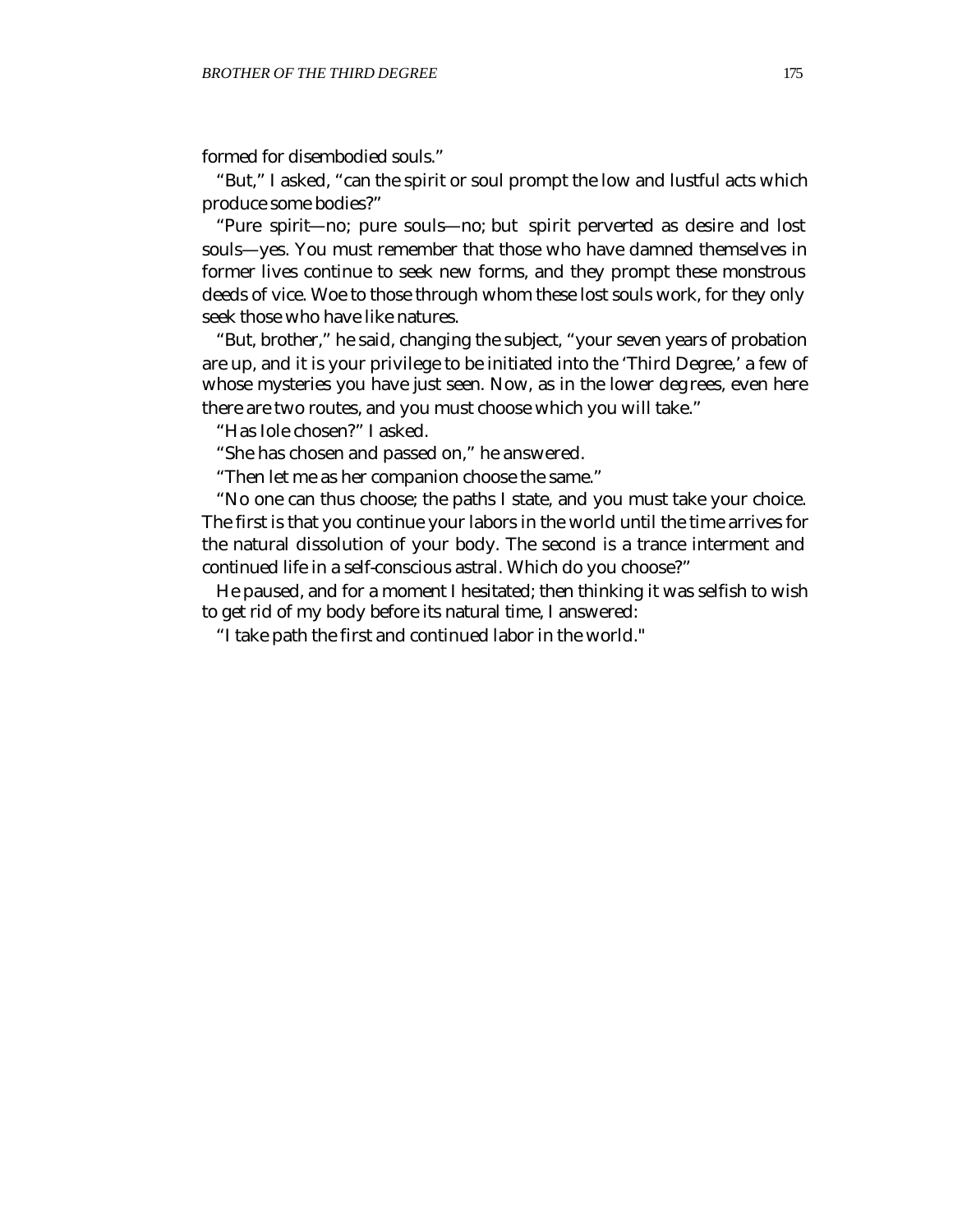formed for disembodied souls."

"But," I asked, "can the spirit or soul prompt the low and lustful acts which produce some bodies?"

"Pure spirit—no; pure souls—no; but spirit perverted as desire and lost souls—yes. You must remember that those who have damned themselves in former lives continue to seek new forms, and they prompt these monstrous deeds of vice. Woe to those through whom these lost souls work, for they only seek those who have like natures.

"But, brother," he said, changing the subject, "your seven years of probation are up, and it is your privilege to be initiated into the 'Third Degree,' a few of whose mysteries you have just seen. Now, as in the lower degrees, even here there are two routes, and you must choose which you will take."

"Has Iole chosen?" I asked.

"She has chosen and passed on," he answered.

"Then let me as her companion choose the same."

"No one can thus choose; the paths I state, and you must take your choice. The first is that you continue your labors in the world until the time arrives for the natural dissolution of your body. The second is a trance interment and continued life in a self-conscious astral. Which do you choose?"

He paused, and for a moment I hesitated; then thinking it was selfish to wish to get rid of my body before its natural time, I answered:

"I take path the first and continued labor in the world."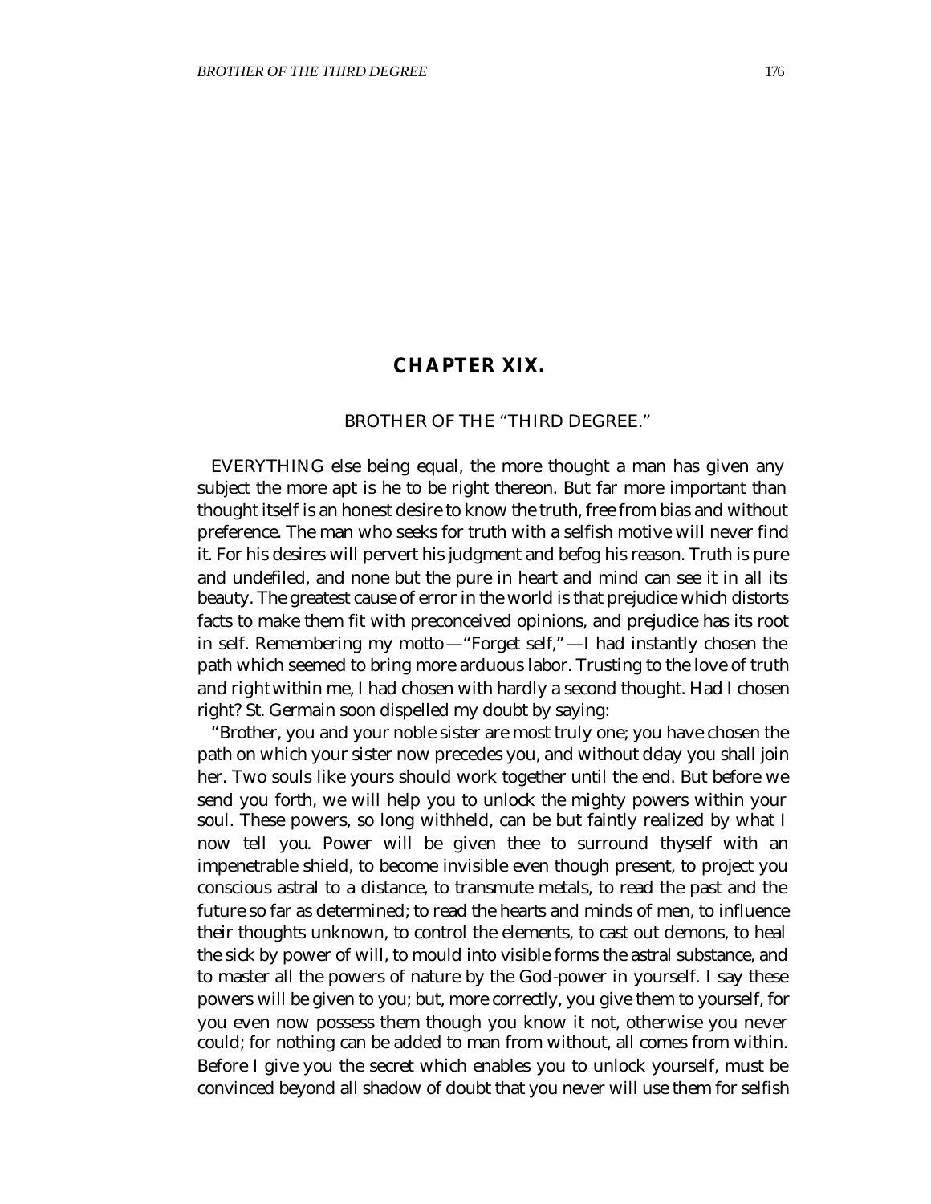# CHAPTER XIX.

BROTHER OF THE "THIRD DEGREE."

EVERYTHING else being equal, the more thought a man has given any subject the more apt is he to be right thereon. But far more important than thought itself is an honest desire to know the truth, free from bias and without preference. The man who seeks for truth with a selfish motive will never find it. For his desires will pervert his judgment and befog his reason. Truth is pure and undefiled, and none but the pure in heart and mind can see it in all its beauty. The greatest cause of error in the world is that prejudice which distorts facts to make them fit with preconceived opinions, and prejudice has its root in self. Remembering my motto—"Forget self,"—I had instantly chosen the path which seemed to bring more arduous labor. Trusting to the love of truth and right within me, I had chosen with hardly a second thought. Had I chosen right? St. Germain soon dispelled my doubt by saying:

"Brother, you and your noble sister are most truly one; you have chosen the path on which your sister now precedes you, and without delay you shall join her. Two souls like yours should work together until the end. But before we send you forth, we will help you to unlock the mighty powers within your soul. These powers, so long withheld, can be but faintly realized by what I now tell you. Power will be given thee to surround thyself with an impenetrable shield, to become invisible even though present, to project you conscious astral to a distance, to transmute metals, to read the past and the future so far as determined; to read the hearts and minds of men, to influence their thoughts unknown, to control the elements, to cast out demons, to heal the sick by power of will, to mould into visible forms the astral substance, and to master all the powers of nature by the God-power in yourself. I say these powers will be given to you; but, more correctly, you give them to yourself, for you even now possess them though you know it not, otherwise you never could; for nothing can be added to man from without, all comes from within. Before I give you the secret which enables you to unlock yourself, must be convinced beyond all shadow of doubt that you never will use them for selfish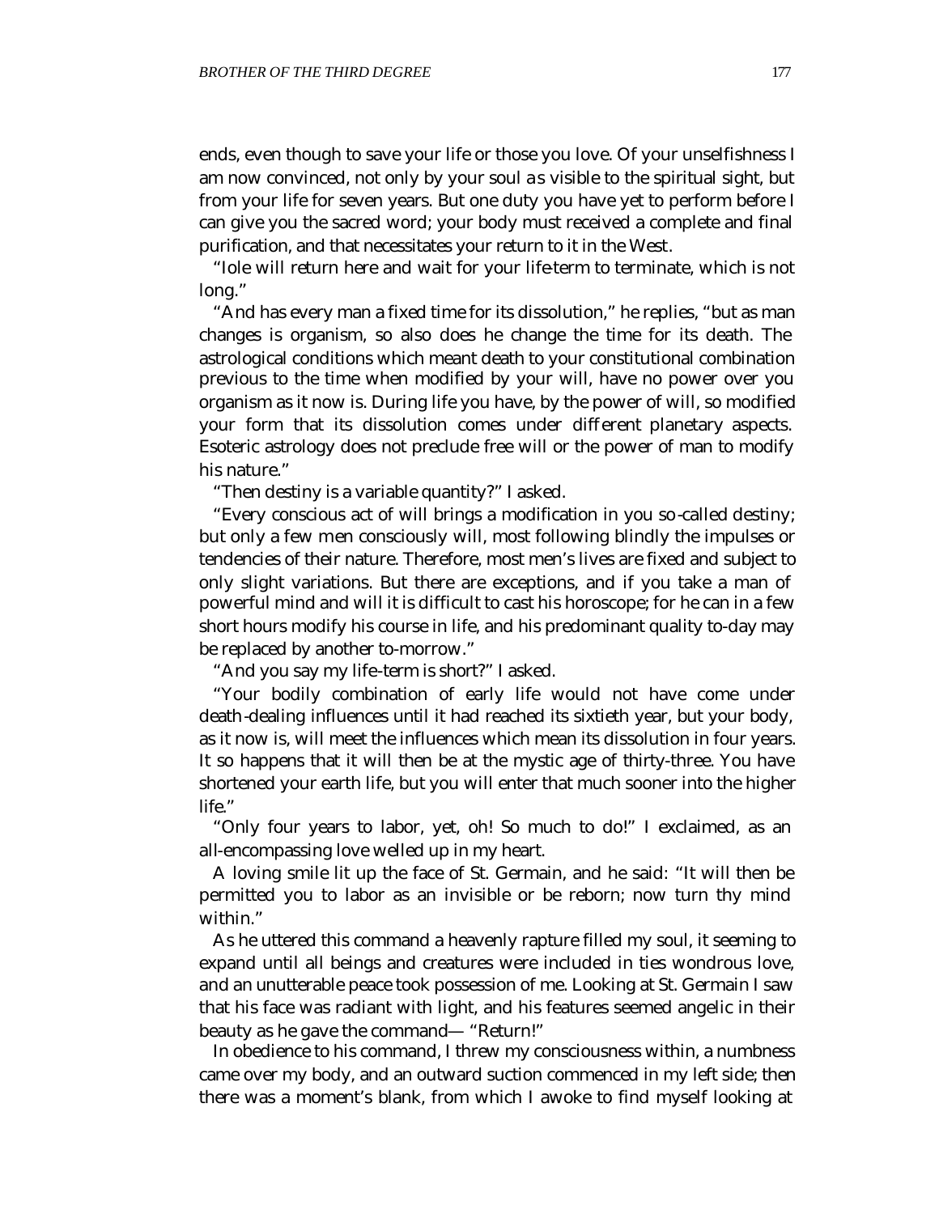ends, even though to save your life or those you love. Of your unselfishness I am now convinced, not only by your soul as visible to the spiritual sight, but from your life for seven years. But one duty you have yet to perform before I can give you the sacred word; your body must received a complete and final purification, and that necessitates your return to it in the West.

"Iole will return here and wait for your life-term to terminate, which is not long."

"And has every man a fixed time for its dissolution," he replies, "but as man changes is organism, so also does he change the time for its death. The astrological conditions which meant death to your constitutional combination previous to the time when modified by your will, have no power over you organism as it now is. During life you have, by the power of will, so modified your form that its dissolution comes under different planetary aspects. Esoteric astrology does not preclude free will or the power of man to modify his nature."

"Then destiny is a variable quantity?" I asked.

"Every conscious act of will brings a modification in you so-called destiny; but only a few men consciously will, most following blindly the impulses or tendencies of their nature. Therefore, most men's lives are fixed and subject to only slight variations. But there are exceptions, and if you take a man of powerful mind and will it is difficult to cast his horoscope; for he can in a few short hours modify his course in life, and his predominant quality to-day may be replaced by another to-morrow."

"And you say my life-term is short?" I asked.

"Your bodily combination of early life would not have come under death-dealing influences until it had reached its sixtieth year, but your body, as it now is, will meet the influences which mean its dissolution in four years. It so happens that it will then be at the mystic age of thirty-three. You have shortened your earth life, but you will enter that much sooner into the higher life."

"Only four years to labor, yet, oh! So much to do!" I exclaimed, as an all-encompassing love welled up in my heart.

A loving smile lit up the face of St. Germain, and he said: "It will then be permitted you to labor as an invisible or be reborn; now turn thy mind within."

As he uttered this command a heavenly rapture filled my soul, it seeming to expand until all beings and creatures were included in ties wondrous love, and an unutterable peace took possession of me. Looking at St. Germain I saw that his face was radiant with light, and his features seemed angelic in their beauty as he gave the command— "Return!"

In obedience to his command, I threw my consciousness within, a numbness came over my body, and an outward suction commenced in my left side; then there was a moment's blank, from which I awoke to find myself looking at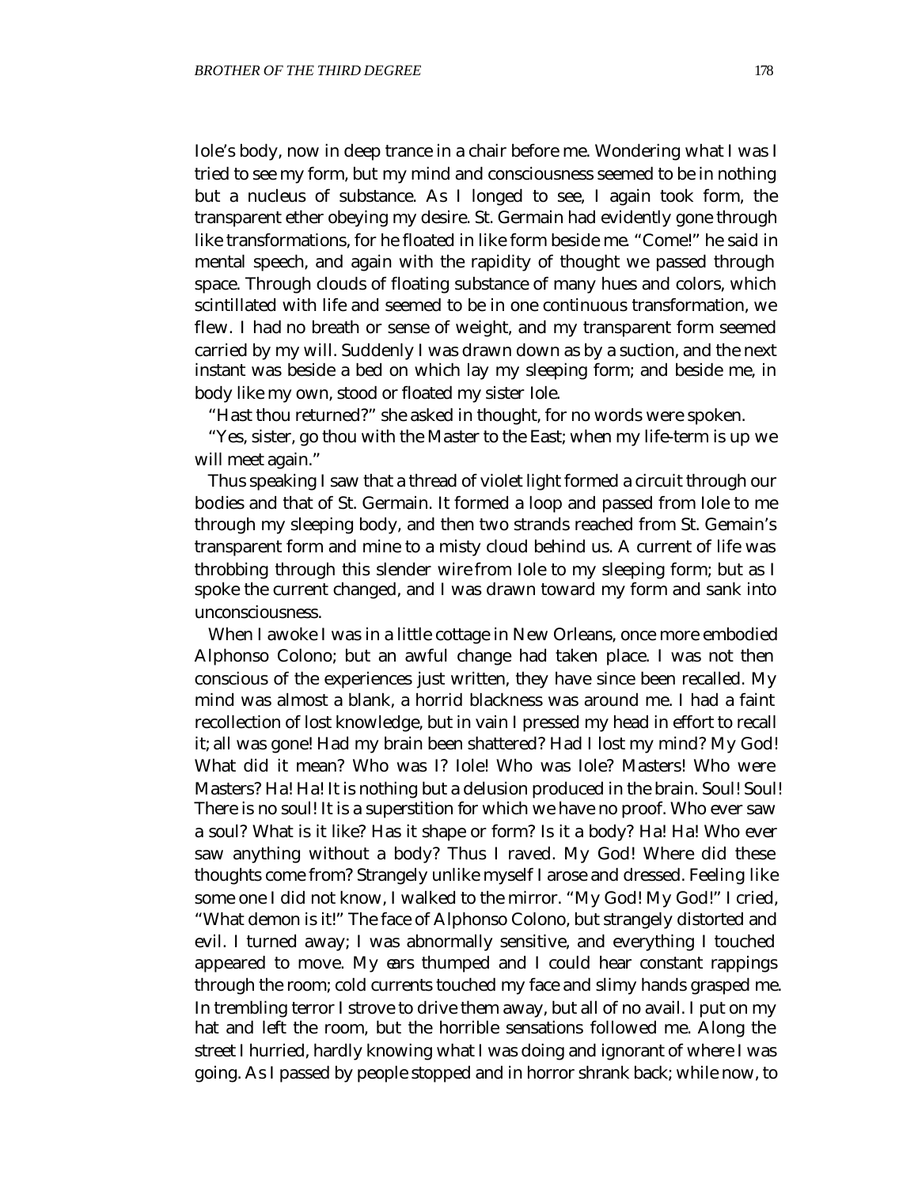Iole's body, now in deep trance in a chair before me. Wondering what I was I tried to see my form, but my mind and consciousness seemed to be in nothing but a nucleus of substance. As I longed to see, I again took form, the transparent ether obeying my desire. St. Germain had evidently gone through like transformations, for he floated in like form beside me. "Come!" he said in mental speech, and again with the rapidity of thought we passed through space. Through clouds of floating substance of many hues and colors, which scintillated with life and seemed to be in one continuous transformation, we flew. I had no breath or sense of weight, and my transparent form seemed carried by my will. Suddenly I was drawn down as by a suction, and the next instant was beside a bed on which lay my sleeping form; and beside me, in body like my own, stood or floated my sister Iole.

"Hast thou returned?" she asked in thought, for no words were spoken.

"Yes, sister, go thou with the Master to the East; when my life-term is up we will meet again."

Thus speaking I saw that a thread of violet light formed a circuit through our bodies and that of St. Germain. It formed a loop and passed from Iole to me through my sleeping body, and then two strands reached from St. Gemain's transparent form and mine to a misty cloud behind us. A current of life was throbbing through this slender wire from Iole to my sleeping form; but as I spoke the current changed, and I was drawn toward my form and sank into unconsciousness.

When I awoke I was in a little cottage in New Orleans, once more embodied Alphonso Colono; but an awful change had taken place. I was not then conscious of the experiences just written, they have since been recalled. My mind was almost a blank, a horrid blackness was around me. I had a faint recollection of lost knowledge, but in vain I pressed my head in effort to recall it; all was gone! Had my brain been shattered? Had I lost my mind? My God! What did it mean? Who was I? Iole! Who was Iole? Masters! Who were Masters? Ha! Ha! It is nothing but a delusion produced in the brain. Soul! Soul! There is no soul! It is a superstition for which we have no proof. Who ever saw a soul? What is it like? Has it shape or form? Is it a body? Ha! Ha! Who ever saw anything without a body? Thus I raved. My God! Where did these thoughts come from? Strangely unlike myself I arose and dressed. Feeling like some one I did not know, I walked to the mirror. "My God! My God!" I cried, "What demon is it!" The face of Alphonso Colono, but strangely distorted and evil. I turned away; I was abnormally sensitive, and everything I touched appeared to move. My ears thumped and I could hear constant rappings through the room; cold currents touched my face and slimy hands grasped me. In trembling terror I strove to drive them away, but all of no avail. I put on my hat and left the room, but the horrible sensations followed me. Along the street I hurried, hardly knowing what I was doing and ignorant of where I was going. As I passed by people stopped and in horror shrank back; while now, to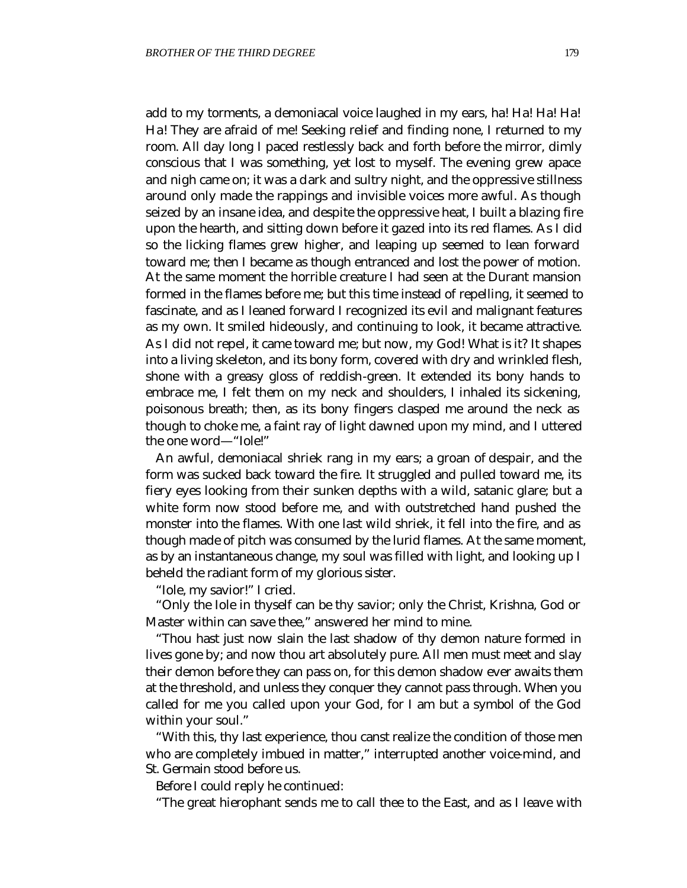add to my torments, a demoniacal voice laughed in my ears, ha! Ha! Ha! Ha! Ha! They are afraid of me! Seeking relief and finding none, I returned to my room. All day long I paced restlessly back and forth before the mirror, dimly conscious that I was something, yet lost to myself. The evening grew apace and nigh came on; it was a dark and sultry night, and the oppressive stillness around only made the rappings and invisible voices more awful. As though seized by an insane idea, and despite the oppressive heat, I built a blazing fire upon the hearth, and sitting down before it gazed into its red flames. As I did so the licking flames grew higher, and leaping up seemed to lean forward toward me; then I became as though entranced and lost the power of motion. At the same moment the horrible creature I had seen at the Durant mansion formed in the flames before me; but this time instead of repelling, it seemed to fascinate, and as I leaned forward I recognized its evil and malignant features as my own. It smiled hideously, and continuing to look, it became attractive. As I did not repel, it came toward me; but now, my God! What is it? It shapes into a living skeleton, and its bony form, covered with dry and wrinkled flesh, shone with a greasy gloss of reddish-green. It extended its bony hands to embrace me, I felt them on my neck and shoulders, I inhaled its sickening, poisonous breath; then, as its bony fingers clasped me around the neck as though to choke me, a faint ray of light dawned upon my mind, and I uttered the one word—"Iole!"

An awful, demoniacal shriek rang in my ears; a groan of despair, and the form was sucked back toward the fire. It struggled and pulled toward me, its fiery eyes looking from their sunken depths with a wild, satanic glare; but a white form now stood before me, and with outstretched hand pushed the monster into the flames. With one last wild shriek, it fell into the fire, and as though made of pitch was consumed by the lurid flames. At the same moment, as by an instantaneous change, my soul was filled with light, and looking up I beheld the radiant form of my glorious sister.

"Iole, my savior!" I cried.

"Only the Iole in thyself can be thy savior; only the Christ, Krishna, God or Master within can save thee," answered her mind to mine.

"Thou hast just now slain the last shadow of thy demon nature formed in lives gone by; and now thou art absolutely pure. All men must meet and slay their demon before they can pass on, for this demon shadow ever awaits them at the threshold, and unless they conquer they cannot pass through. When you called for me you called upon your God, for I am but a symbol of the God within your soul."

"With this, thy last experience, thou canst realize the condition of those men who are completely imbued in matter," interrupted another voice-mind, and St. Germain stood before us.

Before I could reply he continued:

"The great hierophant sends me to call thee to the East, and as I leave with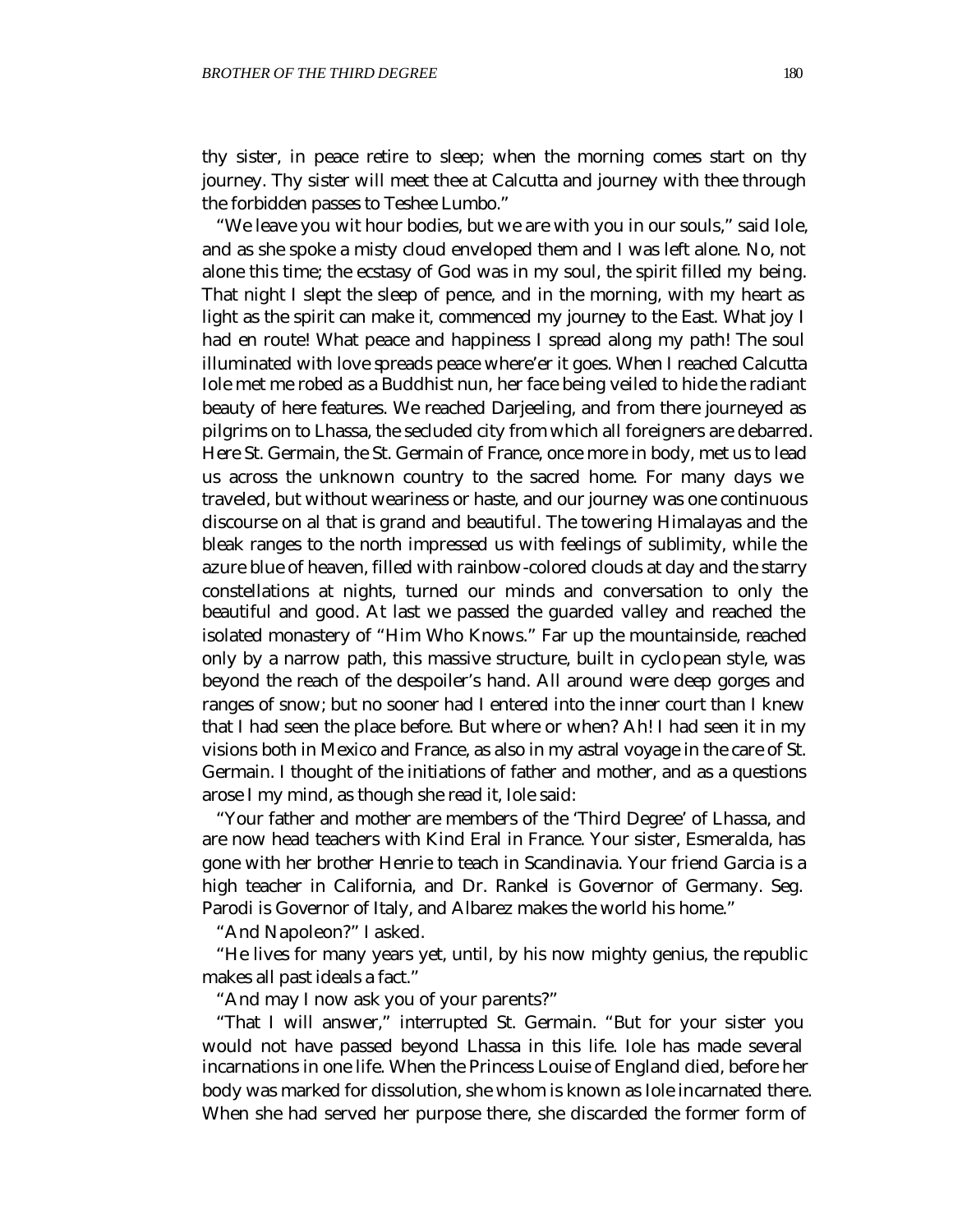thy sister, in peace retire to sleep; when the morning comes start on thy journey. Thy sister will meet thee at Calcutta and journey with thee through the forbidden passes to Teshee Lumbo."

"We leave you wit hour bodies, but we are with you in our souls," said Iole, and as she spoke a misty cloud enveloped them and I was left alone. No, not alone this time; the ecstasy of God was in my soul, the spirit filled my being. That night I slept the sleep of pence, and in the morning, with my heart as light as the spirit can make it, commenced my journey to the East. What joy I had en route! What peace and happiness I spread along my path! The soul illuminated with love spreads peace where'er it goes. When I reached Calcutta Iole met me robed as a Buddhist nun, her face being veiled to hide the radiant beauty of here features. We reached Darjeeling, and from there journeyed as pilgrims on to Lhassa, the secluded city from which all foreigners are debarred. Here St. Germain, the St. Germain of France, once more in body, met us to lead us across the unknown country to the sacred home. For many days we traveled, but without weariness or haste, and our journey was one continuous discourse on al that is grand and beautiful. The towering Himalayas and the bleak ranges to the north impressed us with feelings of sublimity, while the azure blue of heaven, filled with rainbow-colored clouds at day and the starry constellations at nights, turned our minds and conversation to only the beautiful and good. At last we passed the guarded valley and reached the isolated monastery of "Him Who Knows." Far up the mountainside, reached only by a narrow path, this massive structure, built in cyclopean style, was beyond the reach of the despoiler's hand. All around were deep gorges and ranges of snow; but no sooner had I entered into the inner court than I knew that I had seen the place before. But where or when? Ah! I had seen it in my visions both in Mexico and France, as also in my astral voyage in the care of St. Germain. I thought of the initiations of father and mother, and as a questions arose I my mind, as though she read it, Iole said:

"Your father and mother are members of the 'Third Degree' of Lhassa, and are now head teachers with Kind Eral in France. Your sister, Esmeralda, has gone with her brother Henrie to teach in Scandinavia. Your friend Garcia is a high teacher in California, and Dr. Rankel is Governor of Germany. Seg. Parodi is Governor of Italy, and Albarez makes the world his home."

"And Napoleon?" I asked.

"He lives for many years yet, until, by his now mighty genius, the republic makes all past ideals a fact."

"And may I now ask you of your parents?"

"That I will answer," interrupted St. Germain. "But for your sister you would not have passed beyond Lhassa in this life. Iole has made several incarnations in one life. When the Princess Louise of England died, before her body was marked for dissolution, she whom is known as Iole incarnated there. When she had served her purpose there, she discarded the former form of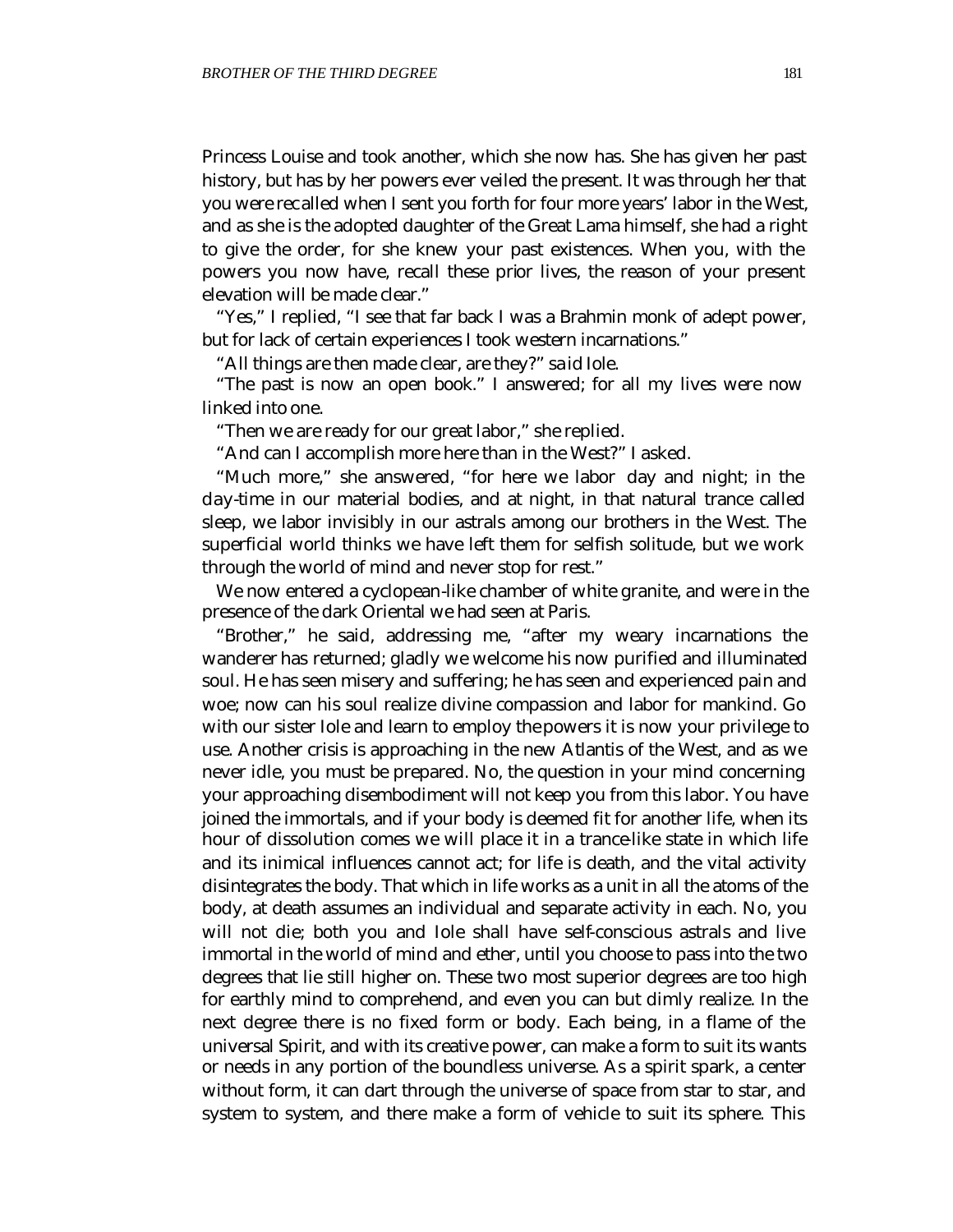Princess Louise and took another, which she now has. She has given her past history, but has by her powers ever veiled the present. It was through her that you were recalled when I sent you forth for four more years' labor in the West, and as she is the adopted daughter of the Great Lama himself, she had a right to give the order, for she knew your past existences. When you, with the powers you now have, recall these prior lives, the reason of your present elevation will be made clear."

"Yes," I replied, "I see that far back I was a Brahmin monk of adept power, but for lack of certain experiences I took western incarnations."

"All things are then made clear, are they?" said Iole.

"The past is now an open book." I answered; for all my lives were now linked into one.

"Then we are ready for our great labor," she replied.

"And can I accomplish more here than in the West?" I asked.

"Much more," she answered, "for here we labor day and night; in the day-time in our material bodies, and at night, in that natural trance called sleep, we labor invisibly in our astrals among our brothers in the West. The superficial world thinks we have left them for selfish solitude, but we work through the world of mind and never stop for rest."

We now entered a cyclopean-like chamber of white granite, and were in the presence of the dark Oriental we had seen at Paris.

"Brother," he said, addressing me, "after my weary incarnations the wanderer has returned; gladly we welcome his now purified and illuminated soul. He has seen misery and suffering; he has seen and experienced pain and woe; now can his soul realize divine compassion and labor for mankind. Go with our sister Iole and learn to employ the powers it is now your privilege to use. Another crisis is approaching in the new Atlantis of the West, and as we never idle, you must be prepared. No, the question in your mind concerning your approaching disembodiment will not keep you from this labor. You have joined the immortals, and if your body is deemed fit for another life, when its hour of dissolution comes we will place it in a trance-like state in which life and its inimical influences cannot act; for life is death, and the vital activity disintegrates the body. That which in life works as a unit in all the atoms of the body, at death assumes an individual and separate activity in each. No, you will not die; both you and Iole shall have self-conscious astrals and live immortal in the world of mind and ether, until you choose to pass into the two degrees that lie still higher on. These two most superior degrees are too high for earthly mind to comprehend, and even you can but dimly realize. In the next degree there is no fixed form or body. Each being, in a flame of the universal Spirit, and with its creative power, can make a form to suit its wants or needs in any portion of the boundless universe. As a spirit spark, a center without form, it can dart through the universe of space from star to star, and system to system, and there make a form of vehicle to suit its sphere. This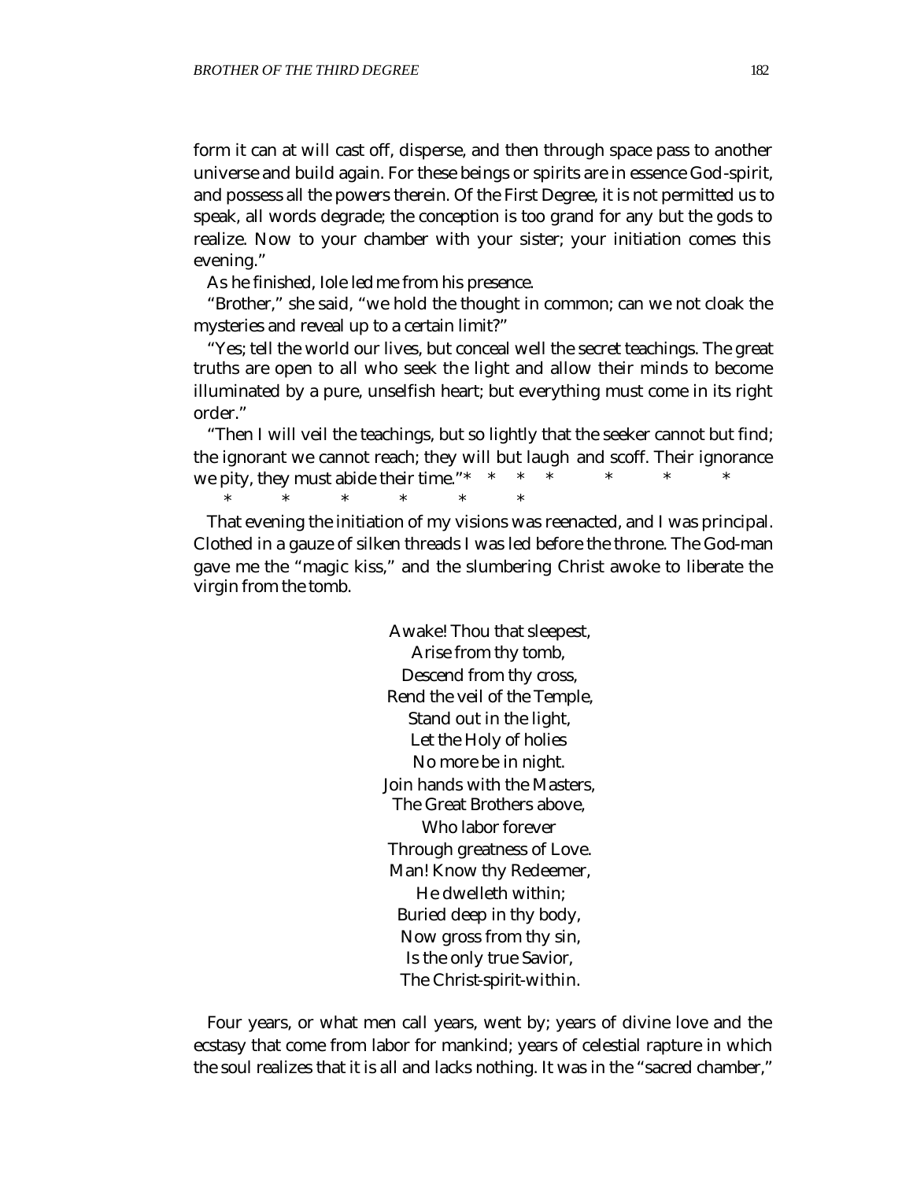form it can at will cast off, disperse, and then through space pass to another universe and build again. For these beings or spirits are in essence God-spirit, and possess all the powers therein. Of the First Degree, it is not permitted us to speak, all words degrade; the conception is too grand for any but the gods to realize. Now to your chamber with your sister; your initiation comes this evening."

As he finished, Iole led me from his presence.

"Brother," she said, "we hold the thought in common; can we not cloak the mysteries and reveal up to a certain limit?"

"Yes; tell the world our lives, but conceal well the secret teachings. The great truths are open to all who seek the light and allow their minds to become illuminated by a pure, unselfish heart; but everything must come in its right order."

"Then I will veil the teachings, but so lightly that the seeker cannot but find; the ignorant we cannot reach; they will but laugh and scoff. Their ignorance we pity, they must abide their time."* * * * * * * * * * * * *

That evening the initiation of my visions was reenacted, and I was principal. Clothed in a gauze of silken threads I was led before the throne. The God-man gave me the "magic kiss," and the slumbering Christ awoke to liberate the virgin from the tomb.

Awake! Thou that sleepest,  
Arise from thy tomb,  
Descend from thy cross,  
Rend the veil of the Temple,  
Stand out in the light,  
Let the Holy of holies  
No more be in night.  
Join hands with the Masters,  
The Great Brothers above,  
Who labor forever  
Through greatness of Love.  
Man! Know thy Redeemer,  
He dwelleth within;  
Buried deep in thy body,  
Now gross from thy sin,  
Is the only true Savior,  
The Christ-spirit-within.

Four years, or what men call years, went by; years of divine love and the ecstasy that come from labor for mankind; years of celestial rapture in which the soul realizes that it is all and lacks nothing. It was in the "sacred chamber,"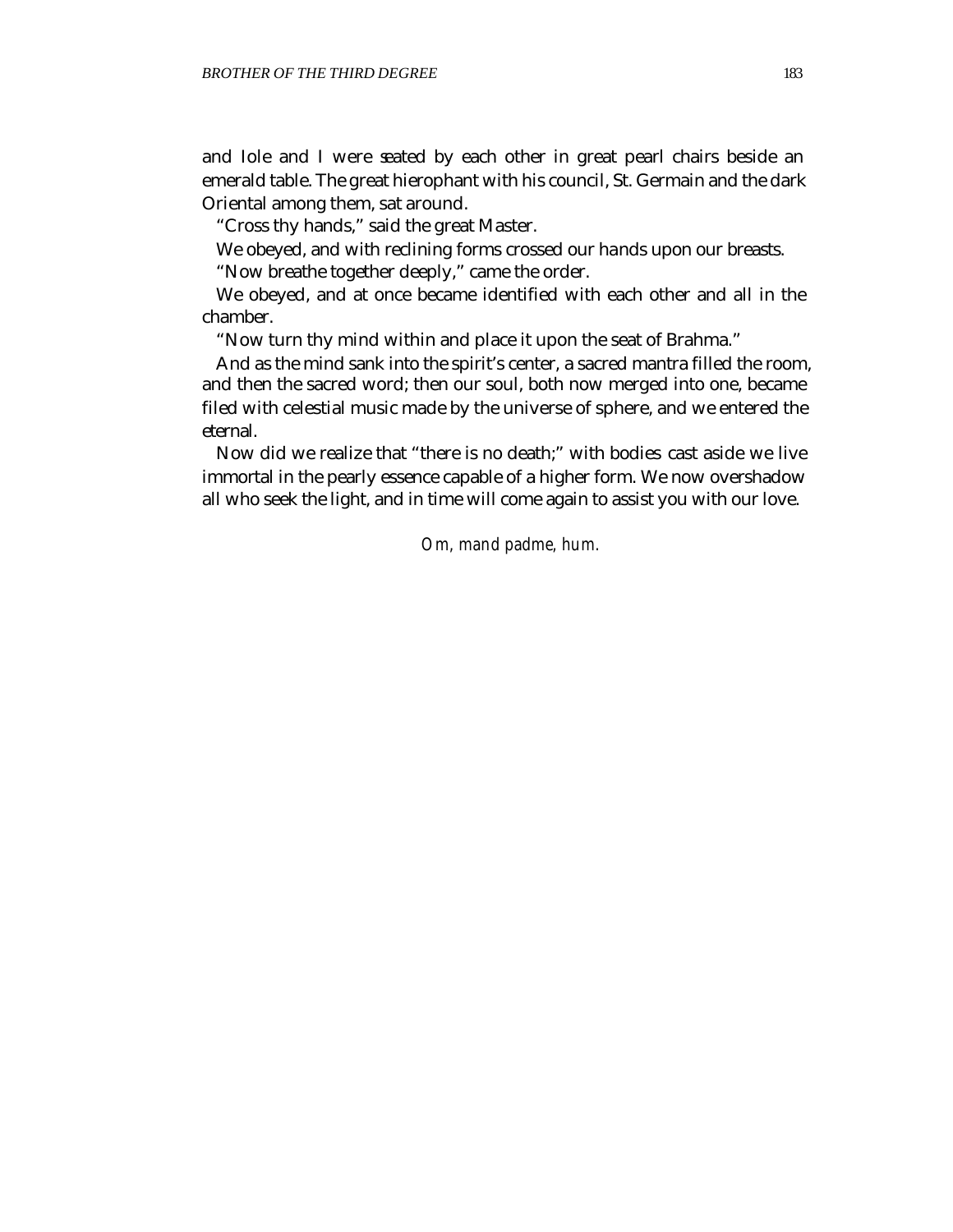and Iole and I were seated by each other in great pearl chairs beside an emerald table. The great hierophant with his council, St. Germain and the dark Oriental among them, sat around.

"Cross thy hands," said the great Master.

We obeyed, and with reclining forms crossed our hands upon our breasts.

"Now breathe together deeply," came the order.

We obeyed, and at once became identified with each other and all in the chamber.

"Now turn thy mind within and place it upon the seat of Brahma."

And as the mind sank into the spirit's center, a sacred mantra filled the room, and then the sacred word; then our soul, both now merged into one, became filed with celestial music made by the universe of sphere, and we entered the eternal.

Now did we realize that "there is no death;" with bodies cast aside we live immortal in the pearly essence capable of a higher form. We now overshadow all who seek the light, and in time will come again to assist you with our love.

*Om, mand padme, hum.*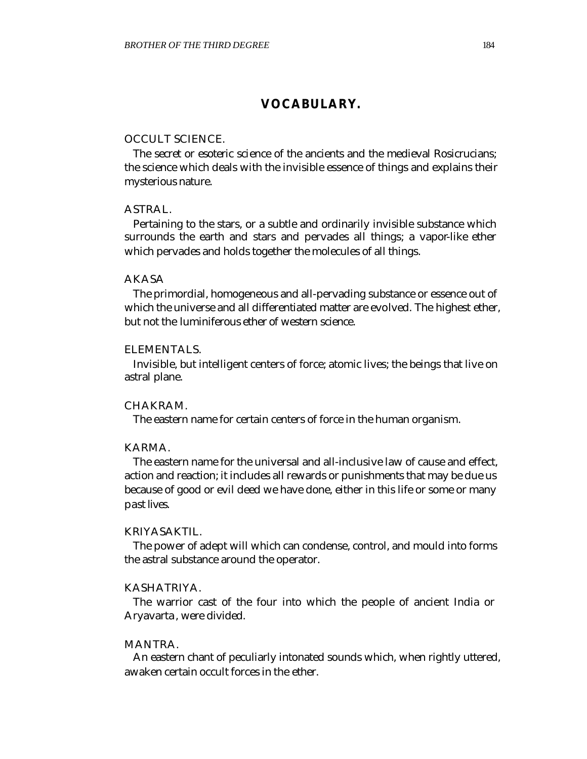# VOCABULARY.

OCCULT SCIENCE.

The secret or esoteric science of the ancients and the medieval Rosicrucians; the science which deals with the invisible essence of things and explains their mysterious nature.

ASTRAL.

Pertaining to the stars, or a subtle and ordinarily invisible substance which surrounds the earth and stars and pervades all things; a vapor-like ether which pervades and holds together the molecules of all things.

AKASA

The primordial, homogeneous and all-pervading substance or essence out of which the universe and all differentiated matter are evolved. The highest ether, but not the luminiferous ether of western science.

ELEMENTALS.

Invisible, but intelligent centers of force; atomic lives; the beings that live on astral plane.

CHAKRAM.

The eastern name for certain centers of force in the human organism.

KARMA.

The eastern name for the universal and all-inclusive law of cause and effect, action and reaction; it includes all rewards or punishments that may be due us because of good or evil deed we have done, either in this life or some or many past lives.

KRIYASAKTIL.

The power of adept will which can condense, control, and mould into forms the astral substance around the operator.

KASHATRIYA.

The warrior cast of the four into which the people of ancient India or Aryavarta, were divided.

MANTRA.

An eastern chant of peculiarly intonated sounds which, when rightly uttered, awaken certain occult forces in the ether.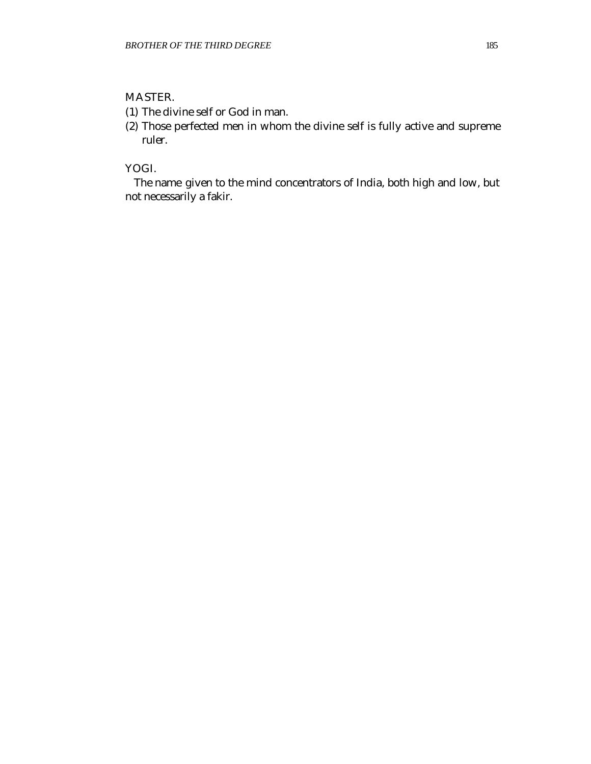MASTER.

(1) The divine self or God in man.
(2) Those perfected men in whom the divine self is fully active and supreme ruler.

YOGI.

The name given to the mind concentrators of India, both high and low, but not necessarily a fakir.